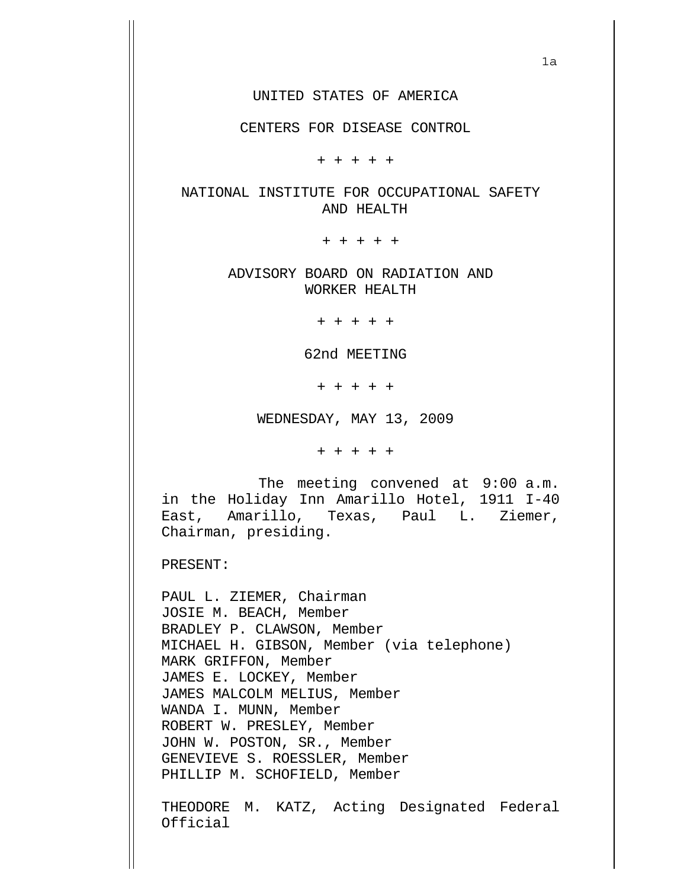UNITED STATES OF AMERICA

CENTERS FOR DISEASE CONTROL

+ + + + +

NATIONAL INSTITUTE FOR OCCUPATIONAL SAFETY AND HEALTH

+ + + + +

ADVISORY BOARD ON RADIATION AND WORKER HEALTH

+ + + + +

62nd MEETING

+ + + + +

WEDNESDAY, MAY 13, 2009

+ + + + +

The meeting convened at 9:00 a.m. in the Holiday Inn Amarillo Hotel, 1911 I-40 East, Amarillo, Texas, Paul L. Ziemer, Chairman, presiding.

PRESENT:

PAUL L. ZIEMER, Chairman
JOSIE M. BEACH, Member
BRADLEY P. CLAWSON, Member
MICHAEL H. GIBSON, Member (via telephone)
MARK GRIFFON, Member
JAMES E. LOCKEY, Member
JAMES MALCOLM MELIUS, Member
WANDA I. MUNN, Member
ROBERT W. PRESLEY, Member
JOHN W. POSTON, SR., Member
GENEVIEVE S. ROESSLER, Member
PHILLIP M. SCHOFIELD, Member

THEODORE M. KATZ, Acting Designated Federal Official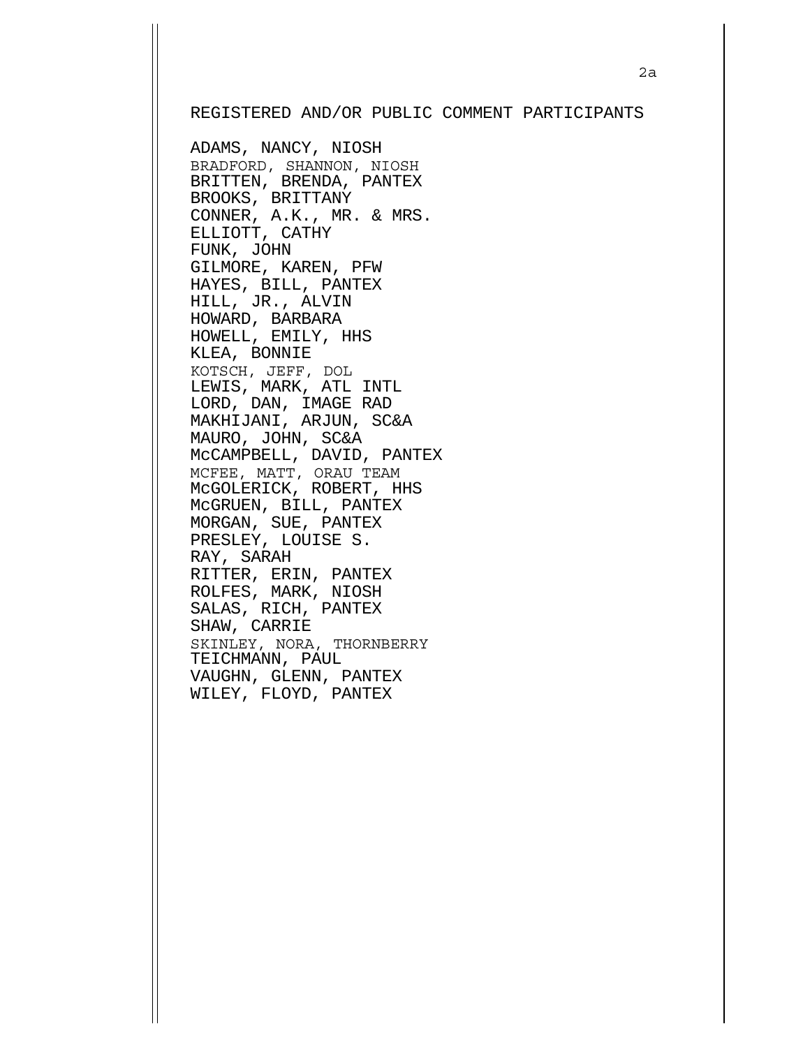REGISTERED AND/OR PUBLIC COMMENT PARTICIPANTS

ADAMS, NANCY, NIOSH
BRADFORD, SHANNON, NIOSH
BRITTEN, BRENDA, PANTEX
BROOKS, BRITTANY
CONNER, A.K., MR. & MRS.
ELLIOTT, CATHY
FUNK, JOHN
GILMORE, KAREN, PFW
HAYES, BILL, PANTEX
HILL, JR., ALVIN
HOWARD, BARBARA
HOWELL, EMILY, HHS
KLEA, BONNIE
KOTSCH, JEFF, DOL
LEWIS, MARK, ATL INTL
LORD, DAN, IMAGE RAD
MAKHIJANI, ARJUN, SC&A
MAURO, JOHN, SC&A
McCAMPBELL, DAVID, PANTEX
MCFEE, MATT, ORAU TEAM
McGOLERICK, ROBERT, HHS
McGRUEN, BILL, PANTEX
MORGAN, SUE, PANTEX
PRESLEY, LOUISE S.
RAY, SARAH
RITTER, ERIN, PANTEX
ROLFES, MARK, NIOSH
SALAS, RICH, PANTEX
SHAW, CARRIE
SKINLEY, NORA, THORNBERRY
TEICHMANN, PAUL
VAUGHN, GLENN, PANTEX
WILEY, FLOYD, PANTEX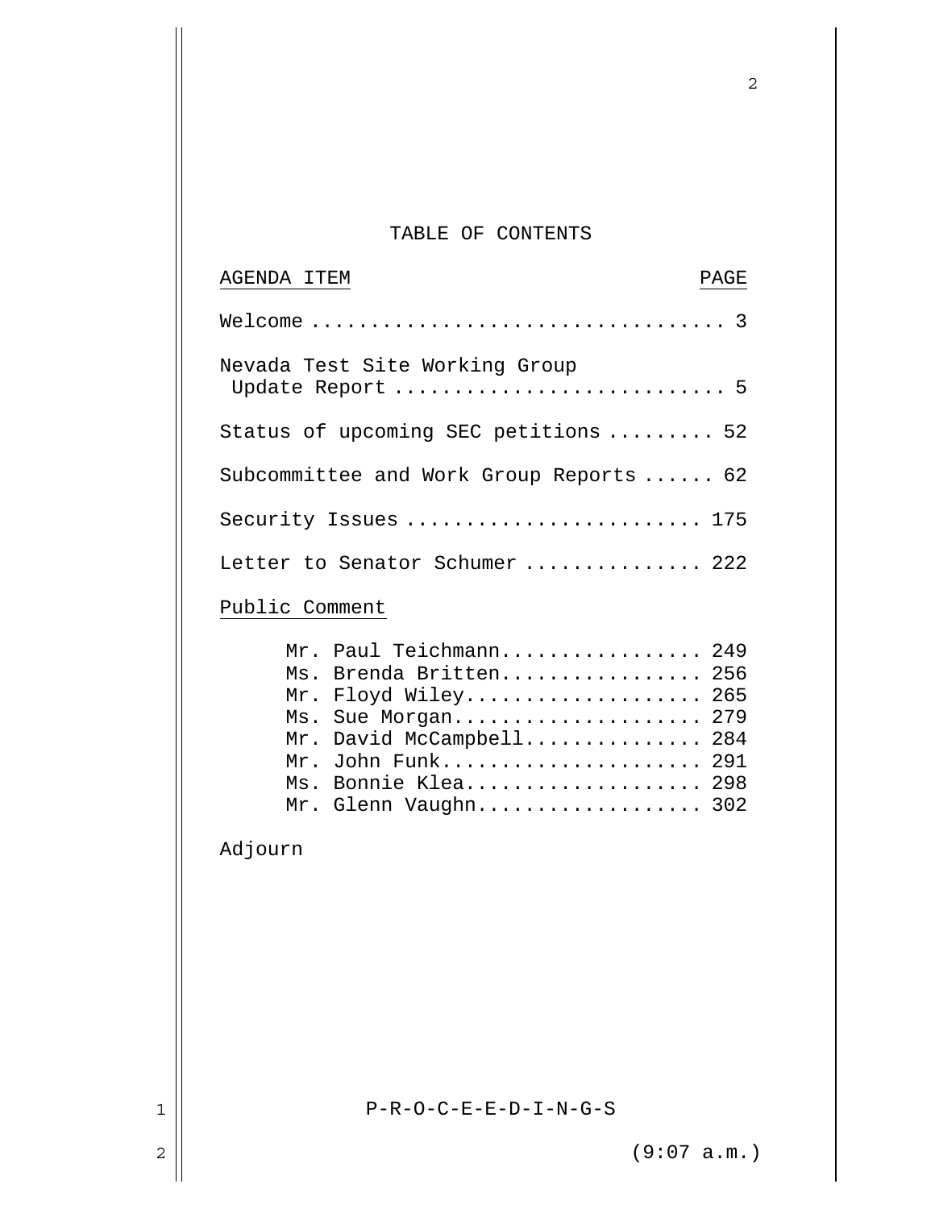## TABLE OF CONTENTS

| AGENDA ITEM | PAGE |
|---|---|
| Welcome | 3 |
| Nevada Test Site Working Group Update Report | 5 |
| Status of upcoming SEC petitions | 52 |
| Subcommittee and Work Group Reports | 62 |
| Security Issues | 175 |
| Letter to Senator Schumer | 222 |
| Public Comment | |
| Mr. Paul Teichmann | 249 |
| Ms. Brenda Britten | 256 |
| Mr. Floyd Wiley | 265 |
| Ms. Sue Morgan | 279 |
| Mr. David McCampbell | 284 |
| Mr. John Funk | 291 |
| Ms. Bonnie Klea | 298 |
| Mr. Glenn Vaughn | 302 |
| Adjourn | |

1 P-R-O-C-E-E-D-I-N-G-S

2 (9:07 a.m.)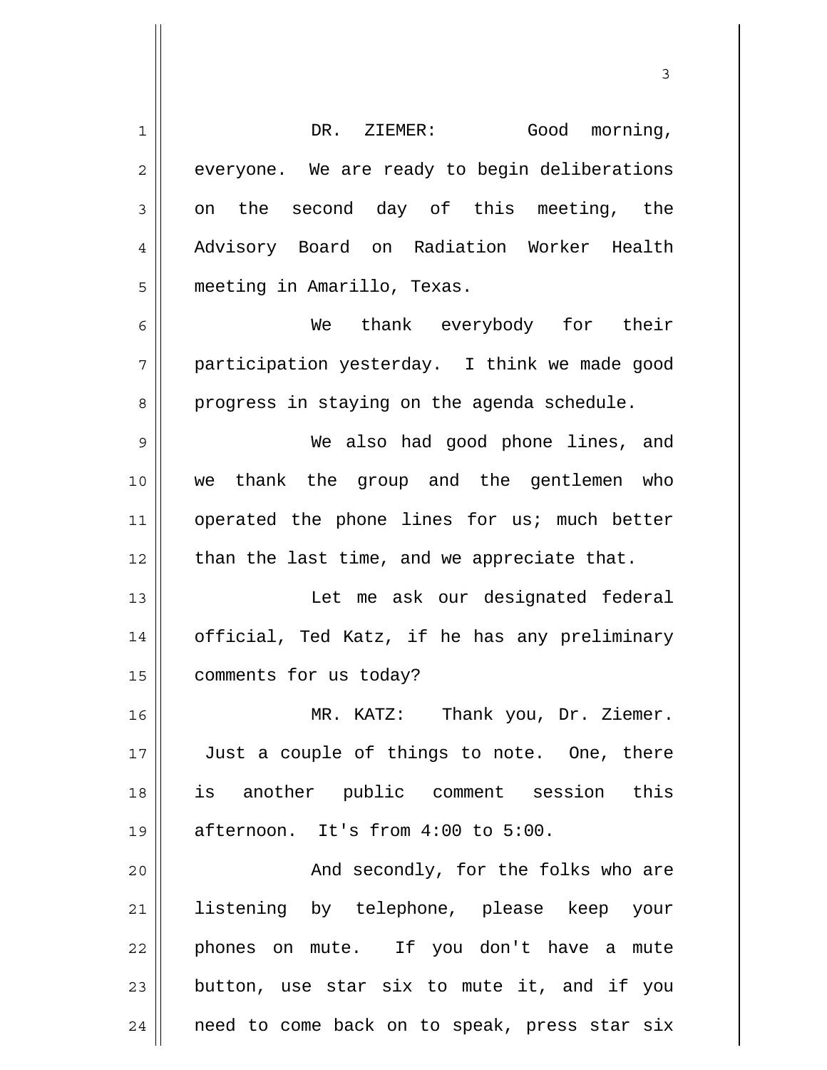DR. ZIEMER: Good morning, everyone. We are ready to begin deliberations on the second day of this meeting, the Advisory Board on Radiation Worker Health meeting in Amarillo, Texas.

We thank everybody for their participation yesterday. I think we made good progress in staying on the agenda schedule.

We also had good phone lines, and we thank the group and the gentlemen who operated the phone lines for us; much better than the last time, and we appreciate that.

Let me ask our designated federal official, Ted Katz, if he has any preliminary comments for us today?

MR. KATZ: Thank you, Dr. Ziemer. Just a couple of things to note. One, there is another public comment session this afternoon. It's from 4:00 to 5:00.

And secondly, for the folks who are listening by telephone, please keep your phones on mute. If you don't have a mute button, use star six to mute it, and if you need to come back on to speak, press star six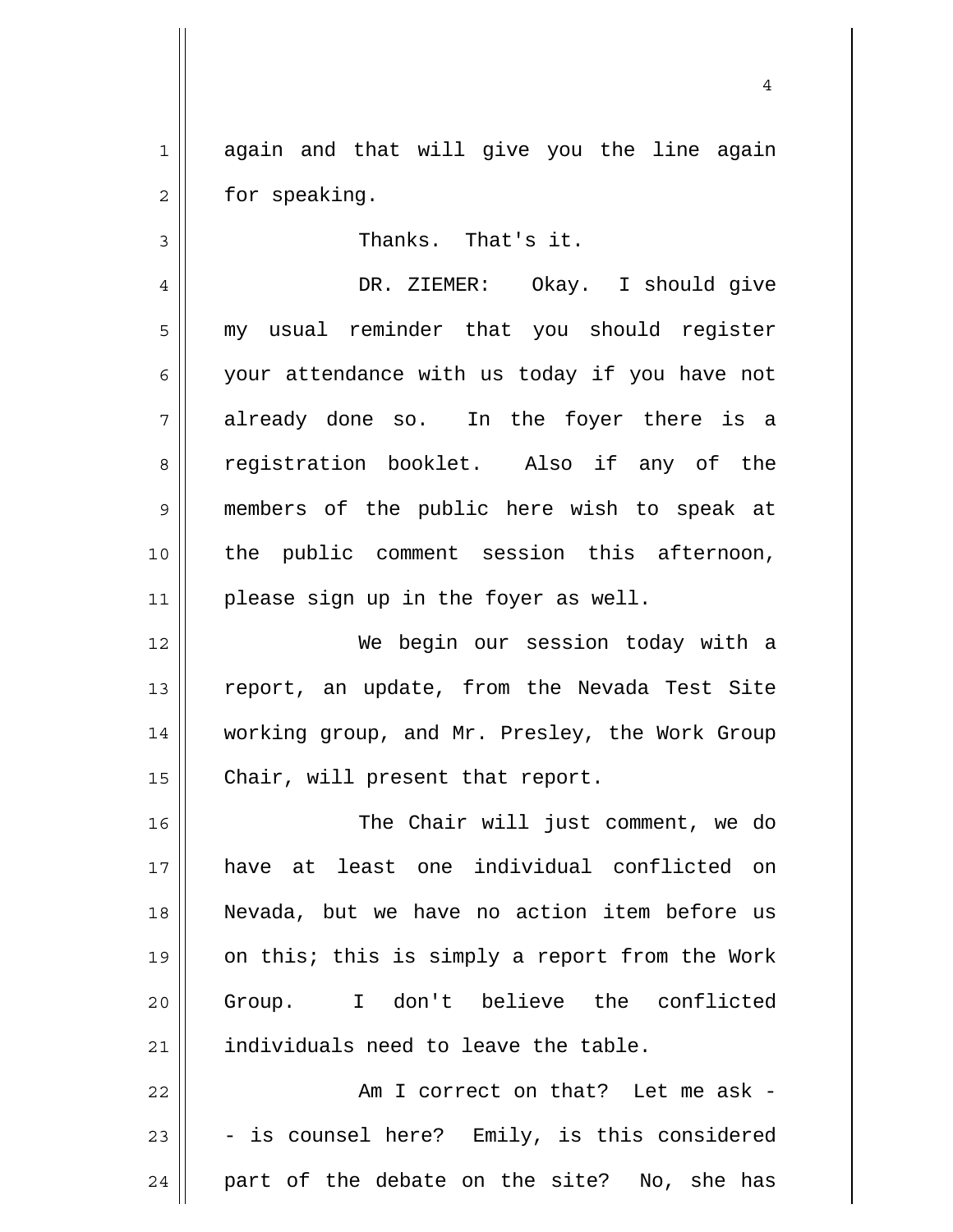again and that will give you the line again for speaking.

Thanks. That's it.

DR. ZIEMER: Okay. I should give my usual reminder that you should register your attendance with us today if you have not already done so. In the foyer there is a registration booklet. Also if any of the members of the public here wish to speak at the public comment session this afternoon, please sign up in the foyer as well.

We begin our session today with a report, an update, from the Nevada Test Site working group, and Mr. Presley, the Work Group Chair, will present that report.

The Chair will just comment, we do have at least one individual conflicted on Nevada, but we have no action item before us on this; this is simply a report from the Work Group. I don't believe the conflicted individuals need to leave the table.

Am I correct on that? Let me ask -- is counsel here? Emily, is this considered part of the debate on the site? No, she has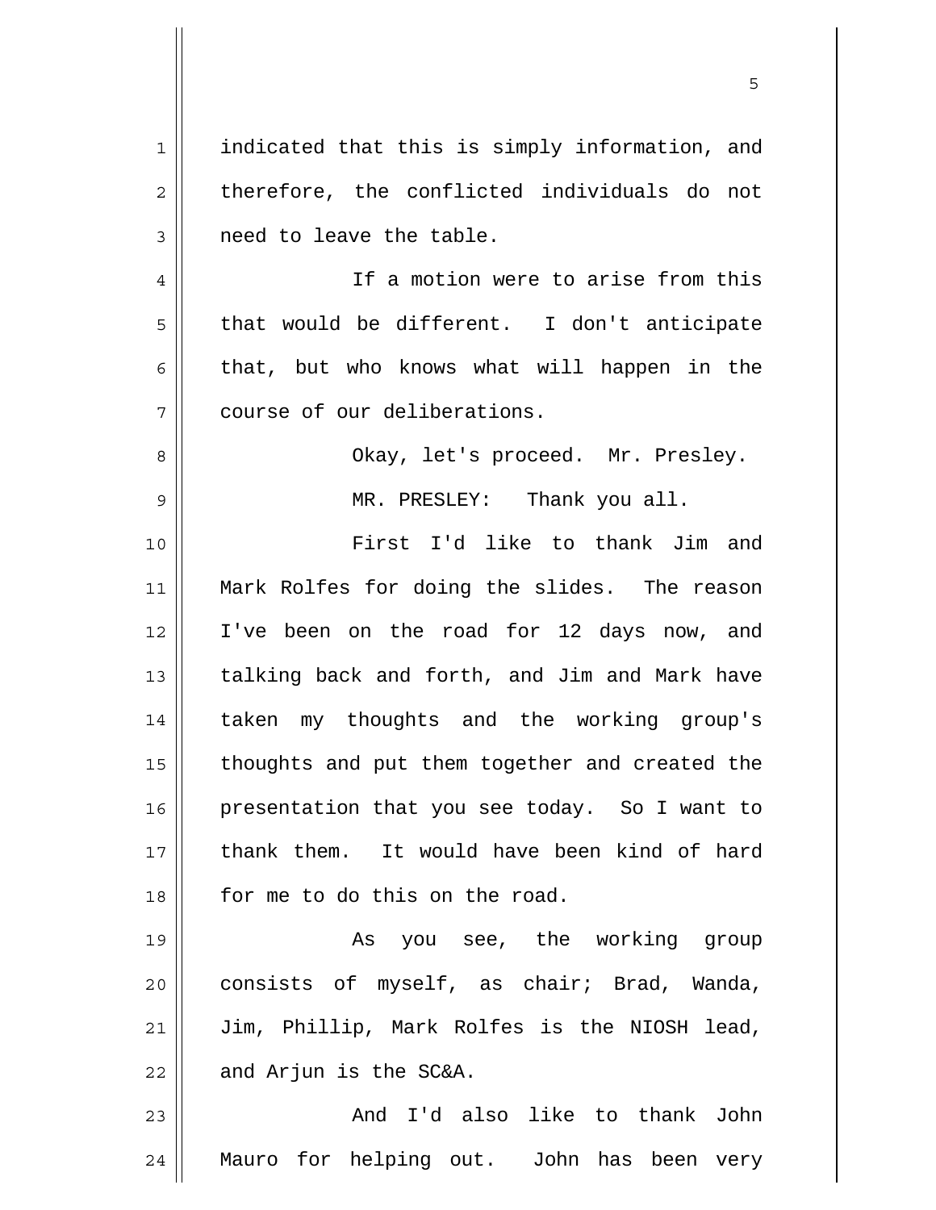indicated that this is simply information, and therefore, the conflicted individuals do not need to leave the table.

If a motion were to arise from this that would be different. I don't anticipate that, but who knows what will happen in the course of our deliberations.

Okay, let's proceed. Mr. Presley.

MR. PRESLEY: Thank you all.

First I'd like to thank Jim and Mark Rolfes for doing the slides. The reason I've been on the road for 12 days now, and talking back and forth, and Jim and Mark have taken my thoughts and the working group's thoughts and put them together and created the presentation that you see today. So I want to thank them. It would have been kind of hard for me to do this on the road.

As you see, the working group consists of myself, as chair; Brad, Wanda, Jim, Phillip, Mark Rolfes is the NIOSH lead, and Arjun is the SC&A.

And I'd also like to thank John Mauro for helping out. John has been very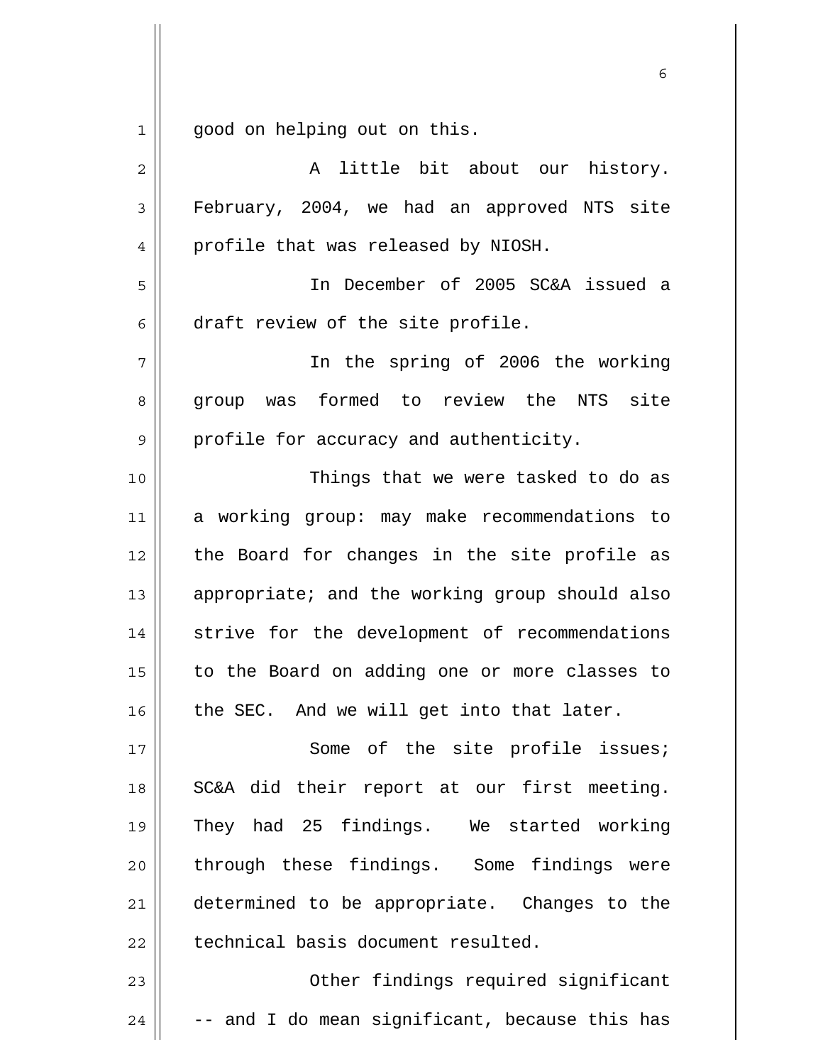good on helping out on this.

A little bit about our history. February, 2004, we had an approved NTS site profile that was released by NIOSH.

In December of 2005 SC&A issued a draft review of the site profile.

In the spring of 2006 the working group was formed to review the NTS site profile for accuracy and authenticity.

Things that we were tasked to do as a working group: may make recommendations to the Board for changes in the site profile as appropriate; and the working group should also strive for the development of recommendations to the Board on adding one or more classes to the SEC. And we will get into that later.

Some of the site profile issues; SC&A did their report at our first meeting. They had 25 findings. We started working through these findings. Some findings were determined to be appropriate. Changes to the technical basis document resulted.

Other findings required significant -- and I do mean significant, because this has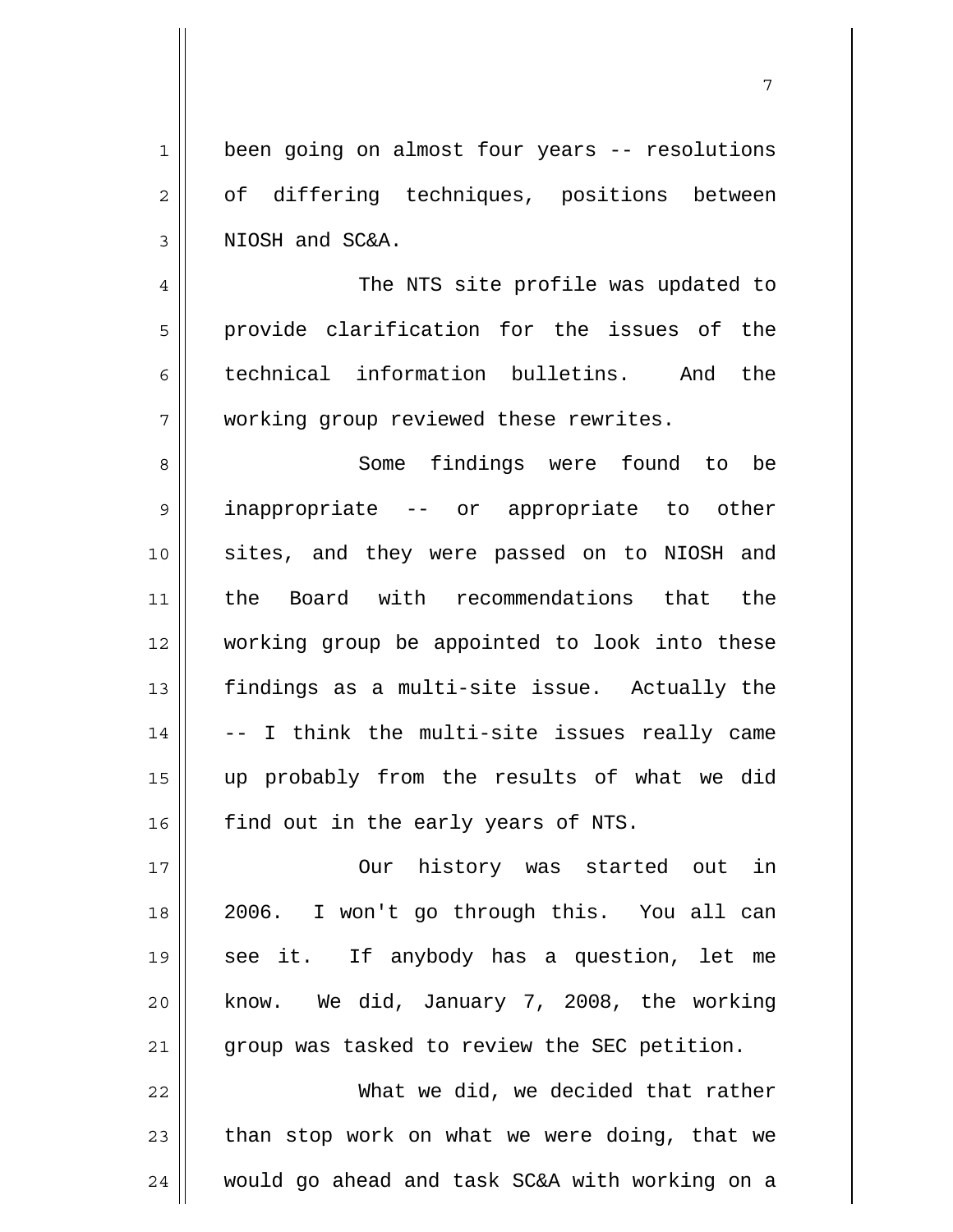been going on almost four years -- resolutions of differing techniques, positions between NIOSH and SC&A.

The NTS site profile was updated to provide clarification for the issues of the technical information bulletins. And the working group reviewed these rewrites.

Some findings were found to be inappropriate -- or appropriate to other sites, and they were passed on to NIOSH and the Board with recommendations that the working group be appointed to look into these findings as a multi-site issue. Actually the -- I think the multi-site issues really came up probably from the results of what we did find out in the early years of NTS.

Our history was started out in 2006. I won't go through this. You all can see it. If anybody has a question, let me know. We did, January 7, 2008, the working group was tasked to review the SEC petition.

What we did, we decided that rather than stop work on what we were doing, that we would go ahead and task SC&A with working on a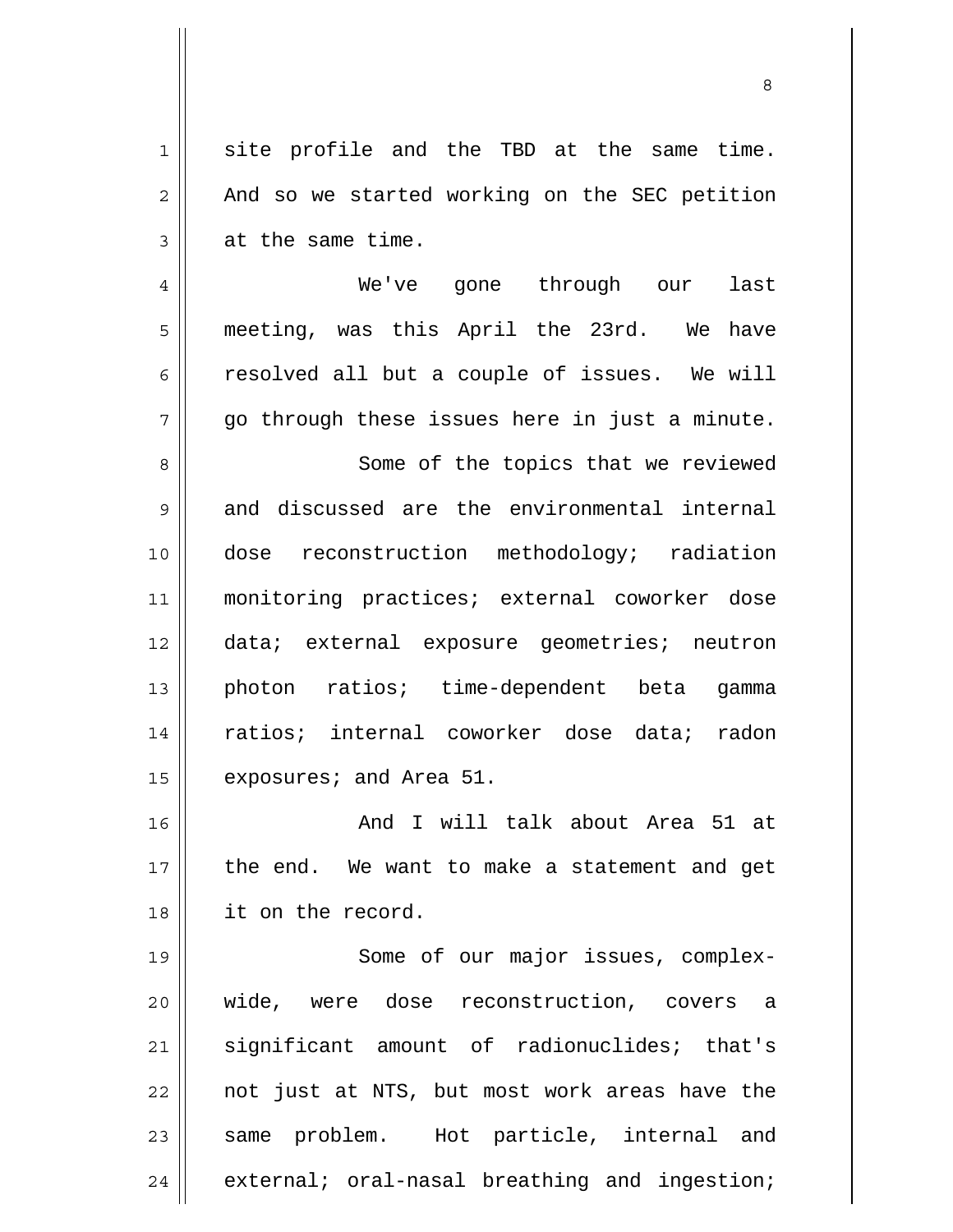site profile and the TBD at the same time. And so we started working on the SEC petition at the same time.

We've gone through our last meeting, was this April the 23rd. We have resolved all but a couple of issues. We will go through these issues here in just a minute.

Some of the topics that we reviewed and discussed are the environmental internal dose reconstruction methodology; radiation monitoring practices; external coworker dose data; external exposure geometries; neutron photon ratios; time-dependent beta gamma ratios; internal coworker dose data; radon exposures; and Area 51.

And I will talk about Area 51 at the end. We want to make a statement and get it on the record.

Some of our major issues, complex-wide, were dose reconstruction, covers a significant amount of radionuclides; that's not just at NTS, but most work areas have the same problem. Hot particle, internal and external; oral-nasal breathing and ingestion;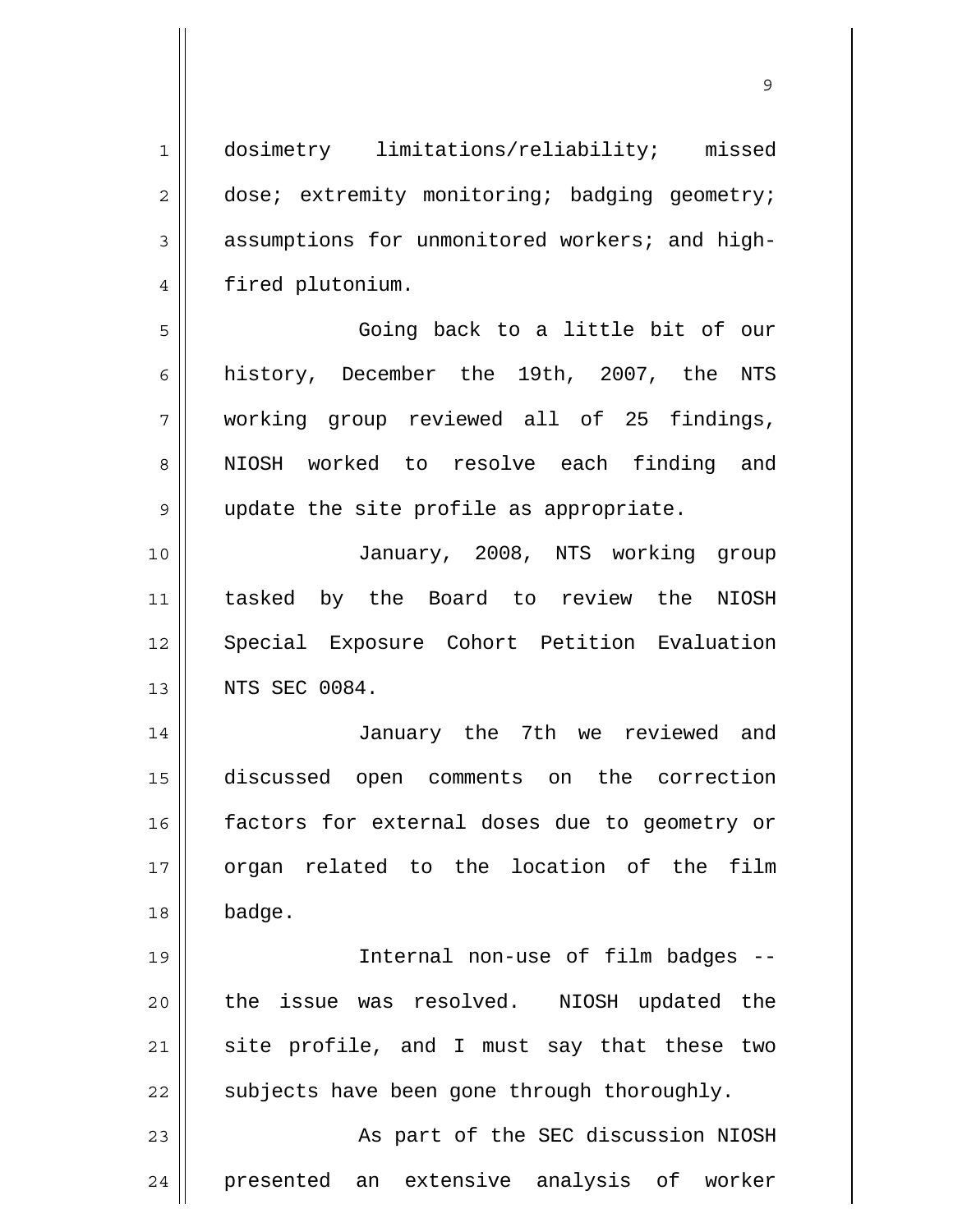dosimetry limitations/reliability; missed dose; extremity monitoring; badging geometry; assumptions for unmonitored workers; and high-fired plutonium.

Going back to a little bit of our history, December the 19th, 2007, the NTS working group reviewed all of 25 findings, NIOSH worked to resolve each finding and update the site profile as appropriate.

January, 2008, NTS working group tasked by the Board to review the NIOSH Special Exposure Cohort Petition Evaluation NTS SEC 0084.

January the 7th we reviewed and discussed open comments on the correction factors for external doses due to geometry or organ related to the location of the film badge.

Internal non-use of film badges -- the issue was resolved. NIOSH updated the site profile, and I must say that these two subjects have been gone through thoroughly.

As part of the SEC discussion NIOSH presented an extensive analysis of worker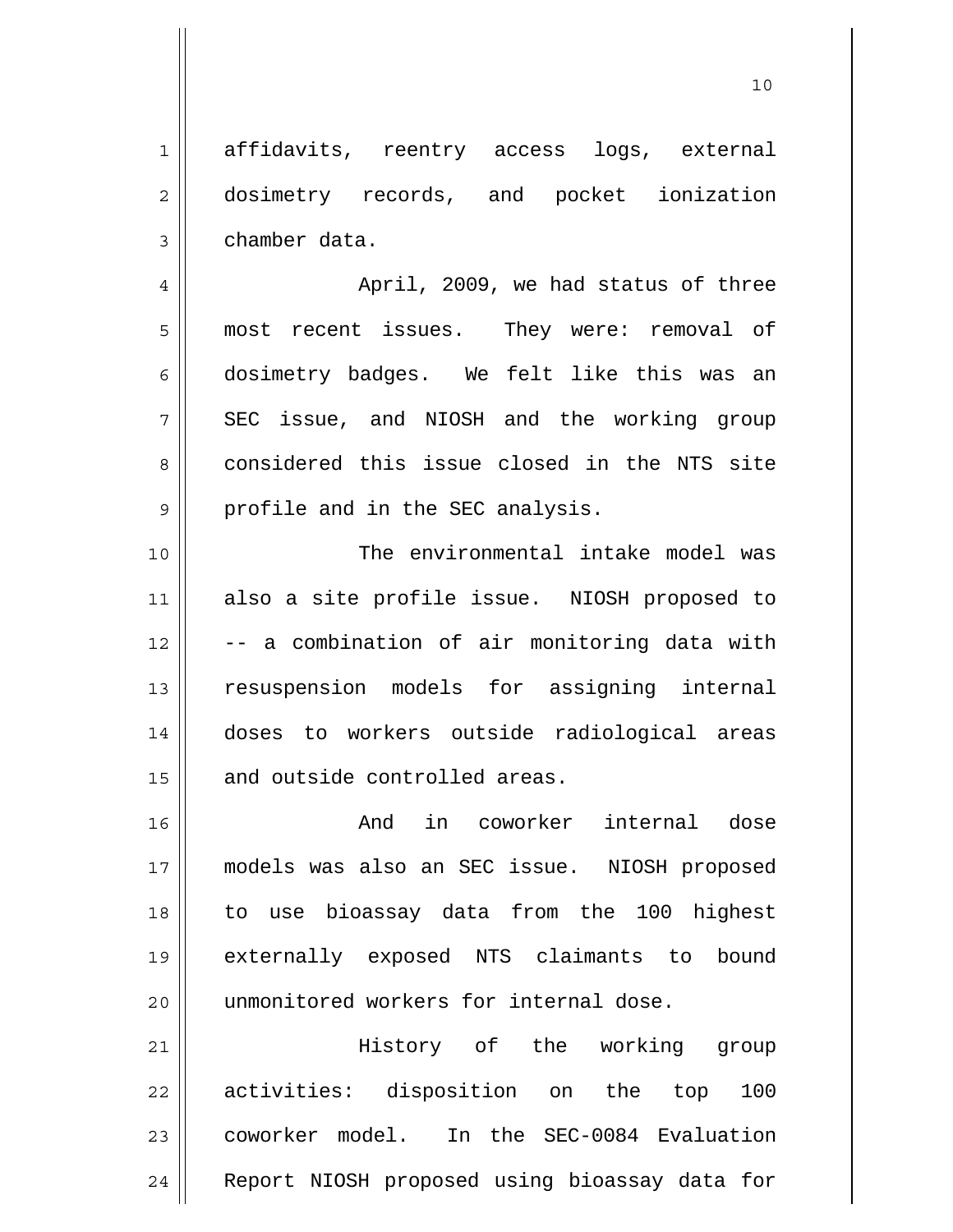affidavits, reentry access logs, external dosimetry records, and pocket ionization chamber data.

April, 2009, we had status of three most recent issues. They were: removal of dosimetry badges. We felt like this was an SEC issue, and NIOSH and the working group considered this issue closed in the NTS site profile and in the SEC analysis.

The environmental intake model was also a site profile issue. NIOSH proposed to -- a combination of air monitoring data with resuspension models for assigning internal doses to workers outside radiological areas and outside controlled areas.

And in coworker internal dose models was also an SEC issue. NIOSH proposed to use bioassay data from the 100 highest externally exposed NTS claimants to bound unmonitored workers for internal dose.

History of the working group activities: disposition on the top 100 coworker model. In the SEC-0084 Evaluation Report NIOSH proposed using bioassay data for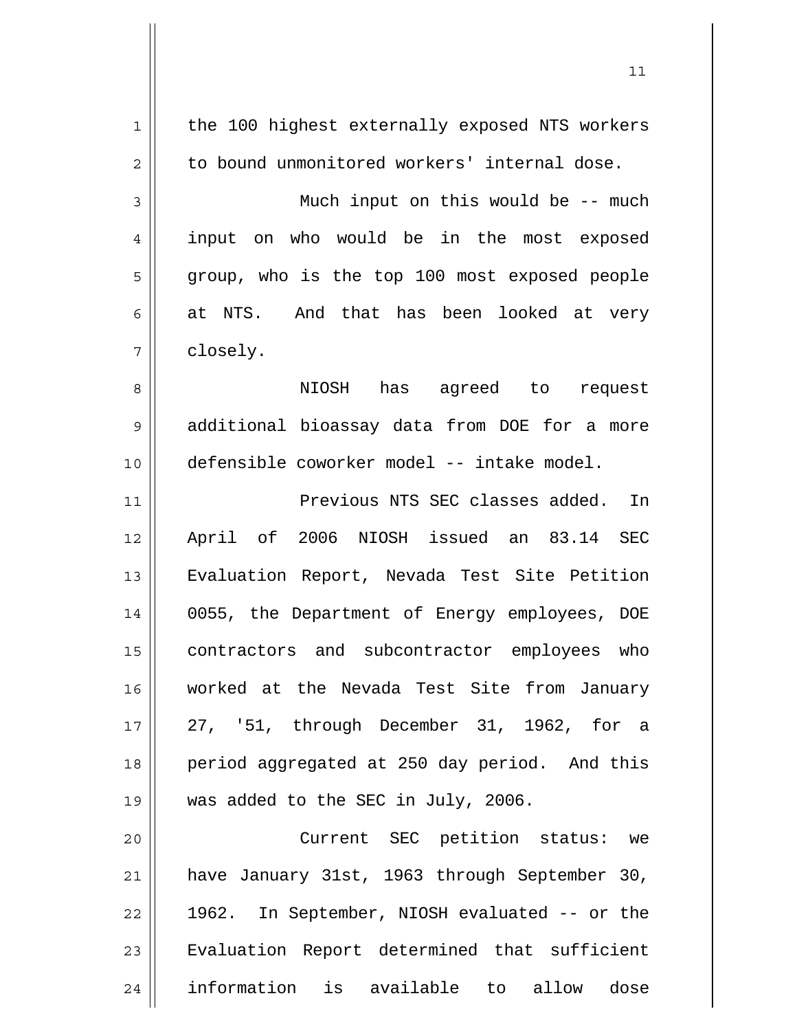the 100 highest externally exposed NTS workers to bound unmonitored workers' internal dose.

Much input on this would be -- much input on who would be in the most exposed group, who is the top 100 most exposed people at NTS. And that has been looked at very closely.

NIOSH has agreed to request additional bioassay data from DOE for a more defensible coworker model -- intake model.

Previous NTS SEC classes added. In April of 2006 NIOSH issued an 83.14 SEC Evaluation Report, Nevada Test Site Petition 0055, the Department of Energy employees, DOE contractors and subcontractor employees who worked at the Nevada Test Site from January 27, '51, through December 31, 1962, for a period aggregated at 250 day period. And this was added to the SEC in July, 2006.

Current SEC petition status: we have January 31st, 1963 through September 30, 1962. In September, NIOSH evaluated -- or the Evaluation Report determined that sufficient information is available to allow dose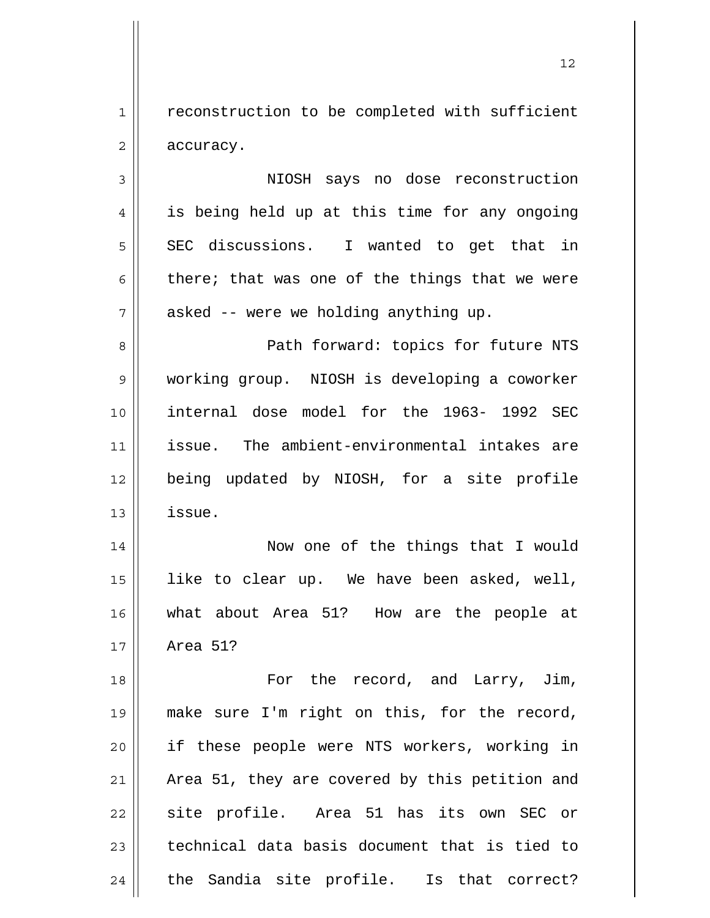reconstruction to be completed with sufficient accuracy.

NIOSH says no dose reconstruction is being held up at this time for any ongoing SEC discussions. I wanted to get that in there; that was one of the things that we were asked -- were we holding anything up.

Path forward: topics for future NTS working group. NIOSH is developing a coworker internal dose model for the 1963- 1992 SEC issue. The ambient-environmental intakes are being updated by NIOSH, for a site profile issue.

Now one of the things that I would like to clear up. We have been asked, well, what about Area 51? How are the people at Area 51?

For the record, and Larry, Jim, make sure I'm right on this, for the record, if these people were NTS workers, working in Area 51, they are covered by this petition and site profile. Area 51 has its own SEC or technical data basis document that is tied to the Sandia site profile. Is that correct?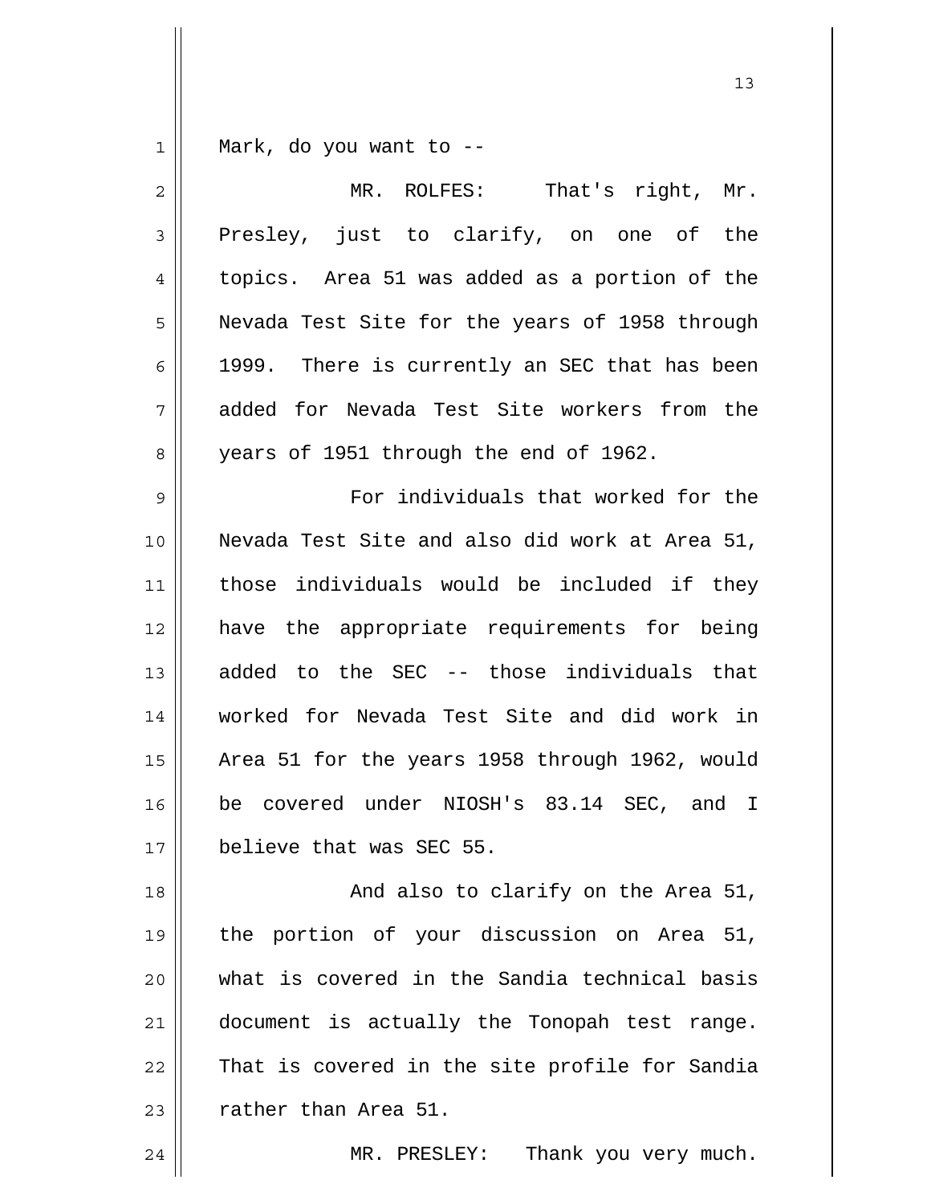Mark, do you want to --

MR. ROLFES: That's right, Mr. Presley, just to clarify, on one of the topics. Area 51 was added as a portion of the Nevada Test Site for the years of 1958 through 1999. There is currently an SEC that has been added for Nevada Test Site workers from the years of 1951 through the end of 1962.

For individuals that worked for the Nevada Test Site and also did work at Area 51, those individuals would be included if they have the appropriate requirements for being added to the SEC -- those individuals that worked for Nevada Test Site and did work in Area 51 for the years 1958 through 1962, would be covered under NIOSH's 83.14 SEC, and I believe that was SEC 55.

And also to clarify on the Area 51, the portion of your discussion on Area 51, what is covered in the Sandia technical basis document is actually the Tonopah test range. That is covered in the site profile for Sandia rather than Area 51.

MR. PRESLEY: Thank you very much.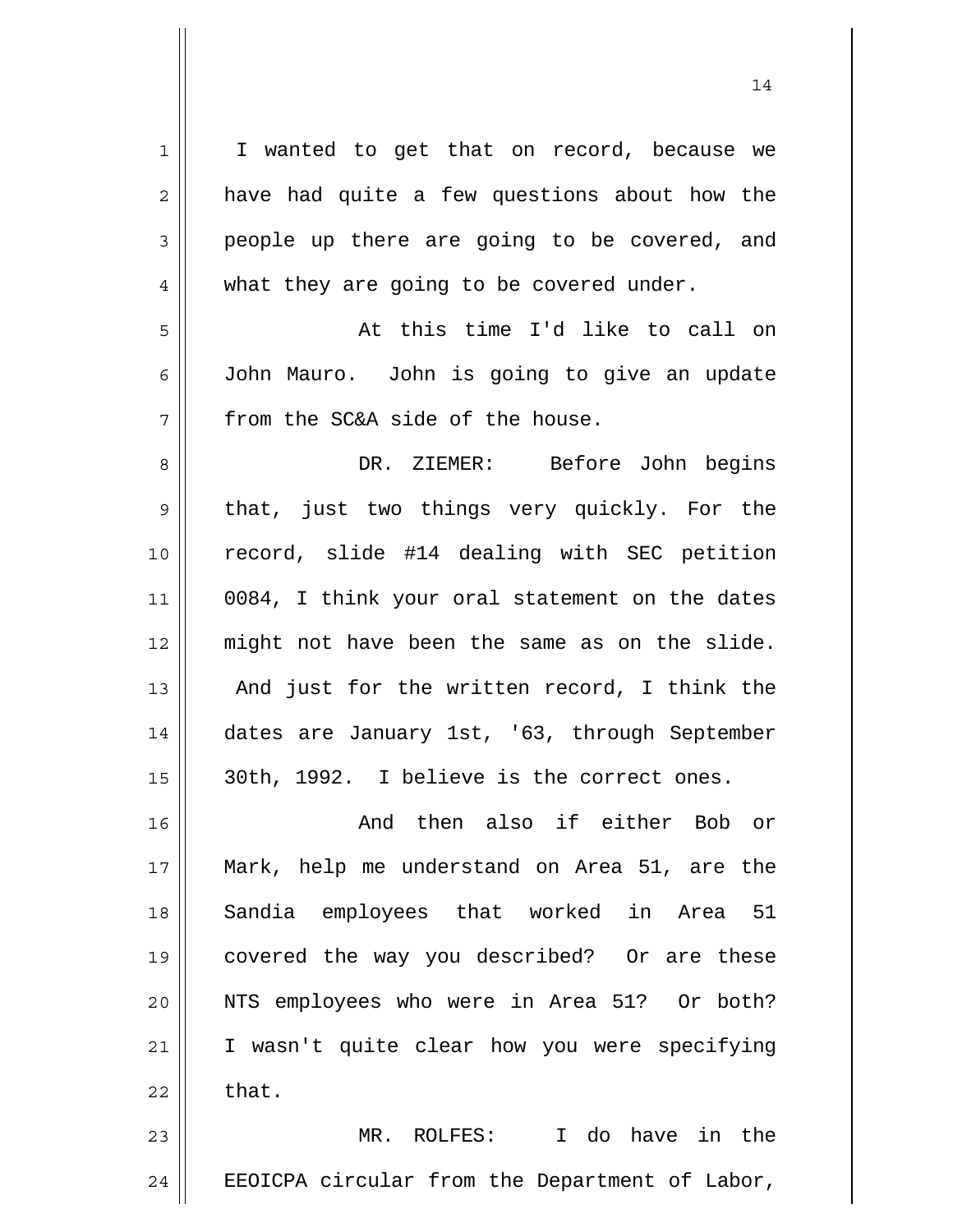I wanted to get that on record, because we have had quite a few questions about how the people up there are going to be covered, and what they are going to be covered under.

At this time I'd like to call on John Mauro. John is going to give an update from the SC&A side of the house.

DR. ZIEMER: Before John begins that, just two things very quickly. For the record, slide #14 dealing with SEC petition 0084, I think your oral statement on the dates might not have been the same as on the slide. And just for the written record, I think the dates are January 1st, '63, through September 30th, 1992. I believe is the correct ones.

And then also if either Bob or Mark, help me understand on Area 51, are the Sandia employees that worked in Area 51 covered the way you described? Or are these NTS employees who were in Area 51? Or both? I wasn't quite clear how you were specifying that.

MR. ROLFES: I do have in the EEOICPA circular from the Department of Labor,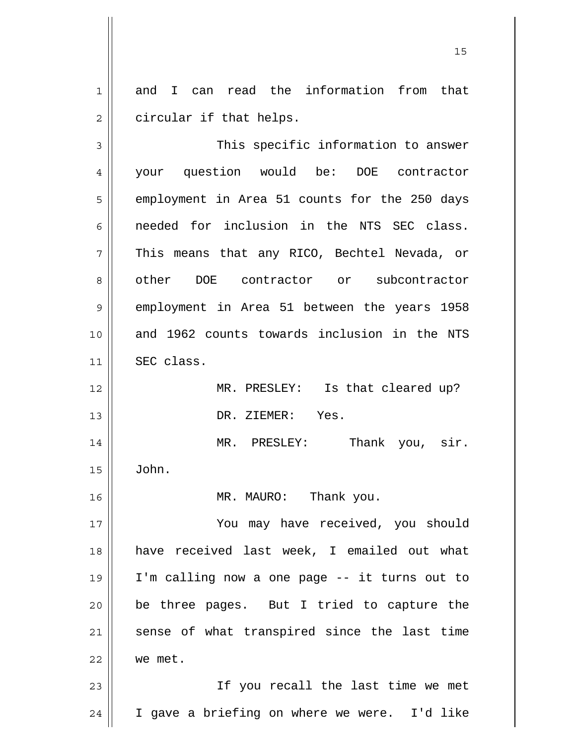and I can read the information from that circular if that helps.

This specific information to answer your question would be: DOE contractor employment in Area 51 counts for the 250 days needed for inclusion in the NTS SEC class. This means that any RICO, Bechtel Nevada, or other DOE contractor or subcontractor employment in Area 51 between the years 1958 and 1962 counts towards inclusion in the NTS SEC class.

MR. PRESLEY: Is that cleared up?

DR. ZIEMER: Yes.

MR. PRESLEY: Thank you, sir. John.

MR. MAURO: Thank you.

You may have received, you should have received last week, I emailed out what I'm calling now a one page -- it turns out to be three pages. But I tried to capture the sense of what transpired since the last time we met.

If you recall the last time we met I gave a briefing on where we were. I'd like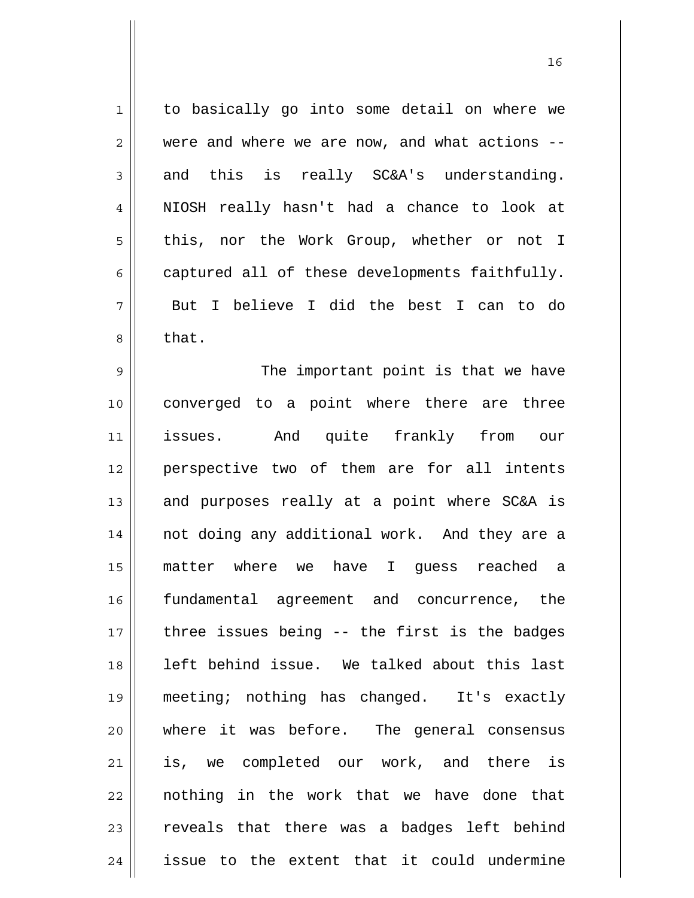to basically go into some detail on where we were and where we are now, and what actions -- and this is really SC&A's understanding. NIOSH really hasn't had a chance to look at this, nor the Work Group, whether or not I captured all of these developments faithfully. But I believe I did the best I can to do that.

The important point is that we have converged to a point where there are three issues. And quite frankly from our perspective two of them are for all intents and purposes really at a point where SC&A is not doing any additional work. And they are a matter where we have I guess reached a fundamental agreement and concurrence, the three issues being -- the first is the badges left behind issue. We talked about this last meeting; nothing has changed. It's exactly where it was before. The general consensus is, we completed our work, and there is nothing in the work that we have done that reveals that there was a badges left behind issue to the extent that it could undermine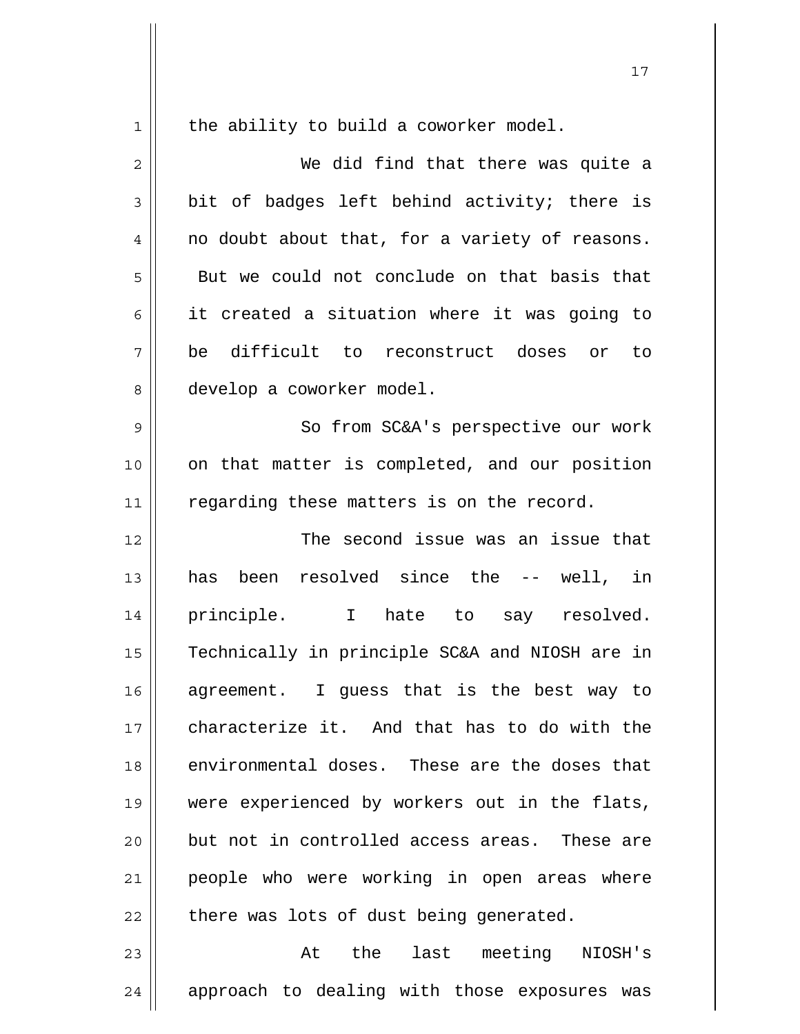the ability to build a coworker model.

We did find that there was quite a bit of badges left behind activity; there is no doubt about that, for a variety of reasons. But we could not conclude on that basis that it created a situation where it was going to be difficult to reconstruct doses or to develop a coworker model.

So from SC&A's perspective our work on that matter is completed, and our position regarding these matters is on the record.

The second issue was an issue that has been resolved since the -- well, in principle. I hate to say resolved. Technically in principle SC&A and NIOSH are in agreement. I guess that is the best way to characterize it. And that has to do with the environmental doses. These are the doses that were experienced by workers out in the flats, but not in controlled access areas. These are people who were working in open areas where there was lots of dust being generated.

At the last meeting NIOSH's approach to dealing with those exposures was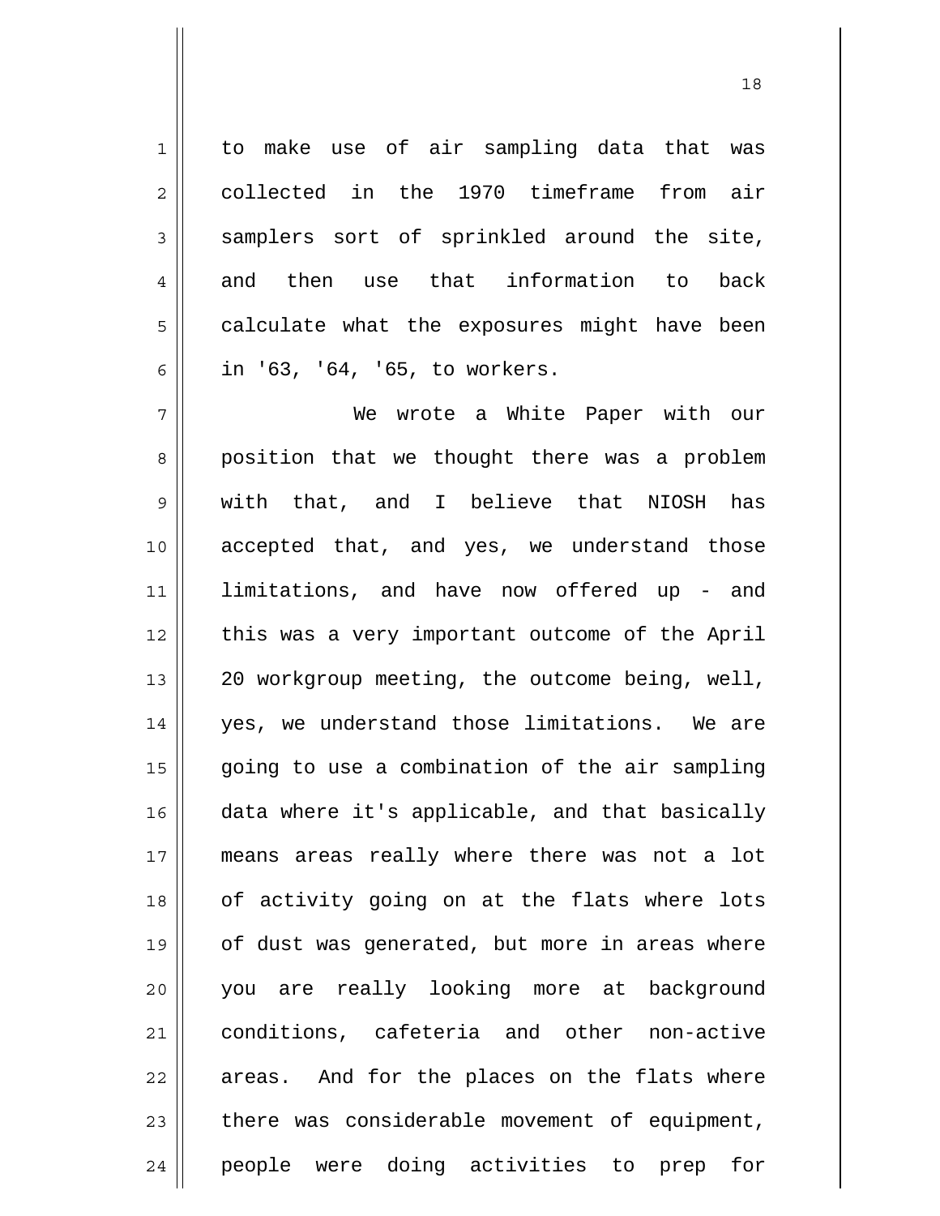to make use of air sampling data that was collected in the 1970 timeframe from air samplers sort of sprinkled around the site, and then use that information to back calculate what the exposures might have been in '63, '64, '65, to workers.

We wrote a White Paper with our position that we thought there was a problem with that, and I believe that NIOSH has accepted that, and yes, we understand those limitations, and have now offered up - and this was a very important outcome of the April 20 workgroup meeting, the outcome being, well, yes, we understand those limitations. We are going to use a combination of the air sampling data where it's applicable, and that basically means areas really where there was not a lot of activity going on at the flats where lots of dust was generated, but more in areas where you are really looking more at background conditions, cafeteria and other non-active areas. And for the places on the flats where there was considerable movement of equipment, people were doing activities to prep for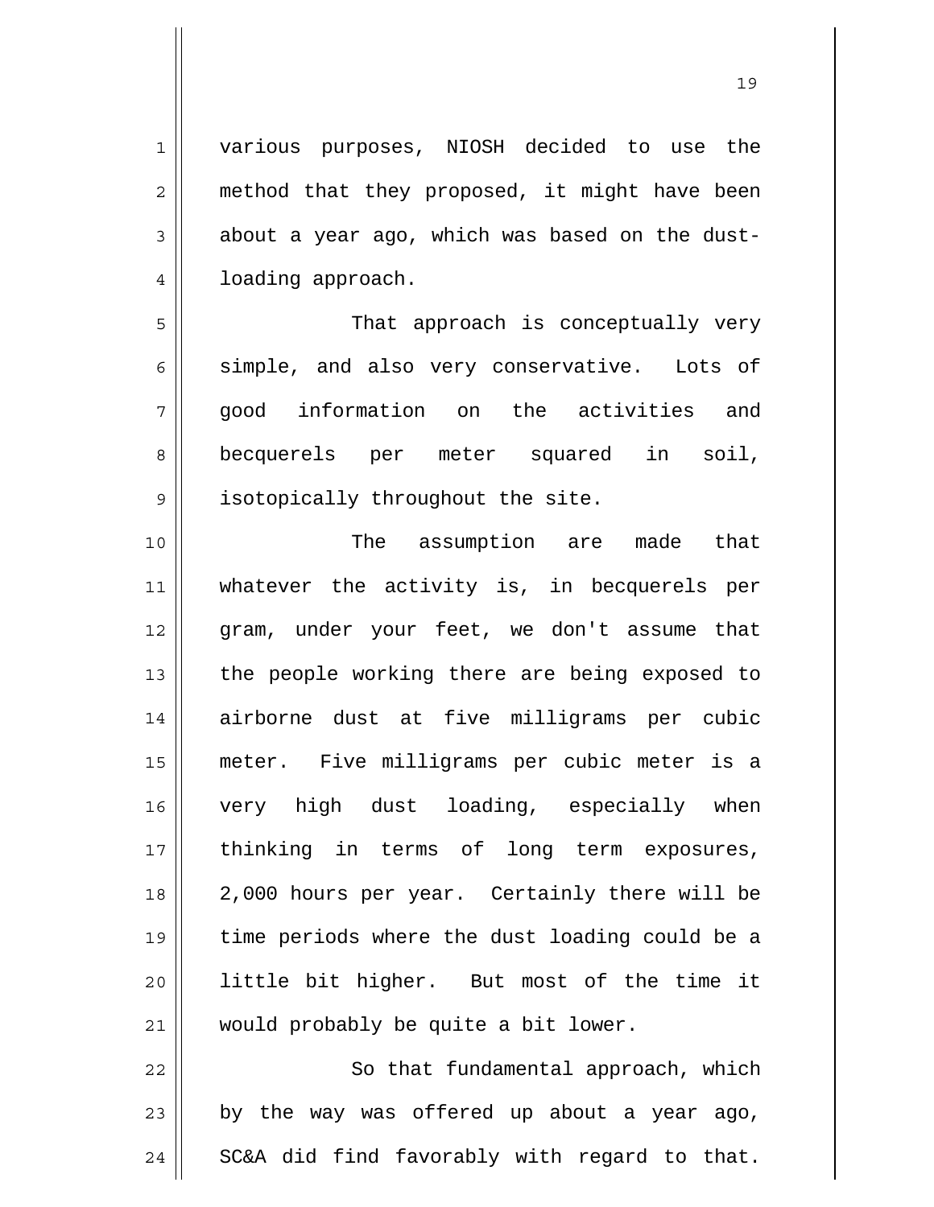various purposes, NIOSH decided to use the method that they proposed, it might have been about a year ago, which was based on the dust-loading approach.

That approach is conceptually very simple, and also very conservative. Lots of good information on the activities and becquerels per meter squared in soil, isotopically throughout the site.

The assumption are made that whatever the activity is, in becquerels per gram, under your feet, we don't assume that the people working there are being exposed to airborne dust at five milligrams per cubic meter. Five milligrams per cubic meter is a very high dust loading, especially when thinking in terms of long term exposures, 2,000 hours per year. Certainly there will be time periods where the dust loading could be a little bit higher. But most of the time it would probably be quite a bit lower.

So that fundamental approach, which by the way was offered up about a year ago, SC&A did find favorably with regard to that.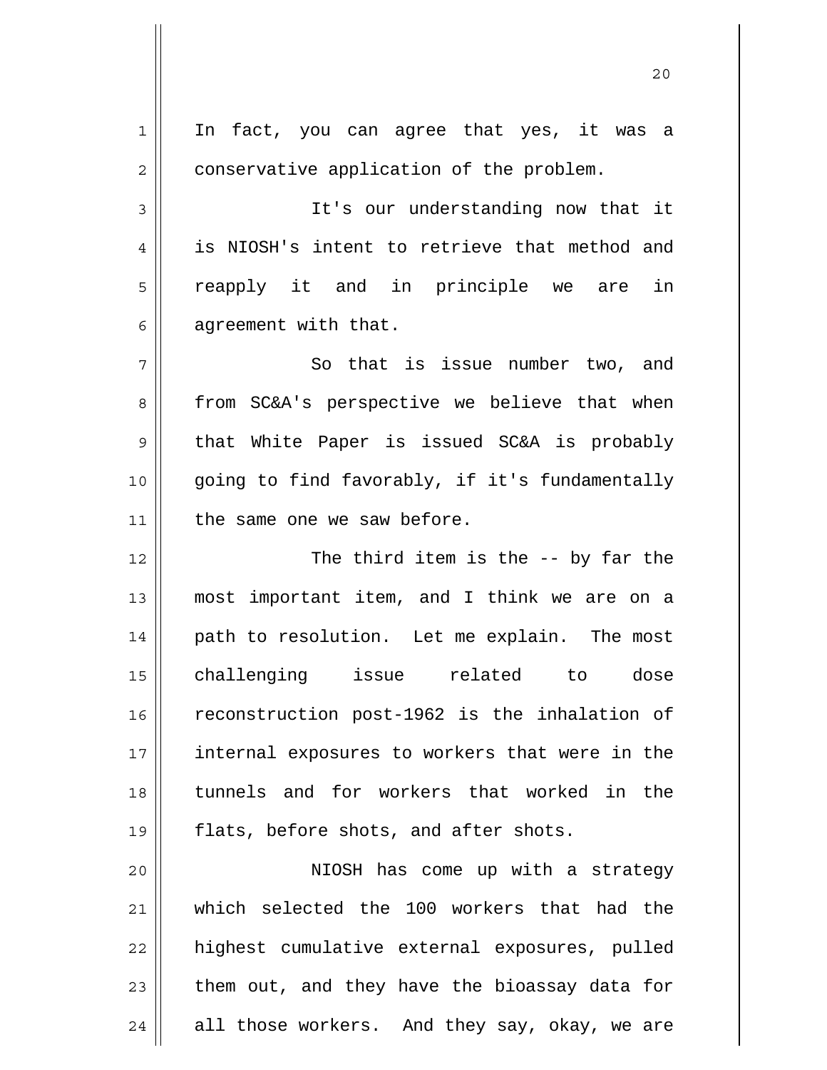In fact, you can agree that yes, it was a conservative application of the problem.

It's our understanding now that it is NIOSH's intent to retrieve that method and reapply it and in principle we are in agreement with that.

So that is issue number two, and from SC&A's perspective we believe that when that White Paper is issued SC&A is probably going to find favorably, if it's fundamentally the same one we saw before.

The third item is the -- by far the most important item, and I think we are on a path to resolution. Let me explain. The most challenging issue related to dose reconstruction post-1962 is the inhalation of internal exposures to workers that were in the tunnels and for workers that worked in the flats, before shots, and after shots.

NIOSH has come up with a strategy which selected the 100 workers that had the highest cumulative external exposures, pulled them out, and they have the bioassay data for all those workers. And they say, okay, we are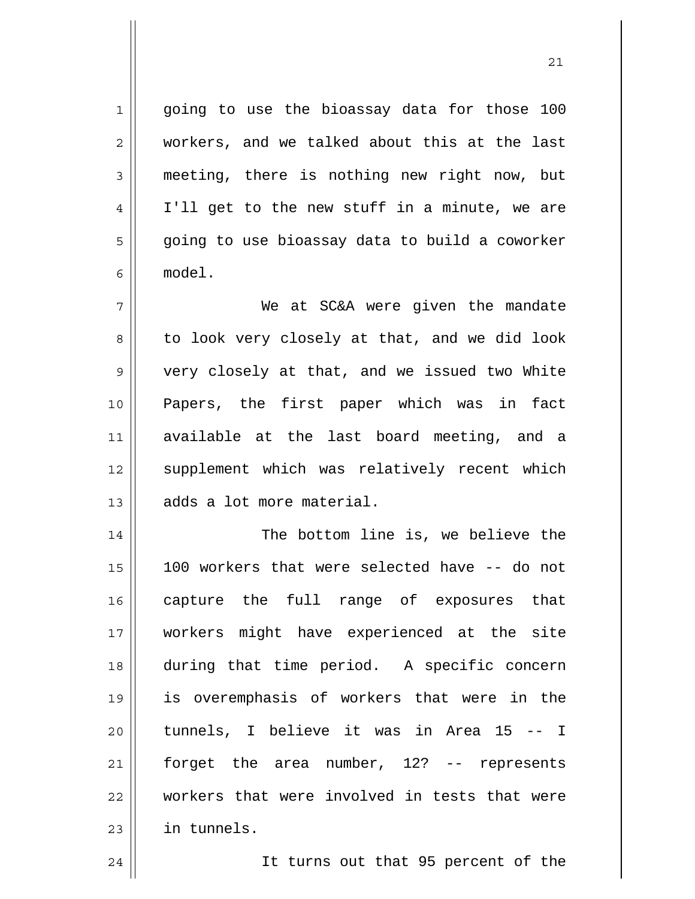going to use the bioassay data for those 100 workers, and we talked about this at the last meeting, there is nothing new right now, but I'll get to the new stuff in a minute, we are going to use bioassay data to build a coworker model.

We at SC&A were given the mandate to look very closely at that, and we did look very closely at that, and we issued two White Papers, the first paper which was in fact available at the last board meeting, and a supplement which was relatively recent which adds a lot more material.

The bottom line is, we believe the 100 workers that were selected have -- do not capture the full range of exposures that workers might have experienced at the site during that time period. A specific concern is overemphasis of workers that were in the tunnels, I believe it was in Area 15 -- I forget the area number, 12? -- represents workers that were involved in tests that were in tunnels.

It turns out that 95 percent of the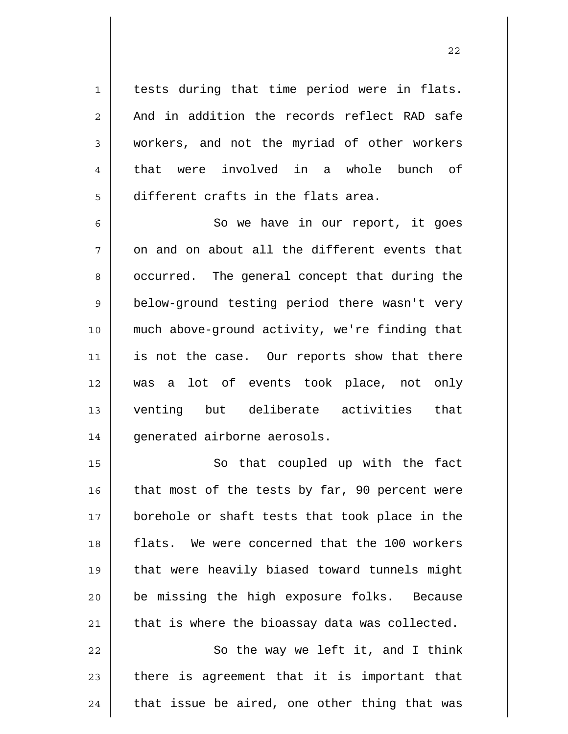tests during that time period were in flats. And in addition the records reflect RAD safe workers, and not the myriad of other workers that were involved in a whole bunch of different crafts in the flats area.

So we have in our report, it goes on and on about all the different events that occurred. The general concept that during the below-ground testing period there wasn't very much above-ground activity, we're finding that is not the case. Our reports show that there was a lot of events took place, not only venting but deliberate activities that generated airborne aerosols.

So that coupled up with the fact that most of the tests by far, 90 percent were borehole or shaft tests that took place in the flats. We were concerned that the 100 workers that were heavily biased toward tunnels might be missing the high exposure folks. Because that is where the bioassay data was collected.

So the way we left it, and I think there is agreement that it is important that that issue be aired, one other thing that was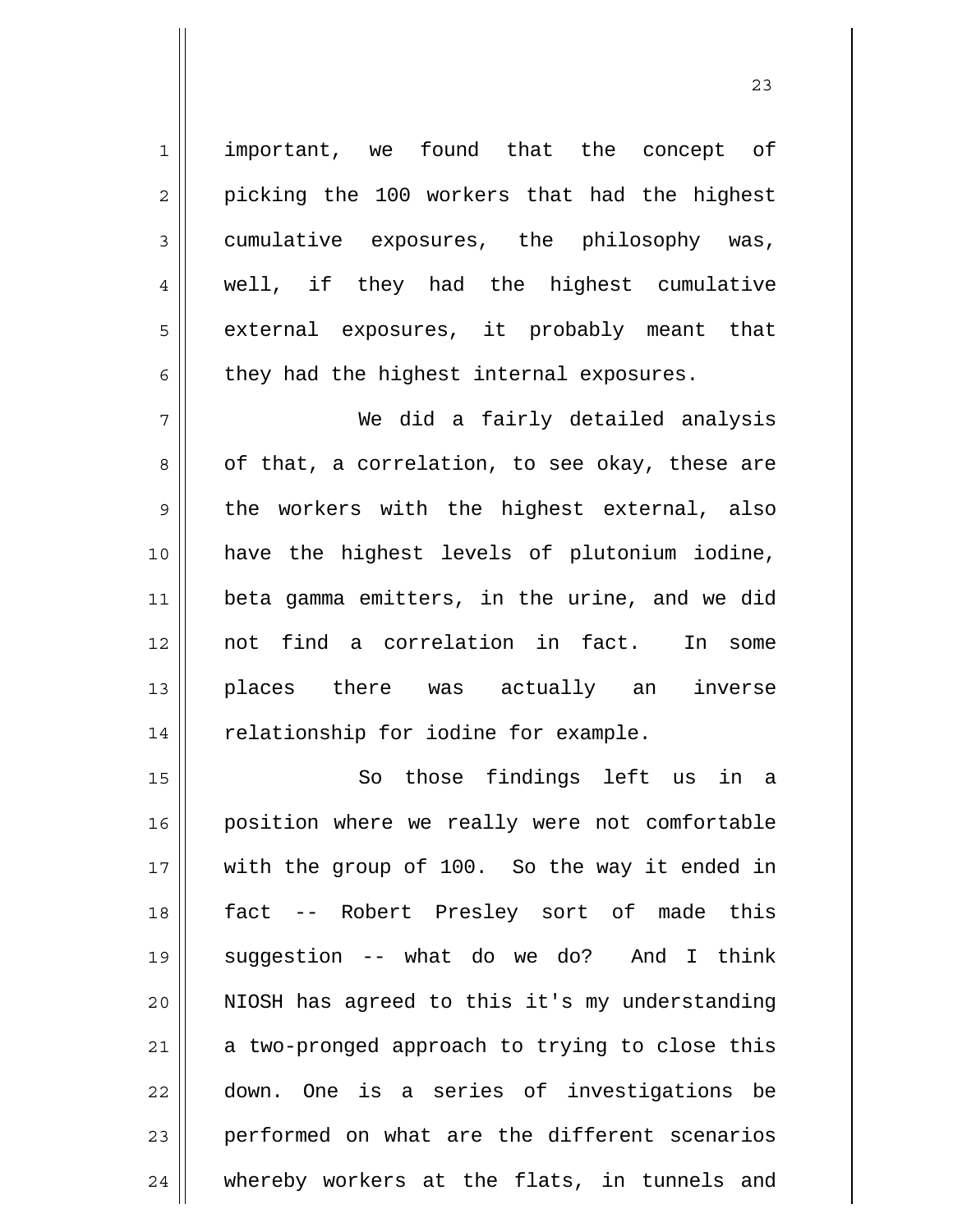important, we found that the concept of picking the 100 workers that had the highest cumulative exposures, the philosophy was, well, if they had the highest cumulative external exposures, it probably meant that they had the highest internal exposures.

We did a fairly detailed analysis of that, a correlation, to see okay, these are the workers with the highest external, also have the highest levels of plutonium iodine, beta gamma emitters, in the urine, and we did not find a correlation in fact. In some places there was actually an inverse relationship for iodine for example.

So those findings left us in a position where we really were not comfortable with the group of 100. So the way it ended in fact -- Robert Presley sort of made this suggestion -- what do we do? And I think NIOSH has agreed to this it's my understanding a two-pronged approach to trying to close this down. One is a series of investigations be performed on what are the different scenarios whereby workers at the flats, in tunnels and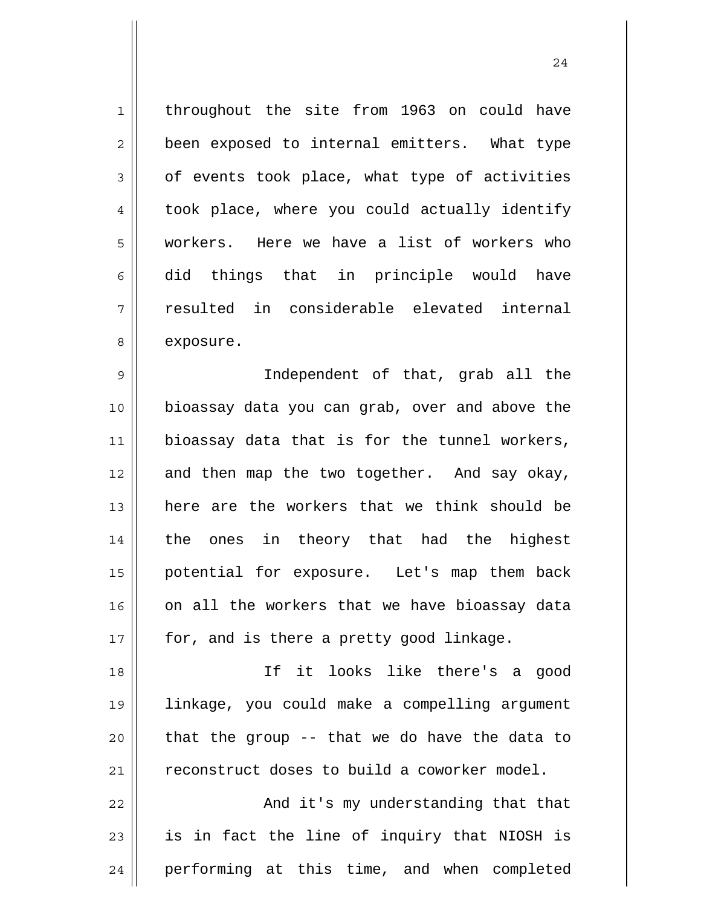throughout the site from 1963 on could have been exposed to internal emitters. What type of events took place, what type of activities took place, where you could actually identify workers. Here we have a list of workers who did things that in principle would have resulted in considerable elevated internal exposure.

Independent of that, grab all the bioassay data you can grab, over and above the bioassay data that is for the tunnel workers, and then map the two together. And say okay, here are the workers that we think should be the ones in theory that had the highest potential for exposure. Let's map them back on all the workers that we have bioassay data for, and is there a pretty good linkage.

If it looks like there's a good linkage, you could make a compelling argument that the group -- that we do have the data to reconstruct doses to build a coworker model.

And it's my understanding that that is in fact the line of inquiry that NIOSH is performing at this time, and when completed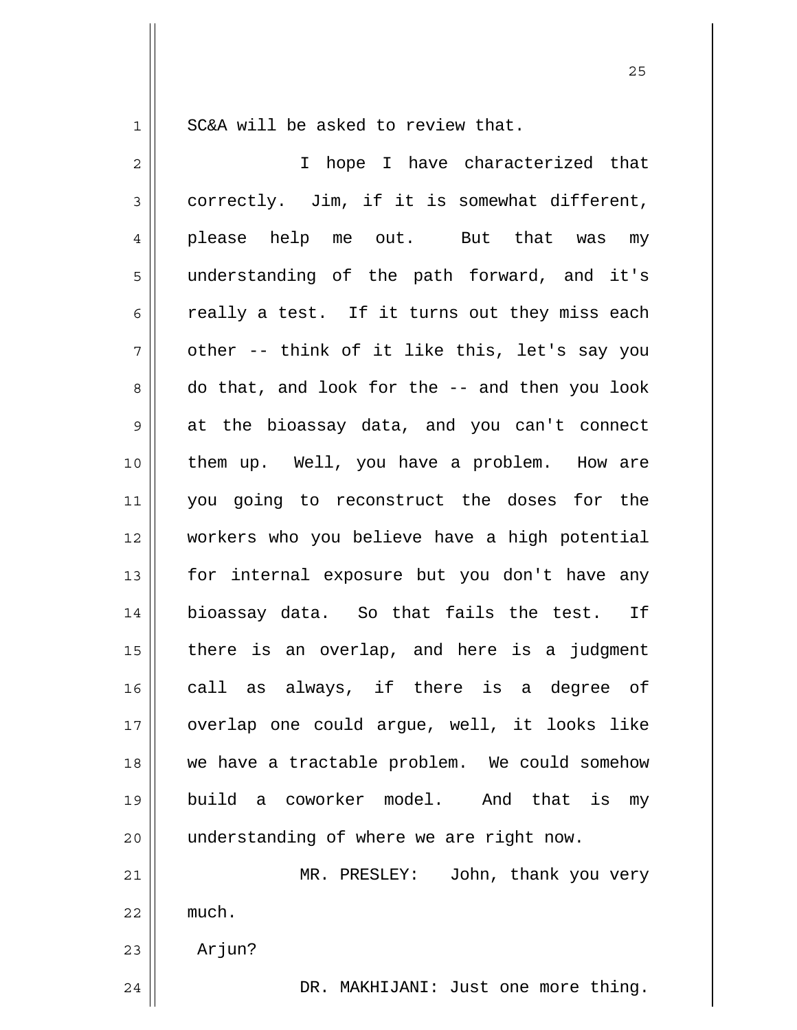SC&A will be asked to review that.

I hope I have characterized that correctly. Jim, if it is somewhat different, please help me out. But that was my understanding of the path forward, and it's really a test. If it turns out they miss each other -- think of it like this, let's say you do that, and look for the -- and then you look at the bioassay data, and you can't connect them up. Well, you have a problem. How are you going to reconstruct the doses for the workers who you believe have a high potential for internal exposure but you don't have any bioassay data. So that fails the test. If there is an overlap, and here is a judgment call as always, if there is a degree of overlap one could argue, well, it looks like we have a tractable problem. We could somehow build a coworker model. And that is my understanding of where we are right now.

MR. PRESLEY: John, thank you very much.

Arjun?

DR. MAKHIJANI: Just one more thing.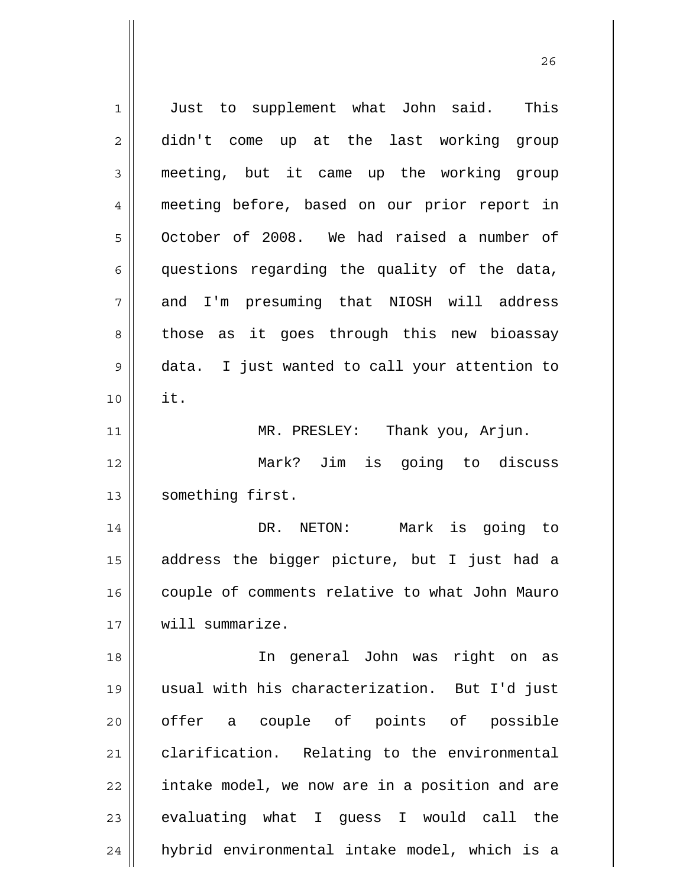Just to supplement what John said. This didn't come up at the last working group meeting, but it came up the working group meeting before, based on our prior report in October of 2008. We had raised a number of questions regarding the quality of the data, and I'm presuming that NIOSH will address those as it goes through this new bioassay data. I just wanted to call your attention to it.

MR. PRESLEY: Thank you, Arjun.

Mark? Jim is going to discuss something first.

DR. NETON: Mark is going to address the bigger picture, but I just had a couple of comments relative to what John Mauro will summarize.

In general John was right on as usual with his characterization. But I'd just offer a couple of points of possible clarification. Relating to the environmental intake model, we now are in a position and are evaluating what I guess I would call the hybrid environmental intake model, which is a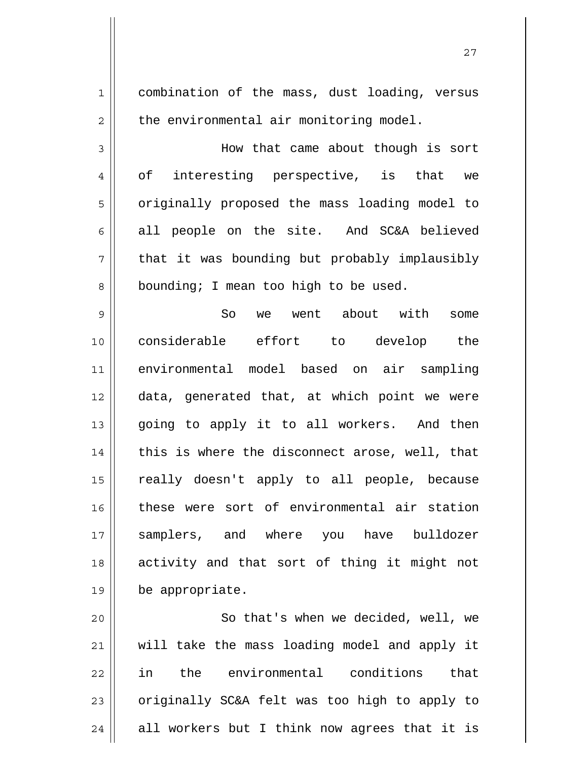combination of the mass, dust loading, versus the environmental air monitoring model.

How that came about though is sort of interesting perspective, is that we originally proposed the mass loading model to all people on the site. And SC&A believed that it was bounding but probably implausibly bounding; I mean too high to be used.

So we went about with some considerable effort to develop the environmental model based on air sampling data, generated that, at which point we were going to apply it to all workers. And then this is where the disconnect arose, well, that really doesn't apply to all people, because these were sort of environmental air station samplers, and where you have bulldozer activity and that sort of thing it might not be appropriate.

So that's when we decided, well, we will take the mass loading model and apply it in the environmental conditions that originally SC&A felt was too high to apply to all workers but I think now agrees that it is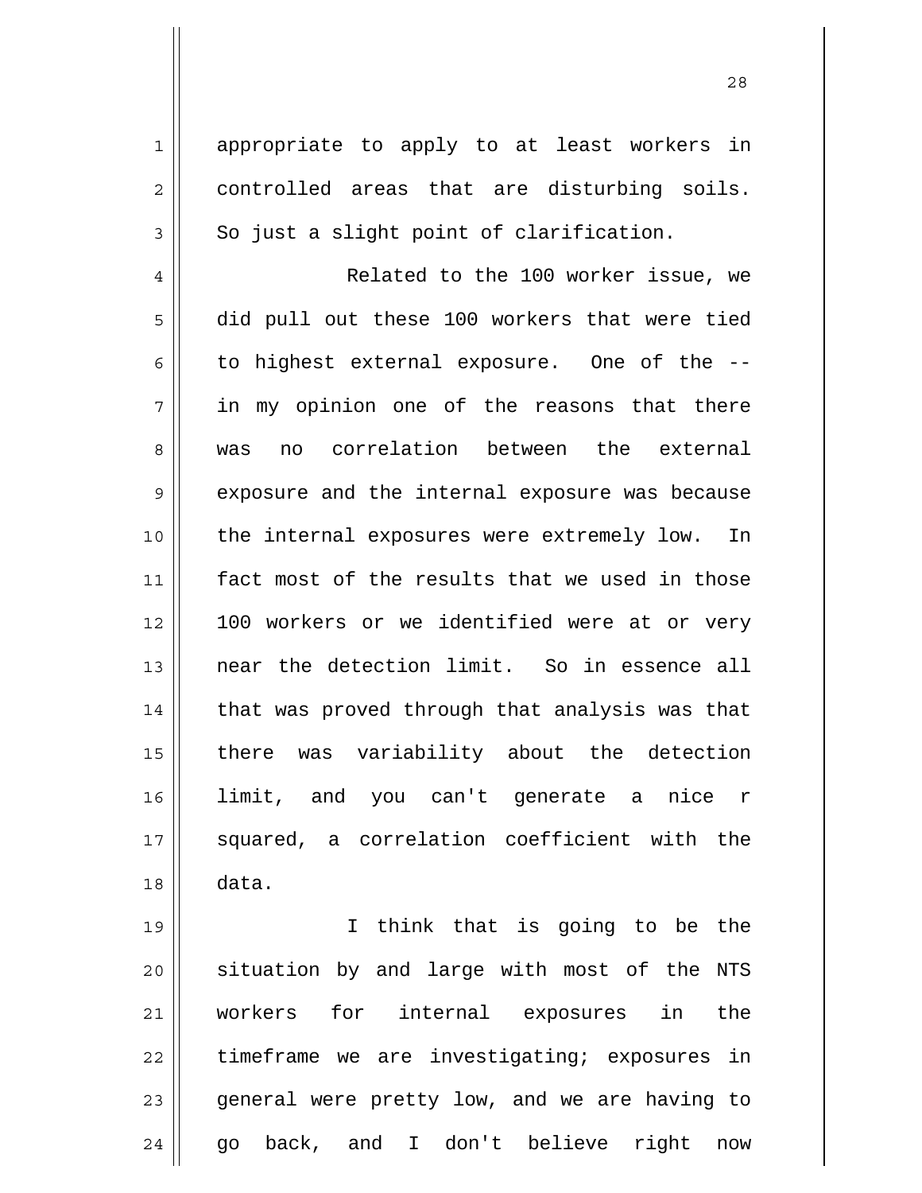appropriate to apply to at least workers in controlled areas that are disturbing soils. So just a slight point of clarification.

Related to the 100 worker issue, we did pull out these 100 workers that were tied to highest external exposure. One of the -- in my opinion one of the reasons that there was no correlation between the external exposure and the internal exposure was because the internal exposures were extremely low. In fact most of the results that we used in those 100 workers or we identified were at or very near the detection limit. So in essence all that was proved through that analysis was that there was variability about the detection limit, and you can't generate a nice r squared, a correlation coefficient with the data.

I think that is going to be the situation by and large with most of the NTS workers for internal exposures in the timeframe we are investigating; exposures in general were pretty low, and we are having to go back, and I don't believe right now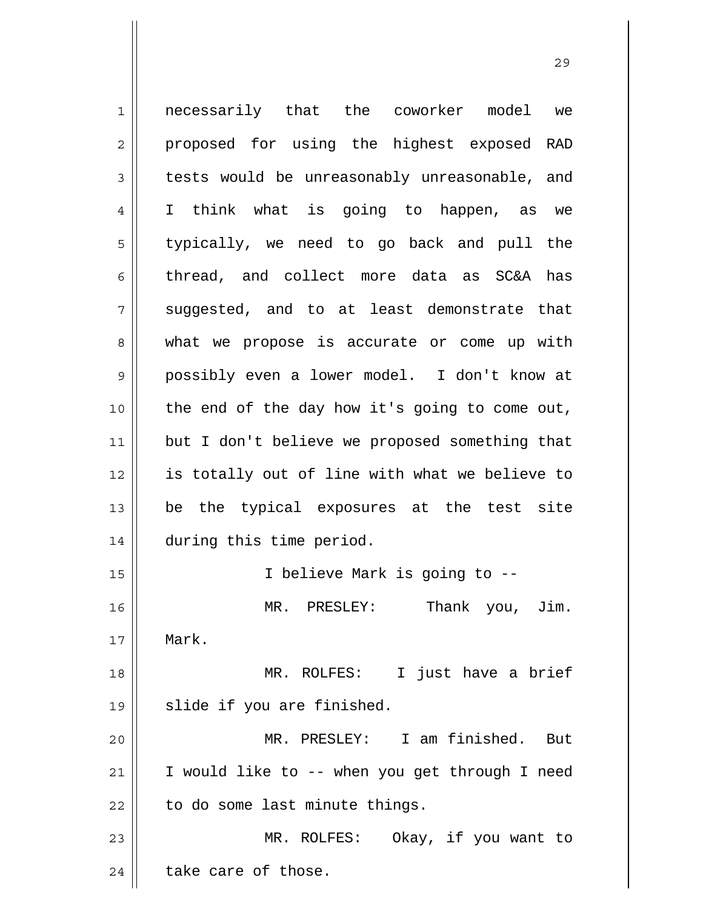necessarily that the coworker model we proposed for using the highest exposed RAD tests would be unreasonably unreasonable, and I think what is going to happen, as we typically, we need to go back and pull the thread, and collect more data as SC&A has suggested, and to at least demonstrate that what we propose is accurate or come up with possibly even a lower model. I don't know at the end of the day how it's going to come out, but I don't believe we proposed something that is totally out of line with what we believe to be the typical exposures at the test site during this time period.

I believe Mark is going to --

MR. PRESLEY: Thank you, Jim. Mark.

MR. ROLFES: I just have a brief slide if you are finished.

MR. PRESLEY: I am finished. But I would like to -- when you get through I need to do some last minute things.

MR. ROLFES: Okay, if you want to take care of those.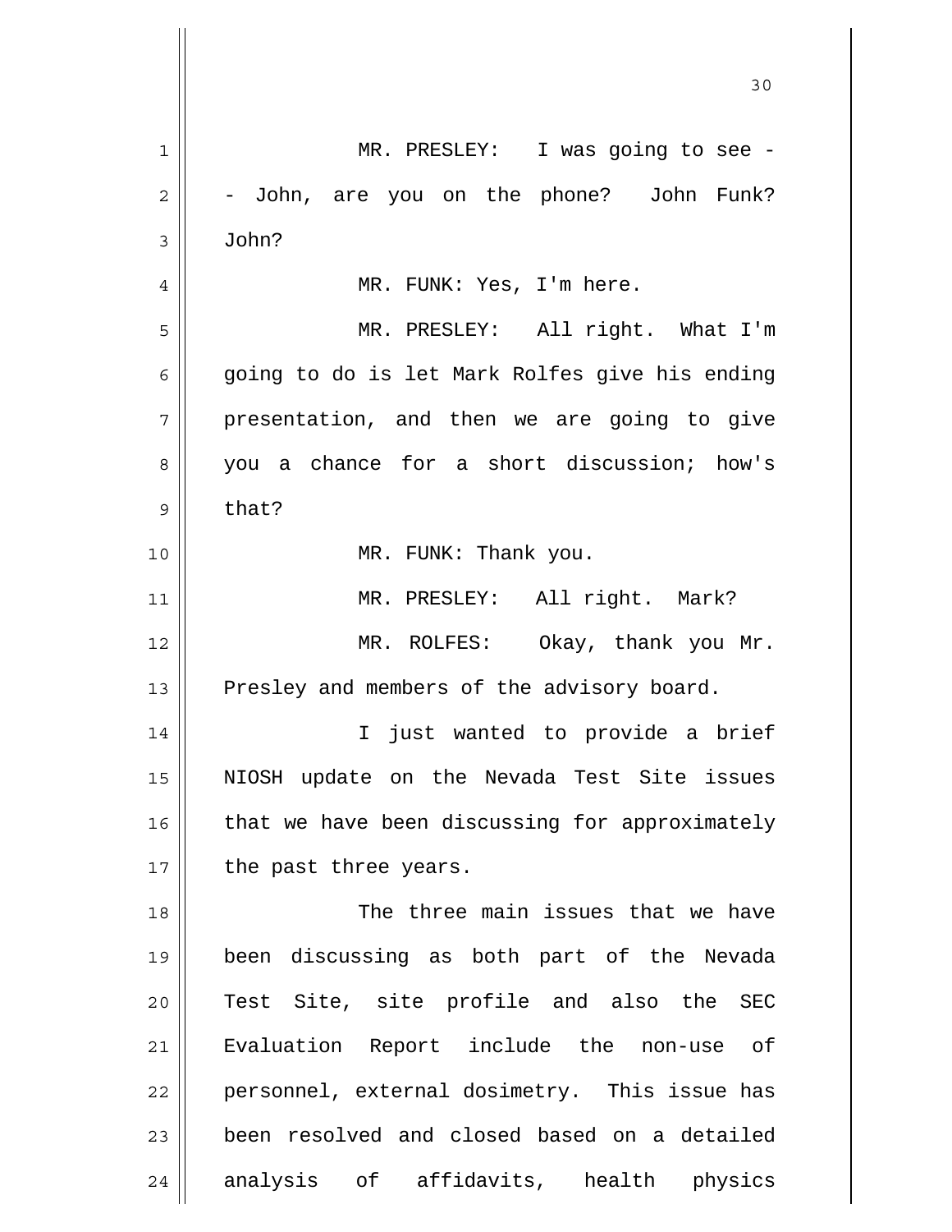MR. PRESLEY: I was going to see -- John, are you on the phone? John Funk? John?

MR. FUNK: Yes, I'm here.

MR. PRESLEY: All right. What I'm going to do is let Mark Rolfes give his ending presentation, and then we are going to give you a chance for a short discussion; how's that?

MR. FUNK: Thank you.

MR. PRESLEY: All right. Mark?

MR. ROLFES: Okay, thank you Mr. Presley and members of the advisory board.

I just wanted to provide a brief NIOSH update on the Nevada Test Site issues that we have been discussing for approximately the past three years.

The three main issues that we have been discussing as both part of the Nevada Test Site, site profile and also the SEC Evaluation Report include the non-use of personnel, external dosimetry. This issue has been resolved and closed based on a detailed analysis of affidavits, health physics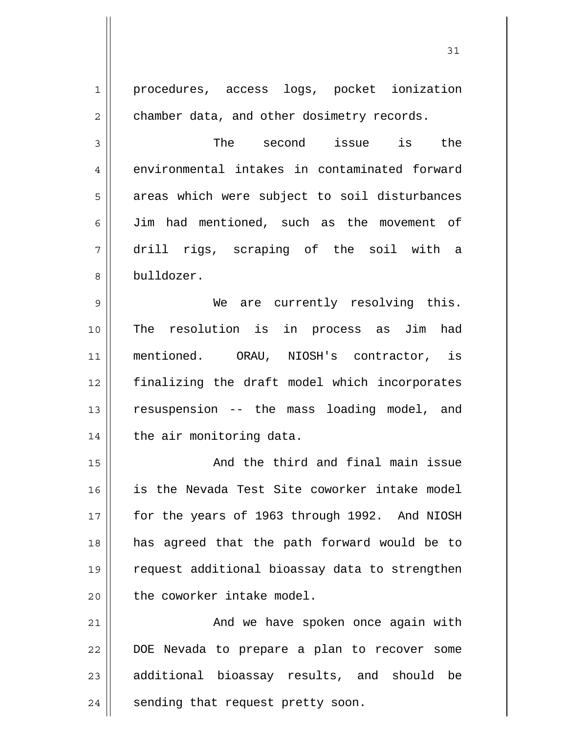procedures, access logs, pocket ionization chamber data, and other dosimetry records.

The second issue is the environmental intakes in contaminated forward areas which were subject to soil disturbances Jim had mentioned, such as the movement of drill rigs, scraping of the soil with a bulldozer.

We are currently resolving this. The resolution is in process as Jim had mentioned. ORAU, NIOSH's contractor, is finalizing the draft model which incorporates resuspension -- the mass loading model, and the air monitoring data.

And the third and final main issue is the Nevada Test Site coworker intake model for the years of 1963 through 1992. And NIOSH has agreed that the path forward would be to request additional bioassay data to strengthen the coworker intake model.

And we have spoken once again with DOE Nevada to prepare a plan to recover some additional bioassay results, and should be sending that request pretty soon.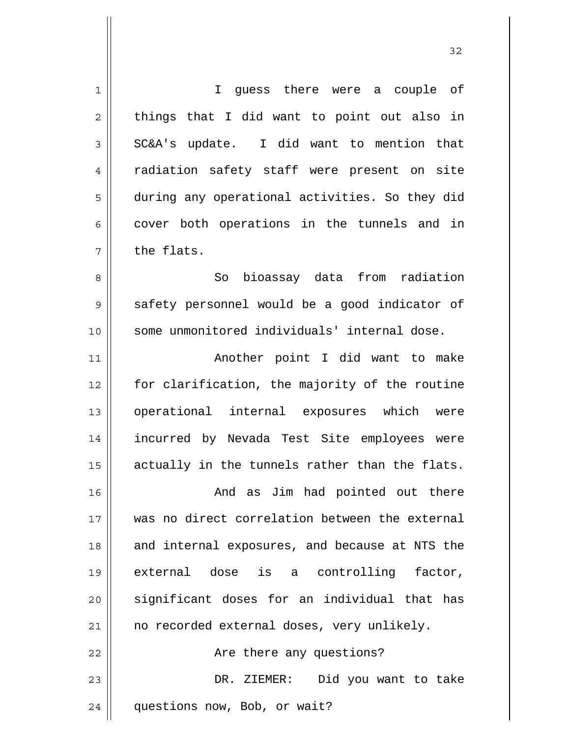I guess there were a couple of things that I did want to point out also in SC&A's update. I did want to mention that radiation safety staff were present on site during any operational activities. So they did cover both operations in the tunnels and in the flats.

So bioassay data from radiation safety personnel would be a good indicator of some unmonitored individuals' internal dose.

Another point I did want to make for clarification, the majority of the routine operational internal exposures which were incurred by Nevada Test Site employees were actually in the tunnels rather than the flats.

And as Jim had pointed out there was no direct correlation between the external and internal exposures, and because at NTS the external dose is a controlling factor, significant doses for an individual that has no recorded external doses, very unlikely.

Are there any questions?

DR. ZIEMER: Did you want to take questions now, Bob, or wait?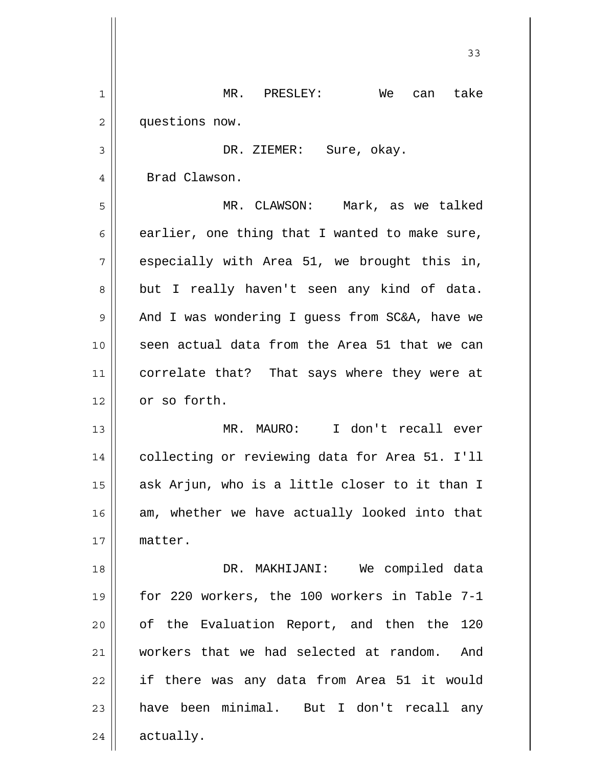MR. PRESLEY: We can take questions now.

DR. ZIEMER: Sure, okay.

Brad Clawson.

MR. CLAWSON: Mark, as we talked earlier, one thing that I wanted to make sure, especially with Area 51, we brought this in, but I really haven't seen any kind of data. And I was wondering I guess from SC&A, have we seen actual data from the Area 51 that we can correlate that? That says where they were at or so forth.

MR. MAURO: I don't recall ever collecting or reviewing data for Area 51. I'll ask Arjun, who is a little closer to it than I am, whether we have actually looked into that matter.

DR. MAKHIJANI: We compiled data for 220 workers, the 100 workers in Table 7-1 of the Evaluation Report, and then the 120 workers that we had selected at random. And if there was any data from Area 51 it would have been minimal. But I don't recall any actually.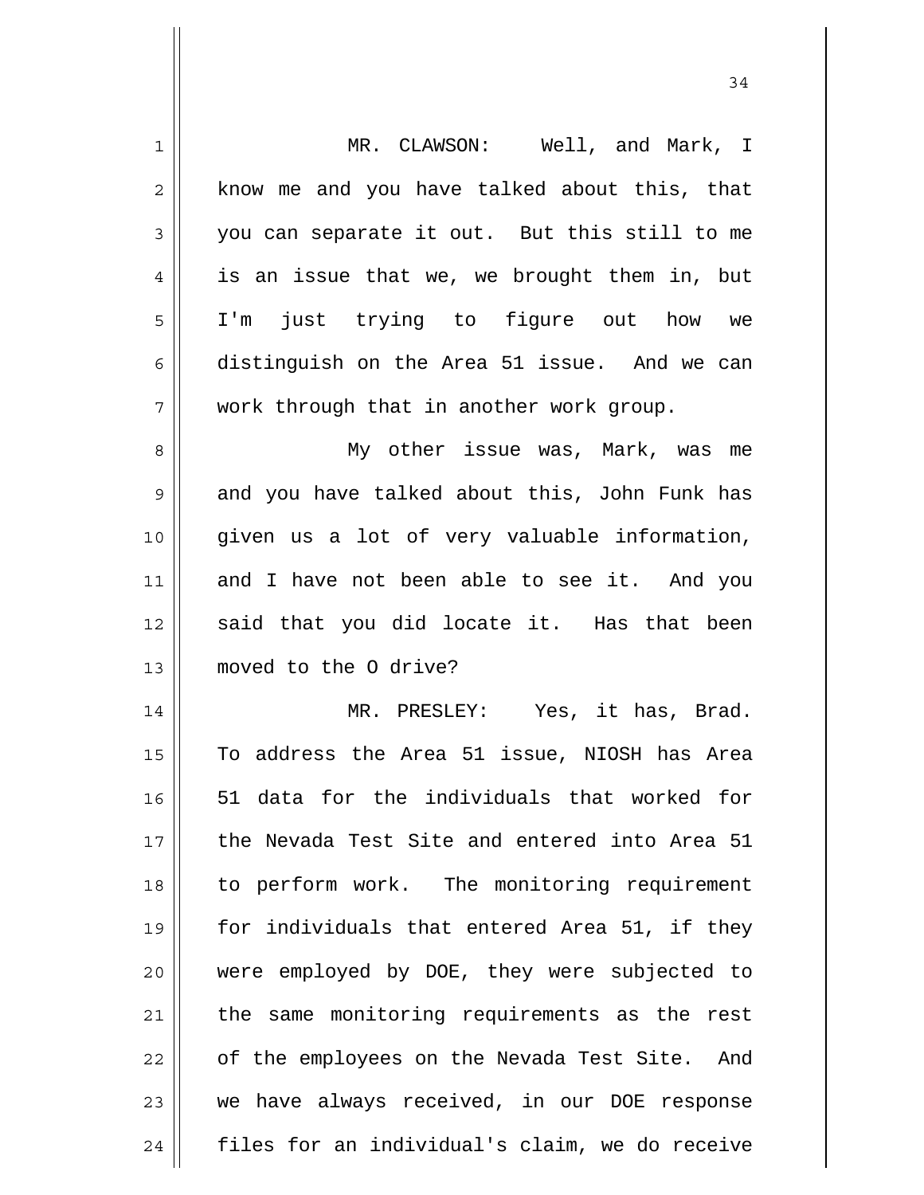MR. CLAWSON: Well, and Mark, I know me and you have talked about this, that you can separate it out. But this still to me is an issue that we, we brought them in, but I'm just trying to figure out how we distinguish on the Area 51 issue. And we can work through that in another work group.

My other issue was, Mark, was me and you have talked about this, John Funk has given us a lot of very valuable information, and I have not been able to see it. And you said that you did locate it. Has that been moved to the O drive?

MR. PRESLEY: Yes, it has, Brad. To address the Area 51 issue, NIOSH has Area 51 data for the individuals that worked for the Nevada Test Site and entered into Area 51 to perform work. The monitoring requirement for individuals that entered Area 51, if they were employed by DOE, they were subjected to the same monitoring requirements as the rest of the employees on the Nevada Test Site. And we have always received, in our DOE response files for an individual's claim, we do receive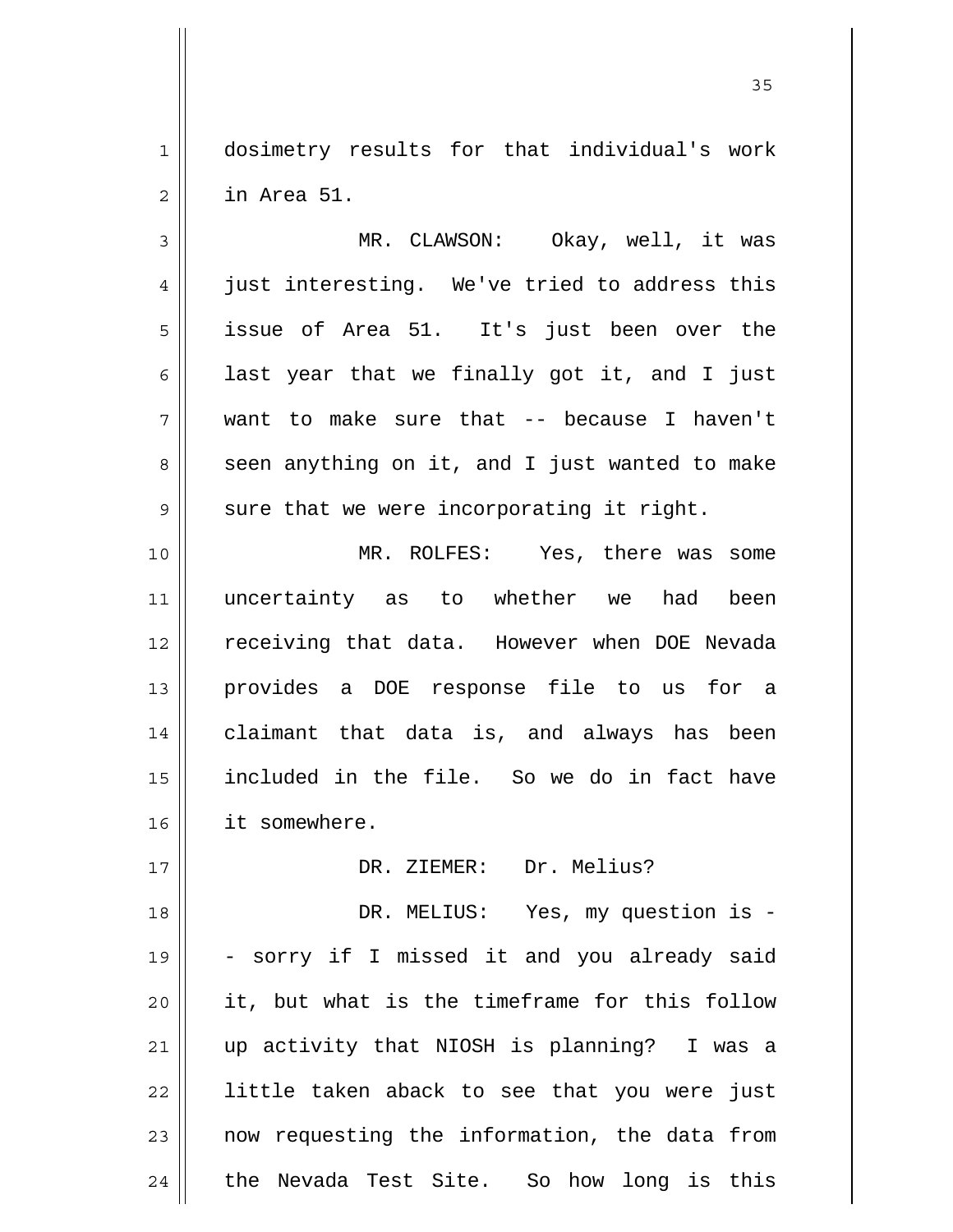dosimetry results for that individual's work in Area 51.

MR. CLAWSON: Okay, well, it was just interesting. We've tried to address this issue of Area 51. It's just been over the last year that we finally got it, and I just want to make sure that -- because I haven't seen anything on it, and I just wanted to make sure that we were incorporating it right.

MR. ROLFES: Yes, there was some uncertainty as to whether we had been receiving that data. However when DOE Nevada provides a DOE response file to us for a claimant that data is, and always has been included in the file. So we do in fact have it somewhere.

DR. ZIEMER: Dr. Melius?

DR. MELIUS: Yes, my question is -- sorry if I missed it and you already said it, but what is the timeframe for this follow up activity that NIOSH is planning? I was a little taken aback to see that you were just now requesting the information, the data from the Nevada Test Site. So how long is this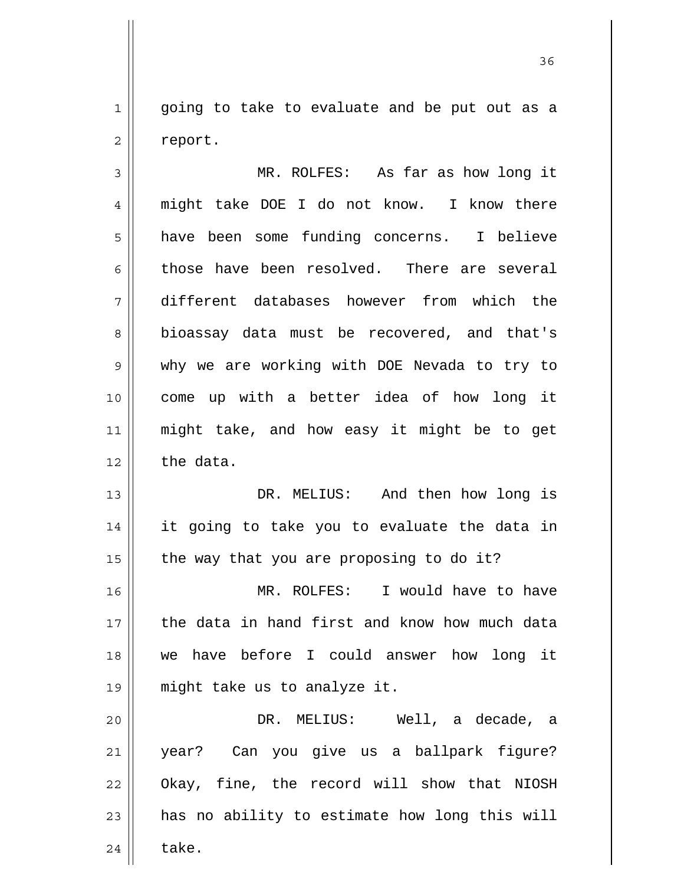going to take to evaluate and be put out as a report.

MR. ROLFES: As far as how long it might take DOE I do not know. I know there have been some funding concerns. I believe those have been resolved. There are several different databases however from which the bioassay data must be recovered, and that's why we are working with DOE Nevada to try to come up with a better idea of how long it might take, and how easy it might be to get the data.

DR. MELIUS: And then how long is it going to take you to evaluate the data in the way that you are proposing to do it?

MR. ROLFES: I would have to have the data in hand first and know how much data we have before I could answer how long it might take us to analyze it.

DR. MELIUS: Well, a decade, a year? Can you give us a ballpark figure? Okay, fine, the record will show that NIOSH has no ability to estimate how long this will take.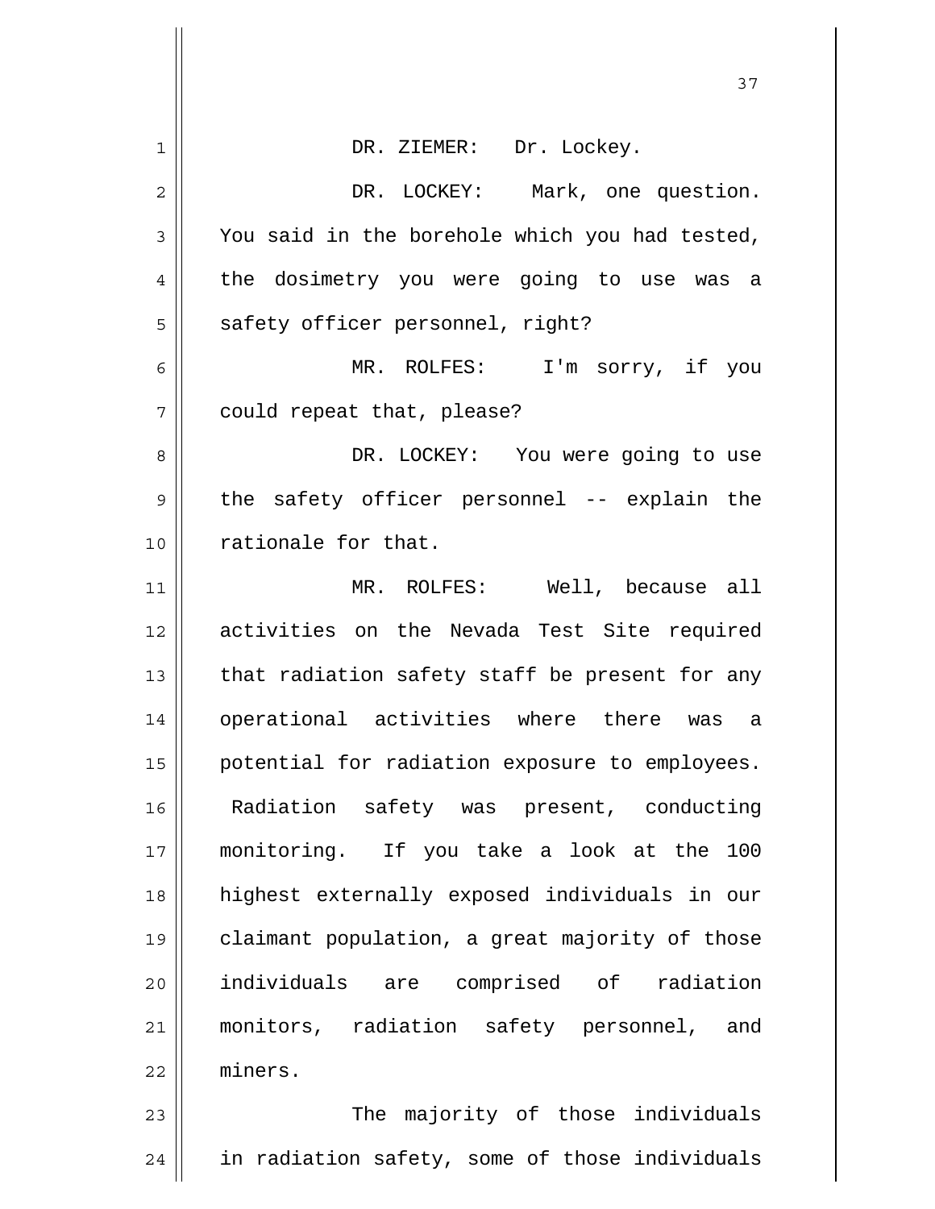DR. ZIEMER: Dr. Lockey.

DR. LOCKEY: Mark, one question. You said in the borehole which you had tested, the dosimetry you were going to use was a safety officer personnel, right?

MR. ROLFES: I'm sorry, if you could repeat that, please?

DR. LOCKEY: You were going to use the safety officer personnel -- explain the rationale for that.

MR. ROLFES: Well, because all activities on the Nevada Test Site required that radiation safety staff be present for any operational activities where there was a potential for radiation exposure to employees. Radiation safety was present, conducting monitoring. If you take a look at the 100 highest externally exposed individuals in our claimant population, a great majority of those individuals are comprised of radiation monitors, radiation safety personnel, and miners.

The majority of those individuals in radiation safety, some of those individuals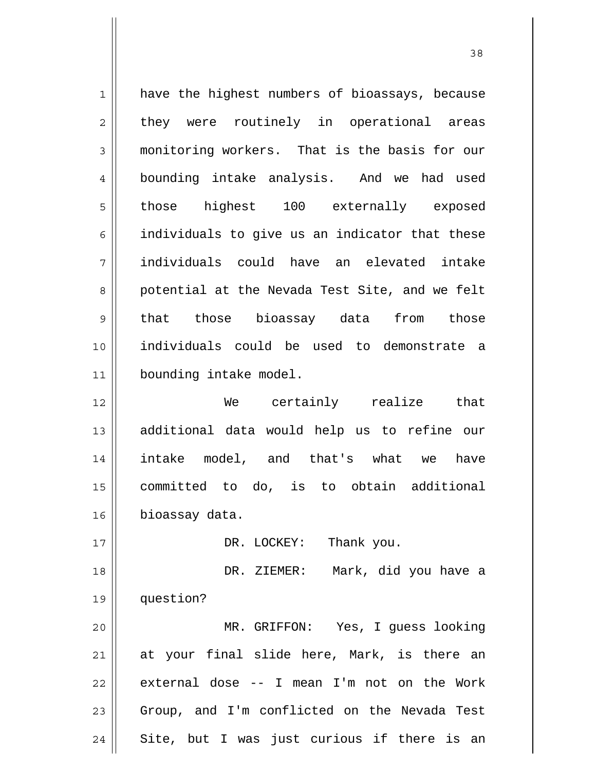have the highest numbers of bioassays, because they were routinely in operational areas monitoring workers. That is the basis for our bounding intake analysis. And we had used those highest 100 externally exposed individuals to give us an indicator that these individuals could have an elevated intake potential at the Nevada Test Site, and we felt that those bioassay data from those individuals could be used to demonstrate a bounding intake model.

We certainly realize that additional data would help us to refine our intake model, and that's what we have committed to do, is to obtain additional bioassay data.

DR. LOCKEY: Thank you.

DR. ZIEMER: Mark, did you have a question?

MR. GRIFFON: Yes, I guess looking at your final slide here, Mark, is there an external dose -- I mean I'm not on the Work Group, and I'm conflicted on the Nevada Test Site, but I was just curious if there is an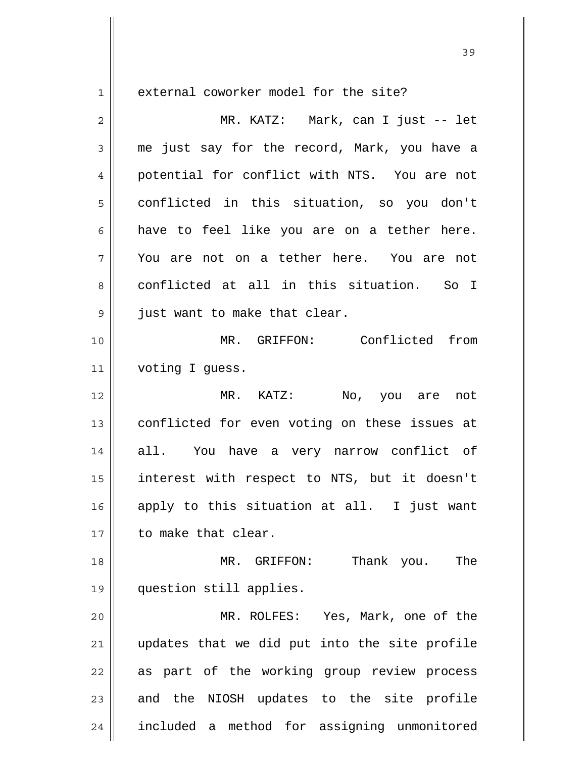external coworker model for the site?

MR. KATZ: Mark, can I just -- let me just say for the record, Mark, you have a potential for conflict with NTS. You are not conflicted in this situation, so you don't have to feel like you are on a tether here. You are not on a tether here. You are not conflicted at all in this situation. So I just want to make that clear.

MR. GRIFFON: Conflicted from voting I guess.

MR. KATZ: No, you are not conflicted for even voting on these issues at all. You have a very narrow conflict of interest with respect to NTS, but it doesn't apply to this situation at all. I just want to make that clear.

MR. GRIFFON: Thank you. The question still applies.

MR. ROLFES: Yes, Mark, one of the updates that we did put into the site profile as part of the working group review process and the NIOSH updates to the site profile included a method for assigning unmonitored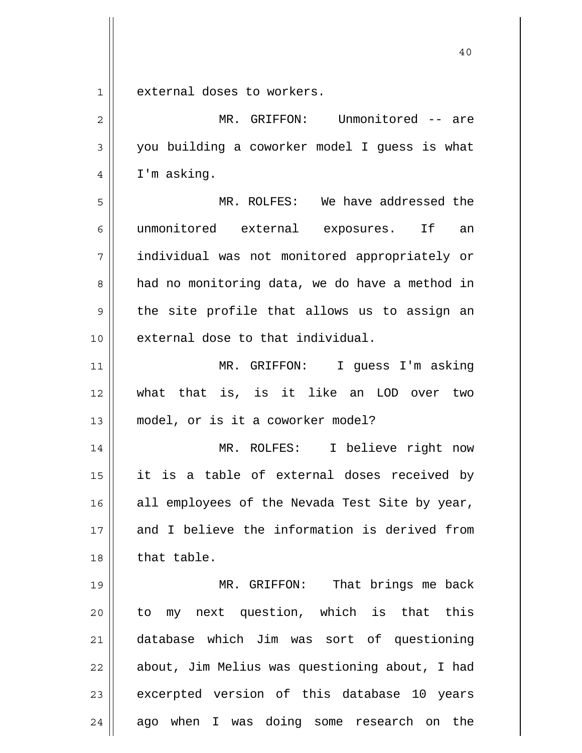external doses to workers.

MR. GRIFFON: Unmonitored -- are you building a coworker model I guess is what I'm asking.

MR. ROLFES: We have addressed the unmonitored external exposures. If an individual was not monitored appropriately or had no monitoring data, we do have a method in the site profile that allows us to assign an external dose to that individual.

MR. GRIFFON: I guess I'm asking what that is, is it like an LOD over two model, or is it a coworker model?

MR. ROLFES: I believe right now it is a table of external doses received by all employees of the Nevada Test Site by year, and I believe the information is derived from that table.

MR. GRIFFON: That brings me back to my next question, which is that this database which Jim was sort of questioning about, Jim Melius was questioning about, I had excerpted version of this database 10 years ago when I was doing some research on the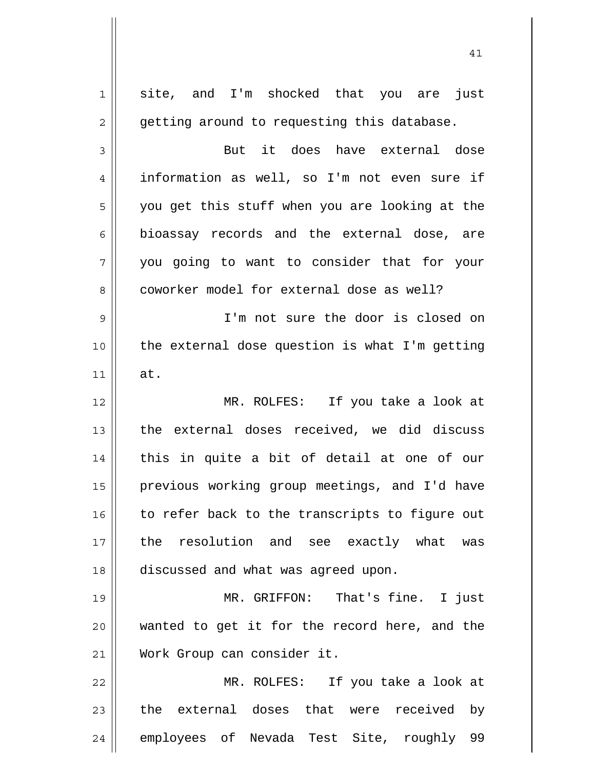site, and I'm shocked that you are just getting around to requesting this database.

But it does have external dose information as well, so I'm not even sure if you get this stuff when you are looking at the bioassay records and the external dose, are you going to want to consider that for your coworker model for external dose as well?

I'm not sure the door is closed on the external dose question is what I'm getting at.

MR. ROLFES: If you take a look at the external doses received, we did discuss this in quite a bit of detail at one of our previous working group meetings, and I'd have to refer back to the transcripts to figure out the resolution and see exactly what was discussed and what was agreed upon.

MR. GRIFFON: That's fine. I just wanted to get it for the record here, and the Work Group can consider it.

MR. ROLFES: If you take a look at the external doses that were received by employees of Nevada Test Site, roughly 99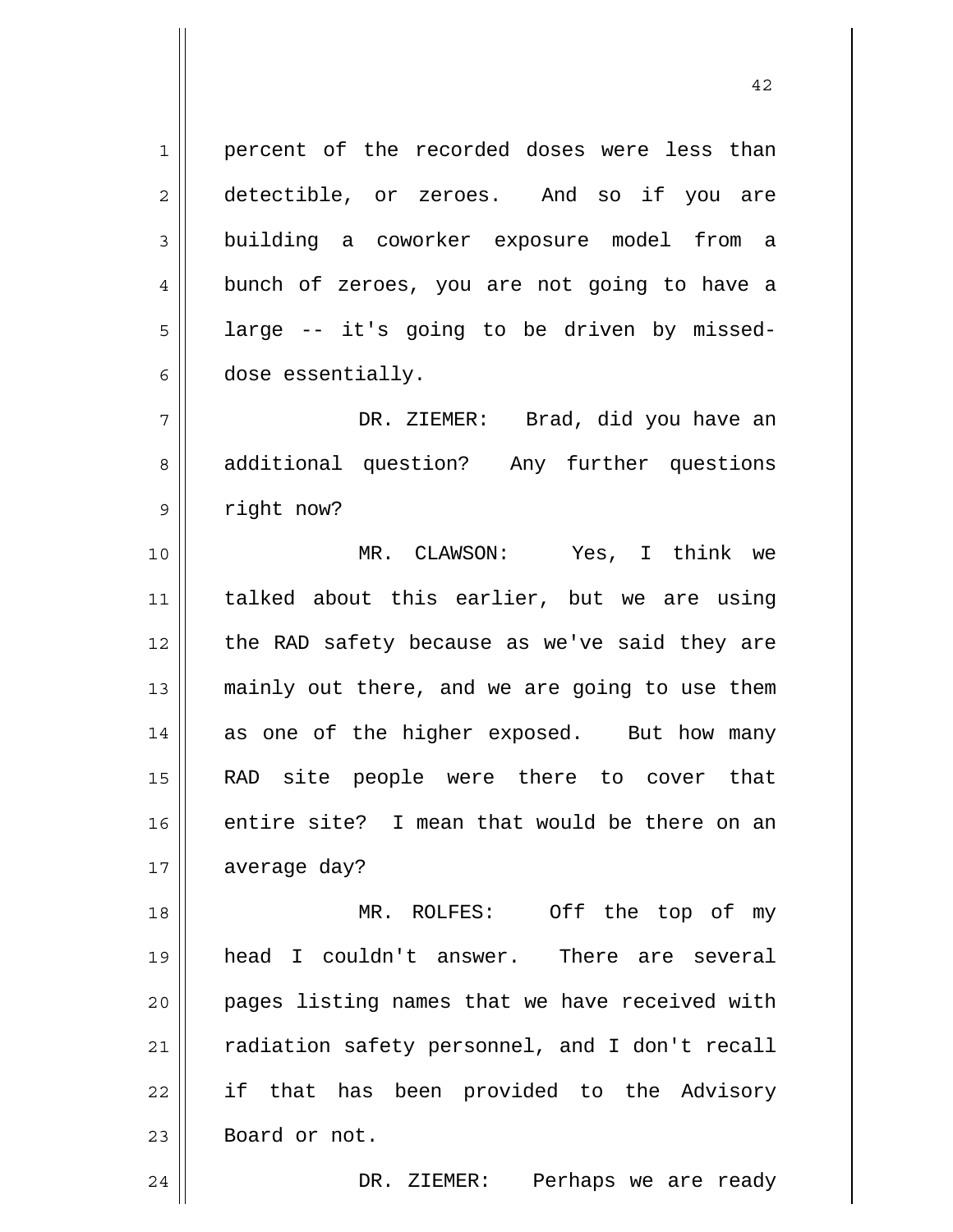percent of the recorded doses were less than detectible, or zeroes. And so if you are building a coworker exposure model from a bunch of zeroes, you are not going to have a large -- it's going to be driven by missed-dose essentially.

DR. ZIEMER: Brad, did you have an additional question? Any further questions right now?

MR. CLAWSON: Yes, I think we talked about this earlier, but we are using the RAD safety because as we've said they are mainly out there, and we are going to use them as one of the higher exposed. But how many RAD site people were there to cover that entire site? I mean that would be there on an average day?

MR. ROLFES: Off the top of my head I couldn't answer. There are several pages listing names that we have received with radiation safety personnel, and I don't recall if that has been provided to the Advisory Board or not.

DR. ZIEMER: Perhaps we are ready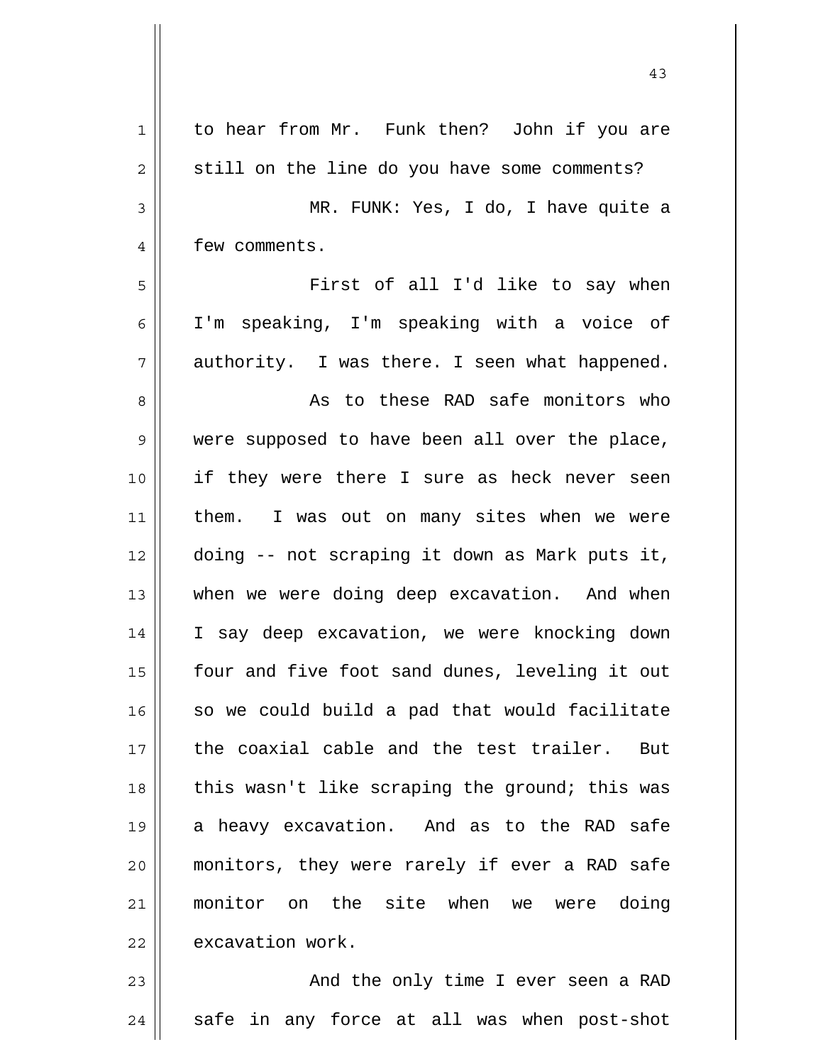to hear from Mr. Funk then? John if you are still on the line do you have some comments?

MR. FUNK: Yes, I do, I have quite a few comments.

First of all I'd like to say when I'm speaking, I'm speaking with a voice of authority. I was there. I seen what happened.

As to these RAD safe monitors who were supposed to have been all over the place, if they were there I sure as heck never seen them. I was out on many sites when we were doing -- not scraping it down as Mark puts it, when we were doing deep excavation. And when I say deep excavation, we were knocking down four and five foot sand dunes, leveling it out so we could build a pad that would facilitate the coaxial cable and the test trailer. But this wasn't like scraping the ground; this was a heavy excavation. And as to the RAD safe monitors, they were rarely if ever a RAD safe monitor on the site when we were doing excavation work.

And the only time I ever seen a RAD safe in any force at all was when post-shot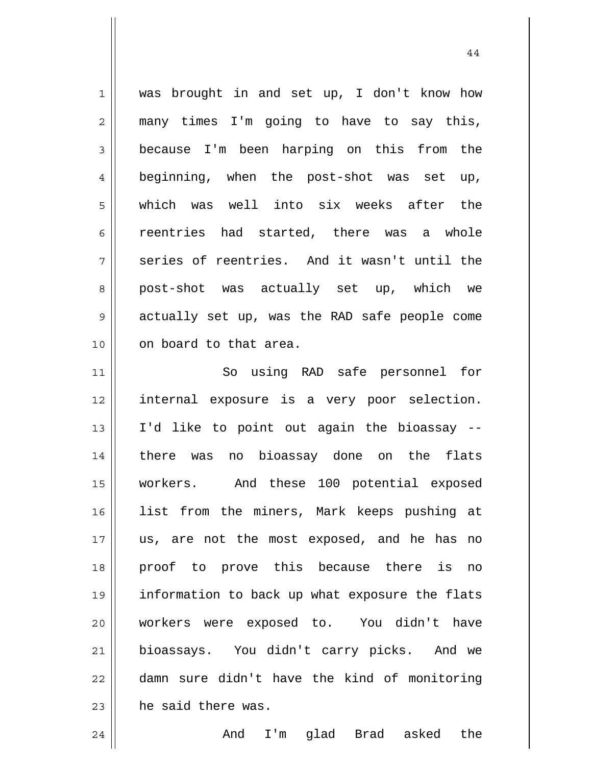was brought in and set up, I don't know how many times I'm going to have to say this, because I'm been harping on this from the beginning, when the post-shot was set up, which was well into six weeks after the reentries had started, there was a whole series of reentries. And it wasn't until the post-shot was actually set up, which we actually set up, was the RAD safe people come on board to that area.

So using RAD safe personnel for internal exposure is a very poor selection. I'd like to point out again the bioassay -- there was no bioassay done on the flats workers. And these 100 potential exposed list from the miners, Mark keeps pushing at us, are not the most exposed, and he has no proof to prove this because there is no information to back up what exposure the flats workers were exposed to. You didn't have bioassays. You didn't carry picks. And we damn sure didn't have the kind of monitoring he said there was.

And I'm glad Brad asked the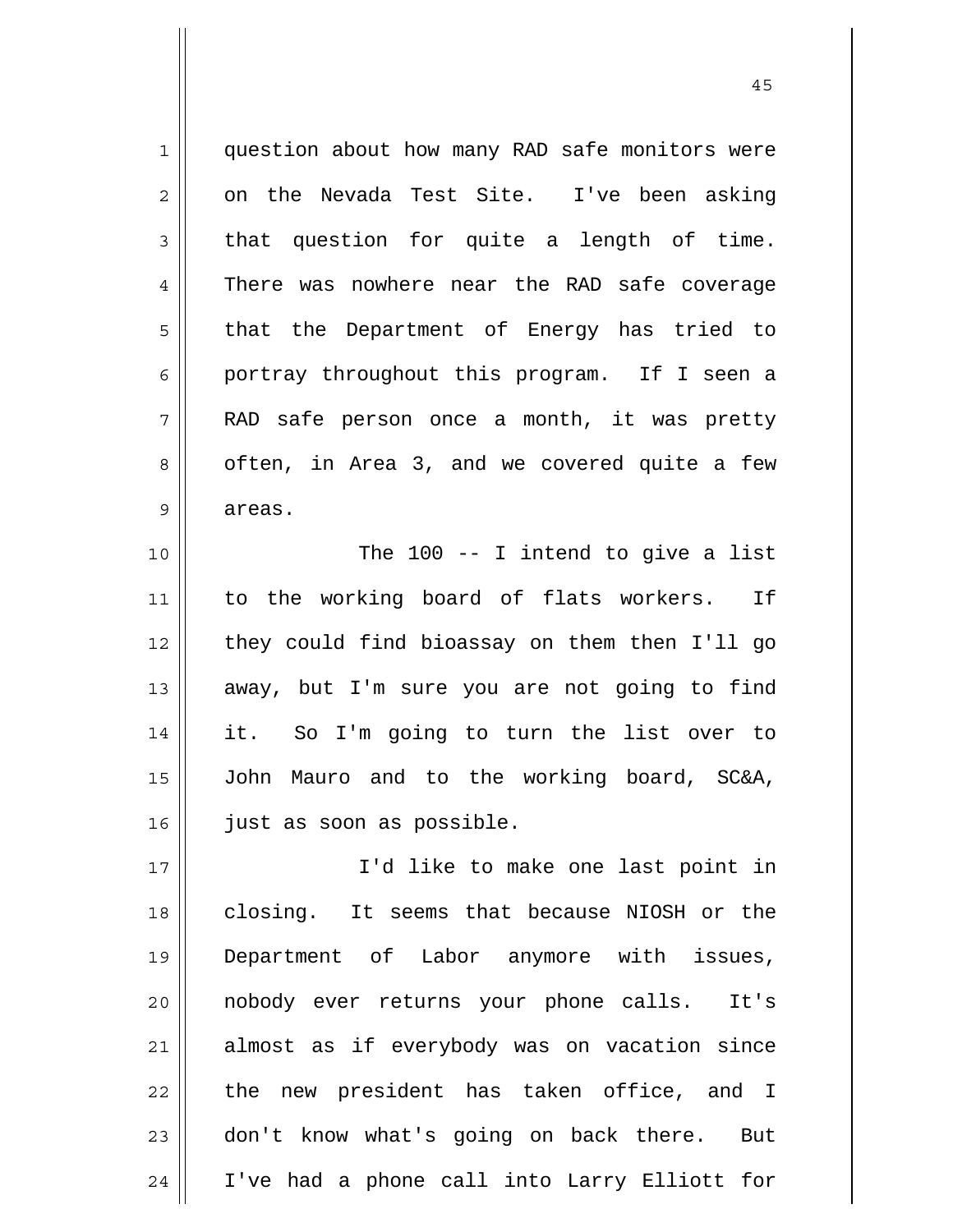question about how many RAD safe monitors were on the Nevada Test Site. I've been asking that question for quite a length of time. There was nowhere near the RAD safe coverage that the Department of Energy has tried to portray throughout this program. If I seen a RAD safe person once a month, it was pretty often, in Area 3, and we covered quite a few areas.

The 100 -- I intend to give a list to the working board of flats workers. If they could find bioassay on them then I'll go away, but I'm sure you are not going to find it. So I'm going to turn the list over to John Mauro and to the working board, SC&A, just as soon as possible.

I'd like to make one last point in closing. It seems that because NIOSH or the Department of Labor anymore with issues, nobody ever returns your phone calls. It's almost as if everybody was on vacation since the new president has taken office, and I don't know what's going on back there. But I've had a phone call into Larry Elliott for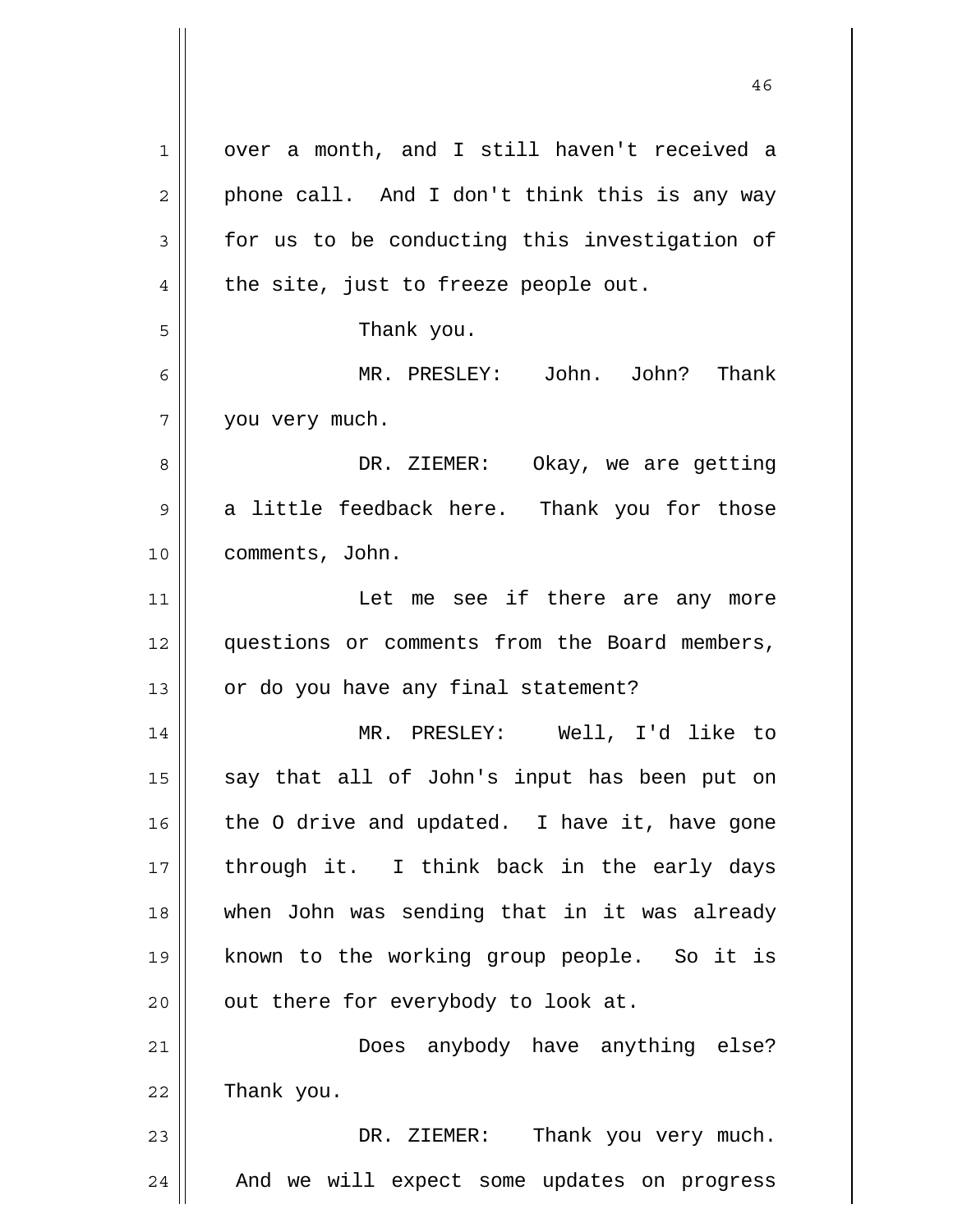over a month, and I still haven't received a phone call. And I don't think this is any way for us to be conducting this investigation of the site, just to freeze people out.

Thank you.

MR. PRESLEY: John. John? Thank you very much.

DR. ZIEMER: Okay, we are getting a little feedback here. Thank you for those comments, John.

Let me see if there are any more questions or comments from the Board members, or do you have any final statement?

MR. PRESLEY: Well, I'd like to say that all of John's input has been put on the O drive and updated. I have it, have gone through it. I think back in the early days when John was sending that in it was already known to the working group people. So it is out there for everybody to look at.

Does anybody have anything else? Thank you.

DR. ZIEMER: Thank you very much. And we will expect some updates on progress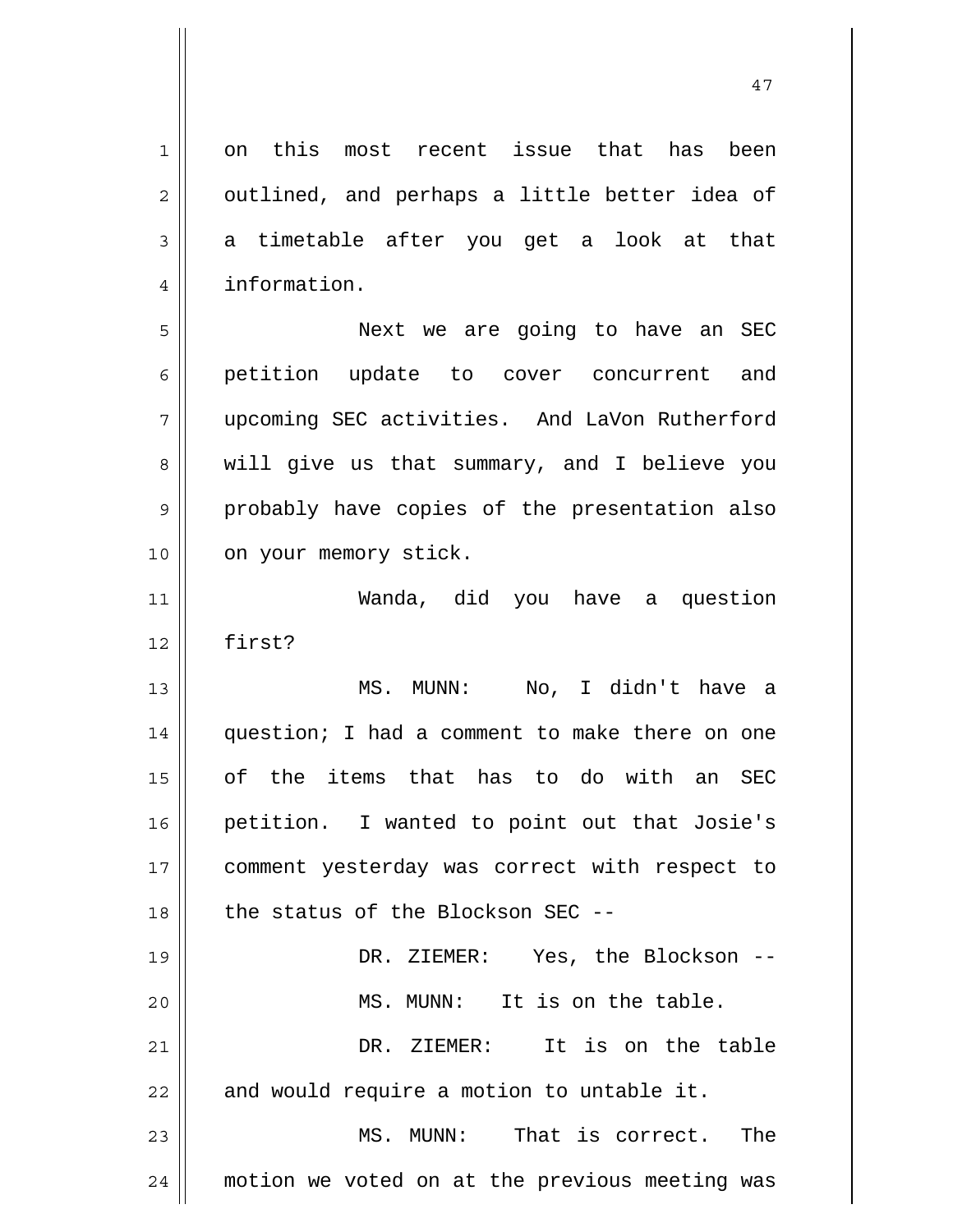on this most recent issue that has been outlined, and perhaps a little better idea of a timetable after you get a look at that information.

Next we are going to have an SEC petition update to cover concurrent and upcoming SEC activities. And LaVon Rutherford will give us that summary, and I believe you probably have copies of the presentation also on your memory stick.

Wanda, did you have a question first?

MS. MUNN: No, I didn't have a question; I had a comment to make there on one of the items that has to do with an SEC petition. I wanted to point out that Josie's comment yesterday was correct with respect to the status of the Blockson SEC --

DR. ZIEMER: Yes, the Blockson --

MS. MUNN: It is on the table.

DR. ZIEMER: It is on the table and would require a motion to untable it.

MS. MUNN: That is correct. The motion we voted on at the previous meeting was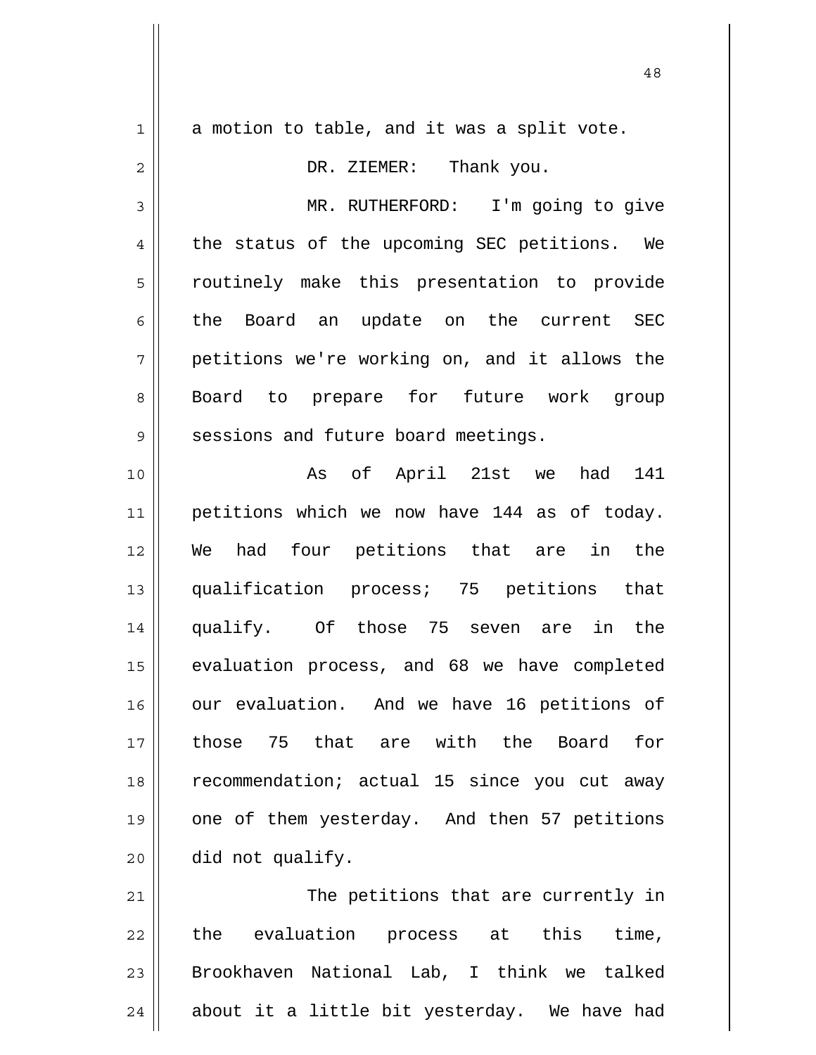a motion to table, and it was a split vote.

DR. ZIEMER: Thank you.

MR. RUTHERFORD: I'm going to give the status of the upcoming SEC petitions. We routinely make this presentation to provide the Board an update on the current SEC petitions we're working on, and it allows the Board to prepare for future work group sessions and future board meetings.

As of April 21st we had 141 petitions which we now have 144 as of today. We had four petitions that are in the qualification process; 75 petitions that qualify. Of those 75 seven are in the evaluation process, and 68 we have completed our evaluation. And we have 16 petitions of those 75 that are with the Board for recommendation; actual 15 since you cut away one of them yesterday. And then 57 petitions did not qualify.

The petitions that are currently in the evaluation process at this time, Brookhaven National Lab, I think we talked about it a little bit yesterday. We have had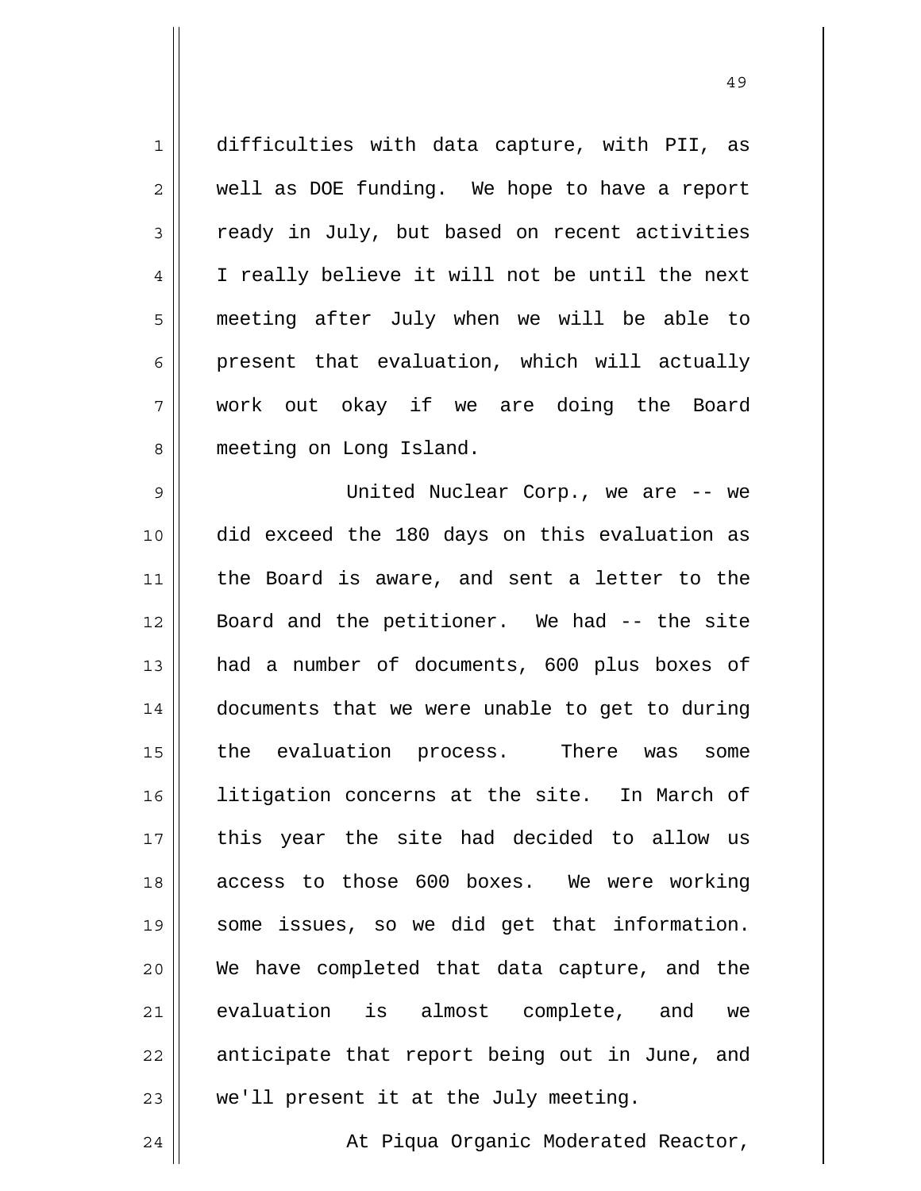difficulties with data capture, with PII, as well as DOE funding. We hope to have a report ready in July, but based on recent activities I really believe it will not be until the next meeting after July when we will be able to present that evaluation, which will actually work out okay if we are doing the Board meeting on Long Island.

United Nuclear Corp., we are -- we did exceed the 180 days on this evaluation as the Board is aware, and sent a letter to the Board and the petitioner. We had -- the site had a number of documents, 600 plus boxes of documents that we were unable to get to during the evaluation process. There was some litigation concerns at the site. In March of this year the site had decided to allow us access to those 600 boxes. We were working some issues, so we did get that information. We have completed that data capture, and the evaluation is almost complete, and we anticipate that report being out in June, and we'll present it at the July meeting.

At Piqua Organic Moderated Reactor,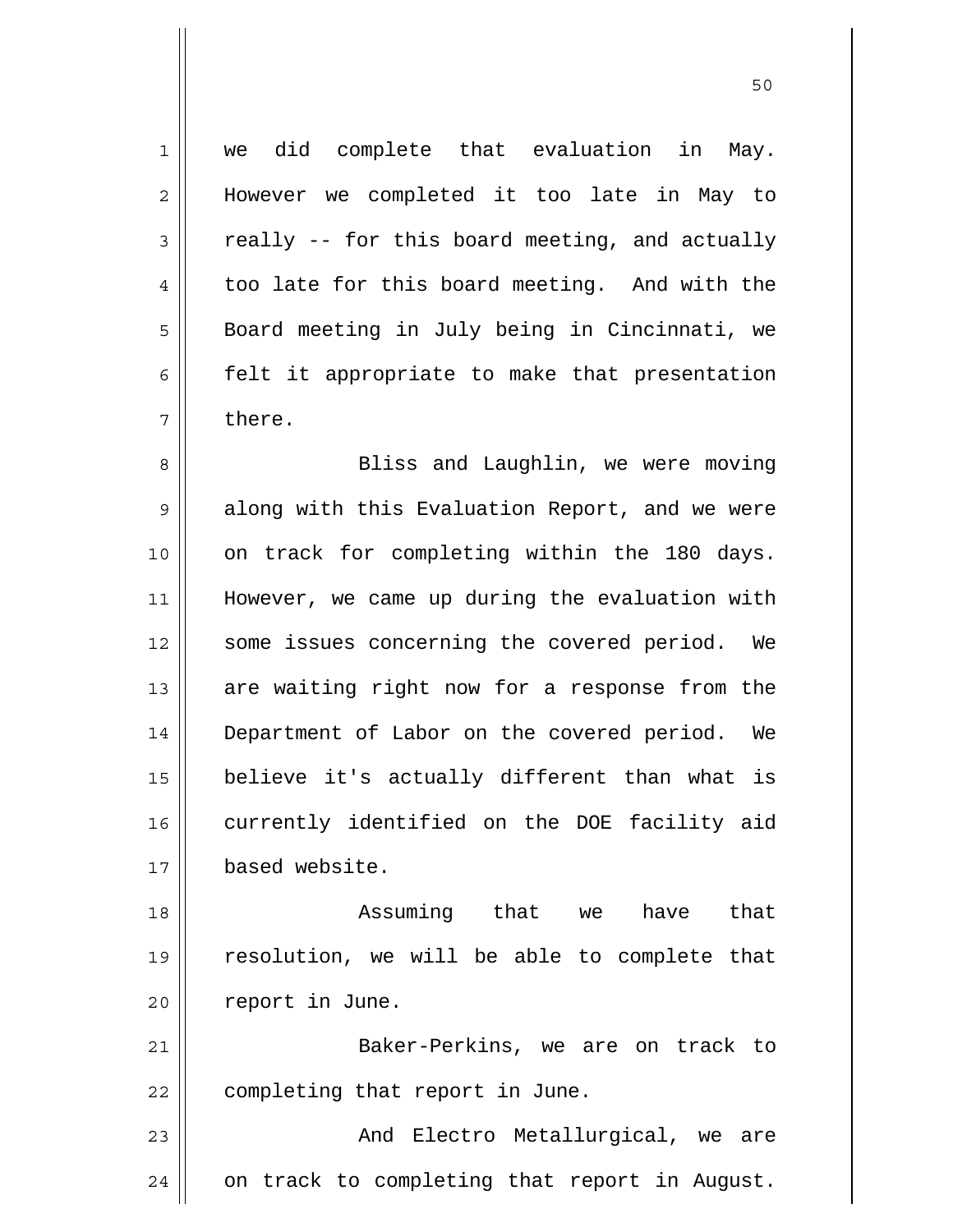we did complete that evaluation in May. However we completed it too late in May to really -- for this board meeting, and actually too late for this board meeting. And with the Board meeting in July being in Cincinnati, we felt it appropriate to make that presentation there.

Bliss and Laughlin, we were moving along with this Evaluation Report, and we were on track for completing within the 180 days. However, we came up during the evaluation with some issues concerning the covered period. We are waiting right now for a response from the Department of Labor on the covered period. We believe it's actually different than what is currently identified on the DOE facility aid based website.

Assuming that we have that resolution, we will be able to complete that report in June.

Baker-Perkins, we are on track to completing that report in June.

And Electro Metallurgical, we are on track to completing that report in August.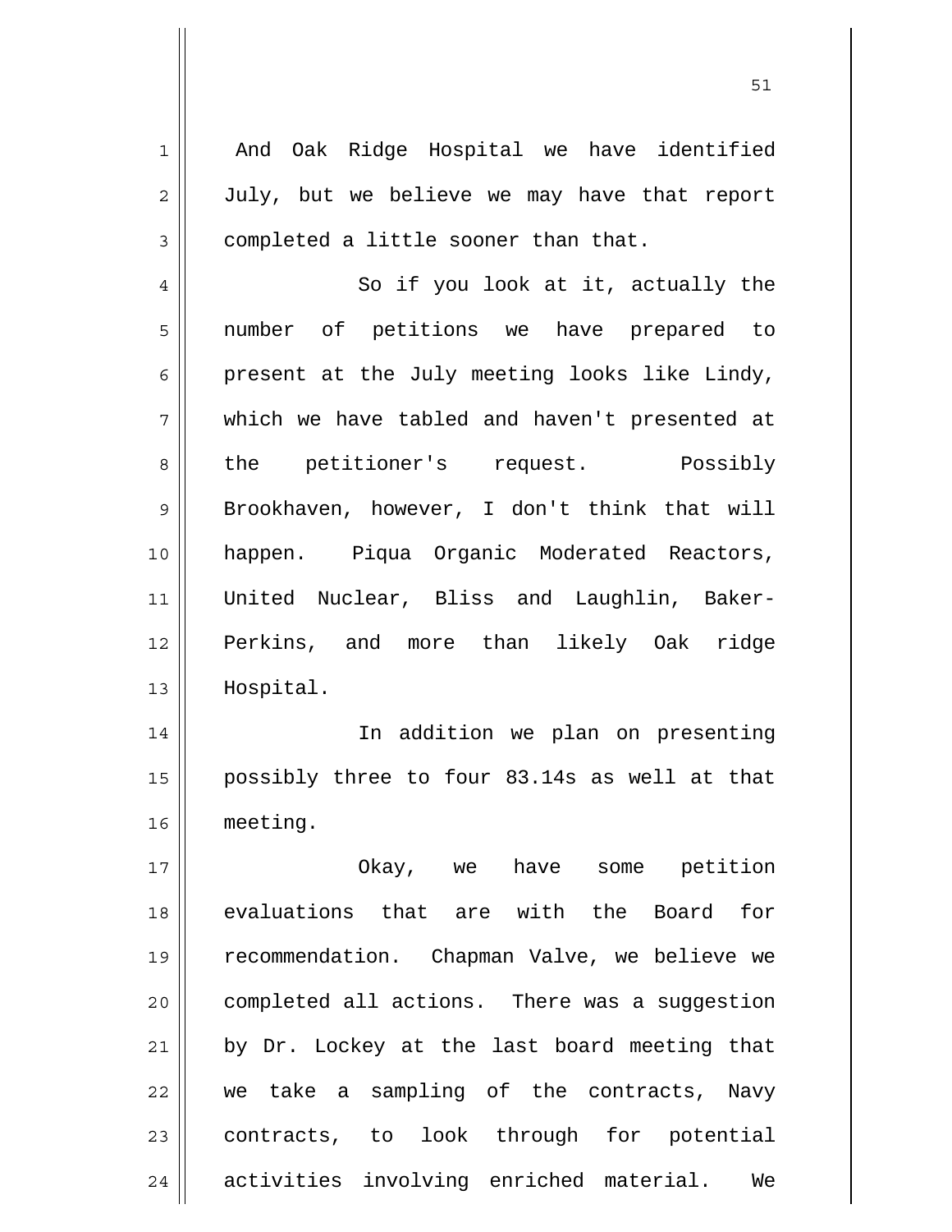And Oak Ridge Hospital we have identified July, but we believe we may have that report completed a little sooner than that.

So if you look at it, actually the number of petitions we have prepared to present at the July meeting looks like Lindy, which we have tabled and haven't presented at the petitioner's request. Possibly Brookhaven, however, I don't think that will happen. Piqua Organic Moderated Reactors, United Nuclear, Bliss and Laughlin, Baker-Perkins, and more than likely Oak ridge Hospital.

In addition we plan on presenting possibly three to four 83.14s as well at that meeting.

Okay, we have some petition evaluations that are with the Board for recommendation. Chapman Valve, we believe we completed all actions. There was a suggestion by Dr. Lockey at the last board meeting that we take a sampling of the contracts, Navy contracts, to look through for potential activities involving enriched material. We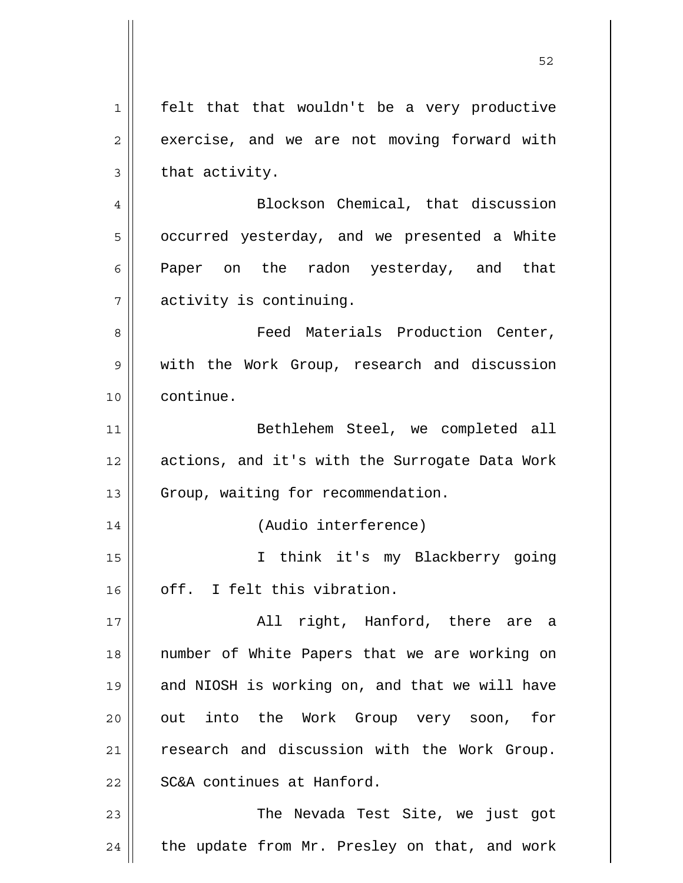felt that that wouldn't be a very productive exercise, and we are not moving forward with that activity.

Blockson Chemical, that discussion occurred yesterday, and we presented a White Paper on the radon yesterday, and that activity is continuing.

Feed Materials Production Center, with the Work Group, research and discussion continue.

Bethlehem Steel, we completed all actions, and it's with the Surrogate Data Work Group, waiting for recommendation.

(Audio interference)

I think it's my Blackberry going off. I felt this vibration.

All right, Hanford, there are a number of White Papers that we are working on and NIOSH is working on, and that we will have out into the Work Group very soon, for research and discussion with the Work Group. SC&A continues at Hanford.

The Nevada Test Site, we just got the update from Mr. Presley on that, and work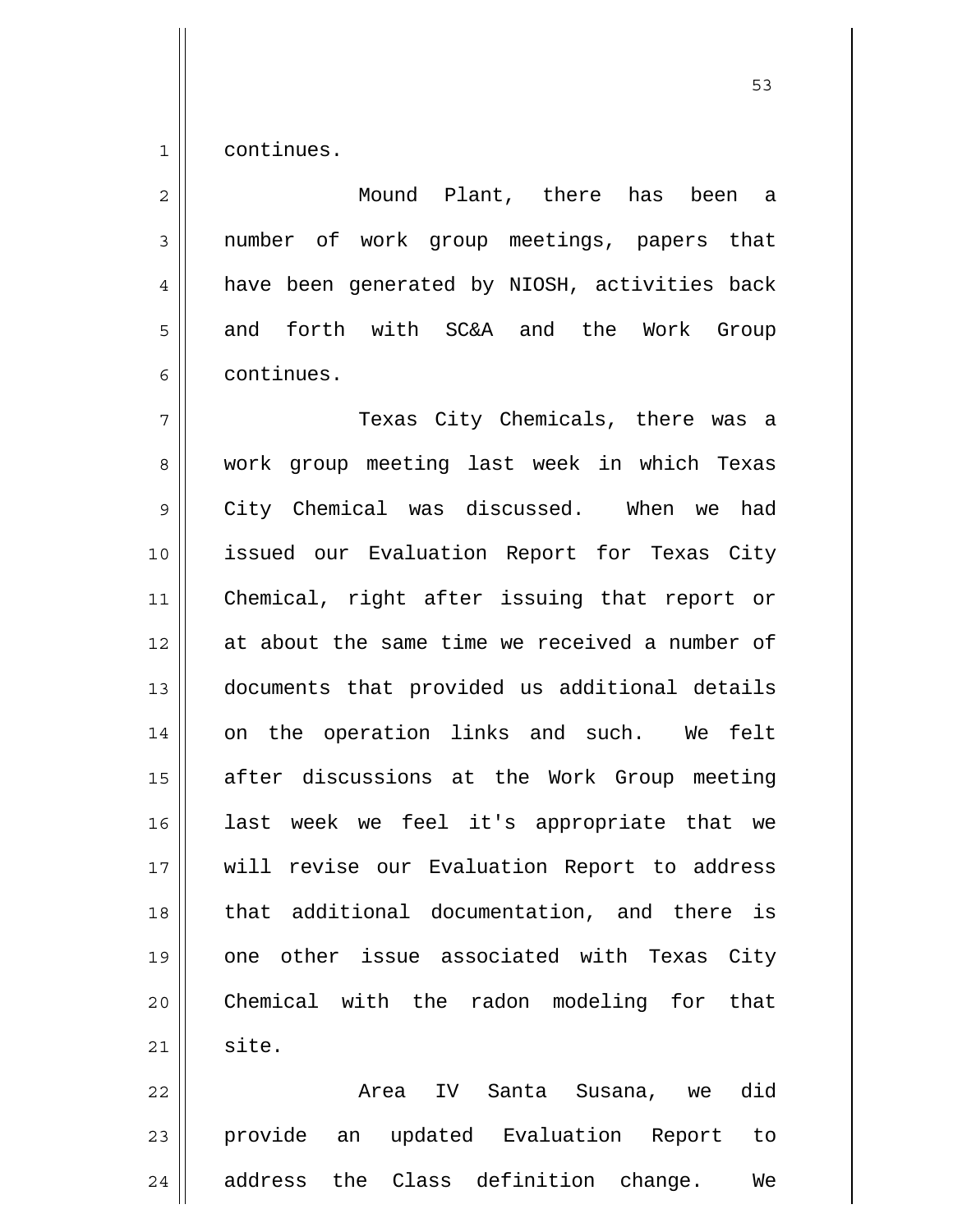continues.

Mound Plant, there has been a number of work group meetings, papers that have been generated by NIOSH, activities back and forth with SC&A and the Work Group continues.

Texas City Chemicals, there was a work group meeting last week in which Texas City Chemical was discussed. When we had issued our Evaluation Report for Texas City Chemical, right after issuing that report or at about the same time we received a number of documents that provided us additional details on the operation links and such. We felt after discussions at the Work Group meeting last week we feel it's appropriate that we will revise our Evaluation Report to address that additional documentation, and there is one other issue associated with Texas City Chemical with the radon modeling for that site.

Area IV Santa Susana, we did provide an updated Evaluation Report to address the Class definition change. We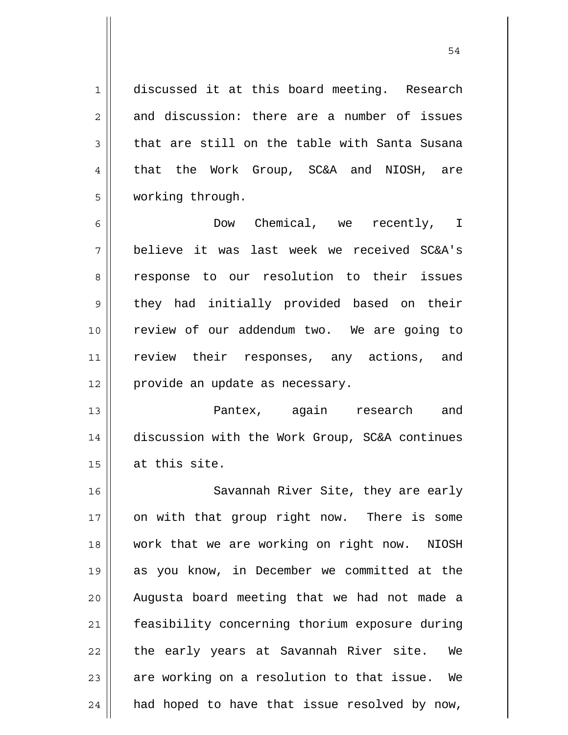discussed it at this board meeting. Research and discussion: there are a number of issues that are still on the table with Santa Susana that the Work Group, SC&A and NIOSH, are working through.

Dow Chemical, we recently, I believe it was last week we received SC&A's response to our resolution to their issues they had initially provided based on their review of our addendum two. We are going to review their responses, any actions, and provide an update as necessary.

Pantex, again research and discussion with the Work Group, SC&A continues at this site.

Savannah River Site, they are early on with that group right now. There is some work that we are working on right now. NIOSH as you know, in December we committed at the Augusta board meeting that we had not made a feasibility concerning thorium exposure during the early years at Savannah River site. We are working on a resolution to that issue. We had hoped to have that issue resolved by now,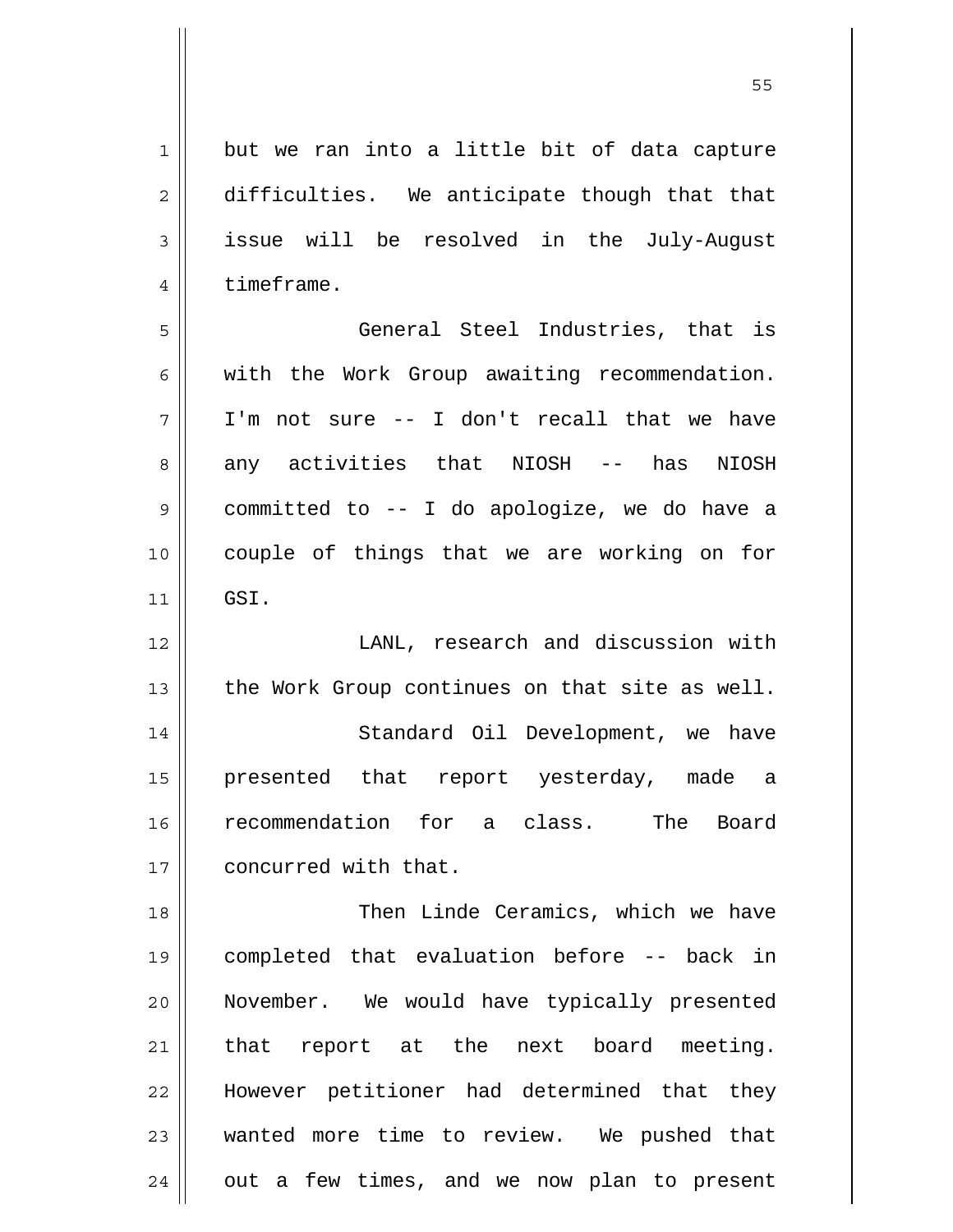but we ran into a little bit of data capture difficulties. We anticipate though that that issue will be resolved in the July-August timeframe.

General Steel Industries, that is with the Work Group awaiting recommendation. I'm not sure -- I don't recall that we have any activities that NIOSH -- has NIOSH committed to -- I do apologize, we do have a couple of things that we are working on for GSI.

LANL, research and discussion with the Work Group continues on that site as well.

Standard Oil Development, we have presented that report yesterday, made a recommendation for a class. The Board concurred with that.

Then Linde Ceramics, which we have completed that evaluation before -- back in November. We would have typically presented that report at the next board meeting. However petitioner had determined that they wanted more time to review. We pushed that out a few times, and we now plan to present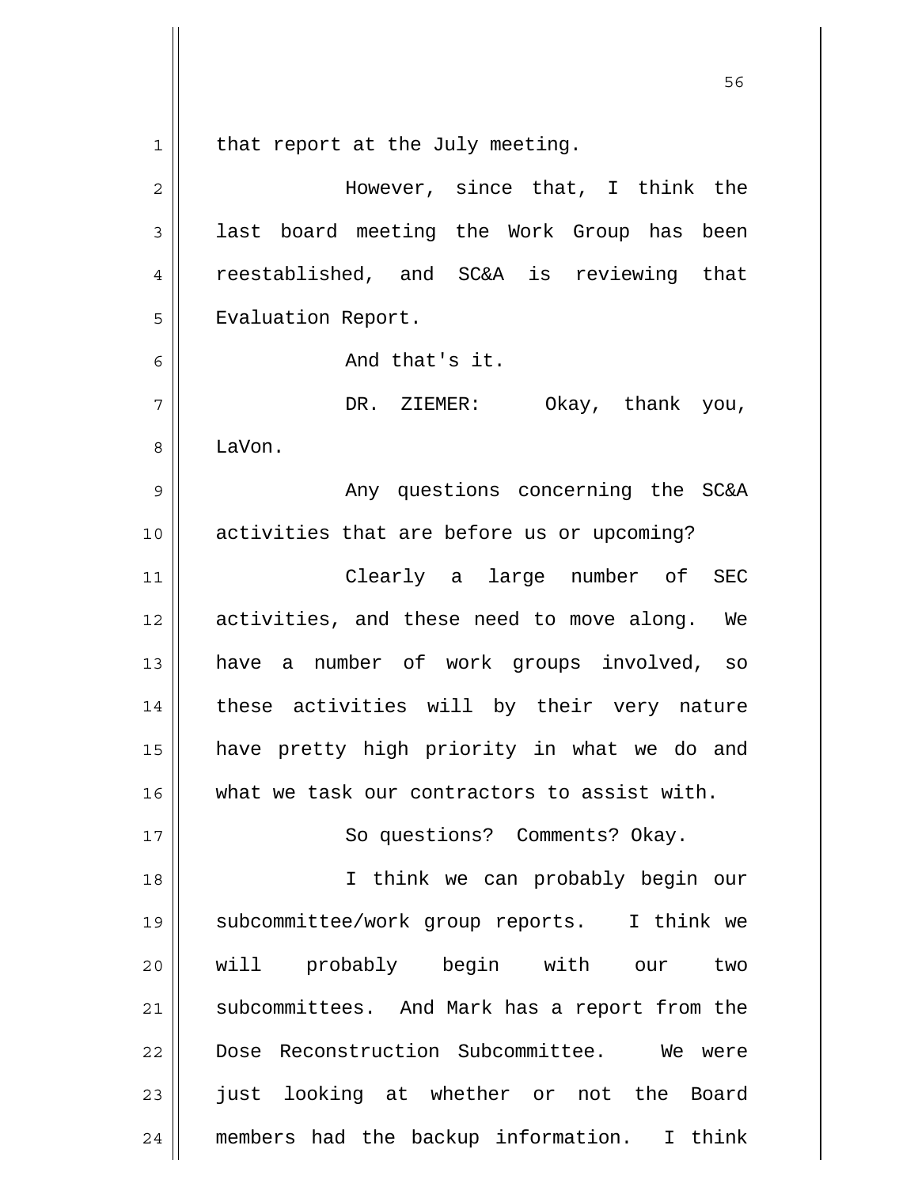that report at the July meeting.

However, since that, I think the last board meeting the Work Group has been reestablished, and SC&A is reviewing that Evaluation Report.

And that's it.

DR. ZIEMER: Okay, thank you, LaVon.

Any questions concerning the SC&A activities that are before us or upcoming?

Clearly a large number of SEC activities, and these need to move along. We have a number of work groups involved, so these activities will by their very nature have pretty high priority in what we do and what we task our contractors to assist with.

So questions? Comments? Okay.

I think we can probably begin our subcommittee/work group reports. I think we will probably begin with our two subcommittees. And Mark has a report from the Dose Reconstruction Subcommittee. We were just looking at whether or not the Board members had the backup information. I think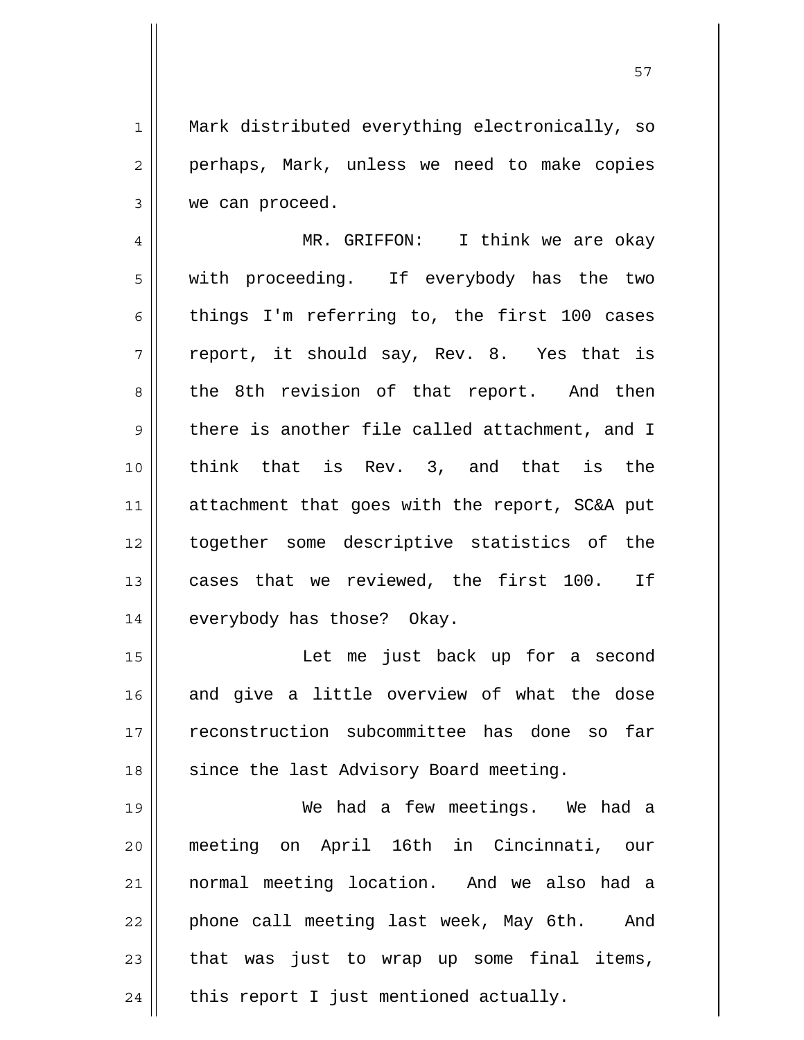Mark distributed everything electronically, so perhaps, Mark, unless we need to make copies we can proceed.

MR. GRIFFON: I think we are okay with proceeding. If everybody has the two things I'm referring to, the first 100 cases report, it should say, Rev. 8. Yes that is the 8th revision of that report. And then there is another file called attachment, and I think that is Rev. 3, and that is the attachment that goes with the report, SC&A put together some descriptive statistics of the cases that we reviewed, the first 100. If everybody has those? Okay.

Let me just back up for a second and give a little overview of what the dose reconstruction subcommittee has done so far since the last Advisory Board meeting.

We had a few meetings. We had a meeting on April 16th in Cincinnati, our normal meeting location. And we also had a phone call meeting last week, May 6th. And that was just to wrap up some final items, this report I just mentioned actually.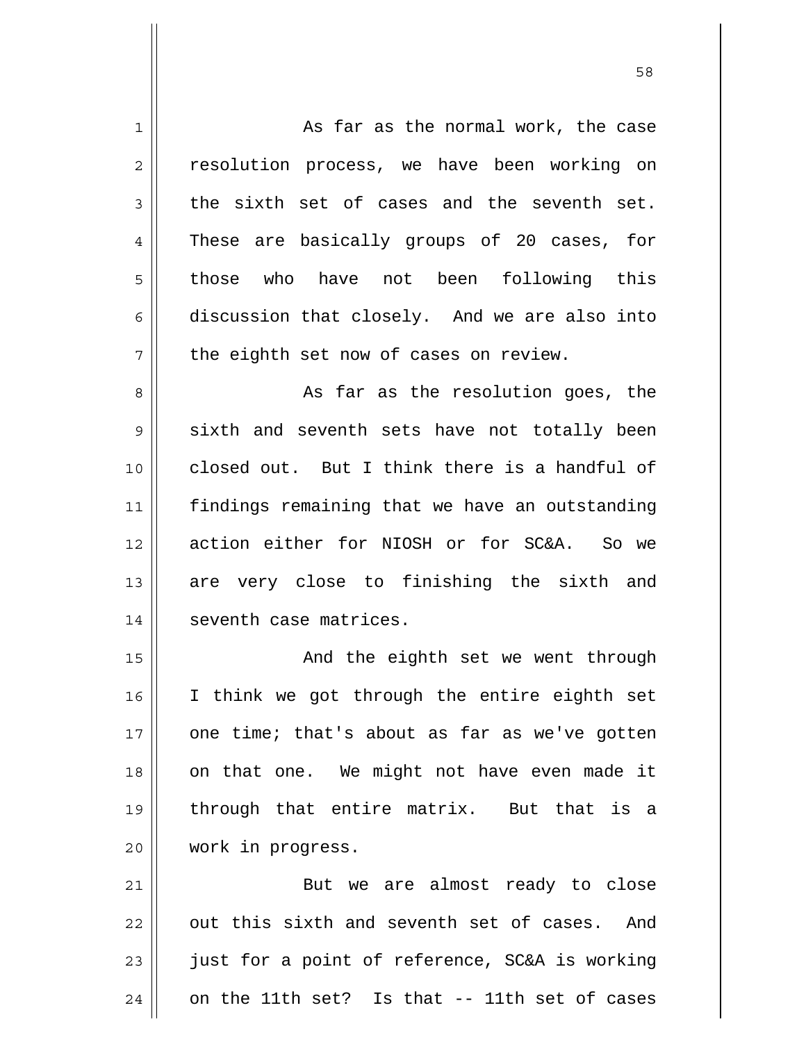As far as the normal work, the case resolution process, we have been working on the sixth set of cases and the seventh set. These are basically groups of 20 cases, for those who have not been following this discussion that closely. And we are also into the eighth set now of cases on review.

As far as the resolution goes, the sixth and seventh sets have not totally been closed out. But I think there is a handful of findings remaining that we have an outstanding action either for NIOSH or for SC&A. So we are very close to finishing the sixth and seventh case matrices.

And the eighth set we went through I think we got through the entire eighth set one time; that's about as far as we've gotten on that one. We might not have even made it through that entire matrix. But that is a work in progress.

But we are almost ready to close out this sixth and seventh set of cases. And just for a point of reference, SC&A is working on the 11th set? Is that -- 11th set of cases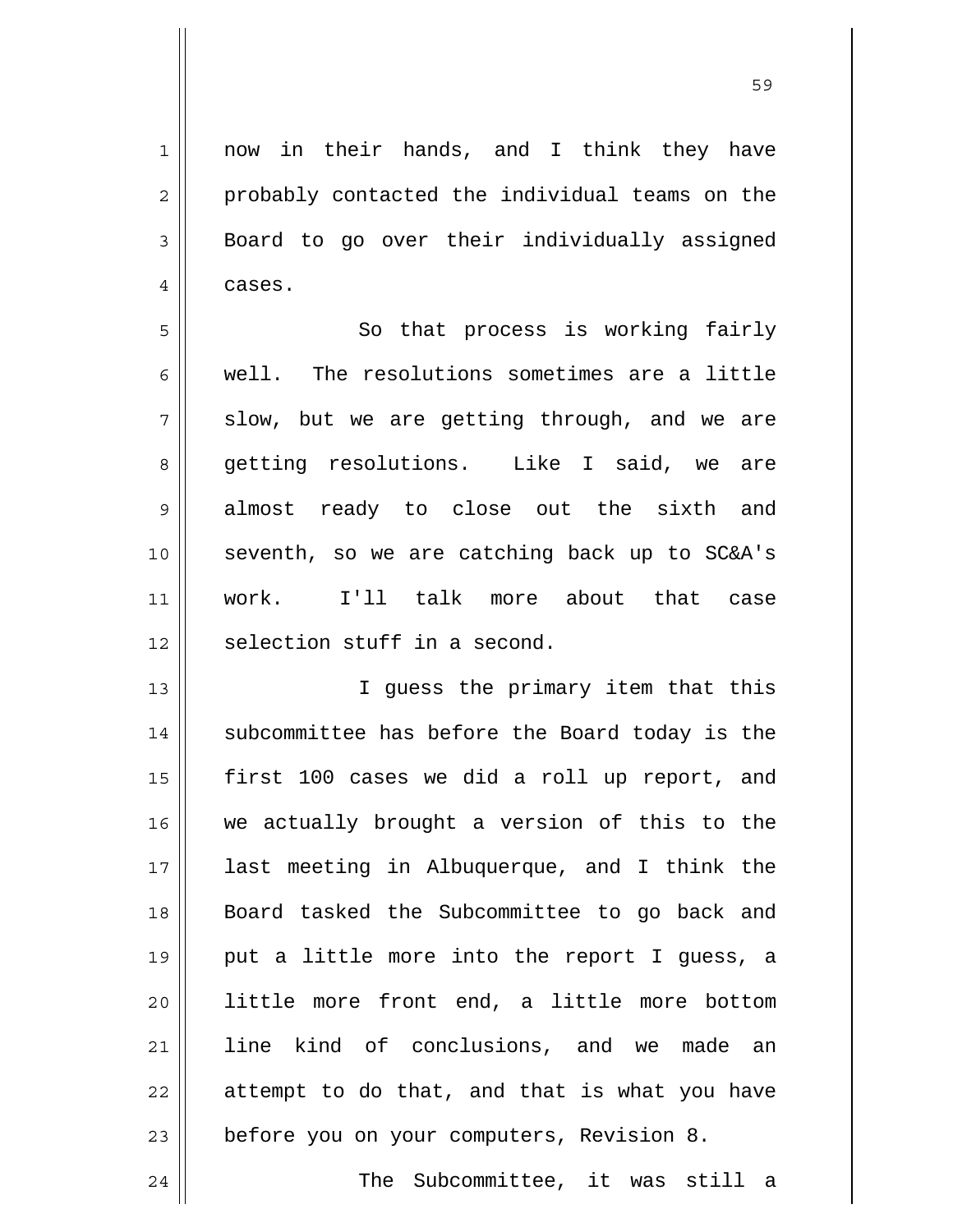now in their hands, and I think they have probably contacted the individual teams on the Board to go over their individually assigned cases.

So that process is working fairly well. The resolutions sometimes are a little slow, but we are getting through, and we are getting resolutions. Like I said, we are almost ready to close out the sixth and seventh, so we are catching back up to SC&A's work. I'll talk more about that case selection stuff in a second.

I guess the primary item that this subcommittee has before the Board today is the first 100 cases we did a roll up report, and we actually brought a version of this to the last meeting in Albuquerque, and I think the Board tasked the Subcommittee to go back and put a little more into the report I guess, a little more front end, a little more bottom line kind of conclusions, and we made an attempt to do that, and that is what you have before you on your computers, Revision 8.

The Subcommittee, it was still a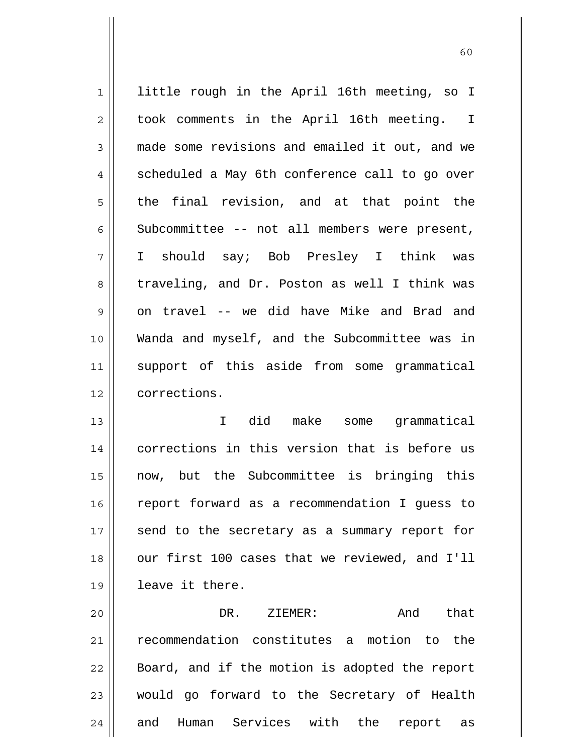little rough in the April 16th meeting, so I took comments in the April 16th meeting. I made some revisions and emailed it out, and we scheduled a May 6th conference call to go over the final revision, and at that point the Subcommittee -- not all members were present, I should say; Bob Presley I think was traveling, and Dr. Poston as well I think was on travel -- we did have Mike and Brad and Wanda and myself, and the Subcommittee was in support of this aside from some grammatical corrections.

I did make some grammatical corrections in this version that is before us now, but the Subcommittee is bringing this report forward as a recommendation I guess to send to the secretary as a summary report for our first 100 cases that we reviewed, and I'll leave it there.

DR. ZIEMER: And that recommendation constitutes a motion to the Board, and if the motion is adopted the report would go forward to the Secretary of Health and Human Services with the report as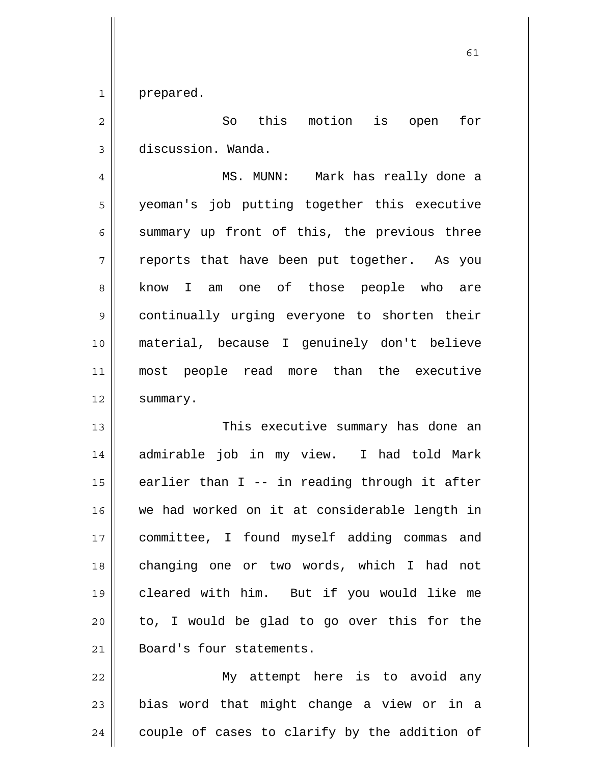prepared.

So this motion is open for discussion. Wanda.

MS. MUNN: Mark has really done a yeoman's job putting together this executive summary up front of this, the previous three reports that have been put together. As you know I am one of those people who are continually urging everyone to shorten their material, because I genuinely don't believe most people read more than the executive summary.

This executive summary has done an admirable job in my view. I had told Mark earlier than I -- in reading through it after we had worked on it at considerable length in committee, I found myself adding commas and changing one or two words, which I had not cleared with him. But if you would like me to, I would be glad to go over this for the Board's four statements.

My attempt here is to avoid any bias word that might change a view or in a couple of cases to clarify by the addition of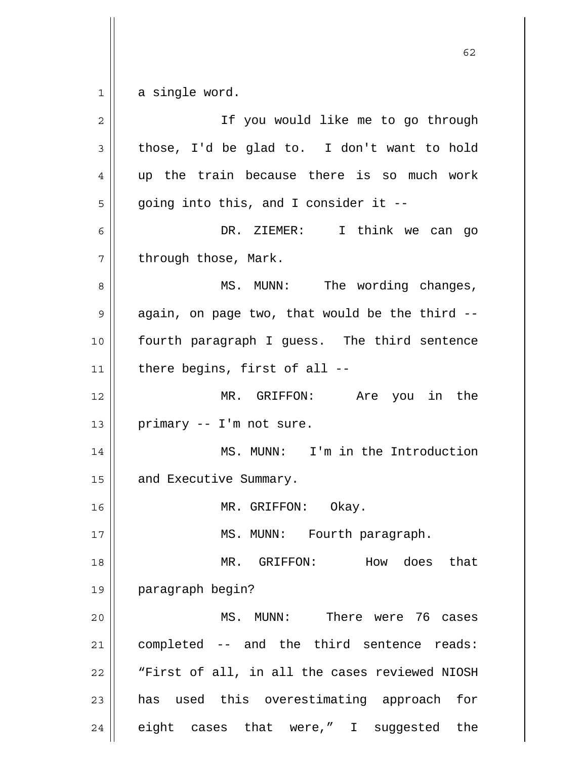a single word.

If you would like me to go through those, I'd be glad to. I don't want to hold up the train because there is so much work going into this, and I consider it --

DR. ZIEMER: I think we can go through those, Mark.

MS. MUNN: The wording changes, again, on page two, that would be the third -- fourth paragraph I guess. The third sentence there begins, first of all --

MR. GRIFFON: Are you in the primary -- I'm not sure.

MS. MUNN: I'm in the Introduction and Executive Summary.

MR. GRIFFON: Okay.

MS. MUNN: Fourth paragraph.

MR. GRIFFON: How does that paragraph begin?

MS. MUNN: There were 76 cases completed -- and the third sentence reads: "First of all, in all the cases reviewed NIOSH has used this overestimating approach for eight cases that were," I suggested the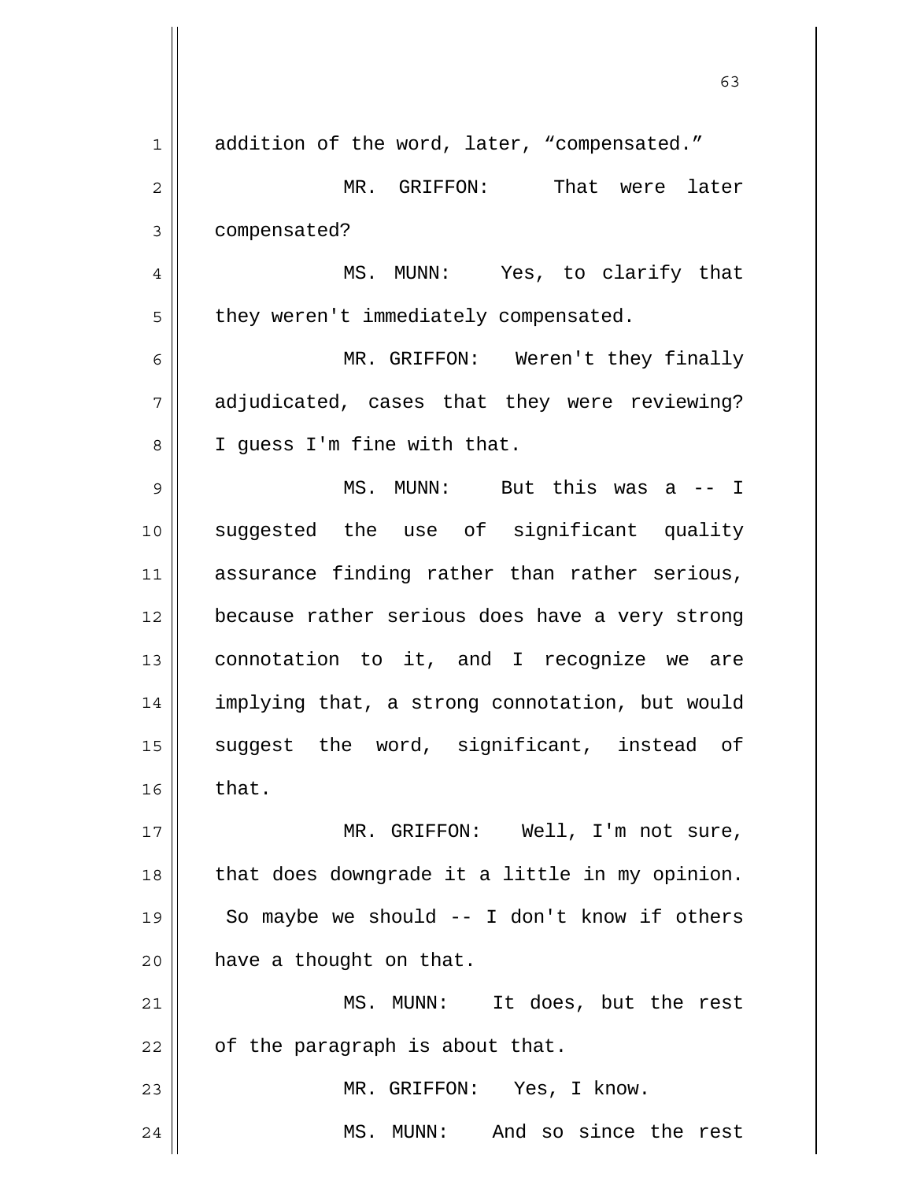addition of the word, later, “compensated.”

MR. GRIFFON: That were later compensated?

MS. MUNN: Yes, to clarify that they weren't immediately compensated.

MR. GRIFFON: Weren't they finally adjudicated, cases that they were reviewing? I guess I'm fine with that.

MS. MUNN: But this was a -- I suggested the use of significant quality assurance finding rather than rather serious, because rather serious does have a very strong connotation to it, and I recognize we are implying that, a strong connotation, but would suggest the word, significant, instead of that.

MR. GRIFFON: Well, I'm not sure, that does downgrade it a little in my opinion. So maybe we should -- I don't know if others have a thought on that.

MS. MUNN: It does, but the rest of the paragraph is about that.

MR. GRIFFON: Yes, I know.

MS. MUNN: And so since the rest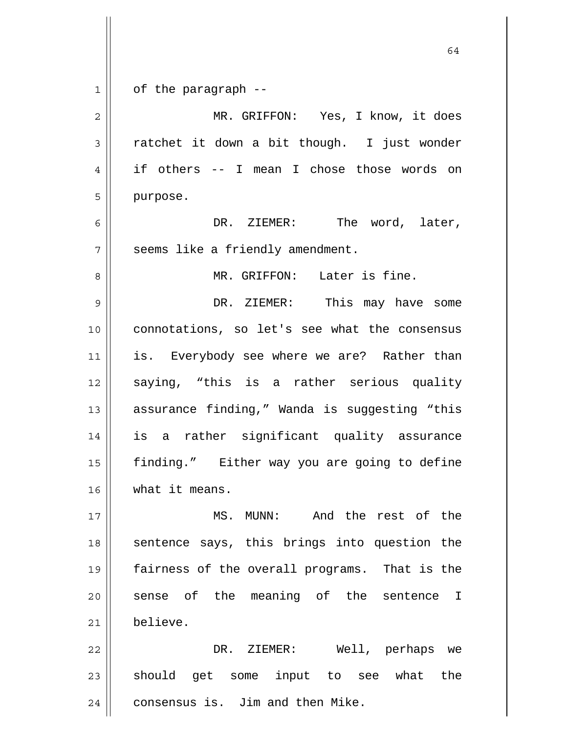of the paragraph --

MR. GRIFFON: Yes, I know, it does ratchet it down a bit though. I just wonder if others -- I mean I chose those words on purpose.

DR. ZIEMER: The word, later, seems like a friendly amendment.

MR. GRIFFON: Later is fine.

DR. ZIEMER: This may have some connotations, so let's see what the consensus is. Everybody see where we are? Rather than saying, “this is a rather serious quality assurance finding,” Wanda is suggesting “this is a rather significant quality assurance finding.” Either way you are going to define what it means.

MS. MUNN: And the rest of the sentence says, this brings into question the fairness of the overall programs. That is the sense of the meaning of the sentence I believe.

DR. ZIEMER: Well, perhaps we should get some input to see what the consensus is. Jim and then Mike.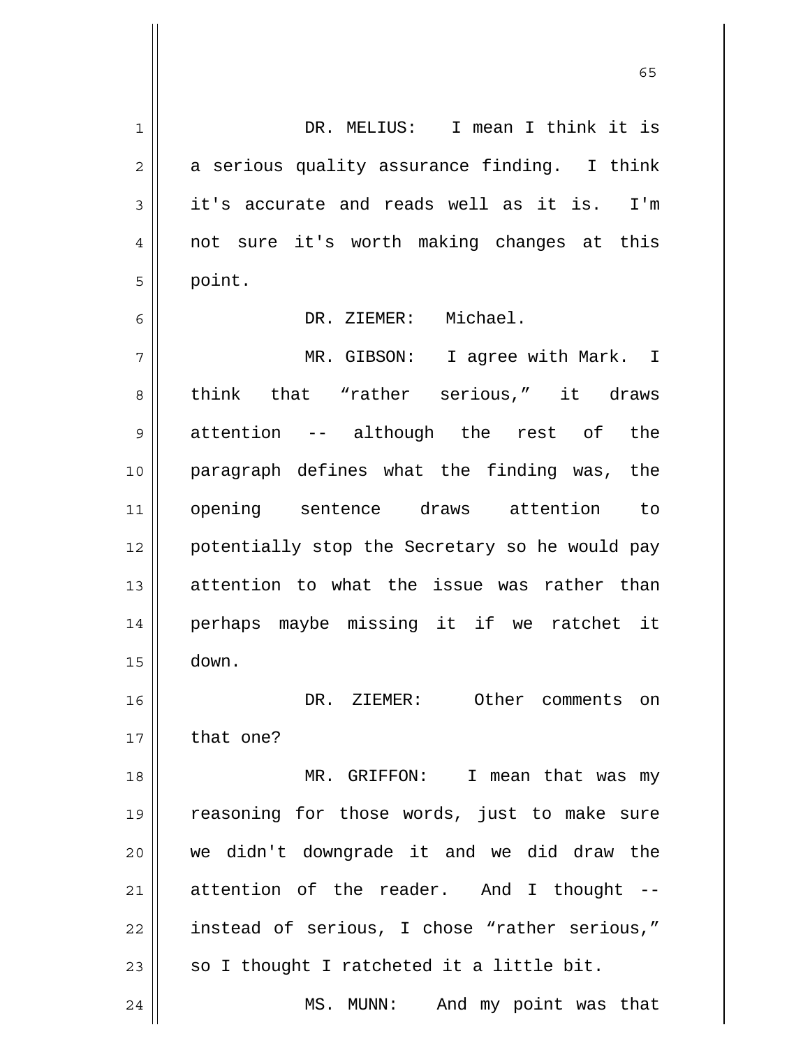DR. MELIUS: I mean I think it is a serious quality assurance finding. I think it's accurate and reads well as it is. I'm not sure it's worth making changes at this point.

DR. ZIEMER: Michael.

MR. GIBSON: I agree with Mark. I think that “rather serious,” it draws attention -- although the rest of the paragraph defines what the finding was, the opening sentence draws attention to potentially stop the Secretary so he would pay attention to what the issue was rather than perhaps maybe missing it if we ratchet it down.

DR. ZIEMER: Other comments on that one?

MR. GRIFFON: I mean that was my reasoning for those words, just to make sure we didn't downgrade it and we did draw the attention of the reader. And I thought -- instead of serious, I chose “rather serious,” so I thought I ratcheted it a little bit.

MS. MUNN: And my point was that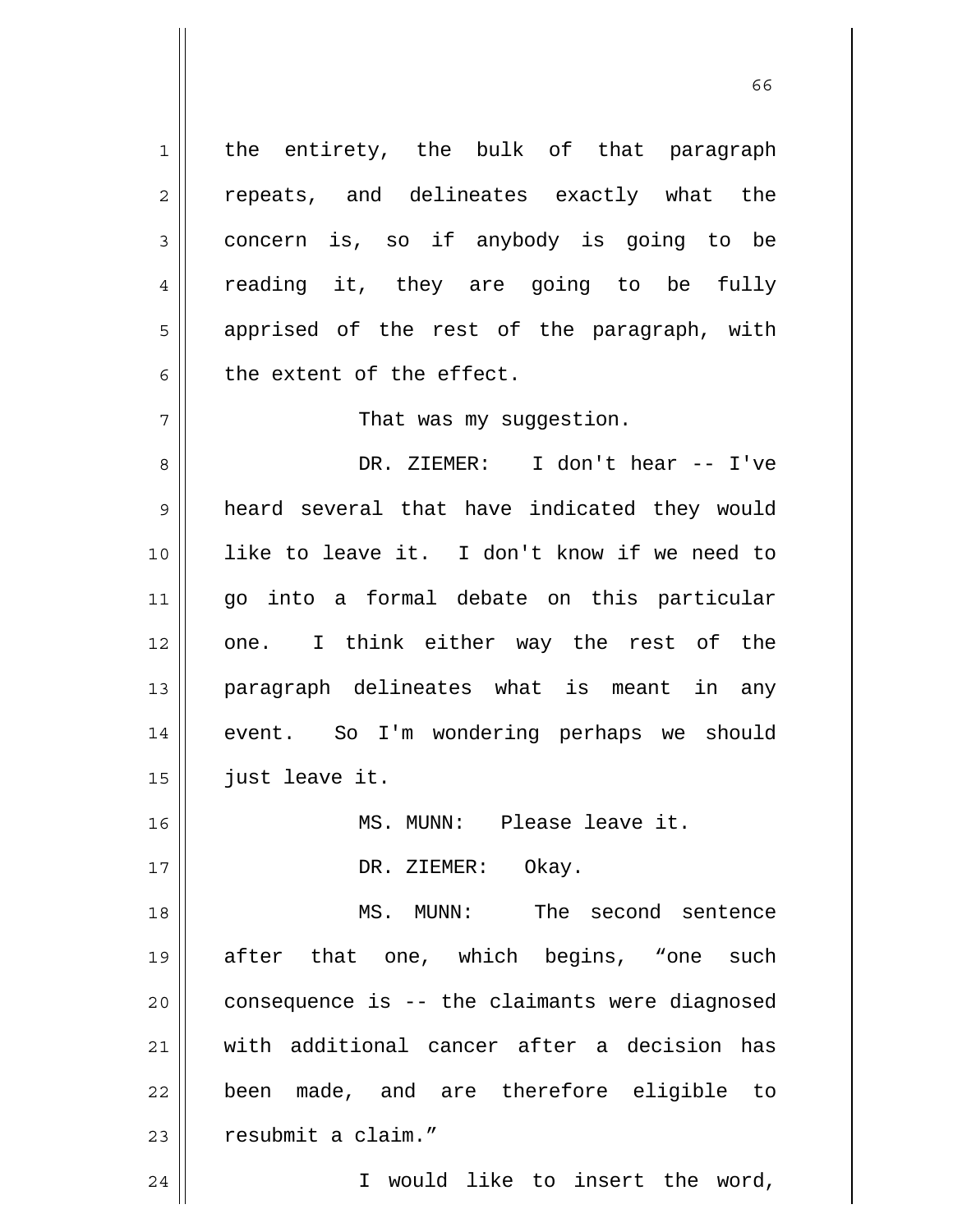the entirety, the bulk of that paragraph repeats, and delineates exactly what the concern is, so if anybody is going to be reading it, they are going to be fully apprised of the rest of the paragraph, with the extent of the effect.

That was my suggestion.

DR. ZIEMER: I don't hear -- I've heard several that have indicated they would like to leave it. I don't know if we need to go into a formal debate on this particular one. I think either way the rest of the paragraph delineates what is meant in any event. So I'm wondering perhaps we should just leave it.

MS. MUNN: Please leave it.

DR. ZIEMER: Okay.

MS. MUNN: The second sentence after that one, which begins, "one such consequence is -- the claimants were diagnosed with additional cancer after a decision has been made, and are therefore eligible to resubmit a claim."

I would like to insert the word,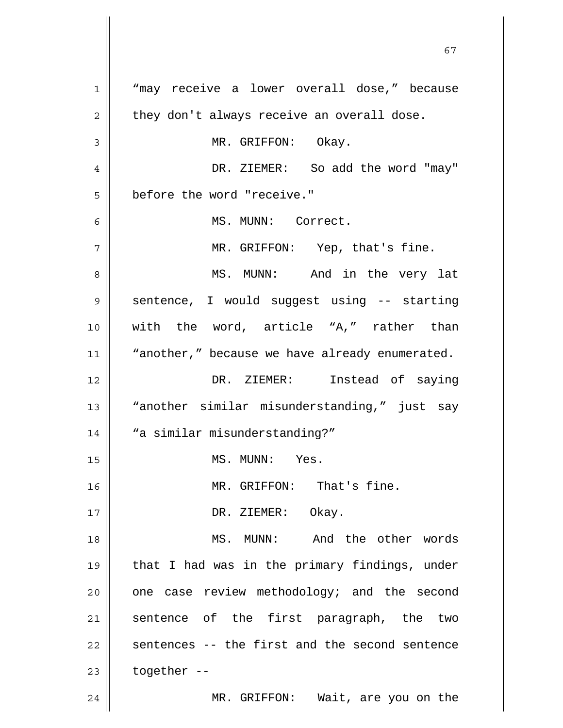"may receive a lower overall dose," because they don't always receive an overall dose.

MR. GRIFFON: Okay.

DR. ZIEMER: So add the word "may" before the word "receive."

MS. MUNN: Correct.

MR. GRIFFON: Yep, that's fine.

MS. MUNN: And in the very lat sentence, I would suggest using -- starting with the word, article "A," rather than "another," because we have already enumerated.

DR. ZIEMER: Instead of saying "another similar misunderstanding," just say "a similar misunderstanding?"

MS. MUNN: Yes.

MR. GRIFFON: That's fine.

DR. ZIEMER: Okay.

MS. MUNN: And the other words that I had was in the primary findings, under one case review methodology; and the second sentence of the first paragraph, the two sentences -- the first and the second sentence together --

MR. GRIFFON: Wait, are you on the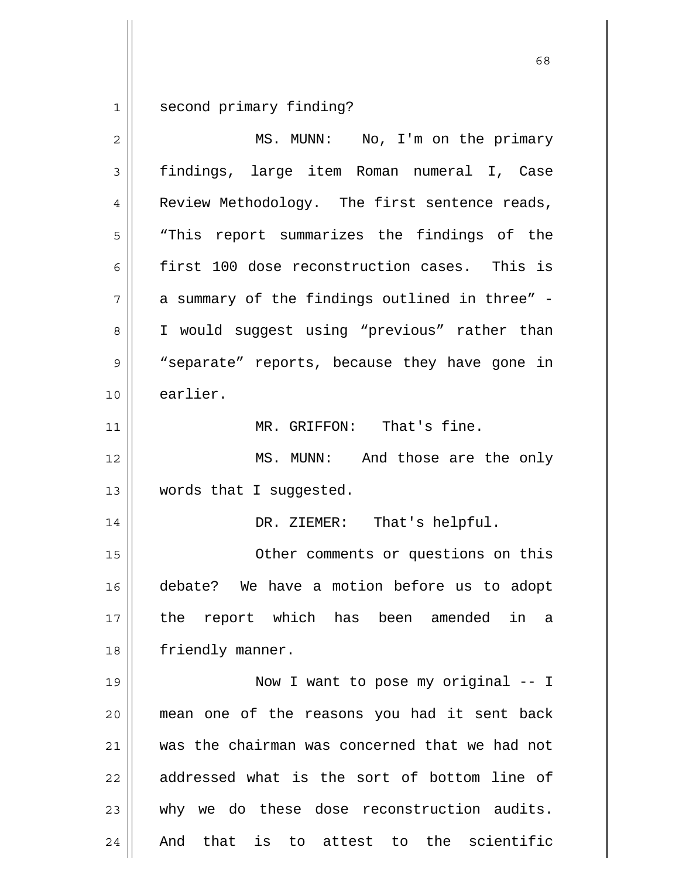second primary finding?

MS. MUNN: No, I'm on the primary findings, large item Roman numeral I, Case Review Methodology. The first sentence reads, "This report summarizes the findings of the first 100 dose reconstruction cases. This is a summary of the findings outlined in three" - I would suggest using "previous" rather than "separate" reports, because they have gone in earlier.

MR. GRIFFON: That's fine.

MS. MUNN: And those are the only words that I suggested.

DR. ZIEMER: That's helpful.

Other comments or questions on this debate? We have a motion before us to adopt the report which has been amended in a friendly manner.

Now I want to pose my original -- I mean one of the reasons you had it sent back was the chairman was concerned that we had not addressed what is the sort of bottom line of why we do these dose reconstruction audits. And that is to attest to the scientific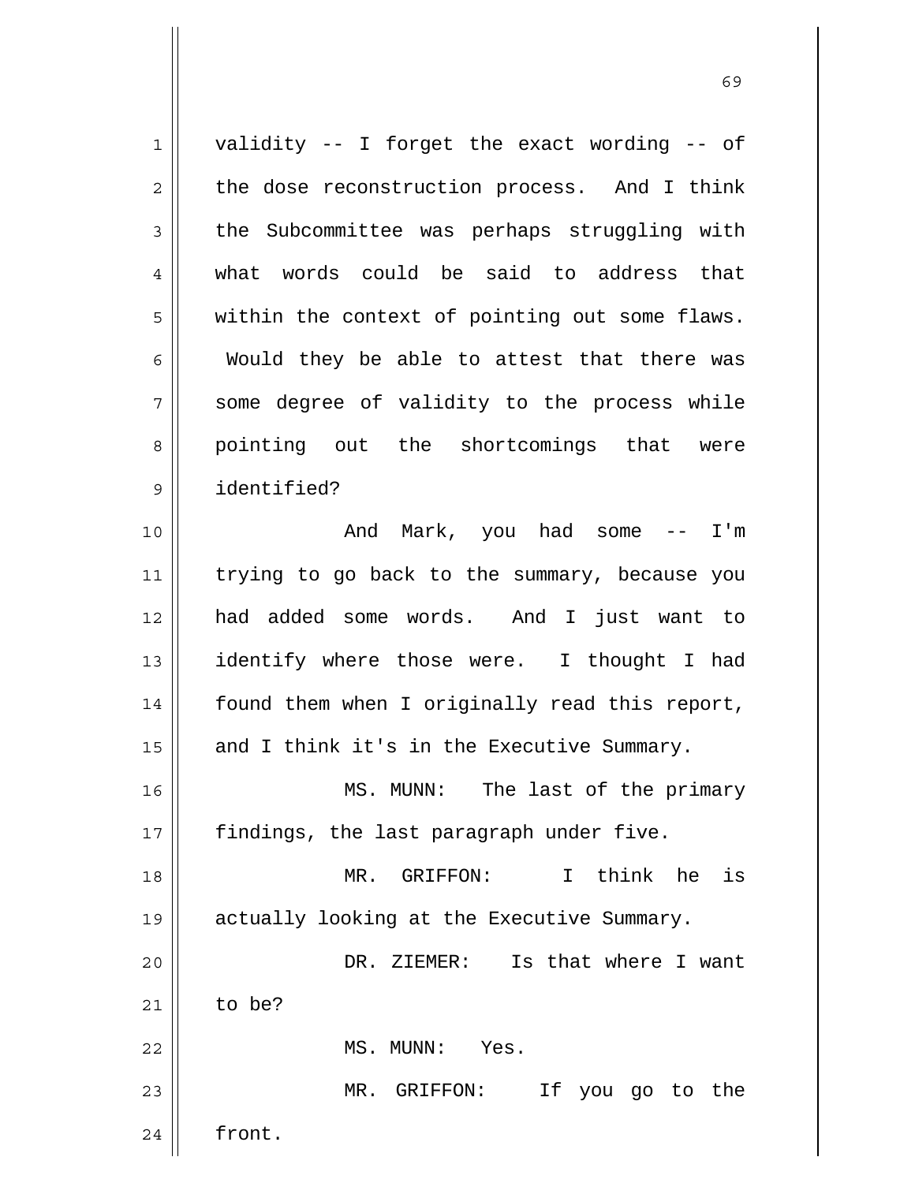validity -- I forget the exact wording -- of the dose reconstruction process. And I think the Subcommittee was perhaps struggling with what words could be said to address that within the context of pointing out some flaws. Would they be able to attest that there was some degree of validity to the process while pointing out the shortcomings that were identified?

And Mark, you had some -- I'm trying to go back to the summary, because you had added some words. And I just want to identify where those were. I thought I had found them when I originally read this report, and I think it's in the Executive Summary.

MS. MUNN: The last of the primary findings, the last paragraph under five.

MR. GRIFFON: I think he is actually looking at the Executive Summary.

DR. ZIEMER: Is that where I want to be?

MS. MUNN: Yes.

MR. GRIFFON: If you go to the front.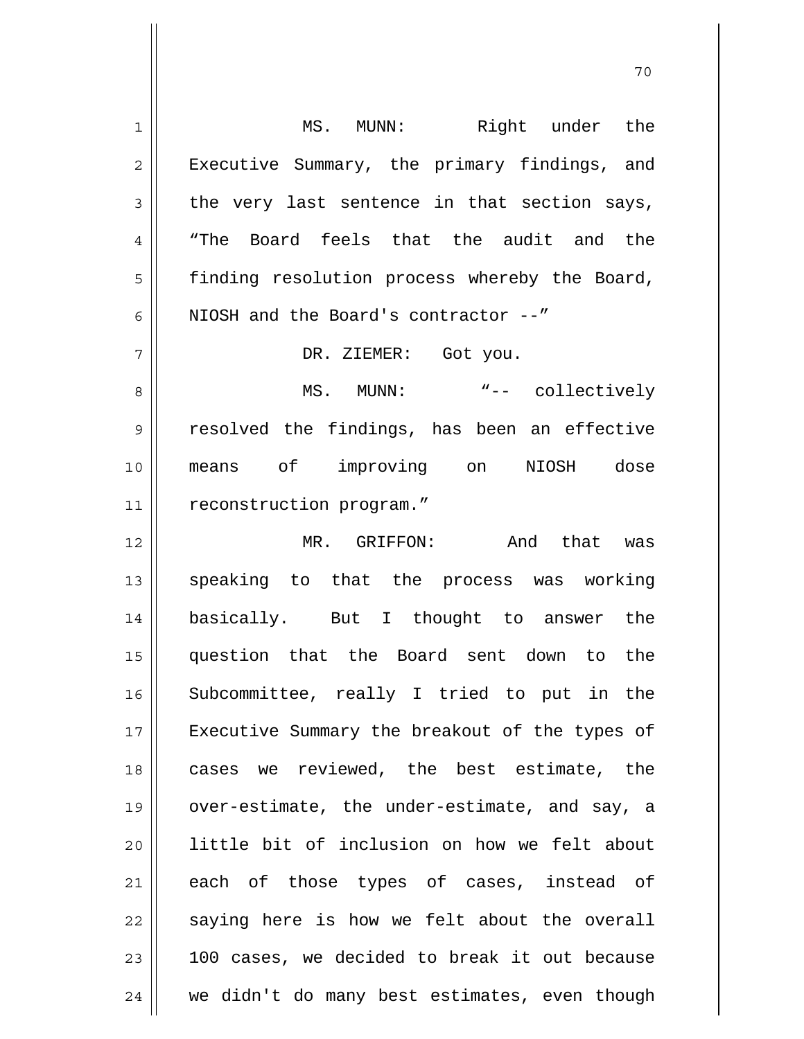MS. MUNN: Right under the Executive Summary, the primary findings, and the very last sentence in that section says, "The Board feels that the audit and the finding resolution process whereby the Board, NIOSH and the Board's contractor --"

DR. ZIEMER: Got you.

MS. MUNN: "-- collectively resolved the findings, has been an effective means of improving on NIOSH dose reconstruction program."

MR. GRIFFON: And that was speaking to that the process was working basically. But I thought to answer the question that the Board sent down to the Subcommittee, really I tried to put in the Executive Summary the breakout of the types of cases we reviewed, the best estimate, the over-estimate, the under-estimate, and say, a little bit of inclusion on how we felt about each of those types of cases, instead of saying here is how we felt about the overall 100 cases, we decided to break it out because we didn't do many best estimates, even though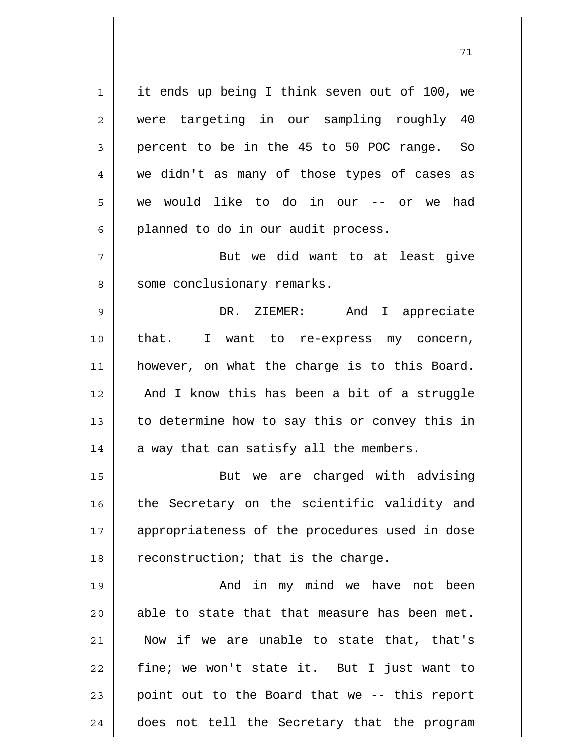it ends up being I think seven out of 100, we were targeting in our sampling roughly 40 percent to be in the 45 to 50 POC range. So we didn't as many of those types of cases as we would like to do in our -- or we had planned to do in our audit process.

But we did want to at least give some conclusionary remarks.

DR. ZIEMER: And I appreciate that. I want to re-express my concern, however, on what the charge is to this Board. And I know this has been a bit of a struggle to determine how to say this or convey this in a way that can satisfy all the members.

But we are charged with advising the Secretary on the scientific validity and appropriateness of the procedures used in dose reconstruction; that is the charge.

And in my mind we have not been able to state that that measure has been met. Now if we are unable to state that, that's fine; we won't state it. But I just want to point out to the Board that we -- this report does not tell the Secretary that the program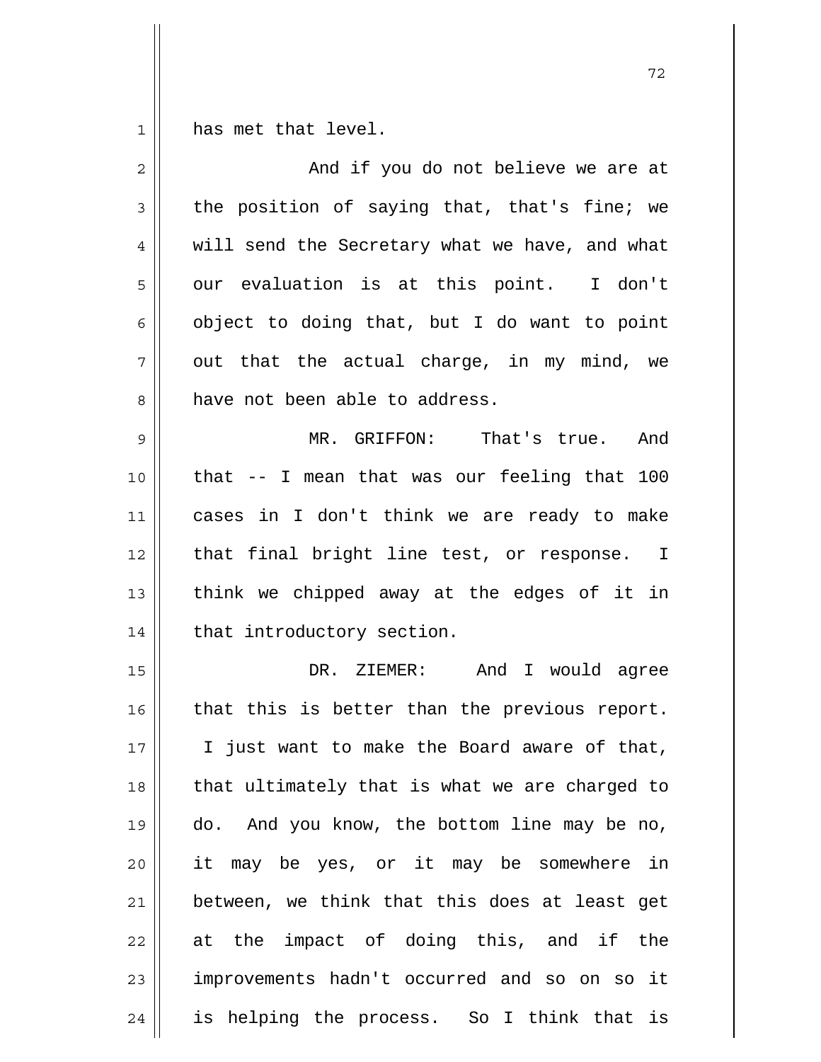has met that level.

And if you do not believe we are at the position of saying that, that's fine; we will send the Secretary what we have, and what our evaluation is at this point. I don't object to doing that, but I do want to point out that the actual charge, in my mind, we have not been able to address.

MR. GRIFFON: That's true. And that -- I mean that was our feeling that 100 cases in I don't think we are ready to make that final bright line test, or response. I think we chipped away at the edges of it in that introductory section.

DR. ZIEMER: And I would agree that this is better than the previous report. I just want to make the Board aware of that, that ultimately that is what we are charged to do. And you know, the bottom line may be no, it may be yes, or it may be somewhere in between, we think that this does at least get at the impact of doing this, and if the improvements hadn't occurred and so on so it is helping the process. So I think that is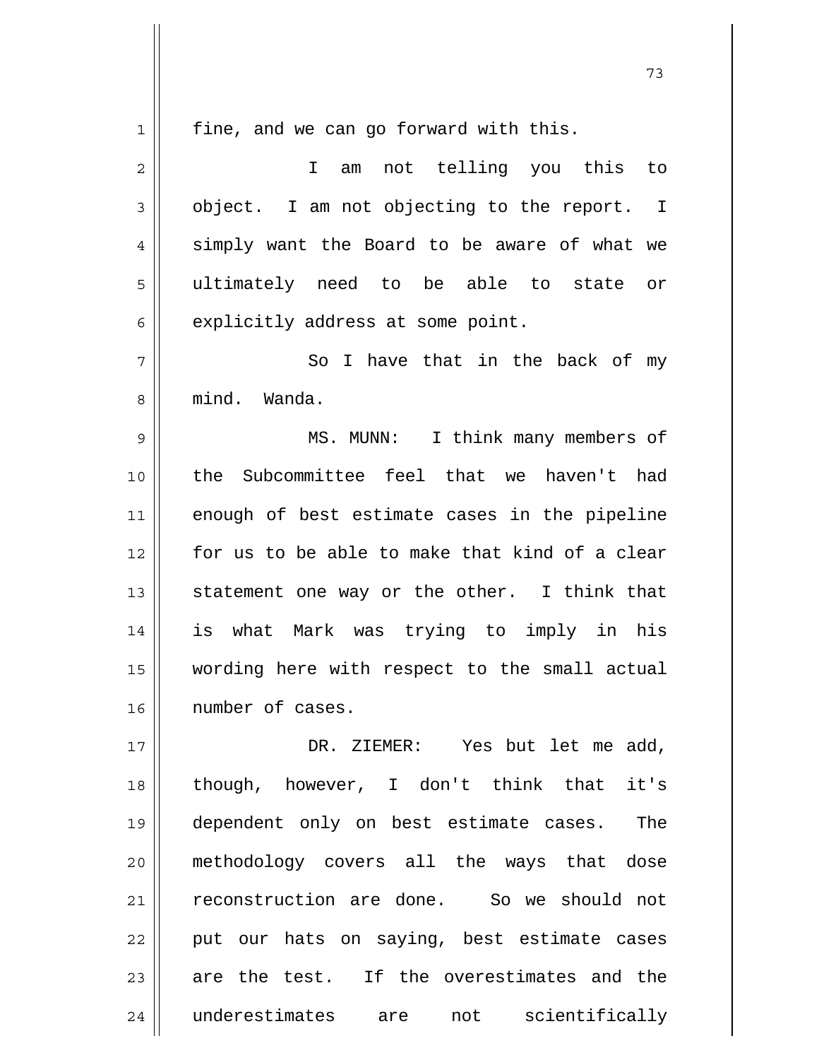fine, and we can go forward with this.

I am not telling you this to object. I am not objecting to the report. I simply want the Board to be aware of what we ultimately need to be able to state or explicitly address at some point.

So I have that in the back of my mind. Wanda.

MS. MUNN: I think many members of the Subcommittee feel that we haven't had enough of best estimate cases in the pipeline for us to be able to make that kind of a clear statement one way or the other. I think that is what Mark was trying to imply in his wording here with respect to the small actual number of cases.

DR. ZIEMER: Yes but let me add, though, however, I don't think that it's dependent only on best estimate cases. The methodology covers all the ways that dose reconstruction are done. So we should not put our hats on saying, best estimate cases are the test. If the overestimates and the underestimates are not scientifically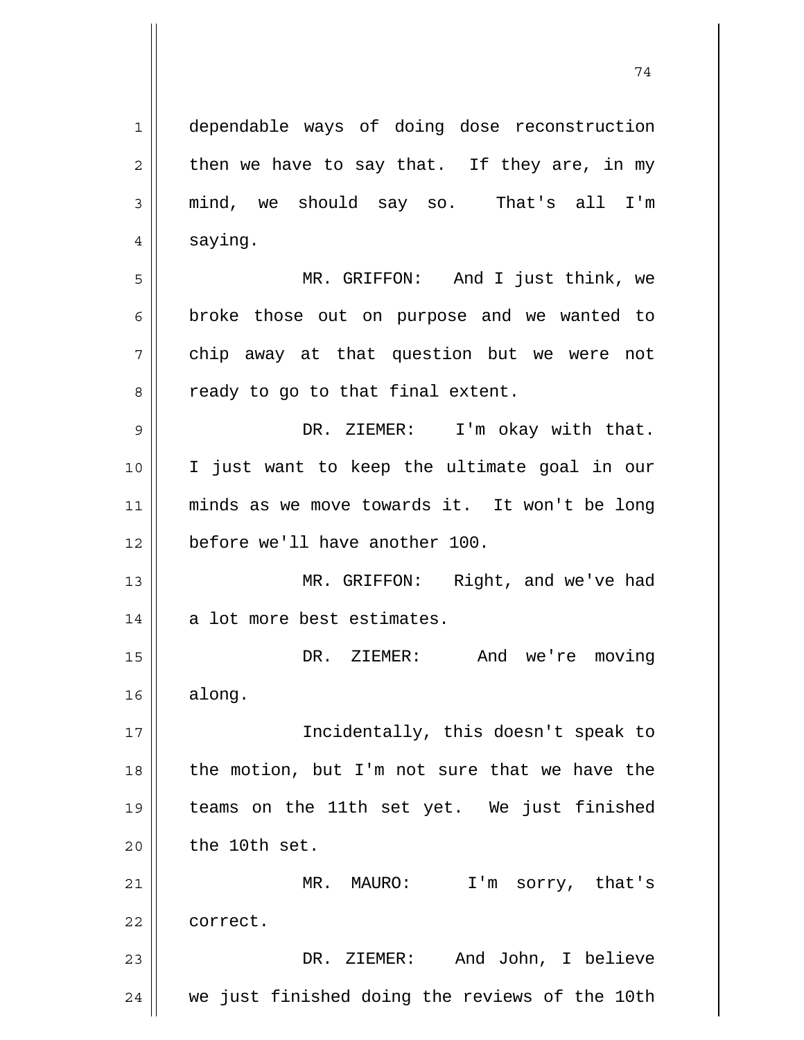dependable ways of doing dose reconstruction then we have to say that. If they are, in my mind, we should say so. That's all I'm saying.

MR. GRIFFON: And I just think, we broke those out on purpose and we wanted to chip away at that question but we were not ready to go to that final extent.

DR. ZIEMER: I'm okay with that. I just want to keep the ultimate goal in our minds as we move towards it. It won't be long before we'll have another 100.

MR. GRIFFON: Right, and we've had a lot more best estimates.

DR. ZIEMER: And we're moving along.

Incidentally, this doesn't speak to the motion, but I'm not sure that we have the teams on the 11th set yet. We just finished the 10th set.

MR. MAURO: I'm sorry, that's correct.

DR. ZIEMER: And John, I believe we just finished doing the reviews of the 10th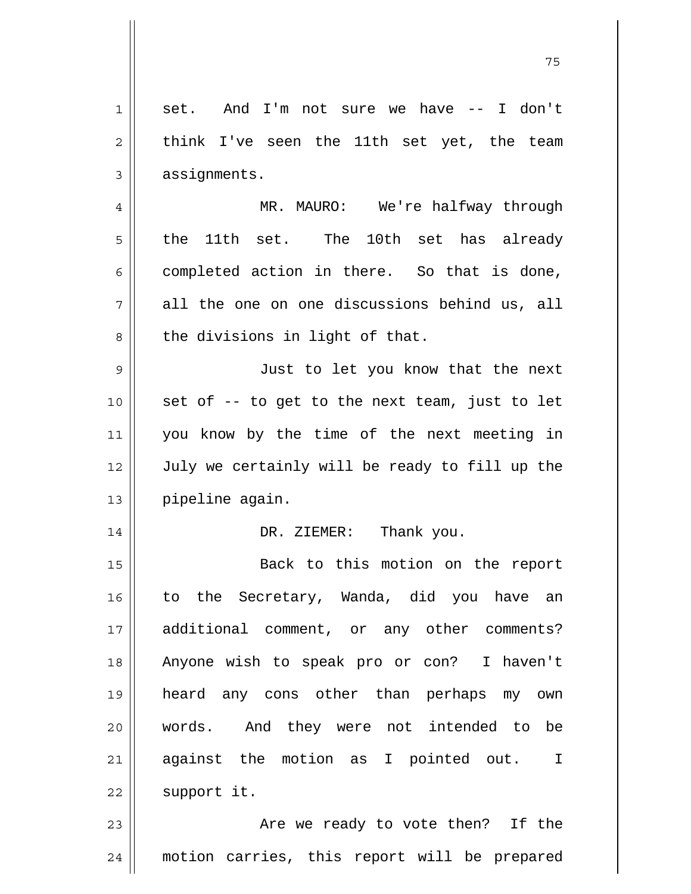set. And I'm not sure we have -- I don't think I've seen the 11th set yet, the team assignments.

MR. MAURO: We're halfway through the 11th set. The 10th set has already completed action in there. So that is done, all the one on one discussions behind us, all the divisions in light of that.

Just to let you know that the next set of -- to get to the next team, just to let you know by the time of the next meeting in July we certainly will be ready to fill up the pipeline again.

DR. ZIEMER: Thank you.

Back to this motion on the report to the Secretary, Wanda, did you have an additional comment, or any other comments? Anyone wish to speak pro or con? I haven't heard any cons other than perhaps my own words. And they were not intended to be against the motion as I pointed out. I support it.

Are we ready to vote then? If the motion carries, this report will be prepared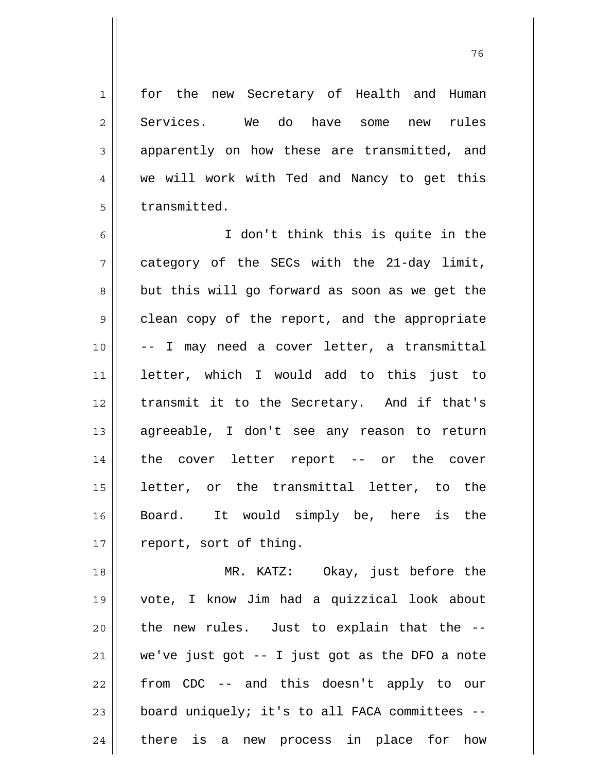for the new Secretary of Health and Human Services. We do have some new rules apparently on how these are transmitted, and we will work with Ted and Nancy to get this transmitted.

I don't think this is quite in the category of the SECs with the 21-day limit, but this will go forward as soon as we get the clean copy of the report, and the appropriate -- I may need a cover letter, a transmittal letter, which I would add to this just to transmit it to the Secretary. And if that's agreeable, I don't see any reason to return the cover letter report -- or the cover letter, or the transmittal letter, to the Board. It would simply be, here is the report, sort of thing.

MR. KATZ: Okay, just before the vote, I know Jim had a quizzical look about the new rules. Just to explain that the -- we've just got -- I just got as the DFO a note from CDC -- and this doesn't apply to our board uniquely; it's to all FACA committees -- there is a new process in place for how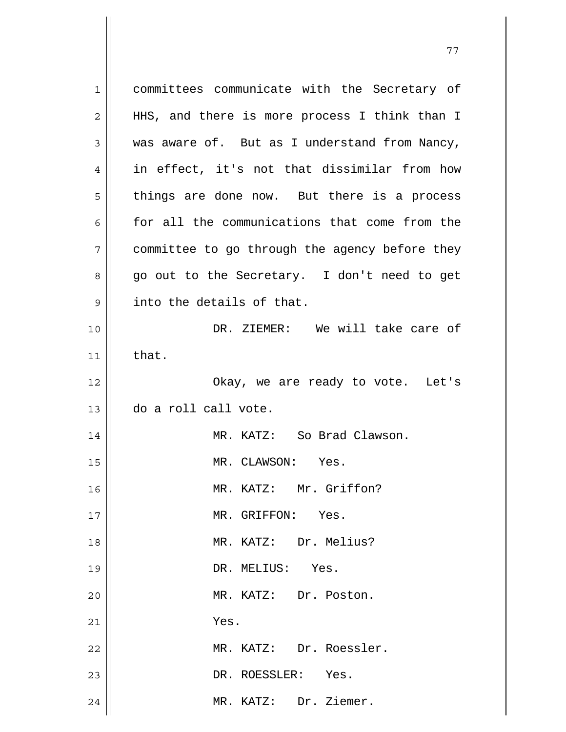committees communicate with the Secretary of HHS, and there is more process I think than I was aware of. But as I understand from Nancy, in effect, it's not that dissimilar from how things are done now. But there is a process for all the communications that come from the committee to go through the agency before they go out to the Secretary. I don't need to get into the details of that.

DR. ZIEMER: We will take care of that.

Okay, we are ready to vote. Let's do a roll call vote.

MR. KATZ: So Brad Clawson.

MR. CLAWSON: Yes.

MR. KATZ: Mr. Griffon?

MR. GRIFFON: Yes.

MR. KATZ: Dr. Melius?

DR. MELIUS: Yes.

MR. KATZ: Dr. Poston.

Yes.

MR. KATZ: Dr. Roessler.

DR. ROESSLER: Yes.

MR. KATZ: Dr. Ziemer.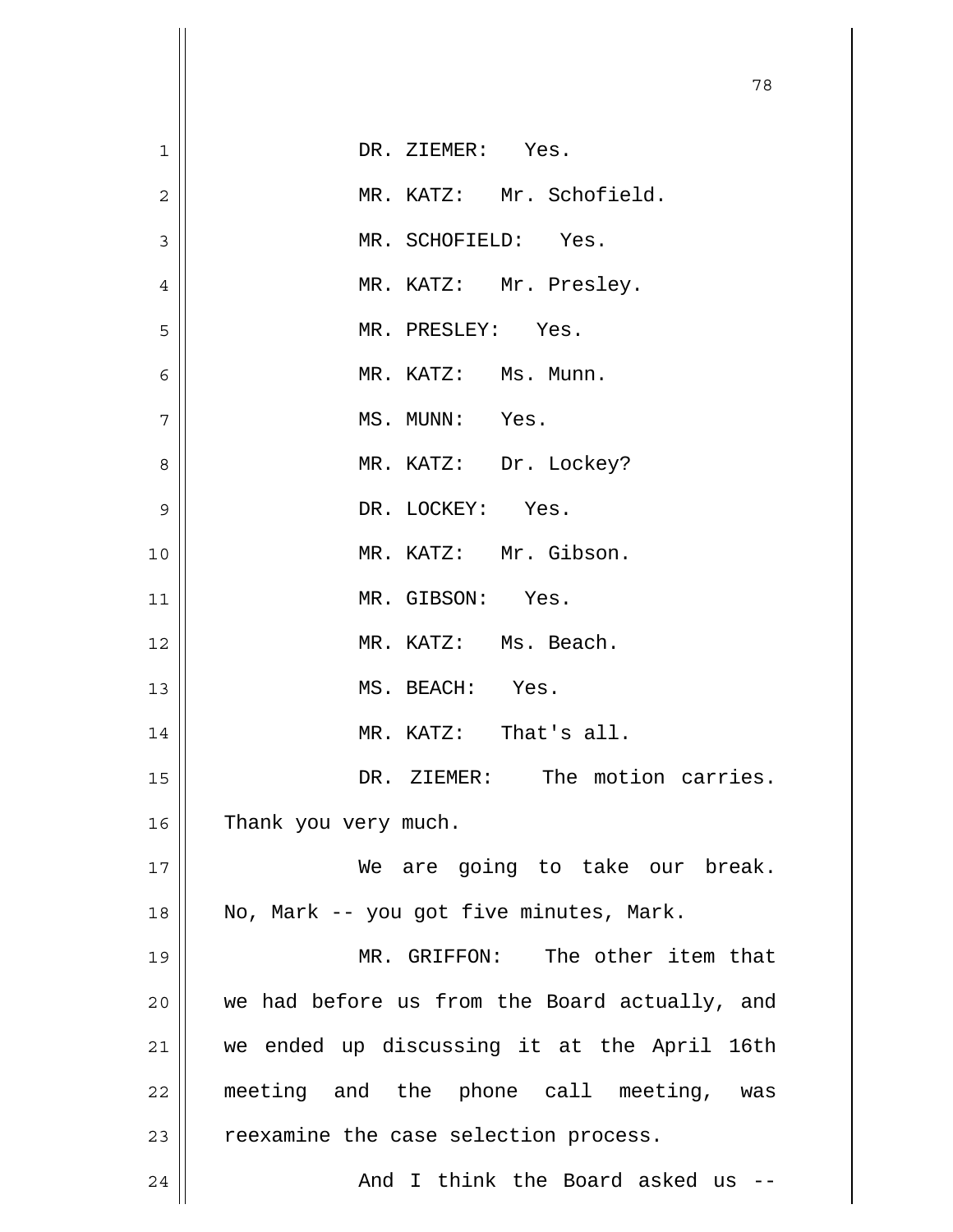DR. ZIEMER: Yes.

MR. KATZ: Mr. Schofield.

MR. SCHOFIELD: Yes.

MR. KATZ: Mr. Presley.

MR. PRESLEY: Yes.

MR. KATZ: Ms. Munn.

MS. MUNN: Yes.

MR. KATZ: Dr. Lockey?

DR. LOCKEY: Yes.

MR. KATZ: Mr. Gibson.

MR. GIBSON: Yes.

MR. KATZ: Ms. Beach.

MS. BEACH: Yes.

MR. KATZ: That's all.

DR. ZIEMER: The motion carries. Thank you very much.

We are going to take our break. No, Mark -- you got five minutes, Mark.

MR. GRIFFON: The other item that we had before us from the Board actually, and we ended up discussing it at the April 16th meeting and the phone call meeting, was reexamine the case selection process.

And I think the Board asked us --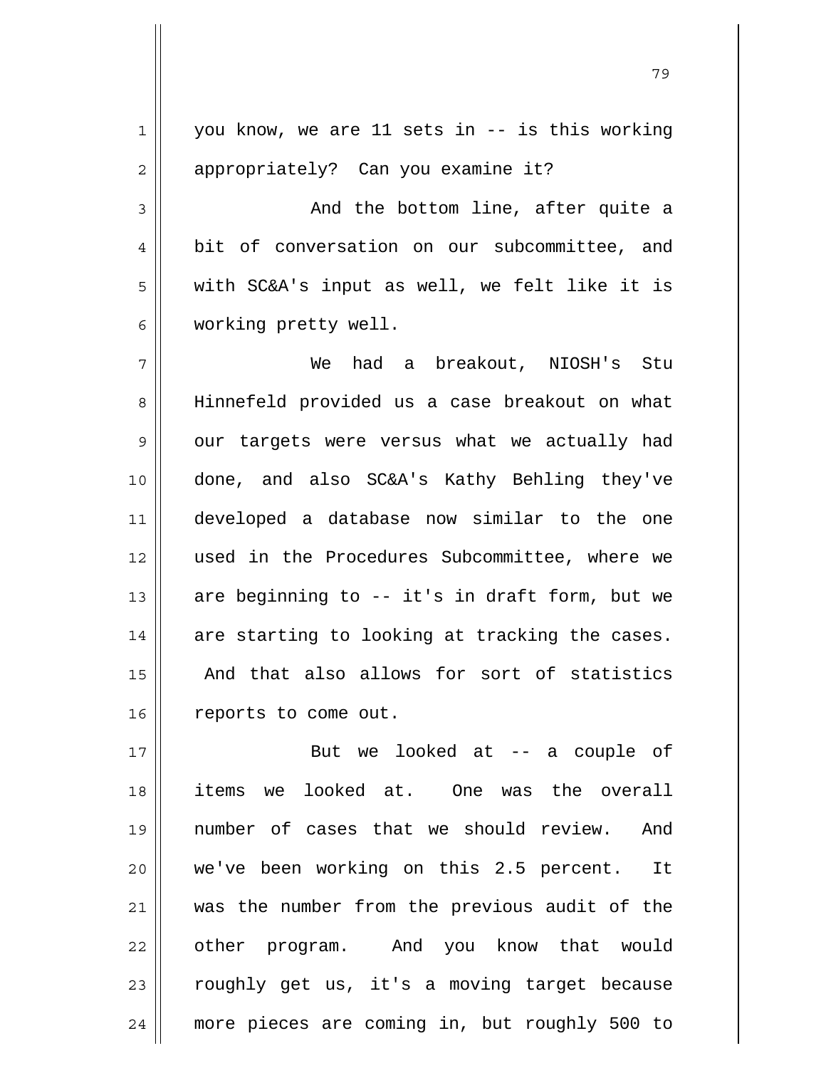you know, we are 11 sets in -- is this working appropriately? Can you examine it?

And the bottom line, after quite a bit of conversation on our subcommittee, and with SC&A's input as well, we felt like it is working pretty well.

We had a breakout, NIOSH's Stu Hinnefeld provided us a case breakout on what our targets were versus what we actually had done, and also SC&A's Kathy Behling they've developed a database now similar to the one used in the Procedures Subcommittee, where we are beginning to -- it's in draft form, but we are starting to looking at tracking the cases. And that also allows for sort of statistics reports to come out.

But we looked at -- a couple of items we looked at. One was the overall number of cases that we should review. And we've been working on this 2.5 percent. It was the number from the previous audit of the other program. And you know that would roughly get us, it's a moving target because more pieces are coming in, but roughly 500 to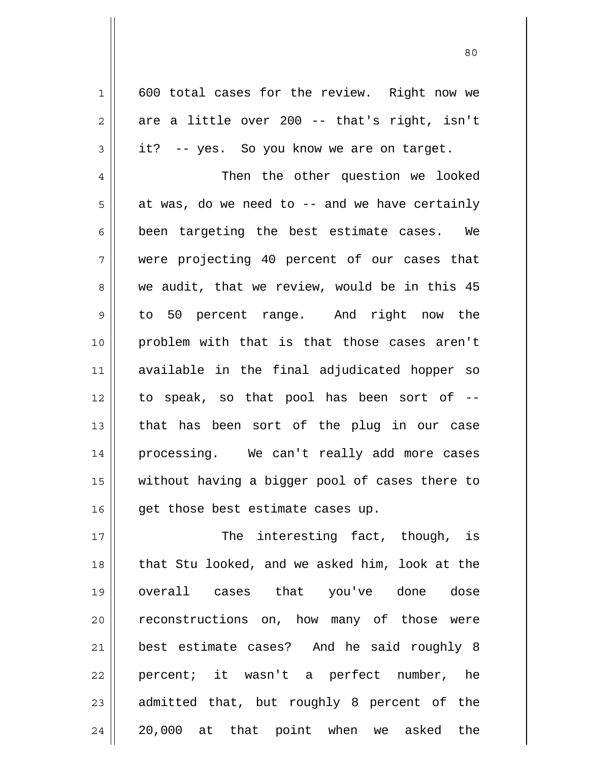600 total cases for the review. Right now we are a little over 200 -- that's right, isn't it? -- yes. So you know we are on target.

Then the other question we looked at was, do we need to -- and we have certainly been targeting the best estimate cases. We were projecting 40 percent of our cases that we audit, that we review, would be in this 45 to 50 percent range. And right now the problem with that is that those cases aren't available in the final adjudicated hopper so to speak, so that pool has been sort of -- that has been sort of the plug in our case processing. We can't really add more cases without having a bigger pool of cases there to get those best estimate cases up.

The interesting fact, though, is that Stu looked, and we asked him, look at the overall cases that you've done dose reconstructions on, how many of those were best estimate cases? And he said roughly 8 percent; it wasn't a perfect number, he admitted that, but roughly 8 percent of the 20,000 at that point when we asked the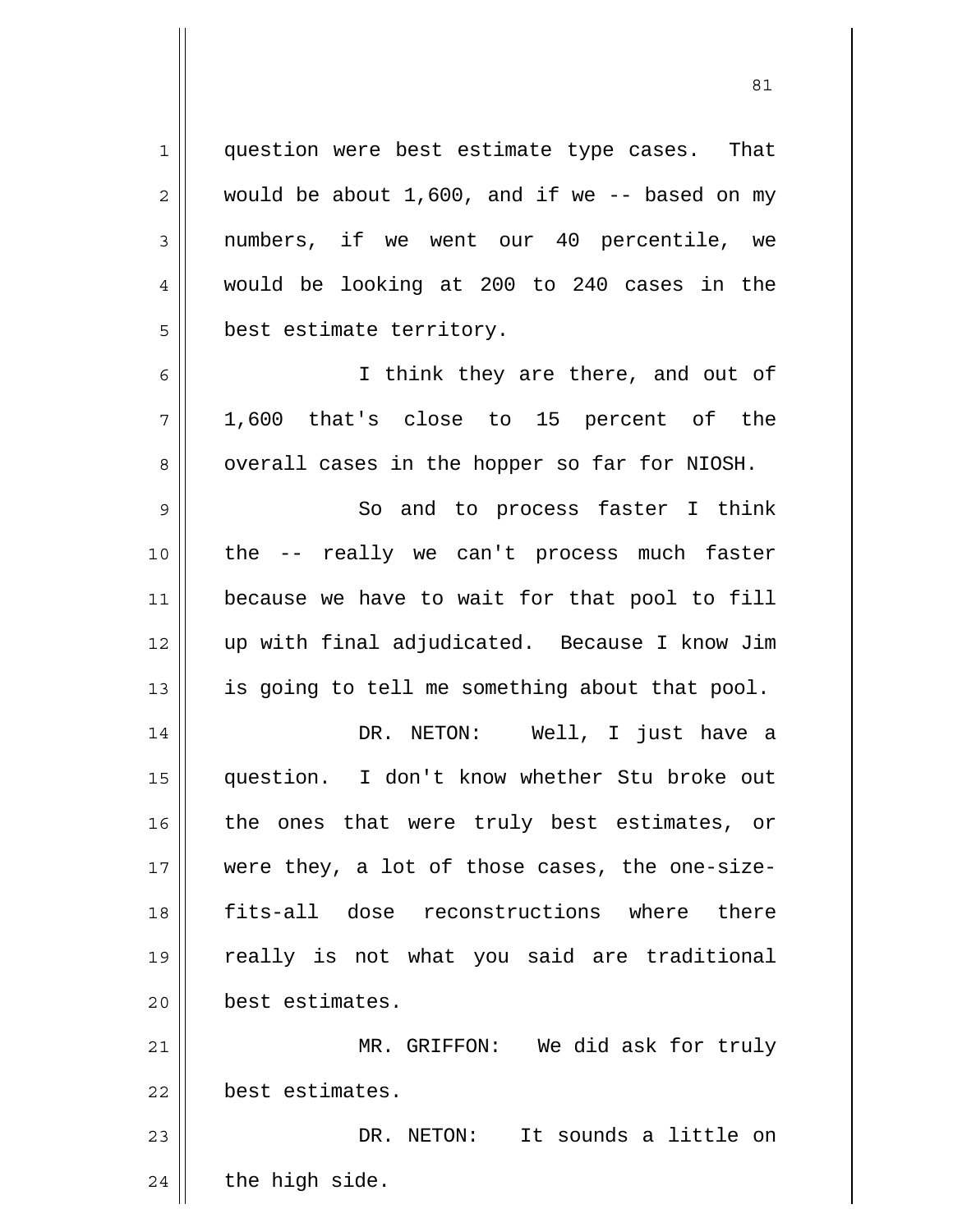question were best estimate type cases. That would be about 1,600, and if we -- based on my numbers, if we went our 40 percentile, we would be looking at 200 to 240 cases in the best estimate territory.

I think they are there, and out of 1,600 that's close to 15 percent of the overall cases in the hopper so far for NIOSH.

So and to process faster I think the -- really we can't process much faster because we have to wait for that pool to fill up with final adjudicated. Because I know Jim is going to tell me something about that pool.

DR. NETON: Well, I just have a question. I don't know whether Stu broke out the ones that were truly best estimates, or were they, a lot of those cases, the one-size-fits-all dose reconstructions where there really is not what you said are traditional best estimates.

MR. GRIFFON: We did ask for truly best estimates.

DR. NETON: It sounds a little on the high side.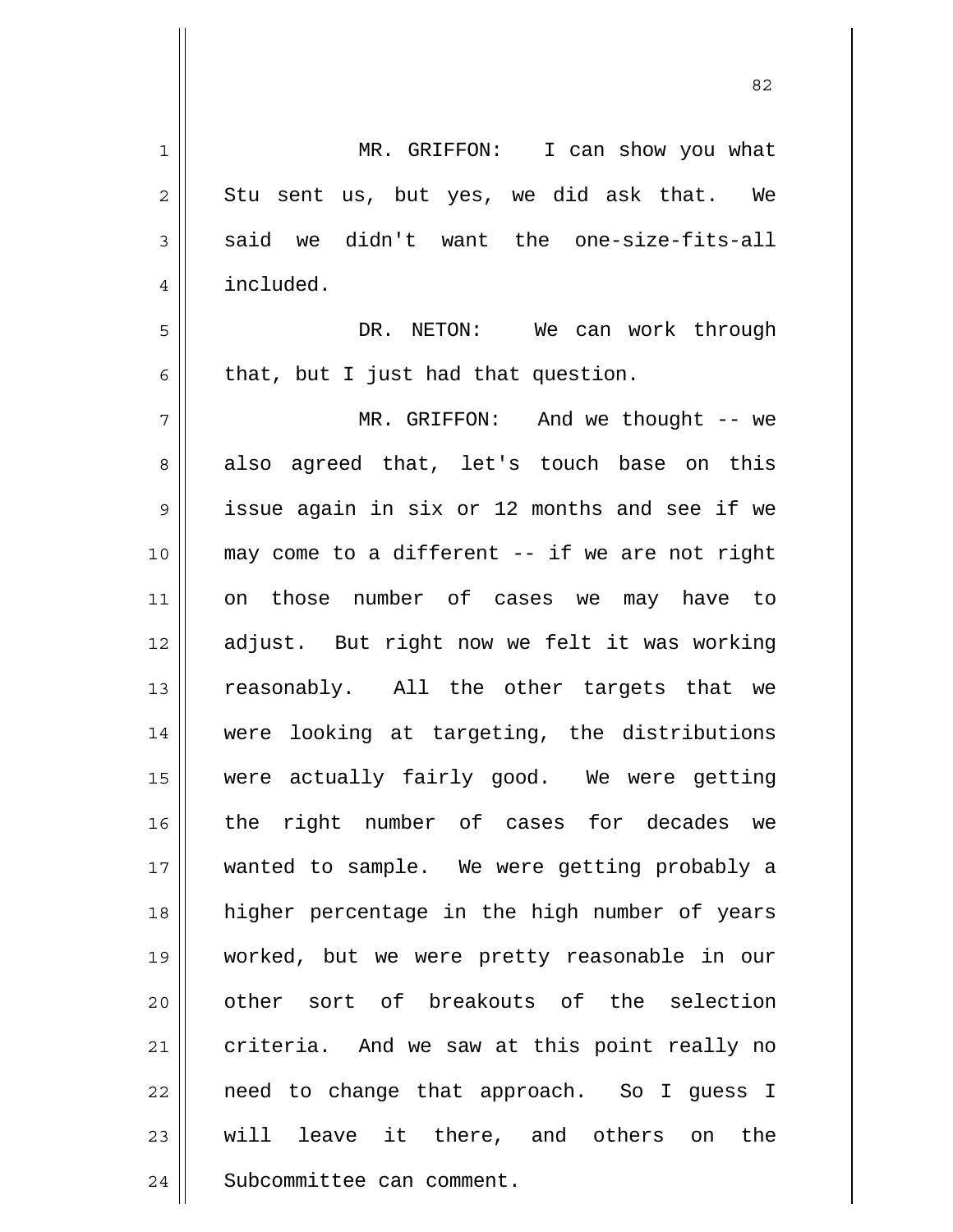MR. GRIFFON: I can show you what Stu sent us, but yes, we did ask that. We said we didn't want the one-size-fits-all included.

DR. NETON: We can work through that, but I just had that question.

MR. GRIFFON: And we thought -- we also agreed that, let's touch base on this issue again in six or 12 months and see if we may come to a different -- if we are not right on those number of cases we may have to adjust. But right now we felt it was working reasonably. All the other targets that we were looking at targeting, the distributions were actually fairly good. We were getting the right number of cases for decades we wanted to sample. We were getting probably a higher percentage in the high number of years worked, but we were pretty reasonable in our other sort of breakouts of the selection criteria. And we saw at this point really no need to change that approach. So I guess I will leave it there, and others on the Subcommittee can comment.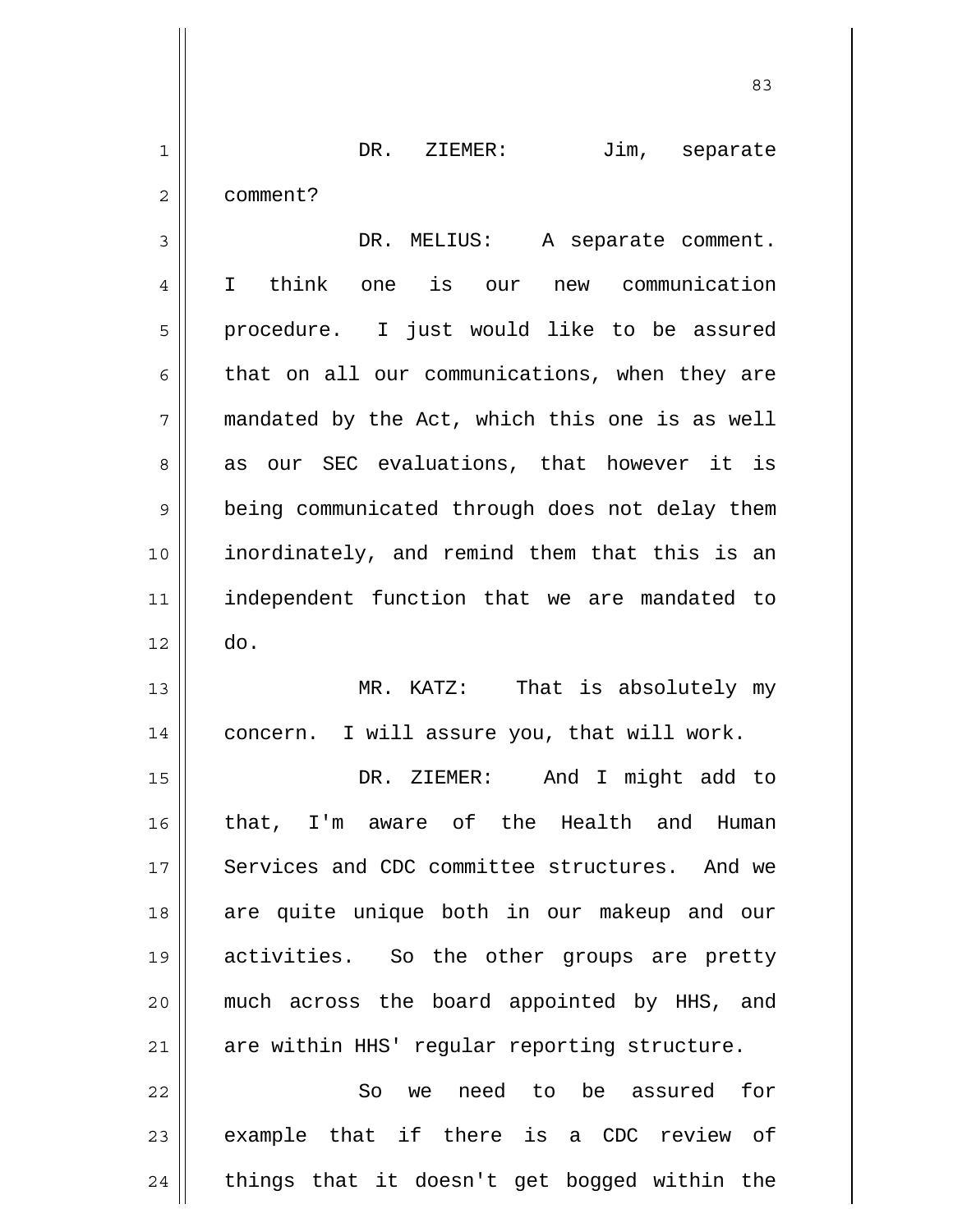DR. ZIEMER: Jim, separate comment?

DR. MELIUS: A separate comment. I think one is our new communication procedure. I just would like to be assured that on all our communications, when they are mandated by the Act, which this one is as well as our SEC evaluations, that however it is being communicated through does not delay them inordinately, and remind them that this is an independent function that we are mandated to do.

MR. KATZ: That is absolutely my concern. I will assure you, that will work.

DR. ZIEMER: And I might add to that, I'm aware of the Health and Human Services and CDC committee structures. And we are quite unique both in our makeup and our activities. So the other groups are pretty much across the board appointed by HHS, and are within HHS' regular reporting structure.

So we need to be assured for example that if there is a CDC review of things that it doesn't get bogged within the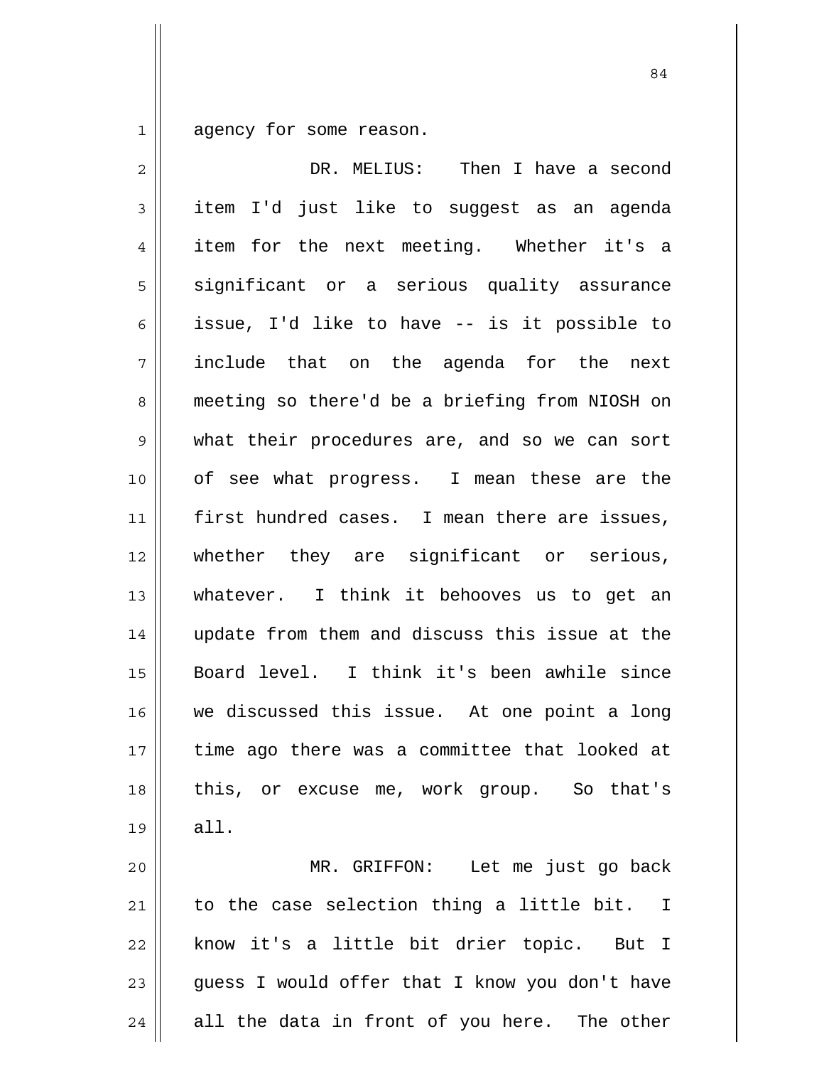agency for some reason.

DR. MELIUS: Then I have a second item I'd just like to suggest as an agenda item for the next meeting. Whether it's a significant or a serious quality assurance issue, I'd like to have -- is it possible to include that on the agenda for the next meeting so there'd be a briefing from NIOSH on what their procedures are, and so we can sort of see what progress. I mean these are the first hundred cases. I mean there are issues, whether they are significant or serious, whatever. I think it behooves us to get an update from them and discuss this issue at the Board level. I think it's been awhile since we discussed this issue. At one point a long time ago there was a committee that looked at this, or excuse me, work group. So that's all.

MR. GRIFFON: Let me just go back to the case selection thing a little bit. I know it's a little bit drier topic. But I guess I would offer that I know you don't have all the data in front of you here. The other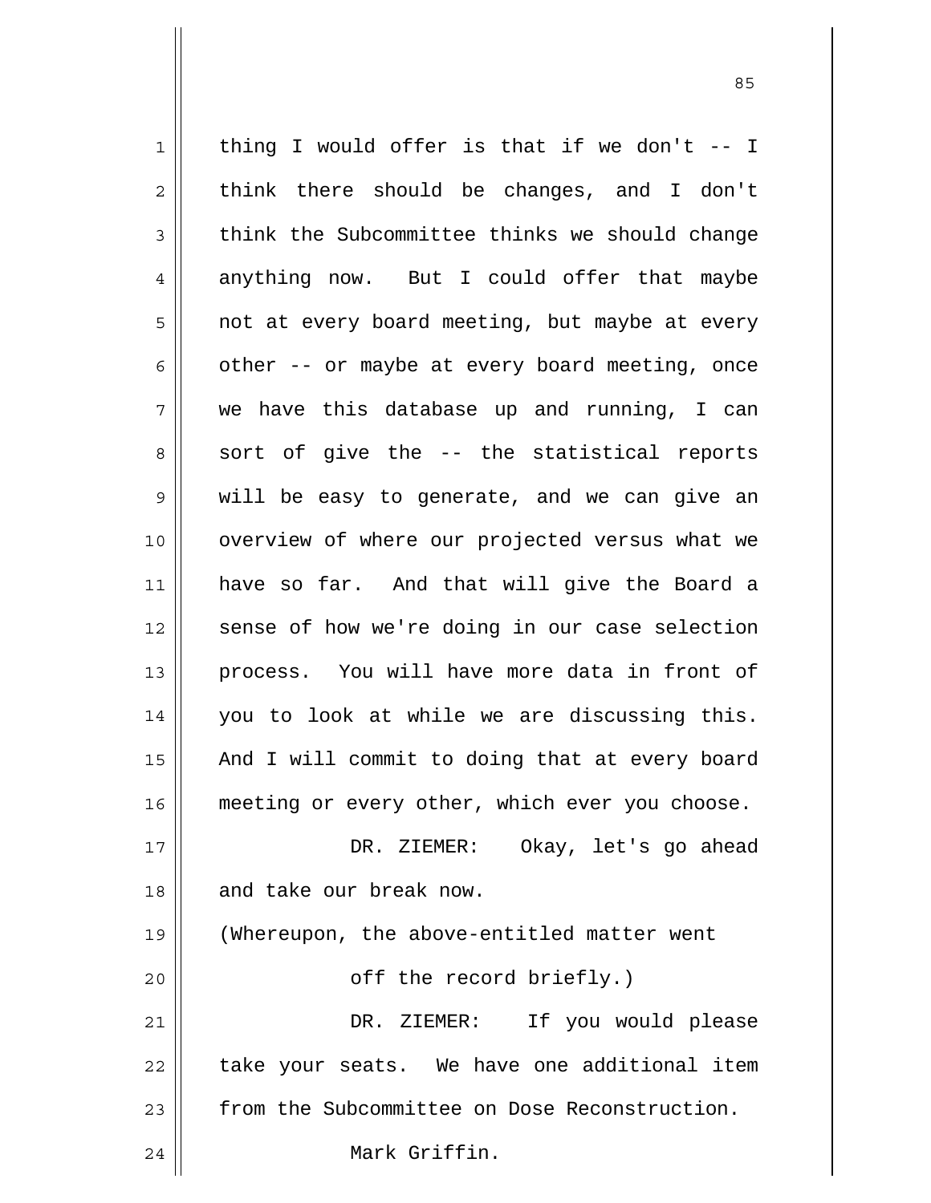thing I would offer is that if we don't -- I think there should be changes, and I don't think the Subcommittee thinks we should change anything now. But I could offer that maybe not at every board meeting, but maybe at every other -- or maybe at every board meeting, once we have this database up and running, I can sort of give the -- the statistical reports will be easy to generate, and we can give an overview of where our projected versus what we have so far. And that will give the Board a sense of how we're doing in our case selection process. You will have more data in front of you to look at while we are discussing this. And I will commit to doing that at every board meeting or every other, which ever you choose.

DR. ZIEMER: Okay, let's go ahead and take our break now.

(Whereupon, the above-entitled matter went off the record briefly.)

DR. ZIEMER: If you would please take your seats. We have one additional item from the Subcommittee on Dose Reconstruction.

Mark Griffin.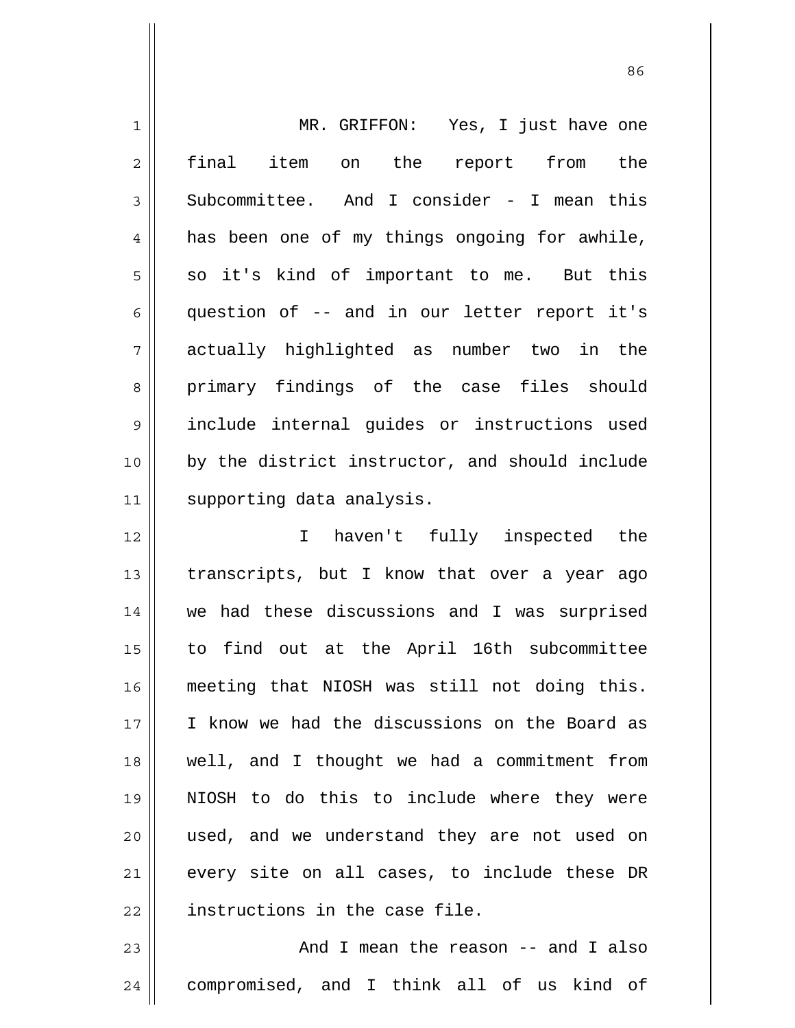MR. GRIFFON: Yes, I just have one final item on the report from the Subcommittee. And I consider - I mean this has been one of my things ongoing for awhile, so it's kind of important to me. But this question of -- and in our letter report it's actually highlighted as number two in the primary findings of the case files should include internal guides or instructions used by the district instructor, and should include supporting data analysis.

I haven't fully inspected the transcripts, but I know that over a year ago we had these discussions and I was surprised to find out at the April 16th subcommittee meeting that NIOSH was still not doing this. I know we had the discussions on the Board as well, and I thought we had a commitment from NIOSH to do this to include where they were used, and we understand they are not used on every site on all cases, to include these DR instructions in the case file.

And I mean the reason -- and I also compromised, and I think all of us kind of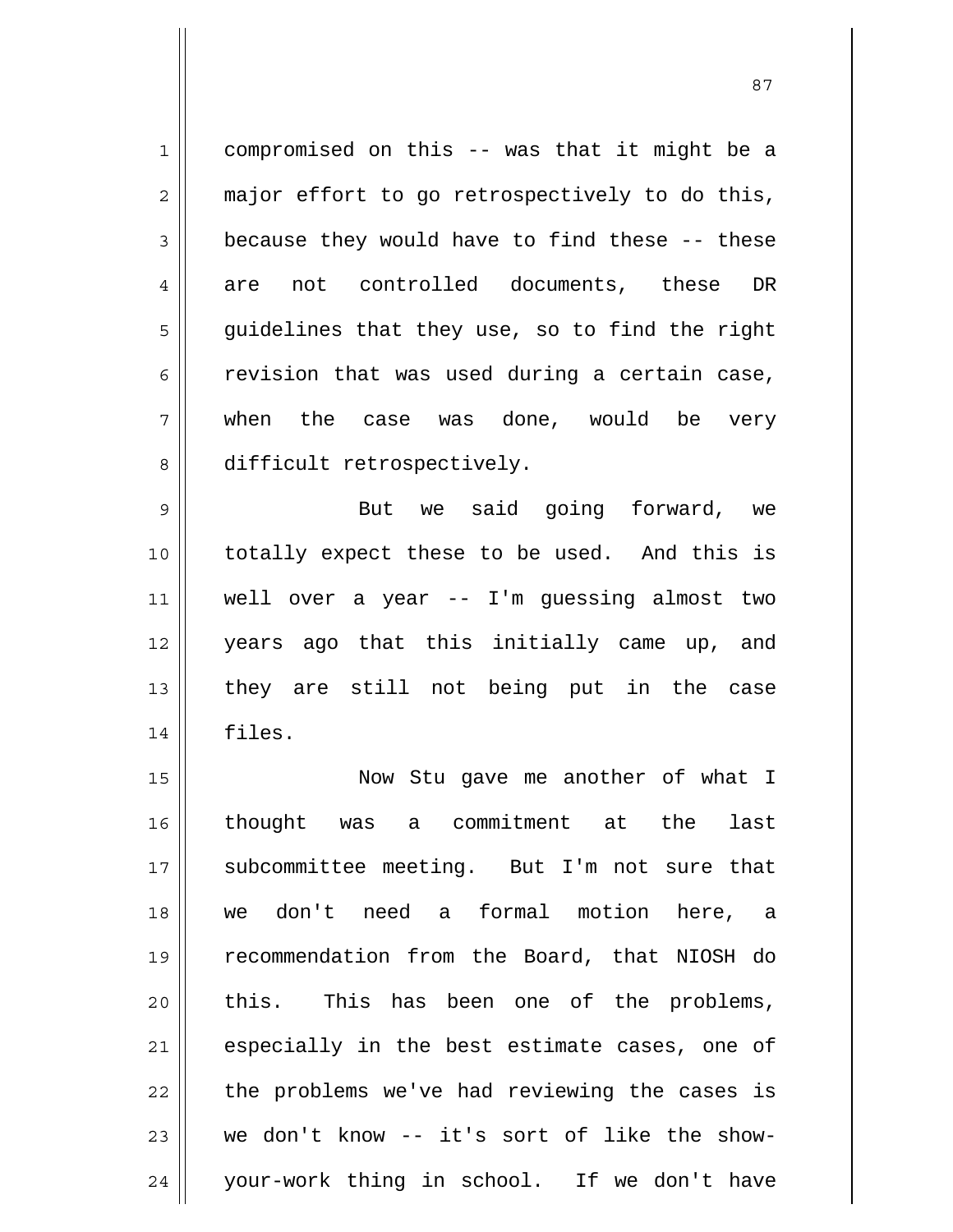compromised on this -- was that it might be a major effort to go retrospectively to do this, because they would have to find these -- these are not controlled documents, these DR guidelines that they use, so to find the right revision that was used during a certain case, when the case was done, would be very difficult retrospectively.

But we said going forward, we totally expect these to be used. And this is well over a year -- I'm guessing almost two years ago that this initially came up, and they are still not being put in the case files.

Now Stu gave me another of what I thought was a commitment at the last subcommittee meeting. But I'm not sure that we don't need a formal motion here, a recommendation from the Board, that NIOSH do this. This has been one of the problems, especially in the best estimate cases, one of the problems we've had reviewing the cases is we don't know -- it's sort of like the show-your-work thing in school. If we don't have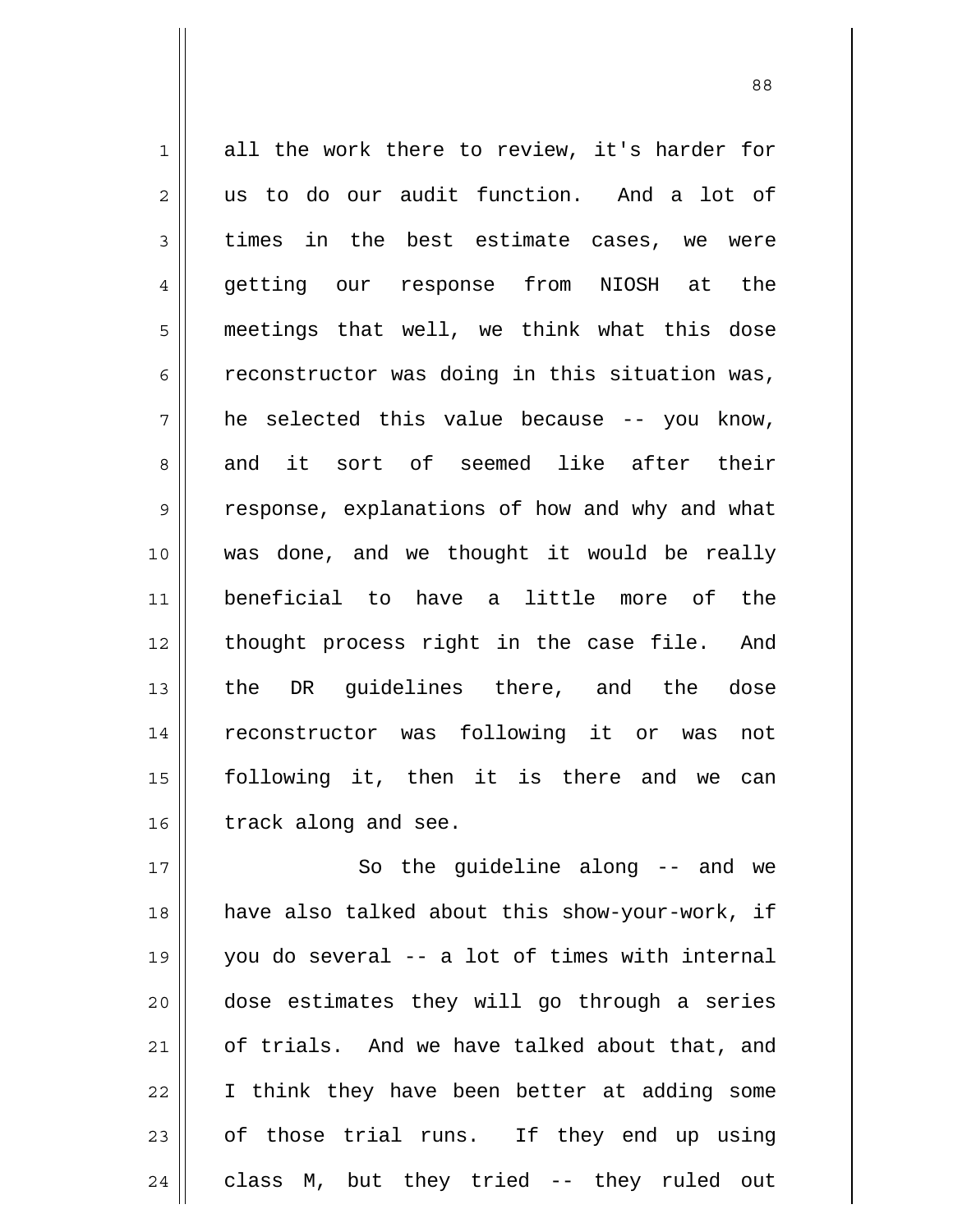all the work there to review, it's harder for us to do our audit function. And a lot of times in the best estimate cases, we were getting our response from NIOSH at the meetings that well, we think what this dose reconstructor was doing in this situation was, he selected this value because -- you know, and it sort of seemed like after their response, explanations of how and why and what was done, and we thought it would be really beneficial to have a little more of the thought process right in the case file. And the DR guidelines there, and the dose reconstructor was following it or was not following it, then it is there and we can track along and see.

So the guideline along -- and we have also talked about this show-your-work, if you do several -- a lot of times with internal dose estimates they will go through a series of trials. And we have talked about that, and I think they have been better at adding some of those trial runs. If they end up using class M, but they tried -- they ruled out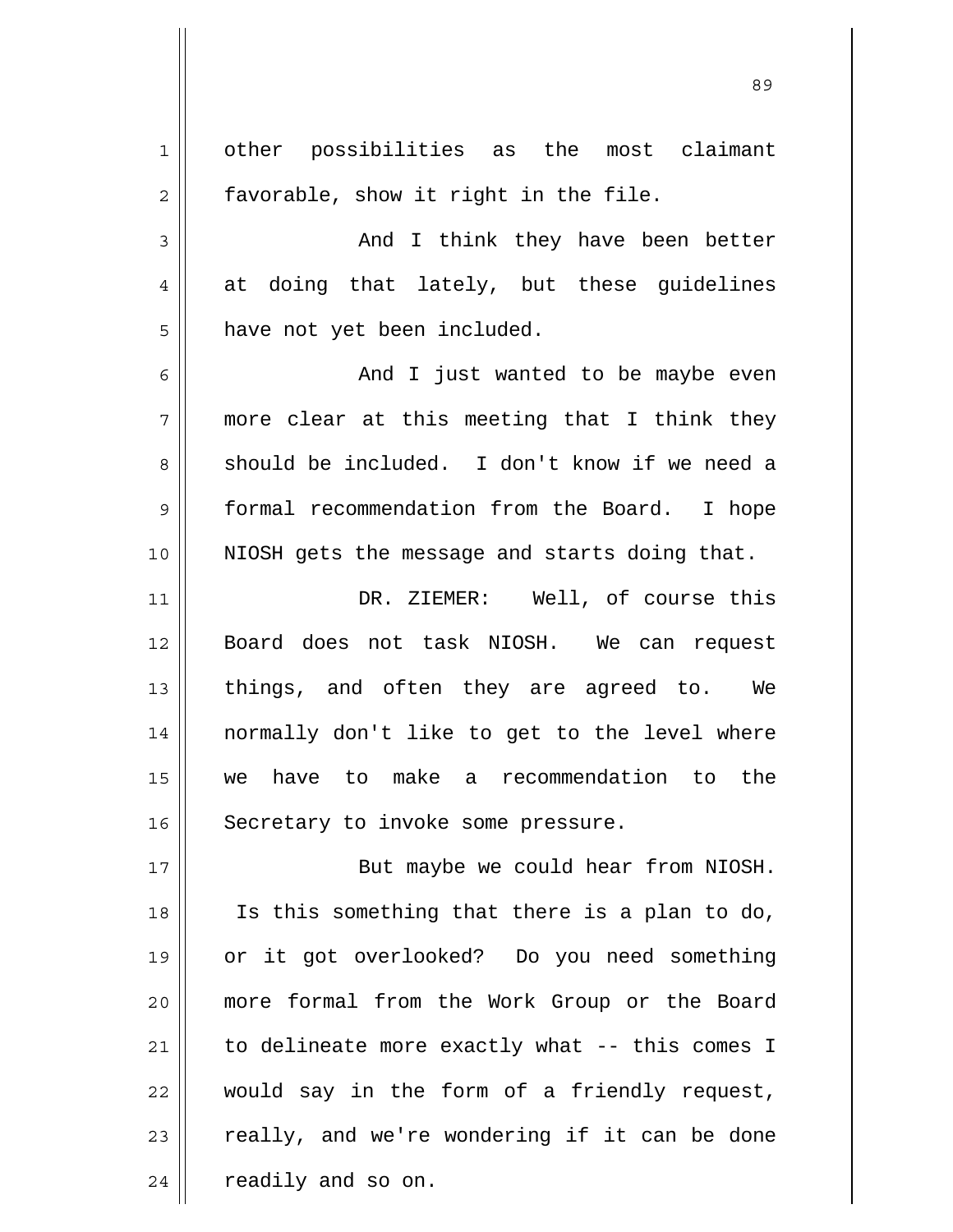other possibilities as the most claimant favorable, show it right in the file.

And I think they have been better at doing that lately, but these guidelines have not yet been included.

And I just wanted to be maybe even more clear at this meeting that I think they should be included. I don't know if we need a formal recommendation from the Board. I hope NIOSH gets the message and starts doing that.

DR. ZIEMER: Well, of course this Board does not task NIOSH. We can request things, and often they are agreed to. We normally don't like to get to the level where we have to make a recommendation to the Secretary to invoke some pressure.

But maybe we could hear from NIOSH. Is this something that there is a plan to do, or it got overlooked? Do you need something more formal from the Work Group or the Board to delineate more exactly what -- this comes I would say in the form of a friendly request, really, and we're wondering if it can be done readily and so on.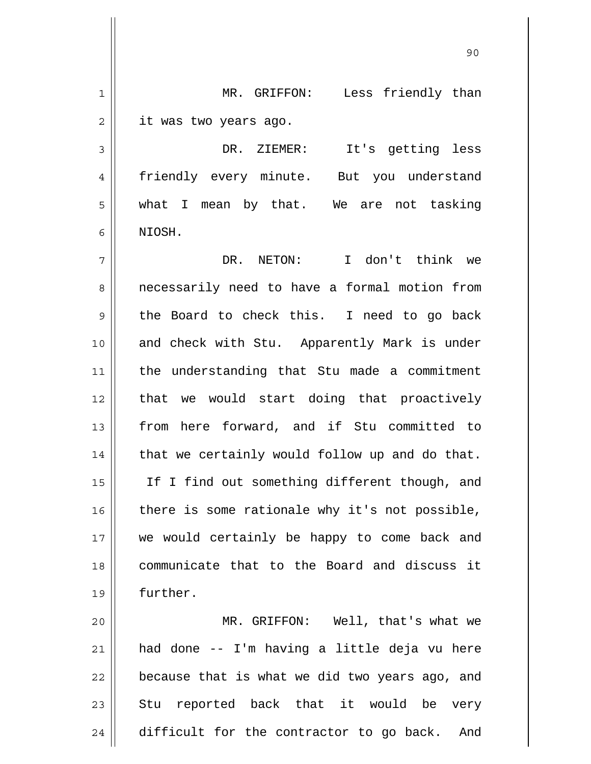MR. GRIFFON: Less friendly than it was two years ago.

DR. ZIEMER: It's getting less friendly every minute. But you understand what I mean by that. We are not tasking NIOSH.

DR. NETON: I don't think we necessarily need to have a formal motion from the Board to check this. I need to go back and check with Stu. Apparently Mark is under the understanding that Stu made a commitment that we would start doing that proactively from here forward, and if Stu committed to that we certainly would follow up and do that. If I find out something different though, and there is some rationale why it's not possible, we would certainly be happy to come back and communicate that to the Board and discuss it further.

MR. GRIFFON: Well, that's what we had done -- I'm having a little deja vu here because that is what we did two years ago, and Stu reported back that it would be very difficult for the contractor to go back. And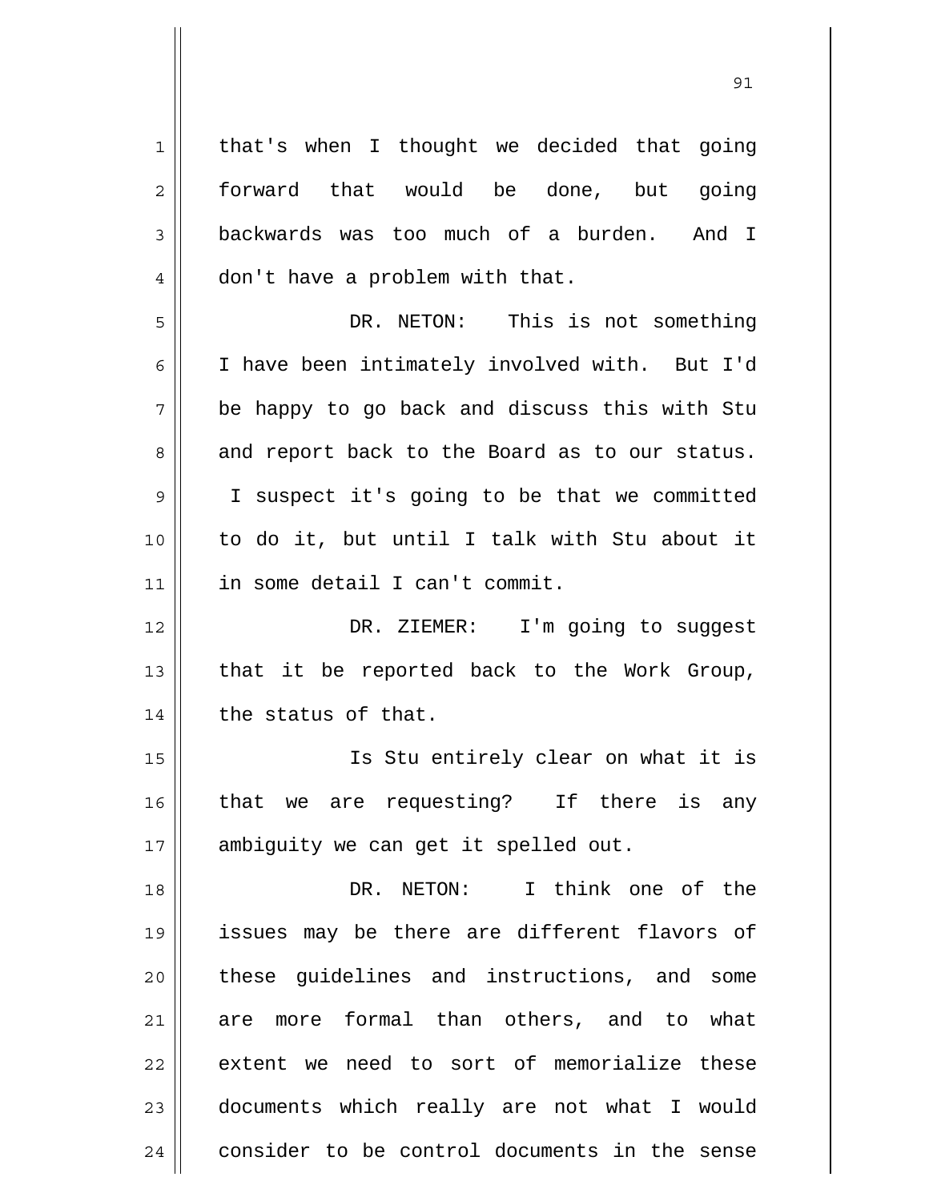that's when I thought we decided that going forward that would be done, but going backwards was too much of a burden. And I don't have a problem with that.

DR. NETON: This is not something I have been intimately involved with. But I'd be happy to go back and discuss this with Stu and report back to the Board as to our status. I suspect it's going to be that we committed to do it, but until I talk with Stu about it in some detail I can't commit.

DR. ZIEMER: I'm going to suggest that it be reported back to the Work Group, the status of that.

Is Stu entirely clear on what it is that we are requesting? If there is any ambiguity we can get it spelled out.

DR. NETON: I think one of the issues may be there are different flavors of these guidelines and instructions, and some are more formal than others, and to what extent we need to sort of memorialize these documents which really are not what I would consider to be control documents in the sense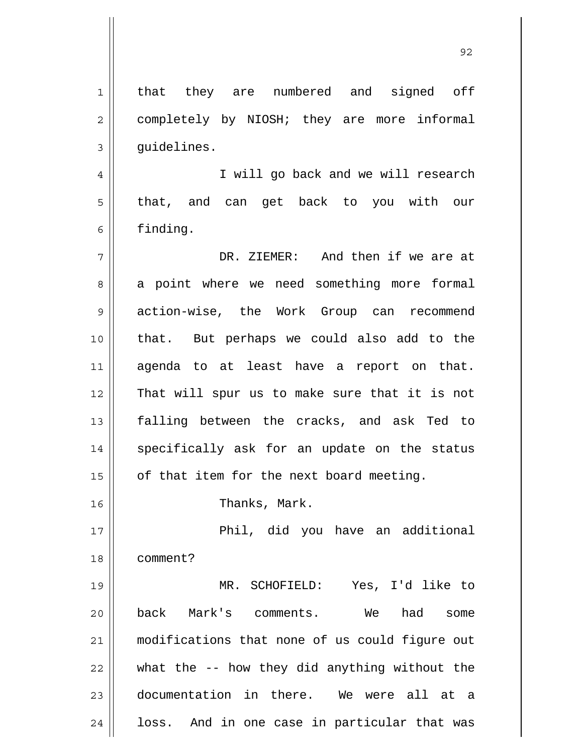that they are numbered and signed off completely by NIOSH; they are more informal guidelines.

I will go back and we will research that, and can get back to you with our finding.

DR. ZIEMER: And then if we are at a point where we need something more formal action-wise, the Work Group can recommend that. But perhaps we could also add to the agenda to at least have a report on that. That will spur us to make sure that it is not falling between the cracks, and ask Ted to specifically ask for an update on the status of that item for the next board meeting.

Thanks, Mark.

Phil, did you have an additional comment?

MR. SCHOFIELD: Yes, I'd like to back Mark's comments. We had some modifications that none of us could figure out what the -- how they did anything without the documentation in there. We were all at a loss. And in one case in particular that was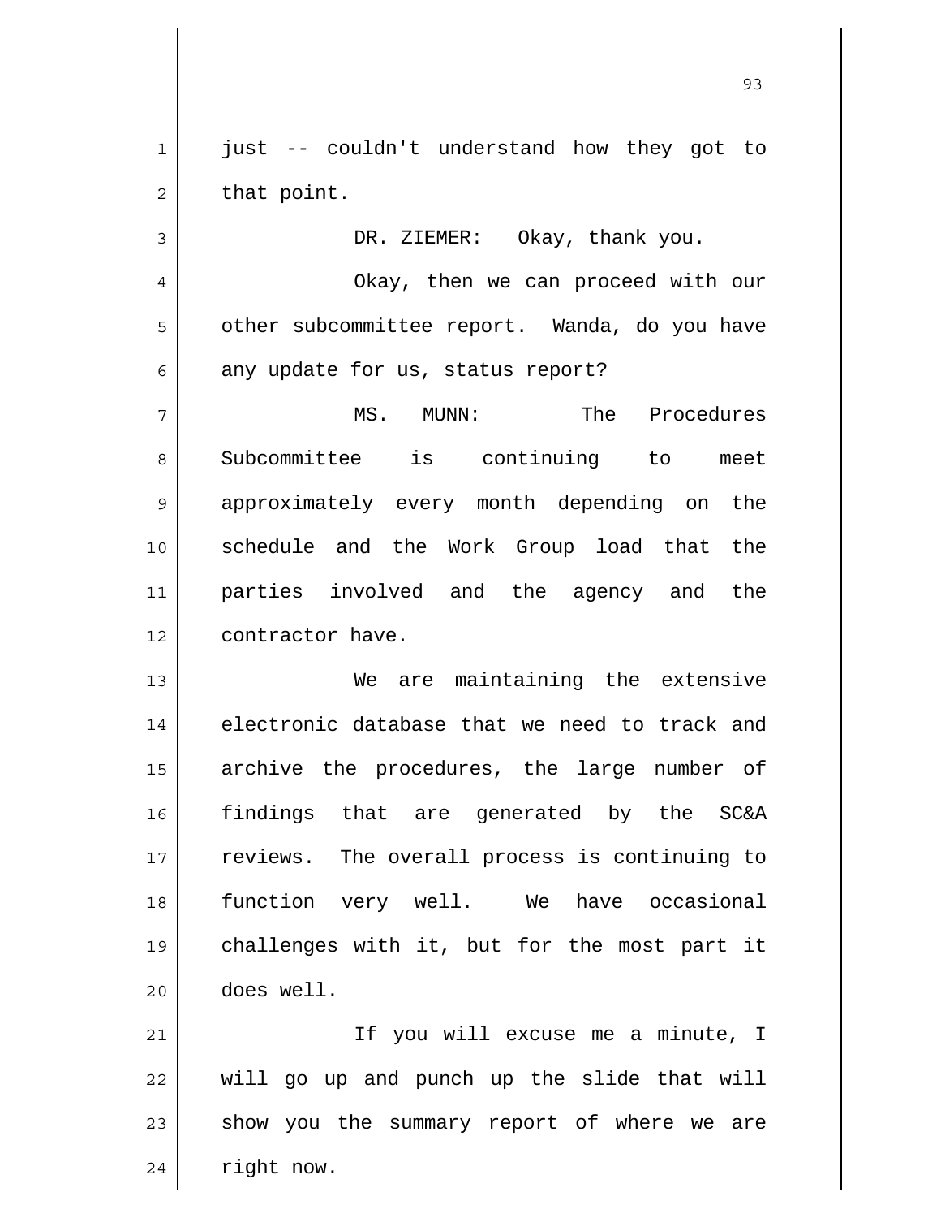just -- couldn't understand how they got to that point.

DR. ZIEMER: Okay, thank you.

Okay, then we can proceed with our other subcommittee report. Wanda, do you have any update for us, status report?

MS. MUNN: The Procedures Subcommittee is continuing to meet approximately every month depending on the schedule and the Work Group load that the parties involved and the agency and the contractor have.

We are maintaining the extensive electronic database that we need to track and archive the procedures, the large number of findings that are generated by the SC&A reviews. The overall process is continuing to function very well. We have occasional challenges with it, but for the most part it does well.

If you will excuse me a minute, I will go up and punch up the slide that will show you the summary report of where we are right now.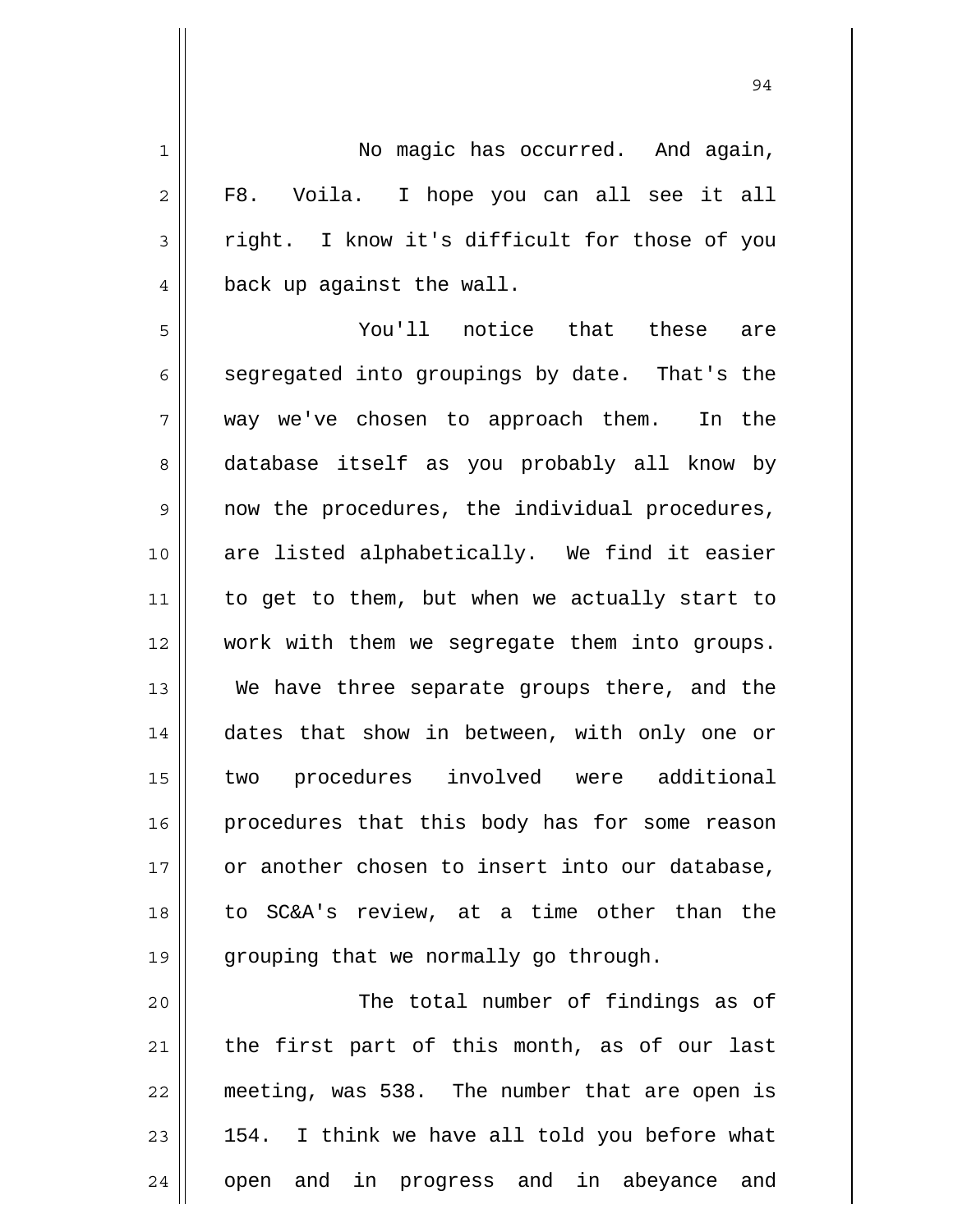No magic has occurred. And again, F8. Voila. I hope you can all see it all right. I know it's difficult for those of you back up against the wall.

You'll notice that these are segregated into groupings by date. That's the way we've chosen to approach them. In the database itself as you probably all know by now the procedures, the individual procedures, are listed alphabetically. We find it easier to get to them, but when we actually start to work with them we segregate them into groups. We have three separate groups there, and the dates that show in between, with only one or two procedures involved were additional procedures that this body has for some reason or another chosen to insert into our database, to SC&A's review, at a time other than the grouping that we normally go through.

The total number of findings as of the first part of this month, as of our last meeting, was 538. The number that are open is 154. I think we have all told you before what open and in progress and in abeyance and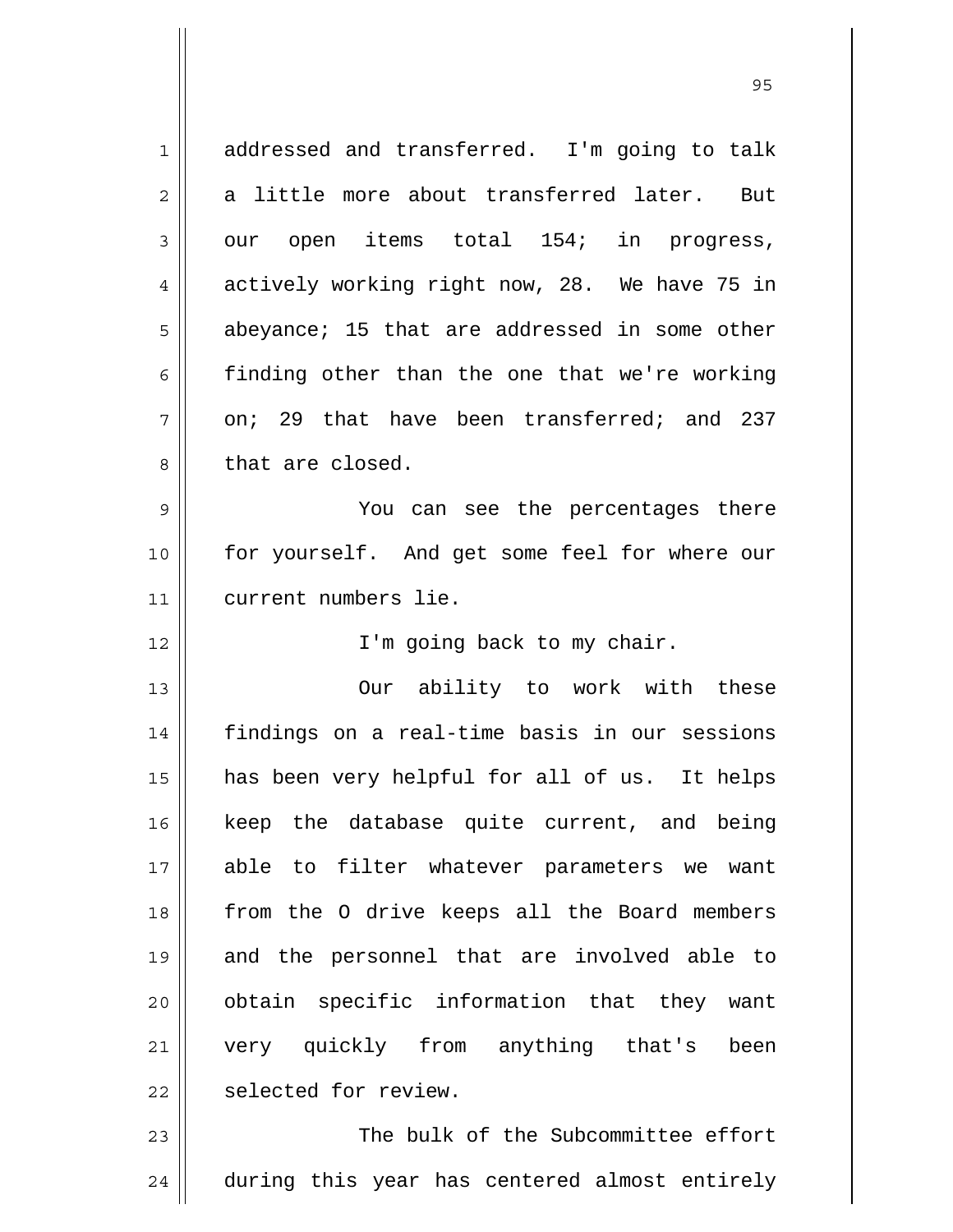addressed and transferred. I'm going to talk a little more about transferred later. But our open items total 154; in progress, actively working right now, 28. We have 75 in abeyance; 15 that are addressed in some other finding other than the one that we're working on; 29 that have been transferred; and 237 that are closed.

You can see the percentages there for yourself. And get some feel for where our current numbers lie.

I'm going back to my chair.

Our ability to work with these findings on a real-time basis in our sessions has been very helpful for all of us. It helps keep the database quite current, and being able to filter whatever parameters we want from the O drive keeps all the Board members and the personnel that are involved able to obtain specific information that they want very quickly from anything that's been selected for review.

The bulk of the Subcommittee effort during this year has centered almost entirely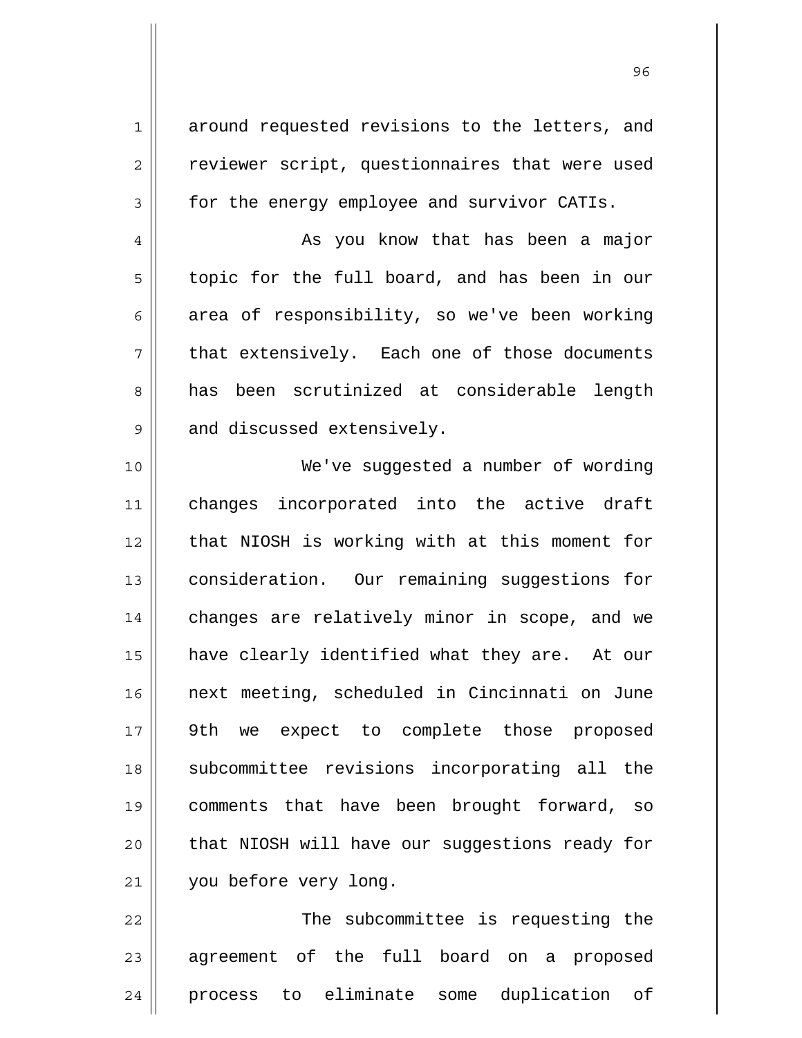around requested revisions to the letters, and reviewer script, questionnaires that were used for the energy employee and survivor CATIs.

As you know that has been a major topic for the full board, and has been in our area of responsibility, so we've been working that extensively. Each one of those documents has been scrutinized at considerable length and discussed extensively.

We've suggested a number of wording changes incorporated into the active draft that NIOSH is working with at this moment for consideration. Our remaining suggestions for changes are relatively minor in scope, and we have clearly identified what they are. At our next meeting, scheduled in Cincinnati on June 9th we expect to complete those proposed subcommittee revisions incorporating all the comments that have been brought forward, so that NIOSH will have our suggestions ready for you before very long.

The subcommittee is requesting the agreement of the full board on a proposed process to eliminate some duplication of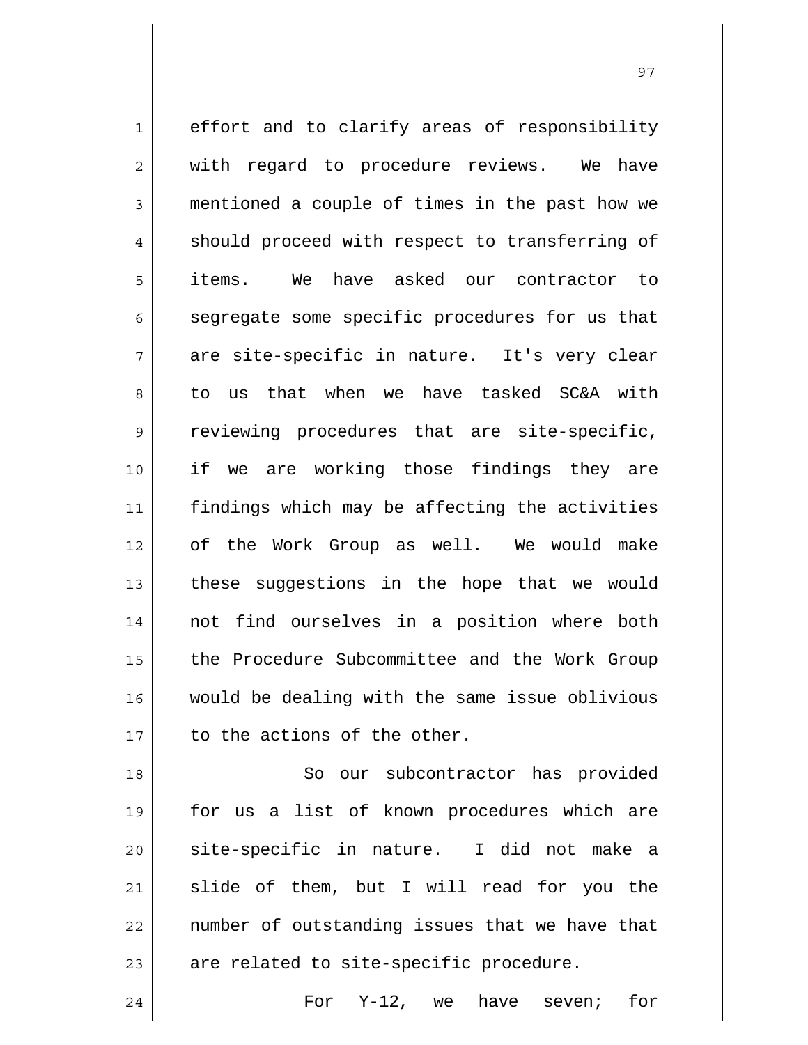effort and to clarify areas of responsibility with regard to procedure reviews. We have mentioned a couple of times in the past how we should proceed with respect to transferring of items. We have asked our contractor to segregate some specific procedures for us that are site-specific in nature. It's very clear to us that when we have tasked SC&A with reviewing procedures that are site-specific, if we are working those findings they are findings which may be affecting the activities of the Work Group as well. We would make these suggestions in the hope that we would not find ourselves in a position where both the Procedure Subcommittee and the Work Group would be dealing with the same issue oblivious to the actions of the other.

So our subcontractor has provided for us a list of known procedures which are site-specific in nature. I did not make a slide of them, but I will read for you the number of outstanding issues that we have that are related to site-specific procedure.

For Y-12, we have seven; for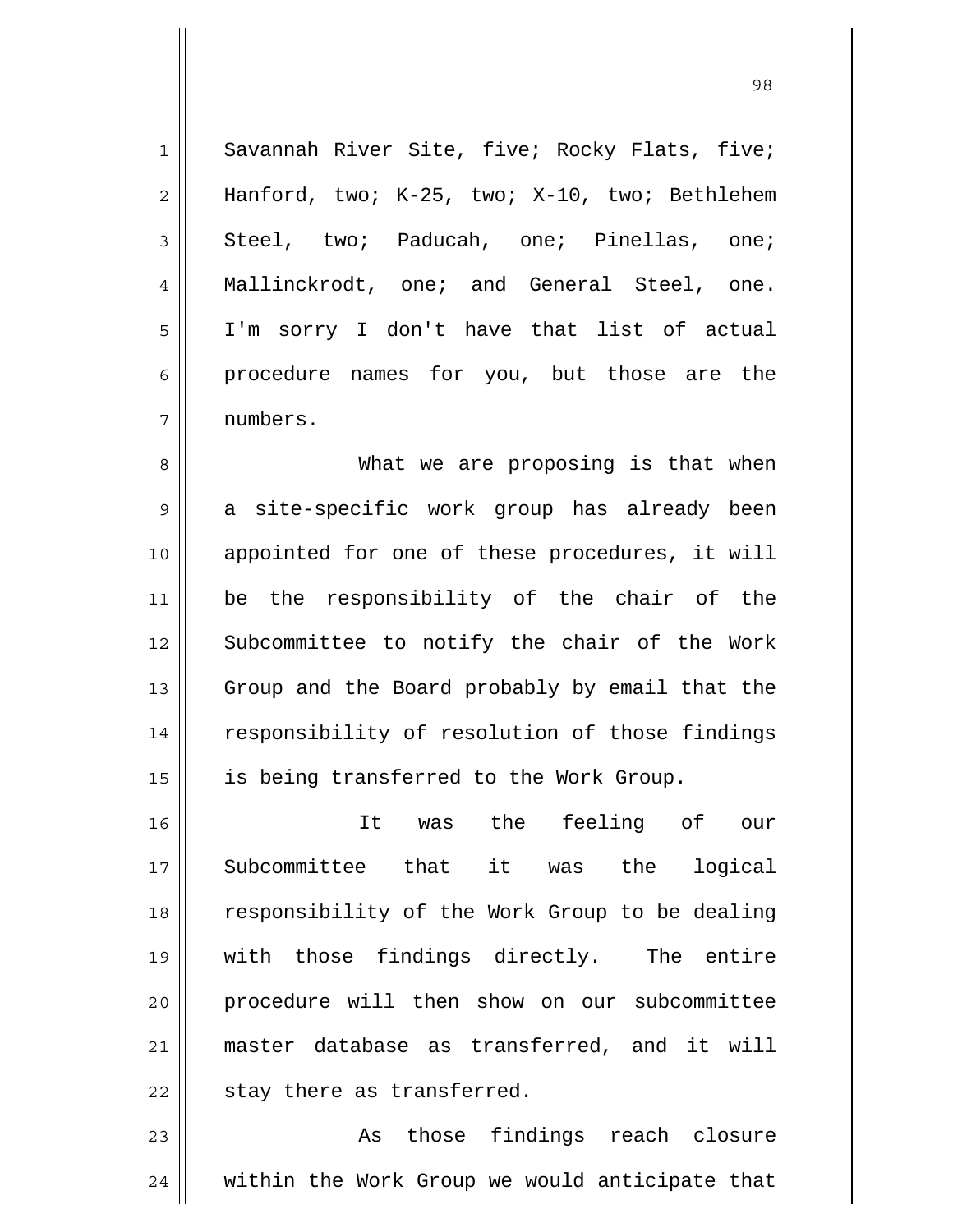Savannah River Site, five; Rocky Flats, five; Hanford, two; K-25, two; X-10, two; Bethlehem Steel, two; Paducah, one; Pinellas, one; Mallinckrodt, one; and General Steel, one. I'm sorry I don't have that list of actual procedure names for you, but those are the numbers.

What we are proposing is that when a site-specific work group has already been appointed for one of these procedures, it will be the responsibility of the chair of the Subcommittee to notify the chair of the Work Group and the Board probably by email that the responsibility of resolution of those findings is being transferred to the Work Group.

It was the feeling of our Subcommittee that it was the logical responsibility of the Work Group to be dealing with those findings directly. The entire procedure will then show on our subcommittee master database as transferred, and it will stay there as transferred.

As those findings reach closure within the Work Group we would anticipate that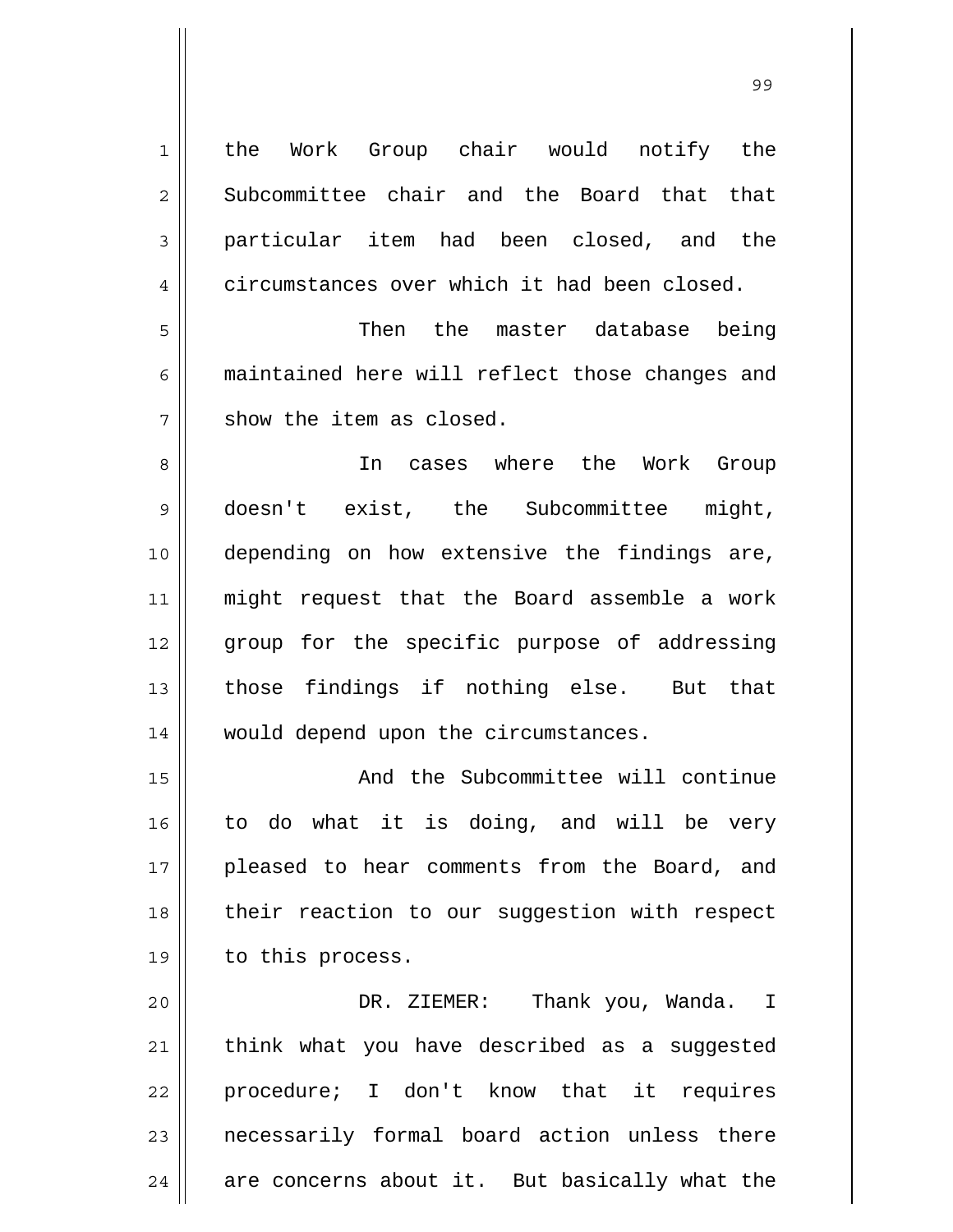the Work Group chair would notify the Subcommittee chair and the Board that that particular item had been closed, and the circumstances over which it had been closed.

Then the master database being maintained here will reflect those changes and show the item as closed.

In cases where the Work Group doesn't exist, the Subcommittee might, depending on how extensive the findings are, might request that the Board assemble a work group for the specific purpose of addressing those findings if nothing else. But that would depend upon the circumstances.

And the Subcommittee will continue to do what it is doing, and will be very pleased to hear comments from the Board, and their reaction to our suggestion with respect to this process.

DR. ZIEMER: Thank you, Wanda. I think what you have described as a suggested procedure; I don't know that it requires necessarily formal board action unless there are concerns about it. But basically what the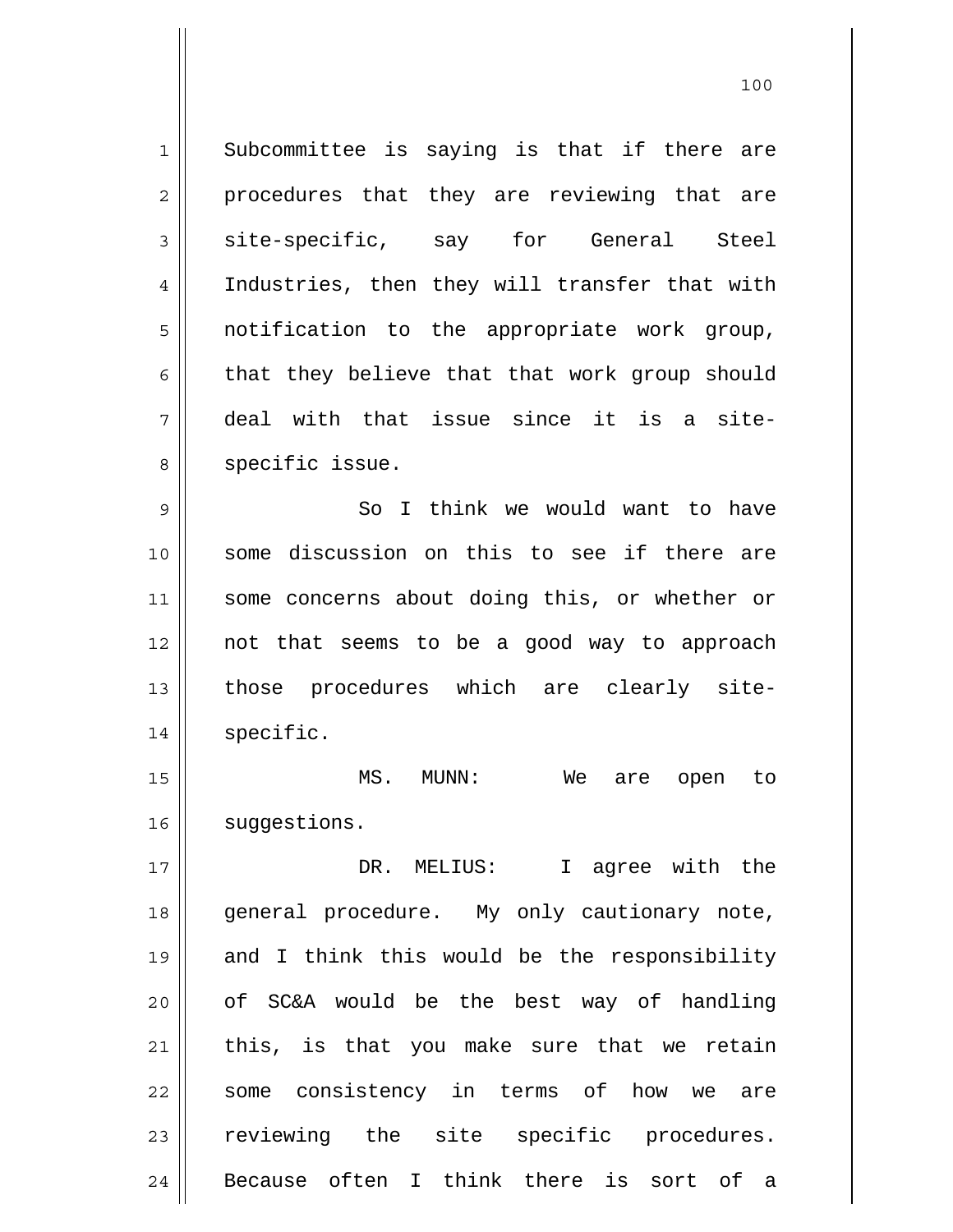Subcommittee is saying is that if there are procedures that they are reviewing that are site-specific, say for General Steel Industries, then they will transfer that with notification to the appropriate work group, that they believe that that work group should deal with that issue since it is a site-specific issue.

So I think we would want to have some discussion on this to see if there are some concerns about doing this, or whether or not that seems to be a good way to approach those procedures which are clearly site-specific.

MS. MUNN: We are open to suggestions.

DR. MELIUS: I agree with the general procedure. My only cautionary note, and I think this would be the responsibility of SC&A would be the best way of handling this, is that you make sure that we retain some consistency in terms of how we are reviewing the site specific procedures. Because often I think there is sort of a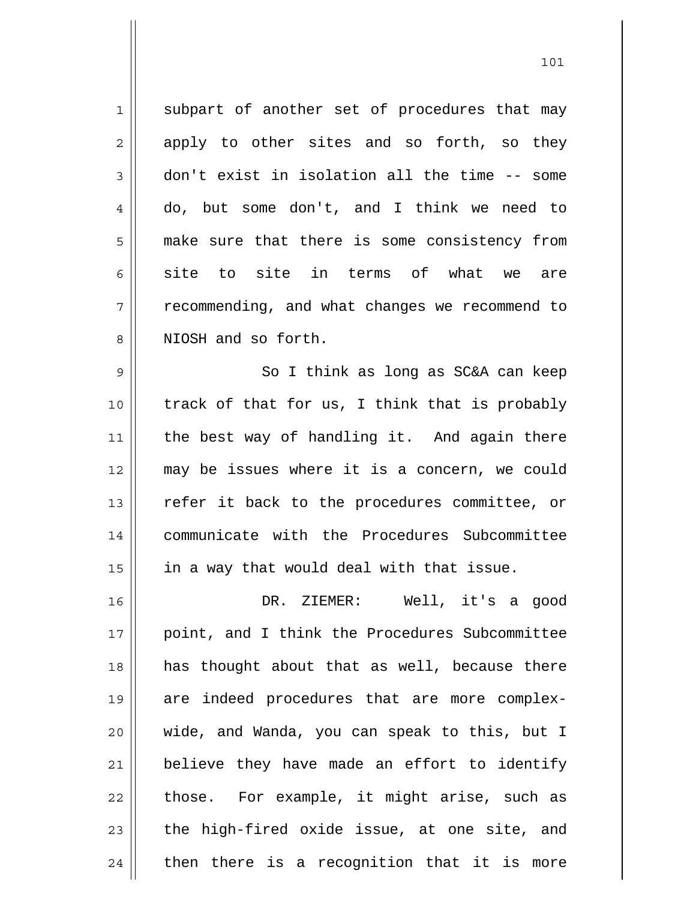subpart of another set of procedures that may apply to other sites and so forth, so they don't exist in isolation all the time -- some do, but some don't, and I think we need to make sure that there is some consistency from site to site in terms of what we are recommending, and what changes we recommend to NIOSH and so forth.

So I think as long as SC&A can keep track of that for us, I think that is probably the best way of handling it. And again there may be issues where it is a concern, we could refer it back to the procedures committee, or communicate with the Procedures Subcommittee in a way that would deal with that issue.

DR. ZIEMER: Well, it's a good point, and I think the Procedures Subcommittee has thought about that as well, because there are indeed procedures that are more complex-wide, and Wanda, you can speak to this, but I believe they have made an effort to identify those. For example, it might arise, such as the high-fired oxide issue, at one site, and then there is a recognition that it is more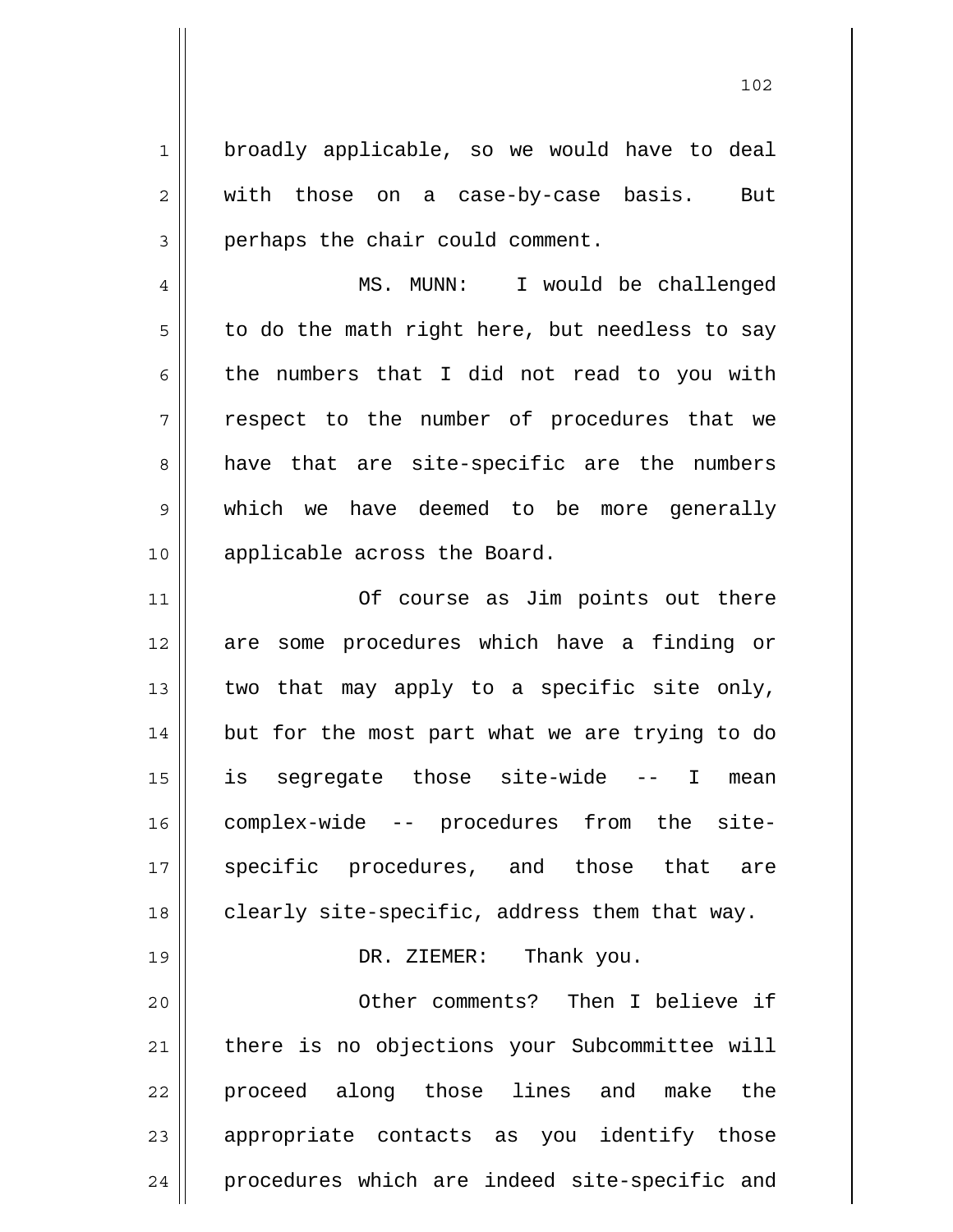broadly applicable, so we would have to deal with those on a case-by-case basis. But perhaps the chair could comment.

MS. MUNN: I would be challenged to do the math right here, but needless to say the numbers that I did not read to you with respect to the number of procedures that we have that are site-specific are the numbers which we have deemed to be more generally applicable across the Board.

Of course as Jim points out there are some procedures which have a finding or two that may apply to a specific site only, but for the most part what we are trying to do is segregate those site-wide -- I mean complex-wide -- procedures from the site-specific procedures, and those that are clearly site-specific, address them that way.

DR. ZIEMER: Thank you.

Other comments? Then I believe if there is no objections your Subcommittee will proceed along those lines and make the appropriate contacts as you identify those procedures which are indeed site-specific and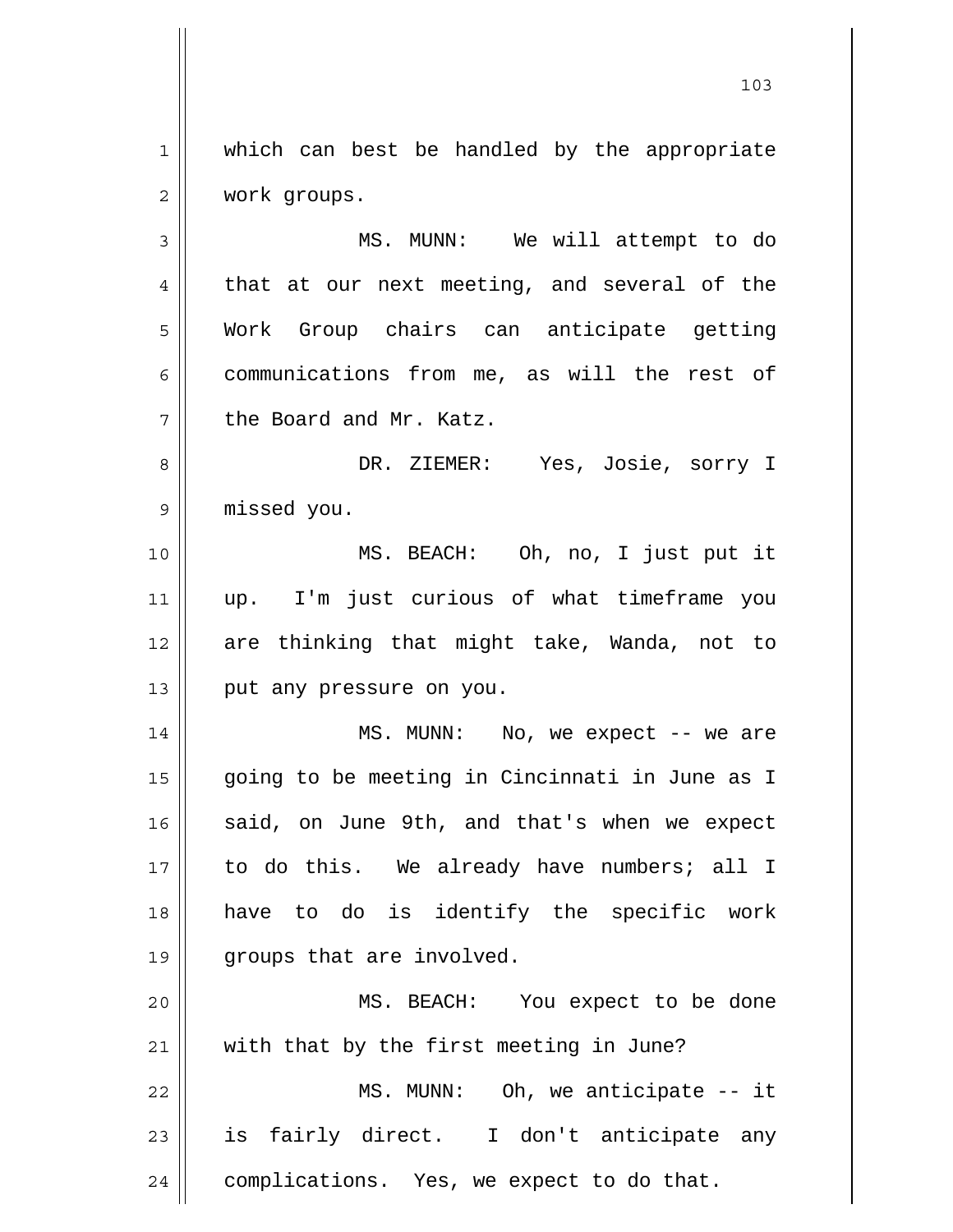which can best be handled by the appropriate work groups.

MS. MUNN: We will attempt to do that at our next meeting, and several of the Work Group chairs can anticipate getting communications from me, as will the rest of the Board and Mr. Katz.

DR. ZIEMER: Yes, Josie, sorry I missed you.

MS. BEACH: Oh, no, I just put it up. I'm just curious of what timeframe you are thinking that might take, Wanda, not to put any pressure on you.

MS. MUNN: No, we expect -- we are going to be meeting in Cincinnati in June as I said, on June 9th, and that's when we expect to do this. We already have numbers; all I have to do is identify the specific work groups that are involved.

MS. BEACH: You expect to be done with that by the first meeting in June?

MS. MUNN: Oh, we anticipate -- it is fairly direct. I don't anticipate any complications. Yes, we expect to do that.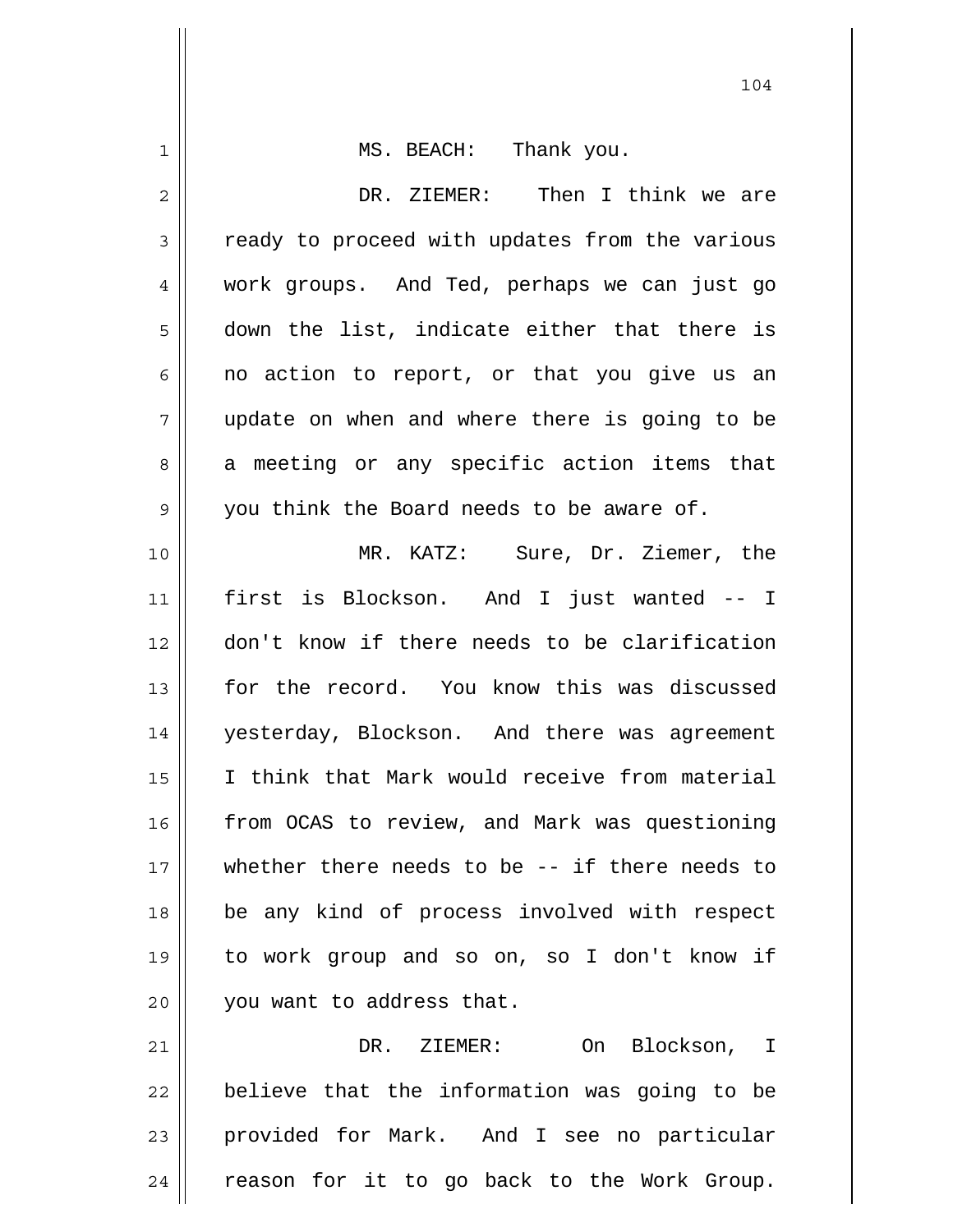MS. BEACH: Thank you.

DR. ZIEMER: Then I think we are ready to proceed with updates from the various work groups. And Ted, perhaps we can just go down the list, indicate either that there is no action to report, or that you give us an update on when and where there is going to be a meeting or any specific action items that you think the Board needs to be aware of.

MR. KATZ: Sure, Dr. Ziemer, the first is Blockson. And I just wanted -- I don't know if there needs to be clarification for the record. You know this was discussed yesterday, Blockson. And there was agreement I think that Mark would receive from material from OCAS to review, and Mark was questioning whether there needs to be -- if there needs to be any kind of process involved with respect to work group and so on, so I don't know if you want to address that.

DR. ZIEMER: On Blockson, I believe that the information was going to be provided for Mark. And I see no particular reason for it to go back to the Work Group.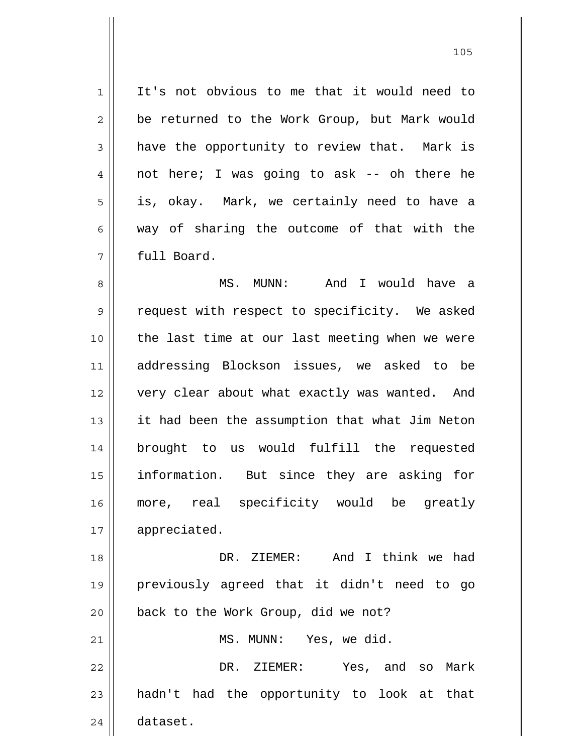It's not obvious to me that it would need to be returned to the Work Group, but Mark would have the opportunity to review that. Mark is not here; I was going to ask -- oh there he is, okay. Mark, we certainly need to have a way of sharing the outcome of that with the full Board.

MS. MUNN: And I would have a request with respect to specificity. We asked the last time at our last meeting when we were addressing Blockson issues, we asked to be very clear about what exactly was wanted. And it had been the assumption that what Jim Neton brought to us would fulfill the requested information. But since they are asking for more, real specificity would be greatly appreciated.

DR. ZIEMER: And I think we had previously agreed that it didn't need to go back to the Work Group, did we not?

MS. MUNN: Yes, we did.

DR. ZIEMER: Yes, and so Mark hadn't had the opportunity to look at that dataset.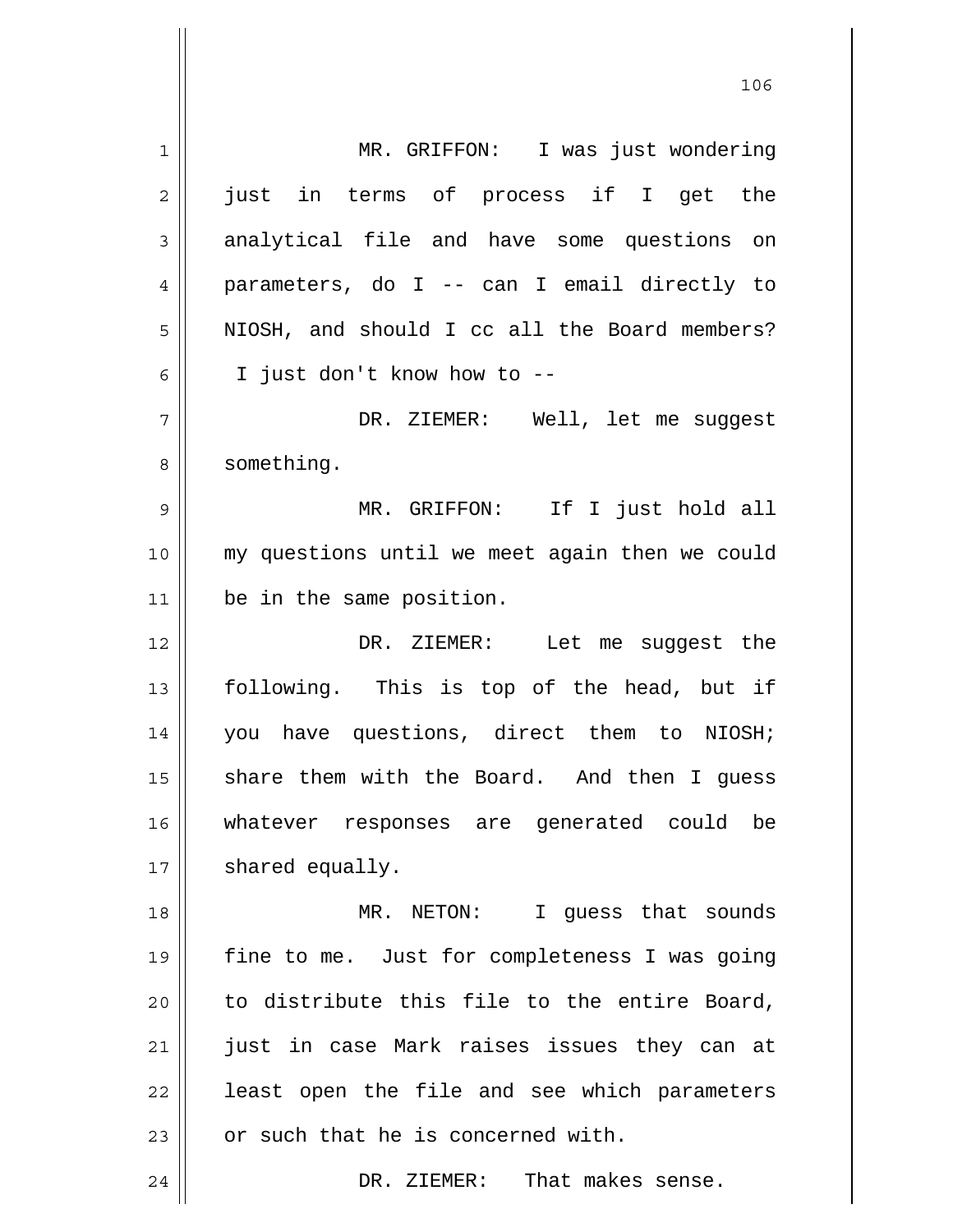MR. GRIFFON: I was just wondering just in terms of process if I get the analytical file and have some questions on parameters, do I -- can I email directly to NIOSH, and should I cc all the Board members? I just don't know how to --

DR. ZIEMER: Well, let me suggest something.

MR. GRIFFON: If I just hold all my questions until we meet again then we could be in the same position.

DR. ZIEMER: Let me suggest the following. This is top of the head, but if you have questions, direct them to NIOSH; share them with the Board. And then I guess whatever responses are generated could be shared equally.

MR. NETON: I guess that sounds fine to me. Just for completeness I was going to distribute this file to the entire Board, just in case Mark raises issues they can at least open the file and see which parameters or such that he is concerned with.

DR. ZIEMER: That makes sense.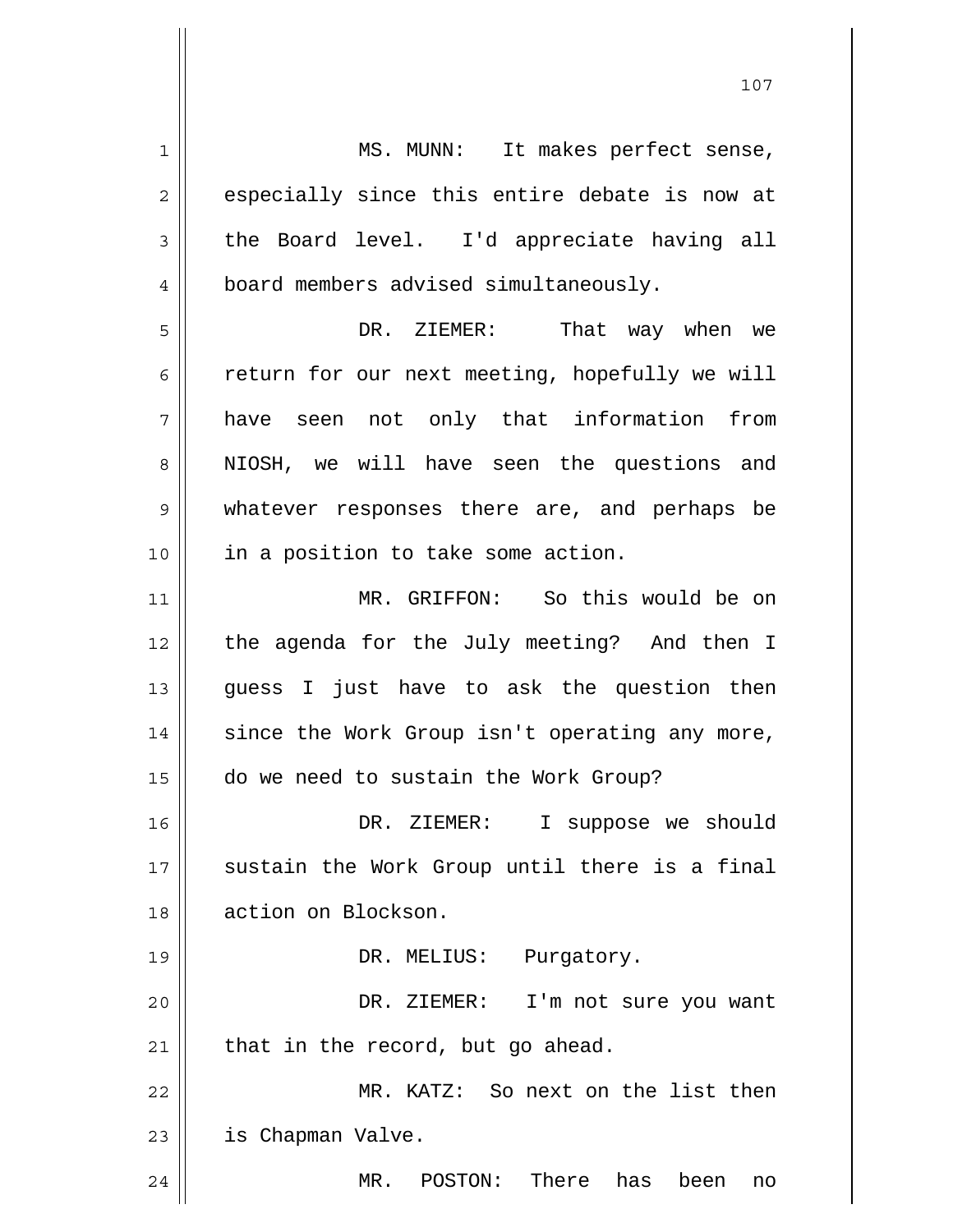MS. MUNN: It makes perfect sense, especially since this entire debate is now at the Board level. I'd appreciate having all board members advised simultaneously.

DR. ZIEMER: That way when we return for our next meeting, hopefully we will have seen not only that information from NIOSH, we will have seen the questions and whatever responses there are, and perhaps be in a position to take some action.

MR. GRIFFON: So this would be on the agenda for the July meeting? And then I guess I just have to ask the question then since the Work Group isn't operating any more, do we need to sustain the Work Group?

DR. ZIEMER: I suppose we should sustain the Work Group until there is a final action on Blockson.

DR. MELIUS: Purgatory.

DR. ZIEMER: I'm not sure you want that in the record, but go ahead.

MR. KATZ: So next on the list then is Chapman Valve.

MR. POSTON: There has been no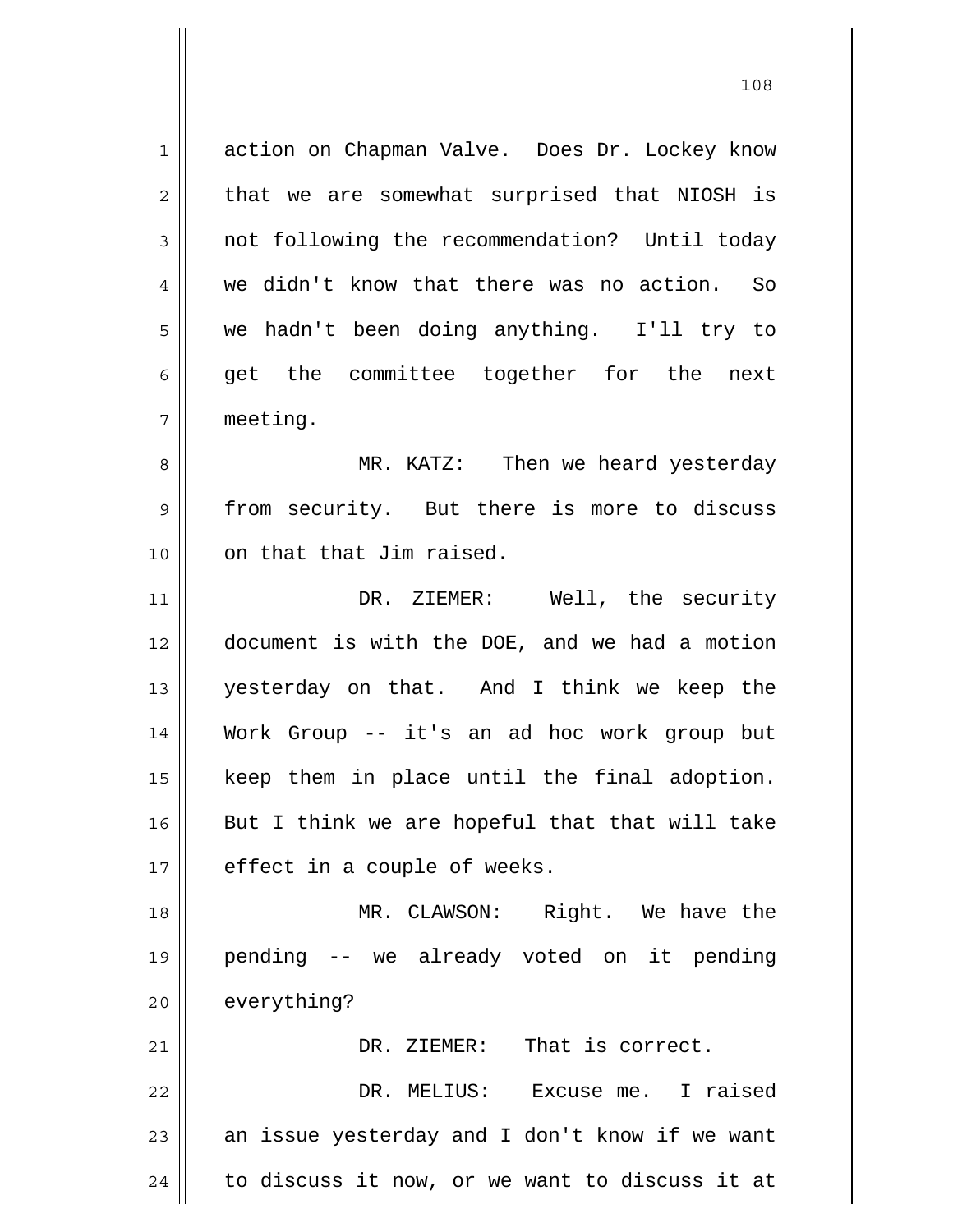action on Chapman Valve. Does Dr. Lockey know that we are somewhat surprised that NIOSH is not following the recommendation? Until today we didn't know that there was no action. So we hadn't been doing anything. I'll try to get the committee together for the next meeting.

MR. KATZ: Then we heard yesterday from security. But there is more to discuss on that that Jim raised.

DR. ZIEMER: Well, the security document is with the DOE, and we had a motion yesterday on that. And I think we keep the Work Group -- it's an ad hoc work group but keep them in place until the final adoption. But I think we are hopeful that that will take effect in a couple of weeks.

MR. CLAWSON: Right. We have the pending -- we already voted on it pending everything?

DR. ZIEMER: That is correct.

DR. MELIUS: Excuse me. I raised an issue yesterday and I don't know if we want to discuss it now, or we want to discuss it at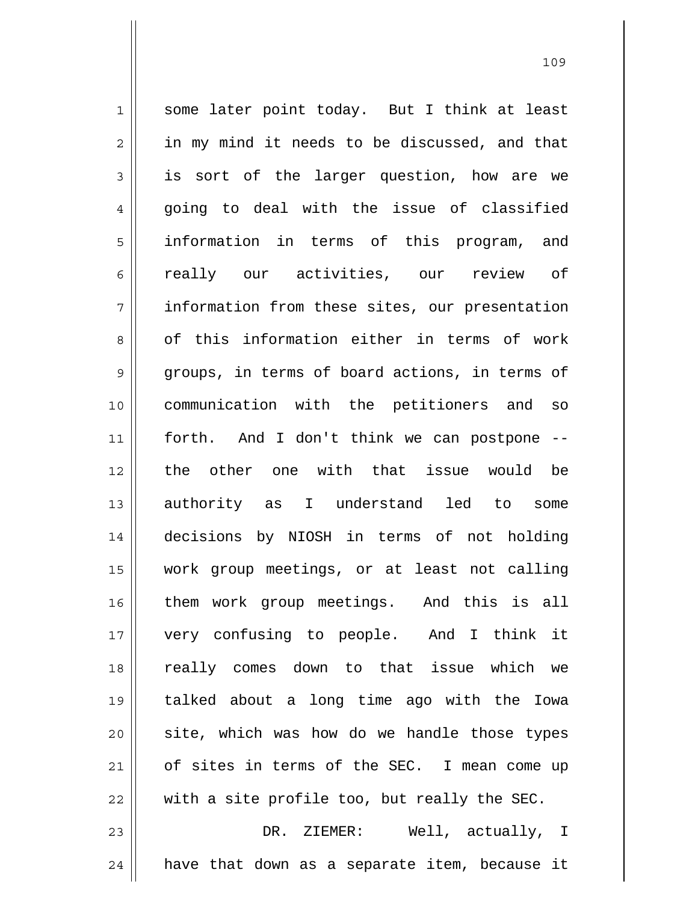some later point today. But I think at least in my mind it needs to be discussed, and that is sort of the larger question, how are we going to deal with the issue of classified information in terms of this program, and really our activities, our review of information from these sites, our presentation of this information either in terms of work groups, in terms of board actions, in terms of communication with the petitioners and so forth. And I don't think we can postpone -- the other one with that issue would be authority as I understand led to some decisions by NIOSH in terms of not holding work group meetings, or at least not calling them work group meetings. And this is all very confusing to people. And I think it really comes down to that issue which we talked about a long time ago with the Iowa site, which was how do we handle those types of sites in terms of the SEC. I mean come up with a site profile too, but really the SEC.

DR. ZIEMER: Well, actually, I have that down as a separate item, because it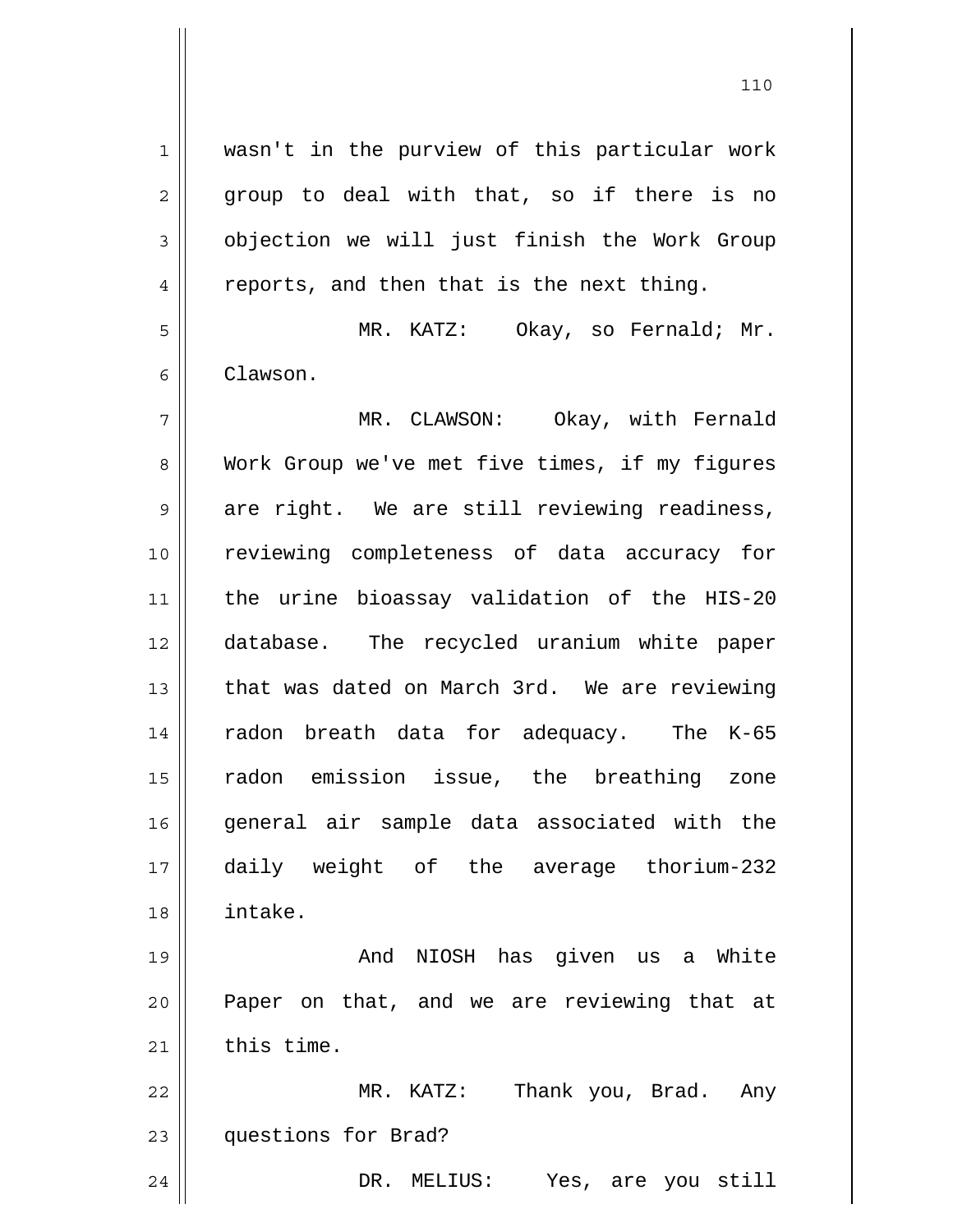wasn't in the purview of this particular work group to deal with that, so if there is no objection we will just finish the Work Group reports, and then that is the next thing.

MR. KATZ: Okay, so Fernald; Mr. Clawson.

MR. CLAWSON: Okay, with Fernald Work Group we've met five times, if my figures are right. We are still reviewing readiness, reviewing completeness of data accuracy for the urine bioassay validation of the HIS-20 database. The recycled uranium white paper that was dated on March 3rd. We are reviewing radon breath data for adequacy. The K-65 radon emission issue, the breathing zone general air sample data associated with the daily weight of the average thorium-232 intake.

And NIOSH has given us a White Paper on that, and we are reviewing that at this time.

MR. KATZ: Thank you, Brad. Any questions for Brad?

DR. MELIUS: Yes, are you still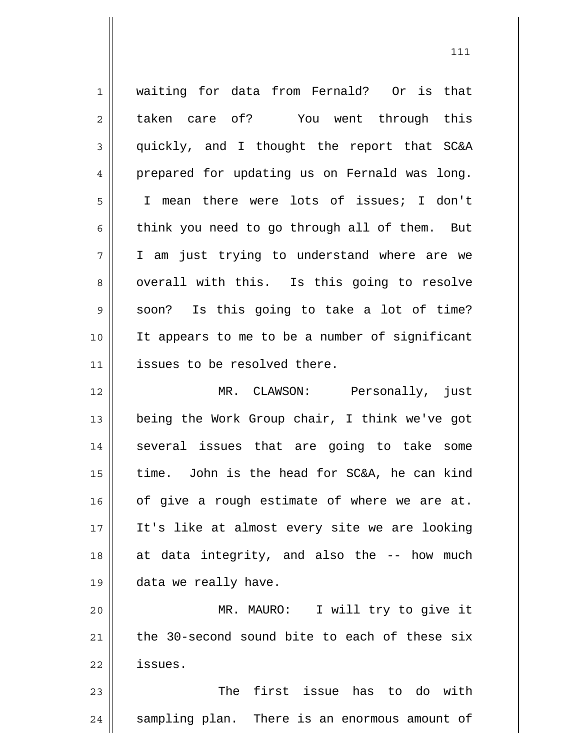waiting for data from Fernald? Or is that taken care of? You went through this quickly, and I thought the report that SC&A prepared for updating us on Fernald was long. I mean there were lots of issues; I don't think you need to go through all of them. But I am just trying to understand where are we overall with this. Is this going to resolve soon? Is this going to take a lot of time? It appears to me to be a number of significant issues to be resolved there.

MR. CLAWSON: Personally, just being the Work Group chair, I think we've got several issues that are going to take some time. John is the head for SC&A, he can kind of give a rough estimate of where we are at. It's like at almost every site we are looking at data integrity, and also the -- how much data we really have.

MR. MAURO: I will try to give it the 30-second sound bite to each of these six issues.

The first issue has to do with sampling plan. There is an enormous amount of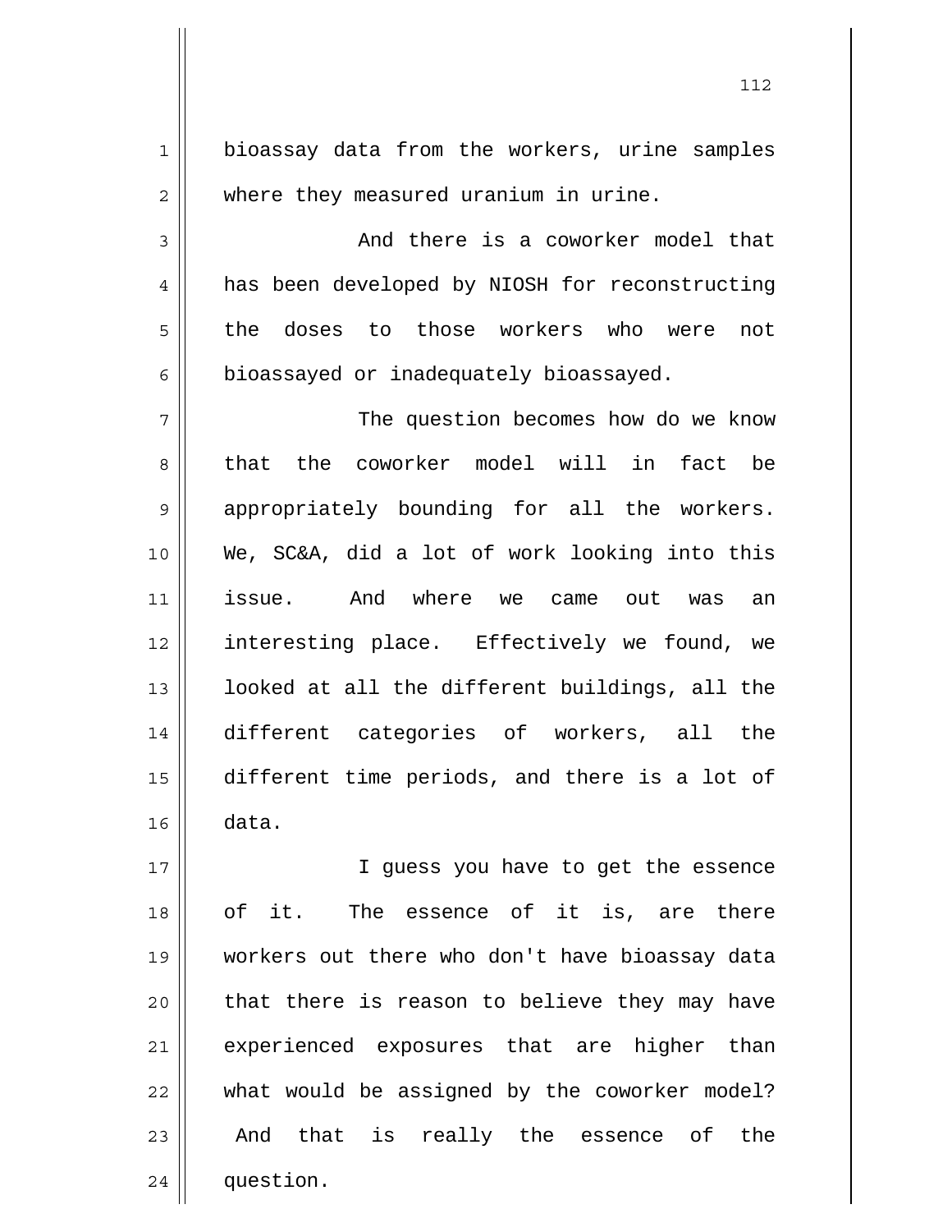bioassay data from the workers, urine samples where they measured uranium in urine.

And there is a coworker model that has been developed by NIOSH for reconstructing the doses to those workers who were not bioassayed or inadequately bioassayed.

The question becomes how do we know that the coworker model will in fact be appropriately bounding for all the workers. We, SC&A, did a lot of work looking into this issue. And where we came out was an interesting place. Effectively we found, we looked at all the different buildings, all the different categories of workers, all the different time periods, and there is a lot of data.

I guess you have to get the essence of it. The essence of it is, are there workers out there who don't have bioassay data that there is reason to believe they may have experienced exposures that are higher than what would be assigned by the coworker model? And that is really the essence of the question.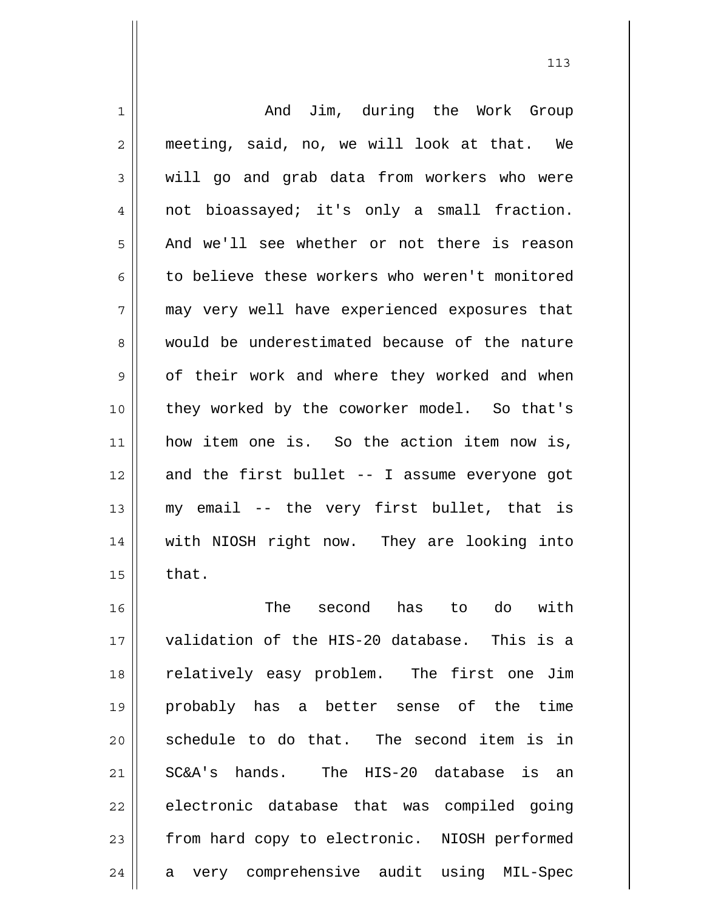And Jim, during the Work Group meeting, said, no, we will look at that. We will go and grab data from workers who were not bioassayed; it's only a small fraction. And we'll see whether or not there is reason to believe these workers who weren't monitored may very well have experienced exposures that would be underestimated because of the nature of their work and where they worked and when they worked by the coworker model. So that's how item one is. So the action item now is, and the first bullet -- I assume everyone got my email -- the very first bullet, that is with NIOSH right now. They are looking into that.

The second has to do with validation of the HIS-20 database. This is a relatively easy problem. The first one Jim probably has a better sense of the time schedule to do that. The second item is in SC&A's hands. The HIS-20 database is an electronic database that was compiled going from hard copy to electronic. NIOSH performed a very comprehensive audit using MIL-Spec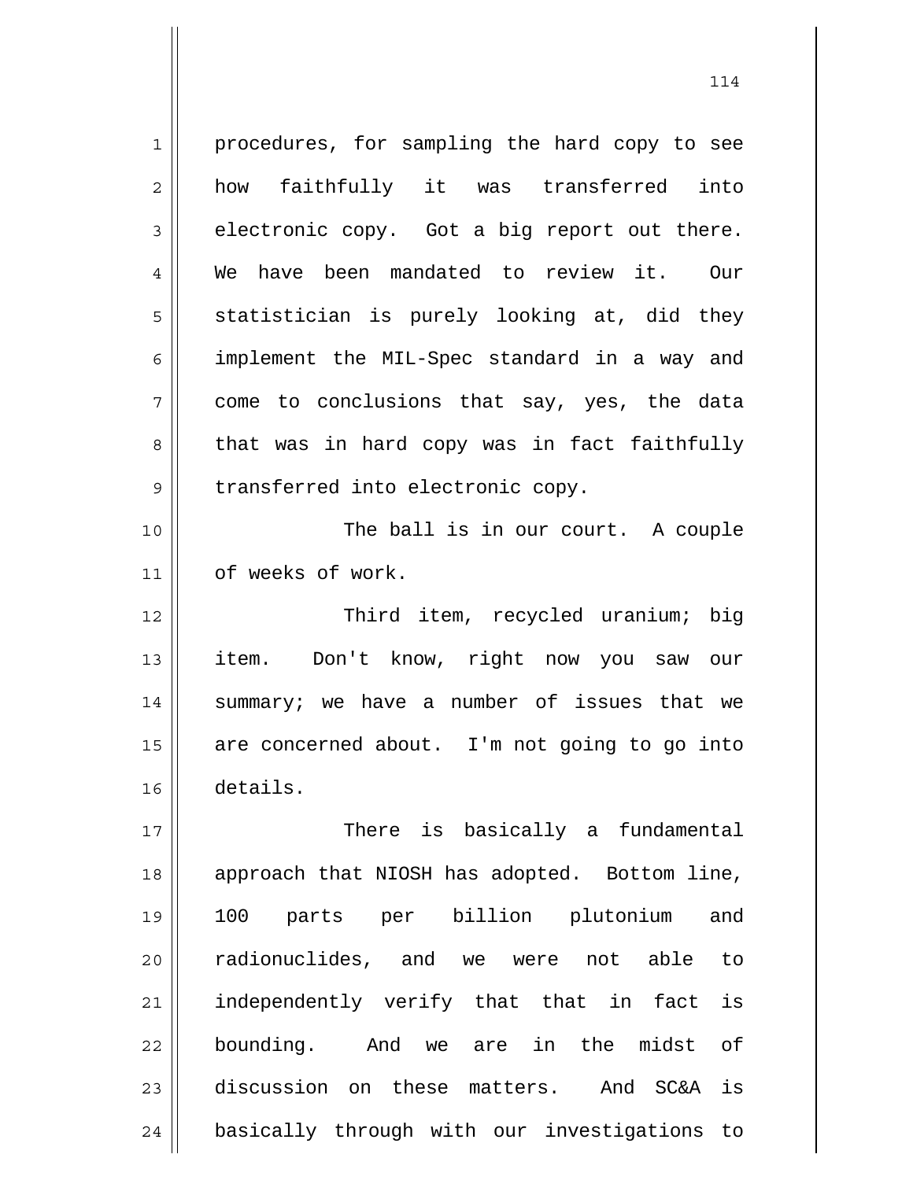procedures, for sampling the hard copy to see how faithfully it was transferred into electronic copy. Got a big report out there. We have been mandated to review it. Our statistician is purely looking at, did they implement the MIL-Spec standard in a way and come to conclusions that say, yes, the data that was in hard copy was in fact faithfully transferred into electronic copy.

The ball is in our court. A couple of weeks of work.

Third item, recycled uranium; big item. Don't know, right now you saw our summary; we have a number of issues that we are concerned about. I'm not going to go into details.

There is basically a fundamental approach that NIOSH has adopted. Bottom line, 100 parts per billion plutonium and radionuclides, and we were not able to independently verify that that in fact is bounding. And we are in the midst of discussion on these matters. And SC&A is basically through with our investigations to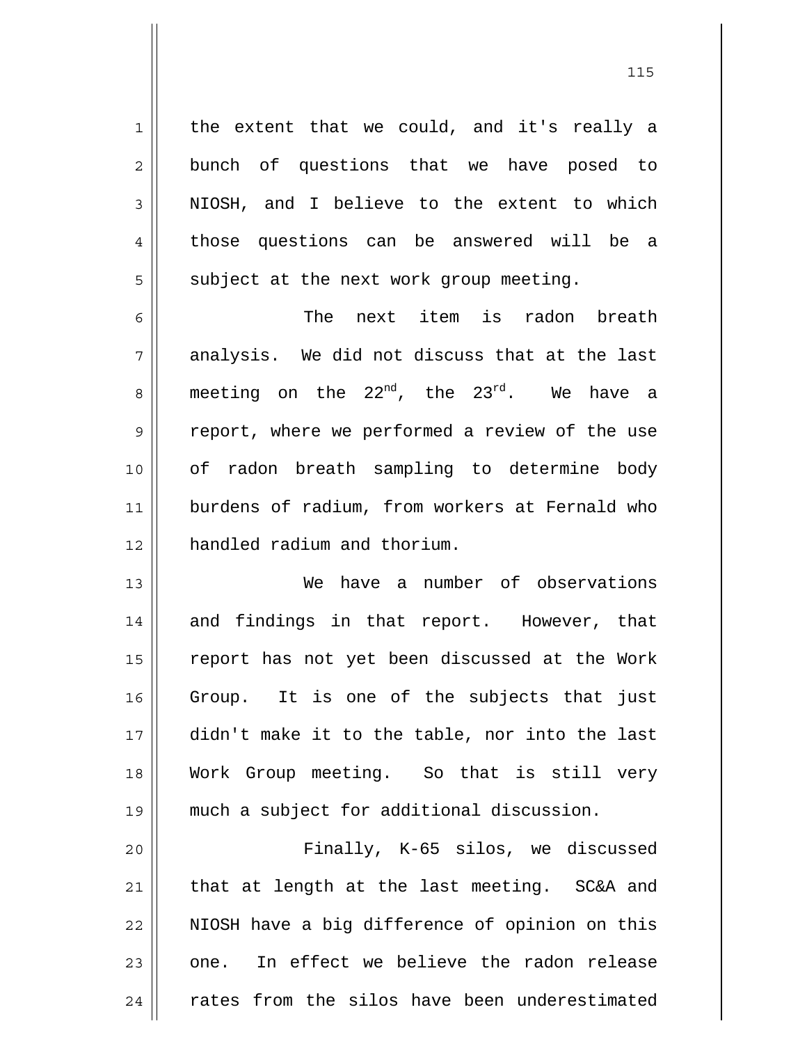the extent that we could, and it's really a bunch of questions that we have posed to NIOSH, and I believe to the extent to which those questions can be answered will be a subject at the next work group meeting.

The next item is radon breath analysis. We did not discuss that at the last meeting on the 22nd, the 23rd. We have a report, where we performed a review of the use of radon breath sampling to determine body burdens of radium, from workers at Fernald who handled radium and thorium.

We have a number of observations and findings in that report. However, that report has not yet been discussed at the Work Group. It is one of the subjects that just didn't make it to the table, nor into the last Work Group meeting. So that is still very much a subject for additional discussion.

Finally, K-65 silos, we discussed that at length at the last meeting. SC&A and NIOSH have a big difference of opinion on this one. In effect we believe the radon release rates from the silos have been underestimated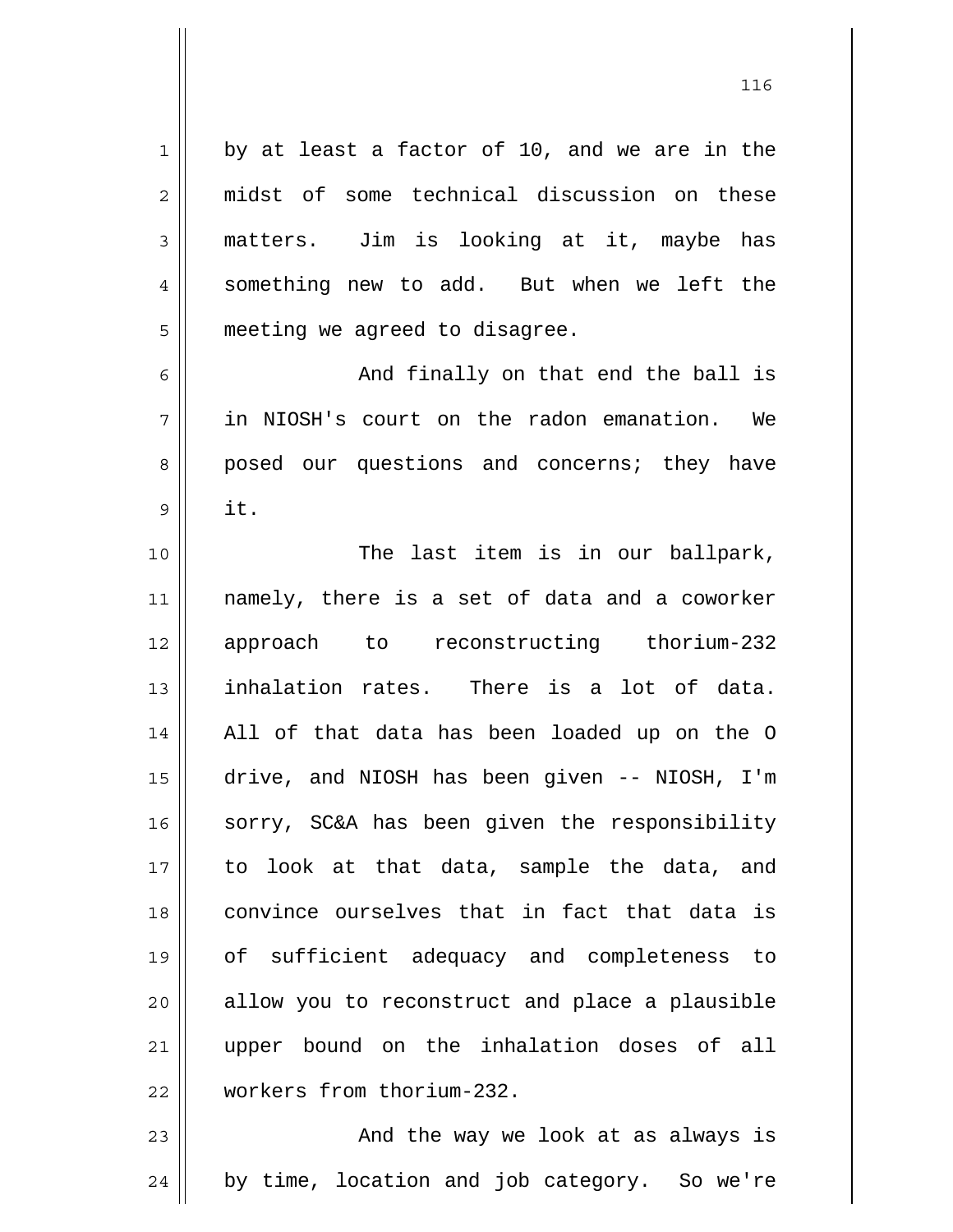by at least a factor of 10, and we are in the midst of some technical discussion on these matters. Jim is looking at it, maybe has something new to add. But when we left the meeting we agreed to disagree.

And finally on that end the ball is in NIOSH's court on the radon emanation. We posed our questions and concerns; they have it.

The last item is in our ballpark, namely, there is a set of data and a coworker approach to reconstructing thorium-232 inhalation rates. There is a lot of data. All of that data has been loaded up on the O drive, and NIOSH has been given -- NIOSH, I'm sorry, SC&A has been given the responsibility to look at that data, sample the data, and convince ourselves that in fact that data is of sufficient adequacy and completeness to allow you to reconstruct and place a plausible upper bound on the inhalation doses of all workers from thorium-232.

And the way we look at as always is by time, location and job category. So we're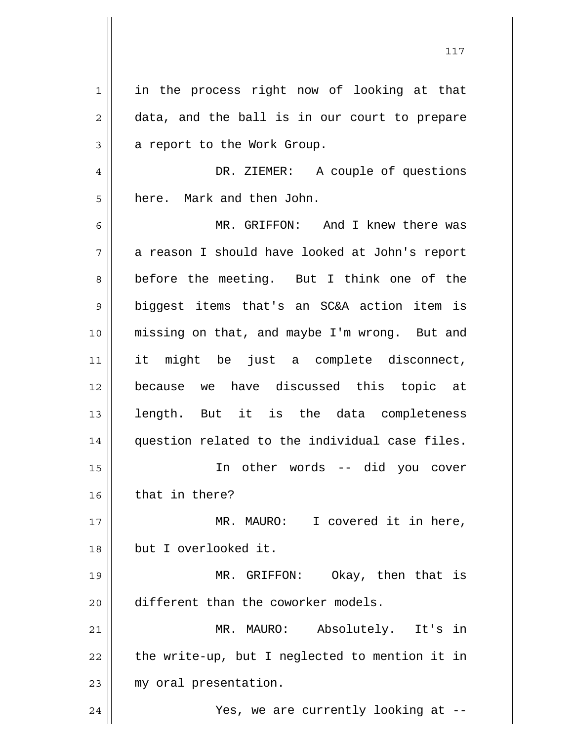in the process right now of looking at that data, and the ball is in our court to prepare a report to the Work Group.

DR. ZIEMER: A couple of questions here. Mark and then John.

MR. GRIFFON: And I knew there was a reason I should have looked at John's report before the meeting. But I think one of the biggest items that's an SC&A action item is missing on that, and maybe I'm wrong. But and it might be just a complete disconnect, because we have discussed this topic at length. But it is the data completeness question related to the individual case files.

In other words -- did you cover that in there?

MR. MAURO: I covered it in here, but I overlooked it.

MR. GRIFFON: Okay, then that is different than the coworker models.

MR. MAURO: Absolutely. It's in the write-up, but I neglected to mention it in my oral presentation.

Yes, we are currently looking at --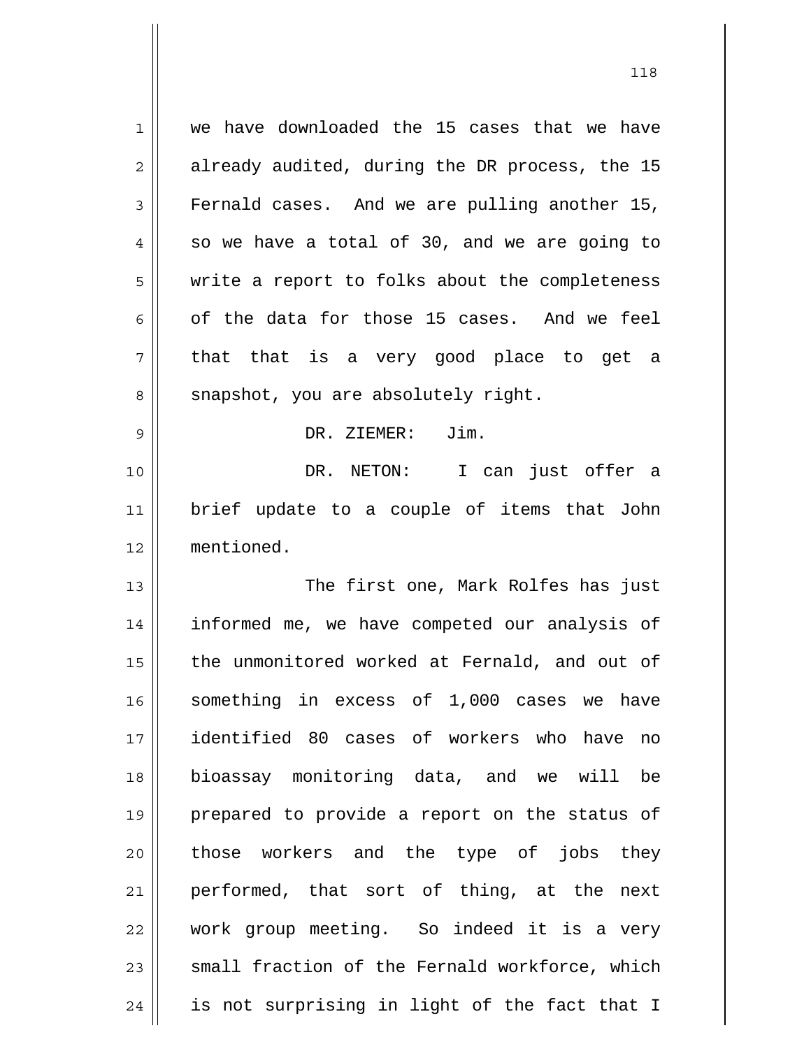we have downloaded the 15 cases that we have already audited, during the DR process, the 15 Fernald cases. And we are pulling another 15, so we have a total of 30, and we are going to write a report to folks about the completeness of the data for those 15 cases. And we feel that that is a very good place to get a snapshot, you are absolutely right.

DR. ZIEMER: Jim.

DR. NETON: I can just offer a brief update to a couple of items that John mentioned.

The first one, Mark Rolfes has just informed me, we have competed our analysis of the unmonitored worked at Fernald, and out of something in excess of 1,000 cases we have identified 80 cases of workers who have no bioassay monitoring data, and we will be prepared to provide a report on the status of those workers and the type of jobs they performed, that sort of thing, at the next work group meeting. So indeed it is a very small fraction of the Fernald workforce, which is not surprising in light of the fact that I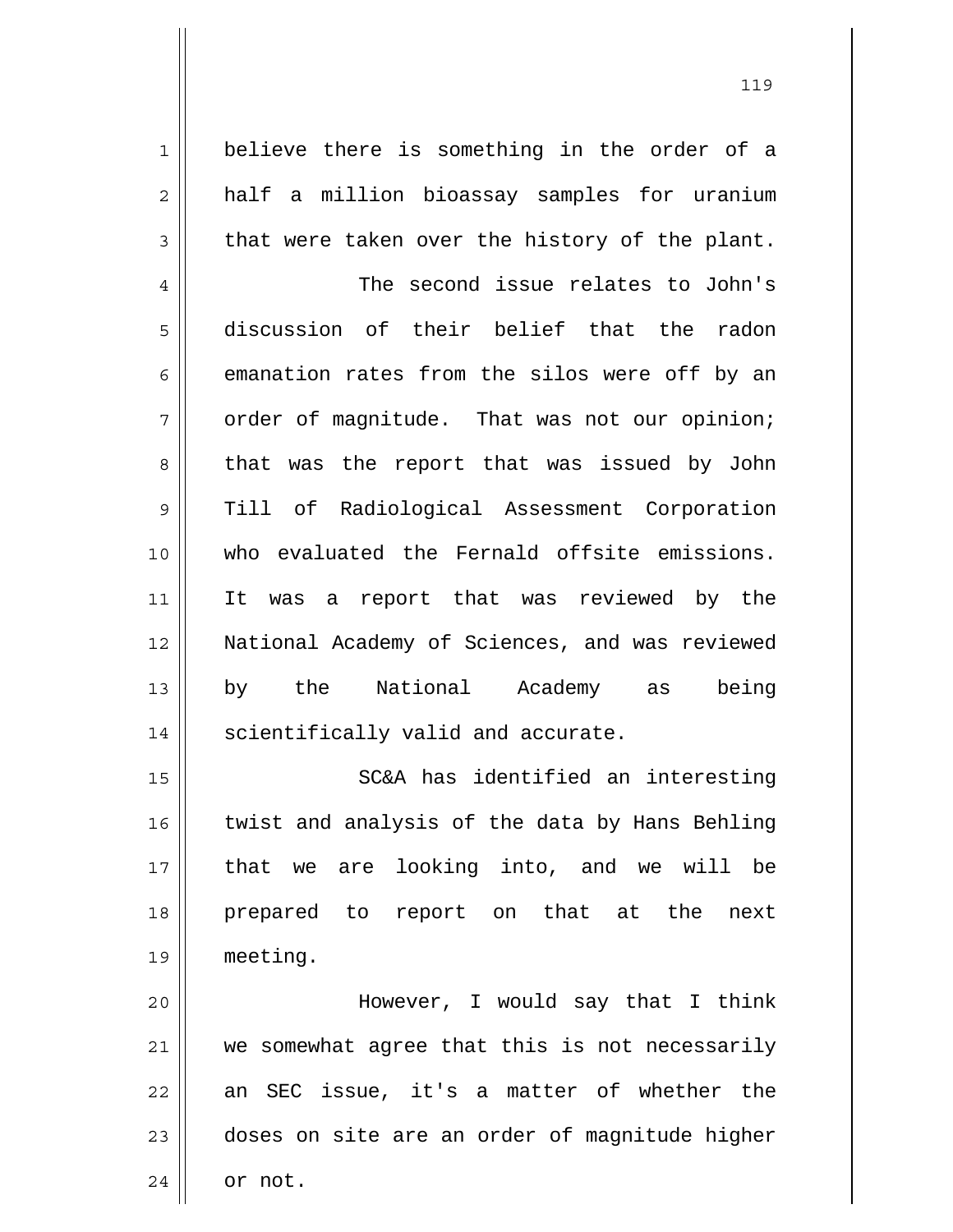believe there is something in the order of a half a million bioassay samples for uranium that were taken over the history of the plant.

The second issue relates to John's discussion of their belief that the radon emanation rates from the silos were off by an order of magnitude. That was not our opinion; that was the report that was issued by John Till of Radiological Assessment Corporation who evaluated the Fernald offsite emissions. It was a report that was reviewed by the National Academy of Sciences, and was reviewed by the National Academy as being scientifically valid and accurate.

SC&A has identified an interesting twist and analysis of the data by Hans Behling that we are looking into, and we will be prepared to report on that at the next meeting.

However, I would say that I think we somewhat agree that this is not necessarily an SEC issue, it's a matter of whether the doses on site are an order of magnitude higher or not.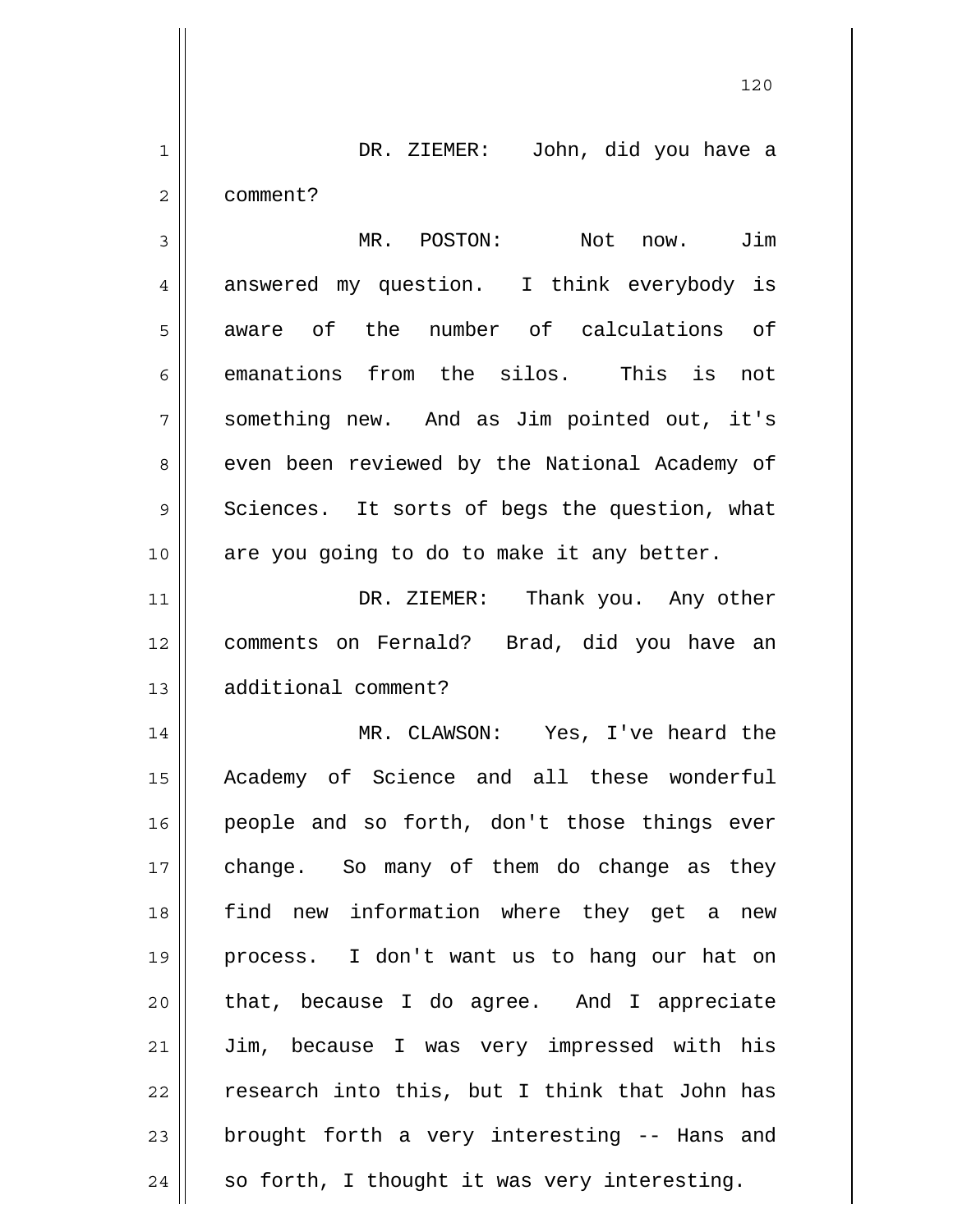DR. ZIEMER: John, did you have a comment?

MR. POSTON: Not now. Jim answered my question. I think everybody is aware of the number of calculations of emanations from the silos. This is not something new. And as Jim pointed out, it's even been reviewed by the National Academy of Sciences. It sorts of begs the question, what are you going to do to make it any better.

DR. ZIEMER: Thank you. Any other comments on Fernald? Brad, did you have an additional comment?

MR. CLAWSON: Yes, I've heard the Academy of Science and all these wonderful people and so forth, don't those things ever change. So many of them do change as they find new information where they get a new process. I don't want us to hang our hat on that, because I do agree. And I appreciate Jim, because I was very impressed with his research into this, but I think that John has brought forth a very interesting -- Hans and so forth, I thought it was very interesting.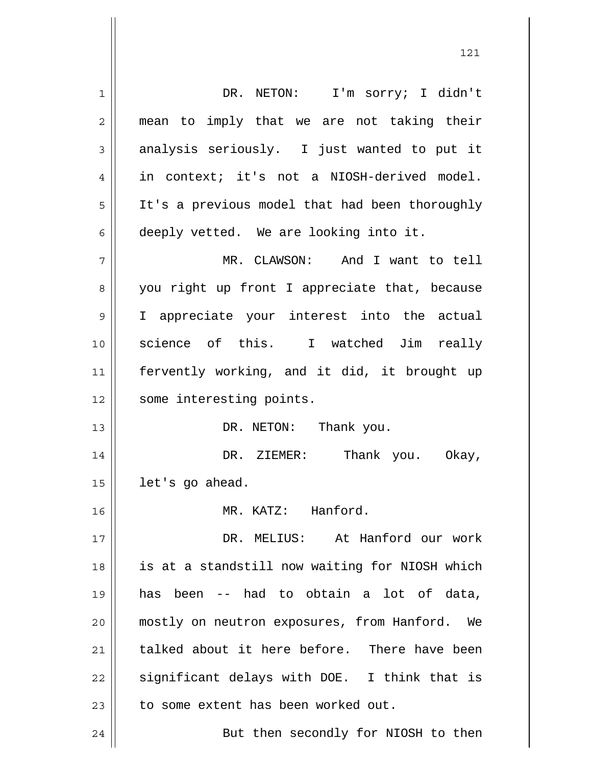DR. NETON: I'm sorry; I didn't mean to imply that we are not taking their analysis seriously. I just wanted to put it in context; it's not a NIOSH-derived model. It's a previous model that had been thoroughly deeply vetted. We are looking into it.

MR. CLAWSON: And I want to tell you right up front I appreciate that, because I appreciate your interest into the actual science of this. I watched Jim really fervently working, and it did, it brought up some interesting points.

DR. NETON: Thank you.

DR. ZIEMER: Thank you. Okay, let's go ahead.

MR. KATZ: Hanford.

DR. MELIUS: At Hanford our work is at a standstill now waiting for NIOSH which has been -- had to obtain a lot of data, mostly on neutron exposures, from Hanford. We talked about it here before. There have been significant delays with DOE. I think that is to some extent has been worked out.

But then secondly for NIOSH to then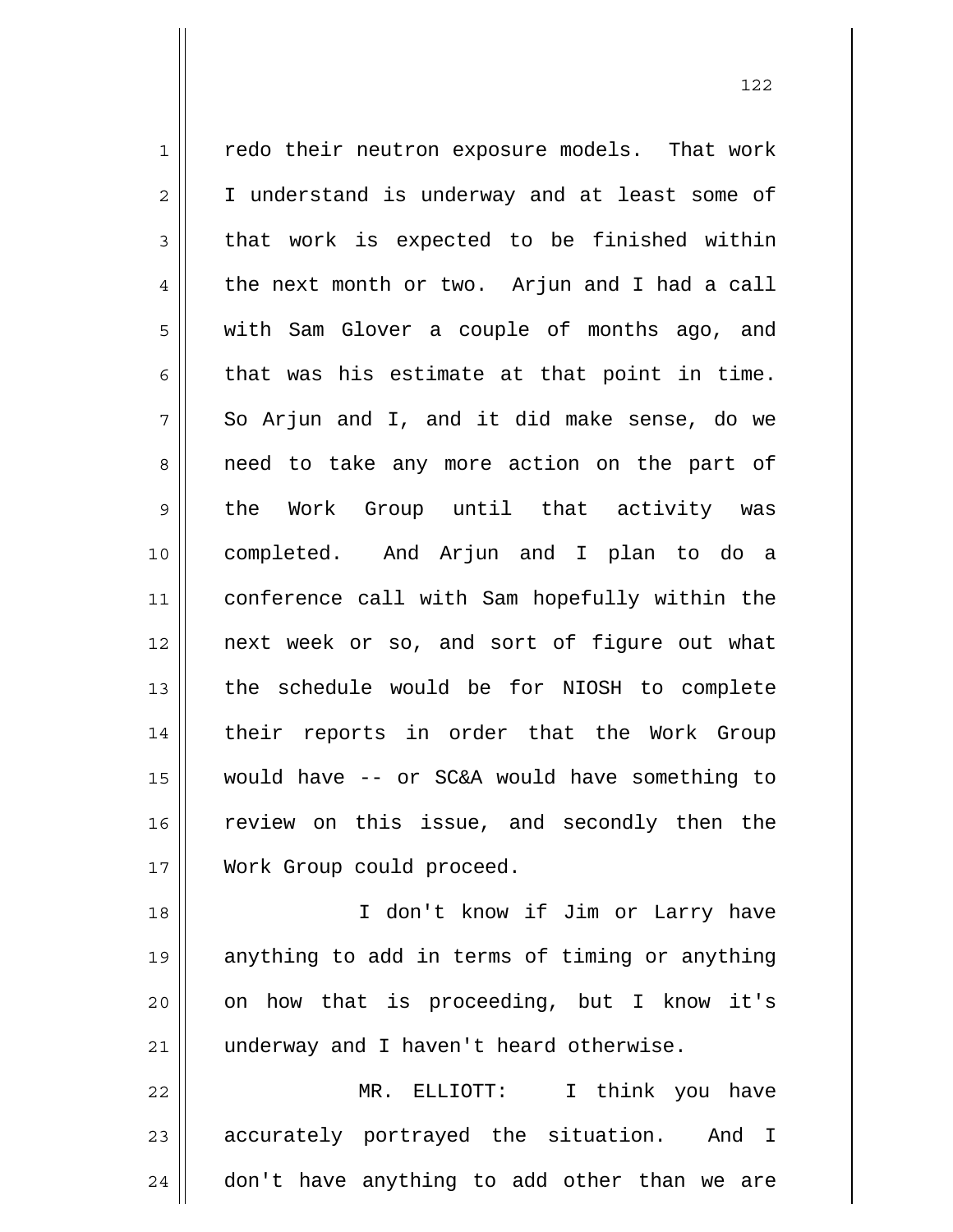redo their neutron exposure models. That work I understand is underway and at least some of that work is expected to be finished within the next month or two. Arjun and I had a call with Sam Glover a couple of months ago, and that was his estimate at that point in time. So Arjun and I, and it did make sense, do we need to take any more action on the part of the Work Group until that activity was completed. And Arjun and I plan to do a conference call with Sam hopefully within the next week or so, and sort of figure out what the schedule would be for NIOSH to complete their reports in order that the Work Group would have -- or SC&A would have something to review on this issue, and secondly then the Work Group could proceed.

I don't know if Jim or Larry have anything to add in terms of timing or anything on how that is proceeding, but I know it's underway and I haven't heard otherwise.

MR. ELLIOTT: I think you have accurately portrayed the situation. And I don't have anything to add other than we are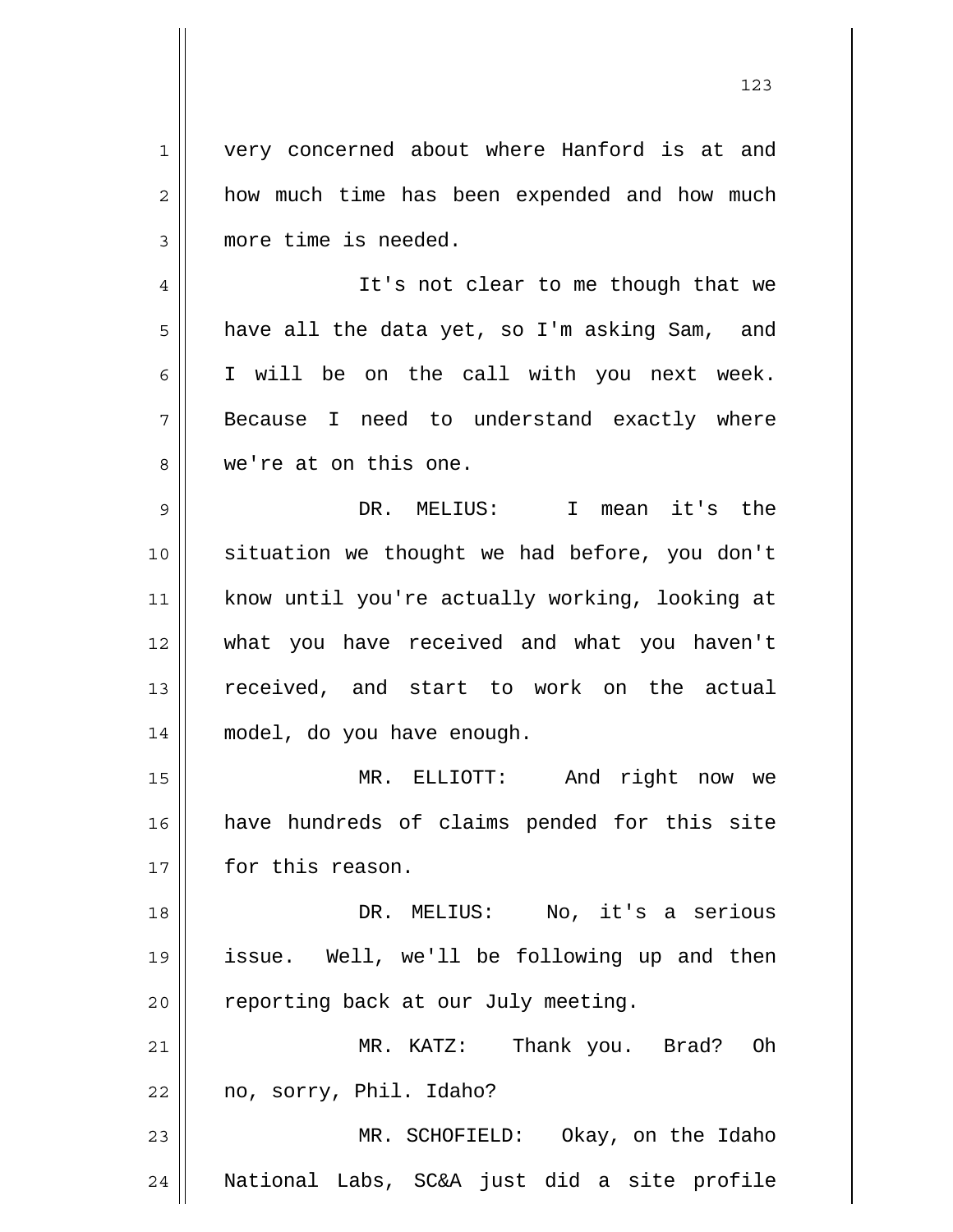very concerned about where Hanford is at and how much time has been expended and how much more time is needed.

It's not clear to me though that we have all the data yet, so I'm asking Sam, and I will be on the call with you next week. Because I need to understand exactly where we're at on this one.

DR. MELIUS: I mean it's the situation we thought we had before, you don't know until you're actually working, looking at what you have received and what you haven't received, and start to work on the actual model, do you have enough.

MR. ELLIOTT: And right now we have hundreds of claims pended for this site for this reason.

DR. MELIUS: No, it's a serious issue. Well, we'll be following up and then reporting back at our July meeting.

MR. KATZ: Thank you. Brad? Oh no, sorry, Phil. Idaho?

MR. SCHOFIELD: Okay, on the Idaho National Labs, SC&A just did a site profile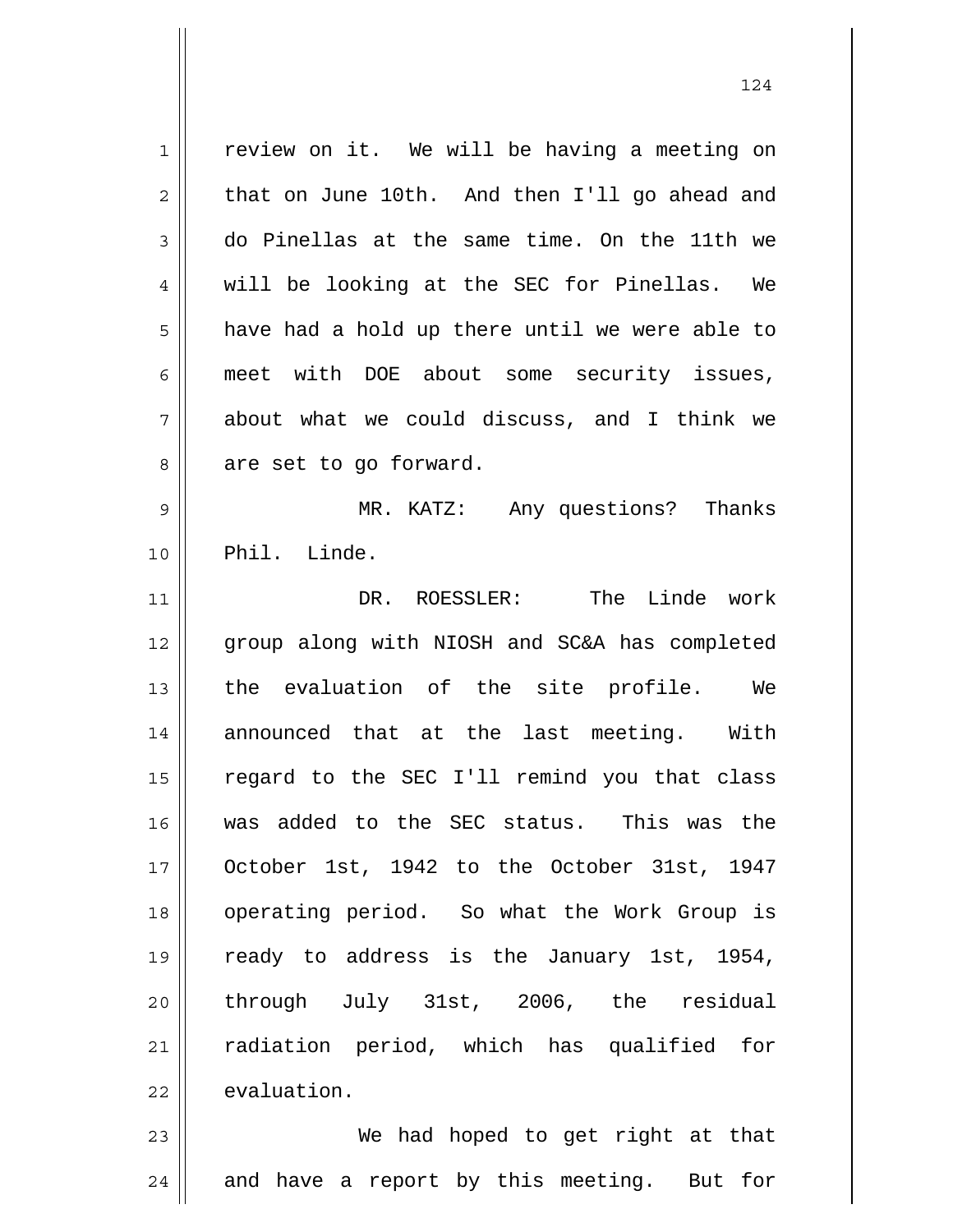review on it. We will be having a meeting on that on June 10th. And then I'll go ahead and do Pinellas at the same time. On the 11th we will be looking at the SEC for Pinellas. We have had a hold up there until we were able to meet with DOE about some security issues, about what we could discuss, and I think we are set to go forward.

MR. KATZ: Any questions? Thanks Phil. Linde.

DR. ROESSLER: The Linde work group along with NIOSH and SC&A has completed the evaluation of the site profile. We announced that at the last meeting. With regard to the SEC I'll remind you that class was added to the SEC status. This was the October 1st, 1942 to the October 31st, 1947 operating period. So what the Work Group is ready to address is the January 1st, 1954, through July 31st, 2006, the residual radiation period, which has qualified for evaluation.

We had hoped to get right at that and have a report by this meeting. But for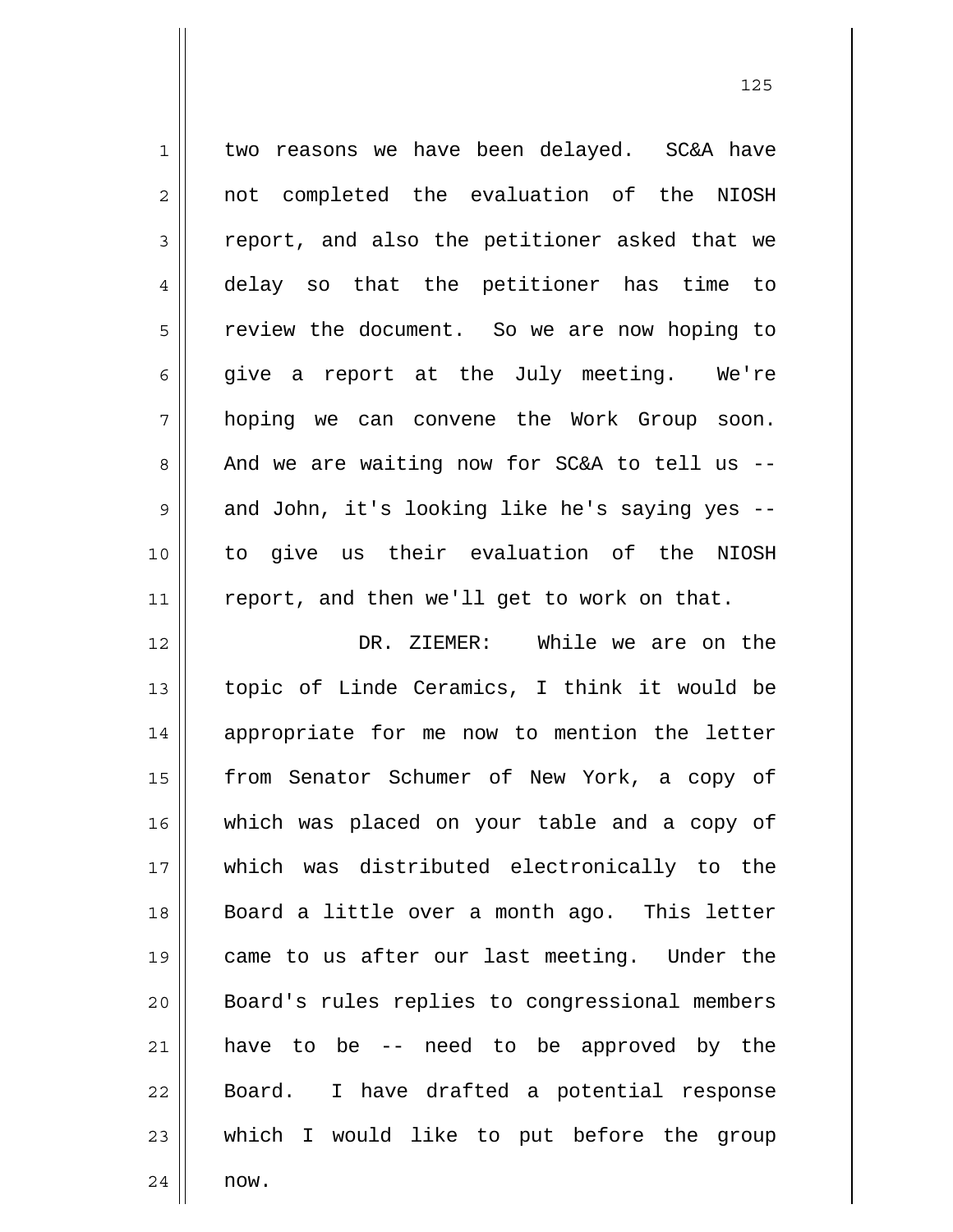two reasons we have been delayed. SC&A have not completed the evaluation of the NIOSH report, and also the petitioner asked that we delay so that the petitioner has time to review the document. So we are now hoping to give a report at the July meeting. We're hoping we can convene the Work Group soon. And we are waiting now for SC&A to tell us -- and John, it's looking like he's saying yes -- to give us their evaluation of the NIOSH report, and then we'll get to work on that.

DR. ZIEMER: While we are on the topic of Linde Ceramics, I think it would be appropriate for me now to mention the letter from Senator Schumer of New York, a copy of which was placed on your table and a copy of which was distributed electronically to the Board a little over a month ago. This letter came to us after our last meeting. Under the Board's rules replies to congressional members have to be -- need to be approved by the Board. I have drafted a potential response which I would like to put before the group now.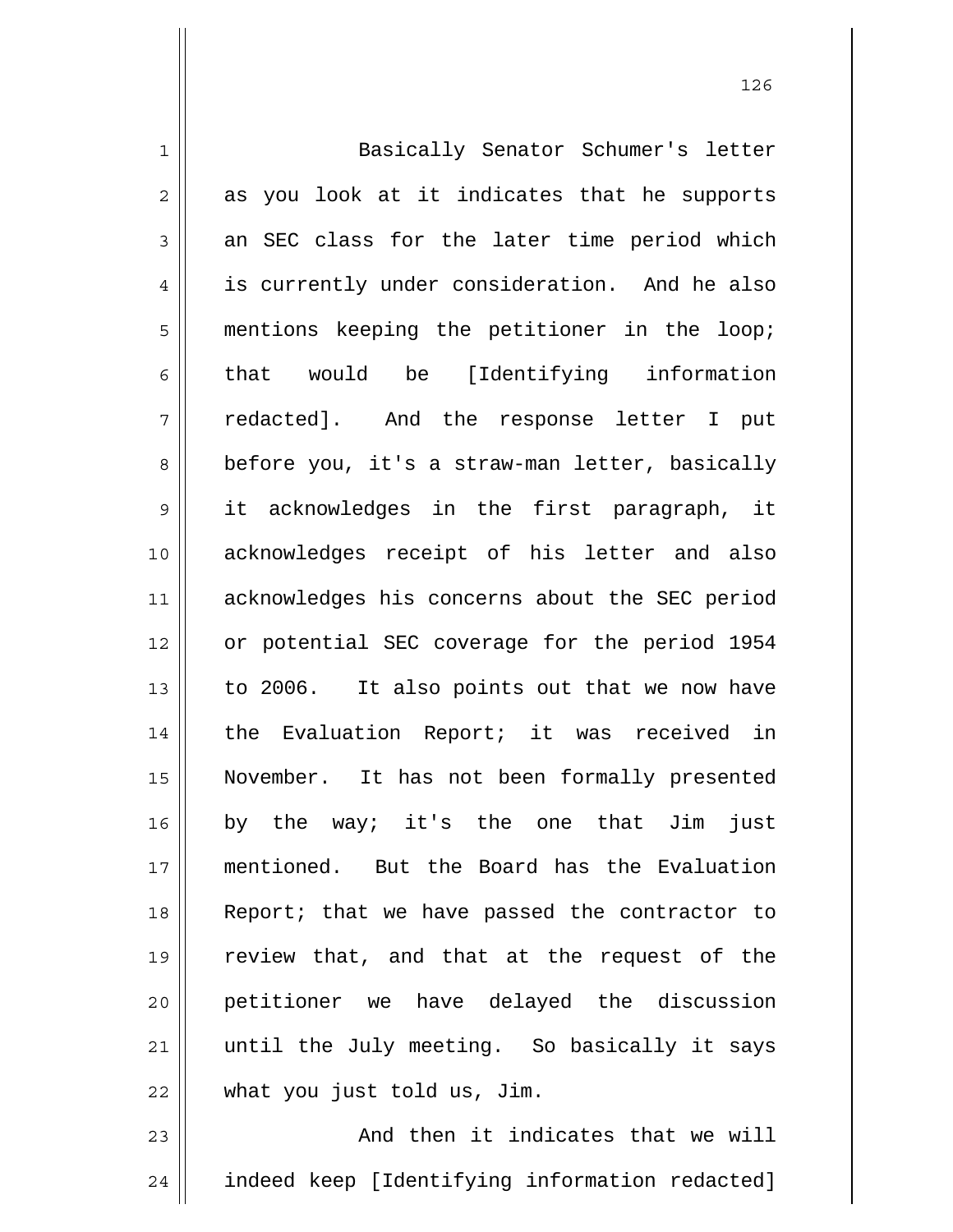Basically Senator Schumer's letter as you look at it indicates that he supports an SEC class for the later time period which is currently under consideration. And he also mentions keeping the petitioner in the loop; that would be [Identifying information redacted]. And the response letter I put before you, it's a straw-man letter, basically it acknowledges in the first paragraph, it acknowledges receipt of his letter and also acknowledges his concerns about the SEC period or potential SEC coverage for the period 1954 to 2006. It also points out that we now have the Evaluation Report; it was received in November. It has not been formally presented by the way; it's the one that Jim just mentioned. But the Board has the Evaluation Report; that we have passed the contractor to review that, and that at the request of the petitioner we have delayed the discussion until the July meeting. So basically it says what you just told us, Jim.

And then it indicates that we will indeed keep [Identifying information redacted]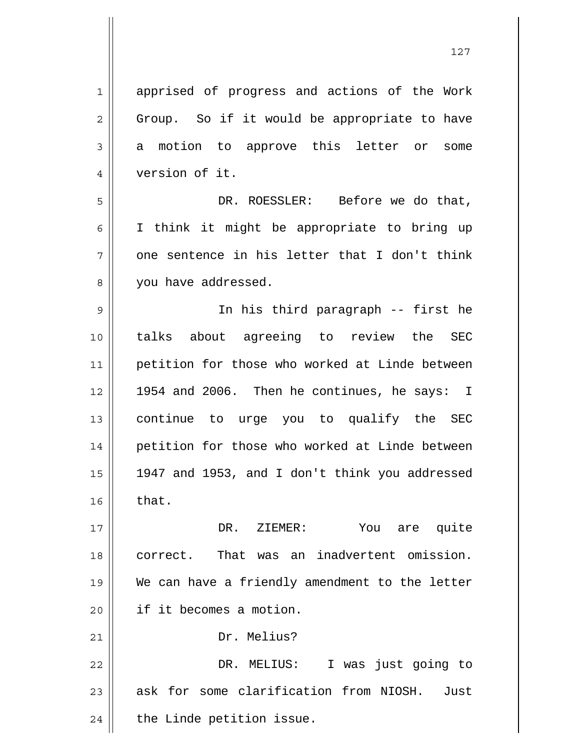apprised of progress and actions of the Work Group. So if it would be appropriate to have a motion to approve this letter or some version of it.

DR. ROESSLER: Before we do that, I think it might be appropriate to bring up one sentence in his letter that I don't think you have addressed.

In his third paragraph -- first he talks about agreeing to review the SEC petition for those who worked at Linde between 1954 and 2006. Then he continues, he says: I continue to urge you to qualify the SEC petition for those who worked at Linde between 1947 and 1953, and I don't think you addressed that.

DR. ZIEMER: You are quite correct. That was an inadvertent omission. We can have a friendly amendment to the letter if it becomes a motion.

Dr. Melius?

DR. MELIUS: I was just going to ask for some clarification from NIOSH. Just the Linde petition issue.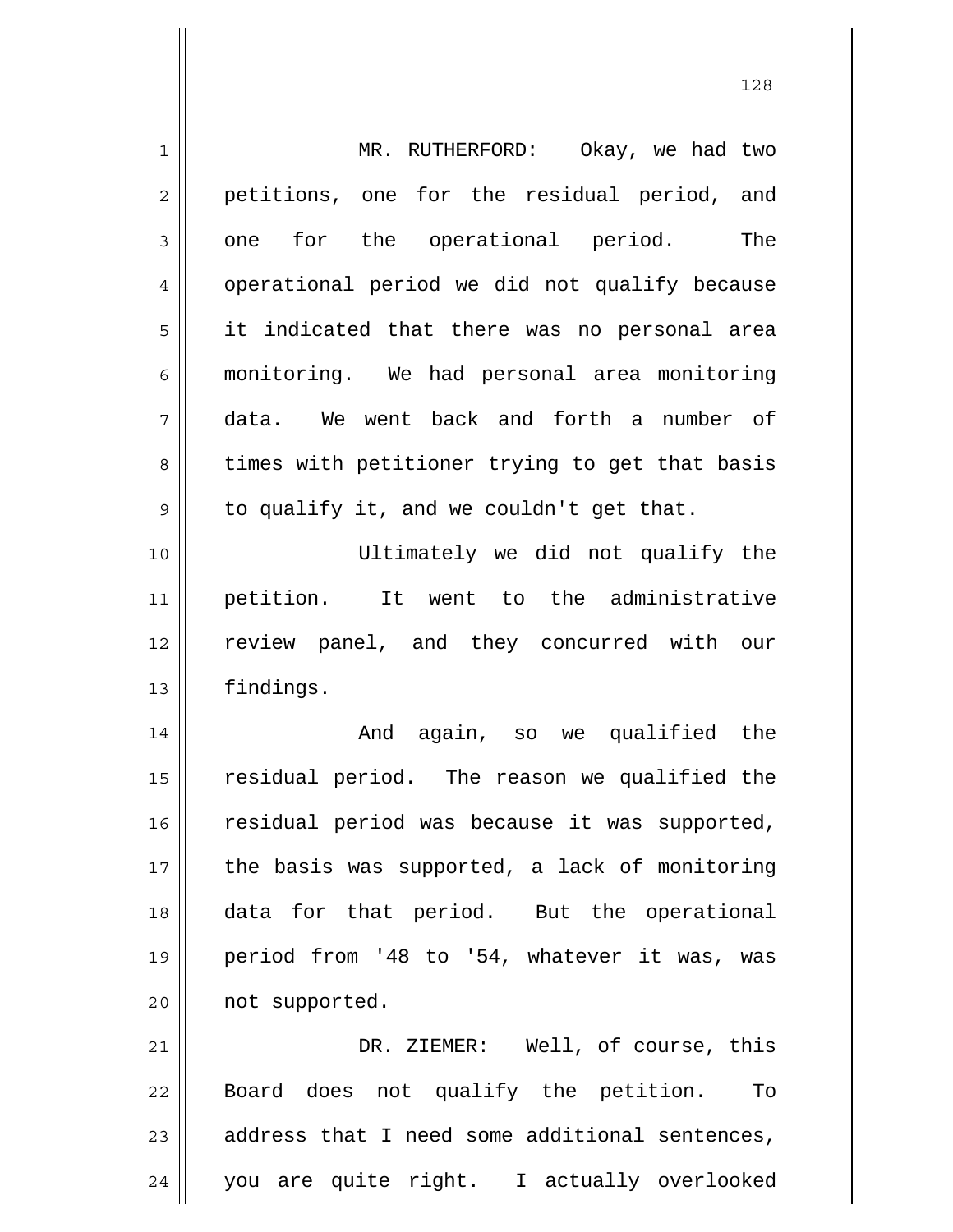MR. RUTHERFORD: Okay, we had two petitions, one for the residual period, and one for the operational period. The operational period we did not qualify because it indicated that there was no personal area monitoring. We had personal area monitoring data. We went back and forth a number of times with petitioner trying to get that basis to qualify it, and we couldn't get that.

Ultimately we did not qualify the petition. It went to the administrative review panel, and they concurred with our findings.

And again, so we qualified the residual period. The reason we qualified the residual period was because it was supported, the basis was supported, a lack of monitoring data for that period. But the operational period from '48 to '54, whatever it was, was not supported.

DR. ZIEMER: Well, of course, this Board does not qualify the petition. To address that I need some additional sentences, you are quite right. I actually overlooked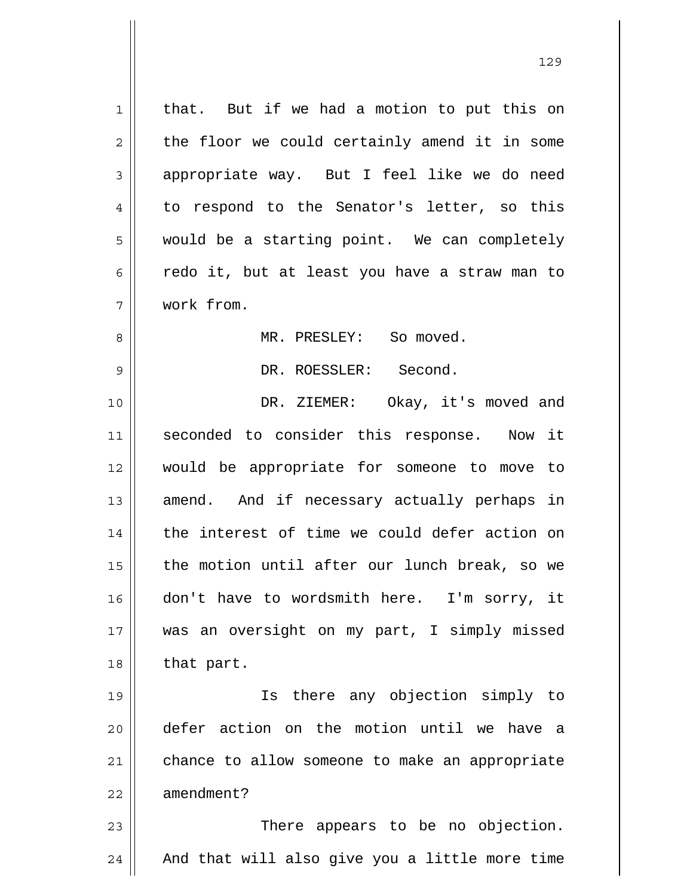that. But if we had a motion to put this on the floor we could certainly amend it in some appropriate way. But I feel like we do need to respond to the Senator's letter, so this would be a starting point. We can completely redo it, but at least you have a straw man to work from.

MR. PRESLEY: So moved.

DR. ROESSLER: Second.

DR. ZIEMER: Okay, it's moved and seconded to consider this response. Now it would be appropriate for someone to move to amend. And if necessary actually perhaps in the interest of time we could defer action on the motion until after our lunch break, so we don't have to wordsmith here. I'm sorry, it was an oversight on my part, I simply missed that part.

Is there any objection simply to defer action on the motion until we have a chance to allow someone to make an appropriate amendment?

There appears to be no objection. And that will also give you a little more time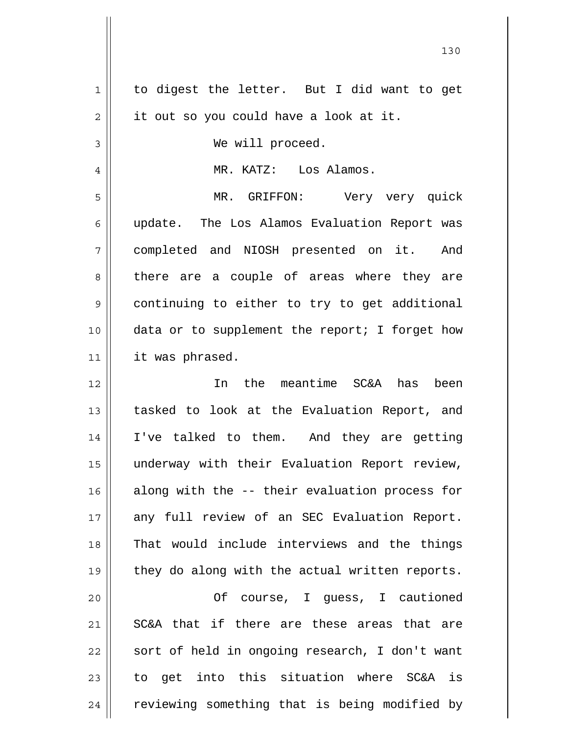to digest the letter. But I did want to get it out so you could have a look at it.

We will proceed.

MR. KATZ: Los Alamos.

MR. GRIFFON: Very very quick update. The Los Alamos Evaluation Report was completed and NIOSH presented on it. And there are a couple of areas where they are continuing to either to try to get additional data or to supplement the report; I forget how it was phrased.

In the meantime SC&A has been tasked to look at the Evaluation Report, and I've talked to them. And they are getting underway with their Evaluation Report review, along with the -- their evaluation process for any full review of an SEC Evaluation Report. That would include interviews and the things they do along with the actual written reports.

Of course, I guess, I cautioned SC&A that if there are these areas that are sort of held in ongoing research, I don't want to get into this situation where SC&A is reviewing something that is being modified by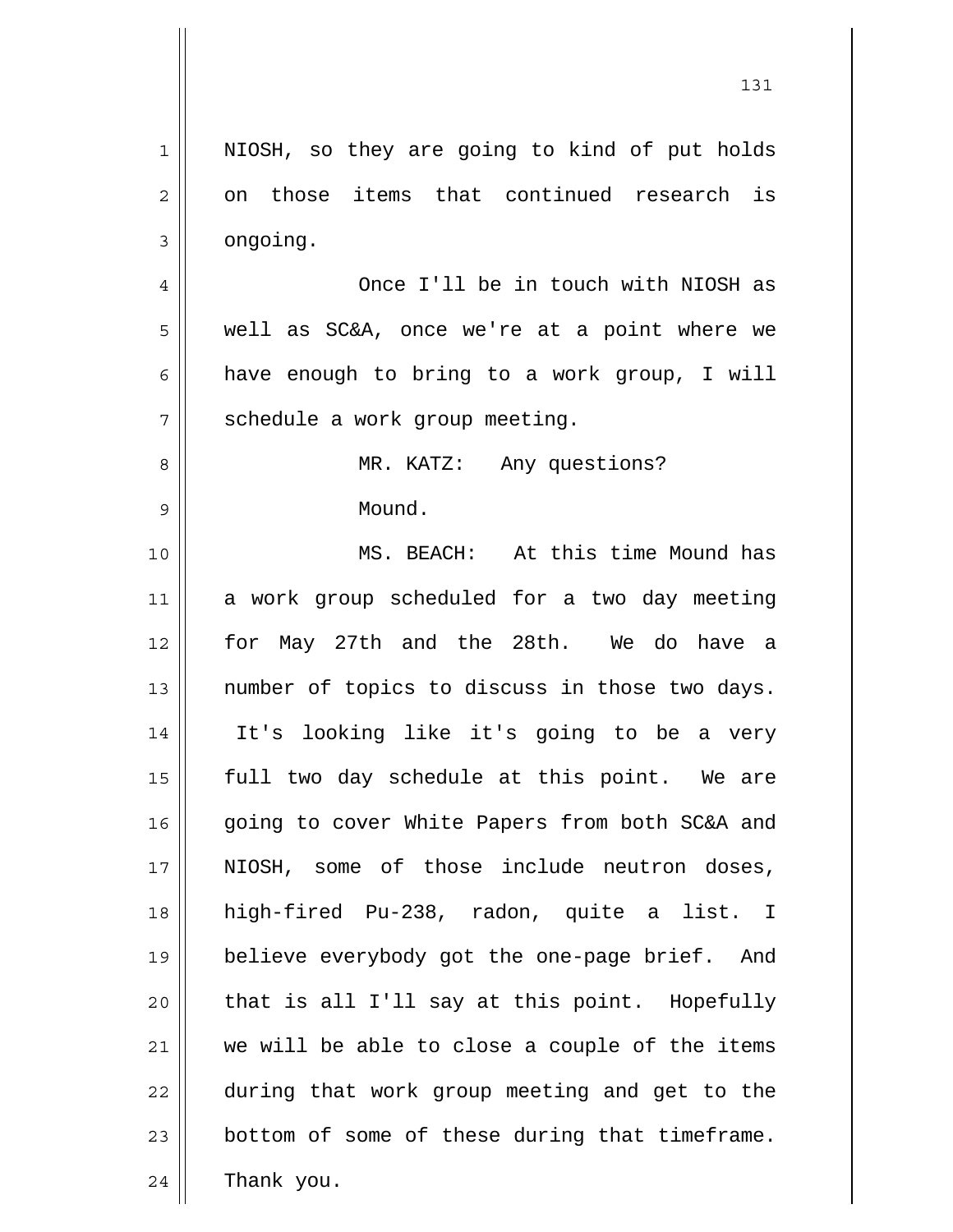NIOSH, so they are going to kind of put holds on those items that continued research is ongoing.

Once I'll be in touch with NIOSH as well as SC&A, once we're at a point where we have enough to bring to a work group, I will schedule a work group meeting.

MR. KATZ: Any questions?

Mound.

MS. BEACH: At this time Mound has a work group scheduled for a two day meeting for May 27th and the 28th. We do have a number of topics to discuss in those two days. It's looking like it's going to be a very full two day schedule at this point. We are going to cover White Papers from both SC&A and NIOSH, some of those include neutron doses, high-fired Pu-238, radon, quite a list. I believe everybody got the one-page brief. And that is all I'll say at this point. Hopefully we will be able to close a couple of the items during that work group meeting and get to the bottom of some of these during that timeframe. Thank you.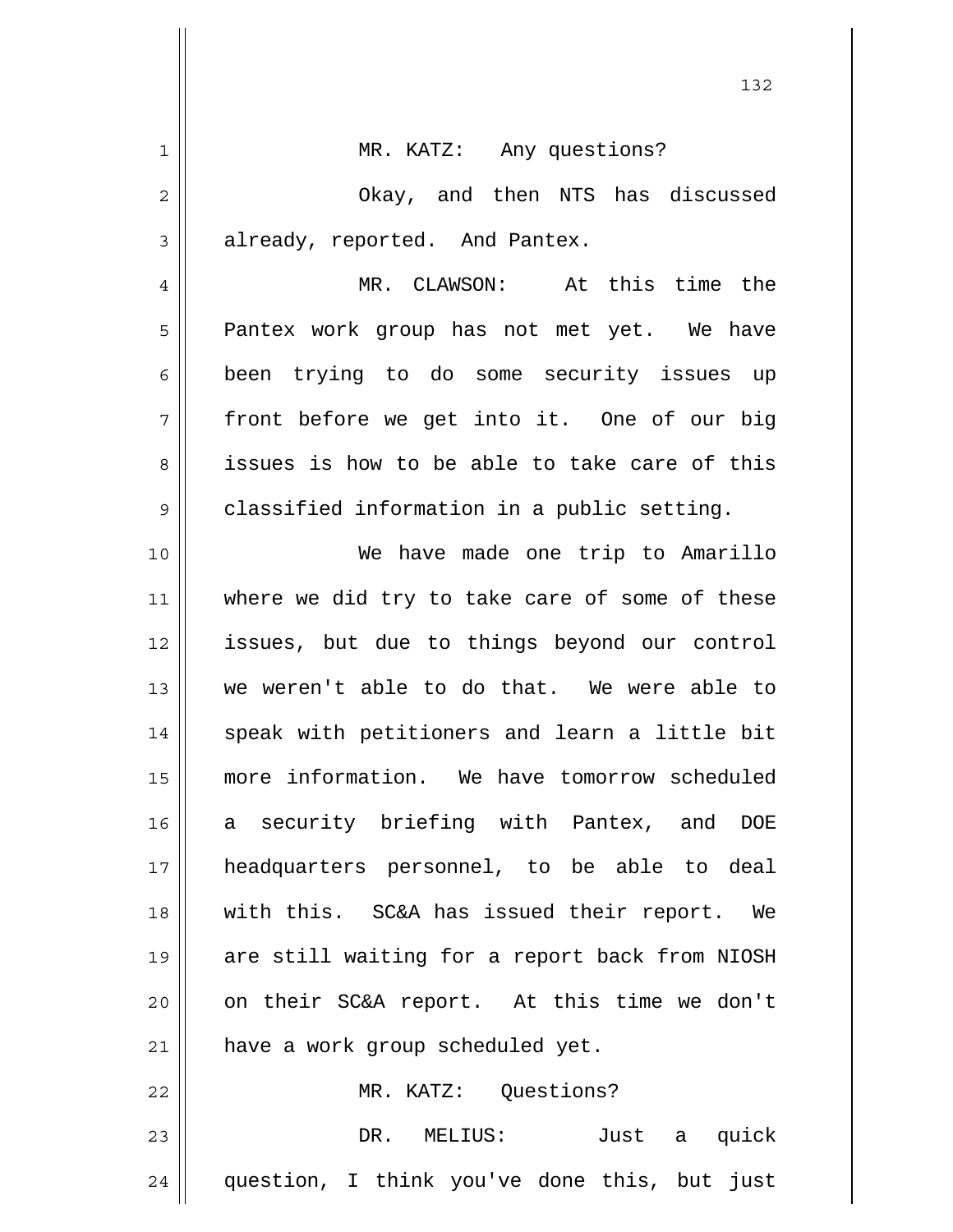MR. KATZ: Any questions?

Okay, and then NTS has discussed already, reported. And Pantex.

MR. CLAWSON: At this time the Pantex work group has not met yet. We have been trying to do some security issues up front before we get into it. One of our big issues is how to be able to take care of this classified information in a public setting.

We have made one trip to Amarillo where we did try to take care of some of these issues, but due to things beyond our control we weren't able to do that. We were able to speak with petitioners and learn a little bit more information. We have tomorrow scheduled a security briefing with Pantex, and DOE headquarters personnel, to be able to deal with this. SC&A has issued their report. We are still waiting for a report back from NIOSH on their SC&A report. At this time we don't have a work group scheduled yet.

MR. KATZ: Questions?

DR. MELIUS: Just a quick question, I think you've done this, but just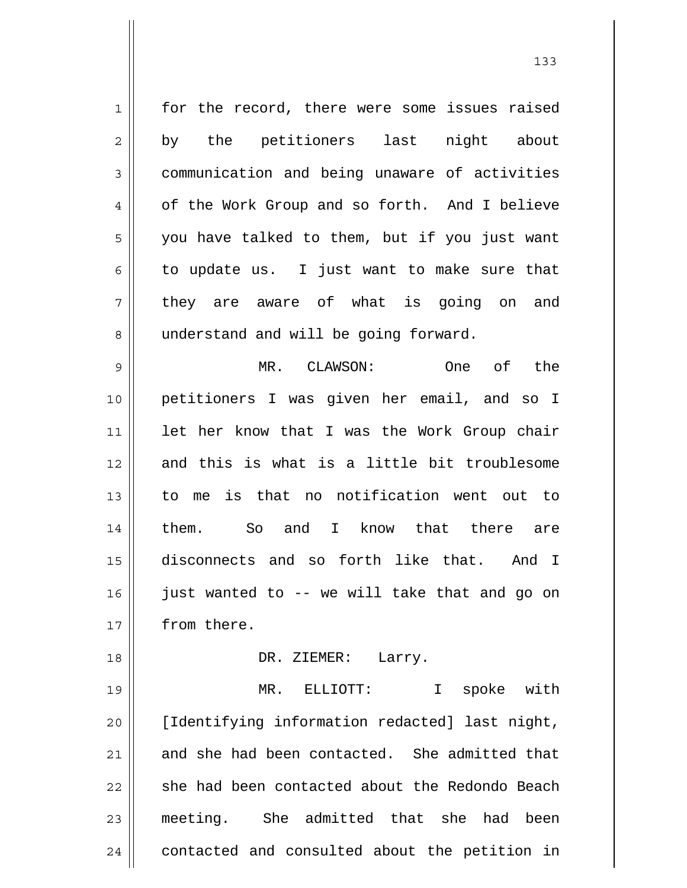for the record, there were some issues raised by the petitioners last night about communication and being unaware of activities of the Work Group and so forth. And I believe you have talked to them, but if you just want to update us. I just want to make sure that they are aware of what is going on and understand and will be going forward.

MR. CLAWSON: One of the petitioners I was given her email, and so I let her know that I was the Work Group chair and this is what is a little bit troublesome to me is that no notification went out to them. So and I know that there are disconnects and so forth like that. And I just wanted to -- we will take that and go on from there.

DR. ZIEMER: Larry.

MR. ELLIOTT: I spoke with [Identifying information redacted] last night, and she had been contacted. She admitted that she had been contacted about the Redondo Beach meeting. She admitted that she had been contacted and consulted about the petition in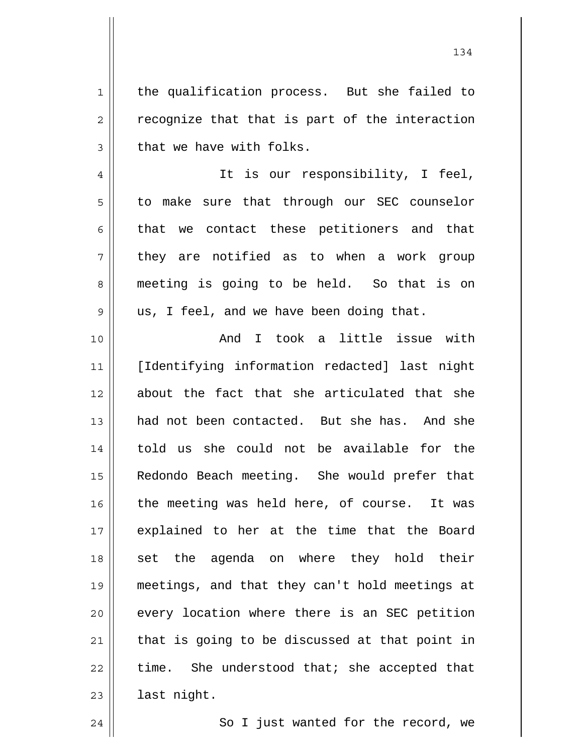the qualification process. But she failed to recognize that that is part of the interaction that we have with folks.

It is our responsibility, I feel, to make sure that through our SEC counselor that we contact these petitioners and that they are notified as to when a work group meeting is going to be held. So that is on us, I feel, and we have been doing that.

And I took a little issue with [Identifying information redacted] last night about the fact that she articulated that she had not been contacted. But she has. And she told us she could not be available for the Redondo Beach meeting. She would prefer that the meeting was held here, of course. It was explained to her at the time that the Board set the agenda on where they hold their meetings, and that they can't hold meetings at every location where there is an SEC petition that is going to be discussed at that point in time. She understood that; she accepted that last night.

So I just wanted for the record, we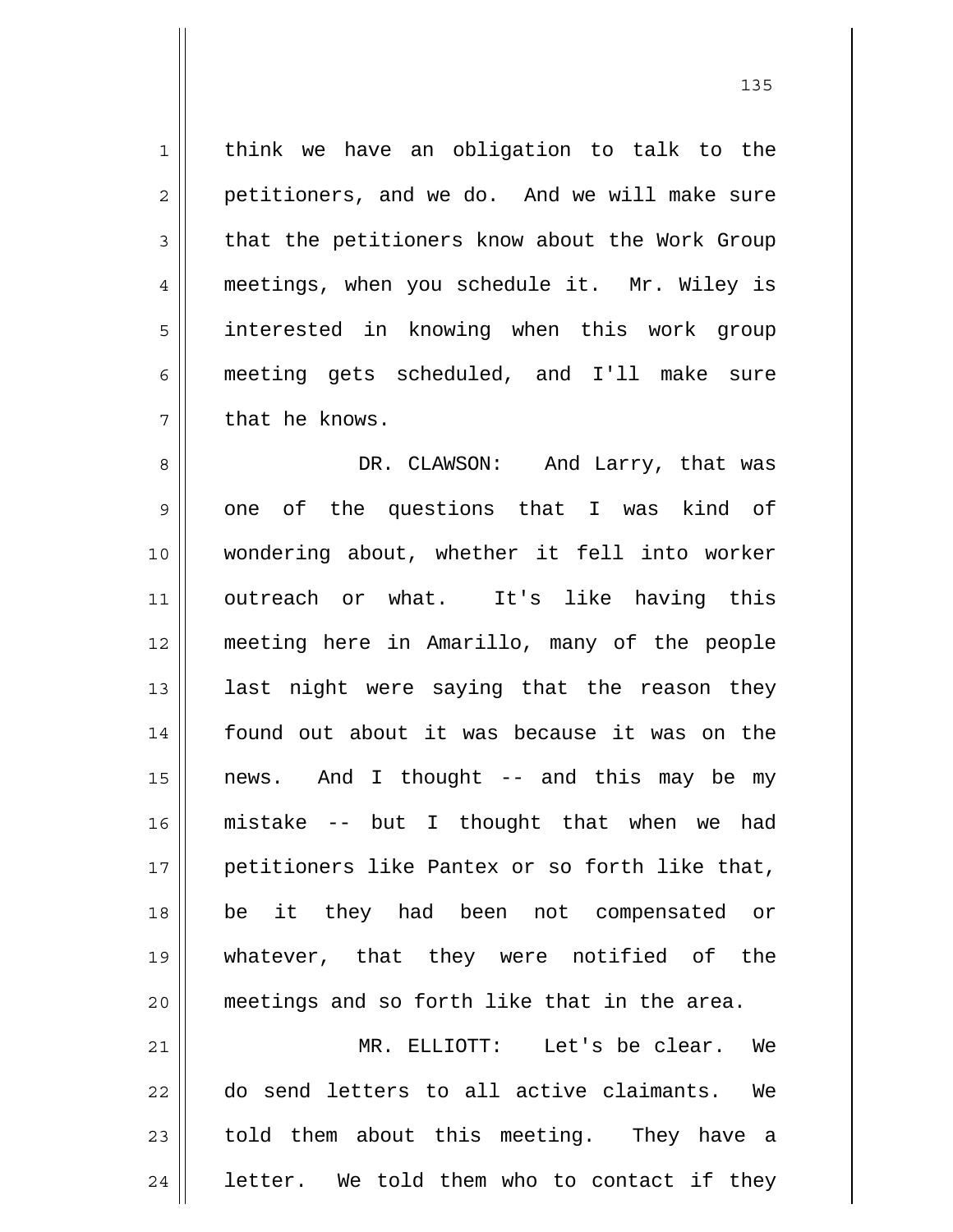think we have an obligation to talk to the petitioners, and we do. And we will make sure that the petitioners know about the Work Group meetings, when you schedule it. Mr. Wiley is interested in knowing when this work group meeting gets scheduled, and I'll make sure that he knows.

DR. CLAWSON: And Larry, that was one of the questions that I was kind of wondering about, whether it fell into worker outreach or what. It's like having this meeting here in Amarillo, many of the people last night were saying that the reason they found out about it was because it was on the news. And I thought -- and this may be my mistake -- but I thought that when we had petitioners like Pantex or so forth like that, be it they had been not compensated or whatever, that they were notified of the meetings and so forth like that in the area.

MR. ELLIOTT: Let's be clear. We do send letters to all active claimants. We told them about this meeting. They have a letter. We told them who to contact if they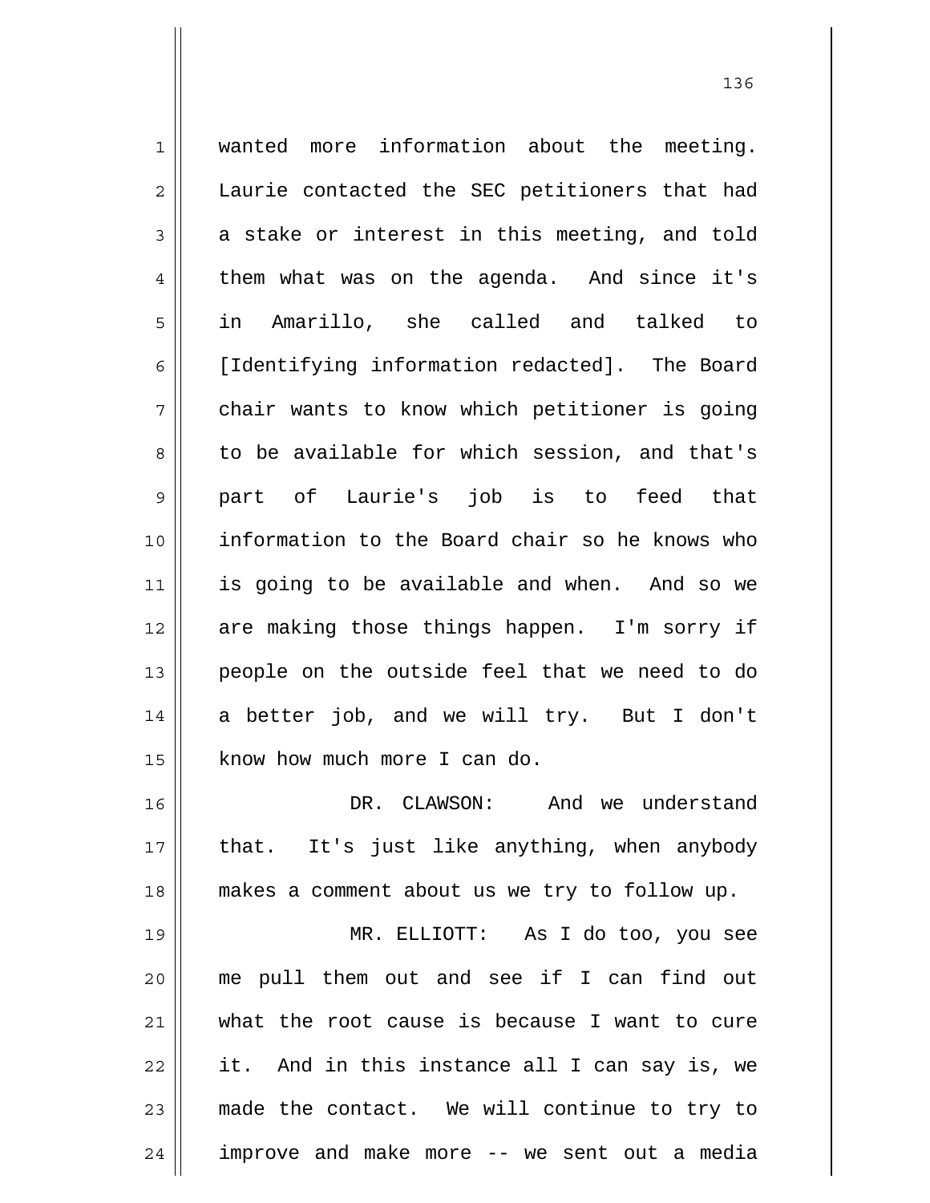wanted more information about the meeting. Laurie contacted the SEC petitioners that had a stake or interest in this meeting, and told them what was on the agenda. And since it's in Amarillo, she called and talked to [Identifying information redacted]. The Board chair wants to know which petitioner is going to be available for which session, and that's part of Laurie's job is to feed that information to the Board chair so he knows who is going to be available and when. And so we are making those things happen. I'm sorry if people on the outside feel that we need to do a better job, and we will try. But I don't know how much more I can do.

DR. CLAWSON: And we understand that. It's just like anything, when anybody makes a comment about us we try to follow up.

MR. ELLIOTT: As I do too, you see me pull them out and see if I can find out what the root cause is because I want to cure it. And in this instance all I can say is, we made the contact. We will continue to try to improve and make more -- we sent out a media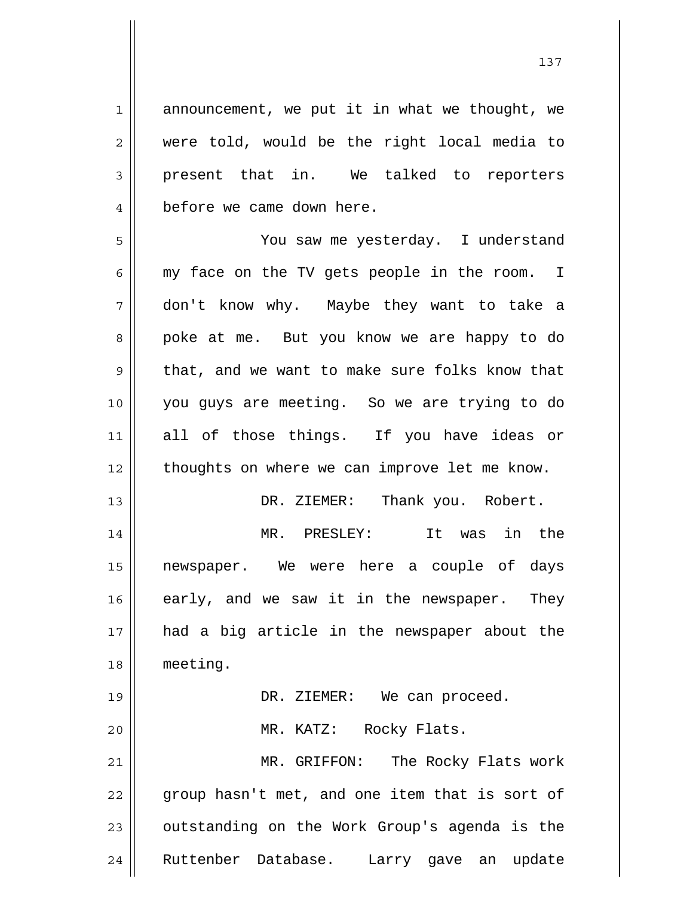announcement, we put it in what we thought, we were told, would be the right local media to present that in. We talked to reporters before we came down here.

You saw me yesterday. I understand my face on the TV gets people in the room. I don't know why. Maybe they want to take a poke at me. But you know we are happy to do that, and we want to make sure folks know that you guys are meeting. So we are trying to do all of those things. If you have ideas or thoughts on where we can improve let me know.

DR. ZIEMER: Thank you. Robert.

MR. PRESLEY: It was in the newspaper. We were here a couple of days early, and we saw it in the newspaper. They had a big article in the newspaper about the meeting.

DR. ZIEMER: We can proceed.

MR. KATZ: Rocky Flats.

MR. GRIFFON: The Rocky Flats work group hasn't met, and one item that is sort of outstanding on the Work Group's agenda is the Ruttenber Database. Larry gave an update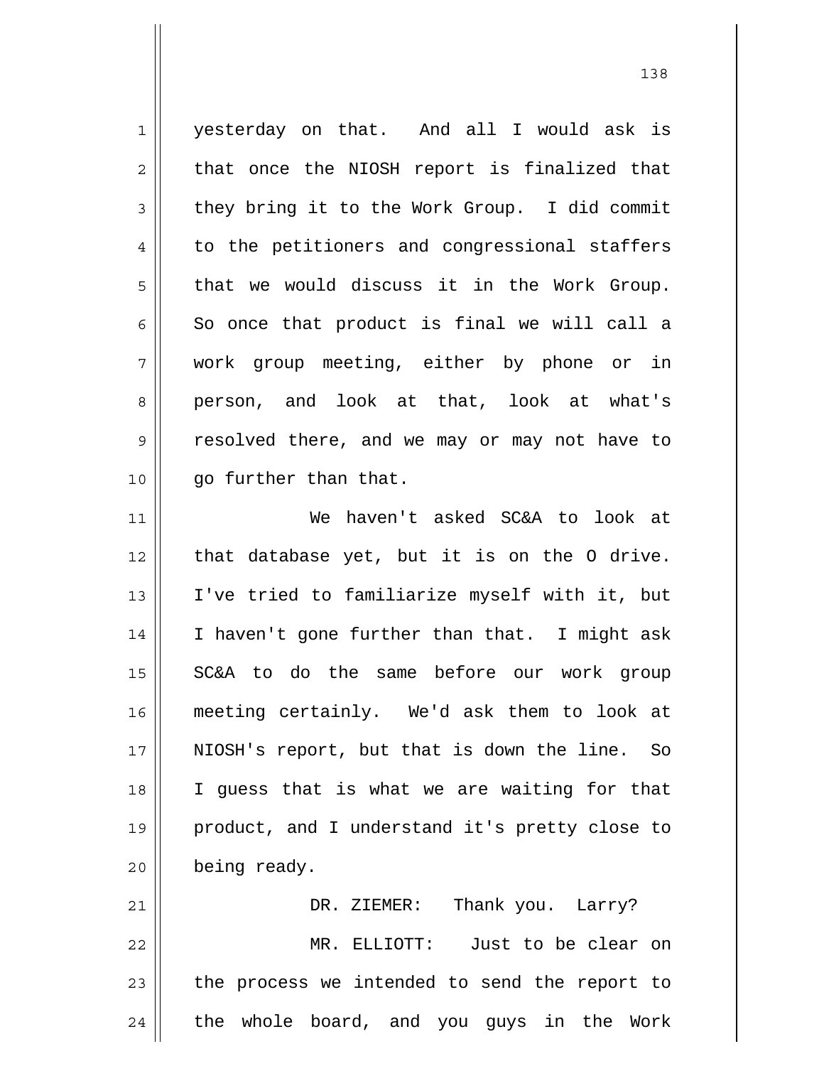yesterday on that. And all I would ask is that once the NIOSH report is finalized that they bring it to the Work Group. I did commit to the petitioners and congressional staffers that we would discuss it in the Work Group. So once that product is final we will call a work group meeting, either by phone or in person, and look at that, look at what's resolved there, and we may or may not have to go further than that.

We haven't asked SC&A to look at that database yet, but it is on the O drive. I've tried to familiarize myself with it, but I haven't gone further than that. I might ask SC&A to do the same before our work group meeting certainly. We'd ask them to look at NIOSH's report, but that is down the line. So I guess that is what we are waiting for that product, and I understand it's pretty close to being ready.

DR. ZIEMER: Thank you. Larry?

MR. ELLIOTT: Just to be clear on the process we intended to send the report to the whole board, and you guys in the Work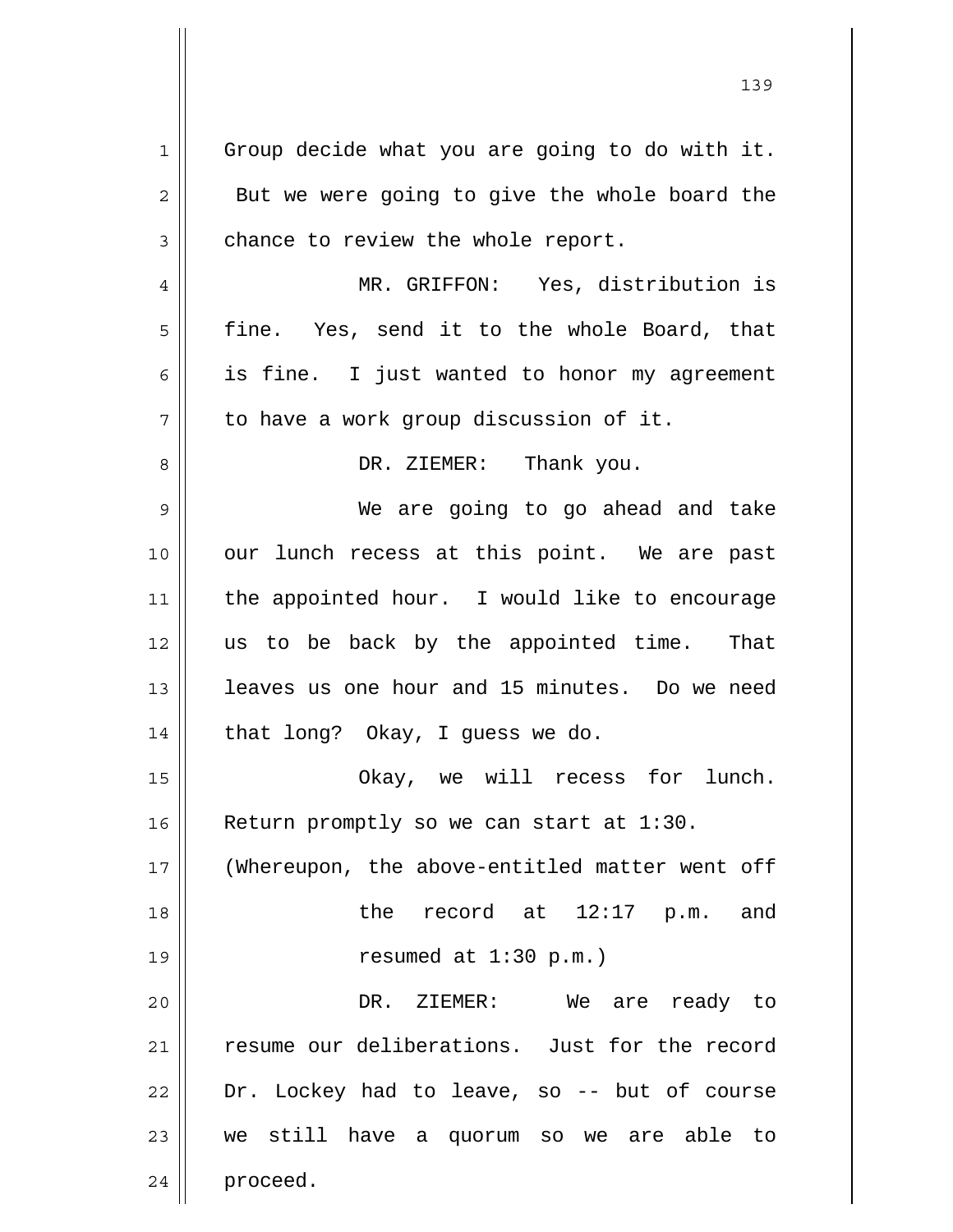Group decide what you are going to do with it. But we were going to give the whole board the chance to review the whole report.

MR. GRIFFON: Yes, distribution is fine. Yes, send it to the whole Board, that is fine. I just wanted to honor my agreement to have a work group discussion of it.

DR. ZIEMER: Thank you.

We are going to go ahead and take our lunch recess at this point. We are past the appointed hour. I would like to encourage us to be back by the appointed time. That leaves us one hour and 15 minutes. Do we need that long? Okay, I guess we do.

Okay, we will recess for lunch. Return promptly so we can start at 1:30.

(Whereupon, the above-entitled matter went off the record at 12:17 p.m. and resumed at 1:30 p.m.)

DR. ZIEMER: We are ready to resume our deliberations. Just for the record Dr. Lockey had to leave, so -- but of course we still have a quorum so we are able to proceed.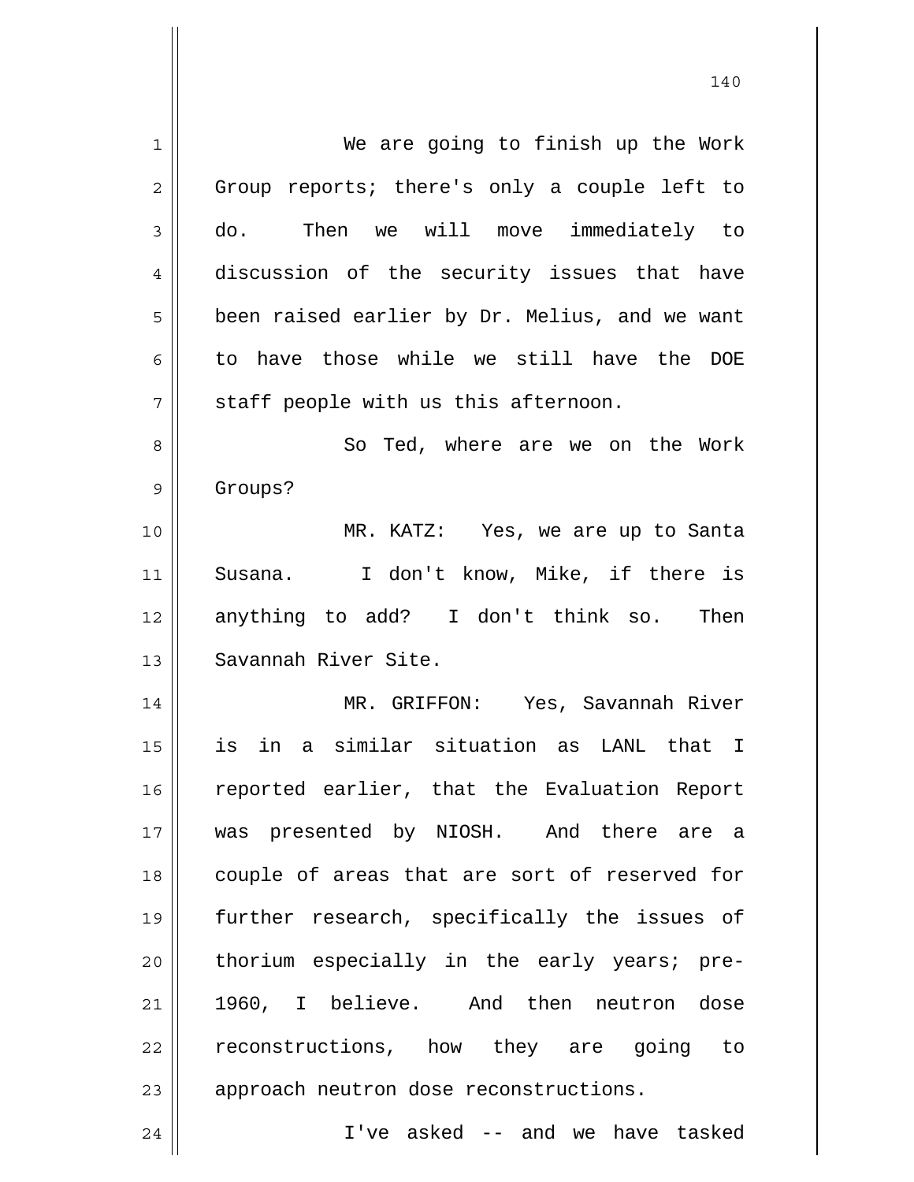We are going to finish up the Work Group reports; there's only a couple left to do. Then we will move immediately to discussion of the security issues that have been raised earlier by Dr. Melius, and we want to have those while we still have the DOE staff people with us this afternoon.

So Ted, where are we on the Work Groups?

MR. KATZ: Yes, we are up to Santa Susana. I don't know, Mike, if there is anything to add? I don't think so. Then Savannah River Site.

MR. GRIFFON: Yes, Savannah River is in a similar situation as LANL that I reported earlier, that the Evaluation Report was presented by NIOSH. And there are a couple of areas that are sort of reserved for further research, specifically the issues of thorium especially in the early years; pre-1960, I believe. And then neutron dose reconstructions, how they are going to approach neutron dose reconstructions.

I've asked -- and we have tasked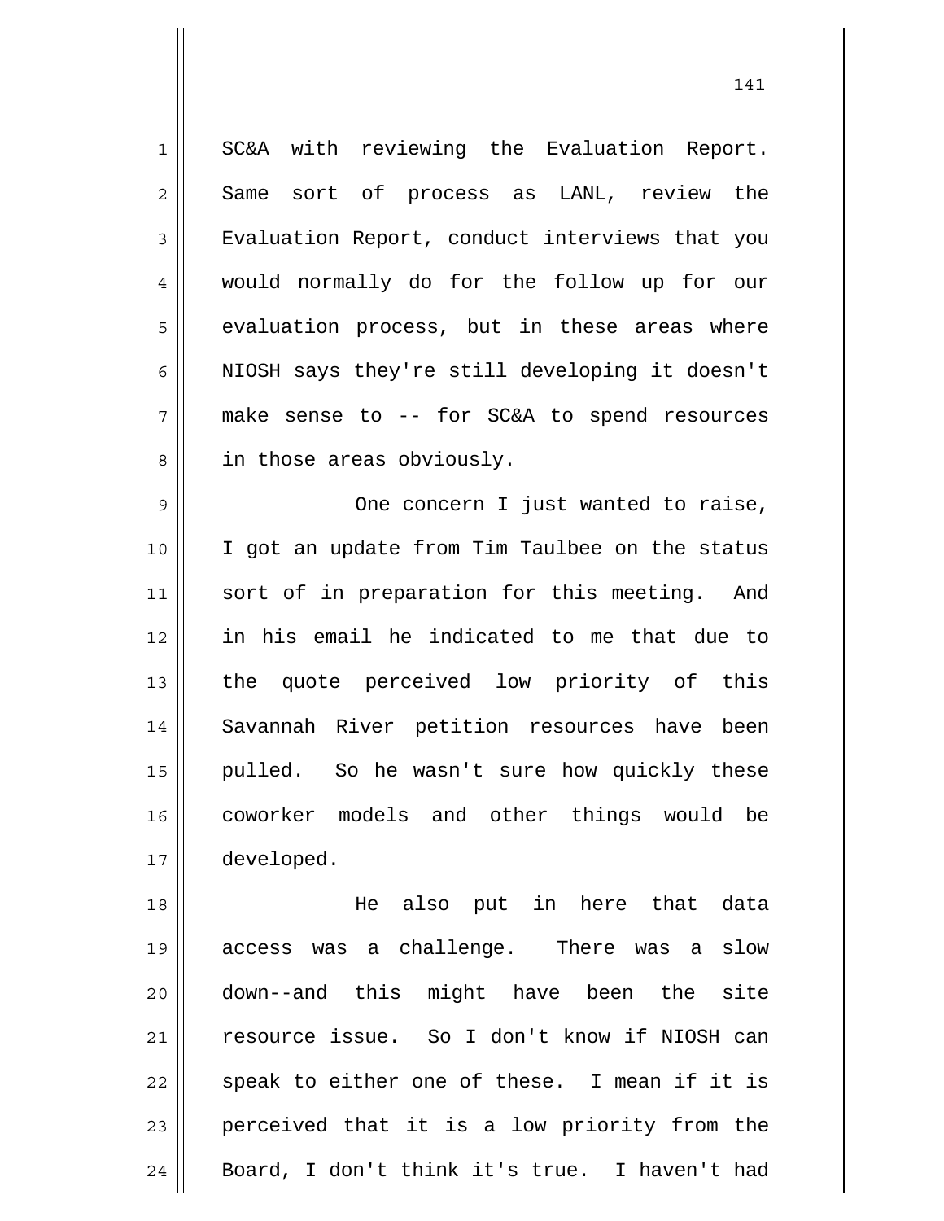SC&A with reviewing the Evaluation Report. Same sort of process as LANL, review the Evaluation Report, conduct interviews that you would normally do for the follow up for our evaluation process, but in these areas where NIOSH says they're still developing it doesn't make sense to -- for SC&A to spend resources in those areas obviously.

One concern I just wanted to raise, I got an update from Tim Taulbee on the status sort of in preparation for this meeting. And in his email he indicated to me that due to the quote perceived low priority of this Savannah River petition resources have been pulled. So he wasn't sure how quickly these coworker models and other things would be developed.

He also put in here that data access was a challenge. There was a slow down--and this might have been the site resource issue. So I don't know if NIOSH can speak to either one of these. I mean if it is perceived that it is a low priority from the Board, I don't think it's true. I haven't had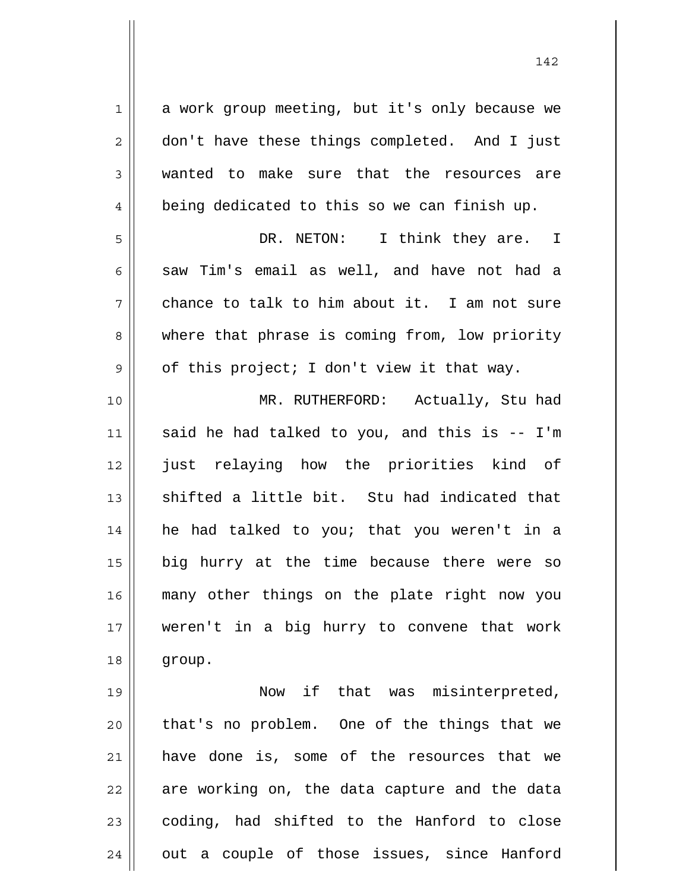a work group meeting, but it's only because we don't have these things completed. And I just wanted to make sure that the resources are being dedicated to this so we can finish up.

DR. NETON: I think they are. I saw Tim's email as well, and have not had a chance to talk to him about it. I am not sure where that phrase is coming from, low priority of this project; I don't view it that way.

MR. RUTHERFORD: Actually, Stu had said he had talked to you, and this is -- I'm just relaying how the priorities kind of shifted a little bit. Stu had indicated that he had talked to you; that you weren't in a big hurry at the time because there were so many other things on the plate right now you weren't in a big hurry to convene that work group.

Now if that was misinterpreted, that's no problem. One of the things that we have done is, some of the resources that we are working on, the data capture and the data coding, had shifted to the Hanford to close out a couple of those issues, since Hanford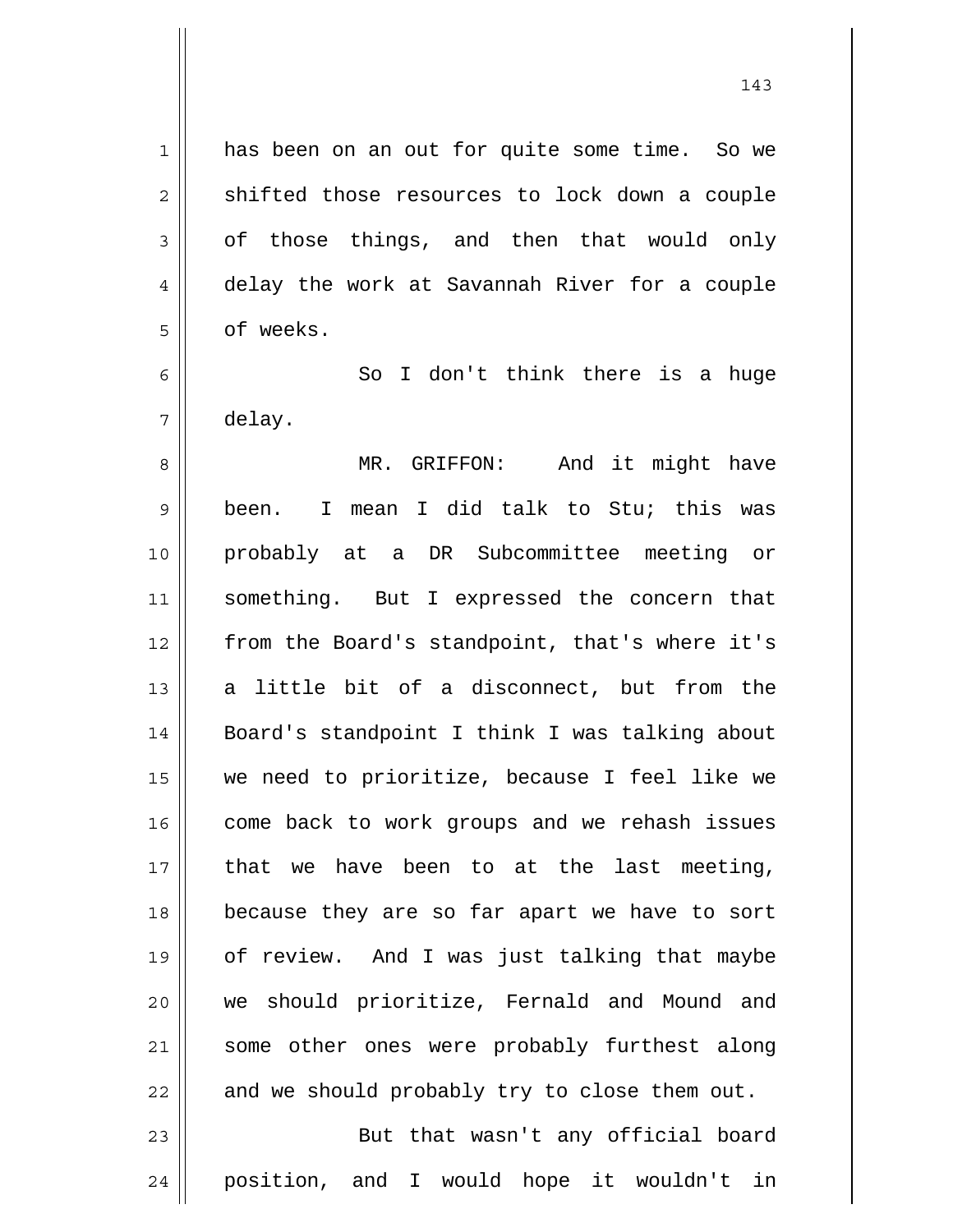has been on an out for quite some time. So we shifted those resources to lock down a couple of those things, and then that would only delay the work at Savannah River for a couple of weeks.

So I don't think there is a huge delay.

MR. GRIFFON: And it might have been. I mean I did talk to Stu; this was probably at a DR Subcommittee meeting or something. But I expressed the concern that from the Board's standpoint, that's where it's a little bit of a disconnect, but from the Board's standpoint I think I was talking about we need to prioritize, because I feel like we come back to work groups and we rehash issues that we have been to at the last meeting, because they are so far apart we have to sort of review. And I was just talking that maybe we should prioritize, Fernald and Mound and some other ones were probably furthest along and we should probably try to close them out.

But that wasn't any official board position, and I would hope it wouldn't in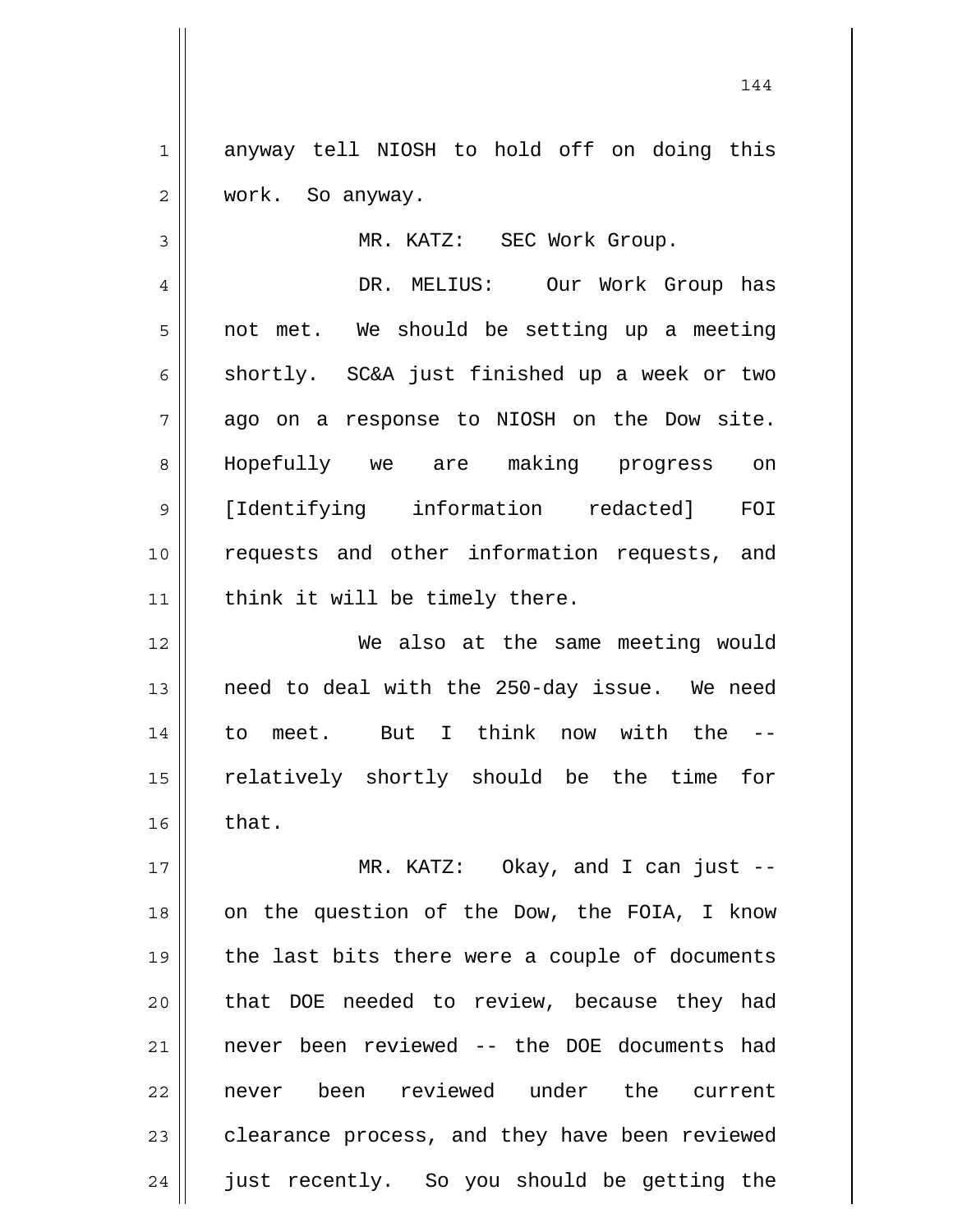anyway tell NIOSH to hold off on doing this work. So anyway.

MR. KATZ: SEC Work Group.

DR. MELIUS: Our Work Group has not met. We should be setting up a meeting shortly. SC&A just finished up a week or two ago on a response to NIOSH on the Dow site. Hopefully we are making progress on [Identifying information redacted] FOI requests and other information requests, and think it will be timely there.

We also at the same meeting would need to deal with the 250-day issue. We need to meet. But I think now with the -- relatively shortly should be the time for that.

MR. KATZ: Okay, and I can just -- on the question of the Dow, the FOIA, I know the last bits there were a couple of documents that DOE needed to review, because they had never been reviewed -- the DOE documents had never been reviewed under the current clearance process, and they have been reviewed just recently. So you should be getting the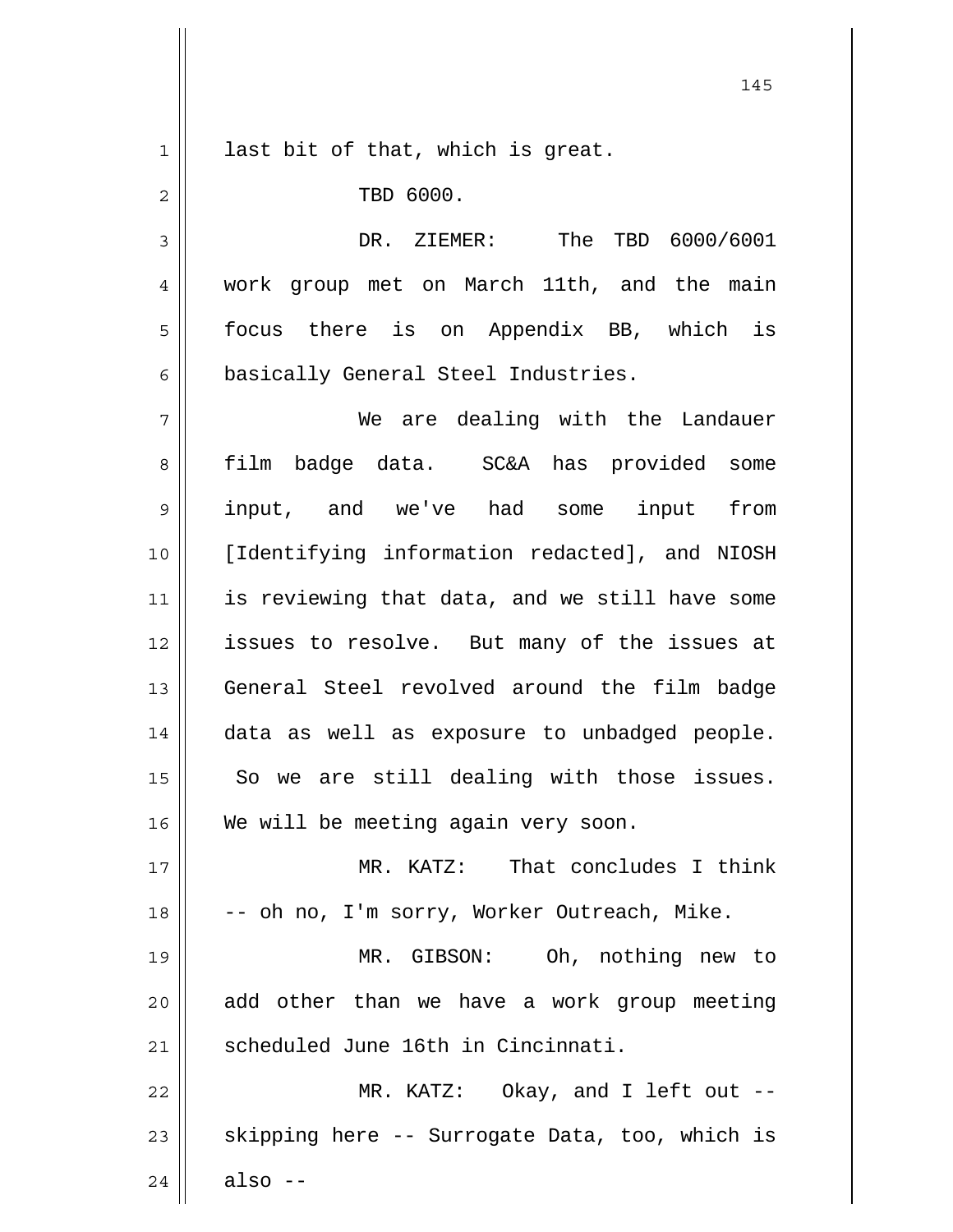last bit of that, which is great.

TBD 6000.

DR. ZIEMER: The TBD 6000/6001 work group met on March 11th, and the main focus there is on Appendix BB, which is basically General Steel Industries.

We are dealing with the Landauer film badge data. SC&A has provided some input, and we've had some input from [Identifying information redacted], and NIOSH is reviewing that data, and we still have some issues to resolve. But many of the issues at General Steel revolved around the film badge data as well as exposure to unbadged people. So we are still dealing with those issues. We will be meeting again very soon.

MR. KATZ: That concludes I think -- oh no, I'm sorry, Worker Outreach, Mike.

MR. GIBSON: Oh, nothing new to add other than we have a work group meeting scheduled June 16th in Cincinnati.

MR. KATZ: Okay, and I left out -- skipping here -- Surrogate Data, too, which is also --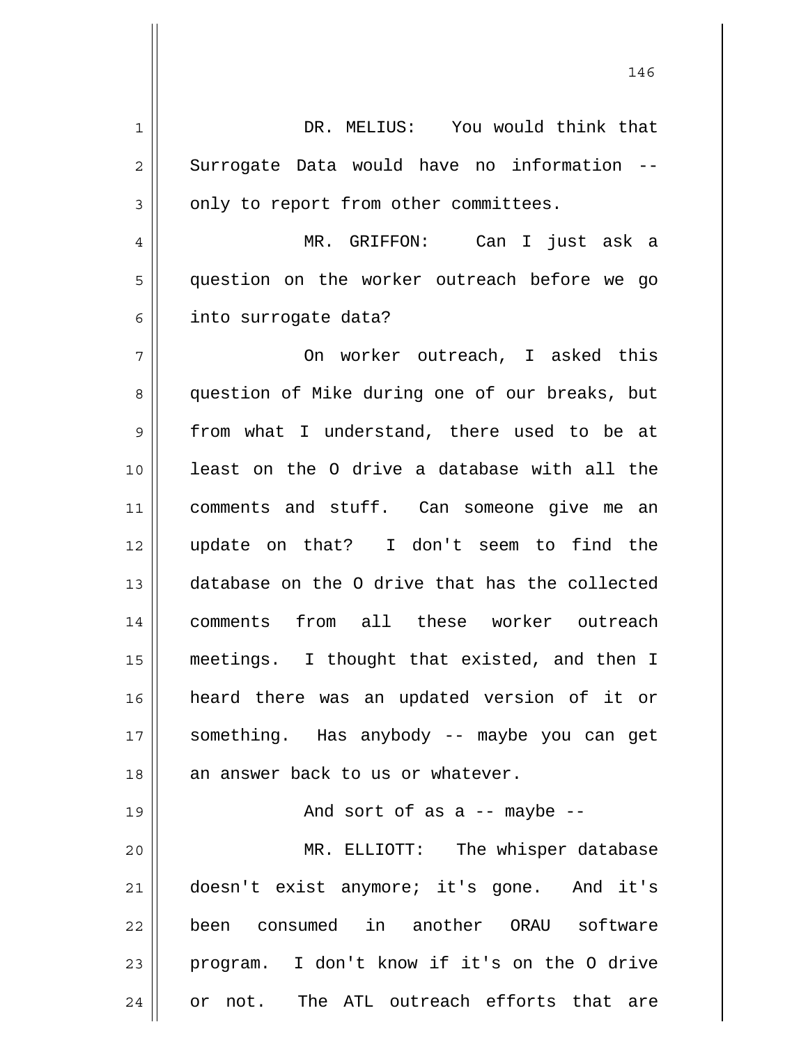DR. MELIUS: You would think that Surrogate Data would have no information -- only to report from other committees.

MR. GRIFFON: Can I just ask a question on the worker outreach before we go into surrogate data?

On worker outreach, I asked this question of Mike during one of our breaks, but from what I understand, there used to be at least on the O drive a database with all the comments and stuff. Can someone give me an update on that? I don't seem to find the database on the O drive that has the collected comments from all these worker outreach meetings. I thought that existed, and then I heard there was an updated version of it or something. Has anybody -- maybe you can get an answer back to us or whatever.

And sort of as a -- maybe --

MR. ELLIOTT: The whisper database doesn't exist anymore; it's gone. And it's been consumed in another ORAU software program. I don't know if it's on the O drive or not. The ATL outreach efforts that are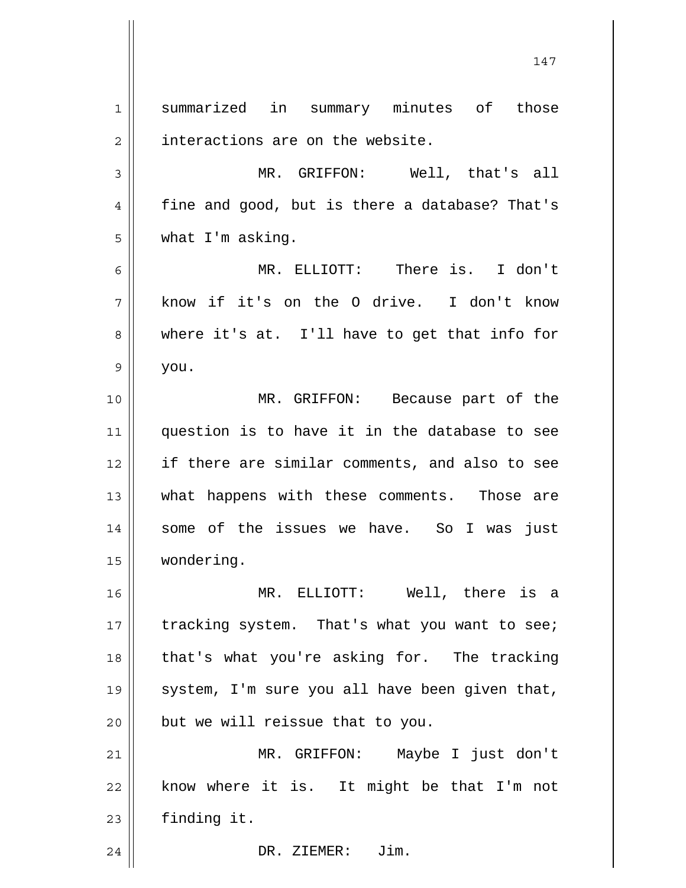summarized in summary minutes of those interactions are on the website.

MR. GRIFFON: Well, that's all fine and good, but is there a database? That's what I'm asking.

MR. ELLIOTT: There is. I don't know if it's on the O drive. I don't know where it's at. I'll have to get that info for you.

MR. GRIFFON: Because part of the question is to have it in the database to see if there are similar comments, and also to see what happens with these comments. Those are some of the issues we have. So I was just wondering.

MR. ELLIOTT: Well, there is a tracking system. That's what you want to see; that's what you're asking for. The tracking system, I'm sure you all have been given that, but we will reissue that to you.

MR. GRIFFON: Maybe I just don't know where it is. It might be that I'm not finding it.

DR. ZIEMER: Jim.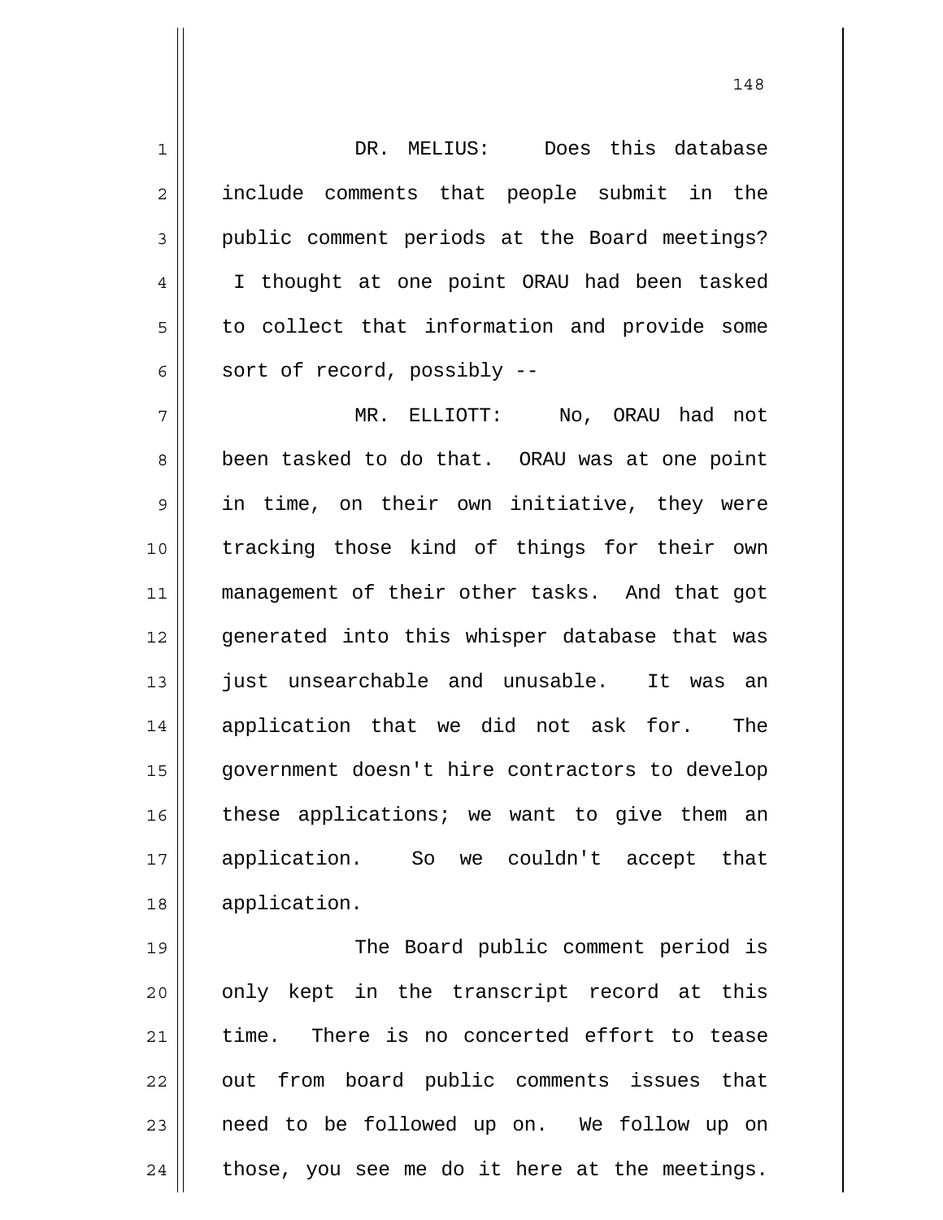DR. MELIUS: Does this database include comments that people submit in the public comment periods at the Board meetings? I thought at one point ORAU had been tasked to collect that information and provide some sort of record, possibly --

MR. ELLIOTT: No, ORAU had not been tasked to do that. ORAU was at one point in time, on their own initiative, they were tracking those kind of things for their own management of their other tasks. And that got generated into this whisper database that was just unsearchable and unusable. It was an application that we did not ask for. The government doesn't hire contractors to develop these applications; we want to give them an application. So we couldn't accept that application.

The Board public comment period is only kept in the transcript record at this time. There is no concerted effort to tease out from board public comments issues that need to be followed up on. We follow up on those, you see me do it here at the meetings.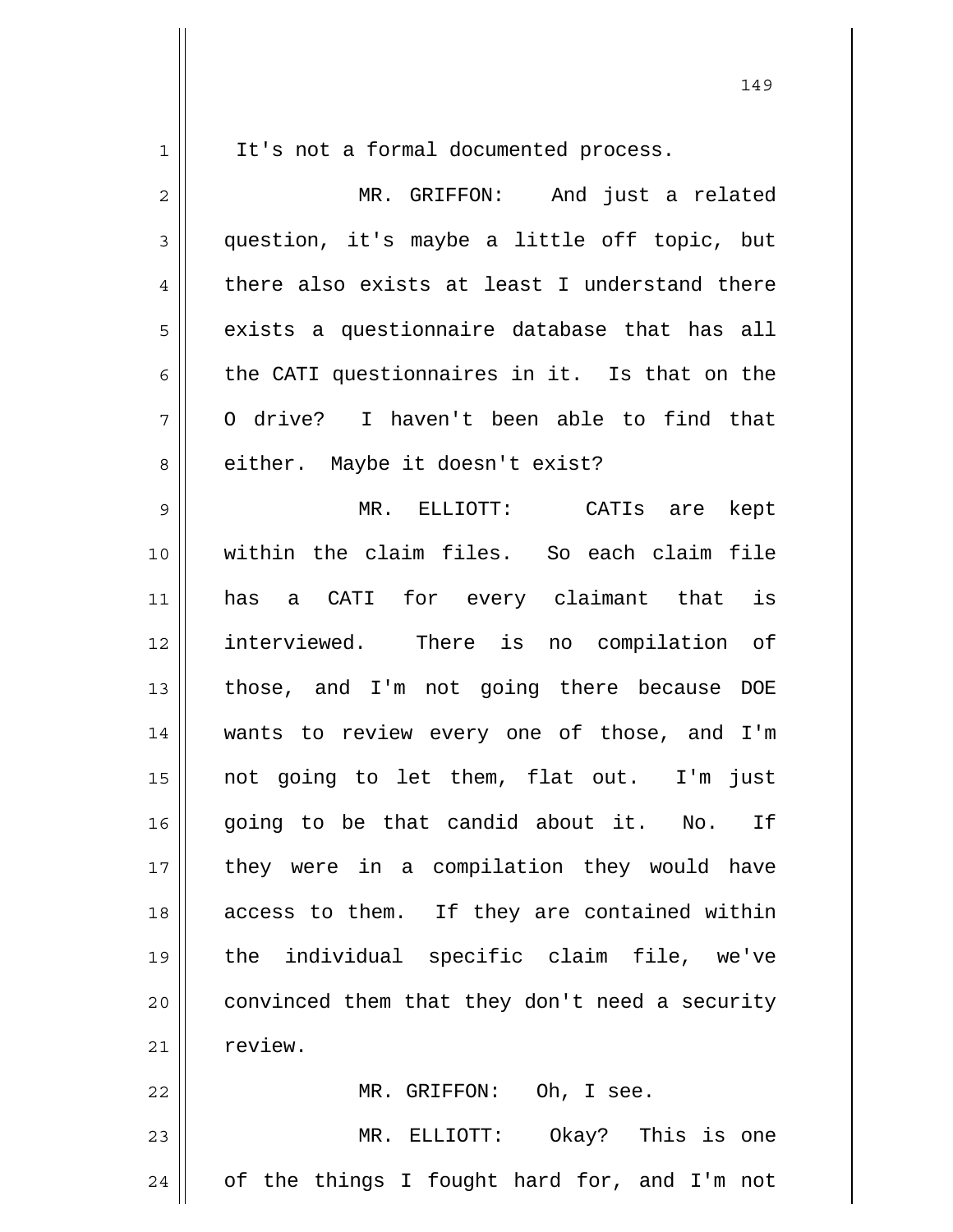It's not a formal documented process.

MR. GRIFFON: And just a related question, it's maybe a little off topic, but there also exists at least I understand there exists a questionnaire database that has all the CATI questionnaires in it. Is that on the O drive? I haven't been able to find that either. Maybe it doesn't exist?

MR. ELLIOTT: CATIs are kept within the claim files. So each claim file has a CATI for every claimant that is interviewed. There is no compilation of those, and I'm not going there because DOE wants to review every one of those, and I'm not going to let them, flat out. I'm just going to be that candid about it. No. If they were in a compilation they would have access to them. If they are contained within the individual specific claim file, we've convinced them that they don't need a security review.

MR. GRIFFON: Oh, I see.

MR. ELLIOTT: Okay? This is one of the things I fought hard for, and I'm not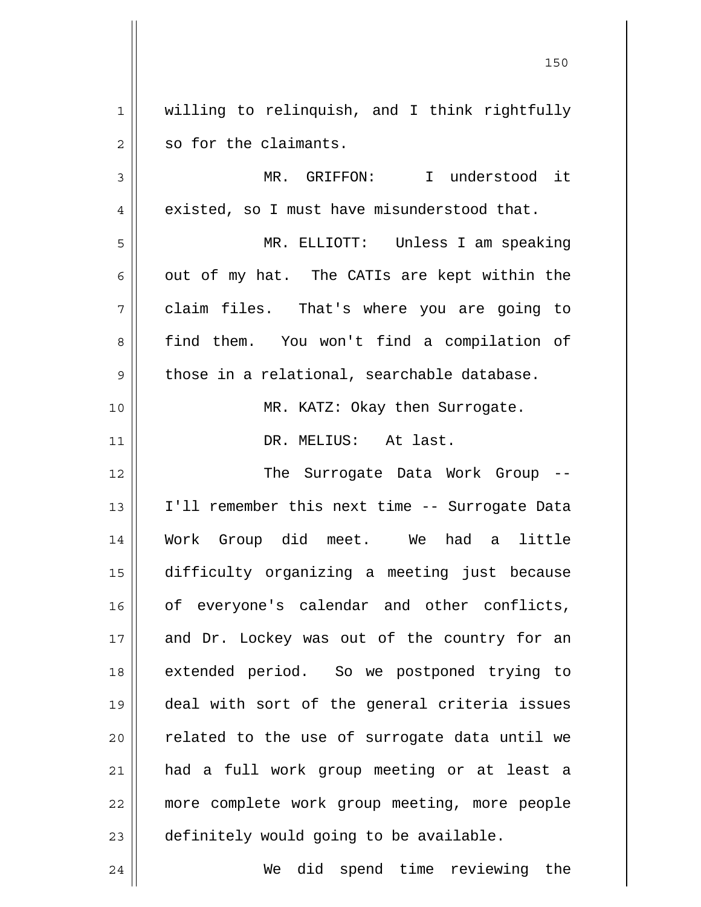willing to relinquish, and I think rightfully so for the claimants.

MR. GRIFFON: I understood it existed, so I must have misunderstood that.

MR. ELLIOTT: Unless I am speaking out of my hat. The CATIs are kept within the claim files. That's where you are going to find them. You won't find a compilation of those in a relational, searchable database.

MR. KATZ: Okay then Surrogate.

DR. MELIUS: At last.

The Surrogate Data Work Group -- I'll remember this next time -- Surrogate Data Work Group did meet. We had a little difficulty organizing a meeting just because of everyone's calendar and other conflicts, and Dr. Lockey was out of the country for an extended period. So we postponed trying to deal with sort of the general criteria issues related to the use of surrogate data until we had a full work group meeting or at least a more complete work group meeting, more people definitely would going to be available.

We did spend time reviewing the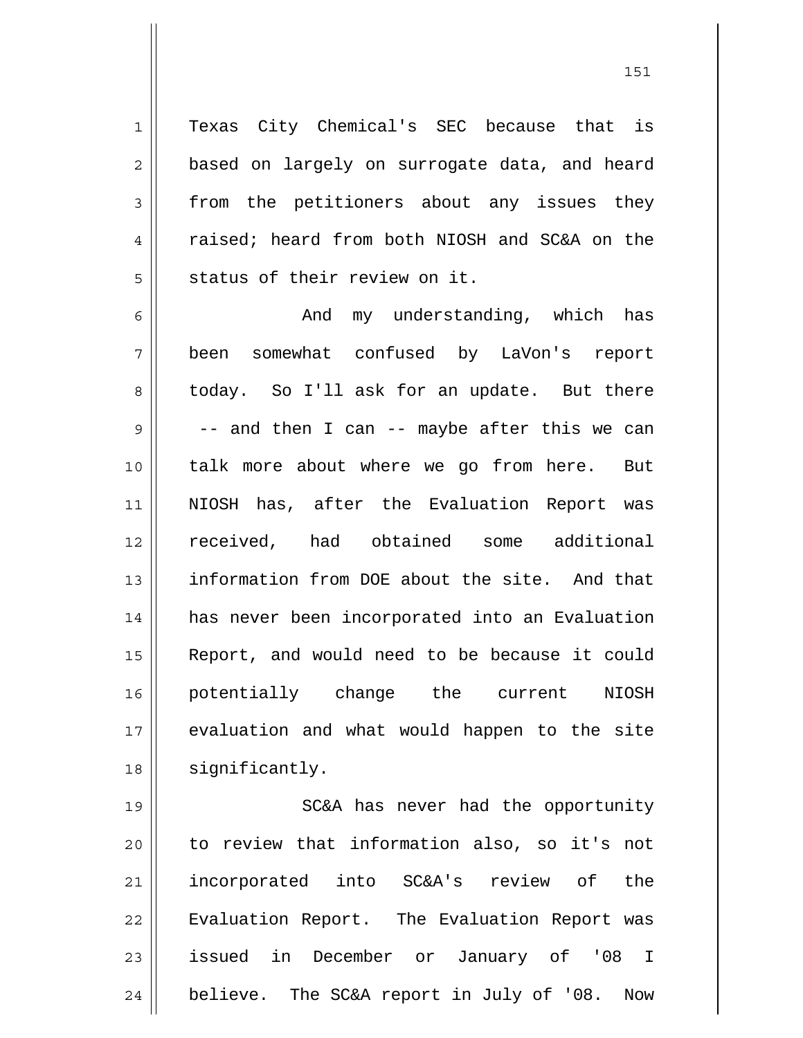Texas City Chemical's SEC because that is based on largely on surrogate data, and heard from the petitioners about any issues they raised; heard from both NIOSH and SC&A on the status of their review on it.

And my understanding, which has been somewhat confused by LaVon's report today. So I'll ask for an update. But there -- and then I can -- maybe after this we can talk more about where we go from here. But NIOSH has, after the Evaluation Report was received, had obtained some additional information from DOE about the site. And that has never been incorporated into an Evaluation Report, and would need to be because it could potentially change the current NIOSH evaluation and what would happen to the site significantly.

SC&A has never had the opportunity to review that information also, so it's not incorporated into SC&A's review of the Evaluation Report. The Evaluation Report was issued in December or January of '08 I believe. The SC&A report in July of '08. Now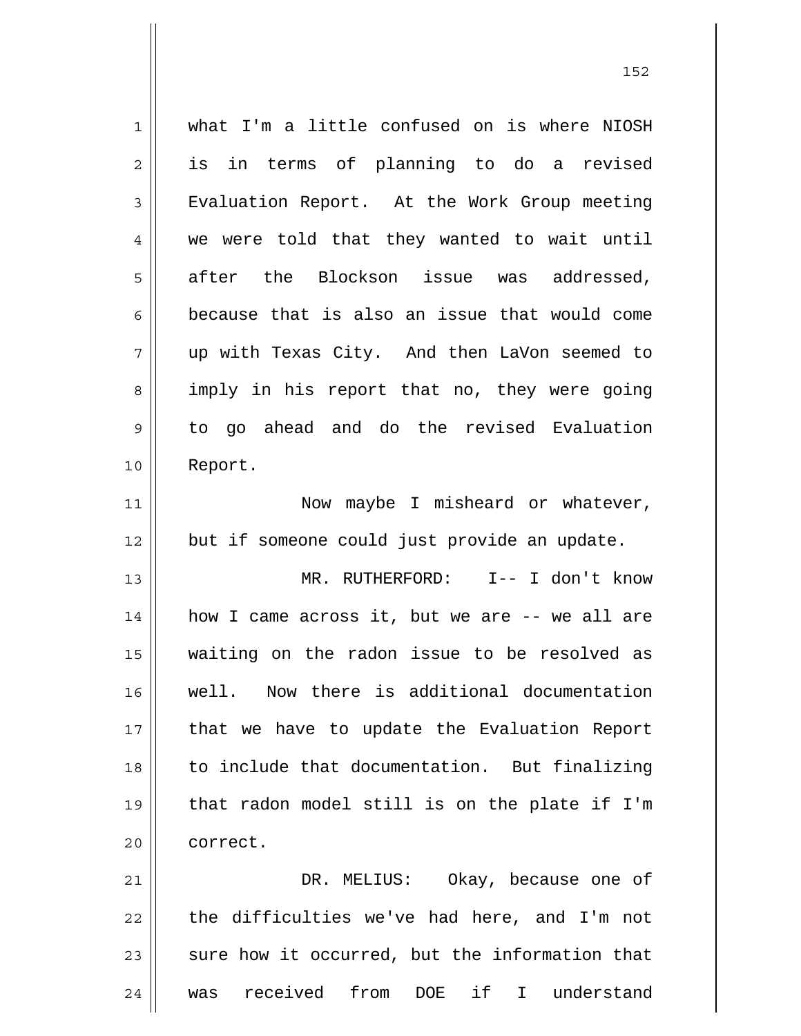what I'm a little confused on is where NIOSH is in terms of planning to do a revised Evaluation Report. At the Work Group meeting we were told that they wanted to wait until after the Blockson issue was addressed, because that is also an issue that would come up with Texas City. And then LaVon seemed to imply in his report that no, they were going to go ahead and do the revised Evaluation Report.

Now maybe I misheard or whatever, but if someone could just provide an update.

MR. RUTHERFORD: I-- I don't know how I came across it, but we are -- we all are waiting on the radon issue to be resolved as well. Now there is additional documentation that we have to update the Evaluation Report to include that documentation. But finalizing that radon model still is on the plate if I'm correct.

DR. MELIUS: Okay, because one of the difficulties we've had here, and I'm not sure how it occurred, but the information that was received from DOE if I understand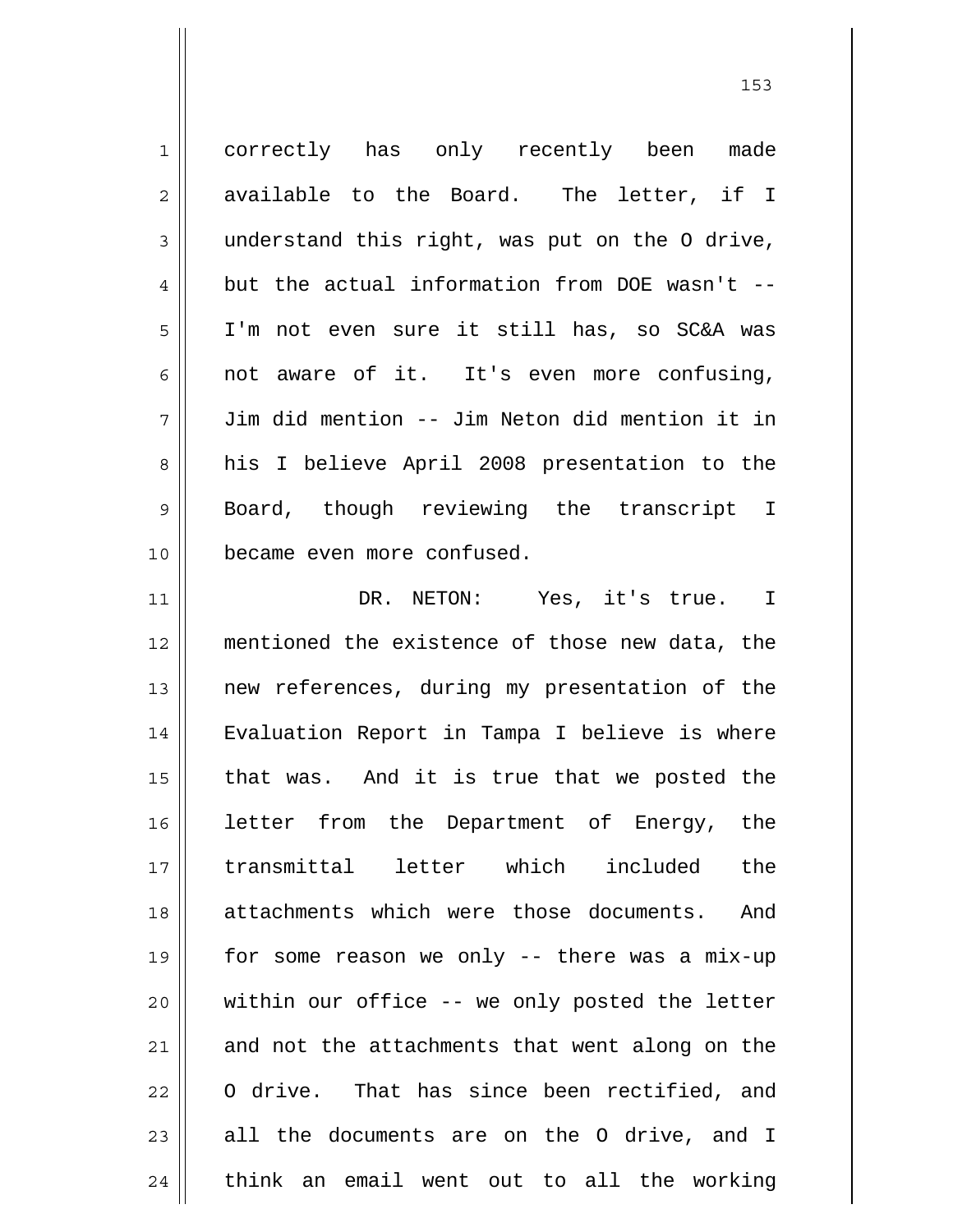correctly has only recently been made available to the Board. The letter, if I understand this right, was put on the O drive, but the actual information from DOE wasn't -- I'm not even sure it still has, so SC&A was not aware of it. It's even more confusing, Jim did mention -- Jim Neton did mention it in his I believe April 2008 presentation to the Board, though reviewing the transcript I became even more confused.

DR. NETON: Yes, it's true. I mentioned the existence of those new data, the new references, during my presentation of the Evaluation Report in Tampa I believe is where that was. And it is true that we posted the letter from the Department of Energy, the transmittal letter which included the attachments which were those documents. And for some reason we only -- there was a mix-up within our office -- we only posted the letter and not the attachments that went along on the O drive. That has since been rectified, and all the documents are on the O drive, and I think an email went out to all the working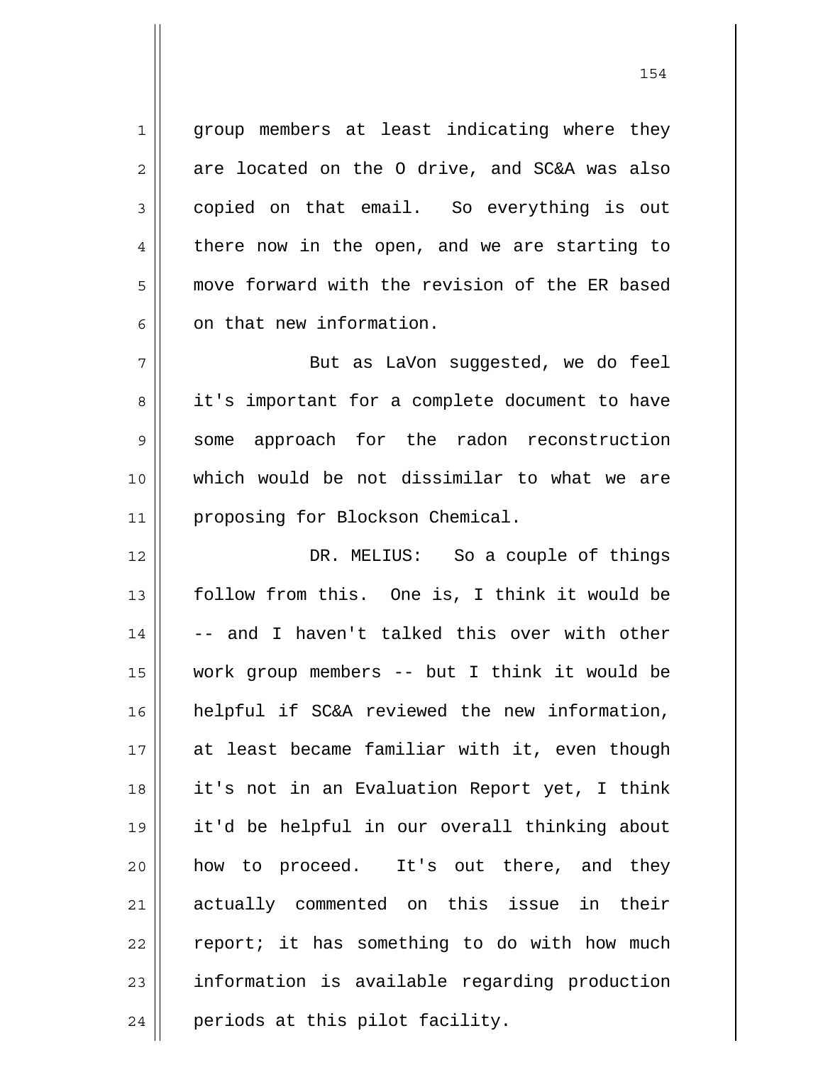group members at least indicating where they are located on the O drive, and SC&A was also copied on that email. So everything is out there now in the open, and we are starting to move forward with the revision of the ER based on that new information.

But as LaVon suggested, we do feel it's important for a complete document to have some approach for the radon reconstruction which would be not dissimilar to what we are proposing for Blockson Chemical.

DR. MELIUS: So a couple of things follow from this. One is, I think it would be -- and I haven't talked this over with other work group members -- but I think it would be helpful if SC&A reviewed the new information, at least became familiar with it, even though it's not in an Evaluation Report yet, I think it'd be helpful in our overall thinking about how to proceed. It's out there, and they actually commented on this issue in their report; it has something to do with how much information is available regarding production periods at this pilot facility.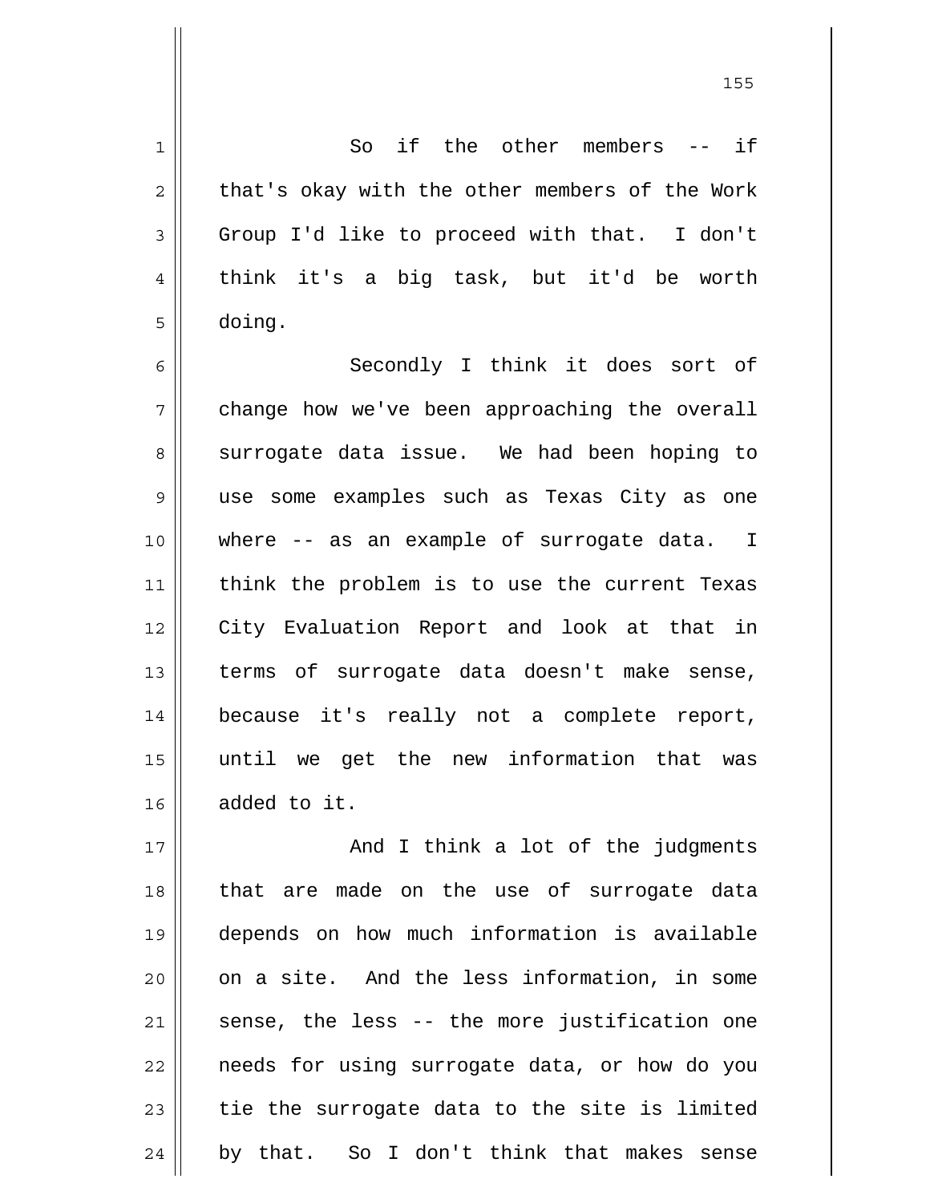So if the other members -- if that's okay with the other members of the Work Group I'd like to proceed with that. I don't think it's a big task, but it'd be worth doing.

Secondly I think it does sort of change how we've been approaching the overall surrogate data issue. We had been hoping to use some examples such as Texas City as one where -- as an example of surrogate data. I think the problem is to use the current Texas City Evaluation Report and look at that in terms of surrogate data doesn't make sense, because it's really not a complete report, until we get the new information that was added to it.

And I think a lot of the judgments that are made on the use of surrogate data depends on how much information is available on a site. And the less information, in some sense, the less -- the more justification one needs for using surrogate data, or how do you tie the surrogate data to the site is limited by that. So I don't think that makes sense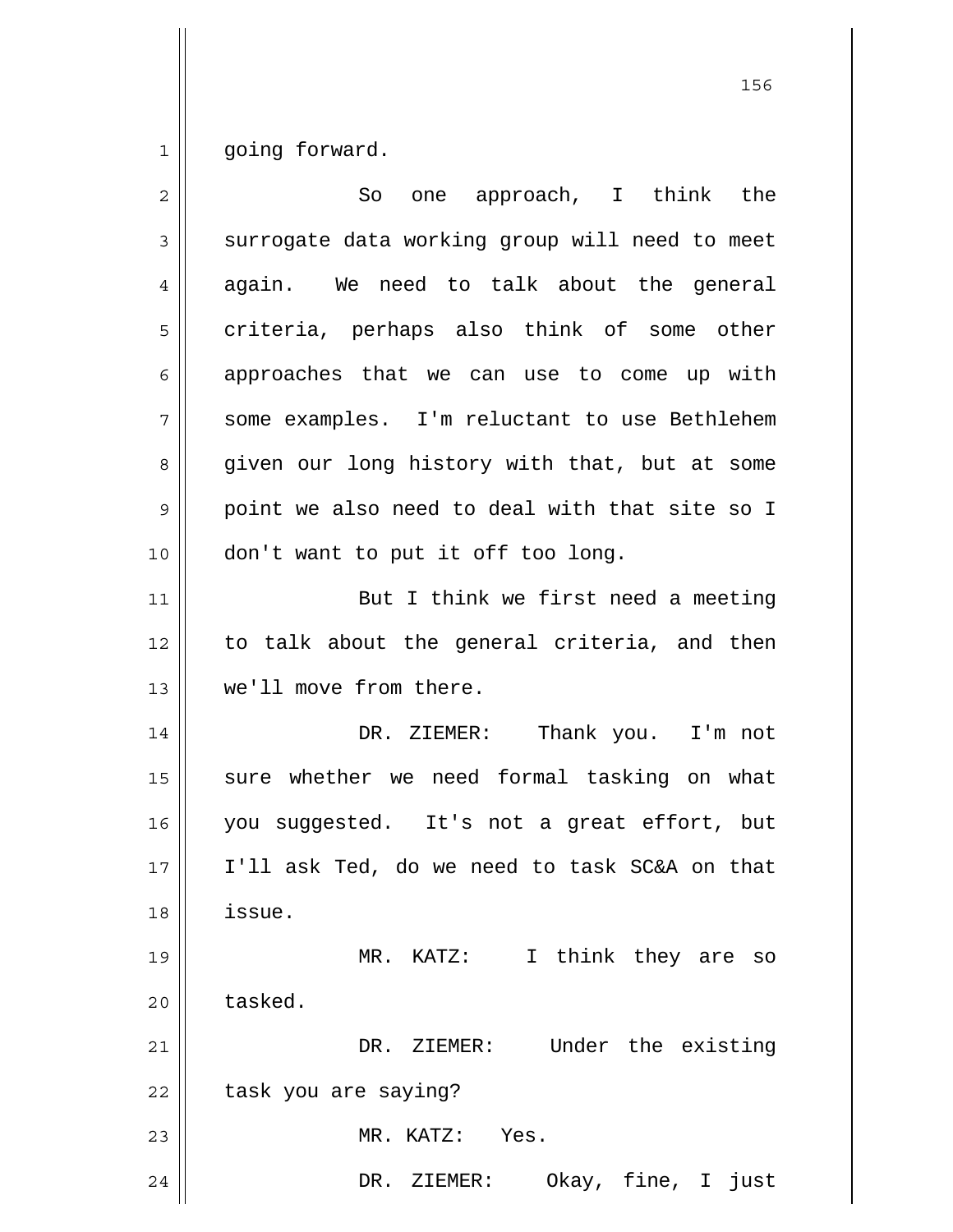going forward.

So one approach, I think the surrogate data working group will need to meet again. We need to talk about the general criteria, perhaps also think of some other approaches that we can use to come up with some examples. I'm reluctant to use Bethlehem given our long history with that, but at some point we also need to deal with that site so I don't want to put it off too long.

But I think we first need a meeting to talk about the general criteria, and then we'll move from there.

DR. ZIEMER: Thank you. I'm not sure whether we need formal tasking on what you suggested. It's not a great effort, but I'll ask Ted, do we need to task SC&A on that issue.

MR. KATZ: I think they are so tasked.

DR. ZIEMER: Under the existing task you are saying?

MR. KATZ: Yes.

DR. ZIEMER: Okay, fine, I just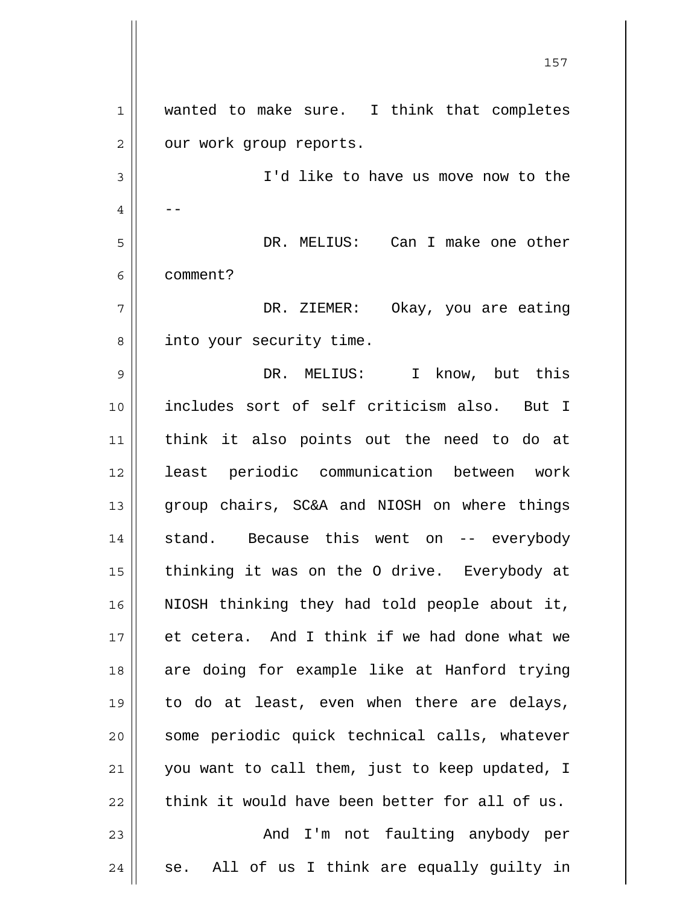wanted to make sure. I think that completes our work group reports.

I'd like to have us move now to the --

DR. MELIUS: Can I make one other comment?

DR. ZIEMER: Okay, you are eating into your security time.

DR. MELIUS: I know, but this includes sort of self criticism also. But I think it also points out the need to do at least periodic communication between work group chairs, SC&A and NIOSH on where things stand. Because this went on -- everybody thinking it was on the O drive. Everybody at NIOSH thinking they had told people about it, et cetera. And I think if we had done what we are doing for example like at Hanford trying to do at least, even when there are delays, some periodic quick technical calls, whatever you want to call them, just to keep updated, I think it would have been better for all of us.

And I'm not faulting anybody per se. All of us I think are equally guilty in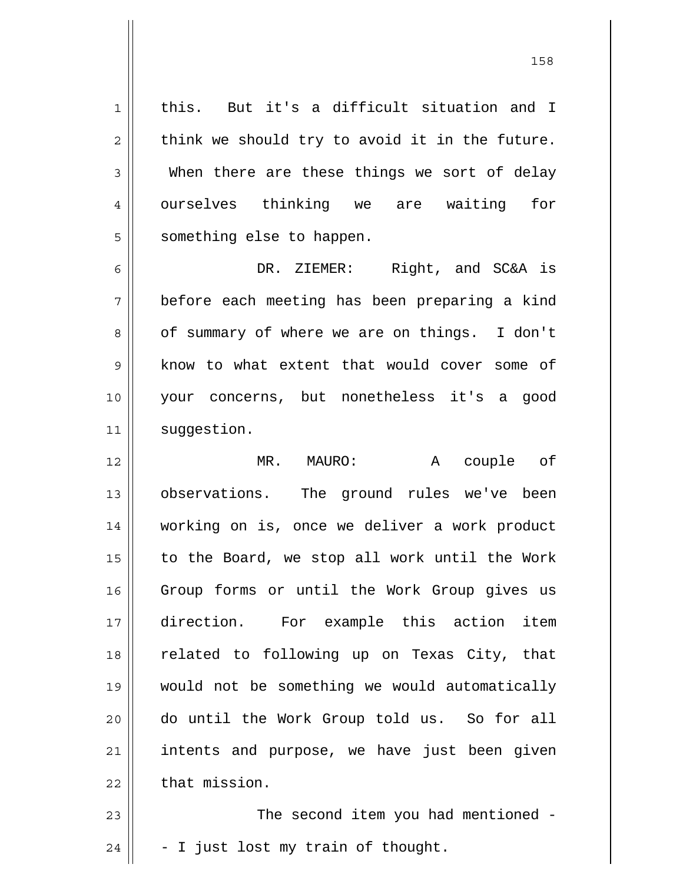this. But it's a difficult situation and I think we should try to avoid it in the future. When there are these things we sort of delay ourselves thinking we are waiting for something else to happen.

DR. ZIEMER: Right, and SC&A is before each meeting has been preparing a kind of summary of where we are on things. I don't know to what extent that would cover some of your concerns, but nonetheless it's a good suggestion.

MR. MAURO: A couple of observations. The ground rules we've been working on is, once we deliver a work product to the Board, we stop all work until the Work Group forms or until the Work Group gives us direction. For example this action item related to following up on Texas City, that would not be something we would automatically do until the Work Group told us. So for all intents and purpose, we have just been given that mission.

The second item you had mentioned -- I just lost my train of thought.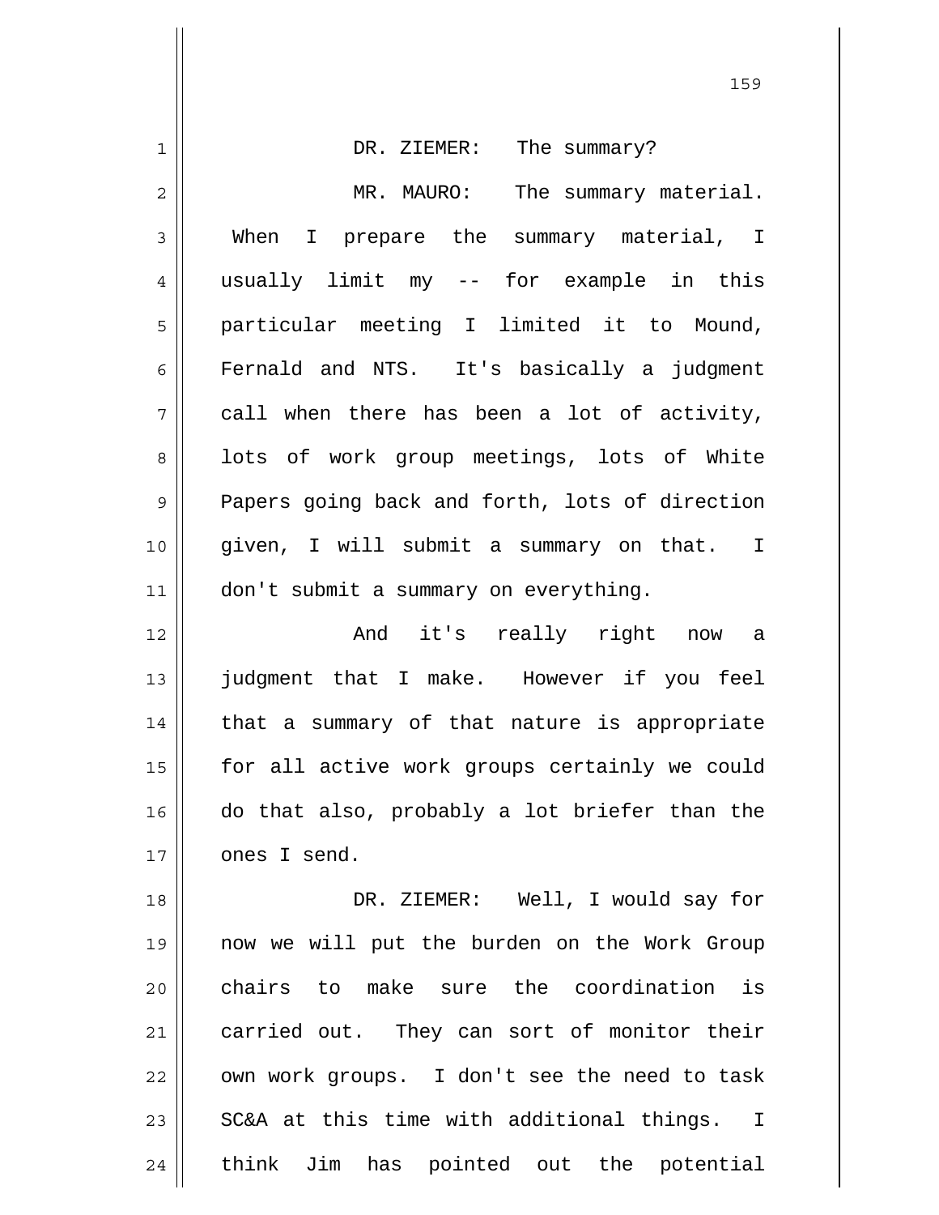DR. ZIEMER: The summary?

MR. MAURO: The summary material. When I prepare the summary material, I usually limit my -- for example in this particular meeting I limited it to Mound, Fernald and NTS. It's basically a judgment call when there has been a lot of activity, lots of work group meetings, lots of White Papers going back and forth, lots of direction given, I will submit a summary on that. I don't submit a summary on everything.

And it's really right now a judgment that I make. However if you feel that a summary of that nature is appropriate for all active work groups certainly we could do that also, probably a lot briefer than the ones I send.

DR. ZIEMER: Well, I would say for now we will put the burden on the Work Group chairs to make sure the coordination is carried out. They can sort of monitor their own work groups. I don't see the need to task SC&A at this time with additional things. I think Jim has pointed out the potential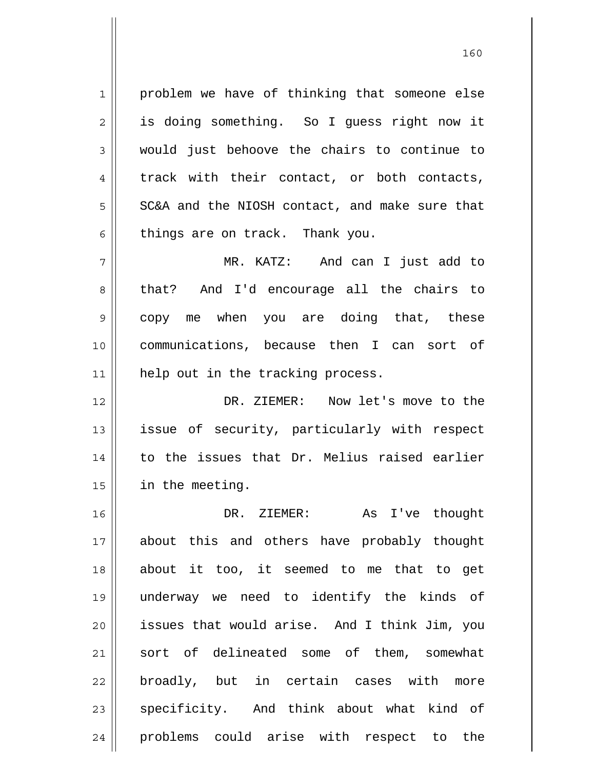problem we have of thinking that someone else is doing something. So I guess right now it would just behoove the chairs to continue to track with their contact, or both contacts, SC&A and the NIOSH contact, and make sure that things are on track. Thank you.

MR. KATZ: And can I just add to that? And I'd encourage all the chairs to copy me when you are doing that, these communications, because then I can sort of help out in the tracking process.

DR. ZIEMER: Now let's move to the issue of security, particularly with respect to the issues that Dr. Melius raised earlier in the meeting.

DR. ZIEMER: As I've thought about this and others have probably thought about it too, it seemed to me that to get underway we need to identify the kinds of issues that would arise. And I think Jim, you sort of delineated some of them, somewhat broadly, but in certain cases with more specificity. And think about what kind of problems could arise with respect to the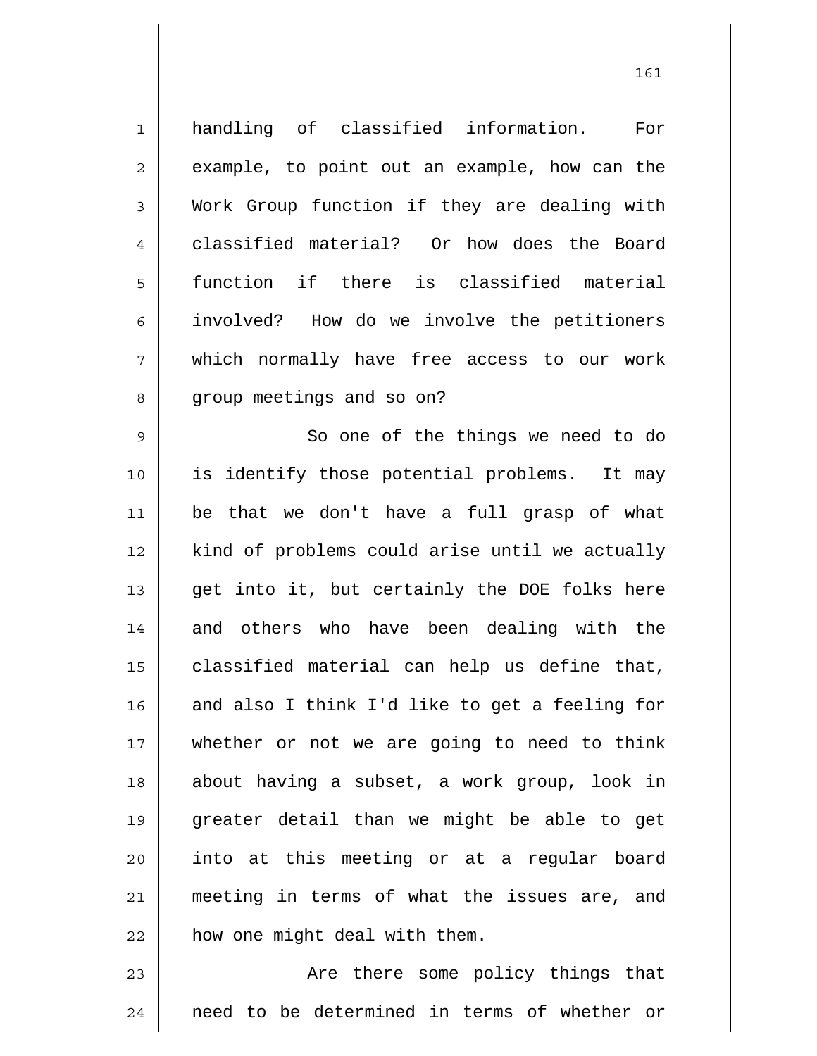handling of classified information. For example, to point out an example, how can the Work Group function if they are dealing with classified material? Or how does the Board function if there is classified material involved? How do we involve the petitioners which normally have free access to our work group meetings and so on?

So one of the things we need to do is identify those potential problems. It may be that we don't have a full grasp of what kind of problems could arise until we actually get into it, but certainly the DOE folks here and others who have been dealing with the classified material can help us define that, and also I think I'd like to get a feeling for whether or not we are going to need to think about having a subset, a work group, look in greater detail than we might be able to get into at this meeting or at a regular board meeting in terms of what the issues are, and how one might deal with them.

Are there some policy things that need to be determined in terms of whether or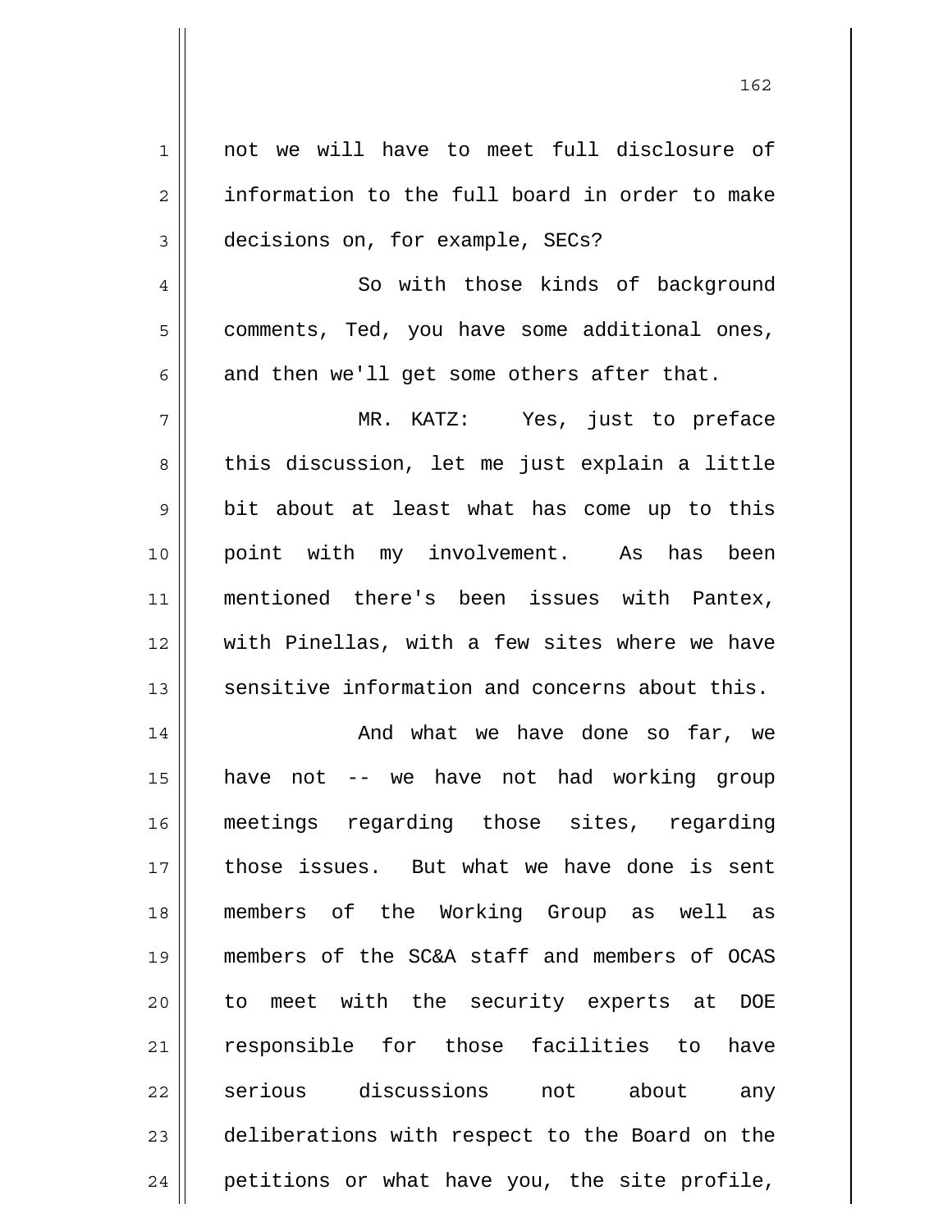not we will have to meet full disclosure of information to the full board in order to make decisions on, for example, SECs?

So with those kinds of background comments, Ted, you have some additional ones, and then we'll get some others after that.

MR. KATZ: Yes, just to preface this discussion, let me just explain a little bit about at least what has come up to this point with my involvement. As has been mentioned there's been issues with Pantex, with Pinellas, with a few sites where we have sensitive information and concerns about this.

And what we have done so far, we have not -- we have not had working group meetings regarding those sites, regarding those issues. But what we have done is sent members of the Working Group as well as members of the SC&A staff and members of OCAS to meet with the security experts at DOE responsible for those facilities to have serious discussions not about any deliberations with respect to the Board on the petitions or what have you, the site profile,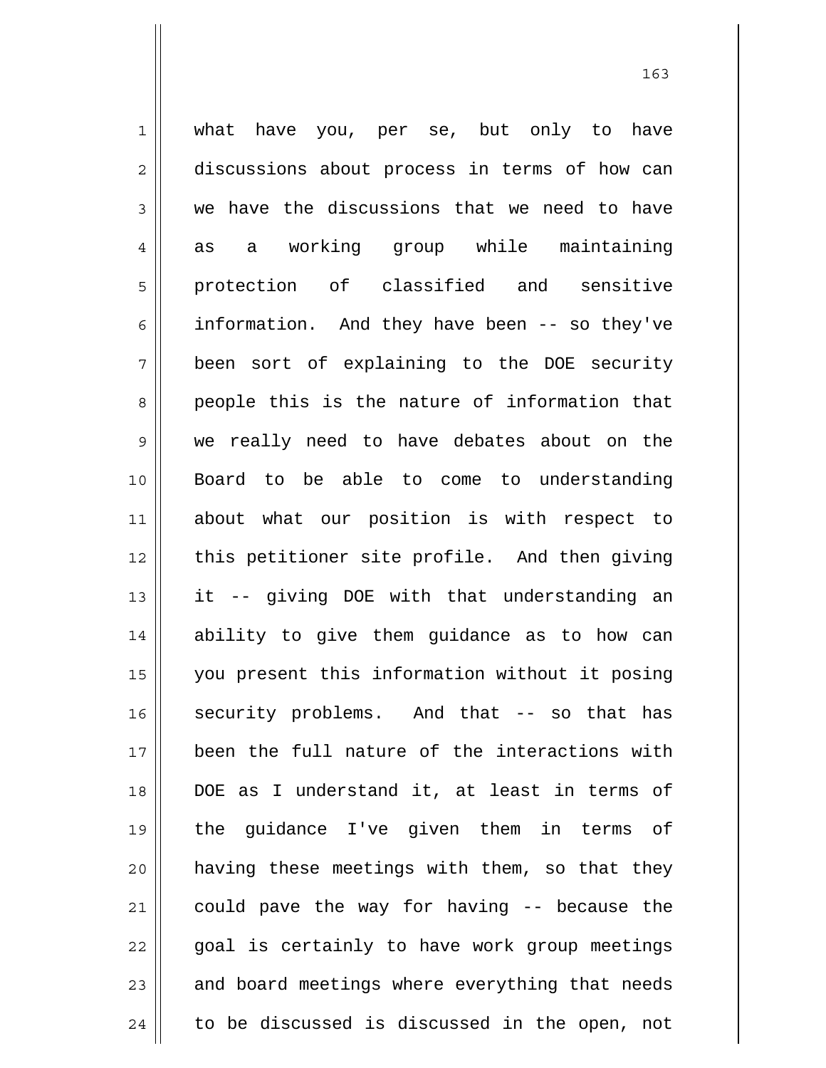what have you, per se, but only to have discussions about process in terms of how can we have the discussions that we need to have as a working group while maintaining protection of classified and sensitive information. And they have been -- so they've been sort of explaining to the DOE security people this is the nature of information that we really need to have debates about on the Board to be able to come to understanding about what our position is with respect to this petitioner site profile. And then giving it -- giving DOE with that understanding an ability to give them guidance as to how can you present this information without it posing security problems. And that -- so that has been the full nature of the interactions with DOE as I understand it, at least in terms of the guidance I've given them in terms of having these meetings with them, so that they could pave the way for having -- because the goal is certainly to have work group meetings and board meetings where everything that needs to be discussed is discussed in the open, not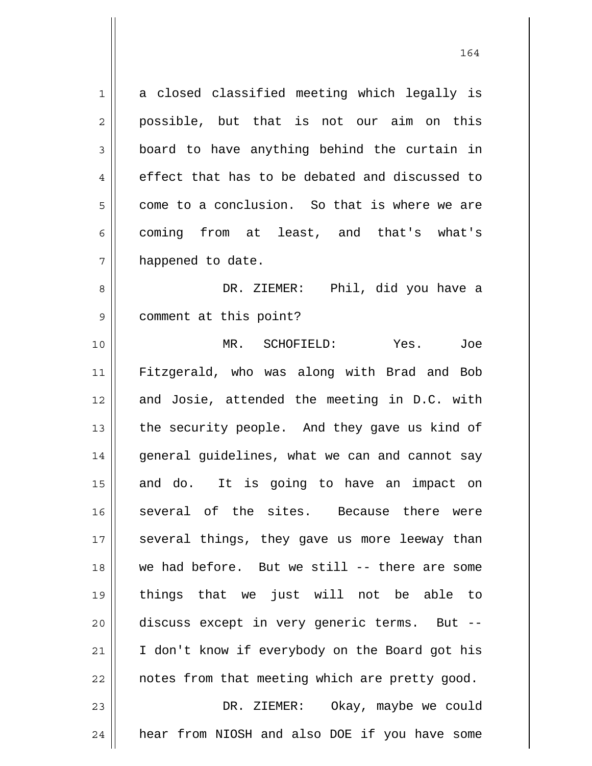a closed classified meeting which legally is possible, but that is not our aim on this board to have anything behind the curtain in effect that has to be debated and discussed to come to a conclusion. So that is where we are coming from at least, and that's what's happened to date.

DR. ZIEMER: Phil, did you have a comment at this point?

MR. SCHOFIELD: Yes. Joe Fitzgerald, who was along with Brad and Bob and Josie, attended the meeting in D.C. with the security people. And they gave us kind of general guidelines, what we can and cannot say and do. It is going to have an impact on several of the sites. Because there were several things, they gave us more leeway than we had before. But we still -- there are some things that we just will not be able to discuss except in very generic terms. But -- I don't know if everybody on the Board got his notes from that meeting which are pretty good.

DR. ZIEMER: Okay, maybe we could hear from NIOSH and also DOE if you have some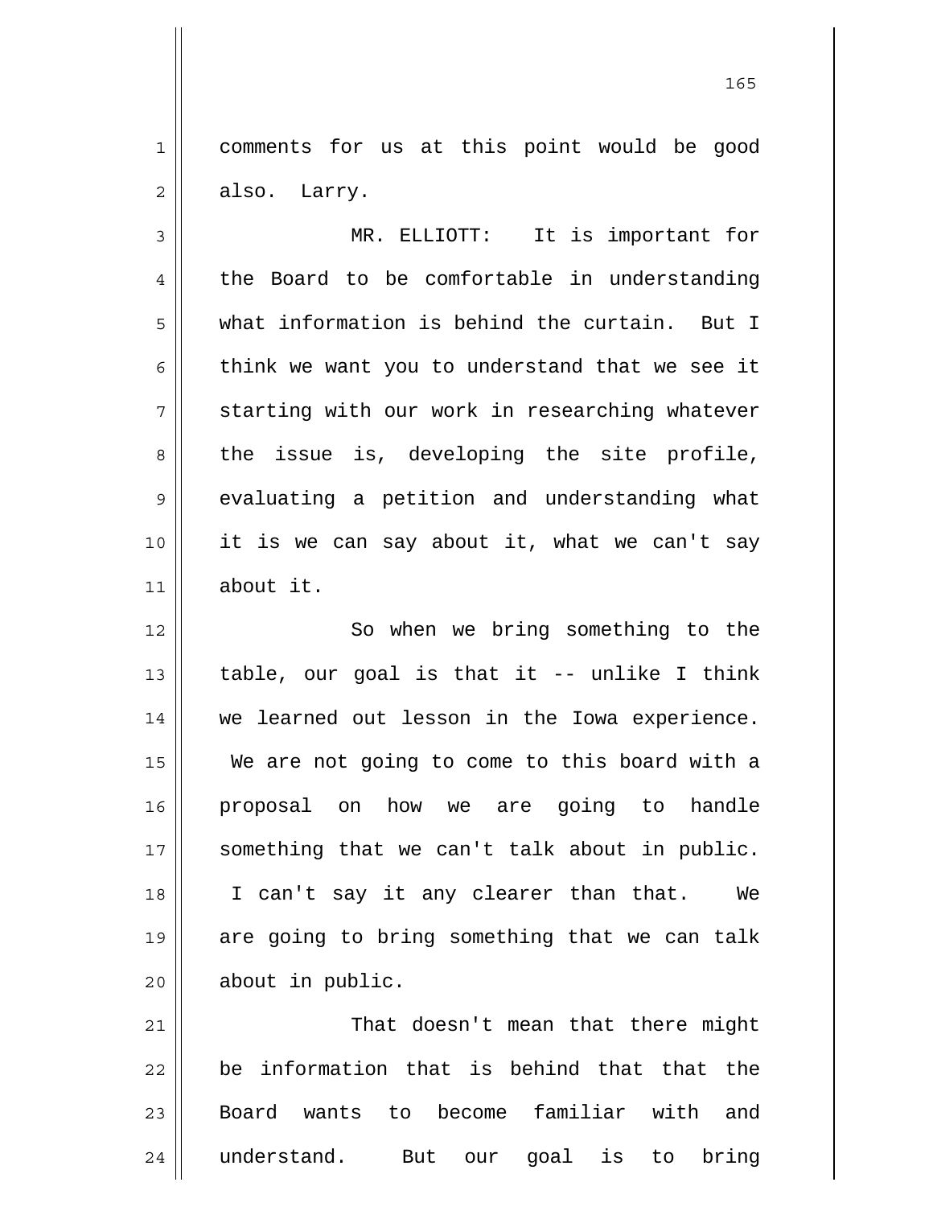comments for us at this point would be good also. Larry.

MR. ELLIOTT: It is important for the Board to be comfortable in understanding what information is behind the curtain. But I think we want you to understand that we see it starting with our work in researching whatever the issue is, developing the site profile, evaluating a petition and understanding what it is we can say about it, what we can't say about it.

So when we bring something to the table, our goal is that it -- unlike I think we learned out lesson in the Iowa experience. We are not going to come to this board with a proposal on how we are going to handle something that we can't talk about in public. I can't say it any clearer than that. We are going to bring something that we can talk about in public.

That doesn't mean that there might be information that is behind that that the Board wants to become familiar with and understand. But our goal is to bring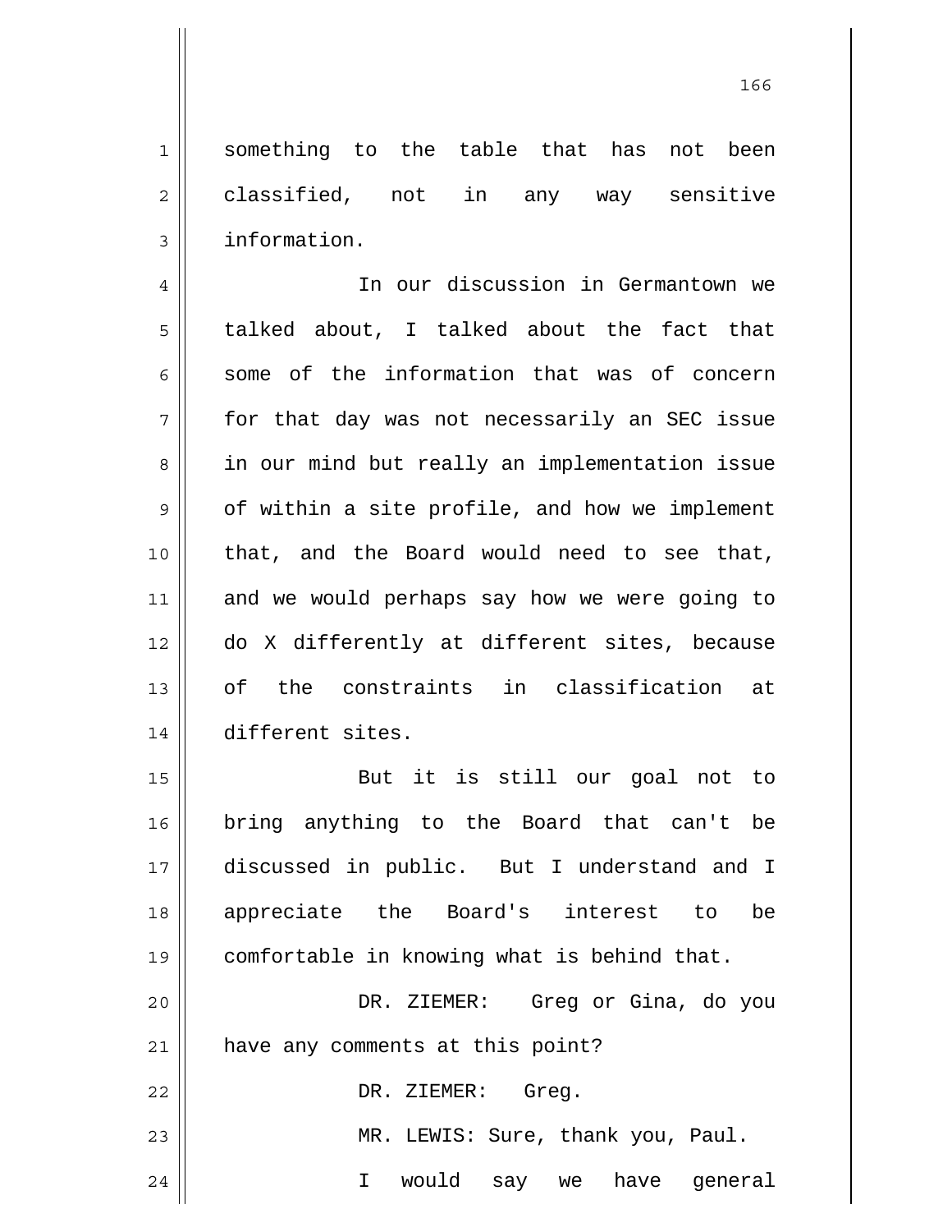something to the table that has not been classified, not in any way sensitive information.

In our discussion in Germantown we talked about, I talked about the fact that some of the information that was of concern for that day was not necessarily an SEC issue in our mind but really an implementation issue of within a site profile, and how we implement that, and the Board would need to see that, and we would perhaps say how we were going to do X differently at different sites, because of the constraints in classification at different sites.

But it is still our goal not to bring anything to the Board that can't be discussed in public. But I understand and I appreciate the Board's interest to be comfortable in knowing what is behind that.

DR. ZIEMER: Greg or Gina, do you have any comments at this point?

DR. ZIEMER: Greg.

MR. LEWIS: Sure, thank you, Paul.

I would say we have general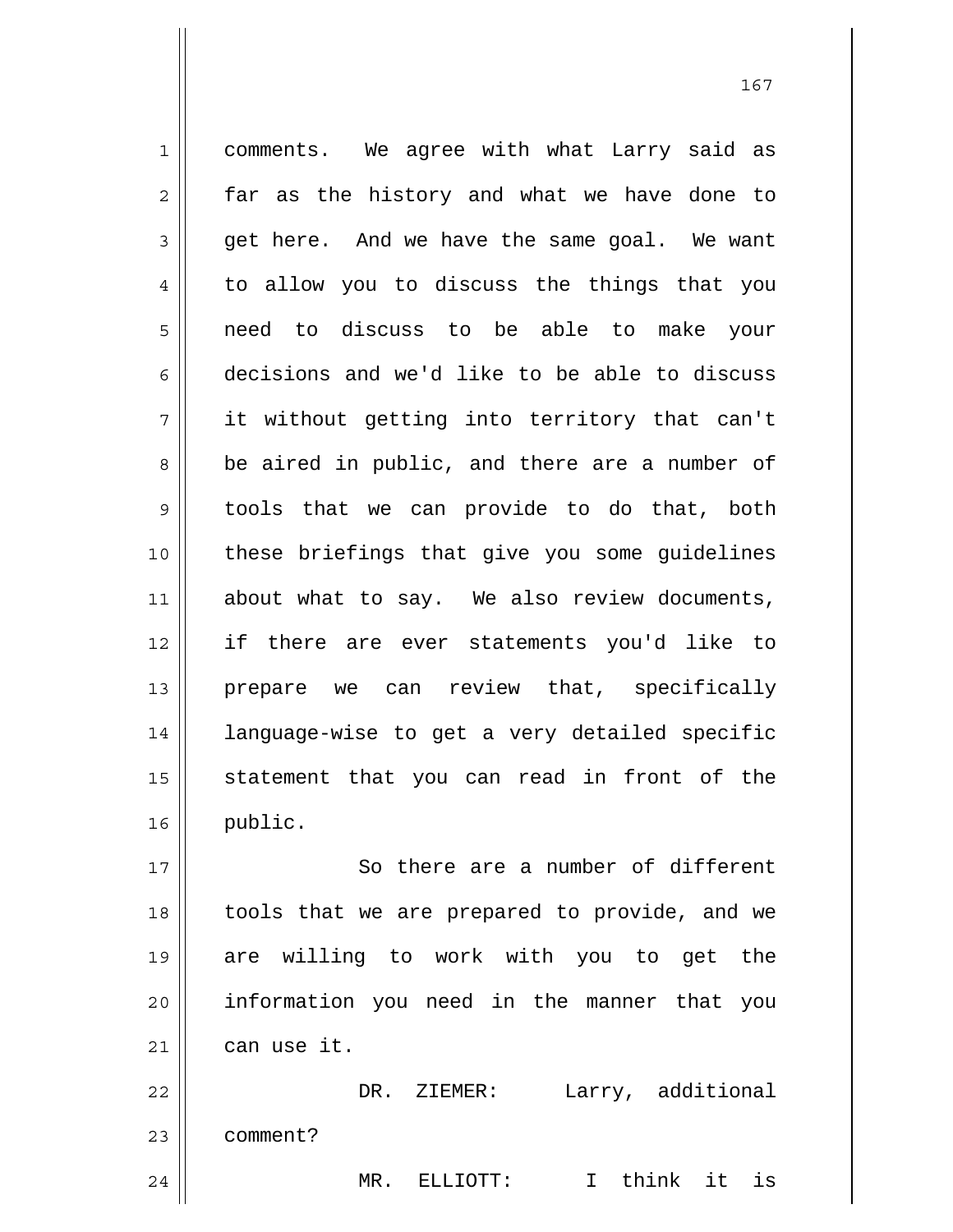comments. We agree with what Larry said as far as the history and what we have done to get here. And we have the same goal. We want to allow you to discuss the things that you need to discuss to be able to make your decisions and we'd like to be able to discuss it without getting into territory that can't be aired in public, and there are a number of tools that we can provide to do that, both these briefings that give you some guidelines about what to say. We also review documents, if there are ever statements you'd like to prepare we can review that, specifically language-wise to get a very detailed specific statement that you can read in front of the public.

So there are a number of different tools that we are prepared to provide, and we are willing to work with you to get the information you need in the manner that you can use it.

DR. ZIEMER: Larry, additional comment?

MR. ELLIOTT: I think it is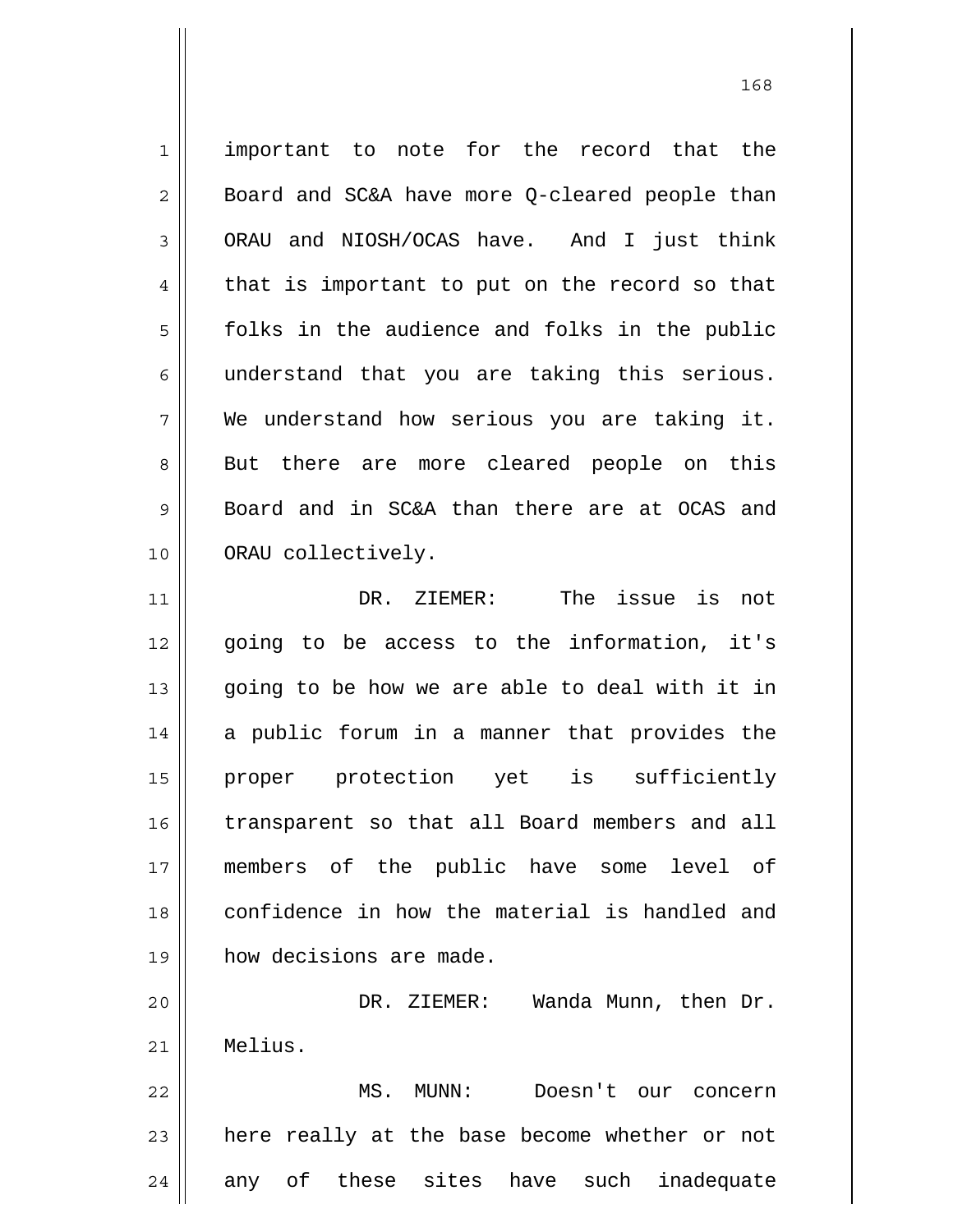important to note for the record that the Board and SC&A have more Q-cleared people than ORAU and NIOSH/OCAS have. And I just think that is important to put on the record so that folks in the audience and folks in the public understand that you are taking this serious. We understand how serious you are taking it. But there are more cleared people on this Board and in SC&A than there are at OCAS and ORAU collectively.

DR. ZIEMER: The issue is not going to be access to the information, it's going to be how we are able to deal with it in a public forum in a manner that provides the proper protection yet is sufficiently transparent so that all Board members and all members of the public have some level of confidence in how the material is handled and how decisions are made.

DR. ZIEMER: Wanda Munn, then Dr. Melius.

MS. MUNN: Doesn't our concern here really at the base become whether or not any of these sites have such inadequate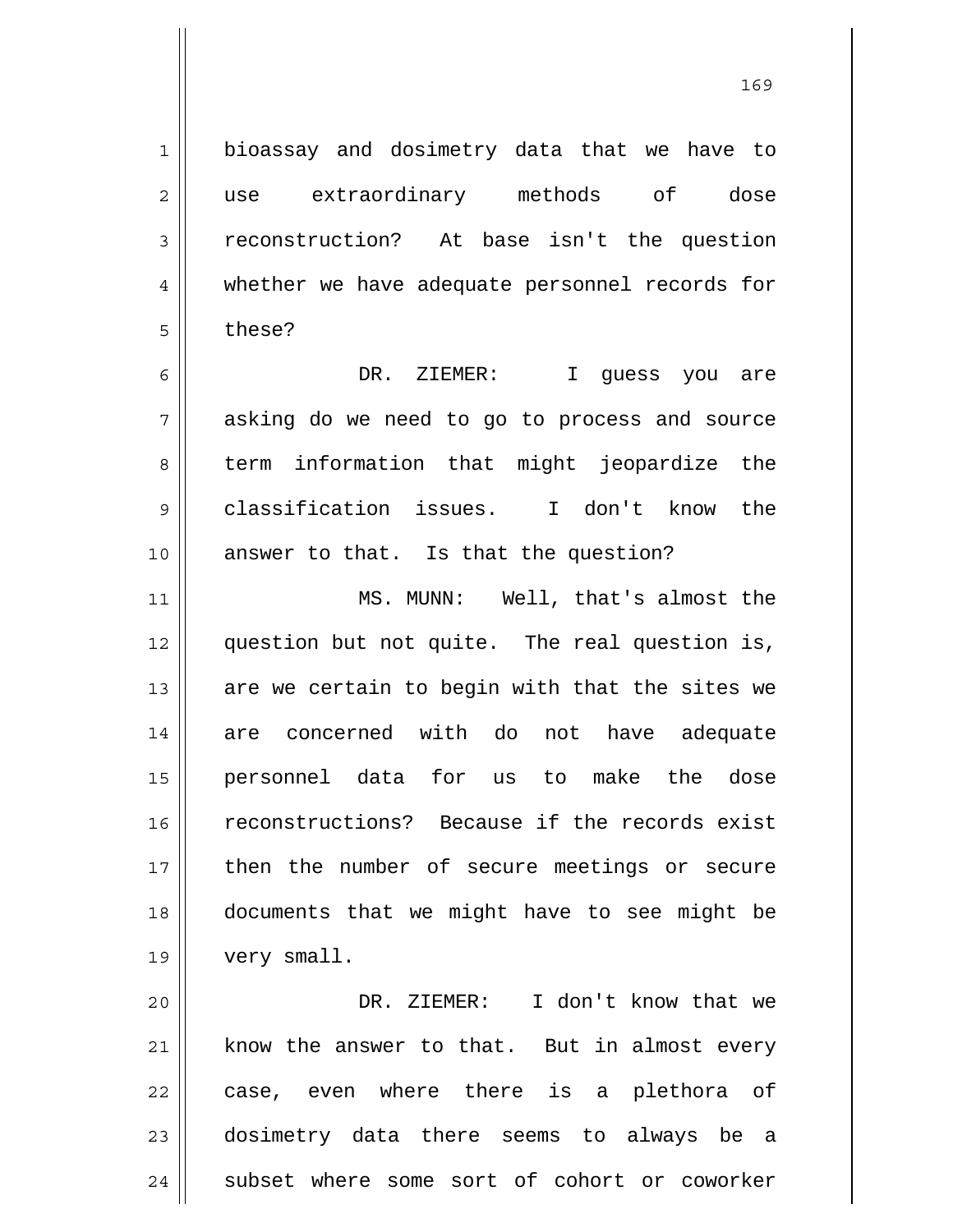bioassay and dosimetry data that we have to use extraordinary methods of dose reconstruction? At base isn't the question whether we have adequate personnel records for these?

DR. ZIEMER: I guess you are asking do we need to go to process and source term information that might jeopardize the classification issues. I don't know the answer to that. Is that the question?

MS. MUNN: Well, that's almost the question but not quite. The real question is, are we certain to begin with that the sites we are concerned with do not have adequate personnel data for us to make the dose reconstructions? Because if the records exist then the number of secure meetings or secure documents that we might have to see might be very small.

DR. ZIEMER: I don't know that we know the answer to that. But in almost every case, even where there is a plethora of dosimetry data there seems to always be a subset where some sort of cohort or coworker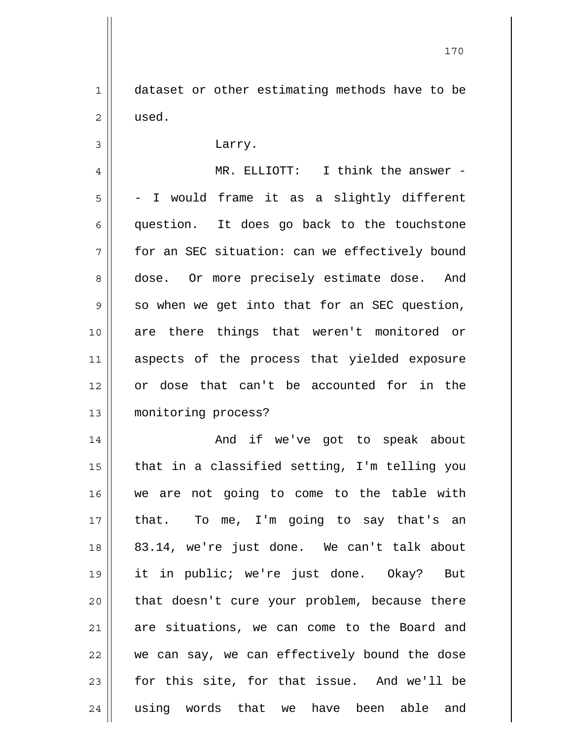dataset or other estimating methods have to be used.

Larry.

MR. ELLIOTT: I think the answer -- I would frame it as a slightly different question. It does go back to the touchstone for an SEC situation: can we effectively bound dose. Or more precisely estimate dose. And so when we get into that for an SEC question, are there things that weren't monitored or aspects of the process that yielded exposure or dose that can't be accounted for in the monitoring process?

And if we've got to speak about that in a classified setting, I'm telling you we are not going to come to the table with that. To me, I'm going to say that's an 83.14, we're just done. We can't talk about it in public; we're just done. Okay? But that doesn't cure your problem, because there are situations, we can come to the Board and we can say, we can effectively bound the dose for this site, for that issue. And we'll be using words that we have been able and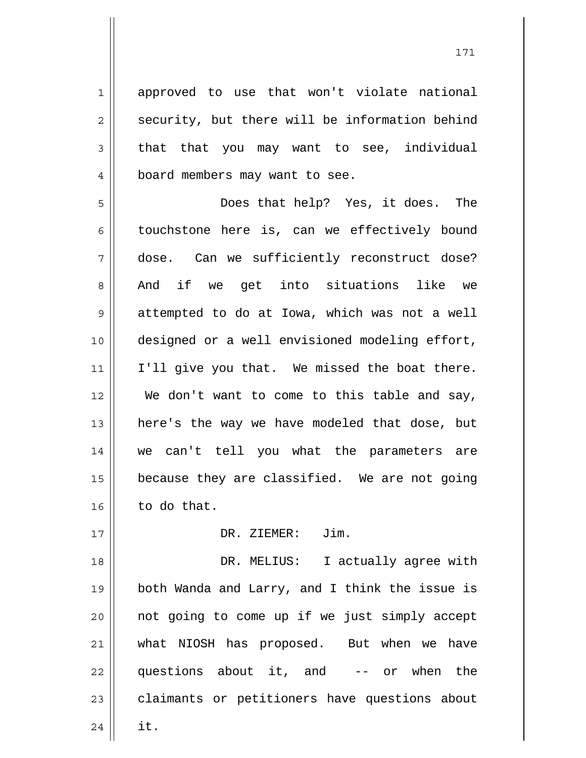approved to use that won't violate national security, but there will be information behind that that you may want to see, individual board members may want to see.

Does that help? Yes, it does. The touchstone here is, can we effectively bound dose. Can we sufficiently reconstruct dose? And if we get into situations like we attempted to do at Iowa, which was not a well designed or a well envisioned modeling effort, I'll give you that. We missed the boat there. We don't want to come to this table and say, here's the way we have modeled that dose, but we can't tell you what the parameters are because they are classified. We are not going to do that.

DR. ZIEMER: Jim.

DR. MELIUS: I actually agree with both Wanda and Larry, and I think the issue is not going to come up if we just simply accept what NIOSH has proposed. But when we have questions about it, and -- or when the claimants or petitioners have questions about it.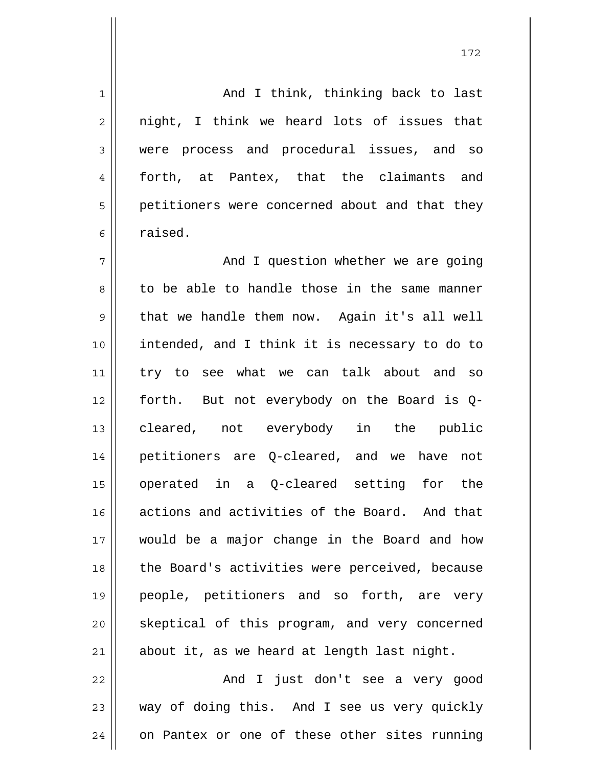And I think, thinking back to last night, I think we heard lots of issues that were process and procedural issues, and so forth, at Pantex, that the claimants and petitioners were concerned about and that they raised.

And I question whether we are going to be able to handle those in the same manner that we handle them now. Again it's all well intended, and I think it is necessary to do to try to see what we can talk about and so forth. But not everybody on the Board is Q-cleared, not everybody in the public petitioners are Q-cleared, and we have not operated in a Q-cleared setting for the actions and activities of the Board. And that would be a major change in the Board and how the Board's activities were perceived, because people, petitioners and so forth, are very skeptical of this program, and very concerned about it, as we heard at length last night.

And I just don't see a very good way of doing this. And I see us very quickly on Pantex or one of these other sites running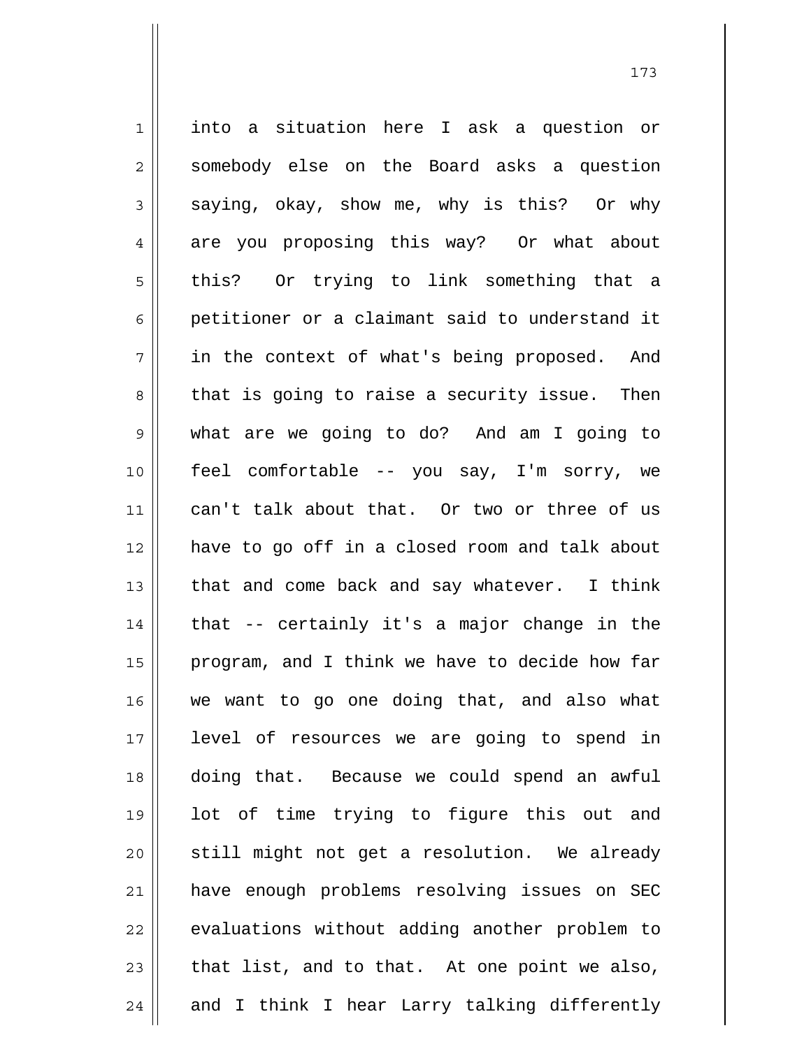into a situation here I ask a question or somebody else on the Board asks a question saying, okay, show me, why is this? Or why are you proposing this way? Or what about this? Or trying to link something that a petitioner or a claimant said to understand it in the context of what's being proposed. And that is going to raise a security issue. Then what are we going to do? And am I going to feel comfortable -- you say, I'm sorry, we can't talk about that. Or two or three of us have to go off in a closed room and talk about that and come back and say whatever. I think that -- certainly it's a major change in the program, and I think we have to decide how far we want to go one doing that, and also what level of resources we are going to spend in doing that. Because we could spend an awful lot of time trying to figure this out and still might not get a resolution. We already have enough problems resolving issues on SEC evaluations without adding another problem to that list, and to that. At one point we also, and I think I hear Larry talking differently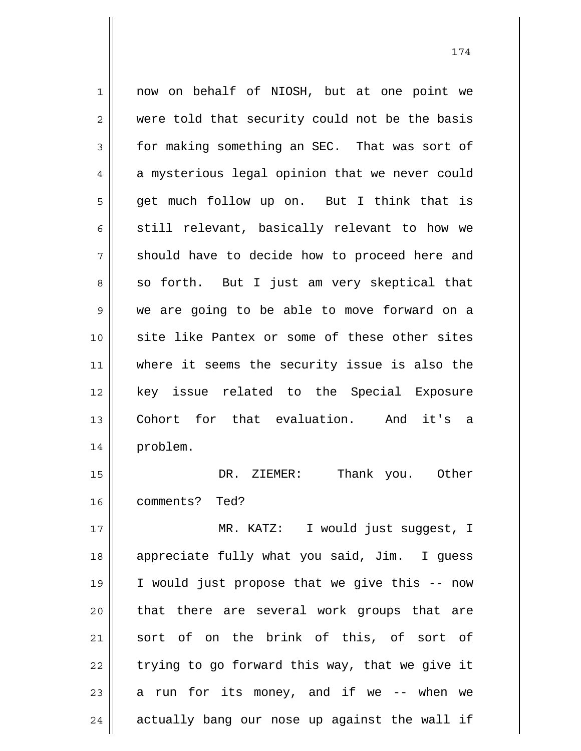now on behalf of NIOSH, but at one point we were told that security could not be the basis for making something an SEC. That was sort of a mysterious legal opinion that we never could get much follow up on. But I think that is still relevant, basically relevant to how we should have to decide how to proceed here and so forth. But I just am very skeptical that we are going to be able to move forward on a site like Pantex or some of these other sites where it seems the security issue is also the key issue related to the Special Exposure Cohort for that evaluation. And it's a problem.

DR. ZIEMER: Thank you. Other comments? Ted?

MR. KATZ: I would just suggest, I appreciate fully what you said, Jim. I guess I would just propose that we give this -- now that there are several work groups that are sort of on the brink of this, of sort of trying to go forward this way, that we give it a run for its money, and if we -- when we actually bang our nose up against the wall if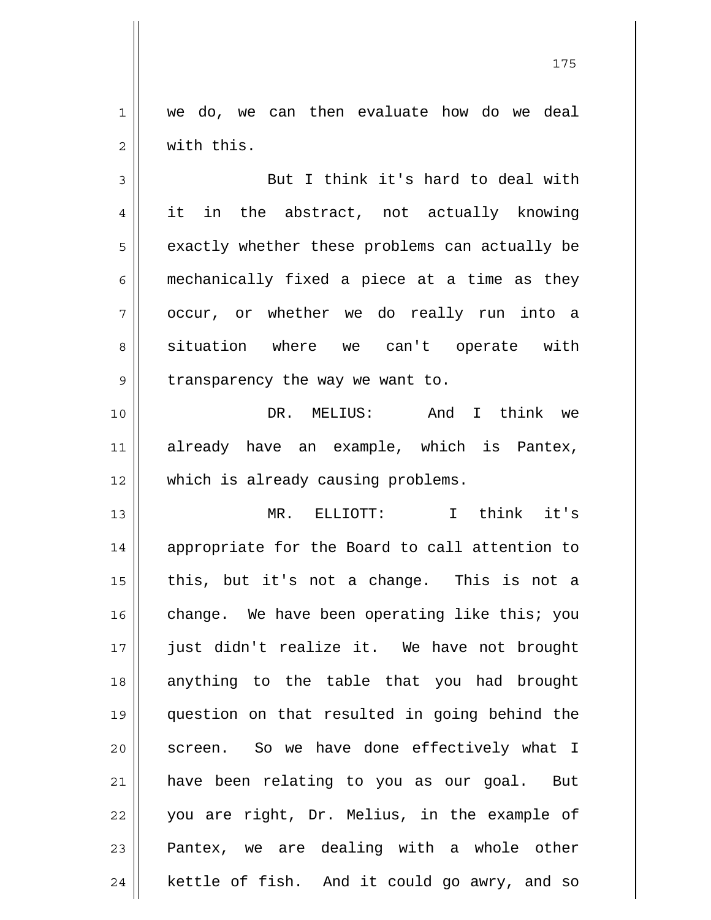we do, we can then evaluate how do we deal with this.

But I think it's hard to deal with it in the abstract, not actually knowing exactly whether these problems can actually be mechanically fixed a piece at a time as they occur, or whether we do really run into a situation where we can't operate with transparency the way we want to.

DR. MELIUS: And I think we already have an example, which is Pantex, which is already causing problems.

MR. ELLIOTT: I think it's appropriate for the Board to call attention to this, but it's not a change. This is not a change. We have been operating like this; you just didn't realize it. We have not brought anything to the table that you had brought question on that resulted in going behind the screen. So we have done effectively what I have been relating to you as our goal. But you are right, Dr. Melius, in the example of Pantex, we are dealing with a whole other kettle of fish. And it could go awry, and so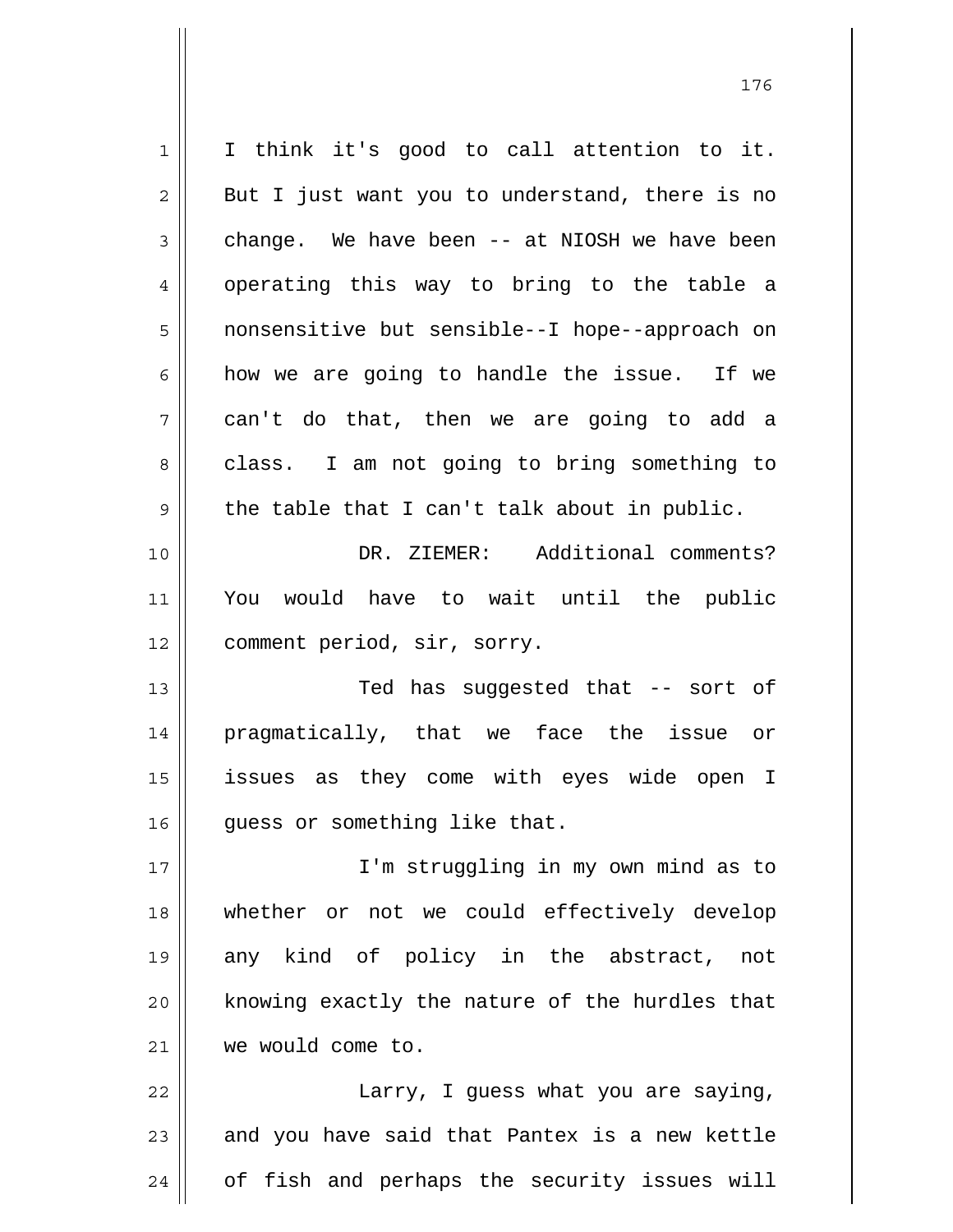I think it's good to call attention to it. But I just want you to understand, there is no change. We have been -- at NIOSH we have been operating this way to bring to the table a nonsensitive but sensible--I hope--approach on how we are going to handle the issue. If we can't do that, then we are going to add a class. I am not going to bring something to the table that I can't talk about in public.

DR. ZIEMER: Additional comments? You would have to wait until the public comment period, sir, sorry.

Ted has suggested that -- sort of pragmatically, that we face the issue or issues as they come with eyes wide open I guess or something like that.

I'm struggling in my own mind as to whether or not we could effectively develop any kind of policy in the abstract, not knowing exactly the nature of the hurdles that we would come to.

Larry, I guess what you are saying, and you have said that Pantex is a new kettle of fish and perhaps the security issues will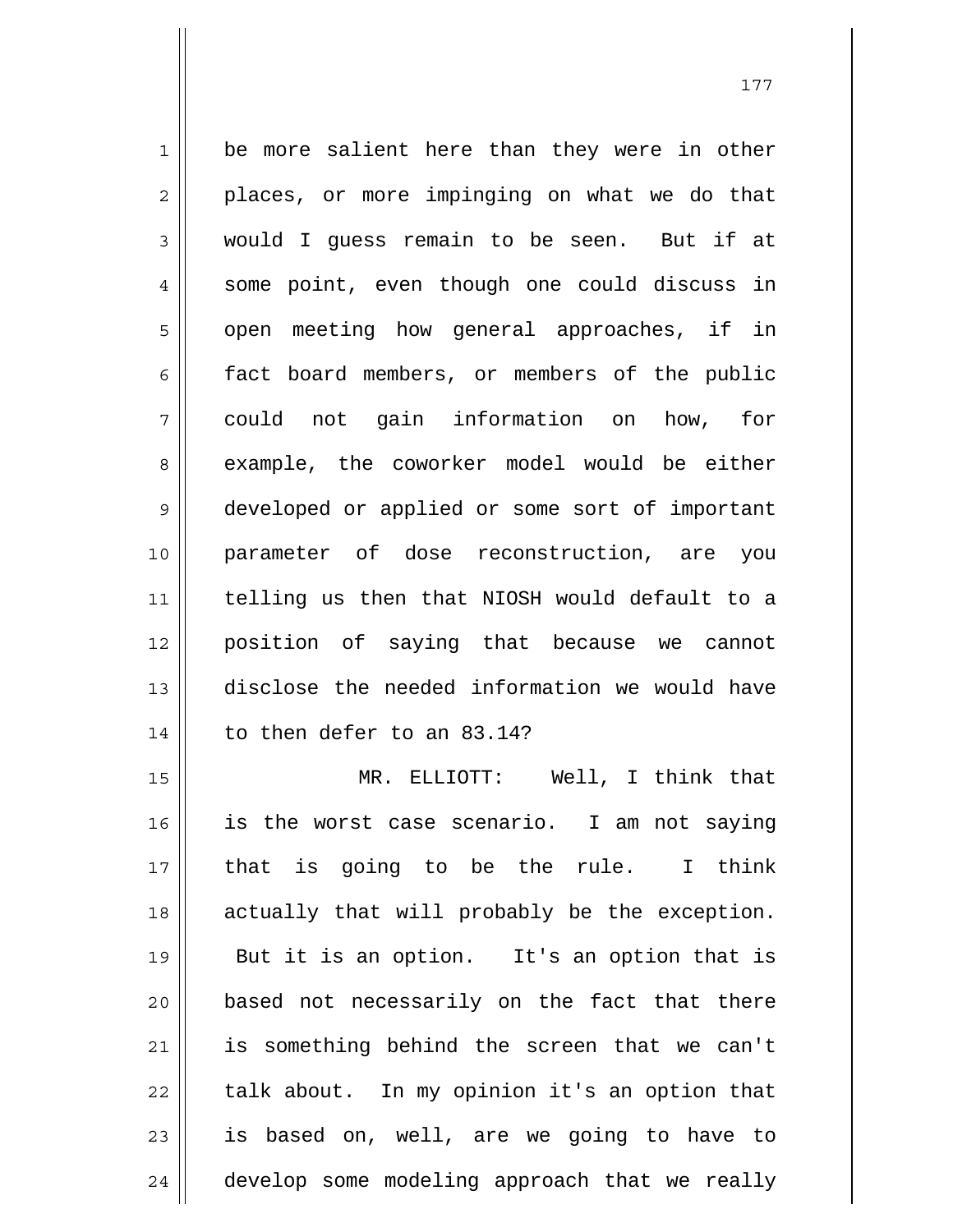be more salient here than they were in other places, or more impinging on what we do that would I guess remain to be seen. But if at some point, even though one could discuss in open meeting how general approaches, if in fact board members, or members of the public could not gain information on how, for example, the coworker model would be either developed or applied or some sort of important parameter of dose reconstruction, are you telling us then that NIOSH would default to a position of saying that because we cannot disclose the needed information we would have to then defer to an 83.14?

MR. ELLIOTT: Well, I think that is the worst case scenario. I am not saying that is going to be the rule. I think actually that will probably be the exception. But it is an option. It's an option that is based not necessarily on the fact that there is something behind the screen that we can't talk about. In my opinion it's an option that is based on, well, are we going to have to develop some modeling approach that we really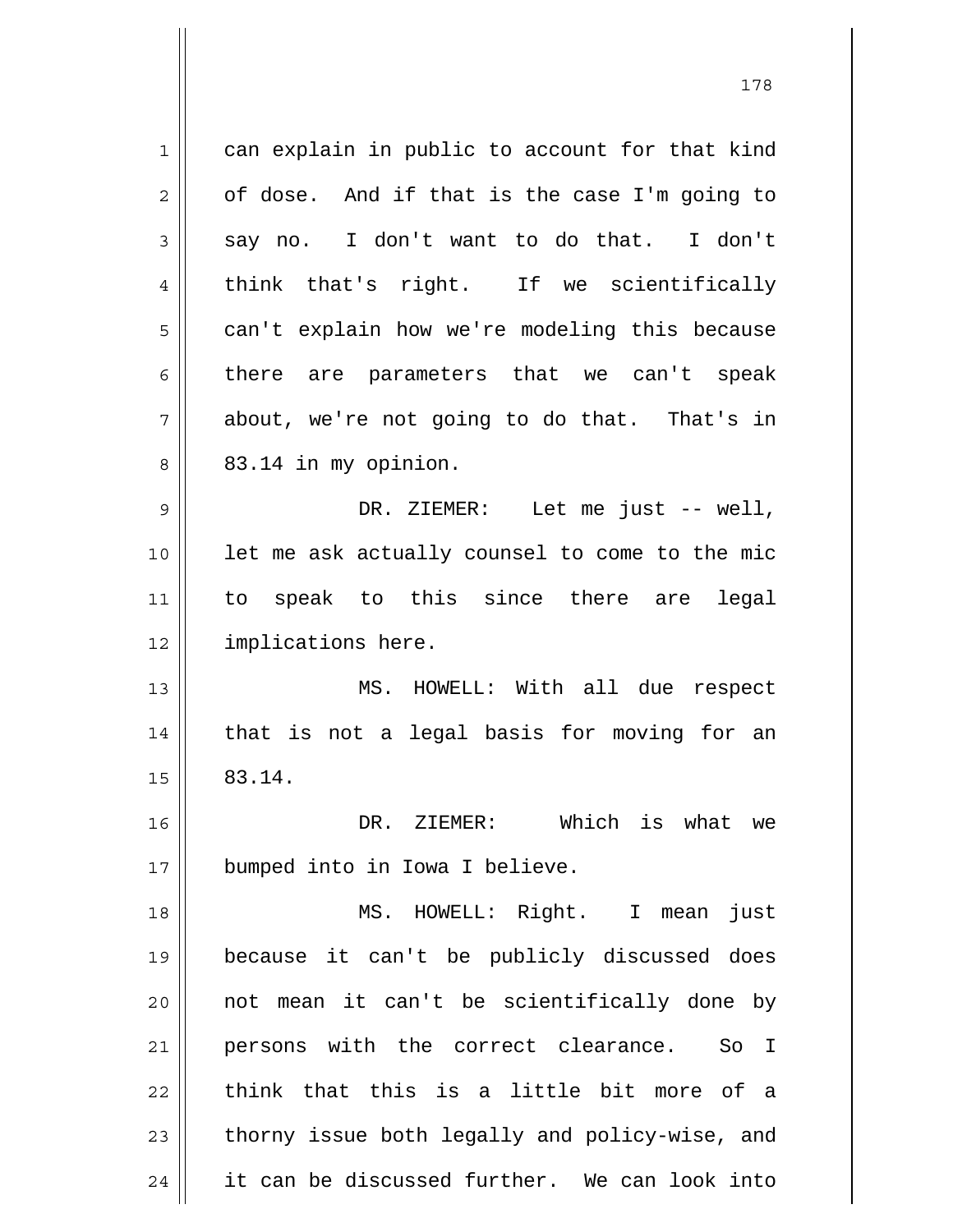can explain in public to account for that kind of dose. And if that is the case I'm going to say no. I don't want to do that. I don't think that's right. If we scientifically can't explain how we're modeling this because there are parameters that we can't speak about, we're not going to do that. That's in 83.14 in my opinion.

DR. ZIEMER: Let me just -- well, let me ask actually counsel to come to the mic to speak to this since there are legal implications here.

MS. HOWELL: With all due respect that is not a legal basis for moving for an 83.14.

DR. ZIEMER: Which is what we bumped into in Iowa I believe.

MS. HOWELL: Right. I mean just because it can't be publicly discussed does not mean it can't be scientifically done by persons with the correct clearance. So I think that this is a little bit more of a thorny issue both legally and policy-wise, and it can be discussed further. We can look into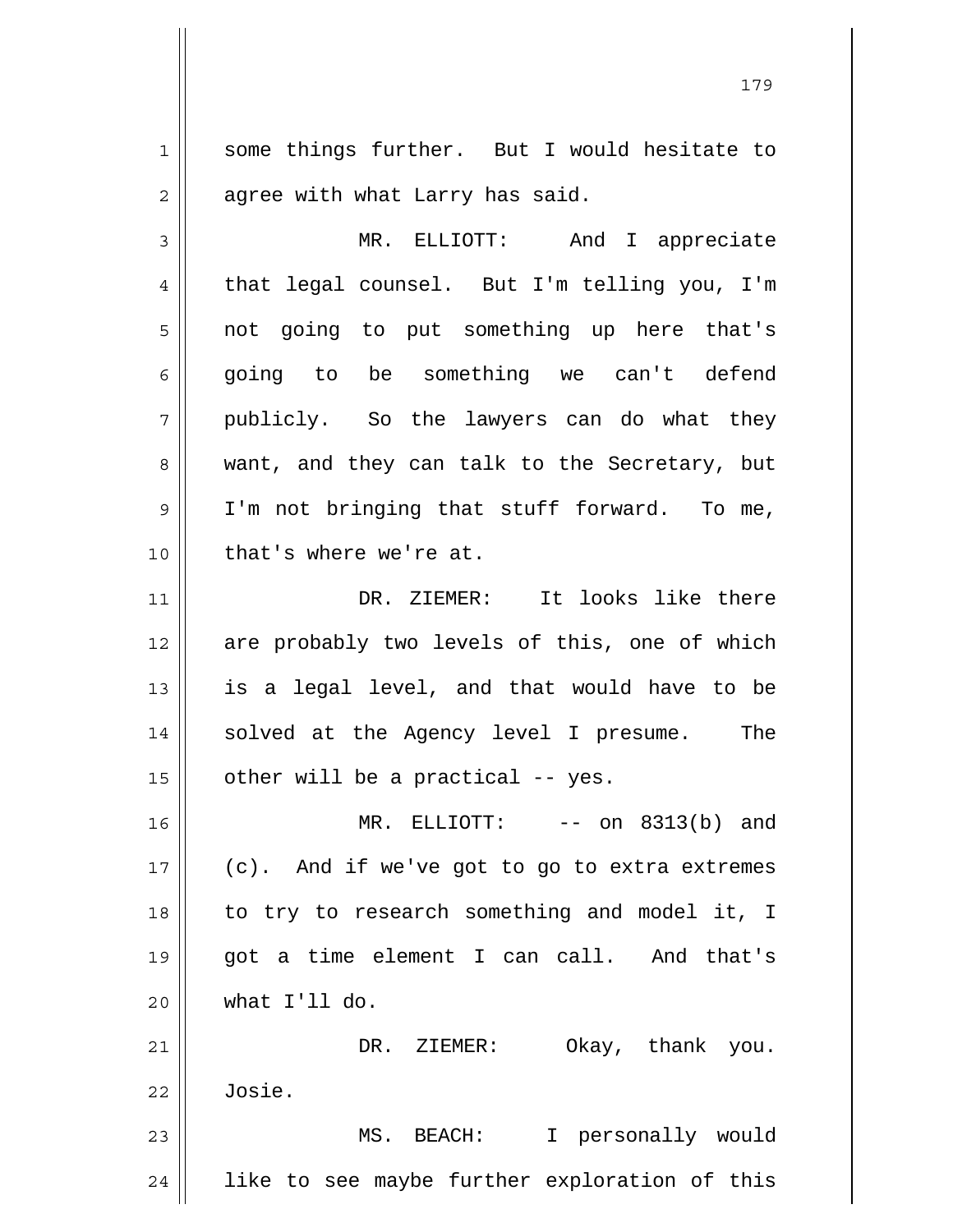some things further. But I would hesitate to agree with what Larry has said.

MR. ELLIOTT: And I appreciate that legal counsel. But I'm telling you, I'm not going to put something up here that's going to be something we can't defend publicly. So the lawyers can do what they want, and they can talk to the Secretary, but I'm not bringing that stuff forward. To me, that's where we're at.

DR. ZIEMER: It looks like there are probably two levels of this, one of which is a legal level, and that would have to be solved at the Agency level I presume. The other will be a practical -- yes.

MR. ELLIOTT: -- on 8313(b) and (c). And if we've got to go to extra extremes to try to research something and model it, I got a time element I can call. And that's what I'll do.

DR. ZIEMER: Okay, thank you. Josie.

MS. BEACH: I personally would like to see maybe further exploration of this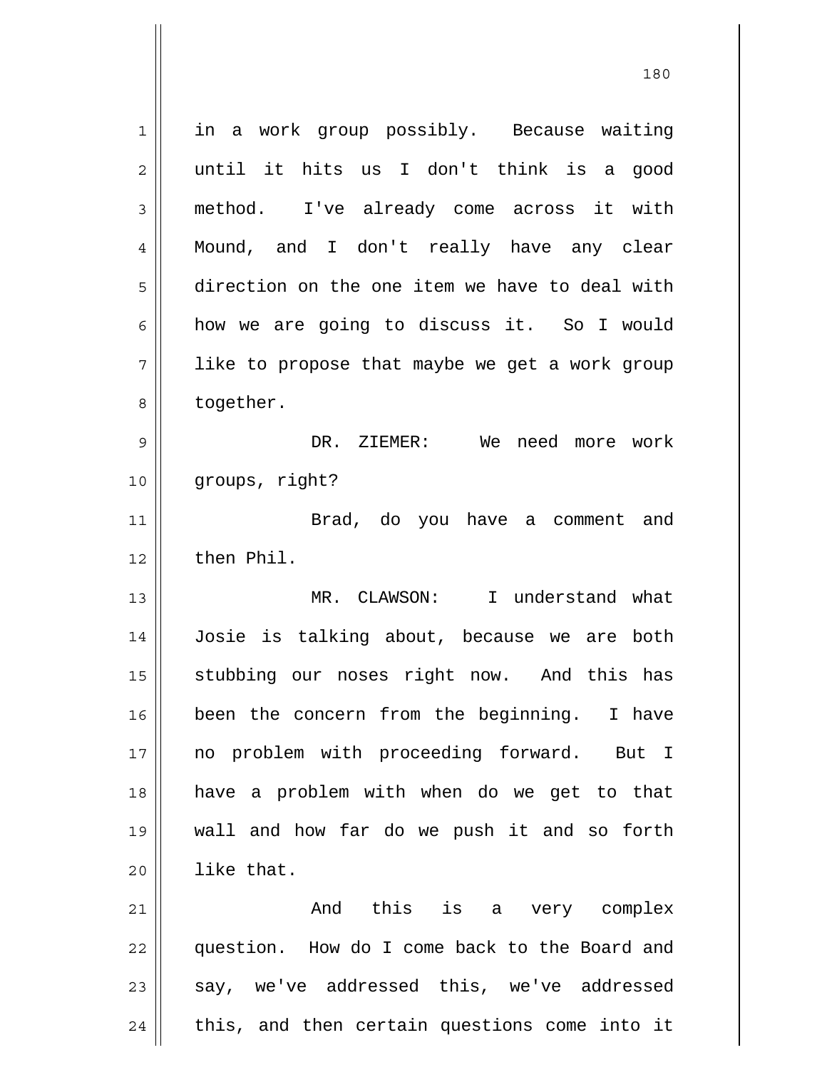in a work group possibly. Because waiting until it hits us I don't think is a good method. I've already come across it with Mound, and I don't really have any clear direction on the one item we have to deal with how we are going to discuss it. So I would like to propose that maybe we get a work group together.

DR. ZIEMER: We need more work groups, right?

Brad, do you have a comment and then Phil.

MR. CLAWSON: I understand what Josie is talking about, because we are both stubbing our noses right now. And this has been the concern from the beginning. I have no problem with proceeding forward. But I have a problem with when do we get to that wall and how far do we push it and so forth like that.

And this is a very complex question. How do I come back to the Board and say, we've addressed this, we've addressed this, and then certain questions come into it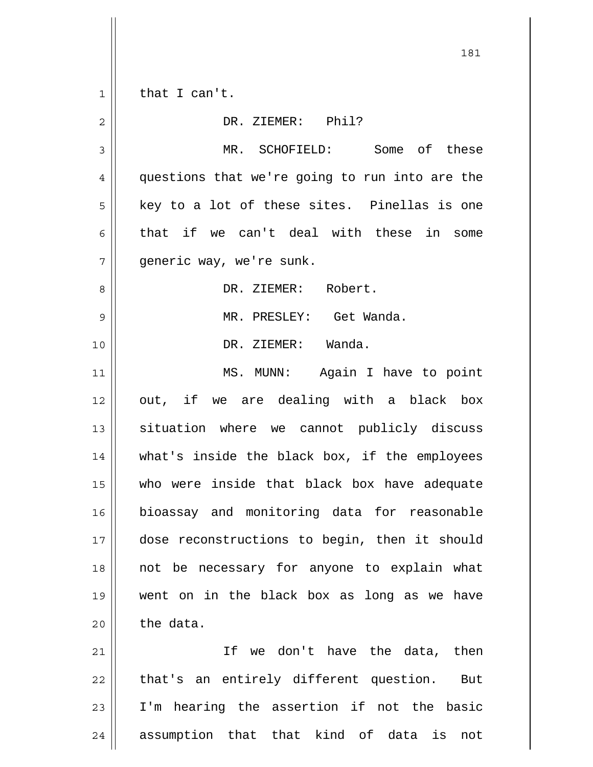that I can't.

DR. ZIEMER: Phil?

MR. SCHOFIELD: Some of these questions that we're going to run into are the key to a lot of these sites. Pinellas is one that if we can't deal with these in some generic way, we're sunk.

DR. ZIEMER: Robert.

MR. PRESLEY: Get Wanda.

DR. ZIEMER: Wanda.

MS. MUNN: Again I have to point out, if we are dealing with a black box situation where we cannot publicly discuss what's inside the black box, if the employees who were inside that black box have adequate bioassay and monitoring data for reasonable dose reconstructions to begin, then it should not be necessary for anyone to explain what went on in the black box as long as we have the data.

If we don't have the data, then that's an entirely different question. But I'm hearing the assertion if not the basic assumption that that kind of data is not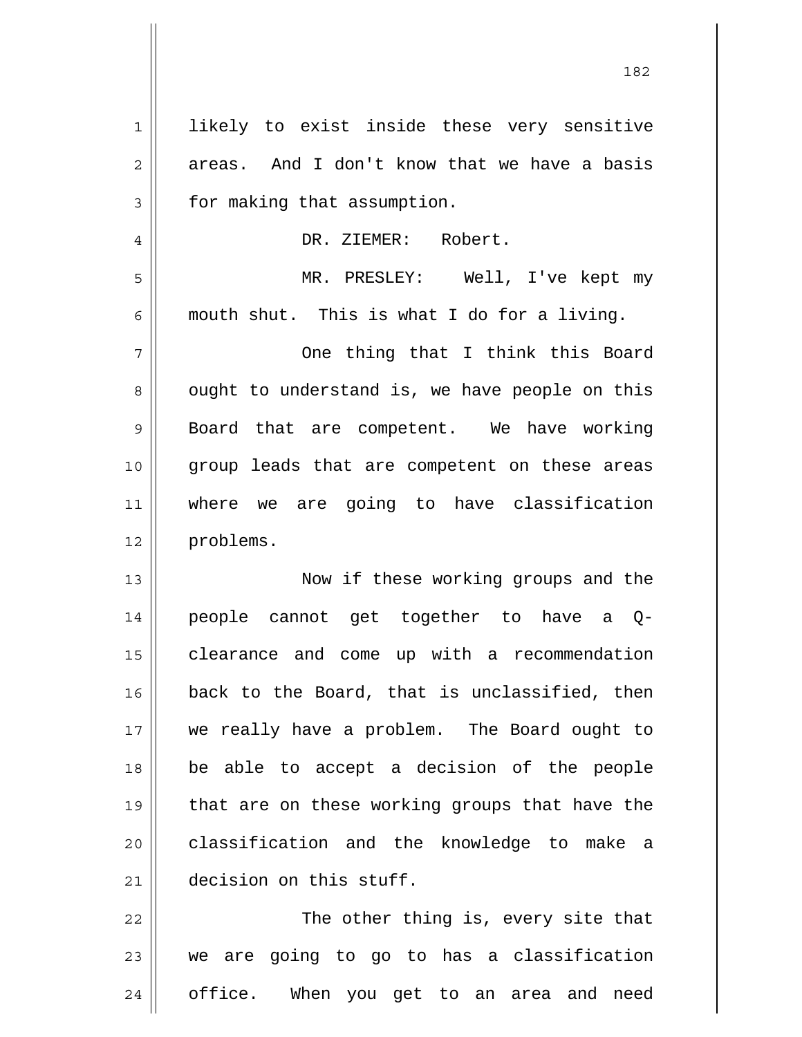likely to exist inside these very sensitive areas. And I don't know that we have a basis for making that assumption.

DR. ZIEMER: Robert.

MR. PRESLEY: Well, I've kept my mouth shut. This is what I do for a living.

One thing that I think this Board ought to understand is, we have people on this Board that are competent. We have working group leads that are competent on these areas where we are going to have classification problems.

Now if these working groups and the people cannot get together to have a Q-clearance and come up with a recommendation back to the Board, that is unclassified, then we really have a problem. The Board ought to be able to accept a decision of the people that are on these working groups that have the classification and the knowledge to make a decision on this stuff.

The other thing is, every site that we are going to go to has a classification office. When you get to an area and need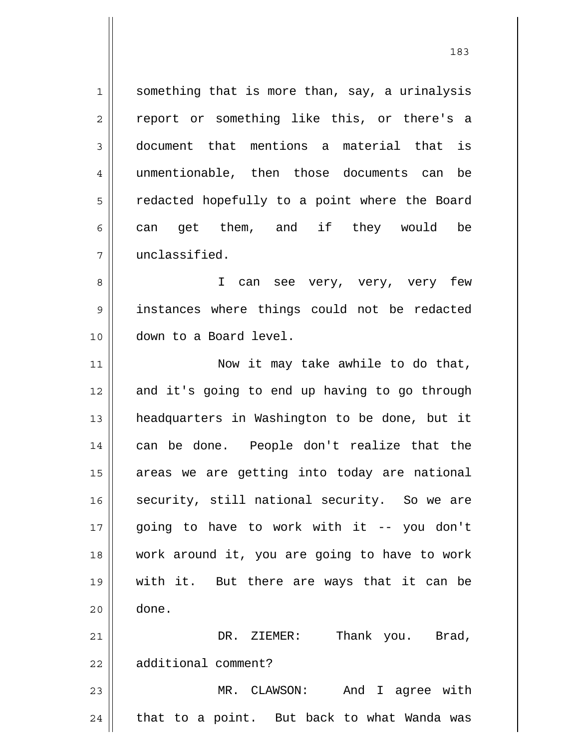something that is more than, say, a urinalysis report or something like this, or there's a document that mentions a material that is unmentionable, then those documents can be redacted hopefully to a point where the Board can get them, and if they would be unclassified.

I can see very, very, very few instances where things could not be redacted down to a Board level.

Now it may take awhile to do that, and it's going to end up having to go through headquarters in Washington to be done, but it can be done. People don't realize that the areas we are getting into today are national security, still national security. So we are going to have to work with it -- you don't work around it, you are going to have to work with it. But there are ways that it can be done.

DR. ZIEMER: Thank you. Brad, additional comment?

MR. CLAWSON: And I agree with that to a point. But back to what Wanda was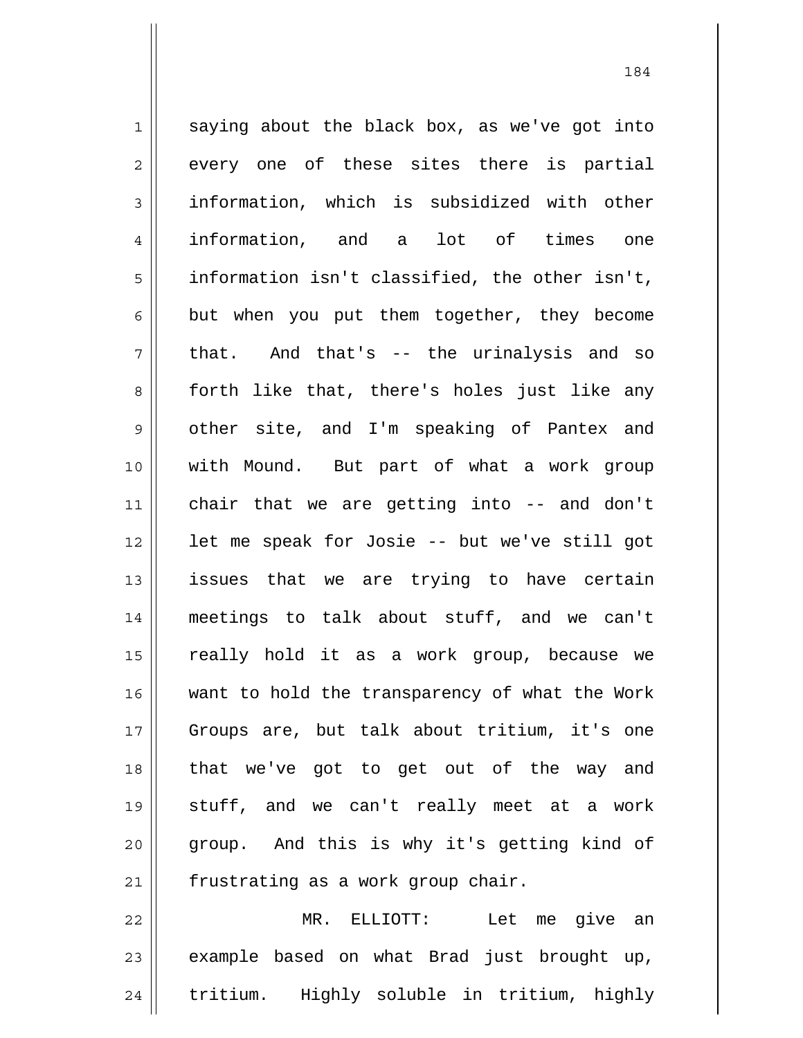saying about the black box, as we've got into every one of these sites there is partial information, which is subsidized with other information, and a lot of times one information isn't classified, the other isn't, but when you put them together, they become that. And that's -- the urinalysis and so forth like that, there's holes just like any other site, and I'm speaking of Pantex and with Mound. But part of what a work group chair that we are getting into -- and don't let me speak for Josie -- but we've still got issues that we are trying to have certain meetings to talk about stuff, and we can't really hold it as a work group, because we want to hold the transparency of what the Work Groups are, but talk about tritium, it's one that we've got to get out of the way and stuff, and we can't really meet at a work group. And this is why it's getting kind of frustrating as a work group chair.

MR. ELLIOTT: Let me give an example based on what Brad just brought up, tritium. Highly soluble in tritium, highly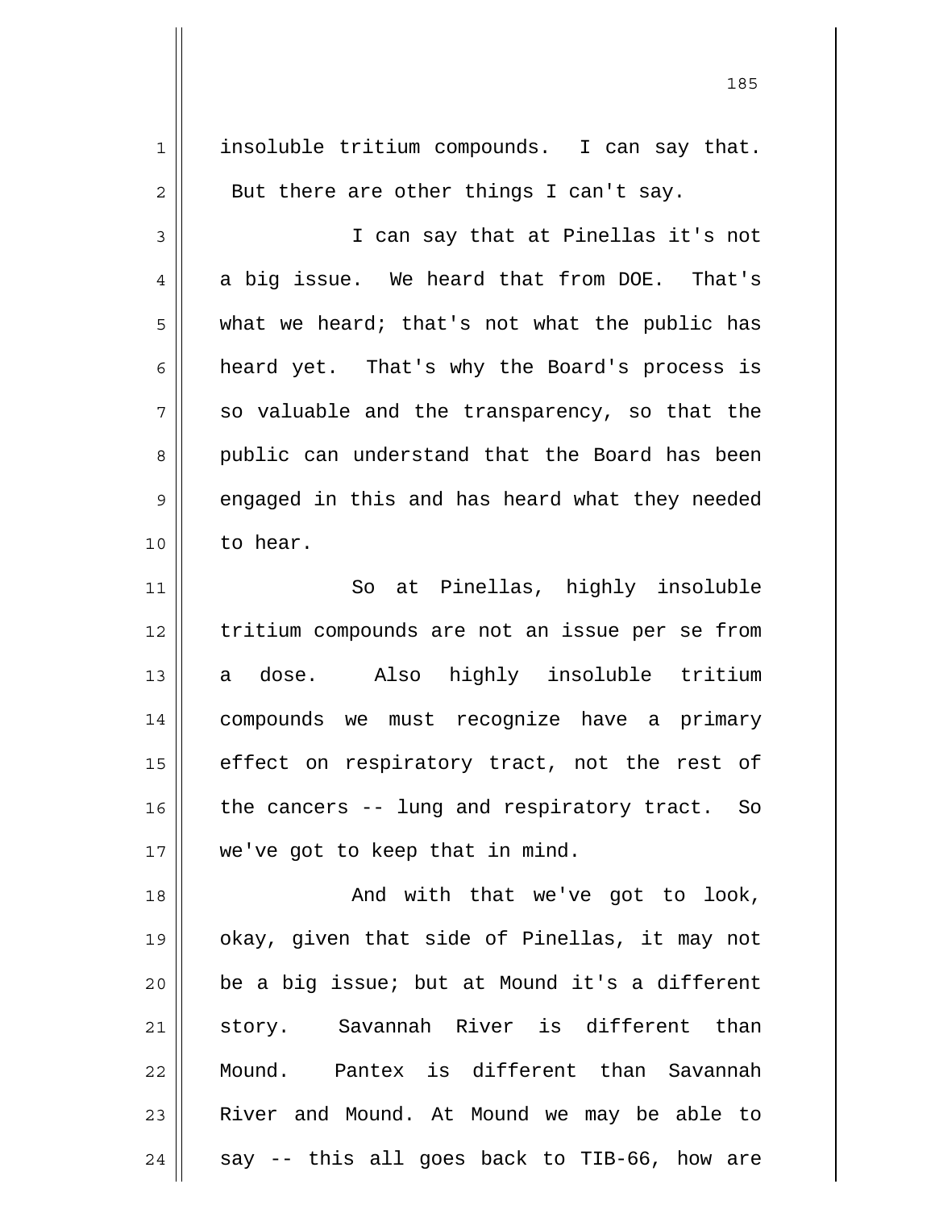insoluble tritium compounds. I can say that. But there are other things I can't say.

I can say that at Pinellas it's not a big issue. We heard that from DOE. That's what we heard; that's not what the public has heard yet. That's why the Board's process is so valuable and the transparency, so that the public can understand that the Board has been engaged in this and has heard what they needed to hear.

So at Pinellas, highly insoluble tritium compounds are not an issue per se from a dose. Also highly insoluble tritium compounds we must recognize have a primary effect on respiratory tract, not the rest of the cancers -- lung and respiratory tract. So we've got to keep that in mind.

And with that we've got to look, okay, given that side of Pinellas, it may not be a big issue; but at Mound it's a different story. Savannah River is different than Mound. Pantex is different than Savannah River and Mound. At Mound we may be able to say -- this all goes back to TIB-66, how are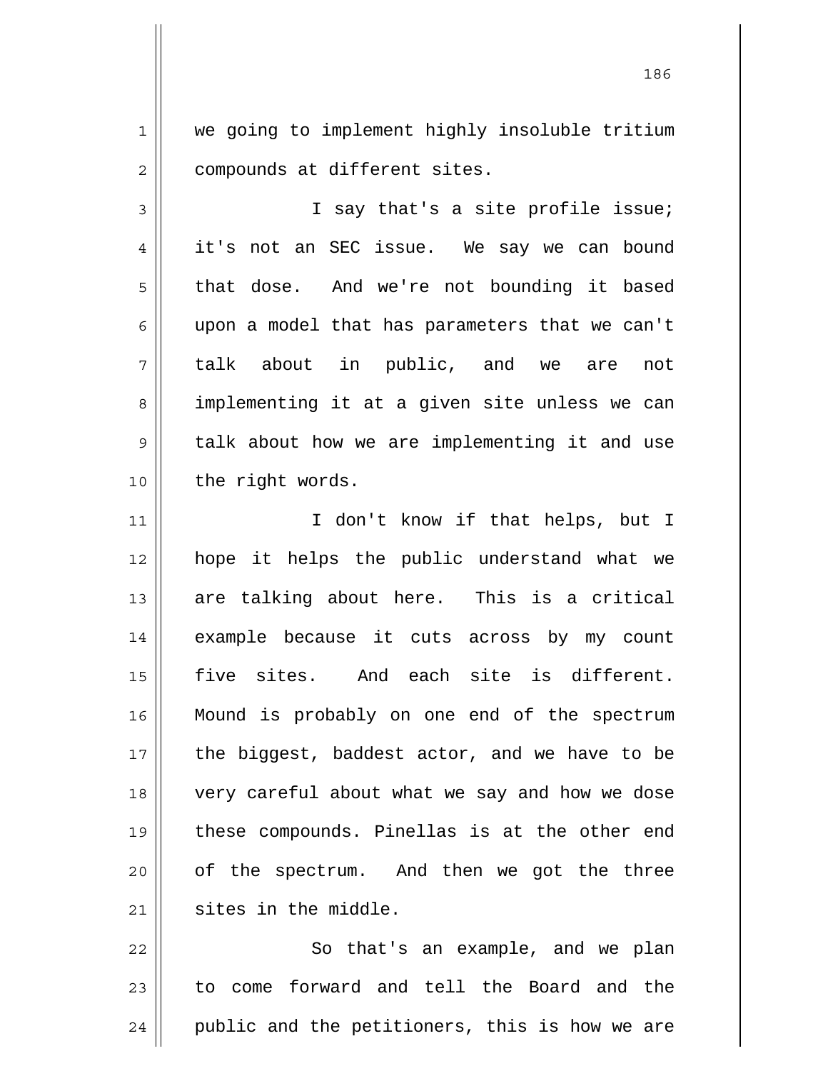we going to implement highly insoluble tritium compounds at different sites.

I say that's a site profile issue; it's not an SEC issue. We say we can bound that dose. And we're not bounding it based upon a model that has parameters that we can't talk about in public, and we are not implementing it at a given site unless we can talk about how we are implementing it and use the right words.

I don't know if that helps, but I hope it helps the public understand what we are talking about here. This is a critical example because it cuts across by my count five sites. And each site is different. Mound is probably on one end of the spectrum the biggest, baddest actor, and we have to be very careful about what we say and how we dose these compounds. Pinellas is at the other end of the spectrum. And then we got the three sites in the middle.

So that's an example, and we plan to come forward and tell the Board and the public and the petitioners, this is how we are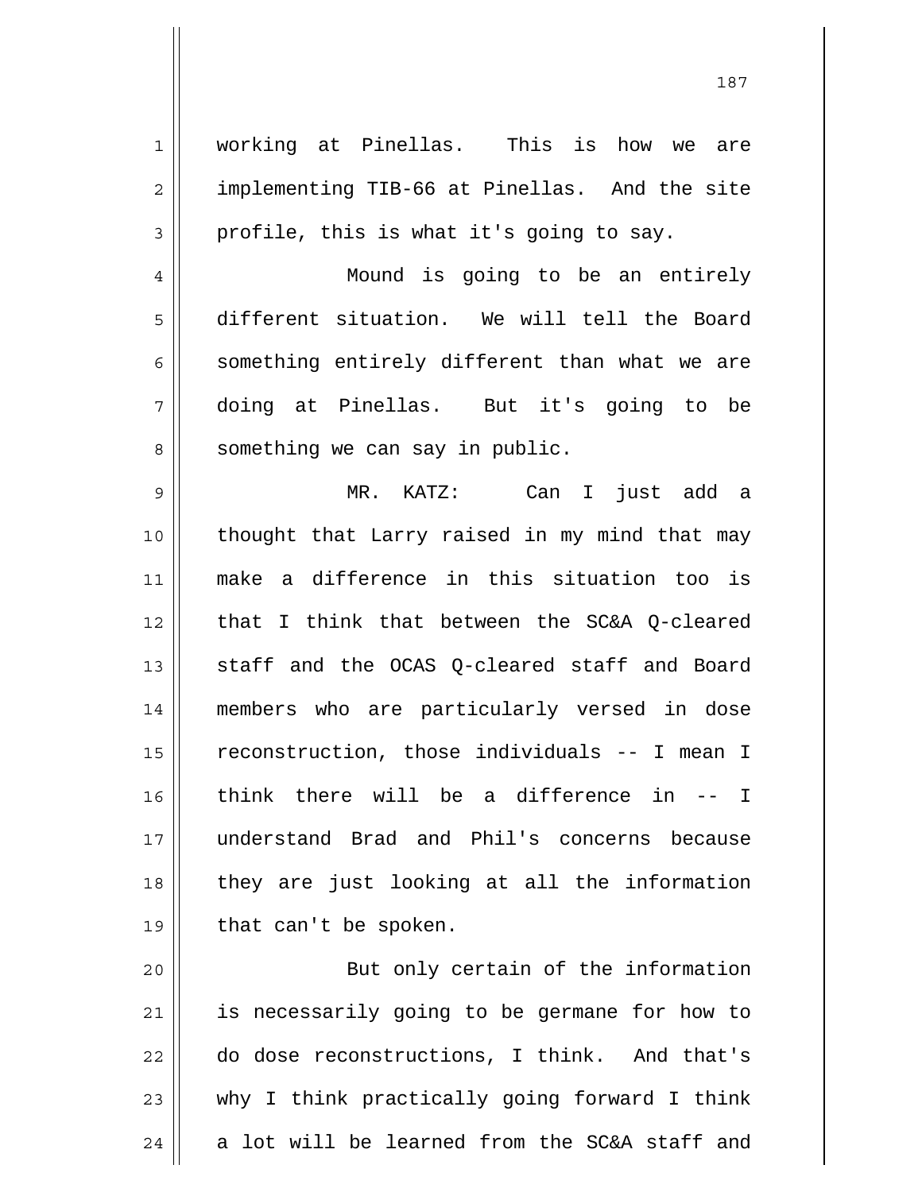working at Pinellas. This is how we are implementing TIB-66 at Pinellas. And the site profile, this is what it's going to say.

Mound is going to be an entirely different situation. We will tell the Board something entirely different than what we are doing at Pinellas. But it's going to be something we can say in public.

MR. KATZ: Can I just add a thought that Larry raised in my mind that may make a difference in this situation too is that I think that between the SC&A Q-cleared staff and the OCAS Q-cleared staff and Board members who are particularly versed in dose reconstruction, those individuals -- I mean I think there will be a difference in -- I understand Brad and Phil's concerns because they are just looking at all the information that can't be spoken.

But only certain of the information is necessarily going to be germane for how to do dose reconstructions, I think. And that's why I think practically going forward I think a lot will be learned from the SC&A staff and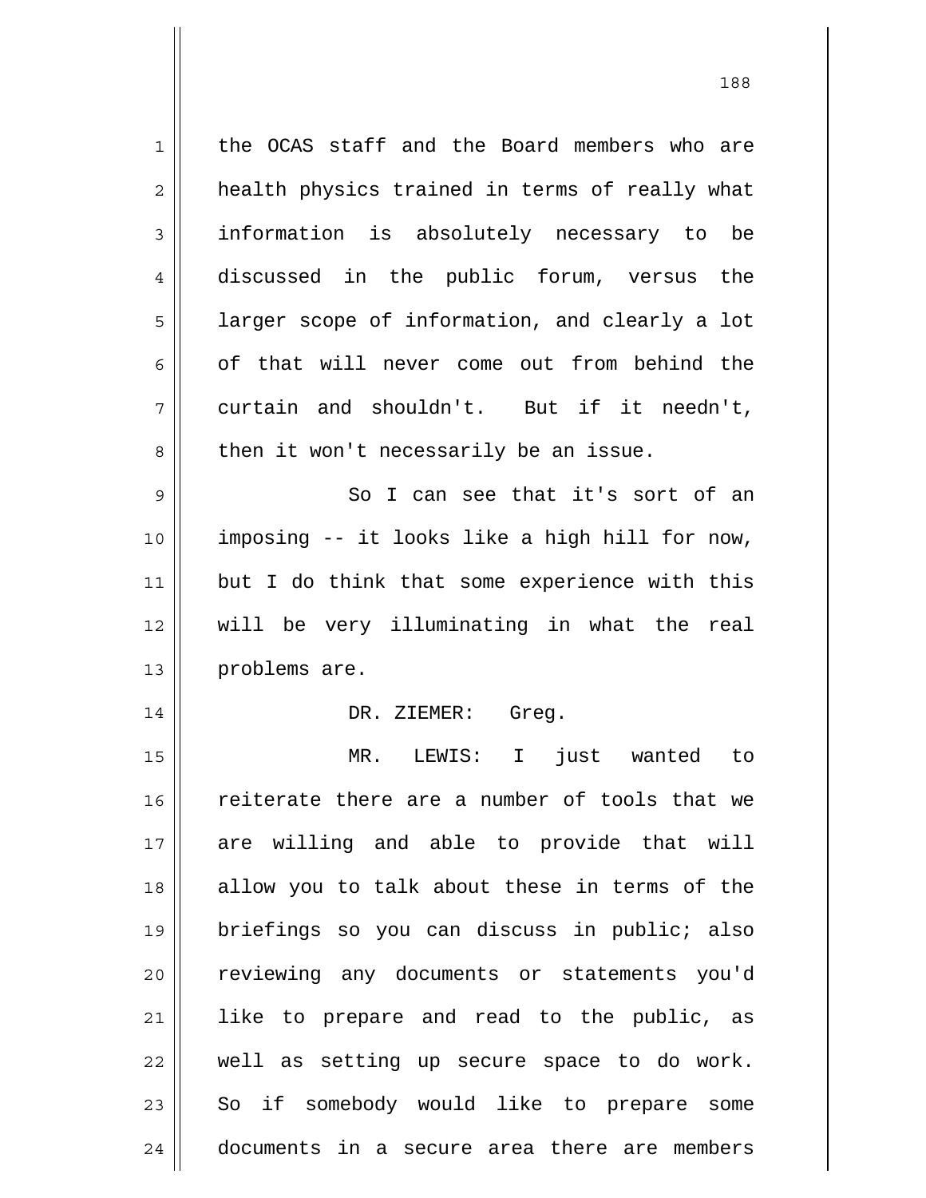the OCAS staff and the Board members who are health physics trained in terms of really what information is absolutely necessary to be discussed in the public forum, versus the larger scope of information, and clearly a lot of that will never come out from behind the curtain and shouldn't. But if it needn't, then it won't necessarily be an issue.

So I can see that it's sort of an imposing -- it looks like a high hill for now, but I do think that some experience with this will be very illuminating in what the real problems are.

DR. ZIEMER: Greg.

MR. LEWIS: I just wanted to reiterate there are a number of tools that we are willing and able to provide that will allow you to talk about these in terms of the briefings so you can discuss in public; also reviewing any documents or statements you'd like to prepare and read to the public, as well as setting up secure space to do work. So if somebody would like to prepare some documents in a secure area there are members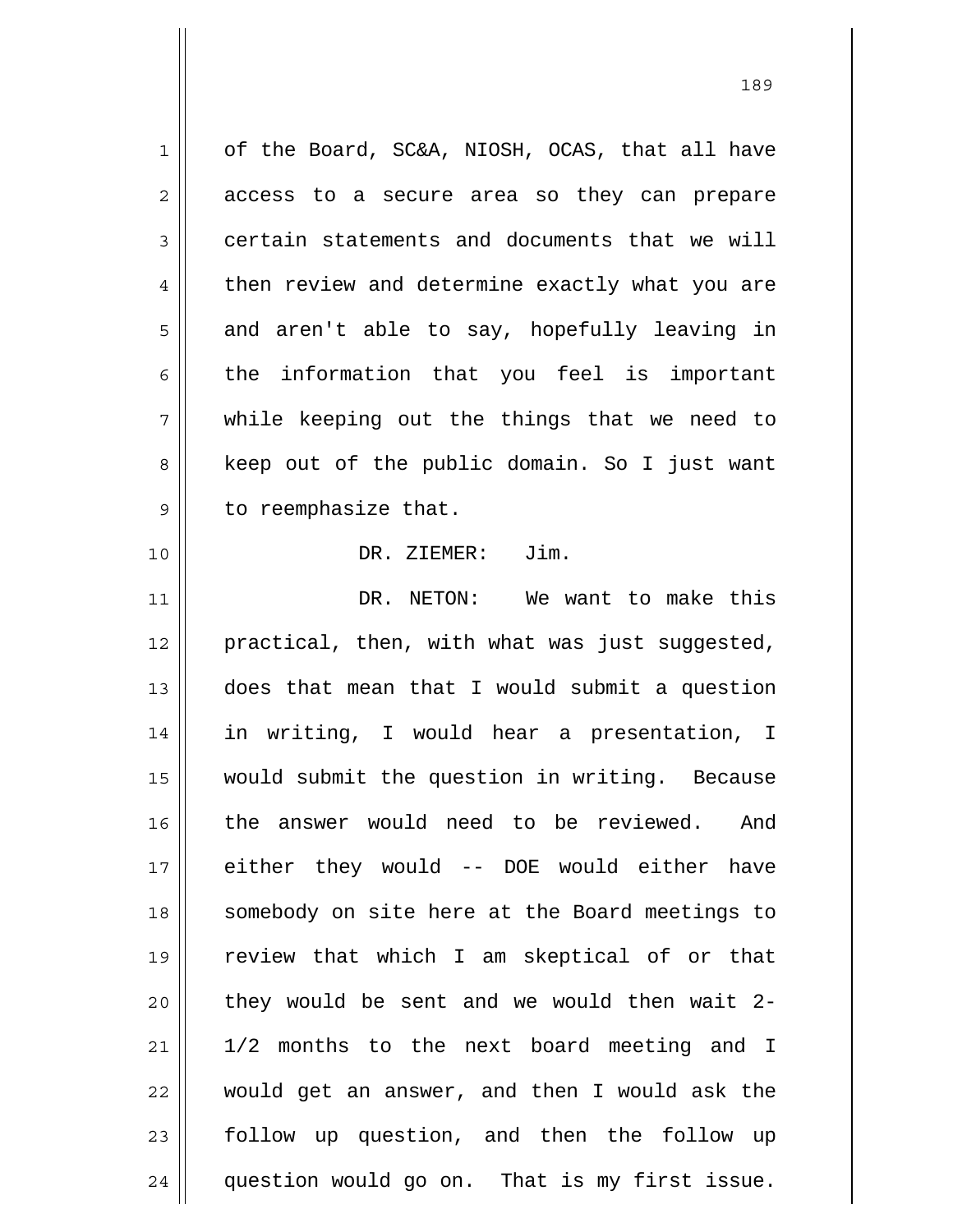of the Board, SC&A, NIOSH, OCAS, that all have access to a secure area so they can prepare certain statements and documents that we will then review and determine exactly what you are and aren't able to say, hopefully leaving in the information that you feel is important while keeping out the things that we need to keep out of the public domain. So I just want to reemphasize that.

DR. ZIEMER: Jim.

DR. NETON: We want to make this practical, then, with what was just suggested, does that mean that I would submit a question in writing, I would hear a presentation, I would submit the question in writing. Because the answer would need to be reviewed. And either they would -- DOE would either have somebody on site here at the Board meetings to review that which I am skeptical of or that they would be sent and we would then wait 2-1/2 months to the next board meeting and I would get an answer, and then I would ask the follow up question, and then the follow up question would go on. That is my first issue.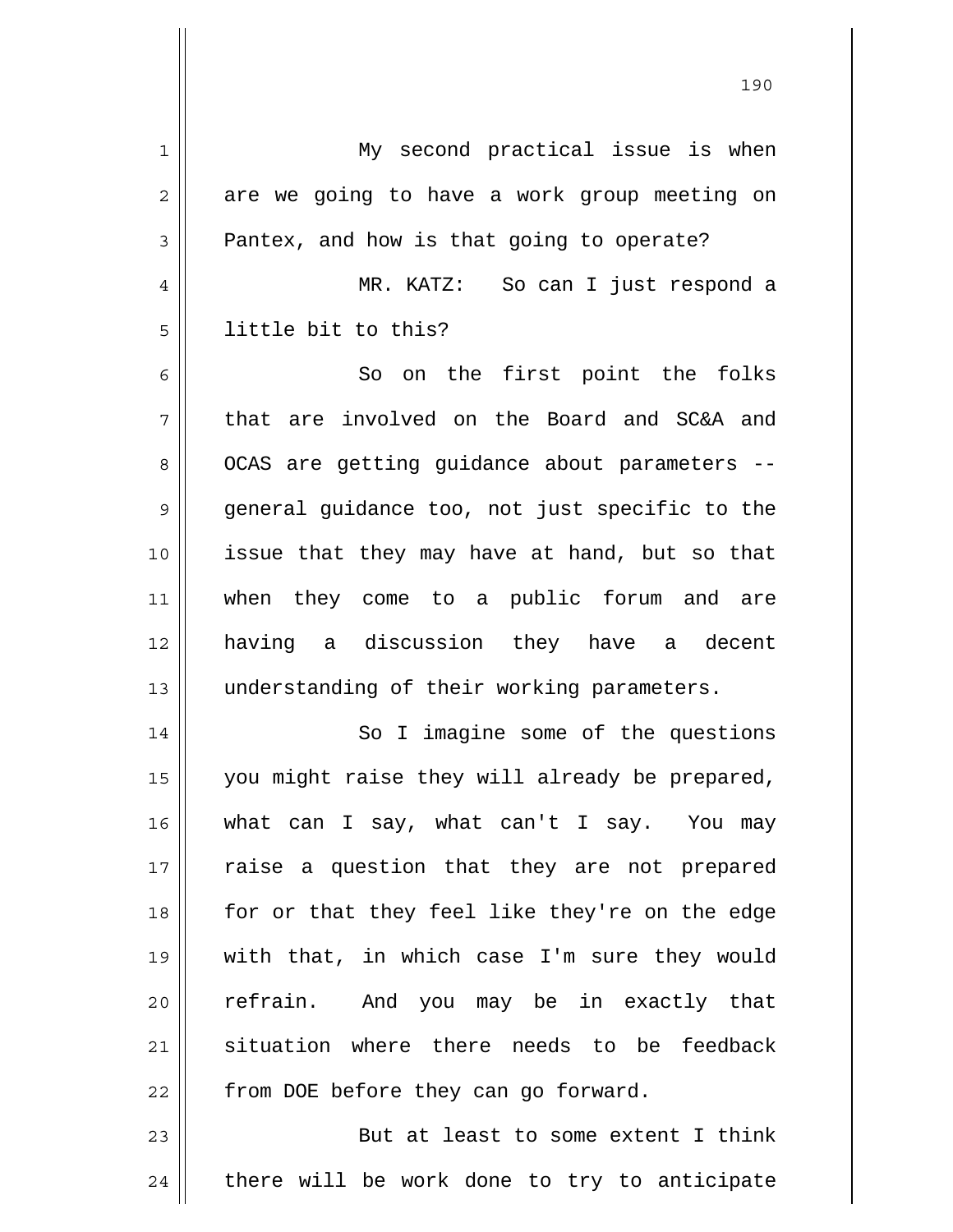My second practical issue is when are we going to have a work group meeting on Pantex, and how is that going to operate?

MR. KATZ: So can I just respond a little bit to this?

So on the first point the folks that are involved on the Board and SC&A and OCAS are getting guidance about parameters -- general guidance too, not just specific to the issue that they may have at hand, but so that when they come to a public forum and are having a discussion they have a decent understanding of their working parameters.

So I imagine some of the questions you might raise they will already be prepared, what can I say, what can't I say. You may raise a question that they are not prepared for or that they feel like they're on the edge with that, in which case I'm sure they would refrain. And you may be in exactly that situation where there needs to be feedback from DOE before they can go forward.

But at least to some extent I think there will be work done to try to anticipate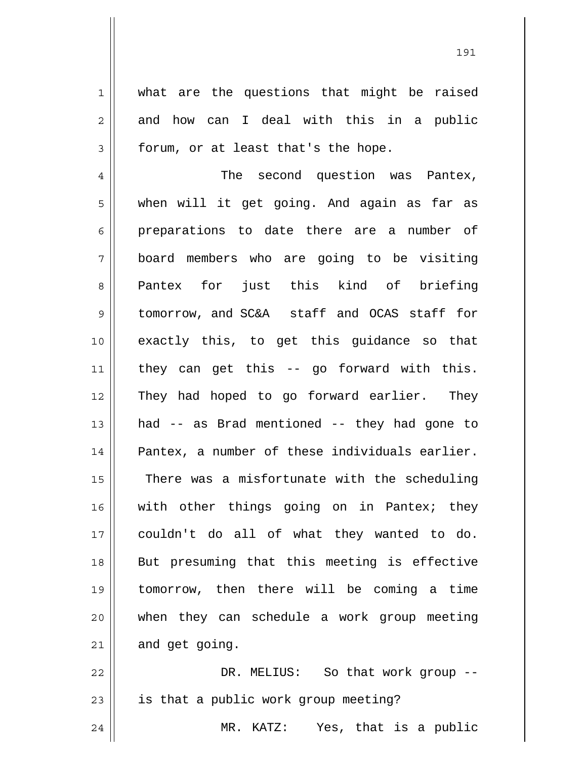what are the questions that might be raised and how can I deal with this in a public forum, or at least that's the hope.

The second question was Pantex, when will it get going. And again as far as preparations to date there are a number of board members who are going to be visiting Pantex for just this kind of briefing tomorrow, and SC&A staff and OCAS staff for exactly this, to get this guidance so that they can get this -- go forward with this. They had hoped to go forward earlier. They had -- as Brad mentioned -- they had gone to Pantex, a number of these individuals earlier. There was a misfortunate with the scheduling with other things going on in Pantex; they couldn't do all of what they wanted to do. But presuming that this meeting is effective tomorrow, then there will be coming a time when they can schedule a work group meeting and get going.

DR. MELIUS: So that work group -- is that a public work group meeting?

MR. KATZ: Yes, that is a public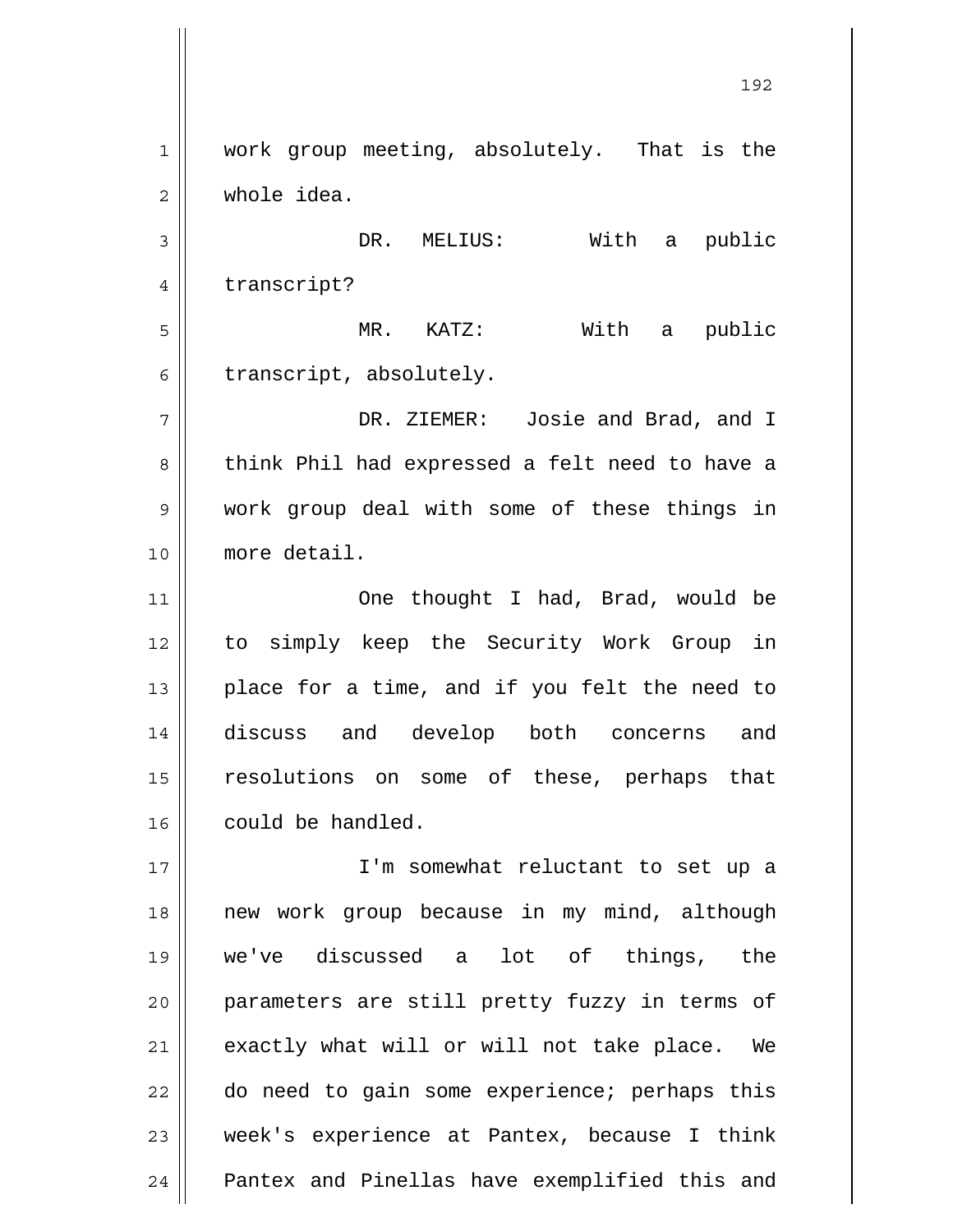work group meeting, absolutely. That is the whole idea.

DR. MELIUS: With a public transcript?

MR. KATZ: With a public transcript, absolutely.

DR. ZIEMER: Josie and Brad, and I think Phil had expressed a felt need to have a work group deal with some of these things in more detail.

One thought I had, Brad, would be to simply keep the Security Work Group in place for a time, and if you felt the need to discuss and develop both concerns and resolutions on some of these, perhaps that could be handled.

I'm somewhat reluctant to set up a new work group because in my mind, although we've discussed a lot of things, the parameters are still pretty fuzzy in terms of exactly what will or will not take place. We do need to gain some experience; perhaps this week's experience at Pantex, because I think Pantex and Pinellas have exemplified this and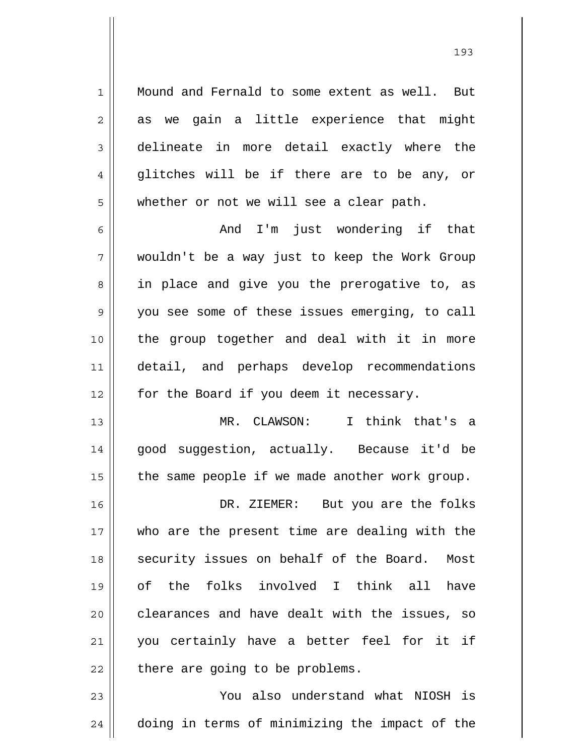Mound and Fernald to some extent as well. But as we gain a little experience that might delineate in more detail exactly where the glitches will be if there are to be any, or whether or not we will see a clear path.

And I'm just wondering if that wouldn't be a way just to keep the Work Group in place and give you the prerogative to, as you see some of these issues emerging, to call the group together and deal with it in more detail, and perhaps develop recommendations for the Board if you deem it necessary.

MR. CLAWSON: I think that's a good suggestion, actually. Because it'd be the same people if we made another work group.

DR. ZIEMER: But you are the folks who are the present time are dealing with the security issues on behalf of the Board. Most of the folks involved I think all have clearances and have dealt with the issues, so you certainly have a better feel for it if there are going to be problems.

You also understand what NIOSH is doing in terms of minimizing the impact of the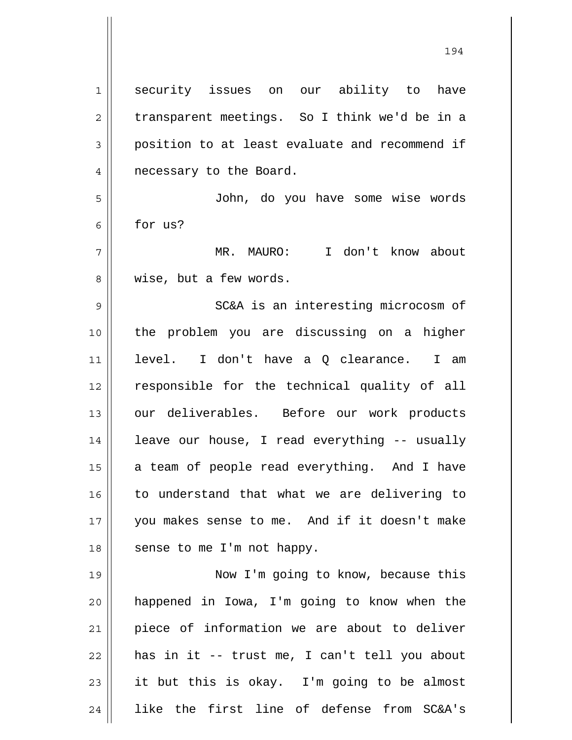security issues on our ability to have transparent meetings. So I think we'd be in a position to at least evaluate and recommend if necessary to the Board.

John, do you have some wise words for us?

MR. MAURO: I don't know about wise, but a few words.

SC&A is an interesting microcosm of the problem you are discussing on a higher level. I don't have a Q clearance. I am responsible for the technical quality of all our deliverables. Before our work products leave our house, I read everything -- usually a team of people read everything. And I have to understand that what we are delivering to you makes sense to me. And if it doesn't make sense to me I'm not happy.

Now I'm going to know, because this happened in Iowa, I'm going to know when the piece of information we are about to deliver has in it -- trust me, I can't tell you about it but this is okay. I'm going to be almost like the first line of defense from SC&A's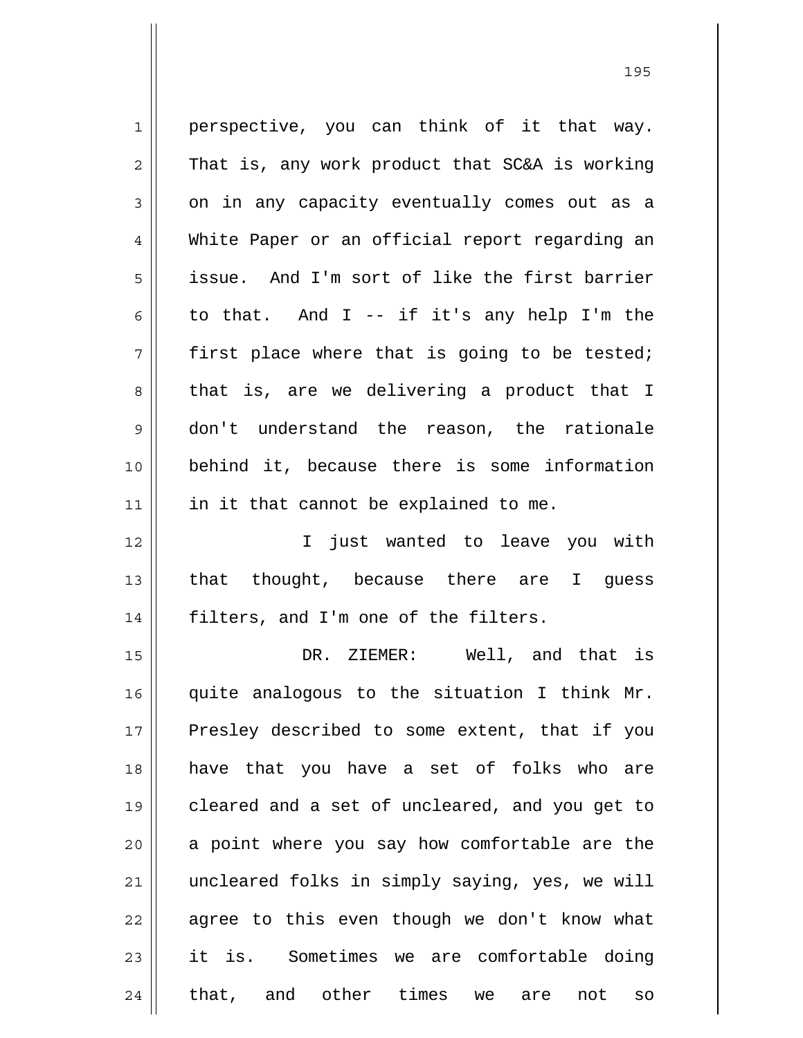perspective, you can think of it that way. That is, any work product that SC&A is working on in any capacity eventually comes out as a White Paper or an official report regarding an issue. And I'm sort of like the first barrier to that. And I -- if it's any help I'm the first place where that is going to be tested; that is, are we delivering a product that I don't understand the reason, the rationale behind it, because there is some information in it that cannot be explained to me.

I just wanted to leave you with that thought, because there are I guess filters, and I'm one of the filters.

DR. ZIEMER: Well, and that is quite analogous to the situation I think Mr. Presley described to some extent, that if you have that you have a set of folks who are cleared and a set of uncleared, and you get to a point where you say how comfortable are the uncleared folks in simply saying, yes, we will agree to this even though we don't know what it is. Sometimes we are comfortable doing that, and other times we are not so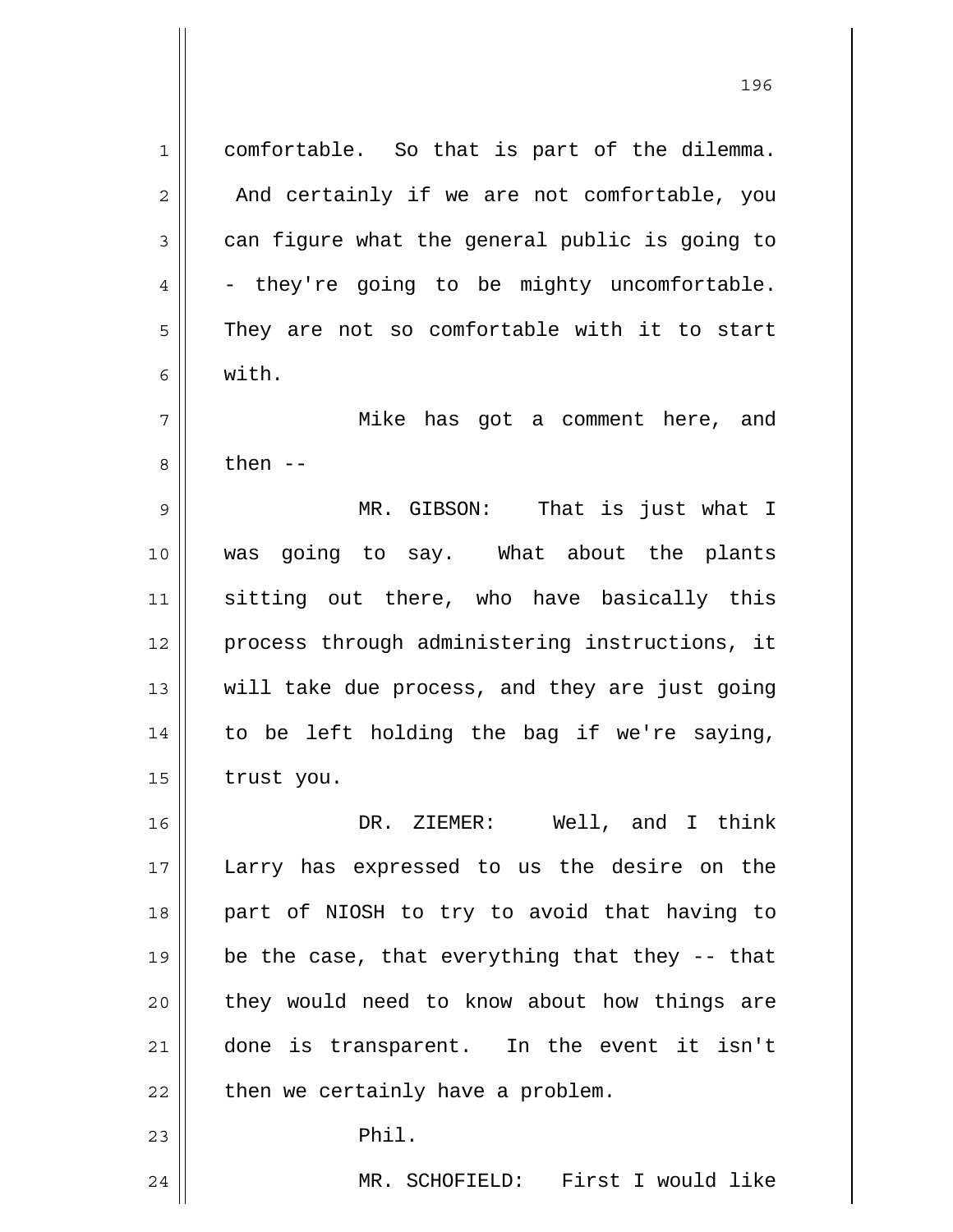comfortable. So that is part of the dilemma. And certainly if we are not comfortable, you can figure what the general public is going to - they're going to be mighty uncomfortable. They are not so comfortable with it to start with.

Mike has got a comment here, and then --

MR. GIBSON: That is just what I was going to say. What about the plants sitting out there, who have basically this process through administering instructions, it will take due process, and they are just going to be left holding the bag if we're saying, trust you.

DR. ZIEMER: Well, and I think Larry has expressed to us the desire on the part of NIOSH to try to avoid that having to be the case, that everything that they -- that they would need to know about how things are done is transparent. In the event it isn't then we certainly have a problem.

Phil.

MR. SCHOFIELD: First I would like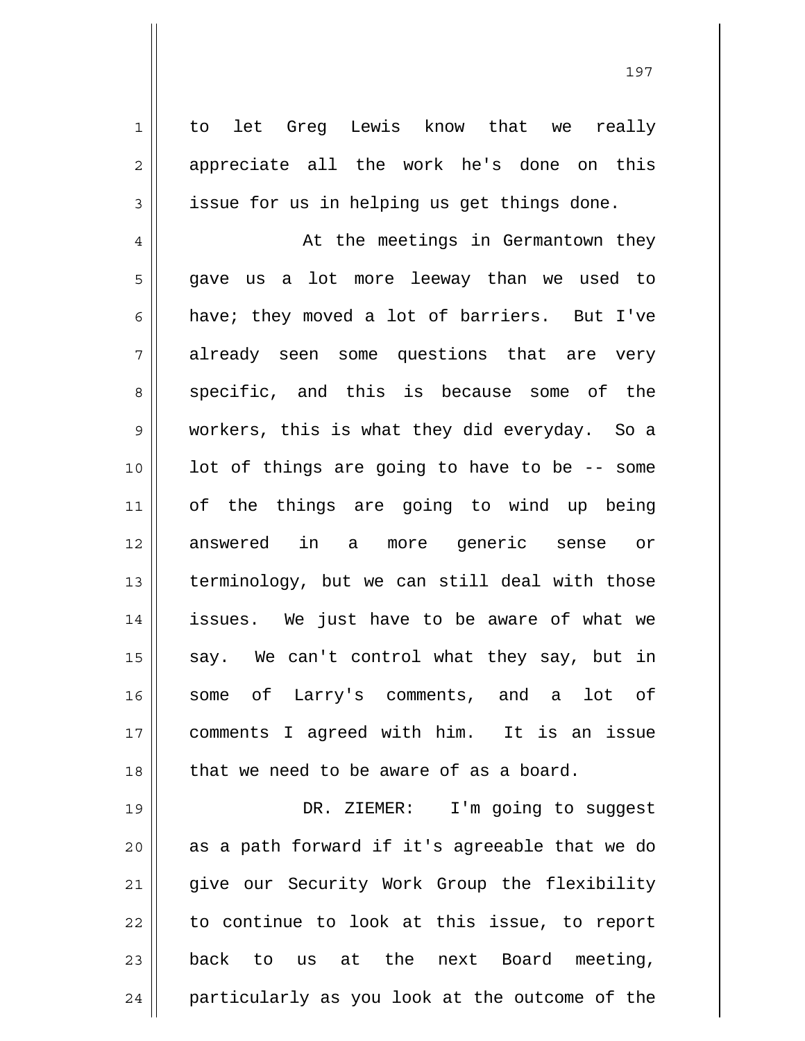to let Greg Lewis know that we really appreciate all the work he's done on this issue for us in helping us get things done.

At the meetings in Germantown they gave us a lot more leeway than we used to have; they moved a lot of barriers. But I've already seen some questions that are very specific, and this is because some of the workers, this is what they did everyday. So a lot of things are going to have to be -- some of the things are going to wind up being answered in a more generic sense or terminology, but we can still deal with those issues. We just have to be aware of what we say. We can't control what they say, but in some of Larry's comments, and a lot of comments I agreed with him. It is an issue that we need to be aware of as a board.

DR. ZIEMER: I'm going to suggest as a path forward if it's agreeable that we do give our Security Work Group the flexibility to continue to look at this issue, to report back to us at the next Board meeting, particularly as you look at the outcome of the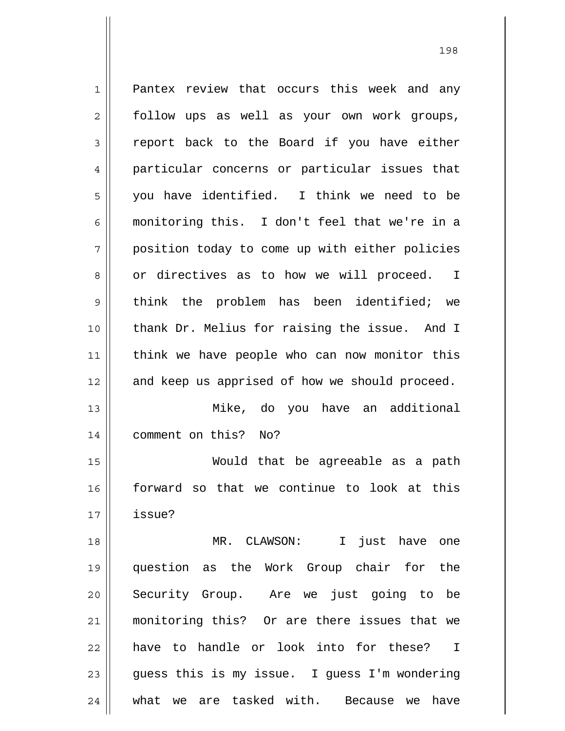Pantex review that occurs this week and any follow ups as well as your own work groups, report back to the Board if you have either particular concerns or particular issues that you have identified. I think we need to be monitoring this. I don't feel that we're in a position today to come up with either policies or directives as to how we will proceed. I think the problem has been identified; we thank Dr. Melius for raising the issue. And I think we have people who can now monitor this and keep us apprised of how we should proceed.

Mike, do you have an additional comment on this? No?

Would that be agreeable as a path forward so that we continue to look at this issue?

MR. CLAWSON: I just have one question as the Work Group chair for the Security Group. Are we just going to be monitoring this? Or are there issues that we have to handle or look into for these? I guess this is my issue. I guess I'm wondering what we are tasked with. Because we have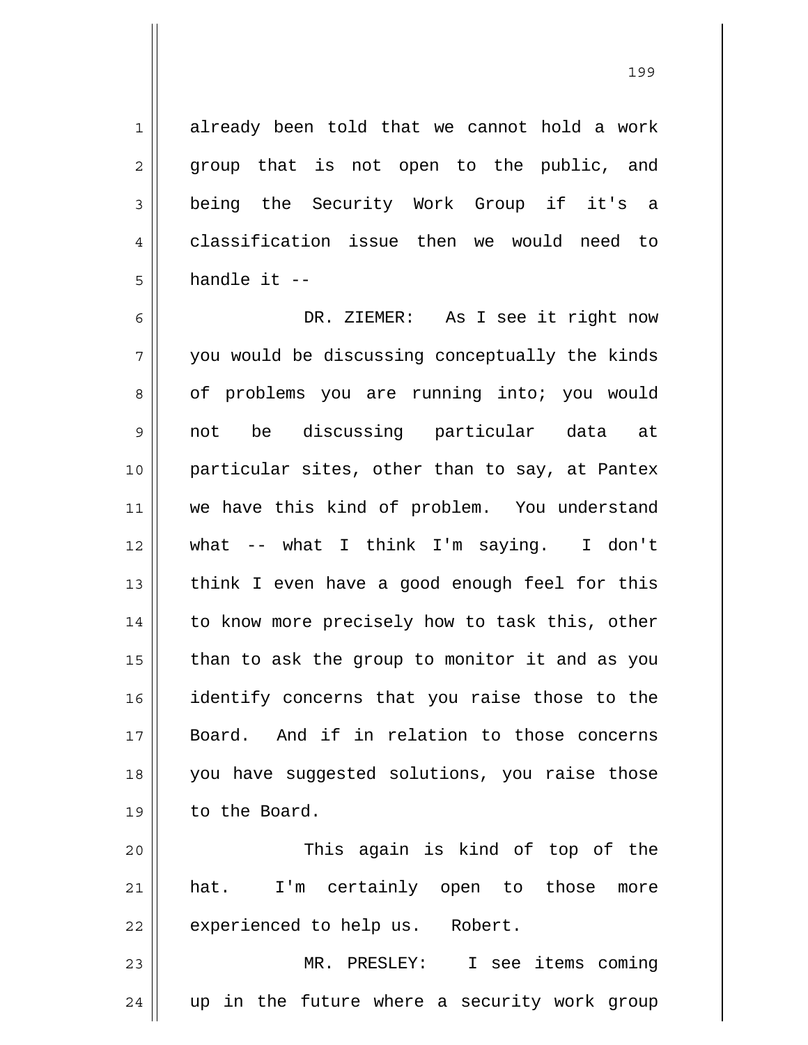already been told that we cannot hold a work group that is not open to the public, and being the Security Work Group if it's a classification issue then we would need to handle it --

DR. ZIEMER: As I see it right now you would be discussing conceptually the kinds of problems you are running into; you would not be discussing particular data at particular sites, other than to say, at Pantex we have this kind of problem. You understand what -- what I think I'm saying. I don't think I even have a good enough feel for this to know more precisely how to task this, other than to ask the group to monitor it and as you identify concerns that you raise those to the Board. And if in relation to those concerns you have suggested solutions, you raise those to the Board.

This again is kind of top of the hat. I'm certainly open to those more experienced to help us. Robert.

MR. PRESLEY: I see items coming up in the future where a security work group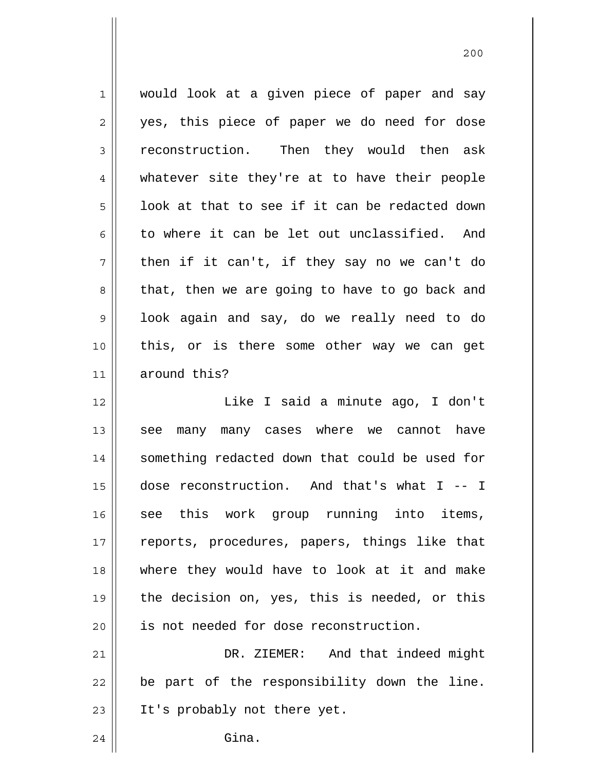would look at a given piece of paper and say yes, this piece of paper we do need for dose reconstruction. Then they would then ask whatever site they're at to have their people look at that to see if it can be redacted down to where it can be let out unclassified. And then if it can't, if they say no we can't do that, then we are going to have to go back and look again and say, do we really need to do this, or is there some other way we can get around this?

Like I said a minute ago, I don't see many many cases where we cannot have something redacted down that could be used for dose reconstruction. And that's what I -- I see this work group running into items, reports, procedures, papers, things like that where they would have to look at it and make the decision on, yes, this is needed, or this is not needed for dose reconstruction.

DR. ZIEMER: And that indeed might be part of the responsibility down the line. It's probably not there yet.

Gina.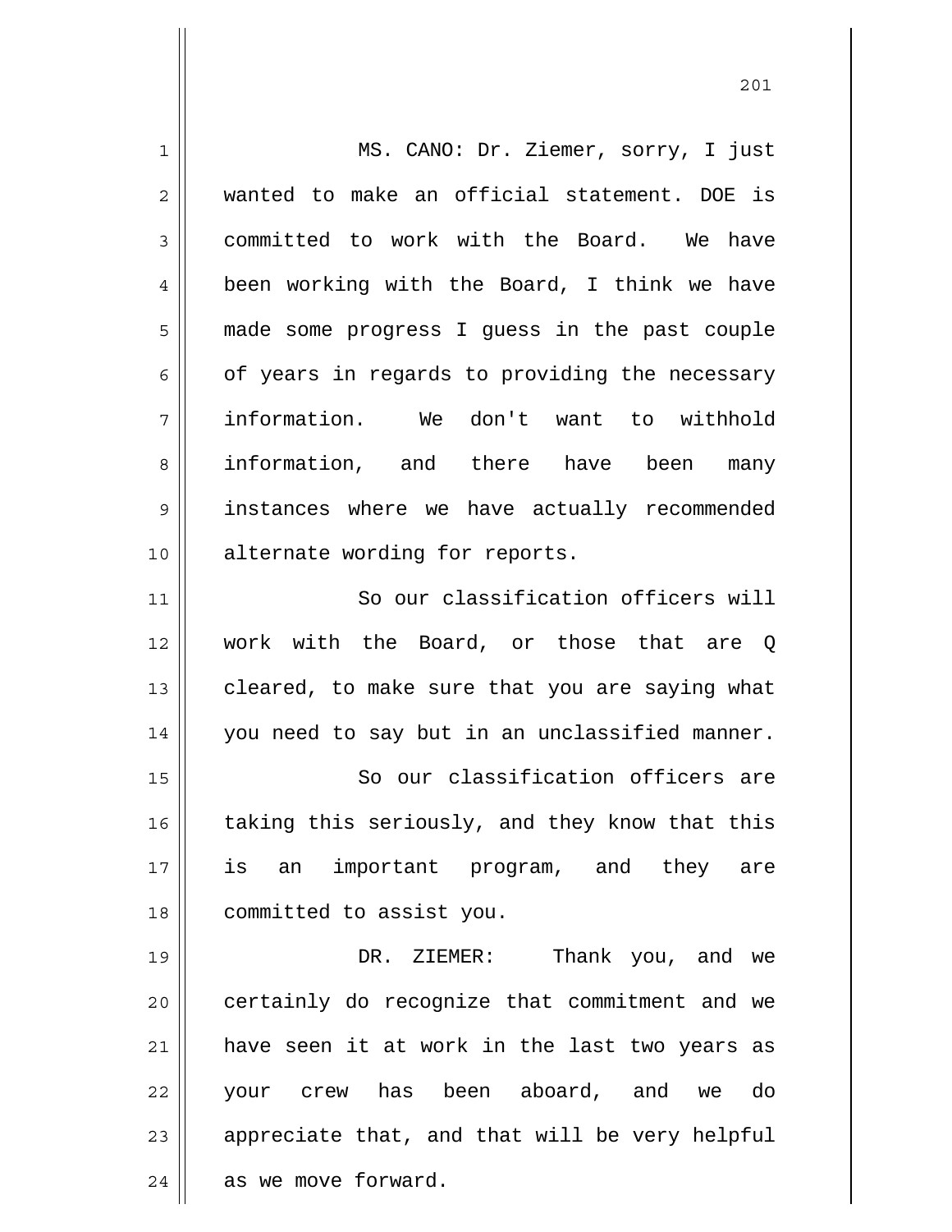MS. CANO: Dr. Ziemer, sorry, I just wanted to make an official statement. DOE is committed to work with the Board. We have been working with the Board, I think we have made some progress I guess in the past couple of years in regards to providing the necessary information. We don't want to withhold information, and there have been many instances where we have actually recommended alternate wording for reports.

So our classification officers will work with the Board, or those that are Q cleared, to make sure that you are saying what you need to say but in an unclassified manner.

So our classification officers are taking this seriously, and they know that this is an important program, and they are committed to assist you.

DR. ZIEMER: Thank you, and we certainly do recognize that commitment and we have seen it at work in the last two years as your crew has been aboard, and we do appreciate that, and that will be very helpful as we move forward.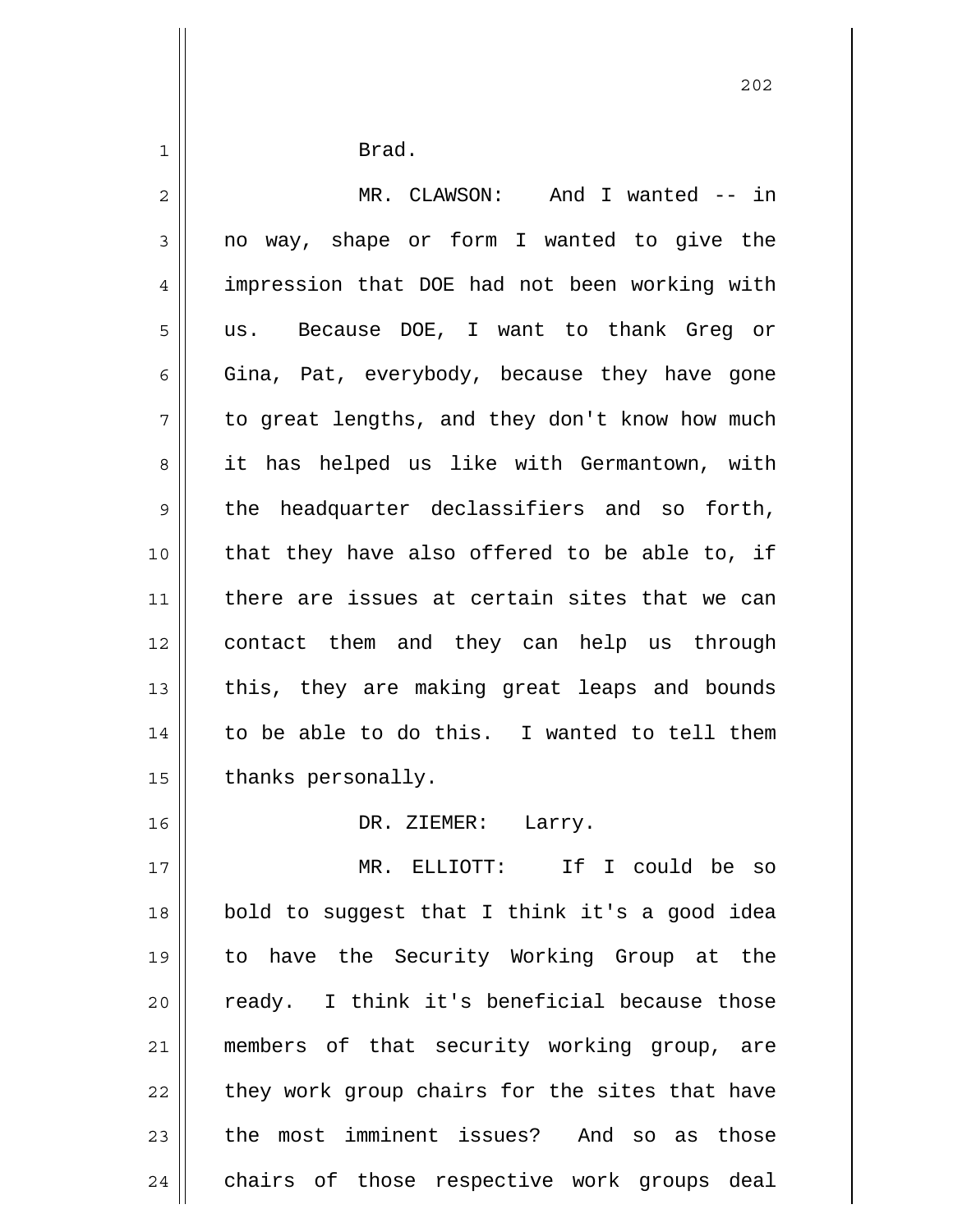Brad.

MR. CLAWSON: And I wanted -- in no way, shape or form I wanted to give the impression that DOE had not been working with us. Because DOE, I want to thank Greg or Gina, Pat, everybody, because they have gone to great lengths, and they don't know how much it has helped us like with Germantown, with the headquarter declassifiers and so forth, that they have also offered to be able to, if there are issues at certain sites that we can contact them and they can help us through this, they are making great leaps and bounds to be able to do this. I wanted to tell them thanks personally.

DR. ZIEMER: Larry.

MR. ELLIOTT: If I could be so bold to suggest that I think it's a good idea to have the Security Working Group at the ready. I think it's beneficial because those members of that security working group, are they work group chairs for the sites that have the most imminent issues? And so as those chairs of those respective work groups deal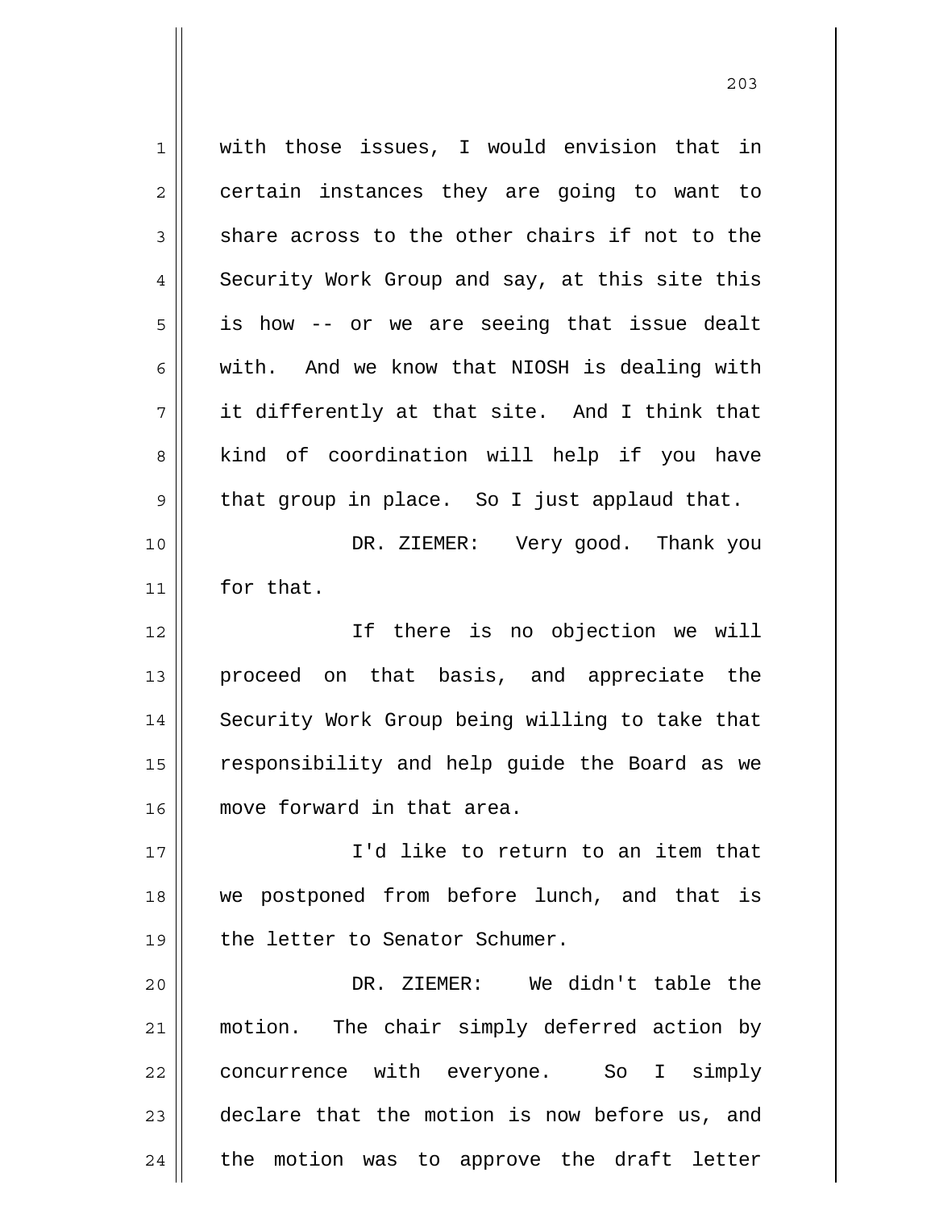with those issues, I would envision that in certain instances they are going to want to share across to the other chairs if not to the Security Work Group and say, at this site this is how -- or we are seeing that issue dealt with. And we know that NIOSH is dealing with it differently at that site. And I think that kind of coordination will help if you have that group in place. So I just applaud that.

DR. ZIEMER: Very good. Thank you for that.

If there is no objection we will proceed on that basis, and appreciate the Security Work Group being willing to take that responsibility and help guide the Board as we move forward in that area.

I'd like to return to an item that we postponed from before lunch, and that is the letter to Senator Schumer.

DR. ZIEMER: We didn't table the motion. The chair simply deferred action by concurrence with everyone. So I simply declare that the motion is now before us, and the motion was to approve the draft letter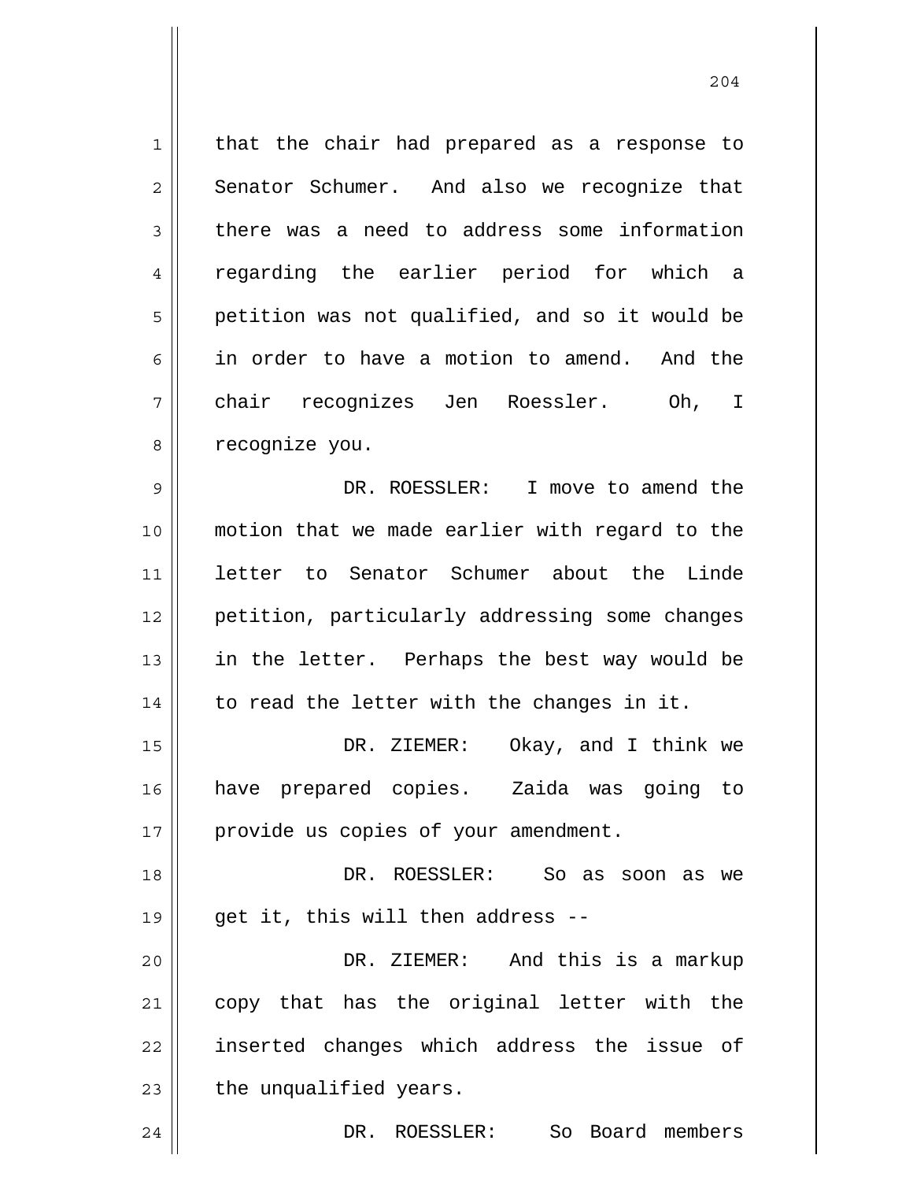that the chair had prepared as a response to Senator Schumer. And also we recognize that there was a need to address some information regarding the earlier period for which a petition was not qualified, and so it would be in order to have a motion to amend. And the chair recognizes Jen Roessler. Oh, I recognize you.

DR. ROESSLER: I move to amend the motion that we made earlier with regard to the letter to Senator Schumer about the Linde petition, particularly addressing some changes in the letter. Perhaps the best way would be to read the letter with the changes in it.

DR. ZIEMER: Okay, and I think we have prepared copies. Zaida was going to provide us copies of your amendment.

DR. ROESSLER: So as soon as we get it, this will then address --

DR. ZIEMER: And this is a markup copy that has the original letter with the inserted changes which address the issue of the unqualified years.

DR. ROESSLER: So Board members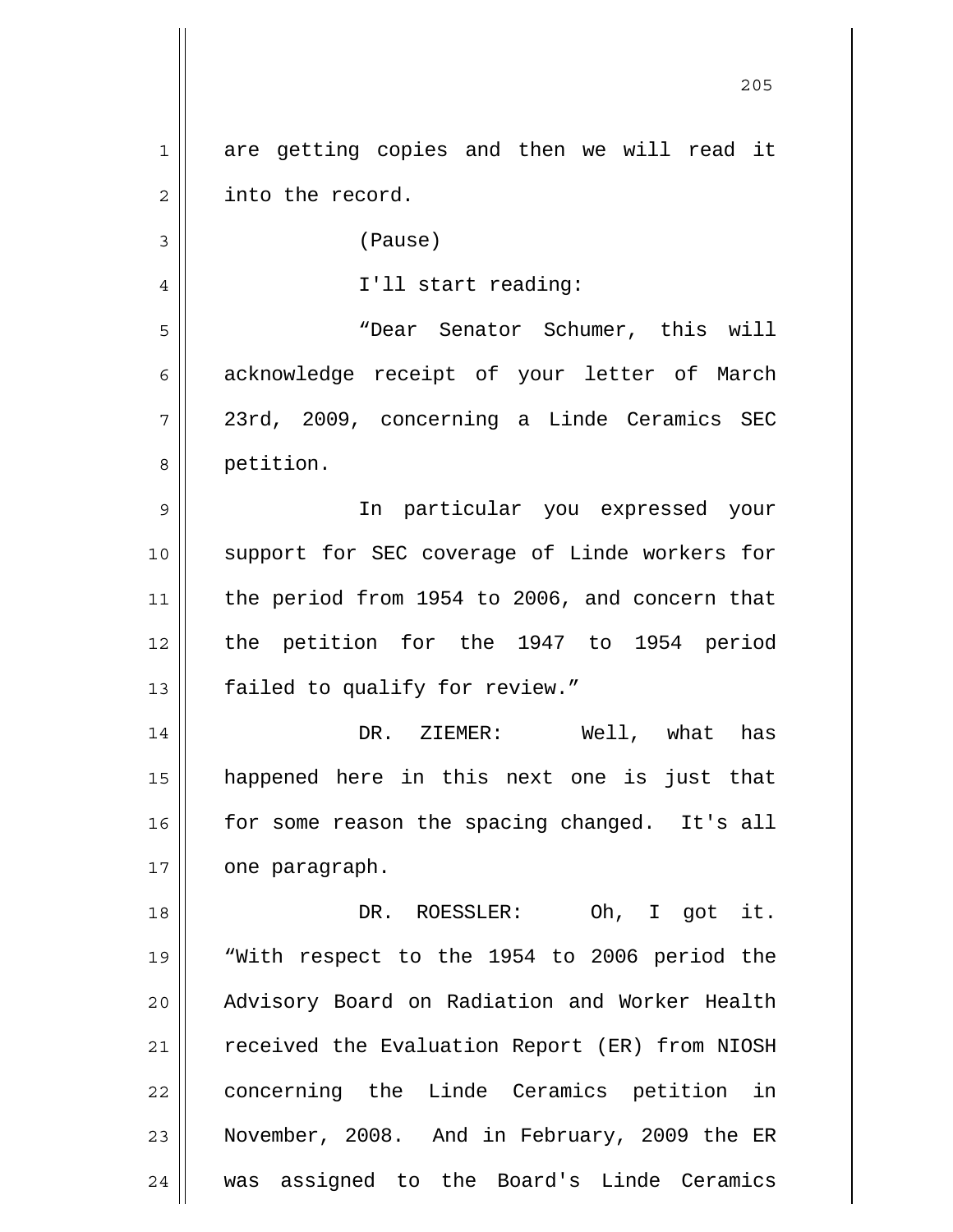are getting copies and then we will read it into the record.

(Pause)

I'll start reading:

"Dear Senator Schumer, this will acknowledge receipt of your letter of March 23rd, 2009, concerning a Linde Ceramics SEC petition.

In particular you expressed your support for SEC coverage of Linde workers for the period from 1954 to 2006, and concern that the petition for the 1947 to 1954 period failed to qualify for review."

DR. ZIEMER: Well, what has happened here in this next one is just that for some reason the spacing changed. It's all one paragraph.

DR. ROESSLER: Oh, I got it. "With respect to the 1954 to 2006 period the Advisory Board on Radiation and Worker Health received the Evaluation Report (ER) from NIOSH concerning the Linde Ceramics petition in November, 2008. And in February, 2009 the ER was assigned to the Board's Linde Ceramics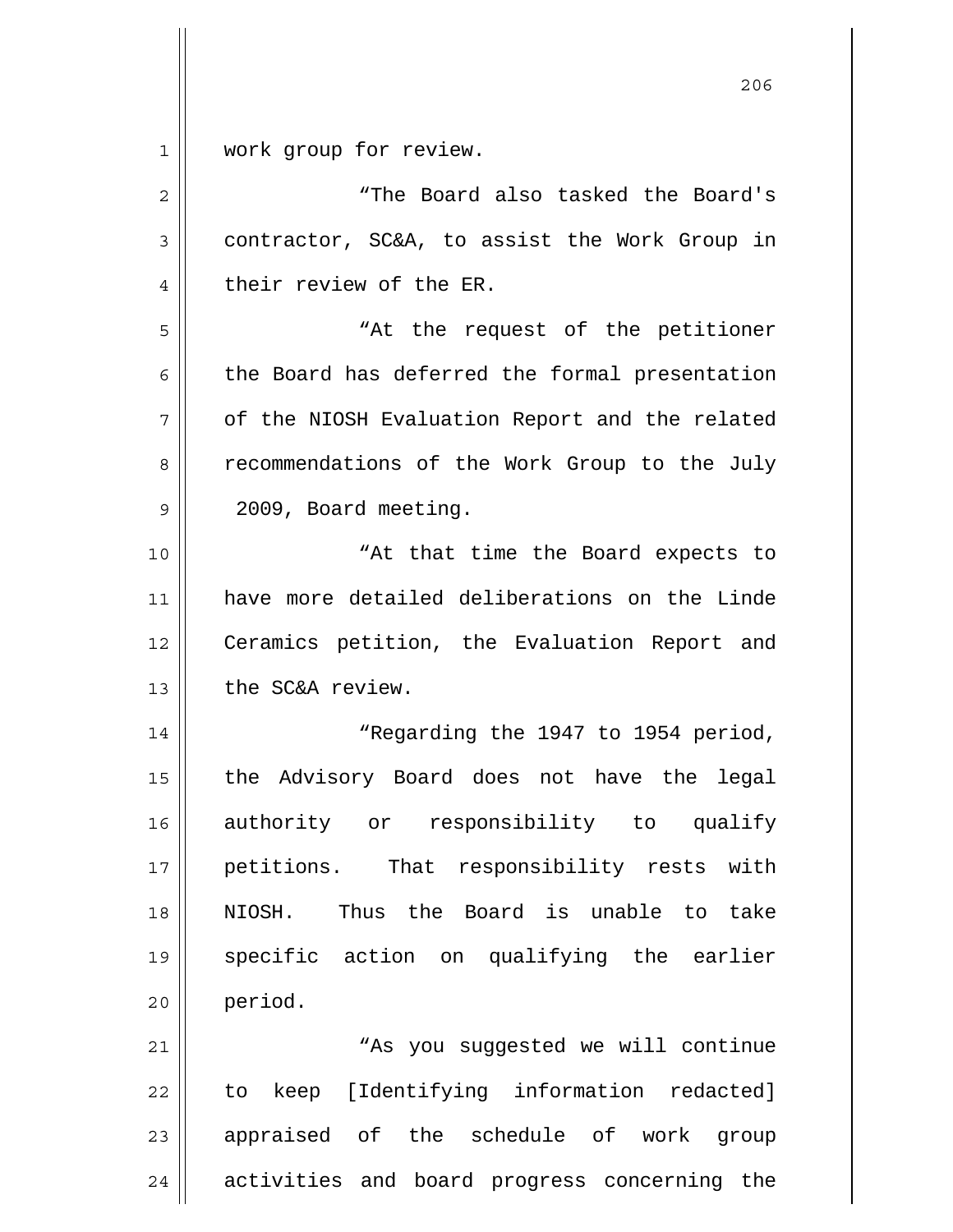work group for review.

"The Board also tasked the Board's contractor, SC&A, to assist the Work Group in their review of the ER.

"At the request of the petitioner the Board has deferred the formal presentation of the NIOSH Evaluation Report and the related recommendations of the Work Group to the July 2009, Board meeting.

"At that time the Board expects to have more detailed deliberations on the Linde Ceramics petition, the Evaluation Report and the SC&A review.

"Regarding the 1947 to 1954 period, the Advisory Board does not have the legal authority or responsibility to qualify petitions. That responsibility rests with NIOSH. Thus the Board is unable to take specific action on qualifying the earlier period.

"As you suggested we will continue to keep [Identifying information redacted] appraised of the schedule of work group activities and board progress concerning the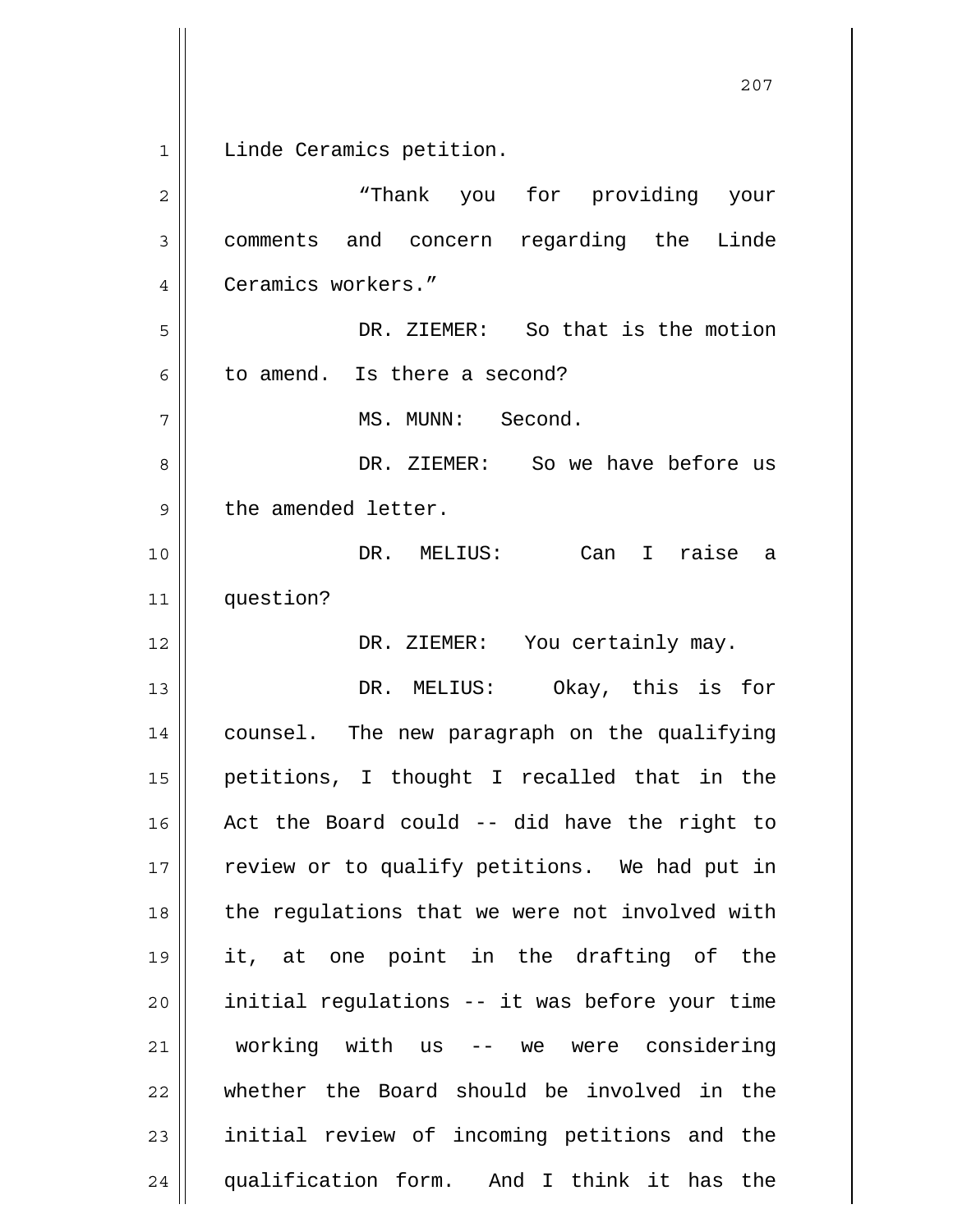Linde Ceramics petition.

"Thank you for providing your comments and concern regarding the Linde Ceramics workers."

DR. ZIEMER: So that is the motion to amend. Is there a second?

MS. MUNN: Second.

DR. ZIEMER: So we have before us the amended letter.

DR. MELIUS: Can I raise a question?

DR. ZIEMER: You certainly may.

DR. MELIUS: Okay, this is for counsel. The new paragraph on the qualifying petitions, I thought I recalled that in the Act the Board could -- did have the right to review or to qualify petitions. We had put in the regulations that we were not involved with it, at one point in the drafting of the initial regulations -- it was before your time working with us -- we were considering whether the Board should be involved in the initial review of incoming petitions and the qualification form. And I think it has the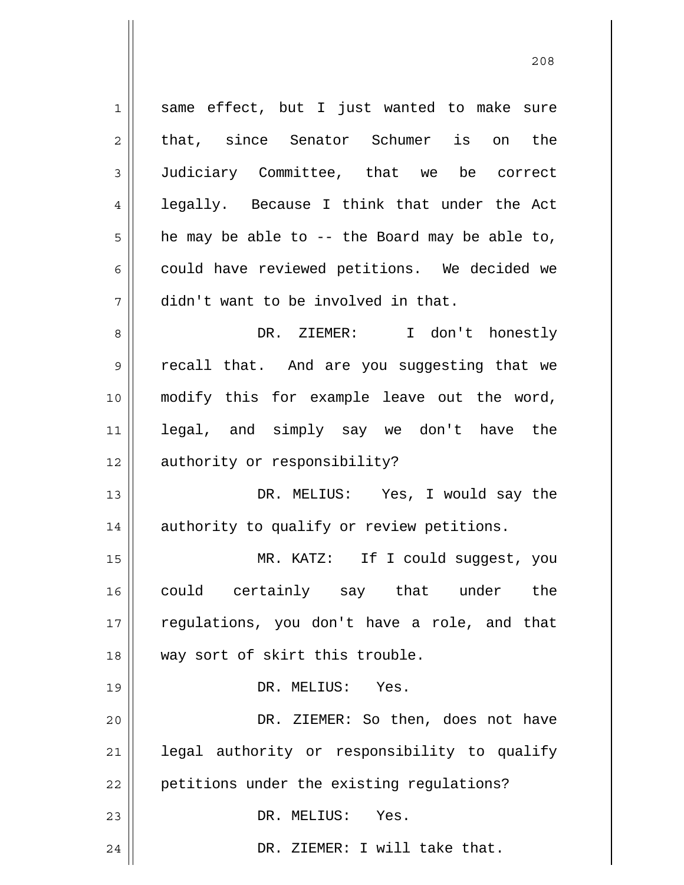same effect, but I just wanted to make sure that, since Senator Schumer is on the Judiciary Committee, that we be correct legally. Because I think that under the Act he may be able to -- the Board may be able to, could have reviewed petitions. We decided we didn't want to be involved in that.

DR. ZIEMER: I don't honestly recall that. And are you suggesting that we modify this for example leave out the word, legal, and simply say we don't have the authority or responsibility?

DR. MELIUS: Yes, I would say the authority to qualify or review petitions.

MR. KATZ: If I could suggest, you could certainly say that under the regulations, you don't have a role, and that way sort of skirt this trouble.

DR. MELIUS: Yes.

DR. ZIEMER: So then, does not have legal authority or responsibility to qualify petitions under the existing regulations?

DR. MELIUS: Yes.

DR. ZIEMER: I will take that.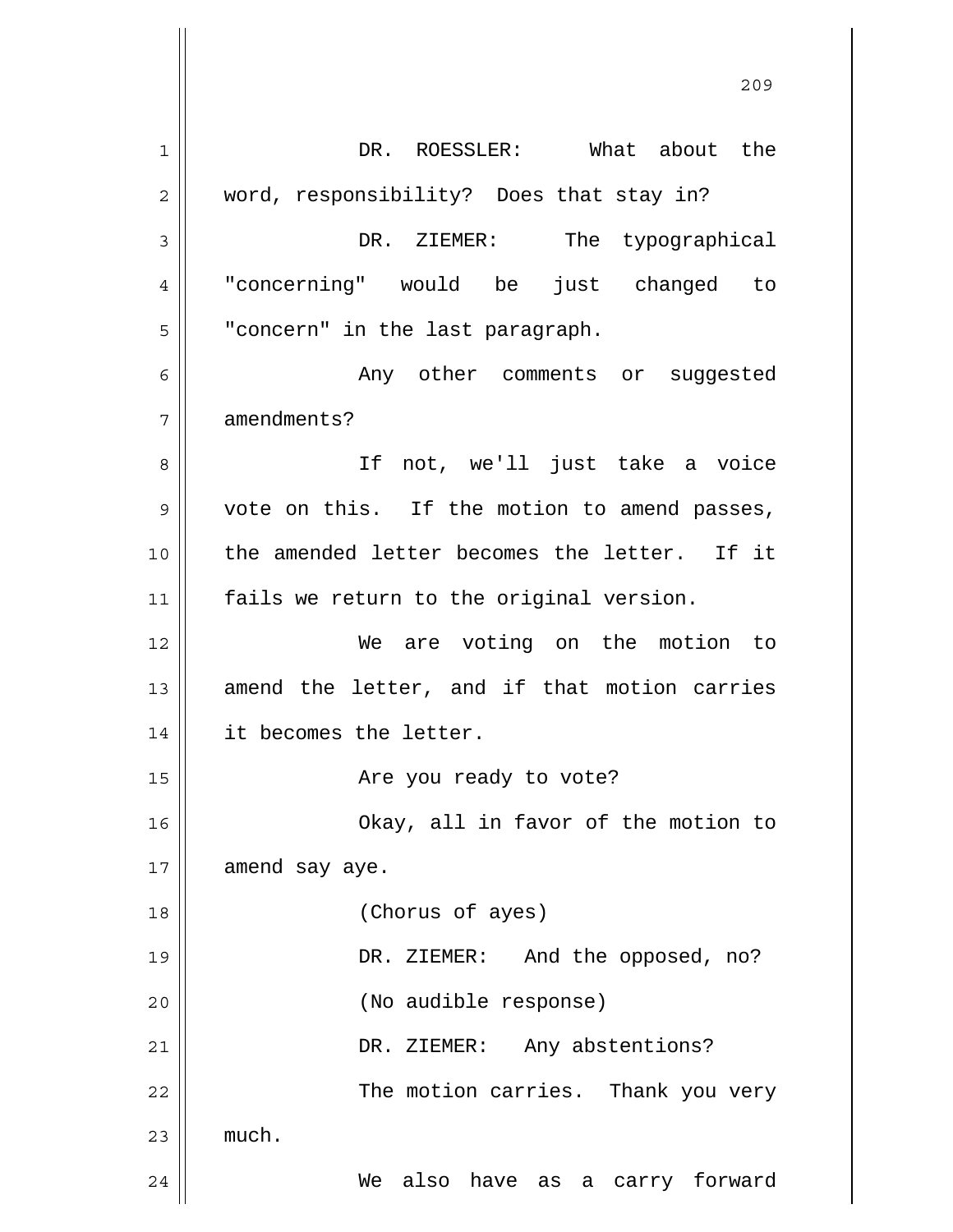DR. ROESSLER: What about the word, responsibility? Does that stay in?

DR. ZIEMER: The typographical "concerning" would be just changed to "concern" in the last paragraph.

Any other comments or suggested amendments?

If not, we'll just take a voice vote on this. If the motion to amend passes, the amended letter becomes the letter. If it fails we return to the original version.

We are voting on the motion to amend the letter, and if that motion carries it becomes the letter.

Are you ready to vote?

Okay, all in favor of the motion to amend say aye.

(Chorus of ayes)

DR. ZIEMER: And the opposed, no?

(No audible response)

DR. ZIEMER: Any abstentions?

The motion carries. Thank you very much.

We also have as a carry forward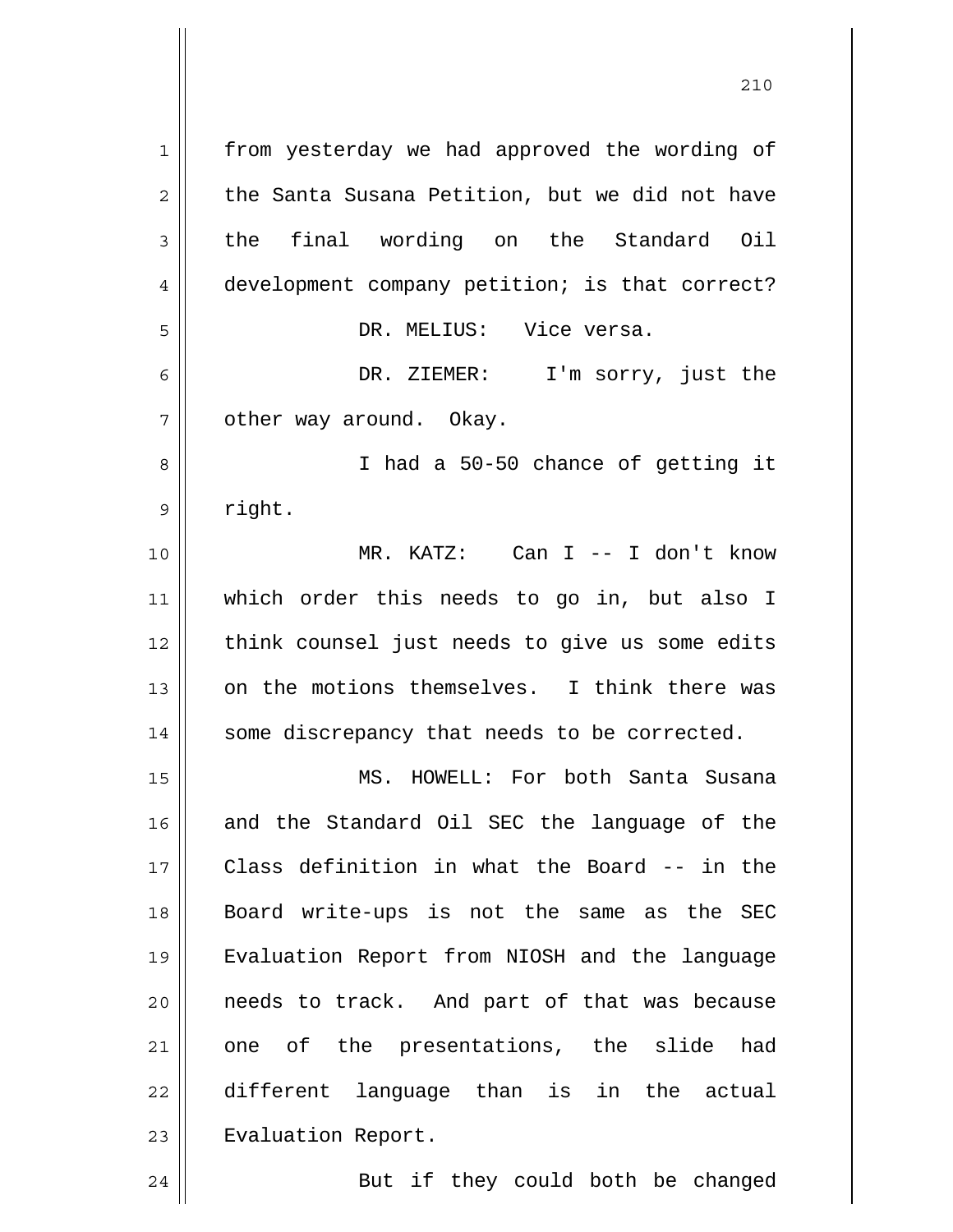from yesterday we had approved the wording of the Santa Susana Petition, but we did not have the final wording on the Standard Oil development company petition; is that correct?

DR. MELIUS: Vice versa.

DR. ZIEMER: I'm sorry, just the other way around. Okay.

I had a 50-50 chance of getting it right.

MR. KATZ: Can I -- I don't know which order this needs to go in, but also I think counsel just needs to give us some edits on the motions themselves. I think there was some discrepancy that needs to be corrected.

MS. HOWELL: For both Santa Susana and the Standard Oil SEC the language of the Class definition in what the Board -- in the Board write-ups is not the same as the SEC Evaluation Report from NIOSH and the language needs to track. And part of that was because one of the presentations, the slide had different language than is in the actual Evaluation Report.

But if they could both be changed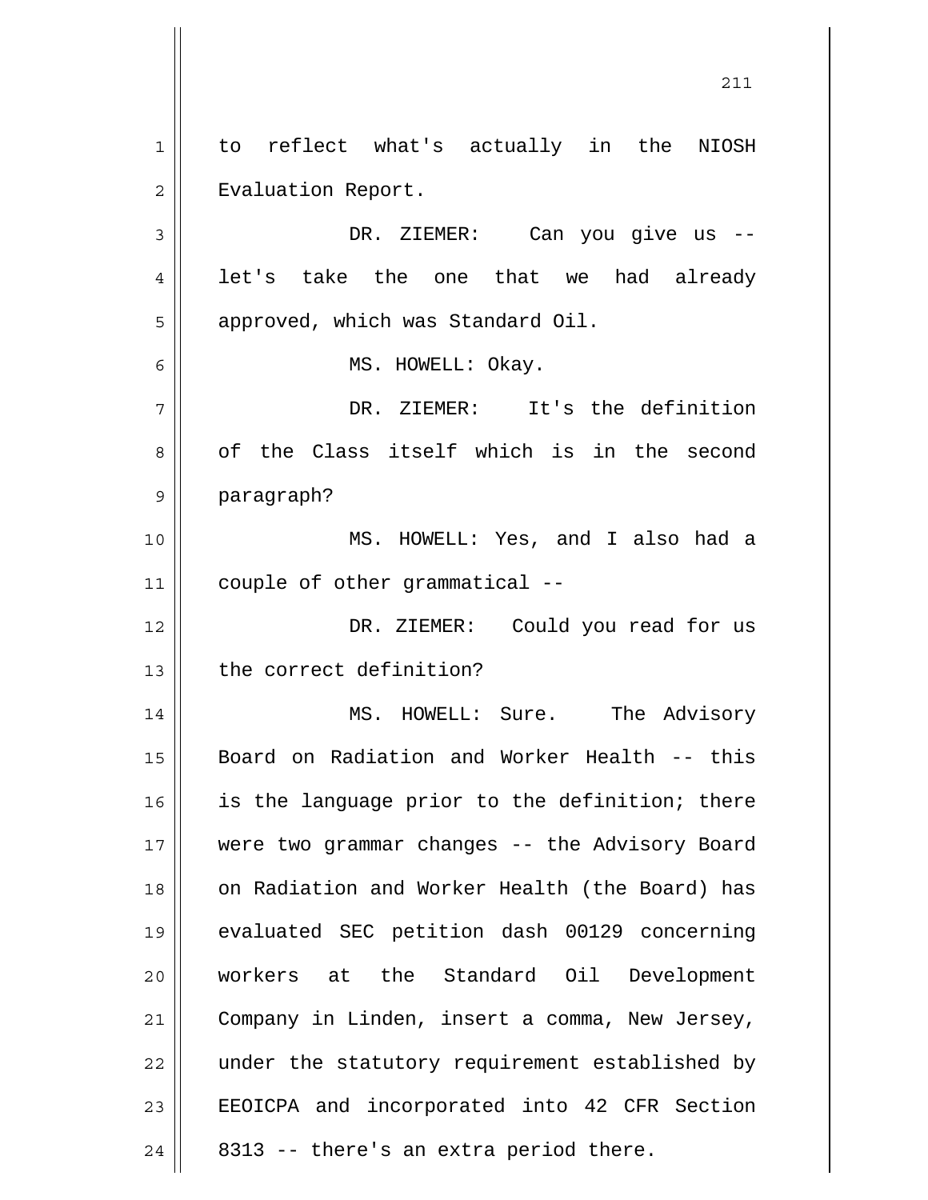to reflect what's actually in the NIOSH Evaluation Report.

DR. ZIEMER: Can you give us -- let's take the one that we had already approved, which was Standard Oil.

MS. HOWELL: Okay.

DR. ZIEMER: It's the definition of the Class itself which is in the second paragraph?

MS. HOWELL: Yes, and I also had a couple of other grammatical --

DR. ZIEMER: Could you read for us the correct definition?

MS. HOWELL: Sure. The Advisory Board on Radiation and Worker Health -- this is the language prior to the definition; there were two grammar changes -- the Advisory Board on Radiation and Worker Health (the Board) has evaluated SEC petition dash 00129 concerning workers at the Standard Oil Development Company in Linden, insert a comma, New Jersey, under the statutory requirement established by EEOICPA and incorporated into 42 CFR Section 8313 -- there's an extra period there.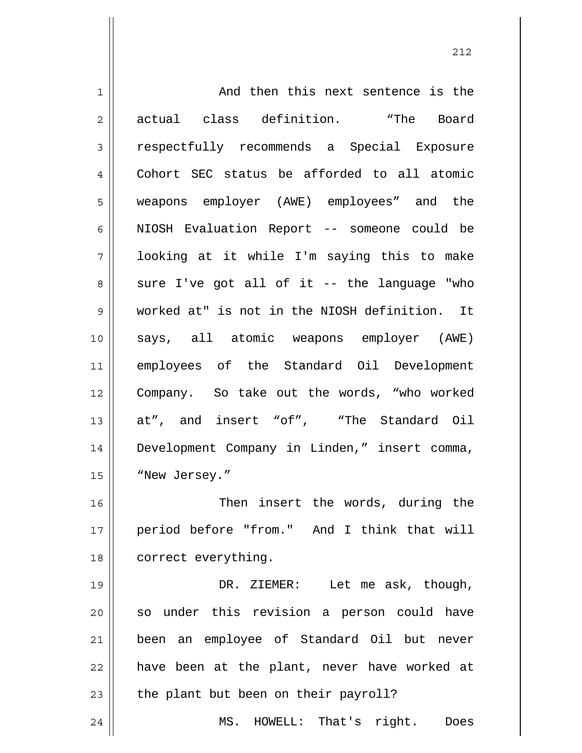And then this next sentence is the actual class definition. “The Board respectfully recommends a Special Exposure Cohort SEC status be afforded to all atomic weapons employer (AWE) employees” and the NIOSH Evaluation Report -- someone could be looking at it while I'm saying this to make sure I've got all of it -- the language "who worked at" is not in the NIOSH definition. It says, all atomic weapons employer (AWE) employees of the Standard Oil Development Company. So take out the words, “who worked at”, and insert “of”, “The Standard Oil Development Company in Linden,” insert comma, “New Jersey.”

Then insert the words, during the period before "from." And I think that will correct everything.

DR. ZIEMER: Let me ask, though, so under this revision a person could have been an employee of Standard Oil but never have been at the plant, never have worked at the plant but been on their payroll?

MS. HOWELL: That's right. Does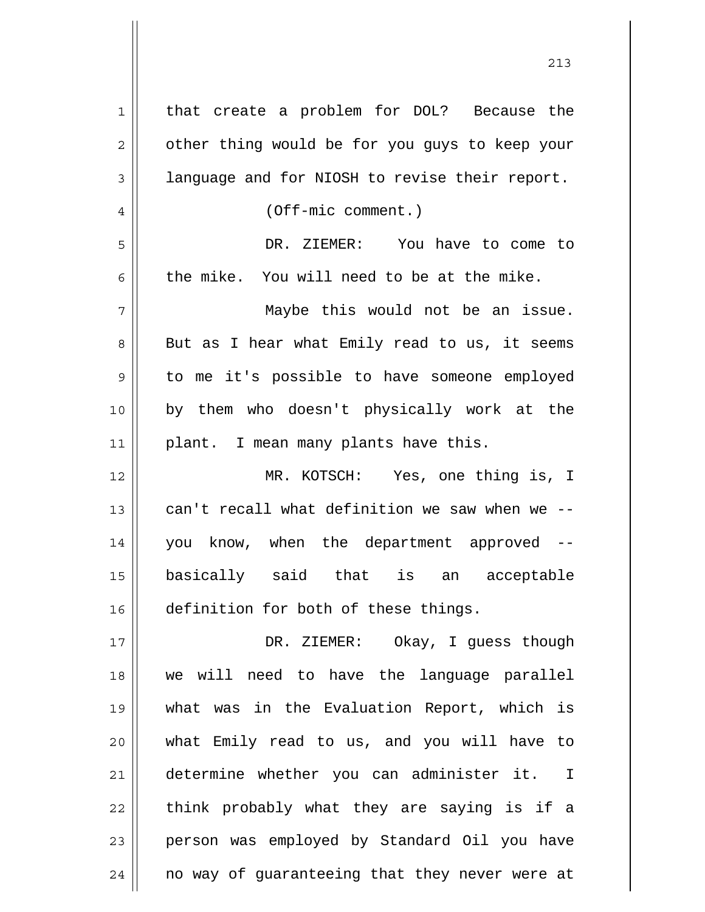that create a problem for DOL? Because the other thing would be for you guys to keep your language and for NIOSH to revise their report.

(Off-mic comment.)

DR. ZIEMER: You have to come to the mike. You will need to be at the mike.

Maybe this would not be an issue. But as I hear what Emily read to us, it seems to me it's possible to have someone employed by them who doesn't physically work at the plant. I mean many plants have this.

MR. KOTSCH: Yes, one thing is, I can't recall what definition we saw when we -- you know, when the department approved -- basically said that is an acceptable definition for both of these things.

DR. ZIEMER: Okay, I guess though we will need to have the language parallel what was in the Evaluation Report, which is what Emily read to us, and you will have to determine whether you can administer it. I think probably what they are saying is if a person was employed by Standard Oil you have no way of guaranteeing that they never were at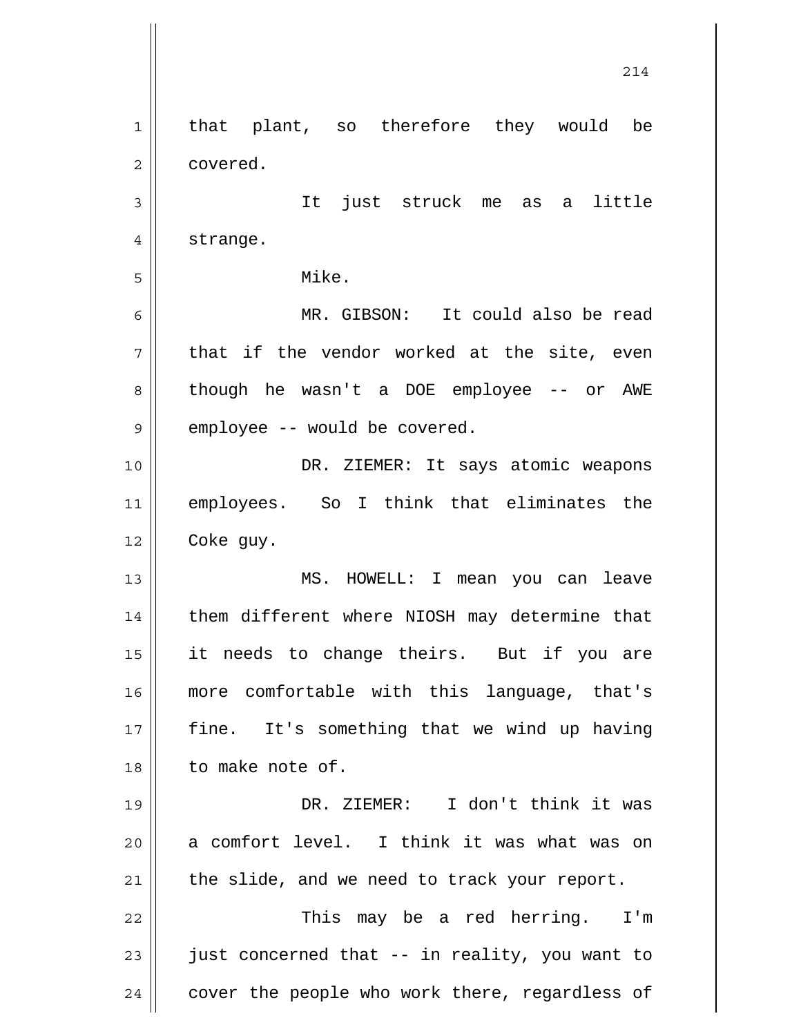that plant, so therefore they would be covered.

It just struck me as a little strange.

Mike.

MR. GIBSON: It could also be read that if the vendor worked at the site, even though he wasn't a DOE employee -- or AWE employee -- would be covered.

DR. ZIEMER: It says atomic weapons employees. So I think that eliminates the Coke guy.

MS. HOWELL: I mean you can leave them different where NIOSH may determine that it needs to change theirs. But if you are more comfortable with this language, that's fine. It's something that we wind up having to make note of.

DR. ZIEMER: I don't think it was a comfort level. I think it was what was on the slide, and we need to track your report.

This may be a red herring. I'm just concerned that -- in reality, you want to cover the people who work there, regardless of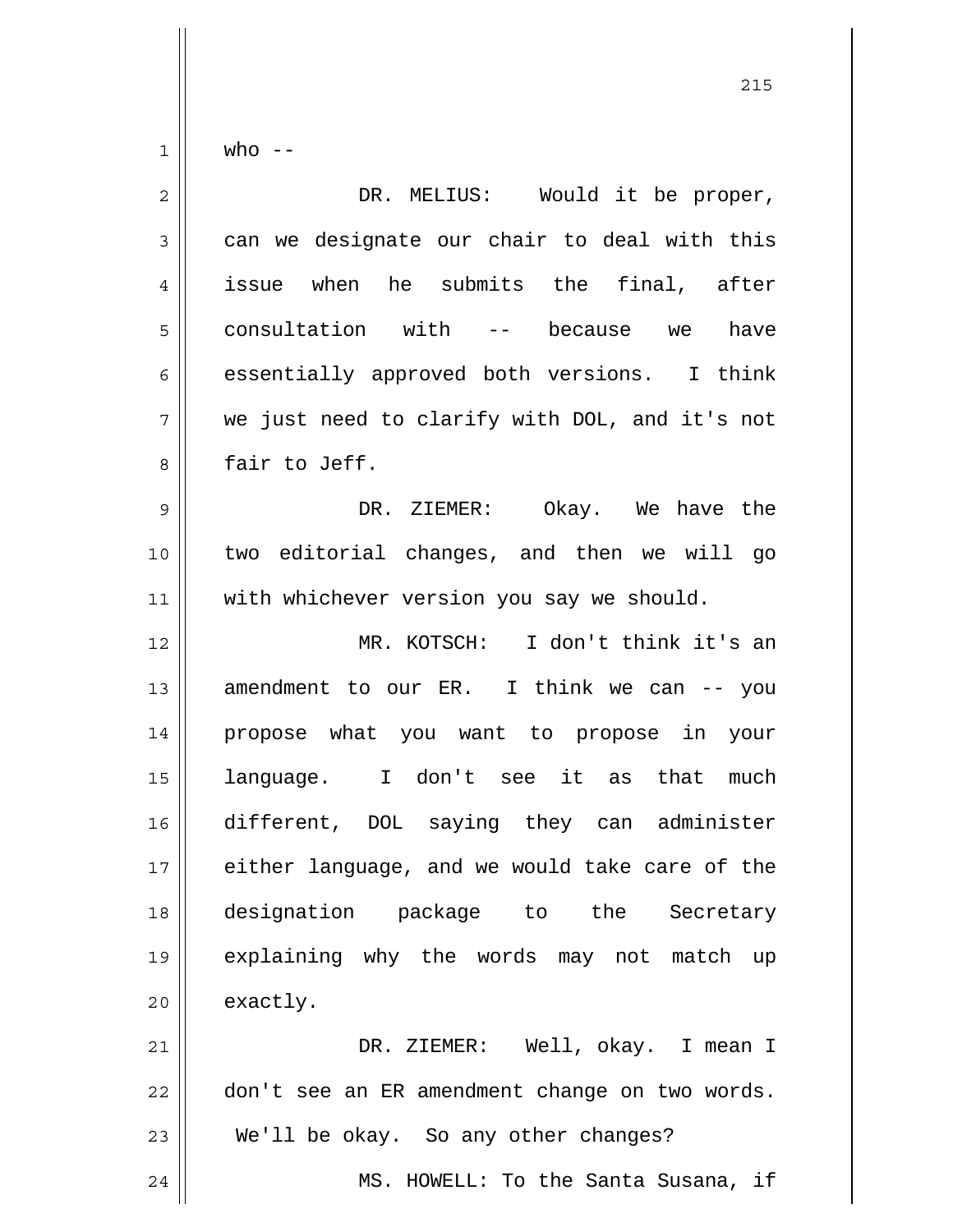who --

DR. MELIUS: Would it be proper, can we designate our chair to deal with this issue when he submits the final, after consultation with -- because we have essentially approved both versions. I think we just need to clarify with DOL, and it's not fair to Jeff.

DR. ZIEMER: Okay. We have the two editorial changes, and then we will go with whichever version you say we should.

MR. KOTSCH: I don't think it's an amendment to our ER. I think we can -- you propose what you want to propose in your language. I don't see it as that much different, DOL saying they can administer either language, and we would take care of the designation package to the Secretary explaining why the words may not match up exactly.

DR. ZIEMER: Well, okay. I mean I don't see an ER amendment change on two words. We'll be okay. So any other changes?

MS. HOWELL: To the Santa Susana, if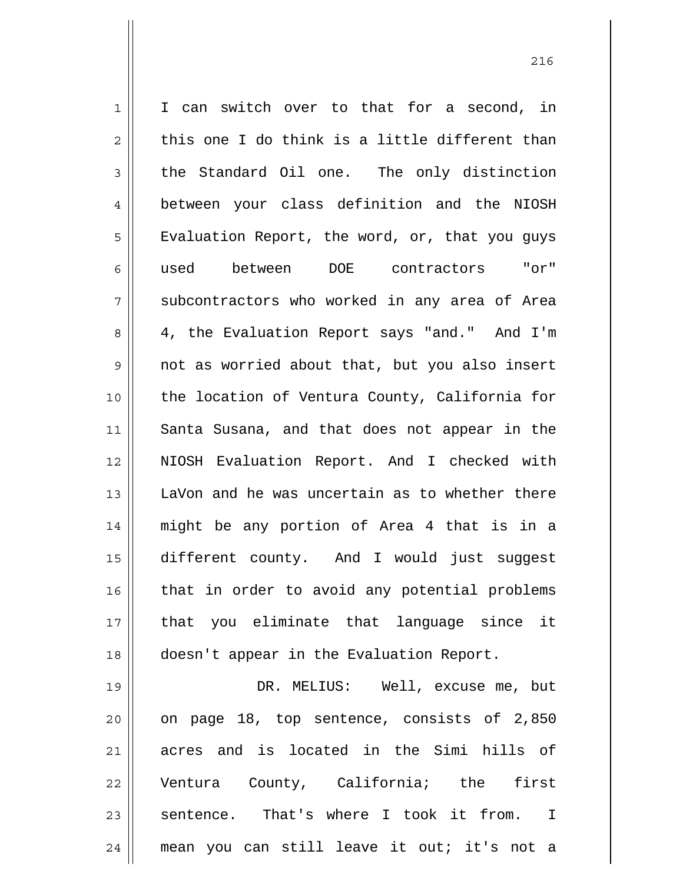I can switch over to that for a second, in this one I do think is a little different than the Standard Oil one. The only distinction between your class definition and the NIOSH Evaluation Report, the word, or, that you guys used between DOE contractors "or" subcontractors who worked in any area of Area 4, the Evaluation Report says "and." And I'm not as worried about that, but you also insert the location of Ventura County, California for Santa Susana, and that does not appear in the NIOSH Evaluation Report. And I checked with LaVon and he was uncertain as to whether there might be any portion of Area 4 that is in a different county. And I would just suggest that in order to avoid any potential problems that you eliminate that language since it doesn't appear in the Evaluation Report.

DR. MELIUS: Well, excuse me, but on page 18, top sentence, consists of 2,850 acres and is located in the Simi hills of Ventura County, California; the first sentence. That's where I took it from. I mean you can still leave it out; it's not a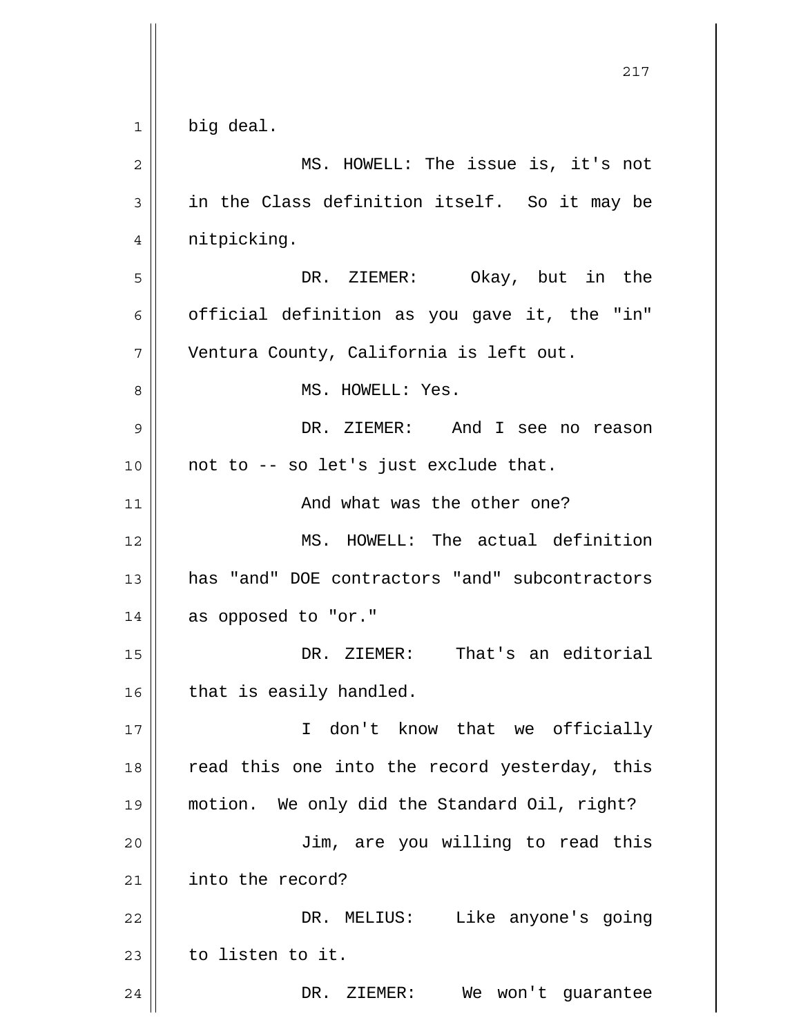big deal.

MS. HOWELL: The issue is, it's not in the Class definition itself. So it may be nitpicking.

DR. ZIEMER: Okay, but in the official definition as you gave it, the "in" Ventura County, California is left out.

MS. HOWELL: Yes.

DR. ZIEMER: And I see no reason not to -- so let's just exclude that.

And what was the other one?

MS. HOWELL: The actual definition has "and" DOE contractors "and" subcontractors as opposed to "or."

DR. ZIEMER: That's an editorial that is easily handled.

I don't know that we officially read this one into the record yesterday, this motion. We only did the Standard Oil, right?

Jim, are you willing to read this into the record?

DR. MELIUS: Like anyone's going to listen to it.

DR. ZIEMER: We won't guarantee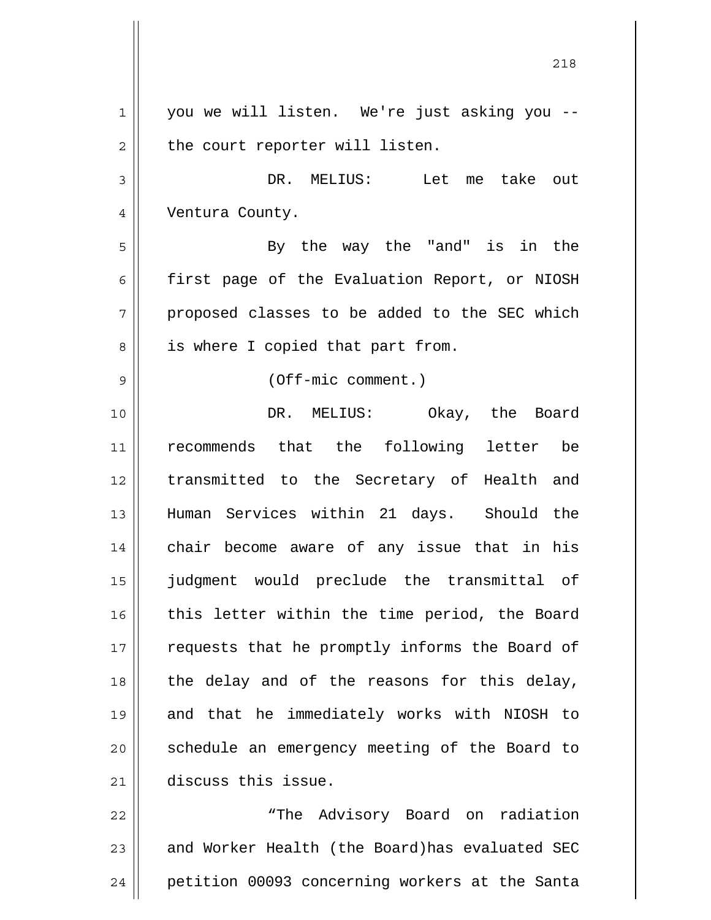you we will listen. We're just asking you -- the court reporter will listen.

DR. MELIUS: Let me take out Ventura County.

By the way the "and" is in the first page of the Evaluation Report, or NIOSH proposed classes to be added to the SEC which is where I copied that part from.

(Off-mic comment.)

DR. MELIUS: Okay, the Board recommends that the following letter be transmitted to the Secretary of Health and Human Services within 21 days. Should the chair become aware of any issue that in his judgment would preclude the transmittal of this letter within the time period, the Board requests that he promptly informs the Board of the delay and of the reasons for this delay, and that he immediately works with NIOSH to schedule an emergency meeting of the Board to discuss this issue.

“The Advisory Board on radiation and Worker Health (the Board)has evaluated SEC petition 00093 concerning workers at the Santa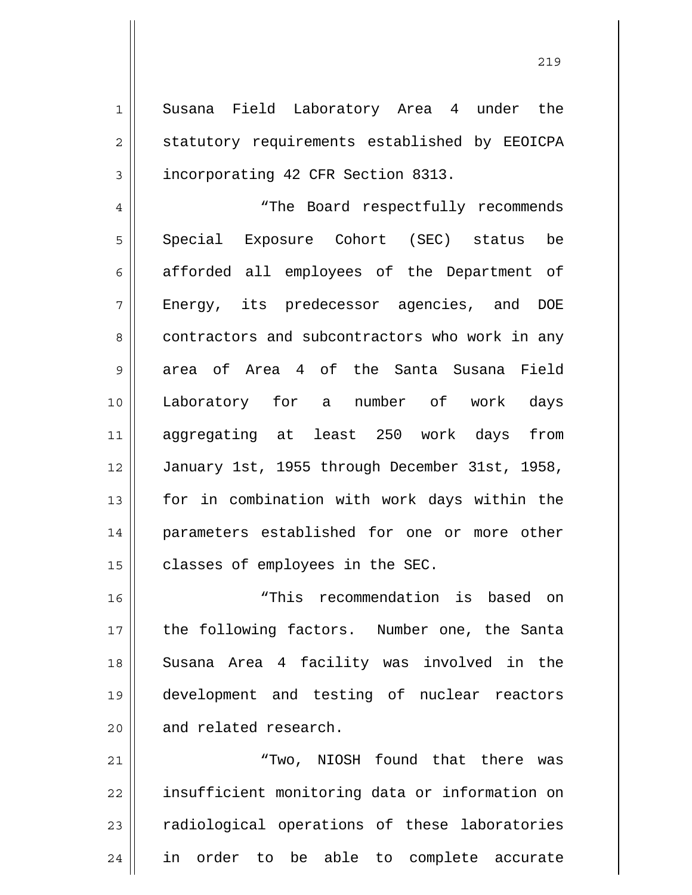Susana Field Laboratory Area 4 under the statutory requirements established by EEOICPA incorporating 42 CFR Section 8313.

"The Board respectfully recommends Special Exposure Cohort (SEC) status be afforded all employees of the Department of Energy, its predecessor agencies, and DOE contractors and subcontractors who work in any area of Area 4 of the Santa Susana Field Laboratory for a number of work days aggregating at least 250 work days from January 1st, 1955 through December 31st, 1958, for in combination with work days within the parameters established for one or more other classes of employees in the SEC.

"This recommendation is based on the following factors. Number one, the Santa Susana Area 4 facility was involved in the development and testing of nuclear reactors and related research.

"Two, NIOSH found that there was insufficient monitoring data or information on radiological operations of these laboratories in order to be able to complete accurate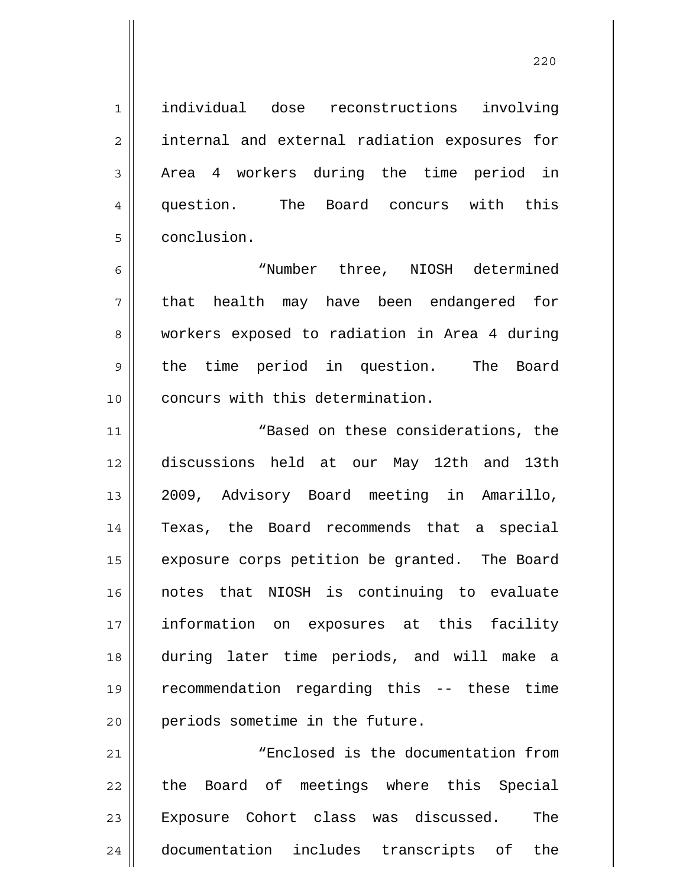individual dose reconstructions involving internal and external radiation exposures for Area 4 workers during the time period in question. The Board concurs with this conclusion.

"Number three, NIOSH determined that health may have been endangered for workers exposed to radiation in Area 4 during the time period in question. The Board concurs with this determination.

"Based on these considerations, the discussions held at our May 12th and 13th 2009, Advisory Board meeting in Amarillo, Texas, the Board recommends that a special exposure corps petition be granted. The Board notes that NIOSH is continuing to evaluate information on exposures at this facility during later time periods, and will make a recommendation regarding this -- these time periods sometime in the future.

"Enclosed is the documentation from the Board of meetings where this Special Exposure Cohort class was discussed. The documentation includes transcripts of the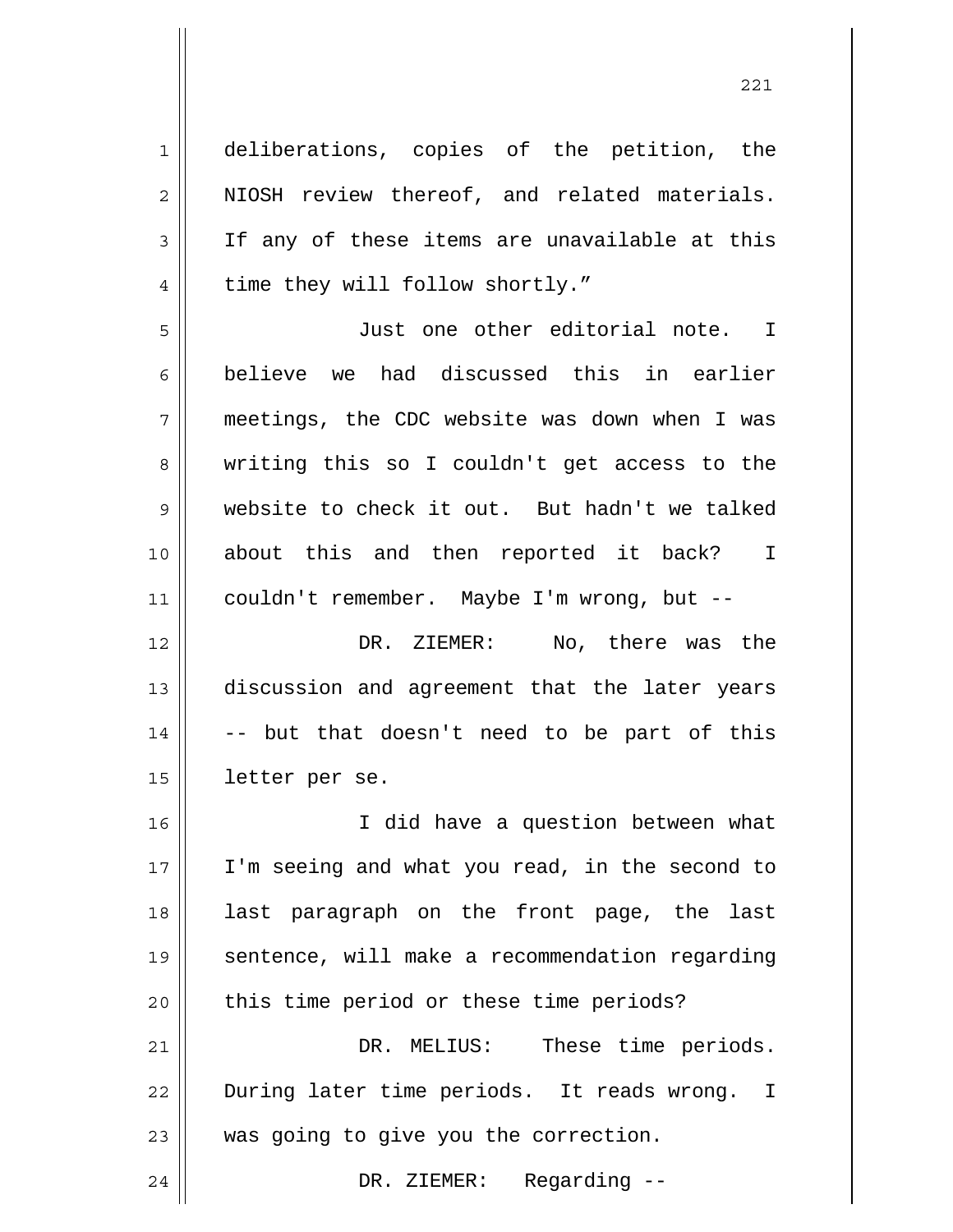deliberations, copies of the petition, the NIOSH review thereof, and related materials. If any of these items are unavailable at this time they will follow shortly."

Just one other editorial note. I believe we had discussed this in earlier meetings, the CDC website was down when I was writing this so I couldn't get access to the website to check it out. But hadn't we talked about this and then reported it back? I couldn't remember. Maybe I'm wrong, but --

DR. ZIEMER: No, there was the discussion and agreement that the later years -- but that doesn't need to be part of this letter per se.

I did have a question between what I'm seeing and what you read, in the second to last paragraph on the front page, the last sentence, will make a recommendation regarding this time period or these time periods?

DR. MELIUS: These time periods. During later time periods. It reads wrong. I was going to give you the correction.

DR. ZIEMER: Regarding --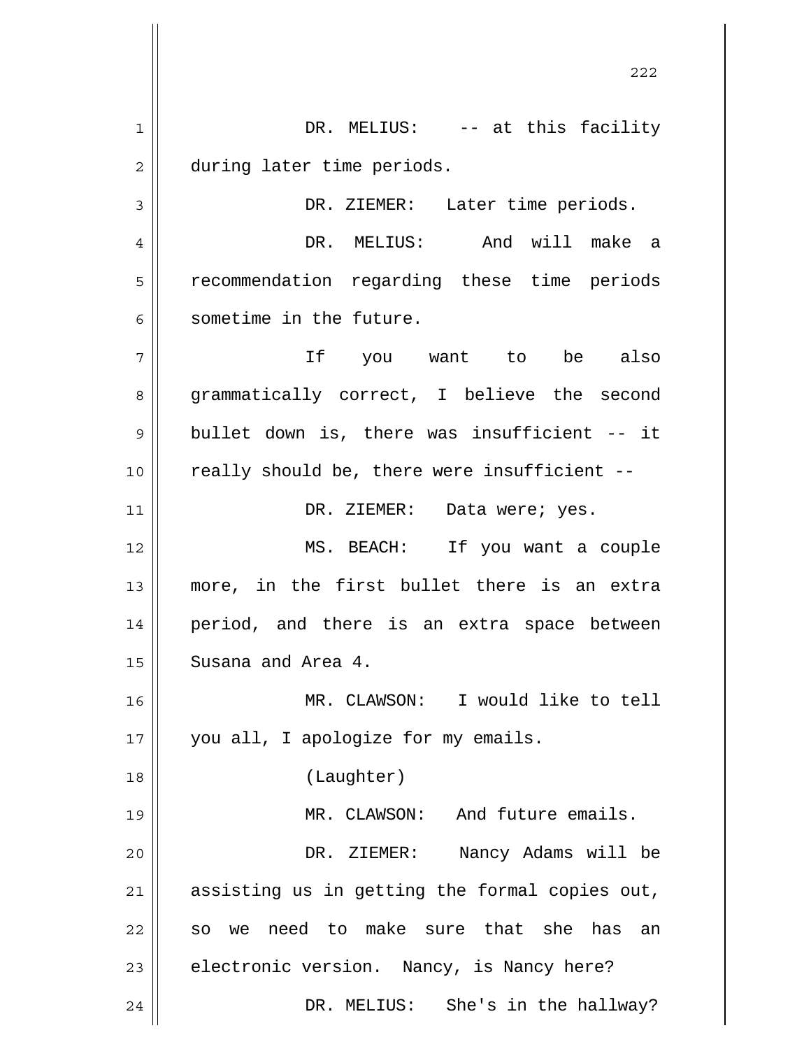DR. MELIUS: -- at this facility during later time periods.

DR. ZIEMER: Later time periods.

DR. MELIUS: And will make a recommendation regarding these time periods sometime in the future.

If you want to be also grammatically correct, I believe the second bullet down is, there was insufficient -- it really should be, there were insufficient --

DR. ZIEMER: Data were; yes.

MS. BEACH: If you want a couple more, in the first bullet there is an extra period, and there is an extra space between Susana and Area 4.

MR. CLAWSON: I would like to tell you all, I apologize for my emails.

(Laughter)

MR. CLAWSON: And future emails.

DR. ZIEMER: Nancy Adams will be assisting us in getting the formal copies out, so we need to make sure that she has an electronic version. Nancy, is Nancy here?

DR. MELIUS: She's in the hallway?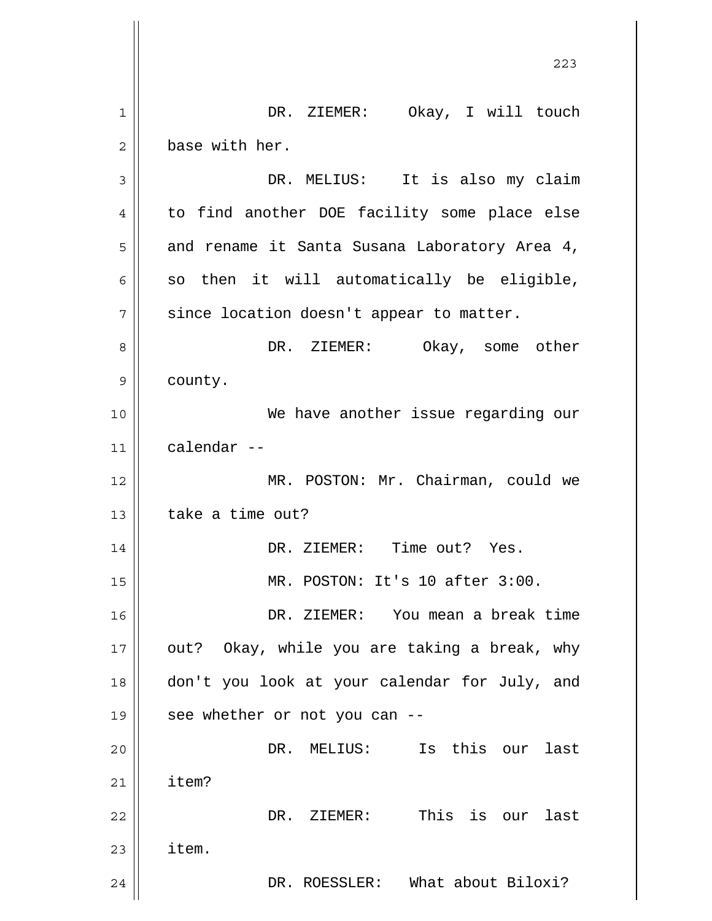DR. ZIEMER: Okay, I will touch base with her.

DR. MELIUS: It is also my claim to find another DOE facility some place else and rename it Santa Susana Laboratory Area 4, so then it will automatically be eligible, since location doesn't appear to matter.

DR. ZIEMER: Okay, some other county.

We have another issue regarding our calendar --

MR. POSTON: Mr. Chairman, could we take a time out?

DR. ZIEMER: Time out? Yes.

MR. POSTON: It's 10 after 3:00.

DR. ZIEMER: You mean a break time out? Okay, while you are taking a break, why don't you look at your calendar for July, and see whether or not you can --

DR. MELIUS: Is this our last item?

DR. ZIEMER: This is our last item.

DR. ROESSLER: What about Biloxi?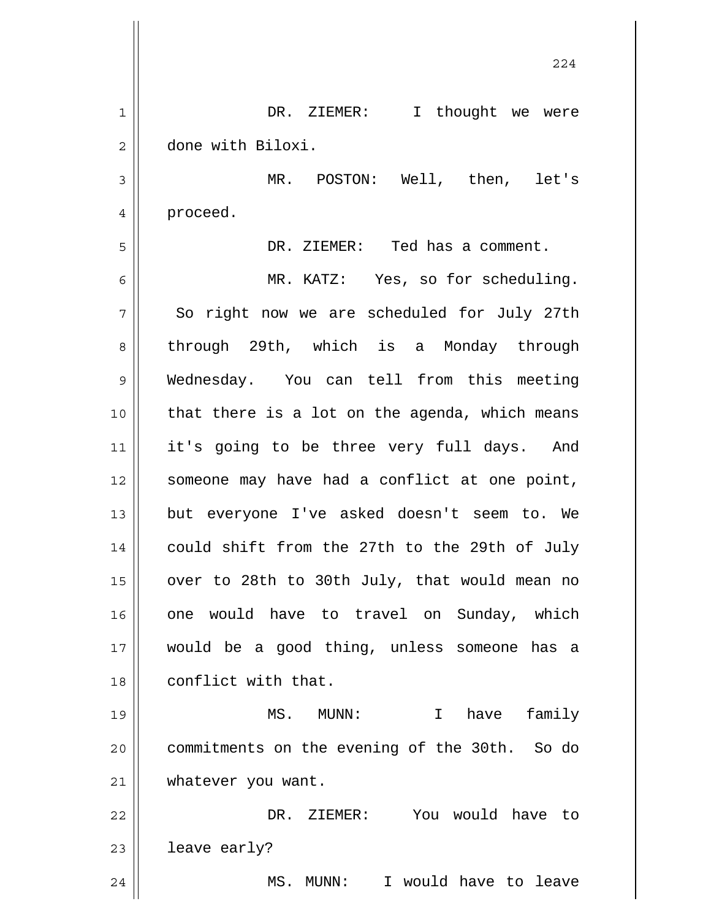DR. ZIEMER: I thought we were done with Biloxi.

MR. POSTON: Well, then, let's proceed.

DR. ZIEMER: Ted has a comment.

MR. KATZ: Yes, so for scheduling. So right now we are scheduled for July 27th through 29th, which is a Monday through Wednesday. You can tell from this meeting that there is a lot on the agenda, which means it's going to be three very full days. And someone may have had a conflict at one point, but everyone I've asked doesn't seem to. We could shift from the 27th to the 29th of July over to 28th to 30th July, that would mean no one would have to travel on Sunday, which would be a good thing, unless someone has a conflict with that.

MS. MUNN: I have family commitments on the evening of the 30th. So do whatever you want.

DR. ZIEMER: You would have to leave early?

MS. MUNN: I would have to leave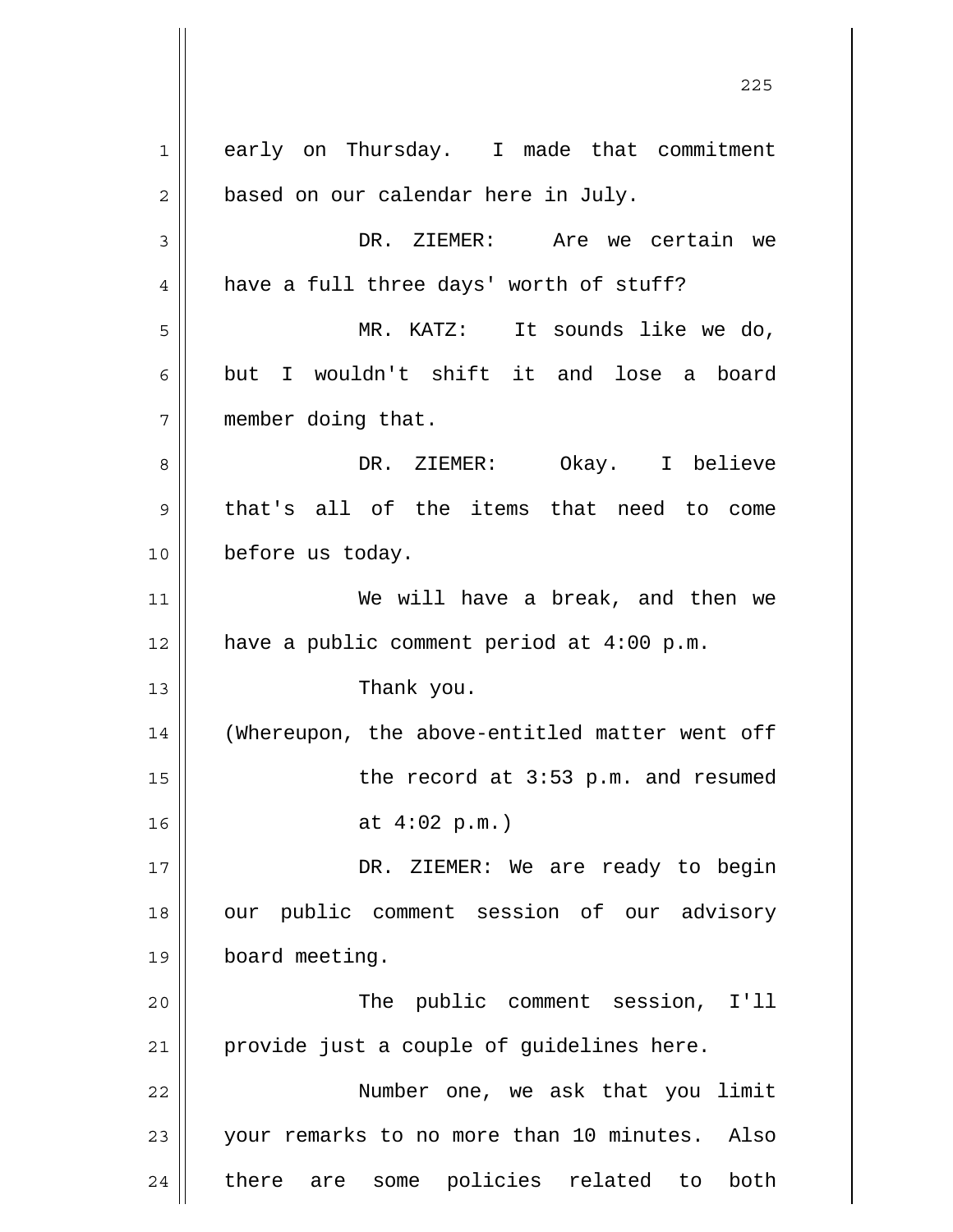early on Thursday. I made that commitment based on our calendar here in July.

DR. ZIEMER: Are we certain we have a full three days' worth of stuff?

MR. KATZ: It sounds like we do, but I wouldn't shift it and lose a board member doing that.

DR. ZIEMER: Okay. I believe that's all of the items that need to come before us today.

We will have a break, and then we have a public comment period at 4:00 p.m.

Thank you.

(Whereupon, the above-entitled matter went off the record at 3:53 p.m. and resumed at 4:02 p.m.)

DR. ZIEMER: We are ready to begin our public comment session of our advisory board meeting.

The public comment session, I'll provide just a couple of guidelines here.

Number one, we ask that you limit your remarks to no more than 10 minutes. Also there are some policies related to both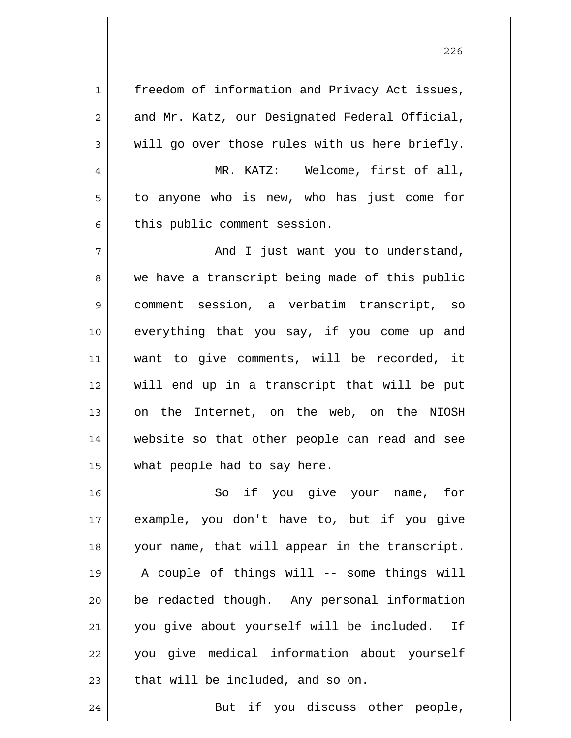freedom of information and Privacy Act issues, and Mr. Katz, our Designated Federal Official, will go over those rules with us here briefly.

MR. KATZ: Welcome, first of all, to anyone who is new, who has just come for this public comment session.

And I just want you to understand, we have a transcript being made of this public comment session, a verbatim transcript, so everything that you say, if you come up and want to give comments, will be recorded, it will end up in a transcript that will be put on the Internet, on the web, on the NIOSH website so that other people can read and see what people had to say here.

So if you give your name, for example, you don't have to, but if you give your name, that will appear in the transcript. A couple of things will -- some things will be redacted though. Any personal information you give about yourself will be included. If you give medical information about yourself that will be included, and so on.

But if you discuss other people,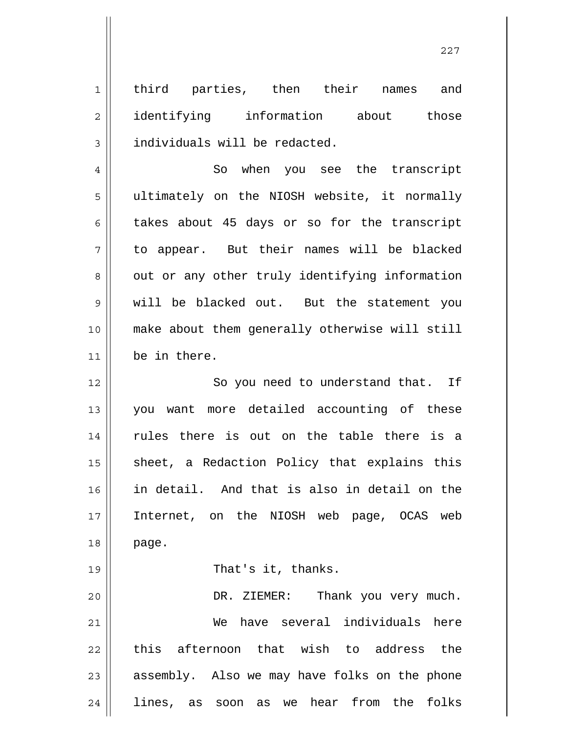third parties, then their names and identifying information about those individuals will be redacted.

So when you see the transcript ultimately on the NIOSH website, it normally takes about 45 days or so for the transcript to appear. But their names will be blacked out or any other truly identifying information will be blacked out. But the statement you make about them generally otherwise will still be in there.

So you need to understand that. If you want more detailed accounting of these rules there is out on the table there is a sheet, a Redaction Policy that explains this in detail. And that is also in detail on the Internet, on the NIOSH web page, OCAS web page.

That's it, thanks.

DR. ZIEMER: Thank you very much.

We have several individuals here this afternoon that wish to address the assembly. Also we may have folks on the phone lines, as soon as we hear from the folks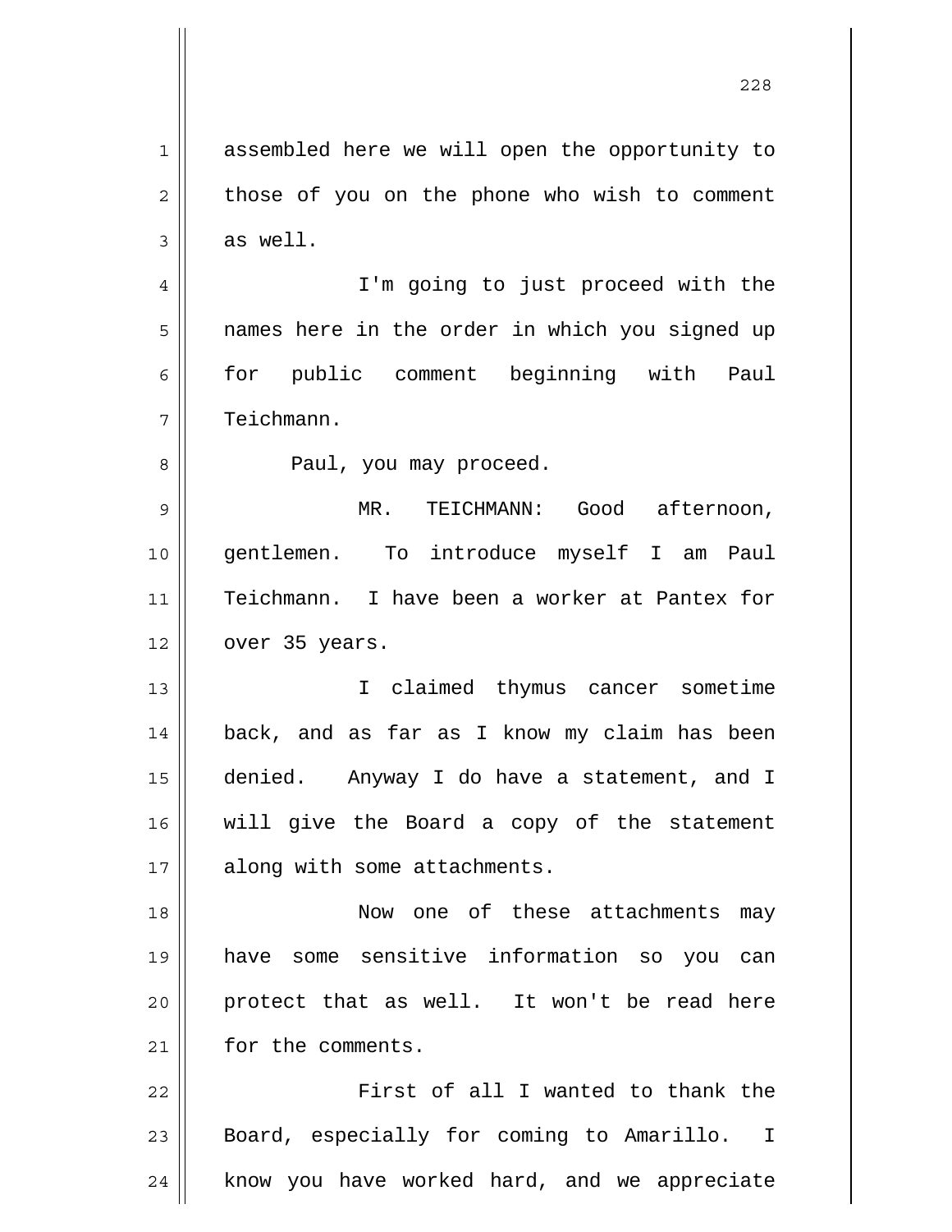assembled here we will open the opportunity to those of you on the phone who wish to comment as well.

I'm going to just proceed with the names here in the order in which you signed up for public comment beginning with Paul Teichmann.

Paul, you may proceed.

MR. TEICHMANN: Good afternoon, gentlemen. To introduce myself I am Paul Teichmann. I have been a worker at Pantex for over 35 years.

I claimed thymus cancer sometime back, and as far as I know my claim has been denied. Anyway I do have a statement, and I will give the Board a copy of the statement along with some attachments.

Now one of these attachments may have some sensitive information so you can protect that as well. It won't be read here for the comments.

First of all I wanted to thank the Board, especially for coming to Amarillo. I know you have worked hard, and we appreciate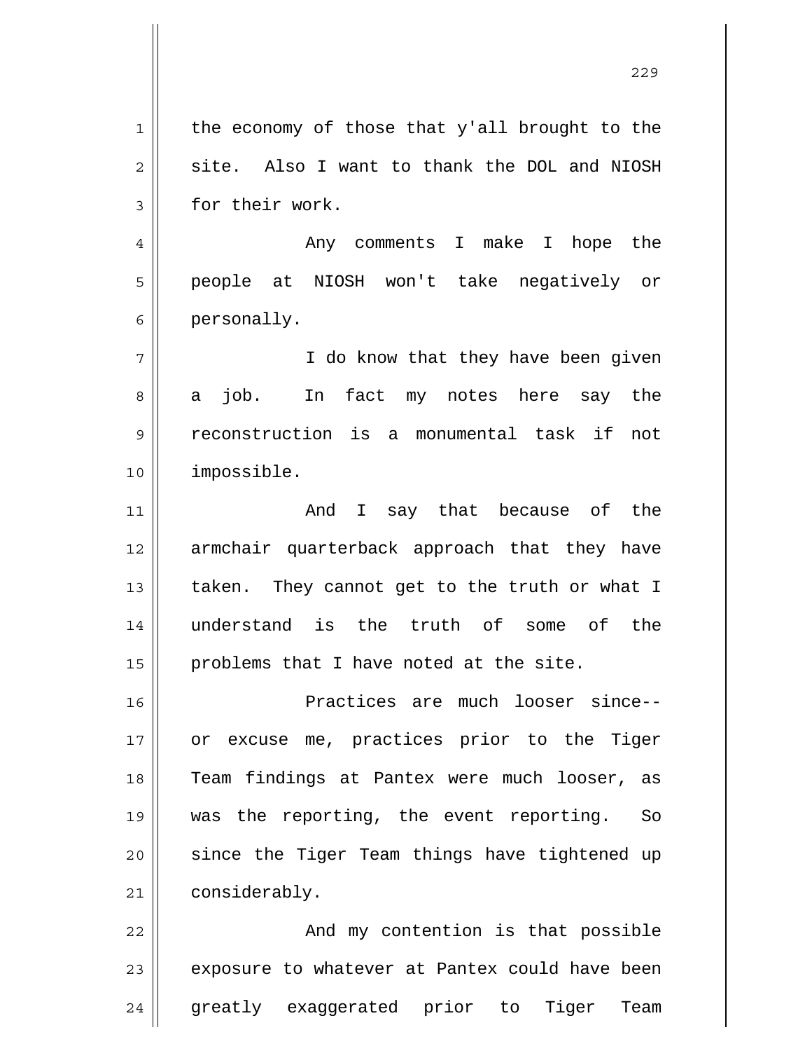the economy of those that y'all brought to the site. Also I want to thank the DOL and NIOSH for their work.

Any comments I make I hope the people at NIOSH won't take negatively or personally.

I do know that they have been given a job. In fact my notes here say the reconstruction is a monumental task if not impossible.

And I say that because of the armchair quarterback approach that they have taken. They cannot get to the truth or what I understand is the truth of some of the problems that I have noted at the site.

Practices are much looser since-- or excuse me, practices prior to the Tiger Team findings at Pantex were much looser, as was the reporting, the event reporting. So since the Tiger Team things have tightened up considerably.

And my contention is that possible exposure to whatever at Pantex could have been greatly exaggerated prior to Tiger Team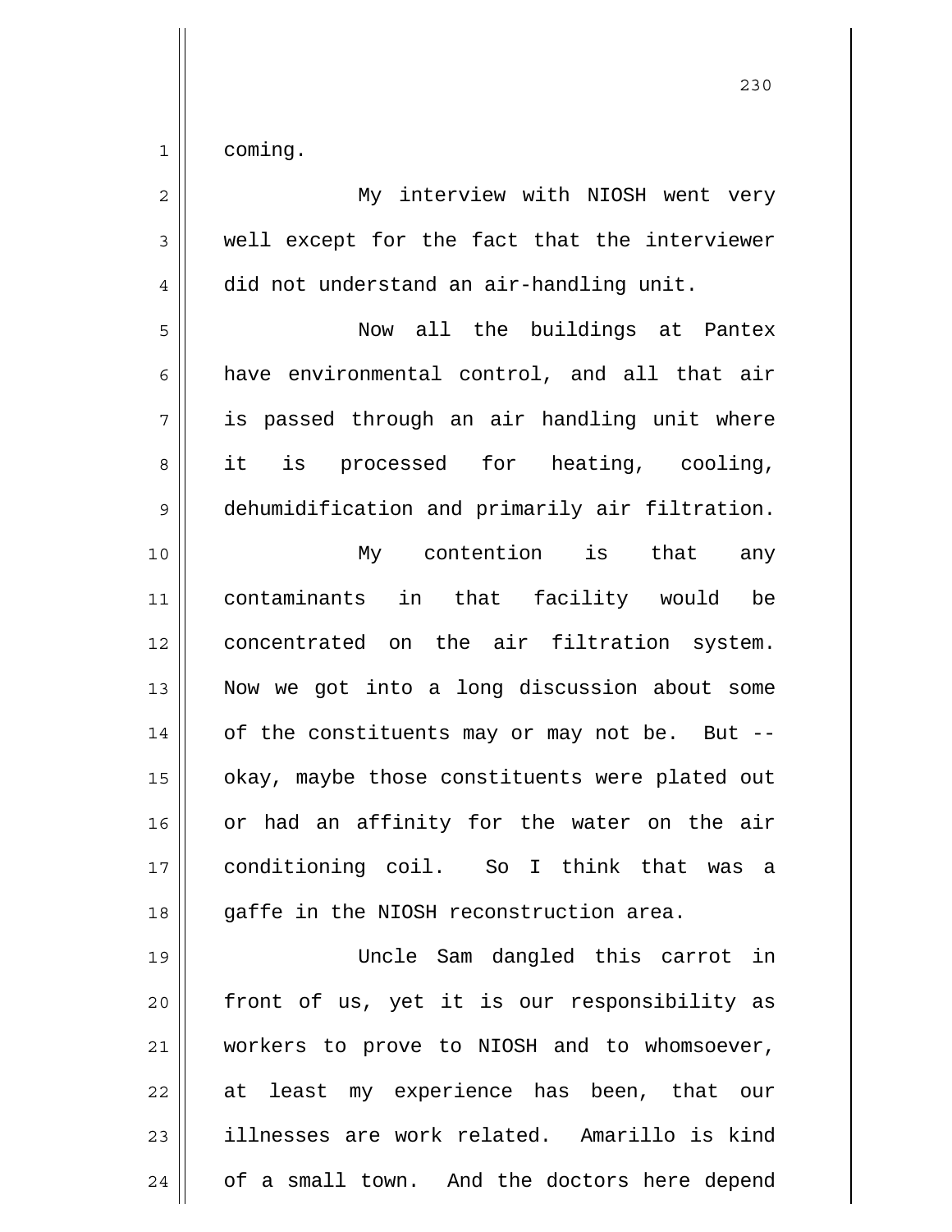coming.

My interview with NIOSH went very well except for the fact that the interviewer did not understand an air-handling unit.

Now all the buildings at Pantex have environmental control, and all that air is passed through an air handling unit where it is processed for heating, cooling, dehumidification and primarily air filtration.

My contention is that any contaminants in that facility would be concentrated on the air filtration system. Now we got into a long discussion about some of the constituents may or may not be. But -- okay, maybe those constituents were plated out or had an affinity for the water on the air conditioning coil. So I think that was a gaffe in the NIOSH reconstruction area.

Uncle Sam dangled this carrot in front of us, yet it is our responsibility as workers to prove to NIOSH and to whomsoever, at least my experience has been, that our illnesses are work related. Amarillo is kind of a small town. And the doctors here depend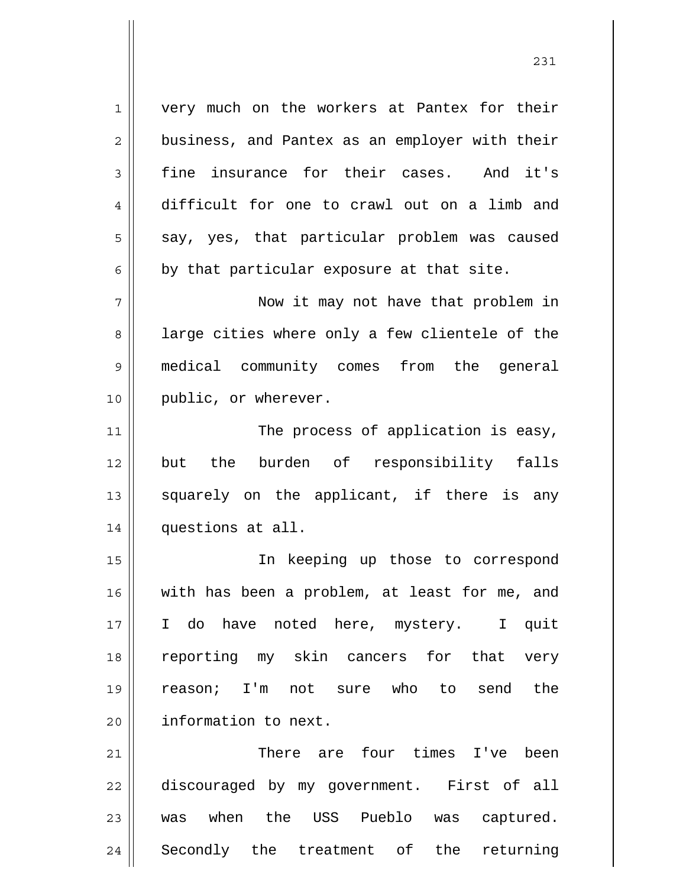very much on the workers at Pantex for their business, and Pantex as an employer with their fine insurance for their cases. And it's difficult for one to crawl out on a limb and say, yes, that particular problem was caused by that particular exposure at that site.

Now it may not have that problem in large cities where only a few clientele of the medical community comes from the general public, or wherever.

The process of application is easy, but the burden of responsibility falls squarely on the applicant, if there is any questions at all.

In keeping up those to correspond with has been a problem, at least for me, and I do have noted here, mystery. I quit reporting my skin cancers for that very reason; I'm not sure who to send the information to next.

There are four times I've been discouraged by my government. First of all was when the USS Pueblo was captured. Secondly the treatment of the returning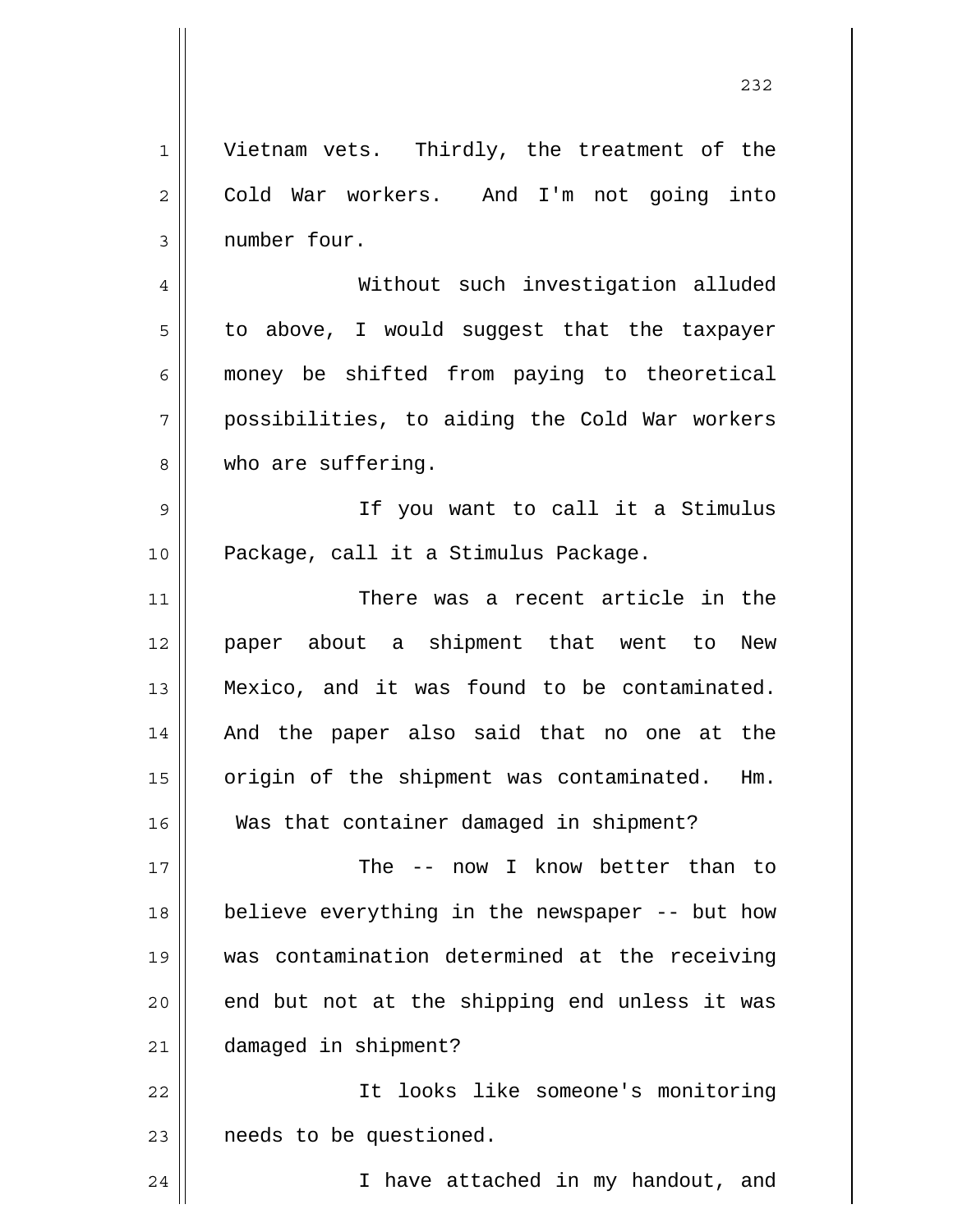Vietnam vets. Thirdly, the treatment of the Cold War workers. And I'm not going into number four.

Without such investigation alluded to above, I would suggest that the taxpayer money be shifted from paying to theoretical possibilities, to aiding the Cold War workers who are suffering.

If you want to call it a Stimulus Package, call it a Stimulus Package.

There was a recent article in the paper about a shipment that went to New Mexico, and it was found to be contaminated. And the paper also said that no one at the origin of the shipment was contaminated. Hm. Was that container damaged in shipment?

The -- now I know better than to believe everything in the newspaper -- but how was contamination determined at the receiving end but not at the shipping end unless it was damaged in shipment?

It looks like someone's monitoring needs to be questioned.

I have attached in my handout, and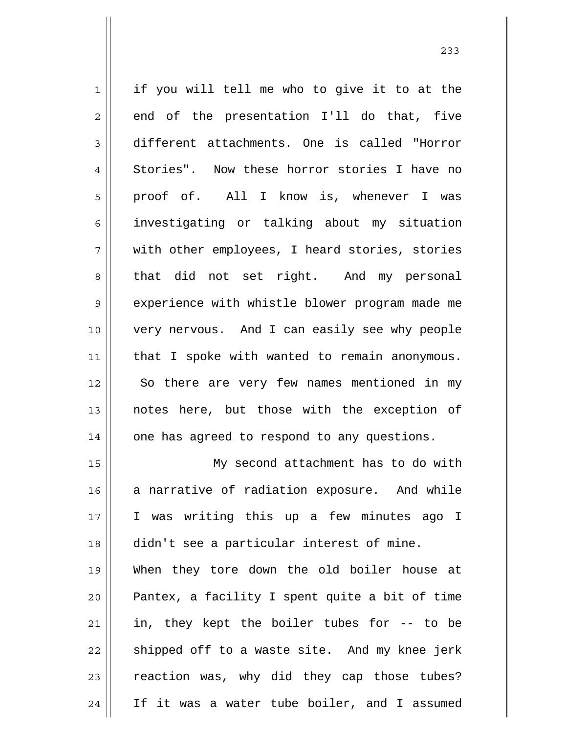if you will tell me who to give it to at the end of the presentation I'll do that, five different attachments. One is called "Horror Stories". Now these horror stories I have no proof of. All I know is, whenever I was investigating or talking about my situation with other employees, I heard stories, stories that did not set right. And my personal experience with whistle blower program made me very nervous. And I can easily see why people that I spoke with wanted to remain anonymous. So there are very few names mentioned in my notes here, but those with the exception of one has agreed to respond to any questions.

My second attachment has to do with a narrative of radiation exposure. And while I was writing this up a few minutes ago I didn't see a particular interest of mine. When they tore down the old boiler house at Pantex, a facility I spent quite a bit of time in, they kept the boiler tubes for -- to be shipped off to a waste site. And my knee jerk reaction was, why did they cap those tubes? If it was a water tube boiler, and I assumed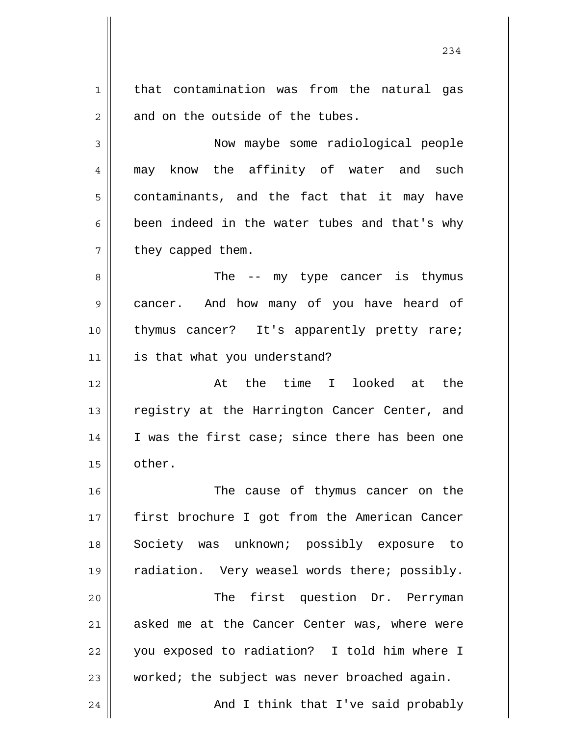that contamination was from the natural gas and on the outside of the tubes.

Now maybe some radiological people may know the affinity of water and such contaminants, and the fact that it may have been indeed in the water tubes and that's why they capped them.

The -- my type cancer is thymus cancer. And how many of you have heard of thymus cancer? It's apparently pretty rare; is that what you understand?

At the time I looked at the registry at the Harrington Cancer Center, and I was the first case; since there has been one other.

The cause of thymus cancer on the first brochure I got from the American Cancer Society was unknown; possibly exposure to radiation. Very weasel words there; possibly.

The first question Dr. Perryman asked me at the Cancer Center was, where were you exposed to radiation? I told him where I worked; the subject was never broached again.

And I think that I've said probably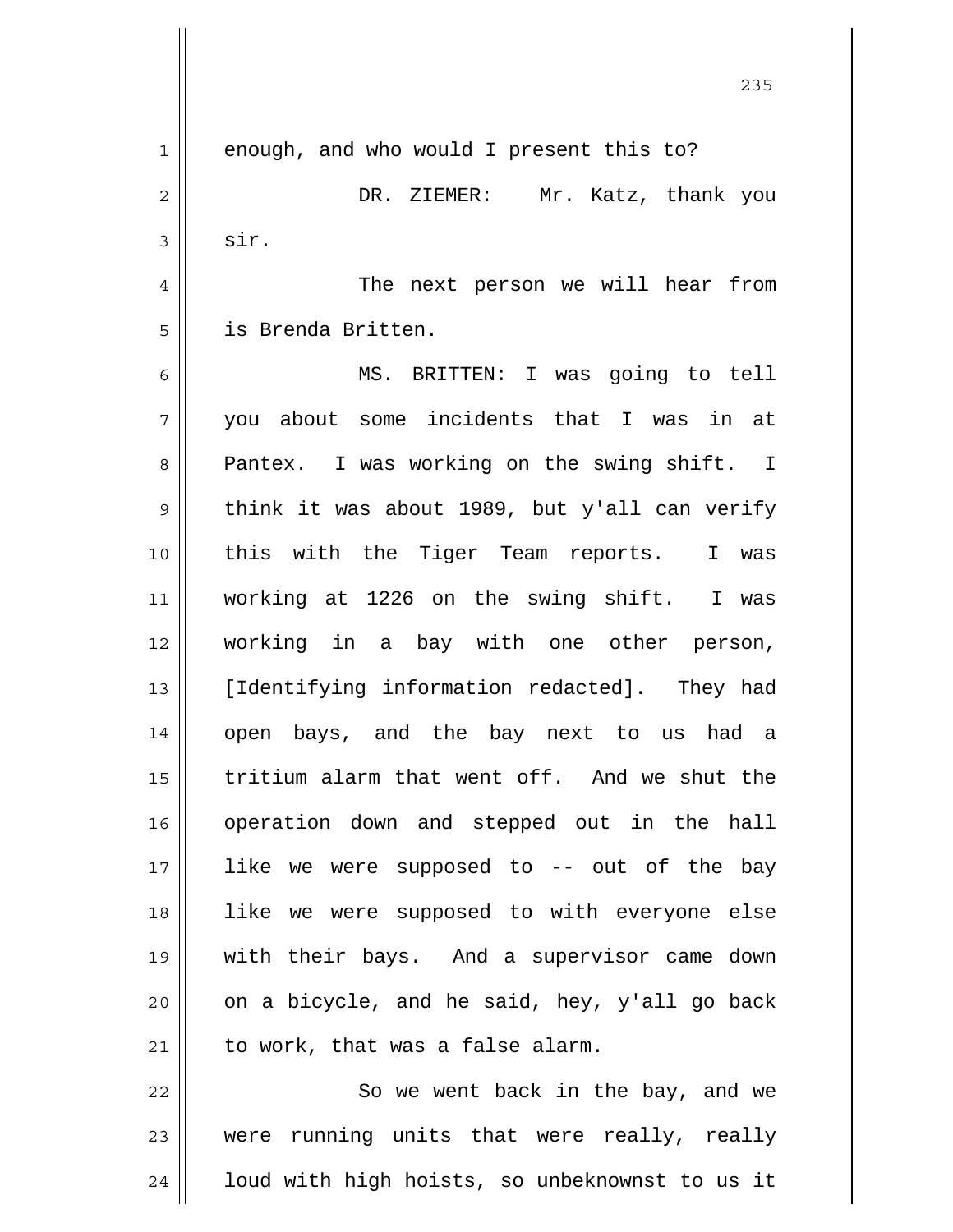enough, and who would I present this to?

DR. ZIEMER: Mr. Katz, thank you sir.

The next person we will hear from is Brenda Britten.

MS. BRITTEN: I was going to tell you about some incidents that I was in at Pantex. I was working on the swing shift. I think it was about 1989, but y'all can verify this with the Tiger Team reports. I was working at 1226 on the swing shift. I was working in a bay with one other person, [Identifying information redacted]. They had open bays, and the bay next to us had a tritium alarm that went off. And we shut the operation down and stepped out in the hall like we were supposed to -- out of the bay like we were supposed to with everyone else with their bays. And a supervisor came down on a bicycle, and he said, hey, y'all go back to work, that was a false alarm.

So we went back in the bay, and we were running units that were really, really loud with high hoists, so unbeknownst to us it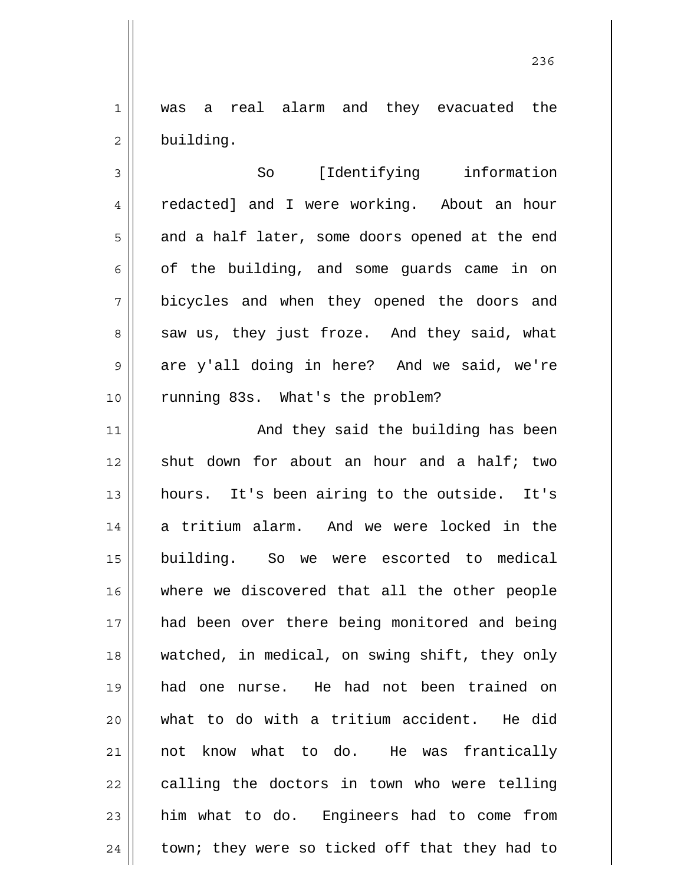was a real alarm and they evacuated the building.

So [Identifying information redacted] and I were working. About an hour and a half later, some doors opened at the end of the building, and some guards came in on bicycles and when they opened the doors and saw us, they just froze. And they said, what are y'all doing in here? And we said, we're running 83s. What's the problem?

And they said the building has been shut down for about an hour and a half; two hours. It's been airing to the outside. It's a tritium alarm. And we were locked in the building. So we were escorted to medical where we discovered that all the other people had been over there being monitored and being watched, in medical, on swing shift, they only had one nurse. He had not been trained on what to do with a tritium accident. He did not know what to do. He was frantically calling the doctors in town who were telling him what to do. Engineers had to come from town; they were so ticked off that they had to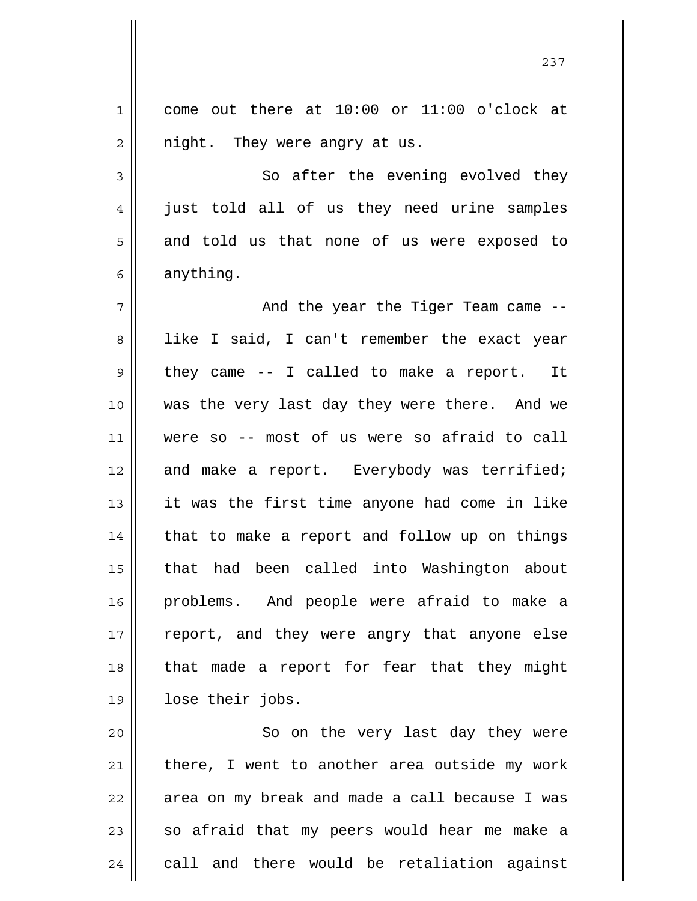come out there at 10:00 or 11:00 o'clock at night. They were angry at us.

So after the evening evolved they just told all of us they need urine samples and told us that none of us were exposed to anything.

And the year the Tiger Team came -- like I said, I can't remember the exact year they came -- I called to make a report. It was the very last day they were there. And we were so -- most of us were so afraid to call and make a report. Everybody was terrified; it was the first time anyone had come in like that to make a report and follow up on things that had been called into Washington about problems. And people were afraid to make a report, and they were angry that anyone else that made a report for fear that they might lose their jobs.

So on the very last day they were there, I went to another area outside my work area on my break and made a call because I was so afraid that my peers would hear me make a call and there would be retaliation against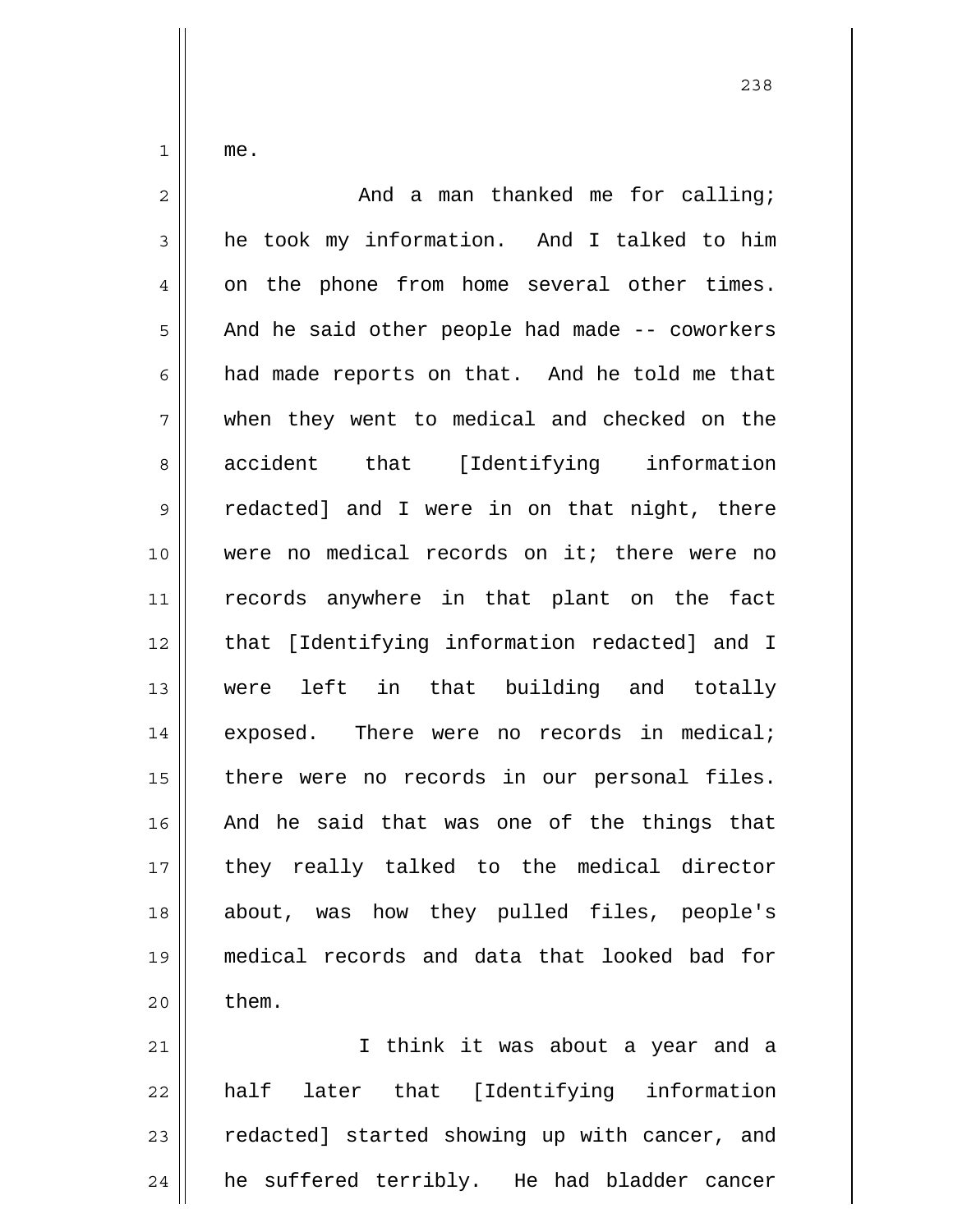me.

And a man thanked me for calling; he took my information. And I talked to him on the phone from home several other times. And he said other people had made -- coworkers had made reports on that. And he told me that when they went to medical and checked on the accident that [Identifying information redacted] and I were in on that night, there were no medical records on it; there were no records anywhere in that plant on the fact that [Identifying information redacted] and I were left in that building and totally exposed. There were no records in medical; there were no records in our personal files. And he said that was one of the things that they really talked to the medical director about, was how they pulled files, people's medical records and data that looked bad for them.

I think it was about a year and a half later that [Identifying information redacted] started showing up with cancer, and he suffered terribly. He had bladder cancer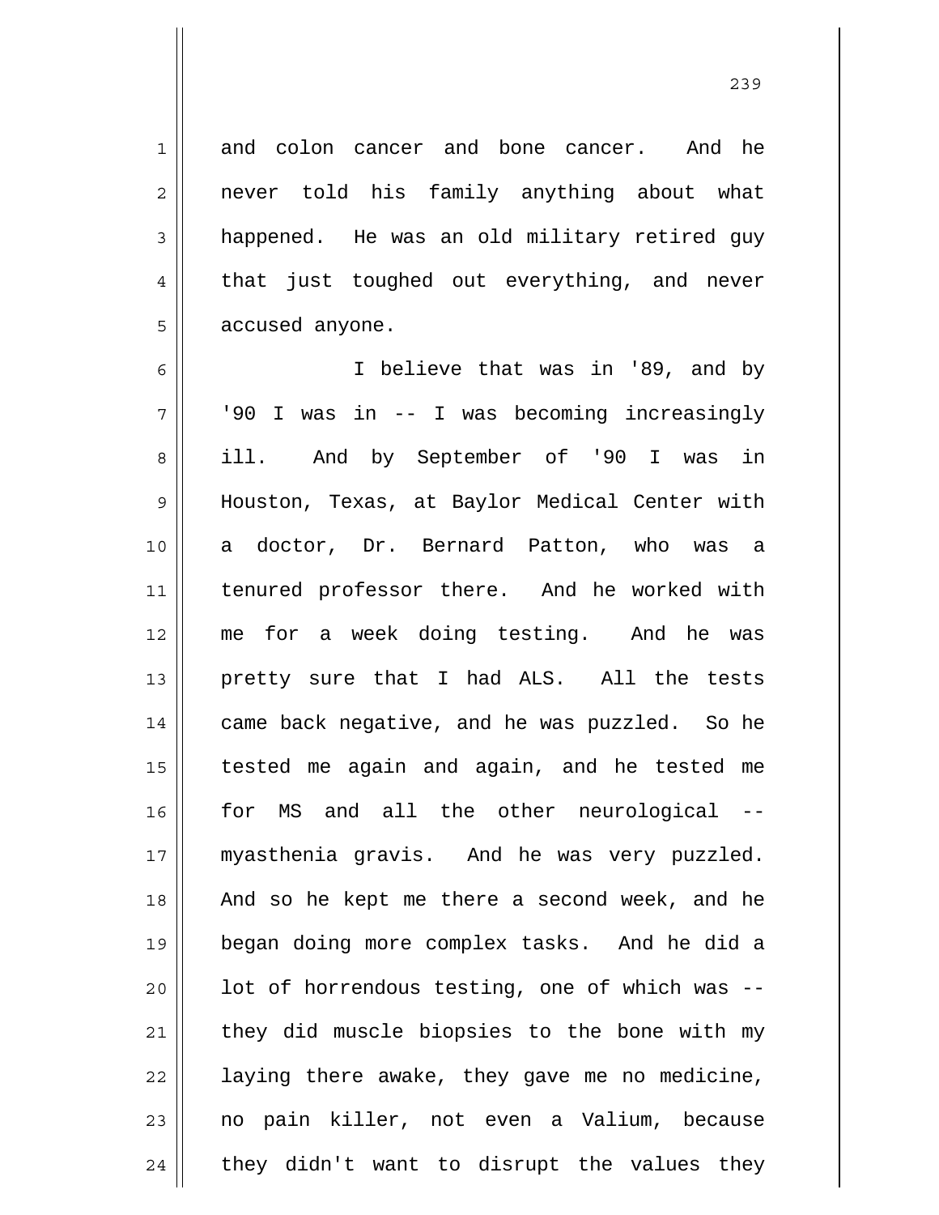and colon cancer and bone cancer. And he never told his family anything about what happened. He was an old military retired guy that just toughed out everything, and never accused anyone.

I believe that was in '89, and by '90 I was in -- I was becoming increasingly ill. And by September of '90 I was in Houston, Texas, at Baylor Medical Center with a doctor, Dr. Bernard Patton, who was a tenured professor there. And he worked with me for a week doing testing. And he was pretty sure that I had ALS. All the tests came back negative, and he was puzzled. So he tested me again and again, and he tested me for MS and all the other neurological -- myasthenia gravis. And he was very puzzled. And so he kept me there a second week, and he began doing more complex tasks. And he did a lot of horrendous testing, one of which was -- they did muscle biopsies to the bone with my laying there awake, they gave me no medicine, no pain killer, not even a Valium, because they didn't want to disrupt the values they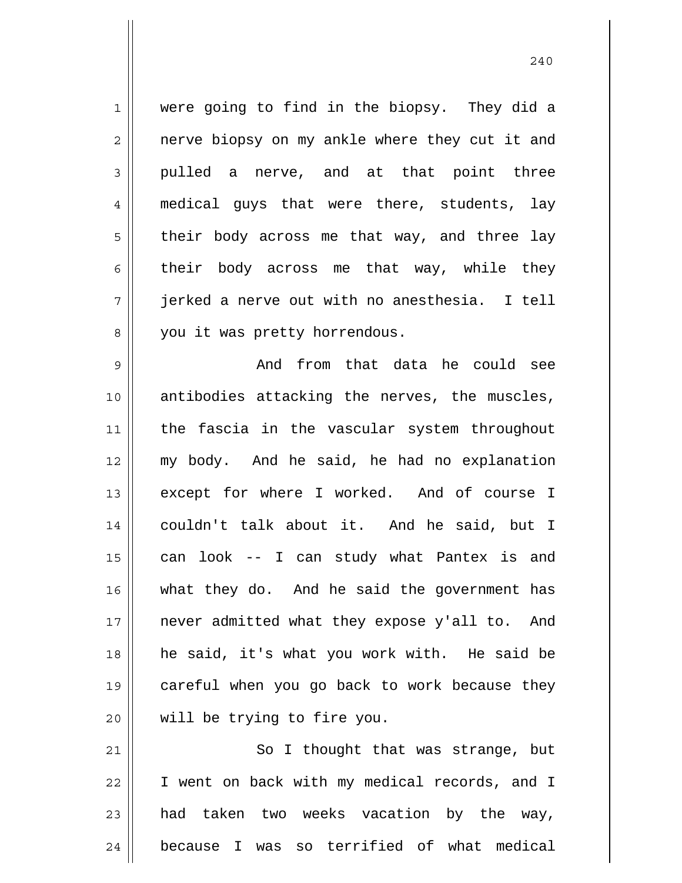were going to find in the biopsy. They did a nerve biopsy on my ankle where they cut it and pulled a nerve, and at that point three medical guys that were there, students, lay their body across me that way, and three lay their body across me that way, while they jerked a nerve out with no anesthesia. I tell you it was pretty horrendous.

And from that data he could see antibodies attacking the nerves, the muscles, the fascia in the vascular system throughout my body. And he said, he had no explanation except for where I worked. And of course I couldn't talk about it. And he said, but I can look -- I can study what Pantex is and what they do. And he said the government has never admitted what they expose y'all to. And he said, it's what you work with. He said be careful when you go back to work because they will be trying to fire you.

So I thought that was strange, but I went on back with my medical records, and I had taken two weeks vacation by the way, because I was so terrified of what medical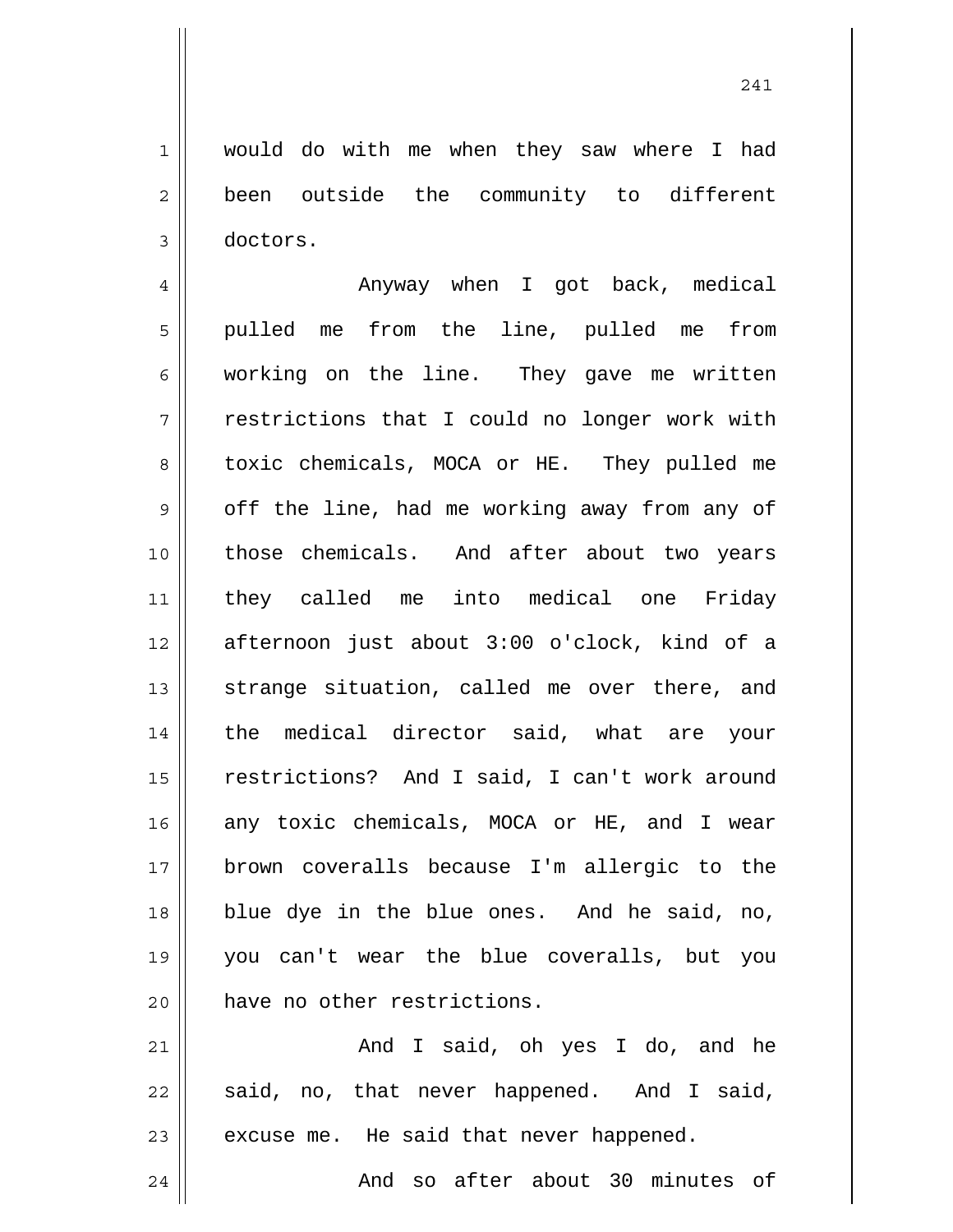would do with me when they saw where I had been outside the community to different doctors.

Anyway when I got back, medical pulled me from the line, pulled me from working on the line. They gave me written restrictions that I could no longer work with toxic chemicals, MOCA or HE. They pulled me off the line, had me working away from any of those chemicals. And after about two years they called me into medical one Friday afternoon just about 3:00 o'clock, kind of a strange situation, called me over there, and the medical director said, what are your restrictions? And I said, I can't work around any toxic chemicals, MOCA or HE, and I wear brown coveralls because I'm allergic to the blue dye in the blue ones. And he said, no, you can't wear the blue coveralls, but you have no other restrictions.

And I said, oh yes I do, and he said, no, that never happened. And I said, excuse me. He said that never happened.

And so after about 30 minutes of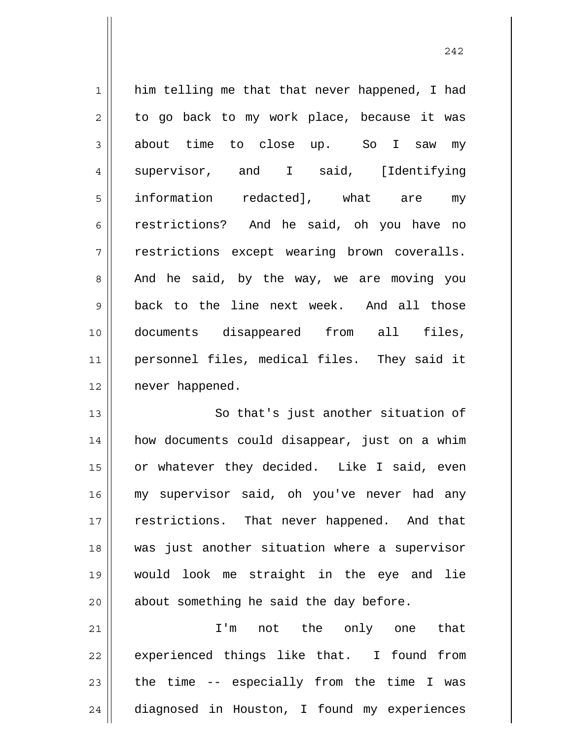him telling me that that never happened, I had to go back to my work place, because it was about time to close up. So I saw my supervisor, and I said, [Identifying information redacted], what are my restrictions? And he said, oh you have no restrictions except wearing brown coveralls. And he said, by the way, we are moving you back to the line next week. And all those documents disappeared from all files, personnel files, medical files. They said it never happened.

So that's just another situation of how documents could disappear, just on a whim or whatever they decided. Like I said, even my supervisor said, oh you've never had any restrictions. That never happened. And that was just another situation where a supervisor would look me straight in the eye and lie about something he said the day before.

I'm not the only one that experienced things like that. I found from the time -- especially from the time I was diagnosed in Houston, I found my experiences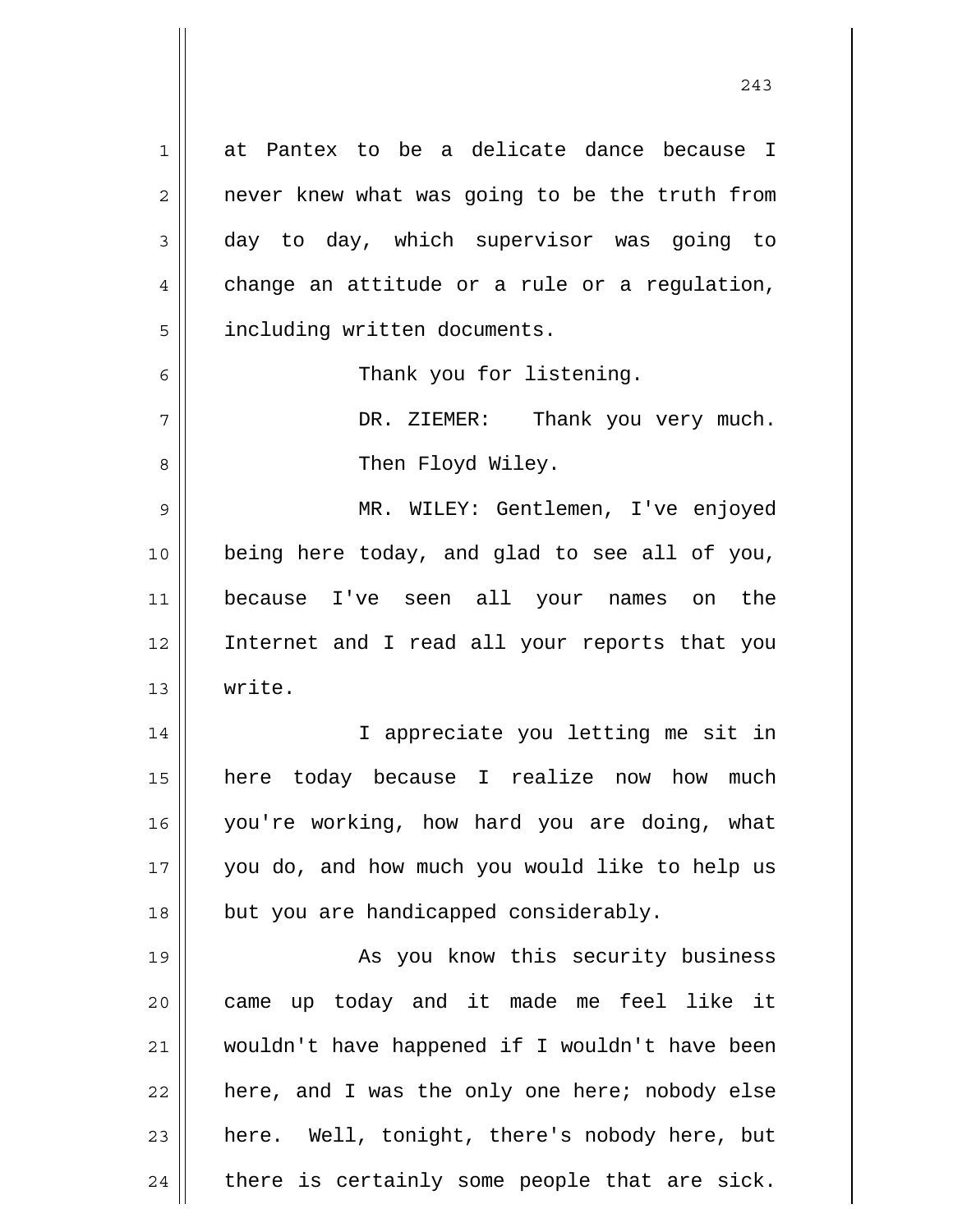at Pantex to be a delicate dance because I never knew what was going to be the truth from day to day, which supervisor was going to change an attitude or a rule or a regulation, including written documents.

Thank you for listening.

DR. ZIEMER: Thank you very much. Then Floyd Wiley.

MR. WILEY: Gentlemen, I've enjoyed being here today, and glad to see all of you, because I've seen all your names on the Internet and I read all your reports that you write.

I appreciate you letting me sit in here today because I realize now how much you're working, how hard you are doing, what you do, and how much you would like to help us but you are handicapped considerably.

As you know this security business came up today and it made me feel like it wouldn't have happened if I wouldn't have been here, and I was the only one here; nobody else here. Well, tonight, there's nobody here, but there is certainly some people that are sick.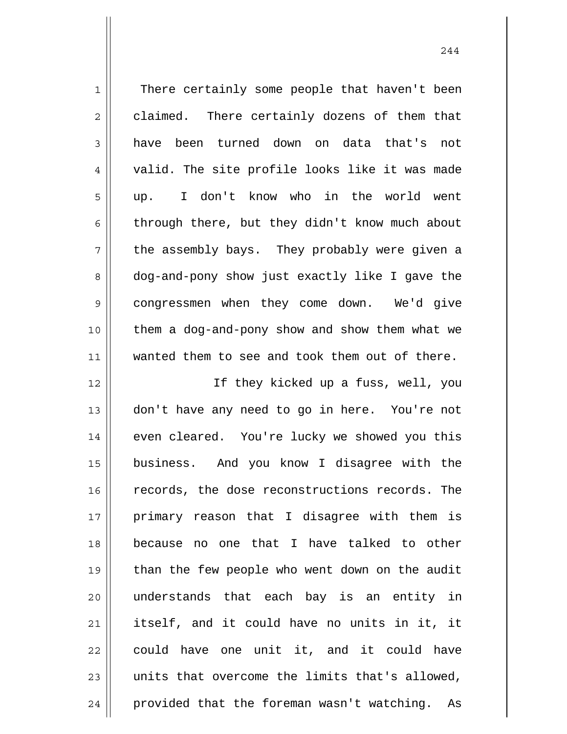There certainly some people that haven't been claimed. There certainly dozens of them that have been turned down on data that's not valid. The site profile looks like it was made up. I don't know who in the world went through there, but they didn't know much about the assembly bays. They probably were given a dog-and-pony show just exactly like I gave the congressmen when they come down. We'd give them a dog-and-pony show and show them what we wanted them to see and took them out of there.

If they kicked up a fuss, well, you don't have any need to go in here. You're not even cleared. You're lucky we showed you this business. And you know I disagree with the records, the dose reconstructions records. The primary reason that I disagree with them is because no one that I have talked to other than the few people who went down on the audit understands that each bay is an entity in itself, and it could have no units in it, it could have one unit it, and it could have units that overcome the limits that's allowed, provided that the foreman wasn't watching. As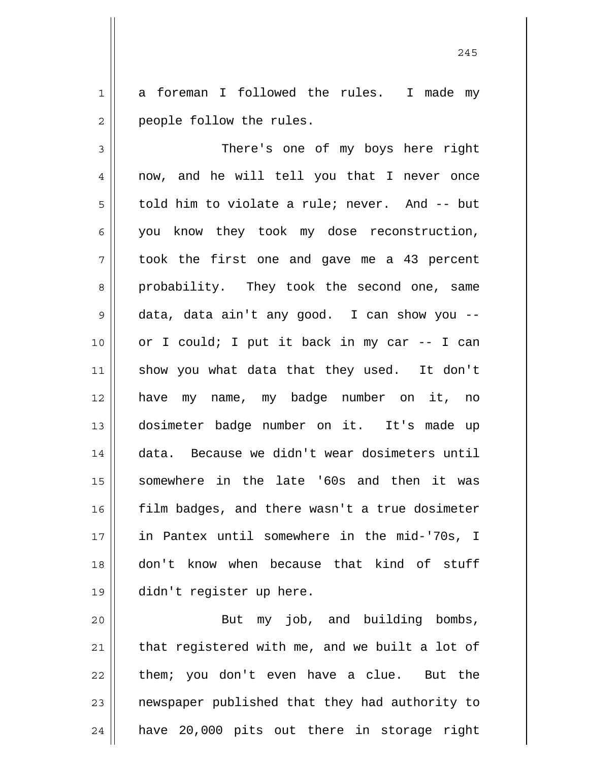a foreman I followed the rules. I made my people follow the rules.

There's one of my boys here right now, and he will tell you that I never once told him to violate a rule; never. And -- but you know they took my dose reconstruction, took the first one and gave me a 43 percent probability. They took the second one, same data, data ain't any good. I can show you -- or I could; I put it back in my car -- I can show you what data that they used. It don't have my name, my badge number on it, no dosimeter badge number on it. It's made up data. Because we didn't wear dosimeters until somewhere in the late '60s and then it was film badges, and there wasn't a true dosimeter in Pantex until somewhere in the mid-'70s, I don't know when because that kind of stuff didn't register up here.

But my job, and building bombs, that registered with me, and we built a lot of them; you don't even have a clue. But the newspaper published that they had authority to have 20,000 pits out there in storage right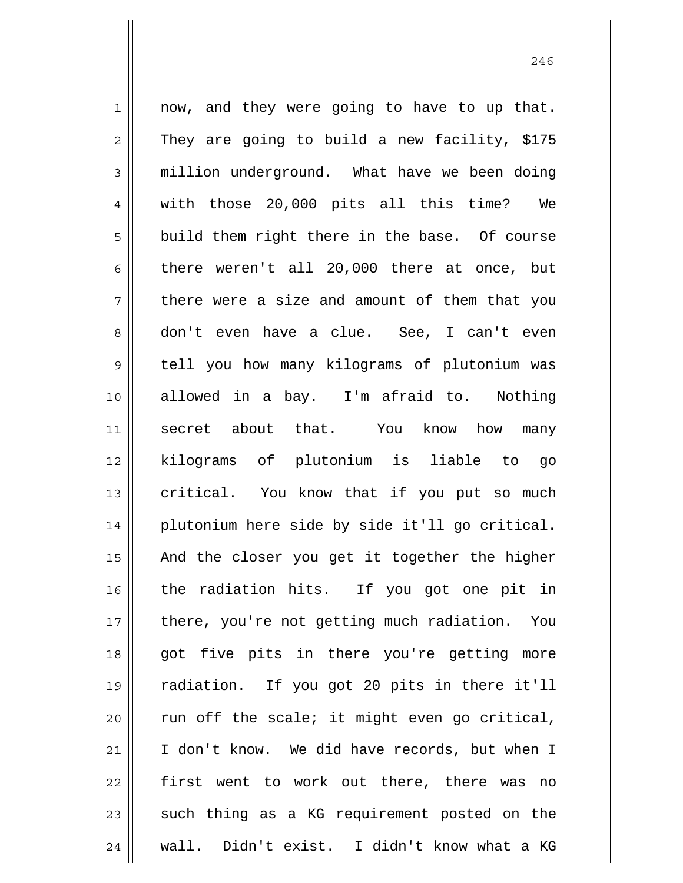now, and they were going to have to up that. They are going to build a new facility, $175 million underground. What have we been doing with those 20,000 pits all this time? We build them right there in the base. Of course there weren't all 20,000 there at once, but there were a size and amount of them that you don't even have a clue. See, I can't even tell you how many kilograms of plutonium was allowed in a bay. I'm afraid to. Nothing secret about that. You know how many kilograms of plutonium is liable to go critical. You know that if you put so much plutonium here side by side it'll go critical. And the closer you get it together the higher the radiation hits. If you got one pit in there, you're not getting much radiation. You got five pits in there you're getting more radiation. If you got 20 pits in there it'll run off the scale; it might even go critical, I don't know. We did have records, but when I first went to work out there, there was no such thing as a KG requirement posted on the wall. Didn't exist. I didn't know what a KG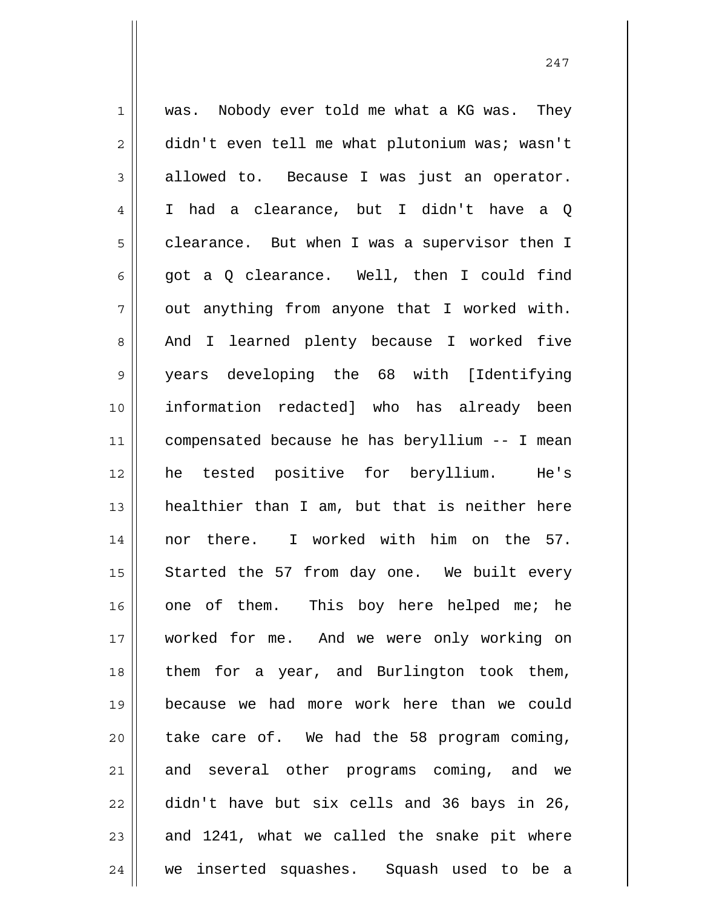was. Nobody ever told me what a KG was. They didn't even tell me what plutonium was; wasn't allowed to. Because I was just an operator. I had a clearance, but I didn't have a Q clearance. But when I was a supervisor then I got a Q clearance. Well, then I could find out anything from anyone that I worked with. And I learned plenty because I worked five years developing the 68 with [Identifying information redacted] who has already been compensated because he has beryllium -- I mean he tested positive for beryllium. He's healthier than I am, but that is neither here nor there. I worked with him on the 57. Started the 57 from day one. We built every one of them. This boy here helped me; he worked for me. And we were only working on them for a year, and Burlington took them, because we had more work here than we could take care of. We had the 58 program coming, and several other programs coming, and we didn't have but six cells and 36 bays in 26, and 1241, what we called the snake pit where we inserted squashes. Squash used to be a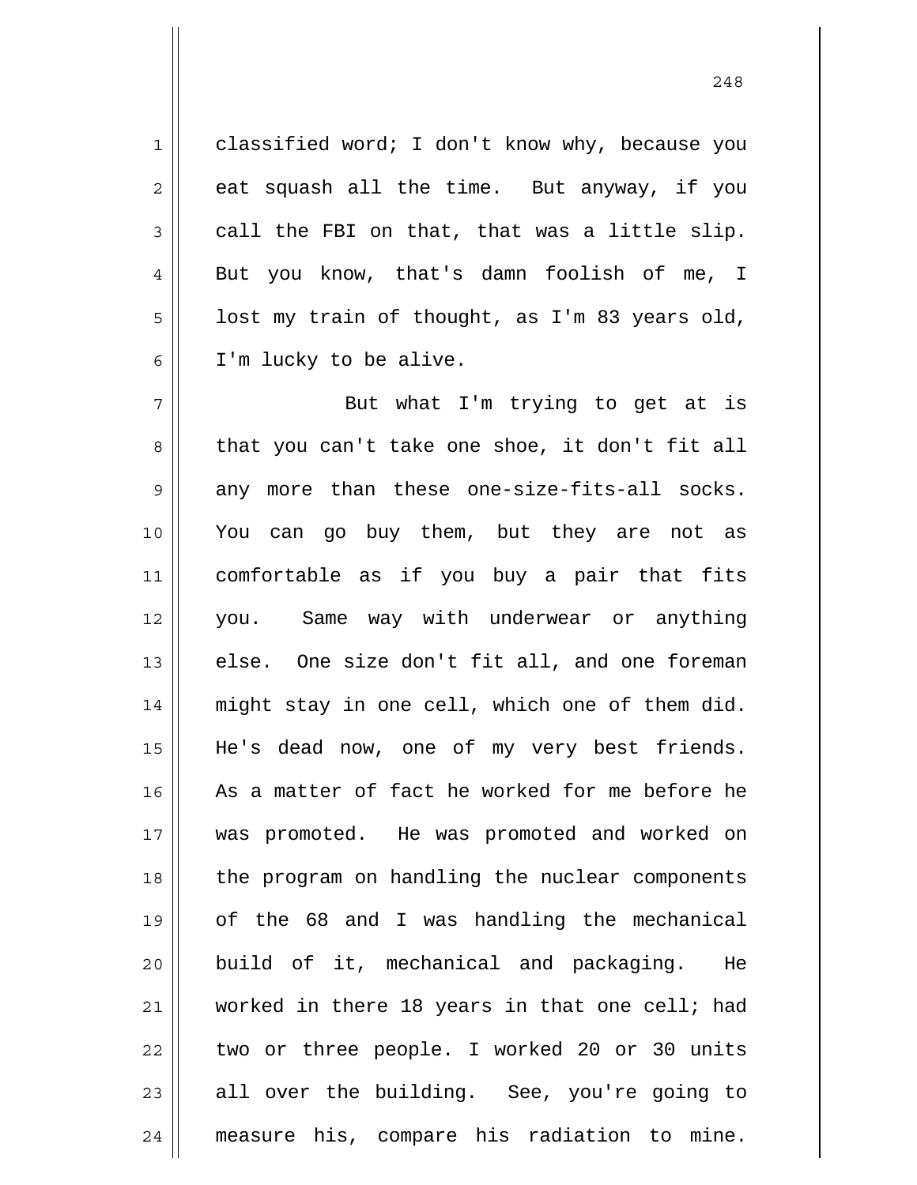classified word; I don't know why, because you eat squash all the time. But anyway, if you call the FBI on that, that was a little slip. But you know, that's damn foolish of me, I lost my train of thought, as I'm 83 years old, I'm lucky to be alive.

But what I'm trying to get at is that you can't take one shoe, it don't fit all any more than these one-size-fits-all socks. You can go buy them, but they are not as comfortable as if you buy a pair that fits you. Same way with underwear or anything else. One size don't fit all, and one foreman might stay in one cell, which one of them did. He's dead now, one of my very best friends. As a matter of fact he worked for me before he was promoted. He was promoted and worked on the program on handling the nuclear components of the 68 and I was handling the mechanical build of it, mechanical and packaging. He worked in there 18 years in that one cell; had two or three people. I worked 20 or 30 units all over the building. See, you're going to measure his, compare his radiation to mine.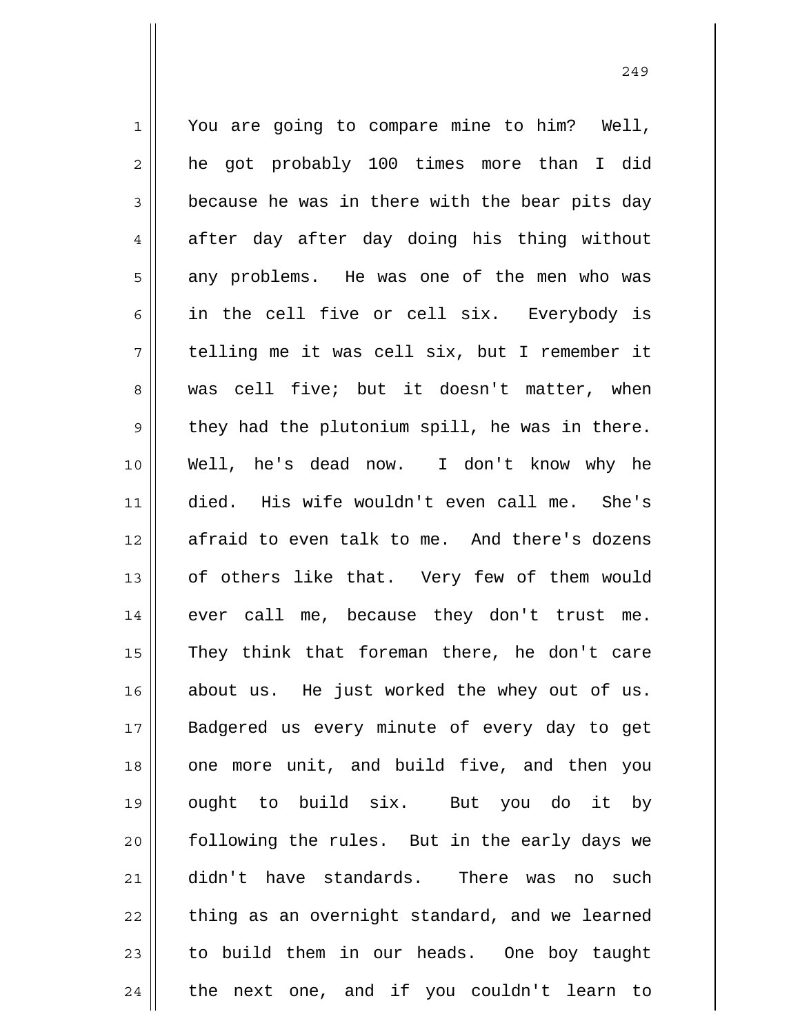You are going to compare mine to him? Well, he got probably 100 times more than I did because he was in there with the bear pits day after day after day doing his thing without any problems. He was one of the men who was in the cell five or cell six. Everybody is telling me it was cell six, but I remember it was cell five; but it doesn't matter, when they had the plutonium spill, he was in there. Well, he's dead now. I don't know why he died. His wife wouldn't even call me. She's afraid to even talk to me. And there's dozens of others like that. Very few of them would ever call me, because they don't trust me. They think that foreman there, he don't care about us. He just worked the whey out of us. Badgered us every minute of every day to get one more unit, and build five, and then you ought to build six. But you do it by following the rules. But in the early days we didn't have standards. There was no such thing as an overnight standard, and we learned to build them in our heads. One boy taught the next one, and if you couldn't learn to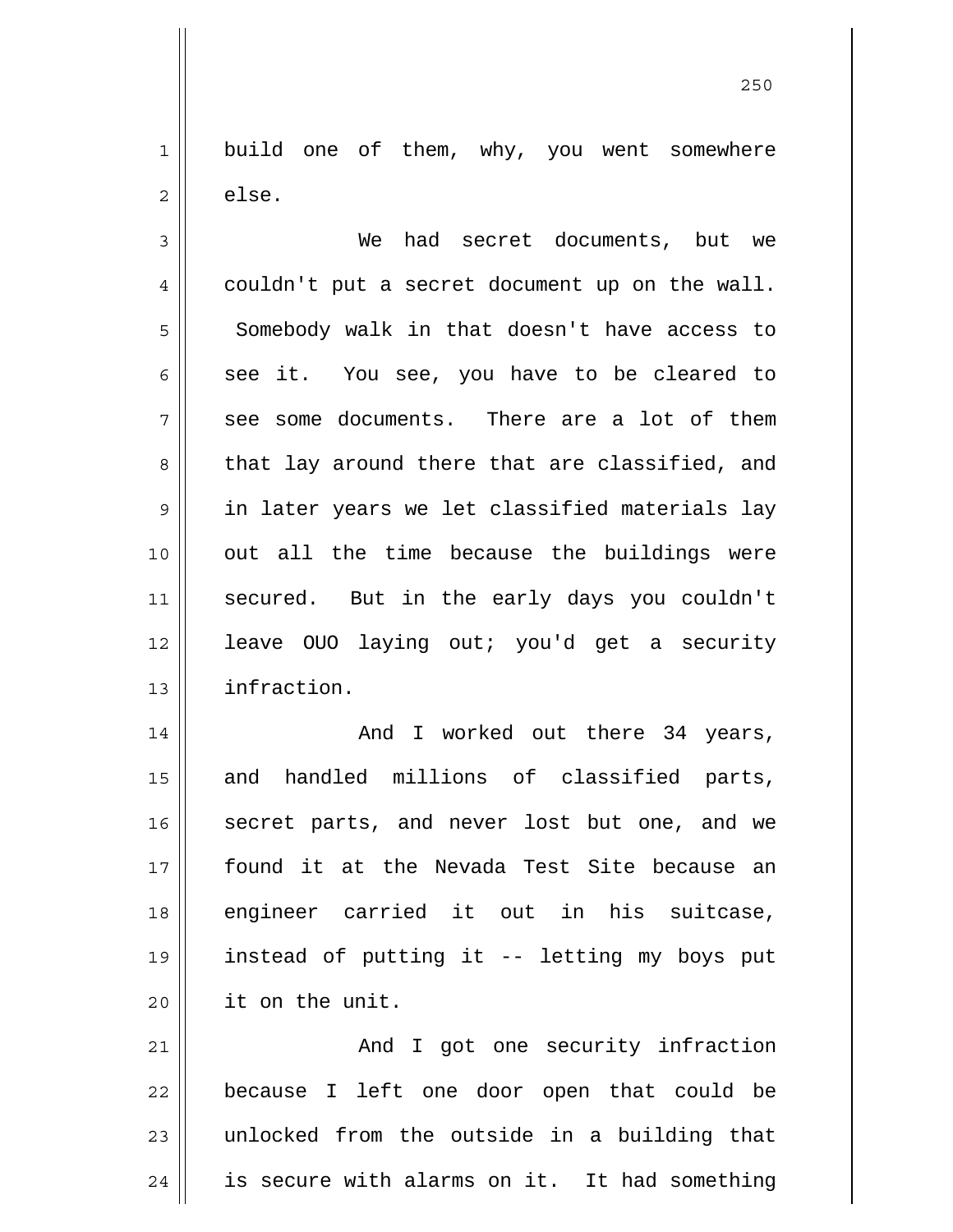build one of them, why, you went somewhere else.

We had secret documents, but we couldn't put a secret document up on the wall. Somebody walk in that doesn't have access to see it. You see, you have to be cleared to see some documents. There are a lot of them that lay around there that are classified, and in later years we let classified materials lay out all the time because the buildings were secured. But in the early days you couldn't leave OUO laying out; you'd get a security infraction.

And I worked out there 34 years, and handled millions of classified parts, secret parts, and never lost but one, and we found it at the Nevada Test Site because an engineer carried it out in his suitcase, instead of putting it -- letting my boys put it on the unit.

And I got one security infraction because I left one door open that could be unlocked from the outside in a building that is secure with alarms on it. It had something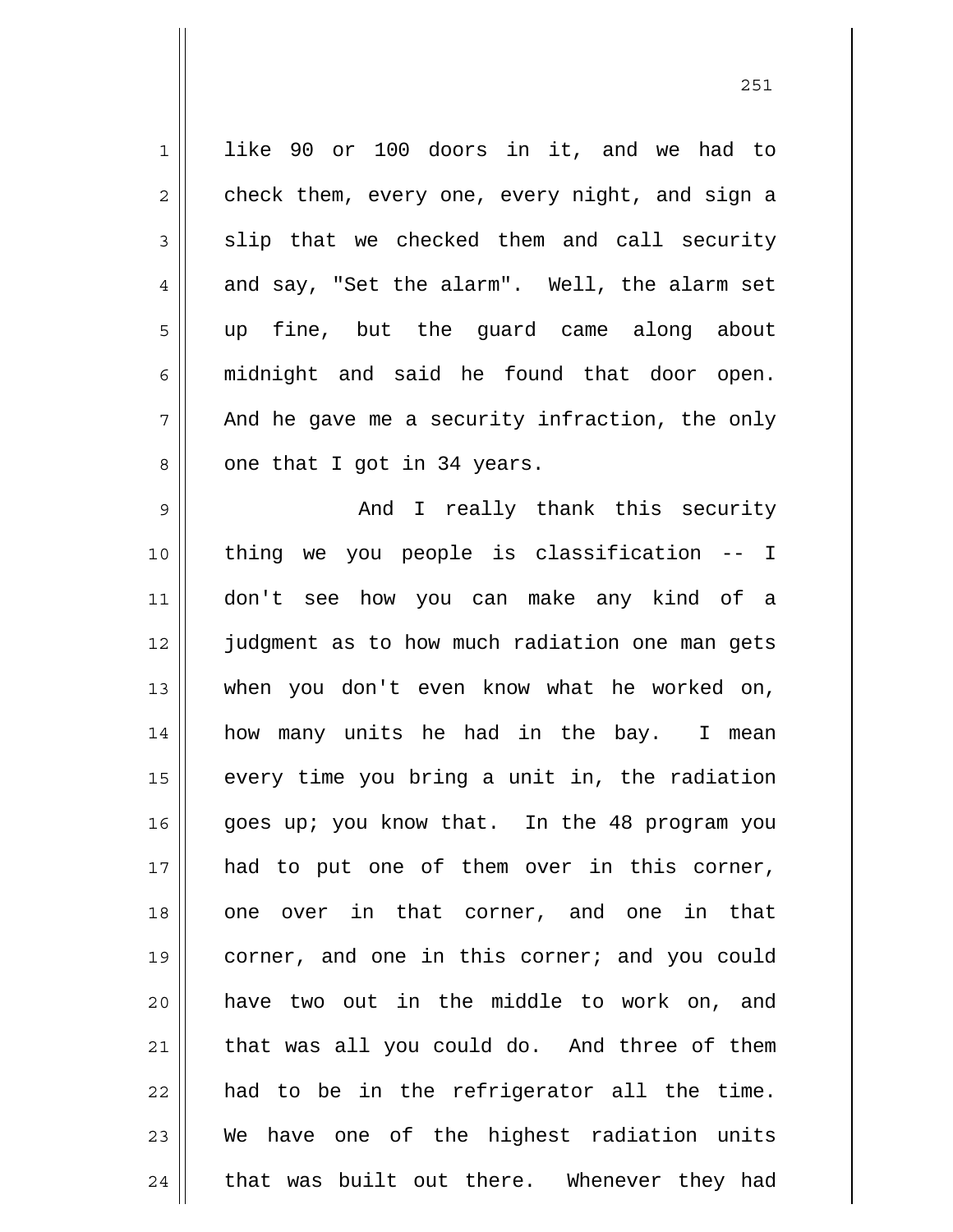like 90 or 100 doors in it, and we had to check them, every one, every night, and sign a slip that we checked them and call security and say, "Set the alarm". Well, the alarm set up fine, but the guard came along about midnight and said he found that door open. And he gave me a security infraction, the only one that I got in 34 years.

And I really thank this security thing we you people is classification -- I don't see how you can make any kind of a judgment as to how much radiation one man gets when you don't even know what he worked on, how many units he had in the bay. I mean every time you bring a unit in, the radiation goes up; you know that. In the 48 program you had to put one of them over in this corner, one over in that corner, and one in that corner, and one in this corner; and you could have two out in the middle to work on, and that was all you could do. And three of them had to be in the refrigerator all the time. We have one of the highest radiation units that was built out there. Whenever they had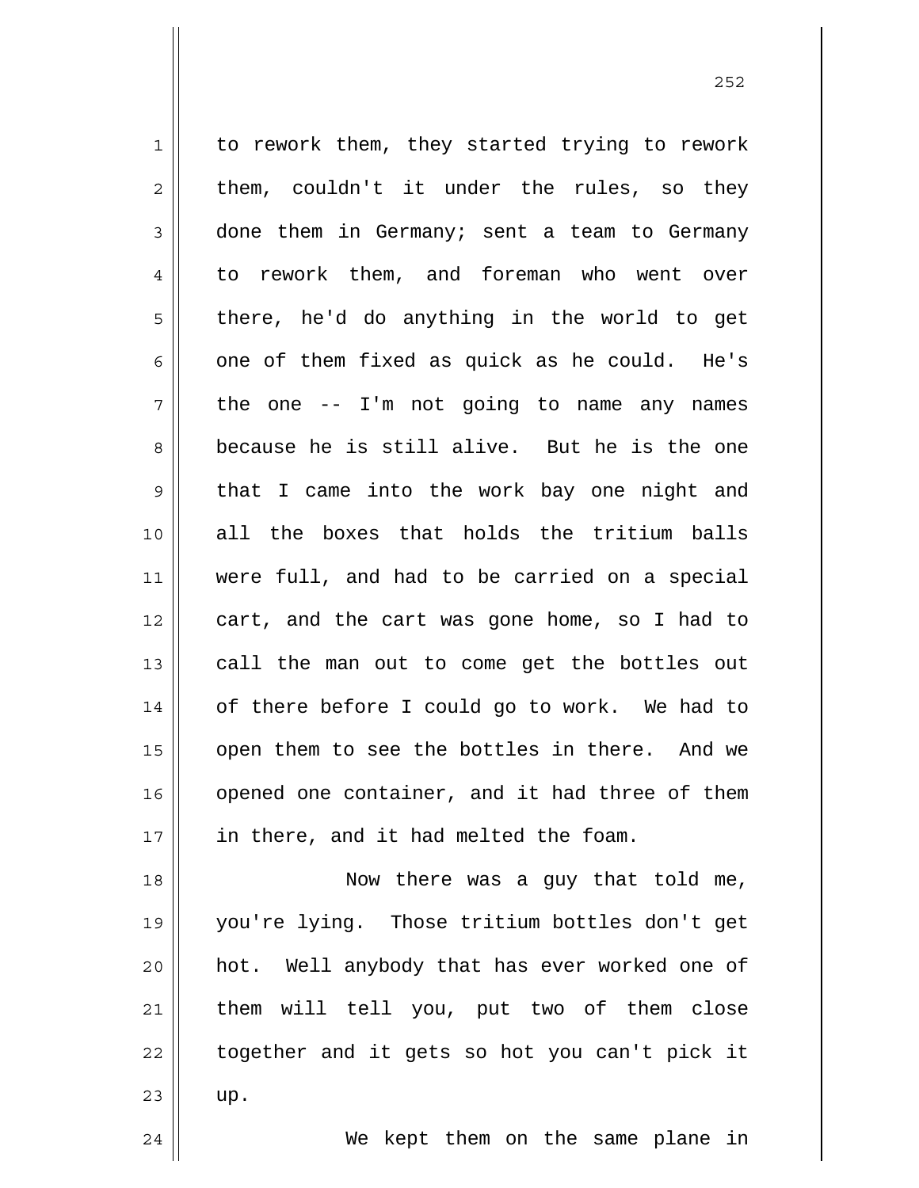to rework them, they started trying to rework them, couldn't it under the rules, so they done them in Germany; sent a team to Germany to rework them, and foreman who went over there, he'd do anything in the world to get one of them fixed as quick as he could. He's the one -- I'm not going to name any names because he is still alive. But he is the one that I came into the work bay one night and all the boxes that holds the tritium balls were full, and had to be carried on a special cart, and the cart was gone home, so I had to call the man out to come get the bottles out of there before I could go to work. We had to open them to see the bottles in there. And we opened one container, and it had three of them in there, and it had melted the foam.

Now there was a guy that told me, you're lying. Those tritium bottles don't get hot. Well anybody that has ever worked one of them will tell you, put two of them close together and it gets so hot you can't pick it up.

We kept them on the same plane in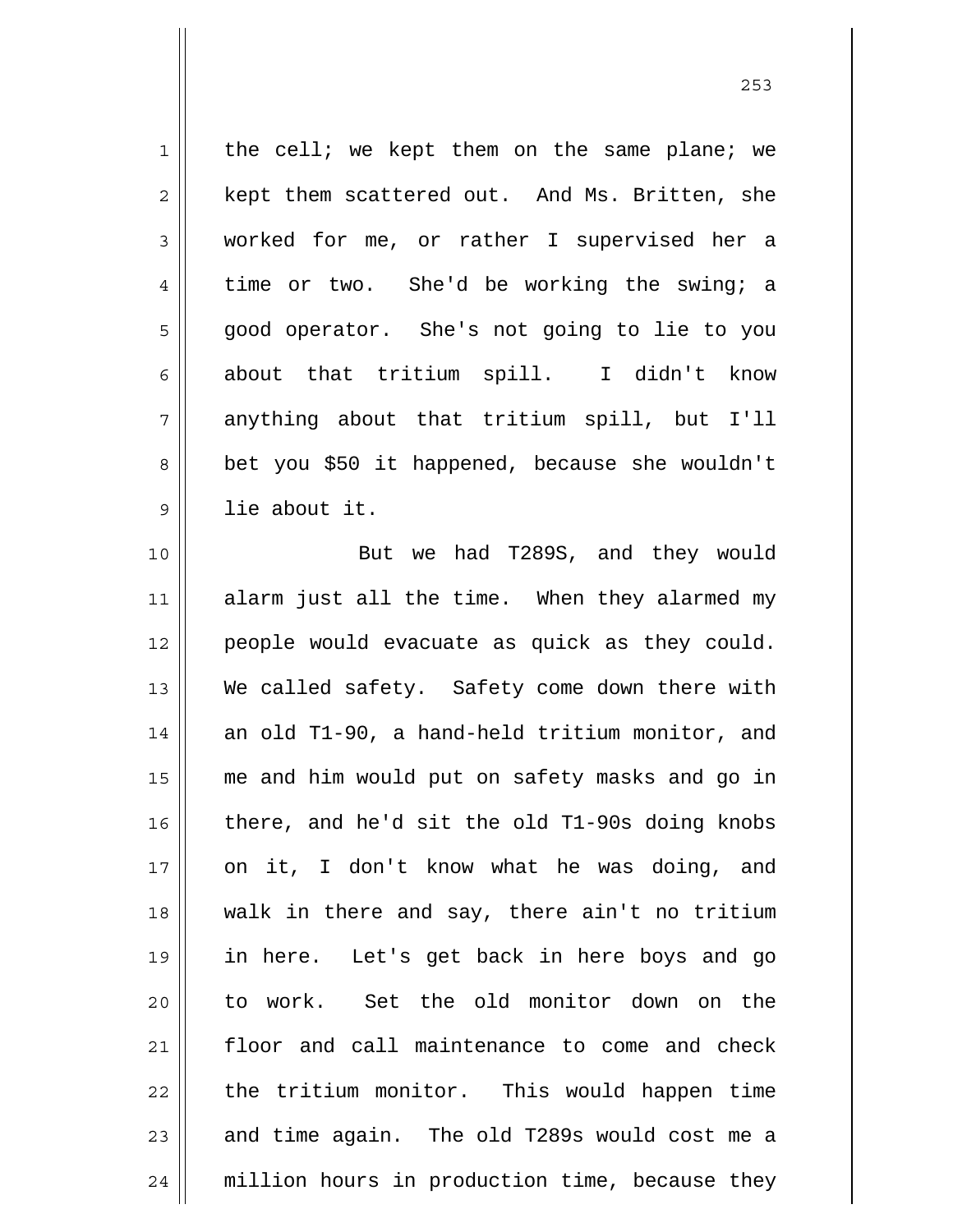the cell; we kept them on the same plane; we kept them scattered out. And Ms. Britten, she worked for me, or rather I supervised her a time or two. She'd be working the swing; a good operator. She's not going to lie to you about that tritium spill. I didn't know anything about that tritium spill, but I'll bet you $50 it happened, because she wouldn't lie about it.

But we had T289S, and they would alarm just all the time. When they alarmed my people would evacuate as quick as they could. We called safety. Safety come down there with an old T1-90, a hand-held tritium monitor, and me and him would put on safety masks and go in there, and he'd sit the old T1-90s doing knobs on it, I don't know what he was doing, and walk in there and say, there ain't no tritium in here. Let's get back in here boys and go to work. Set the old monitor down on the floor and call maintenance to come and check the tritium monitor. This would happen time and time again. The old T289s would cost me a million hours in production time, because they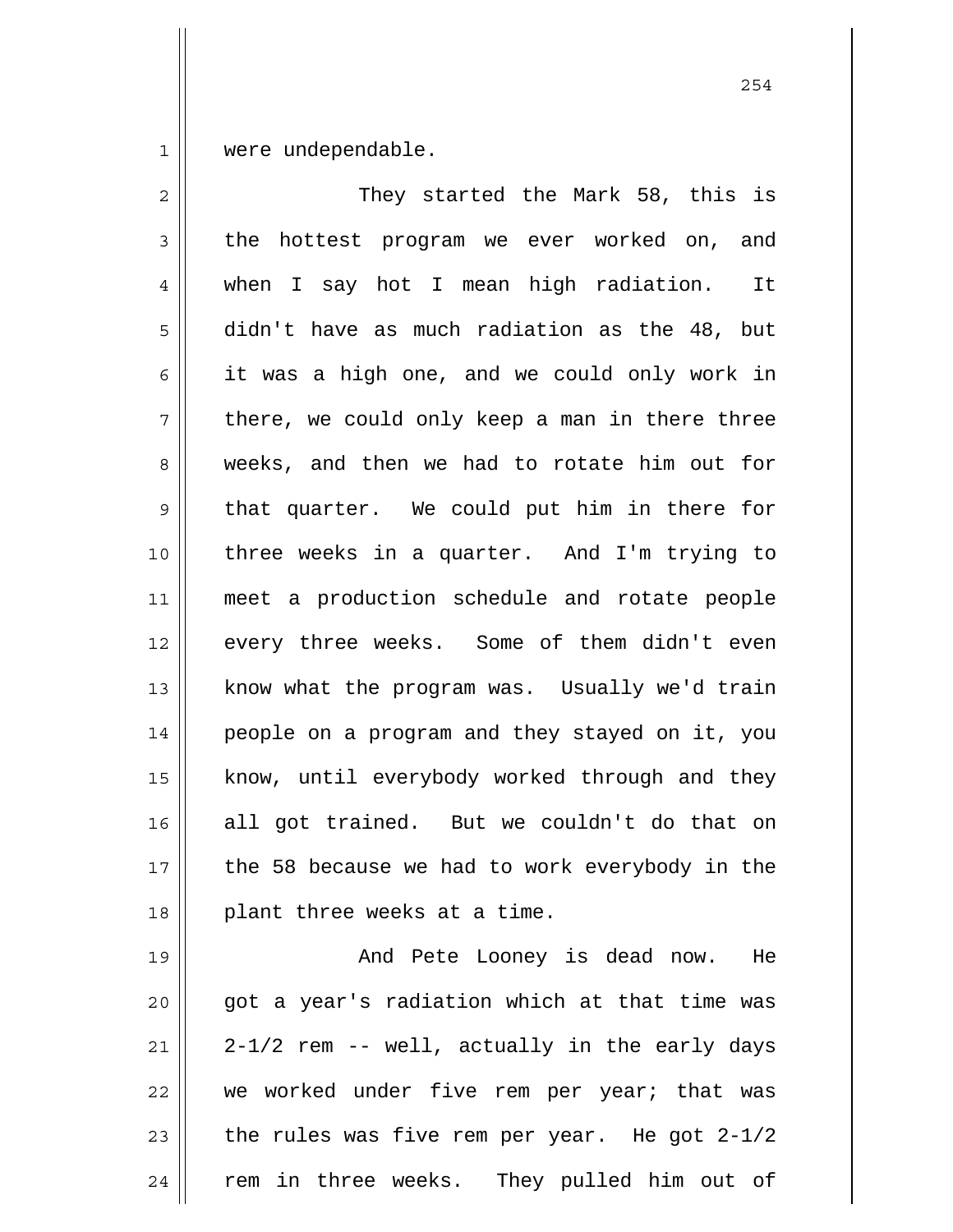were undependable.

They started the Mark 58, this is the hottest program we ever worked on, and when I say hot I mean high radiation. It didn't have as much radiation as the 48, but it was a high one, and we could only work in there, we could only keep a man in there three weeks, and then we had to rotate him out for that quarter. We could put him in there for three weeks in a quarter. And I'm trying to meet a production schedule and rotate people every three weeks. Some of them didn't even know what the program was. Usually we'd train people on a program and they stayed on it, you know, until everybody worked through and they all got trained. But we couldn't do that on the 58 because we had to work everybody in the plant three weeks at a time.

And Pete Looney is dead now. He got a year's radiation which at that time was 2-1/2 rem -- well, actually in the early days we worked under five rem per year; that was the rules was five rem per year. He got 2-1/2 rem in three weeks. They pulled him out of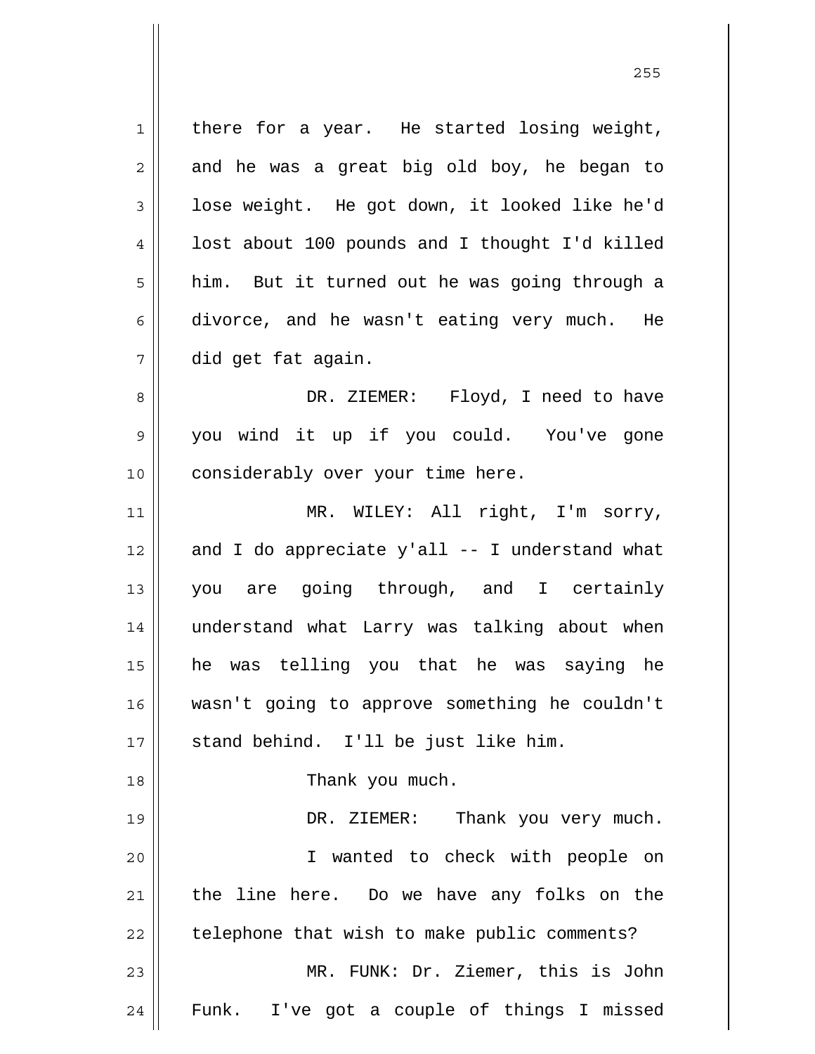there for a year. He started losing weight, and he was a great big old boy, he began to lose weight. He got down, it looked like he'd lost about 100 pounds and I thought I'd killed him. But it turned out he was going through a divorce, and he wasn't eating very much. He did get fat again.

DR. ZIEMER: Floyd, I need to have you wind it up if you could. You've gone considerably over your time here.

MR. WILEY: All right, I'm sorry, and I do appreciate y'all -- I understand what you are going through, and I certainly understand what Larry was talking about when he was telling you that he was saying he wasn't going to approve something he couldn't stand behind. I'll be just like him.

Thank you much.

DR. ZIEMER: Thank you very much.

I wanted to check with people on the line here. Do we have any folks on the telephone that wish to make public comments?

MR. FUNK: Dr. Ziemer, this is John Funk. I've got a couple of things I missed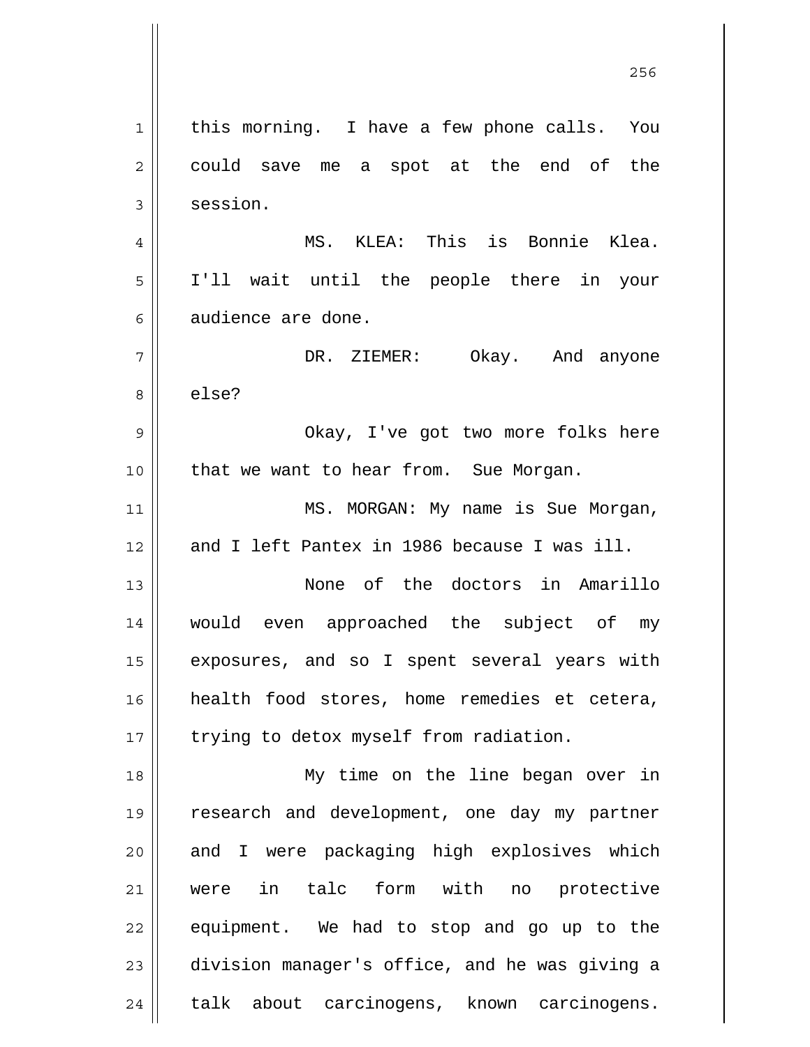this morning. I have a few phone calls. You could save me a spot at the end of the session.

MS. KLEA: This is Bonnie Klea. I'll wait until the people there in your audience are done.

DR. ZIEMER: Okay. And anyone else?

Okay, I've got two more folks here that we want to hear from. Sue Morgan.

MS. MORGAN: My name is Sue Morgan, and I left Pantex in 1986 because I was ill.

None of the doctors in Amarillo would even approached the subject of my exposures, and so I spent several years with health food stores, home remedies et cetera, trying to detox myself from radiation.

My time on the line began over in research and development, one day my partner and I were packaging high explosives which were in talc form with no protective equipment. We had to stop and go up to the division manager's office, and he was giving a talk about carcinogens, known carcinogens.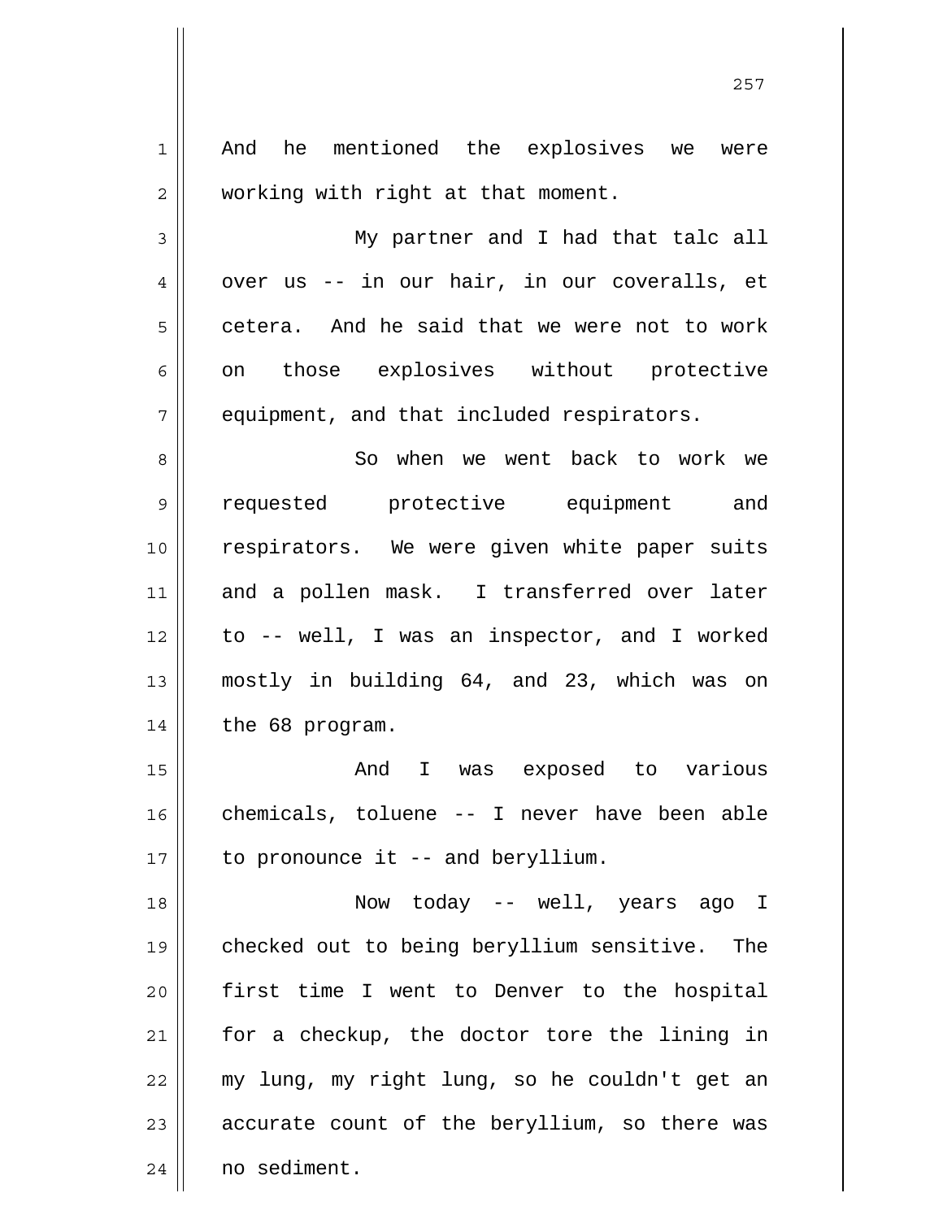And he mentioned the explosives we were working with right at that moment.

My partner and I had that talc all over us -- in our hair, in our coveralls, et cetera. And he said that we were not to work on those explosives without protective equipment, and that included respirators.

So when we went back to work we requested protective equipment and respirators. We were given white paper suits and a pollen mask. I transferred over later to -- well, I was an inspector, and I worked mostly in building 64, and 23, which was on the 68 program.

And I was exposed to various chemicals, toluene -- I never have been able to pronounce it -- and beryllium.

Now today -- well, years ago I checked out to being beryllium sensitive. The first time I went to Denver to the hospital for a checkup, the doctor tore the lining in my lung, my right lung, so he couldn't get an accurate count of the beryllium, so there was no sediment.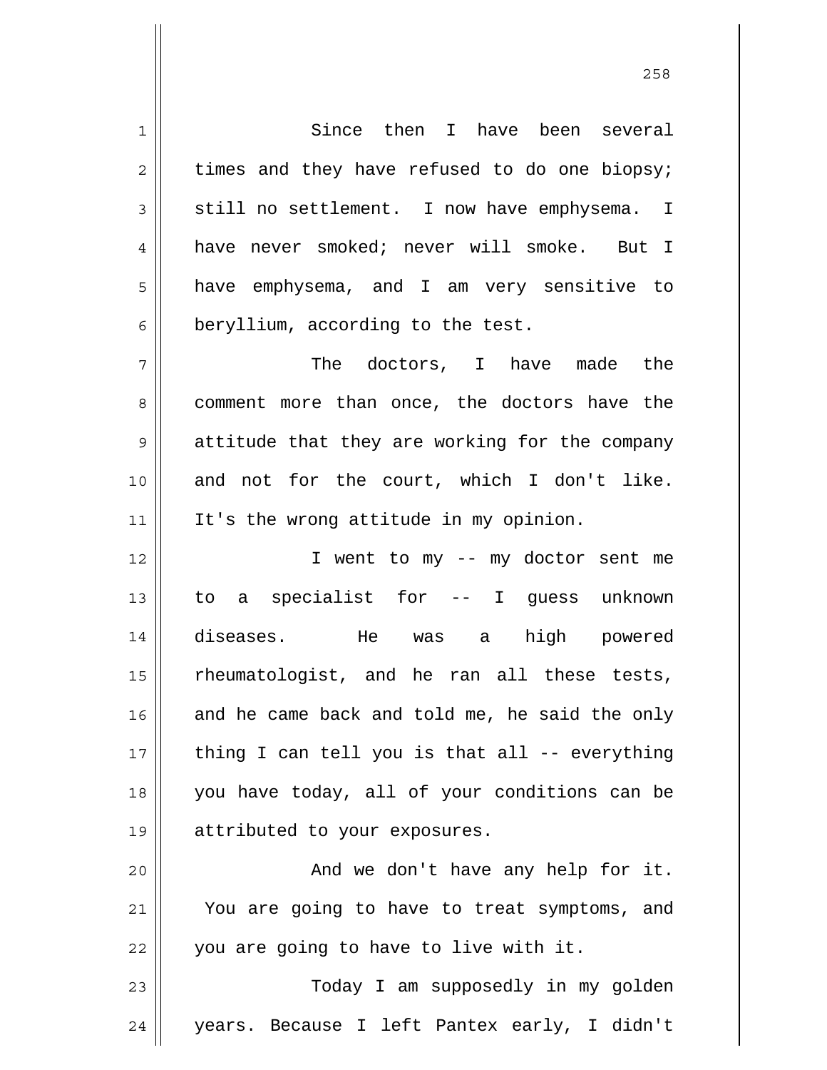Since then I have been several times and they have refused to do one biopsy; still no settlement. I now have emphysema. I have never smoked; never will smoke. But I have emphysema, and I am very sensitive to beryllium, according to the test.

The doctors, I have made the comment more than once, the doctors have the attitude that they are working for the company and not for the court, which I don't like. It's the wrong attitude in my opinion.

I went to my -- my doctor sent me to a specialist for -- I guess unknown diseases. He was a high powered rheumatologist, and he ran all these tests, and he came back and told me, he said the only thing I can tell you is that all -- everything you have today, all of your conditions can be attributed to your exposures.

And we don't have any help for it. You are going to have to treat symptoms, and you are going to have to live with it.

Today I am supposedly in my golden years. Because I left Pantex early, I didn't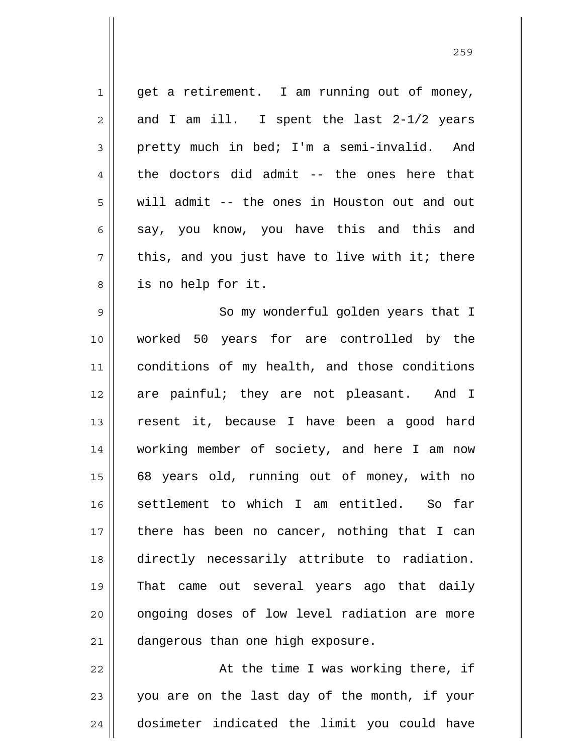get a retirement. I am running out of money, and I am ill. I spent the last 2-1/2 years pretty much in bed; I'm a semi-invalid. And the doctors did admit -- the ones here that will admit -- the ones in Houston out and out say, you know, you have this and this and this, and you just have to live with it; there is no help for it.

So my wonderful golden years that I worked 50 years for are controlled by the conditions of my health, and those conditions are painful; they are not pleasant. And I resent it, because I have been a good hard working member of society, and here I am now 68 years old, running out of money, with no settlement to which I am entitled. So far there has been no cancer, nothing that I can directly necessarily attribute to radiation. That came out several years ago that daily ongoing doses of low level radiation are more dangerous than one high exposure.

At the time I was working there, if you are on the last day of the month, if your dosimeter indicated the limit you could have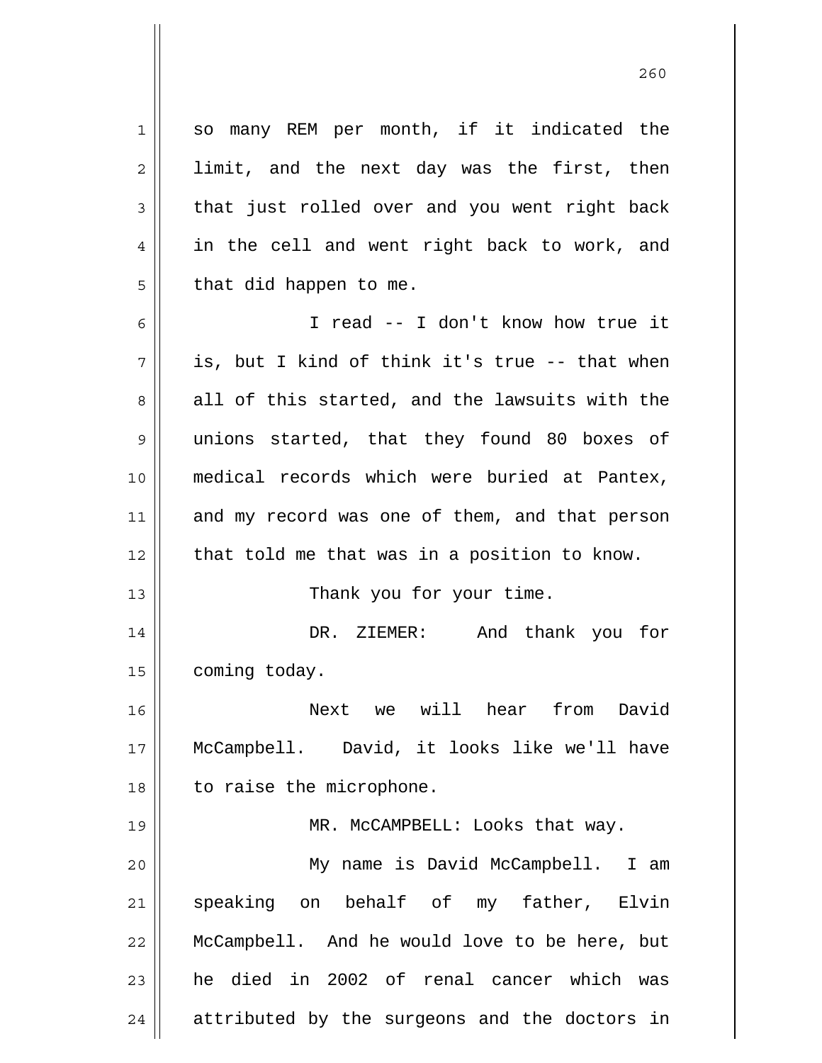so many REM per month, if it indicated the limit, and the next day was the first, then that just rolled over and you went right back in the cell and went right back to work, and that did happen to me.

I read -- I don't know how true it is, but I kind of think it's true -- that when all of this started, and the lawsuits with the unions started, that they found 80 boxes of medical records which were buried at Pantex, and my record was one of them, and that person that told me that was in a position to know.

Thank you for your time.

DR. ZIEMER: And thank you for coming today.

Next we will hear from David McCampbell. David, it looks like we'll have to raise the microphone.

MR. McCAMPBELL: Looks that way.

My name is David McCampbell. I am speaking on behalf of my father, Elvin McCampbell. And he would love to be here, but he died in 2002 of renal cancer which was attributed by the surgeons and the doctors in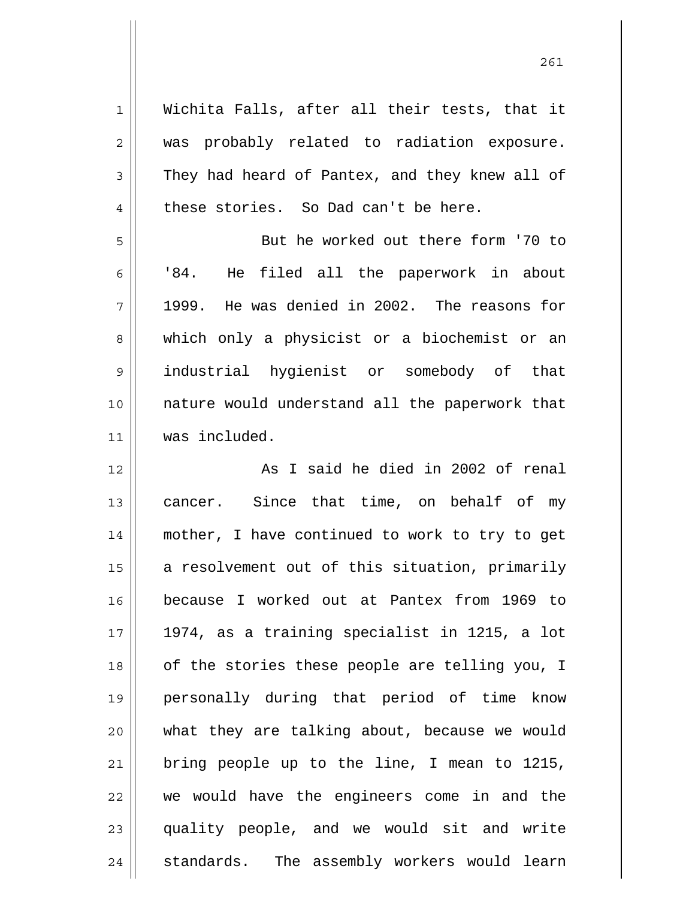Wichita Falls, after all their tests, that it was probably related to radiation exposure. They had heard of Pantex, and they knew all of these stories. So Dad can't be here.

But he worked out there form '70 to '84. He filed all the paperwork in about 1999. He was denied in 2002. The reasons for which only a physicist or a biochemist or an industrial hygienist or somebody of that nature would understand all the paperwork that was included.

As I said he died in 2002 of renal cancer. Since that time, on behalf of my mother, I have continued to work to try to get a resolvement out of this situation, primarily because I worked out at Pantex from 1969 to 1974, as a training specialist in 1215, a lot of the stories these people are telling you, I personally during that period of time know what they are talking about, because we would bring people up to the line, I mean to 1215, we would have the engineers come in and the quality people, and we would sit and write standards. The assembly workers would learn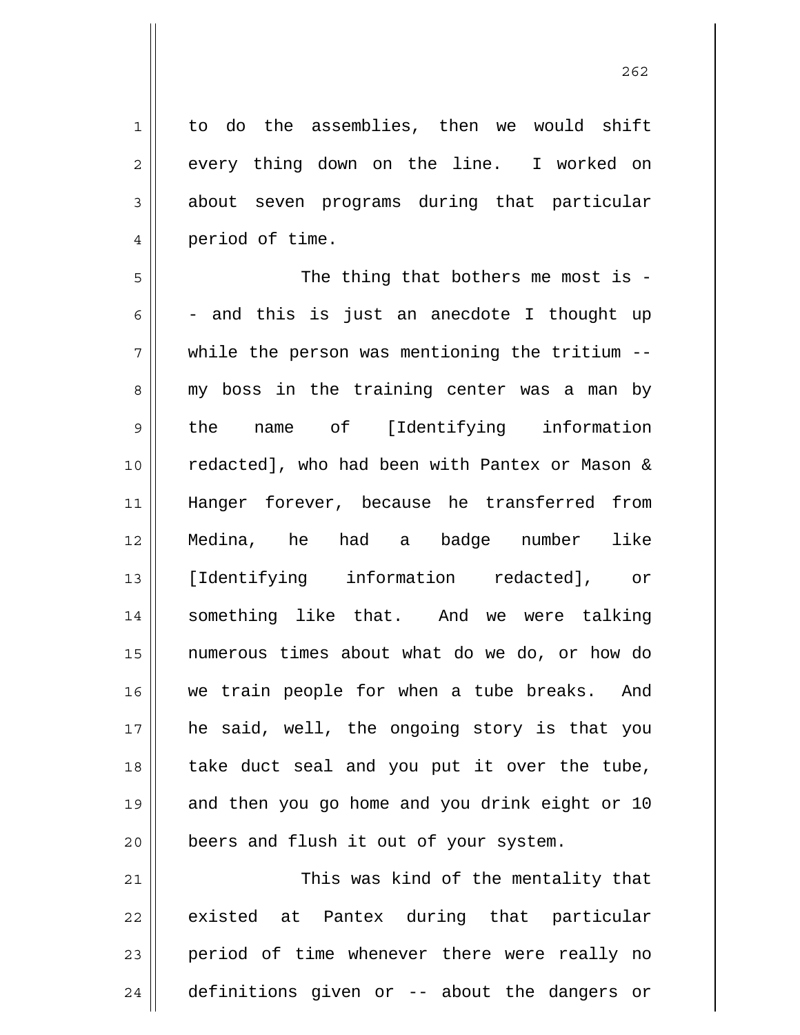to do the assemblies, then we would shift every thing down on the line. I worked on about seven programs during that particular period of time.

The thing that bothers me most is -- and this is just an anecdote I thought up while the person was mentioning the tritium -- my boss in the training center was a man by the name of [Identifying information redacted], who had been with Pantex or Mason & Hanger forever, because he transferred from Medina, he had a badge number like [Identifying information redacted], or something like that. And we were talking numerous times about what do we do, or how do we train people for when a tube breaks. And he said, well, the ongoing story is that you take duct seal and you put it over the tube, and then you go home and you drink eight or 10 beers and flush it out of your system.

This was kind of the mentality that existed at Pantex during that particular period of time whenever there were really no definitions given or -- about the dangers or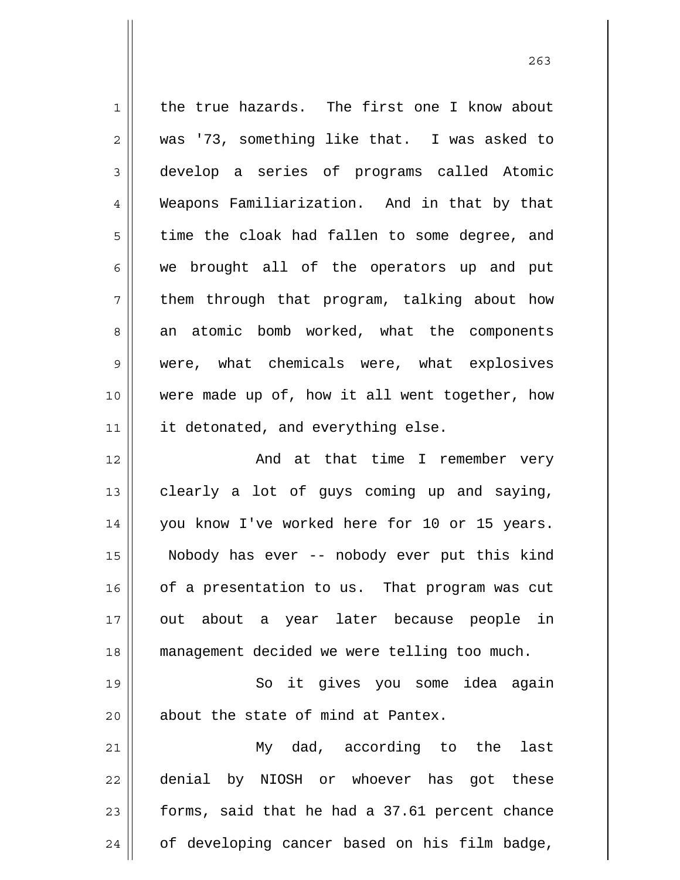the true hazards. The first one I know about was '73, something like that. I was asked to develop a series of programs called Atomic Weapons Familiarization. And in that by that time the cloak had fallen to some degree, and we brought all of the operators up and put them through that program, talking about how an atomic bomb worked, what the components were, what chemicals were, what explosives were made up of, how it all went together, how it detonated, and everything else.

And at that time I remember very clearly a lot of guys coming up and saying, you know I've worked here for 10 or 15 years. Nobody has ever -- nobody ever put this kind of a presentation to us. That program was cut out about a year later because people in management decided we were telling too much.

So it gives you some idea again about the state of mind at Pantex.

My dad, according to the last denial by NIOSH or whoever has got these forms, said that he had a 37.61 percent chance of developing cancer based on his film badge,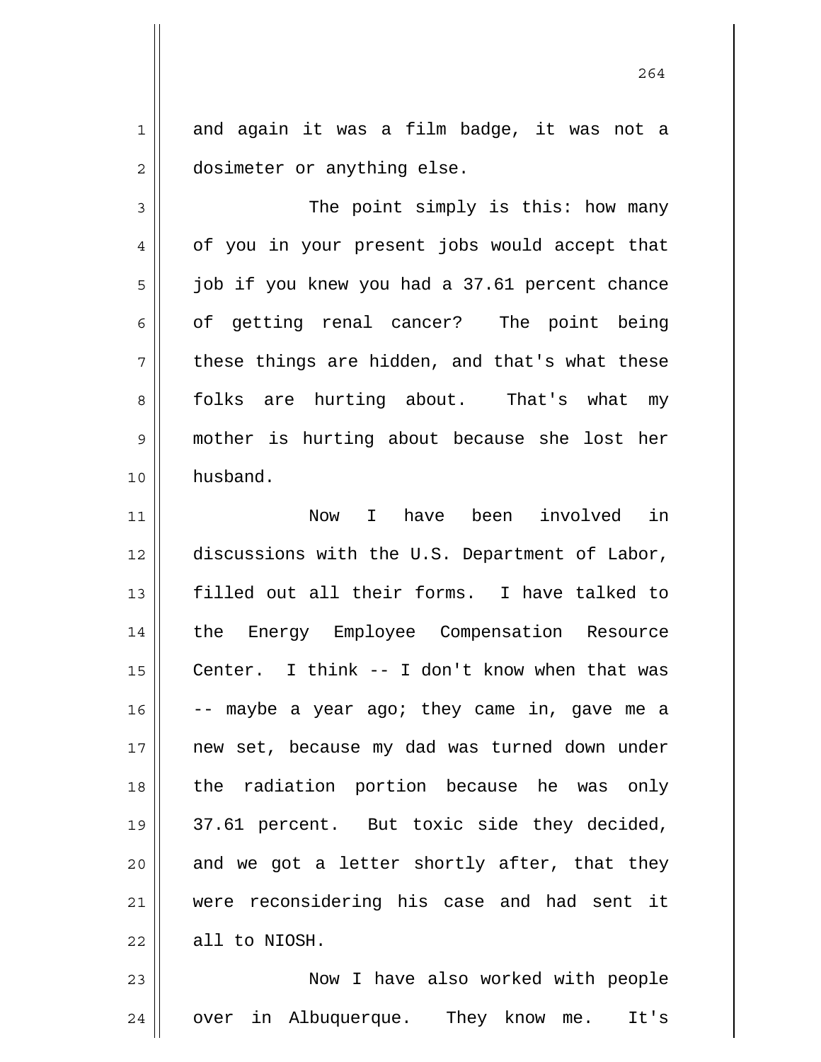and again it was a film badge, it was not a dosimeter or anything else.

The point simply is this: how many of you in your present jobs would accept that job if you knew you had a 37.61 percent chance of getting renal cancer? The point being these things are hidden, and that's what these folks are hurting about. That's what my mother is hurting about because she lost her husband.

Now I have been involved in discussions with the U.S. Department of Labor, filled out all their forms. I have talked to the Energy Employee Compensation Resource Center. I think -- I don't know when that was -- maybe a year ago; they came in, gave me a new set, because my dad was turned down under the radiation portion because he was only 37.61 percent. But toxic side they decided, and we got a letter shortly after, that they were reconsidering his case and had sent it all to NIOSH.

Now I have also worked with people over in Albuquerque. They know me. It's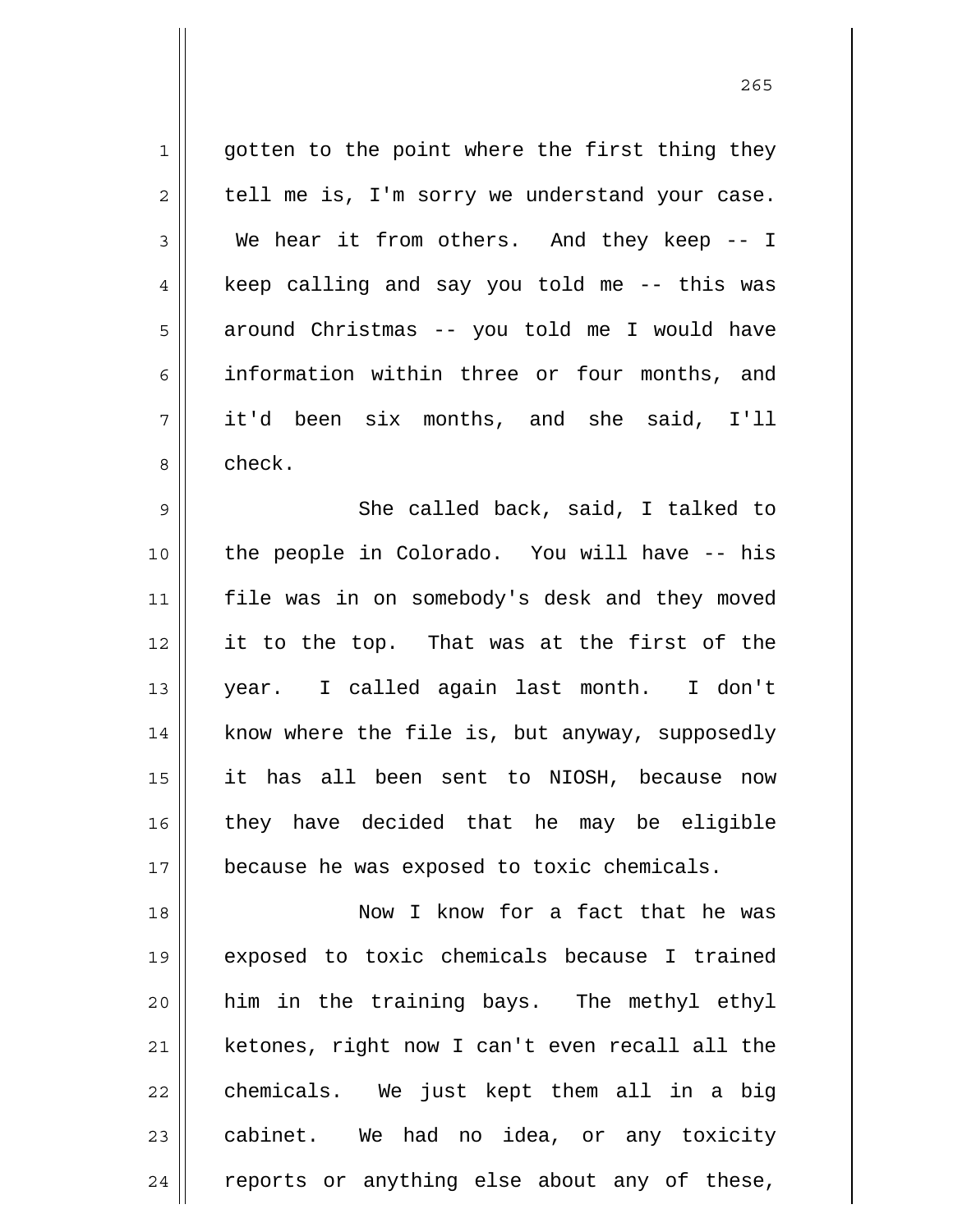gotten to the point where the first thing they tell me is, I'm sorry we understand your case. We hear it from others. And they keep -- I keep calling and say you told me -- this was around Christmas -- you told me I would have information within three or four months, and it'd been six months, and she said, I'll check.

She called back, said, I talked to the people in Colorado. You will have -- his file was in on somebody's desk and they moved it to the top. That was at the first of the year. I called again last month. I don't know where the file is, but anyway, supposedly it has all been sent to NIOSH, because now they have decided that he may be eligible because he was exposed to toxic chemicals.

Now I know for a fact that he was exposed to toxic chemicals because I trained him in the training bays. The methyl ethyl ketones, right now I can't even recall all the chemicals. We just kept them all in a big cabinet. We had no idea, or any toxicity reports or anything else about any of these,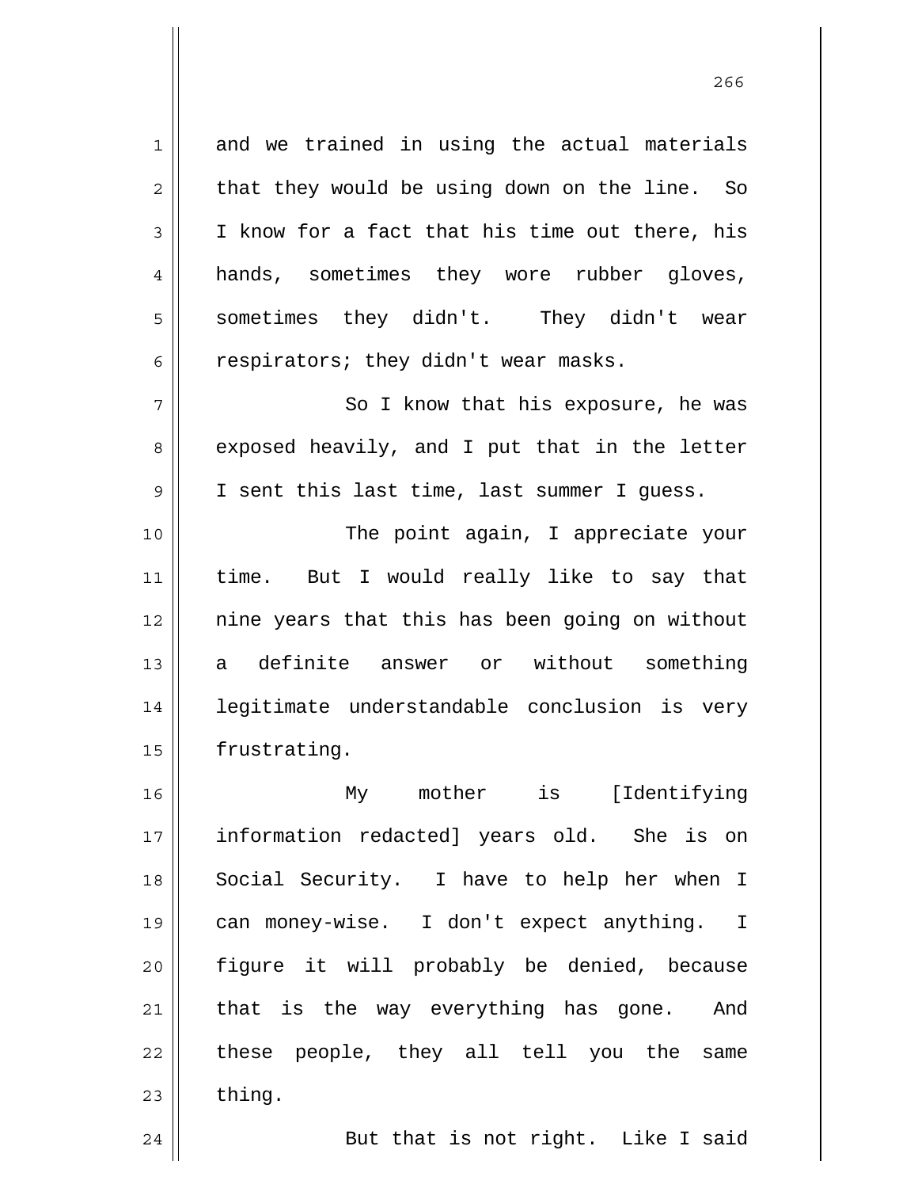and we trained in using the actual materials that they would be using down on the line. So I know for a fact that his time out there, his hands, sometimes they wore rubber gloves, sometimes they didn't. They didn't wear respirators; they didn't wear masks.

So I know that his exposure, he was exposed heavily, and I put that in the letter I sent this last time, last summer I guess.

The point again, I appreciate your time. But I would really like to say that nine years that this has been going on without a definite answer or without something legitimate understandable conclusion is very frustrating.

My mother is [Identifying information redacted] years old. She is on Social Security. I have to help her when I can money-wise. I don't expect anything. I figure it will probably be denied, because that is the way everything has gone. And these people, they all tell you the same thing.

But that is not right. Like I said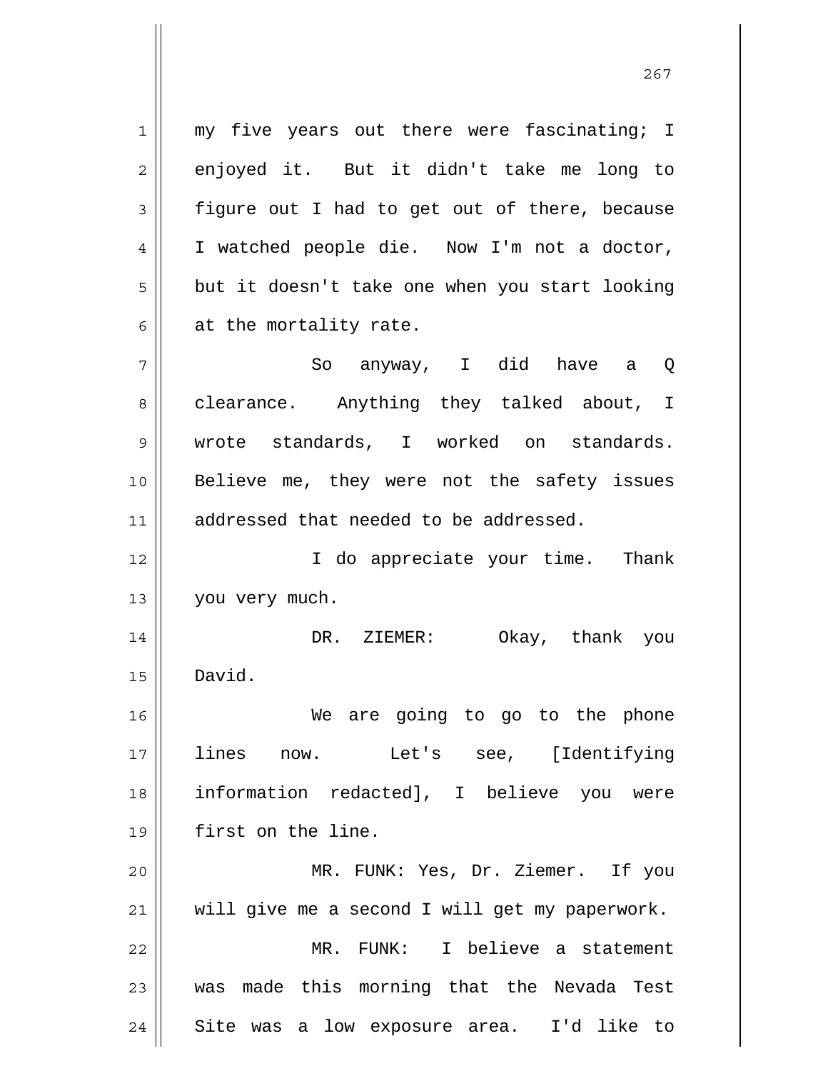my five years out there were fascinating; I enjoyed it. But it didn't take me long to figure out I had to get out of there, because I watched people die. Now I'm not a doctor, but it doesn't take one when you start looking at the mortality rate.

So anyway, I did have a Q clearance. Anything they talked about, I wrote standards, I worked on standards. Believe me, they were not the safety issues addressed that needed to be addressed.

I do appreciate your time. Thank you very much.

DR. ZIEMER: Okay, thank you David.

We are going to go to the phone lines now. Let's see, [Identifying information redacted], I believe you were first on the line.

MR. FUNK: Yes, Dr. Ziemer. If you will give me a second I will get my paperwork.

MR. FUNK: I believe a statement was made this morning that the Nevada Test Site was a low exposure area. I'd like to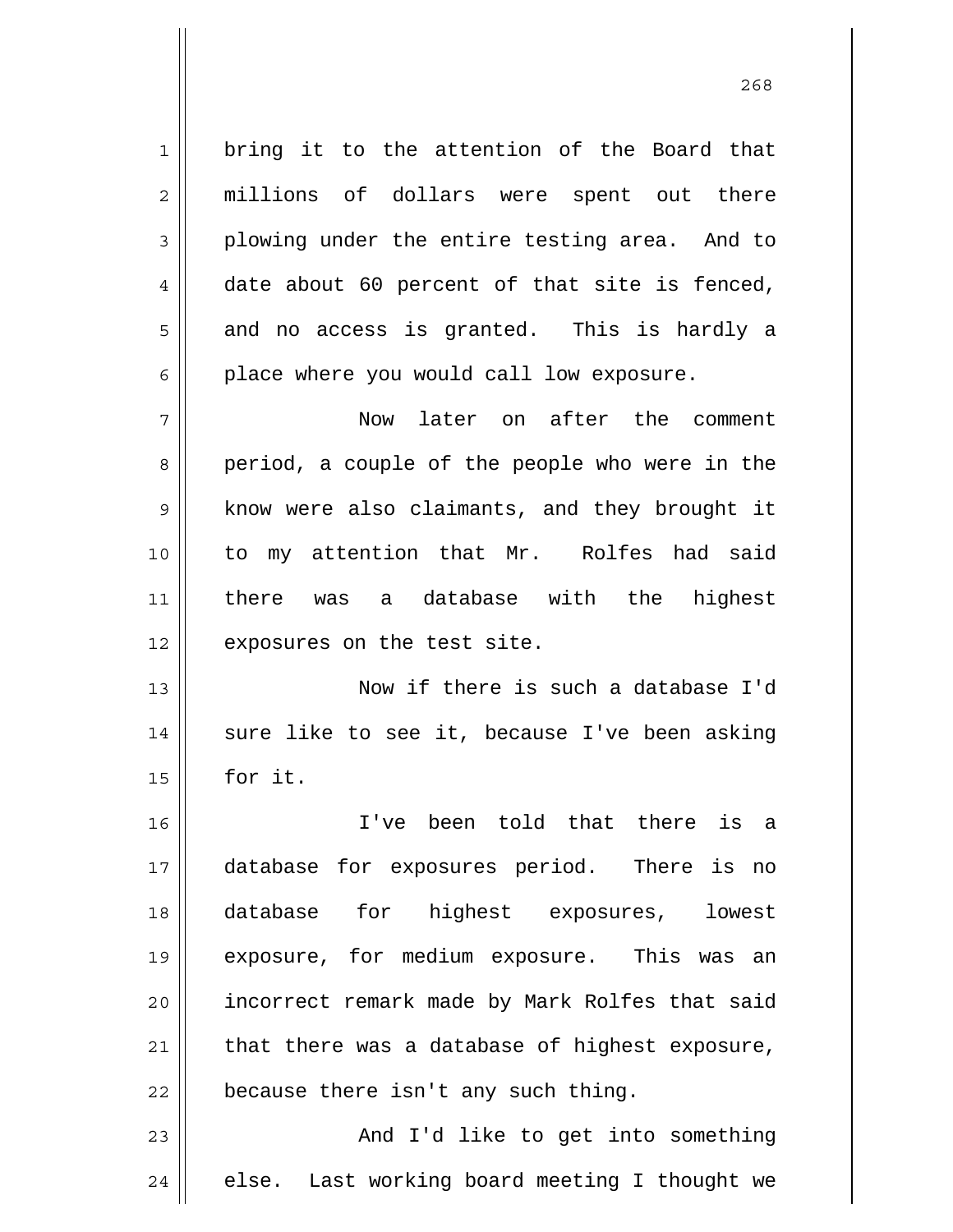bring it to the attention of the Board that millions of dollars were spent out there plowing under the entire testing area. And to date about 60 percent of that site is fenced, and no access is granted. This is hardly a place where you would call low exposure.

Now later on after the comment period, a couple of the people who were in the know were also claimants, and they brought it to my attention that Mr. Rolfes had said there was a database with the highest exposures on the test site.

Now if there is such a database I'd sure like to see it, because I've been asking for it.

I've been told that there is a database for exposures period. There is no database for highest exposures, lowest exposure, for medium exposure. This was an incorrect remark made by Mark Rolfes that said that there was a database of highest exposure, because there isn't any such thing.

And I'd like to get into something else. Last working board meeting I thought we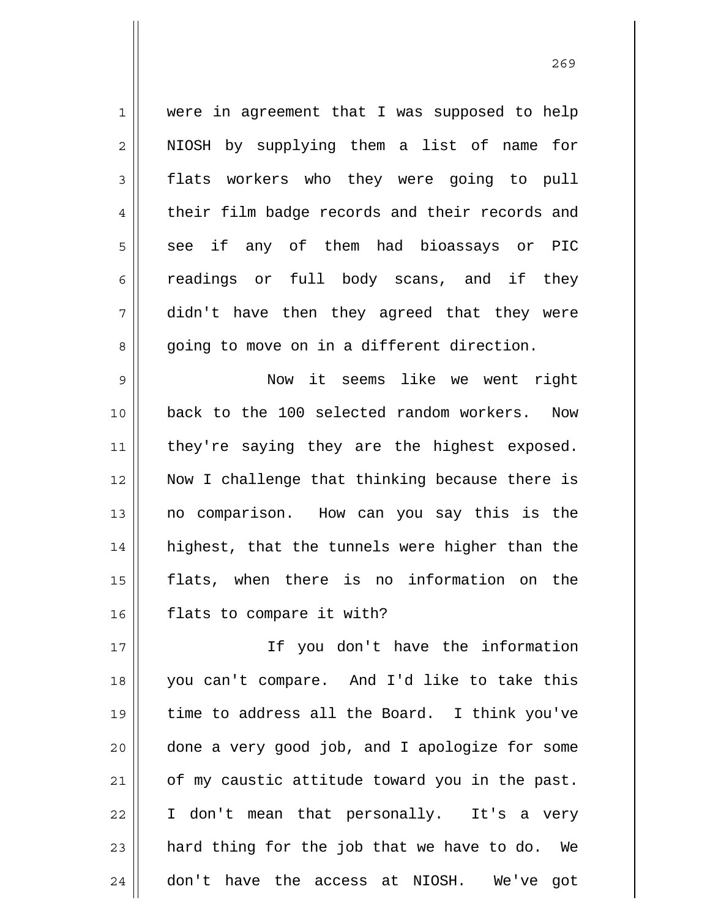were in agreement that I was supposed to help NIOSH by supplying them a list of name for flats workers who they were going to pull their film badge records and their records and see if any of them had bioassays or PIC readings or full body scans, and if they didn't have then they agreed that they were going to move on in a different direction.

Now it seems like we went right back to the 100 selected random workers. Now they're saying they are the highest exposed. Now I challenge that thinking because there is no comparison. How can you say this is the highest, that the tunnels were higher than the flats, when there is no information on the flats to compare it with?

If you don't have the information you can't compare. And I'd like to take this time to address all the Board. I think you've done a very good job, and I apologize for some of my caustic attitude toward you in the past. I don't mean that personally. It's a very hard thing for the job that we have to do. We don't have the access at NIOSH. We've got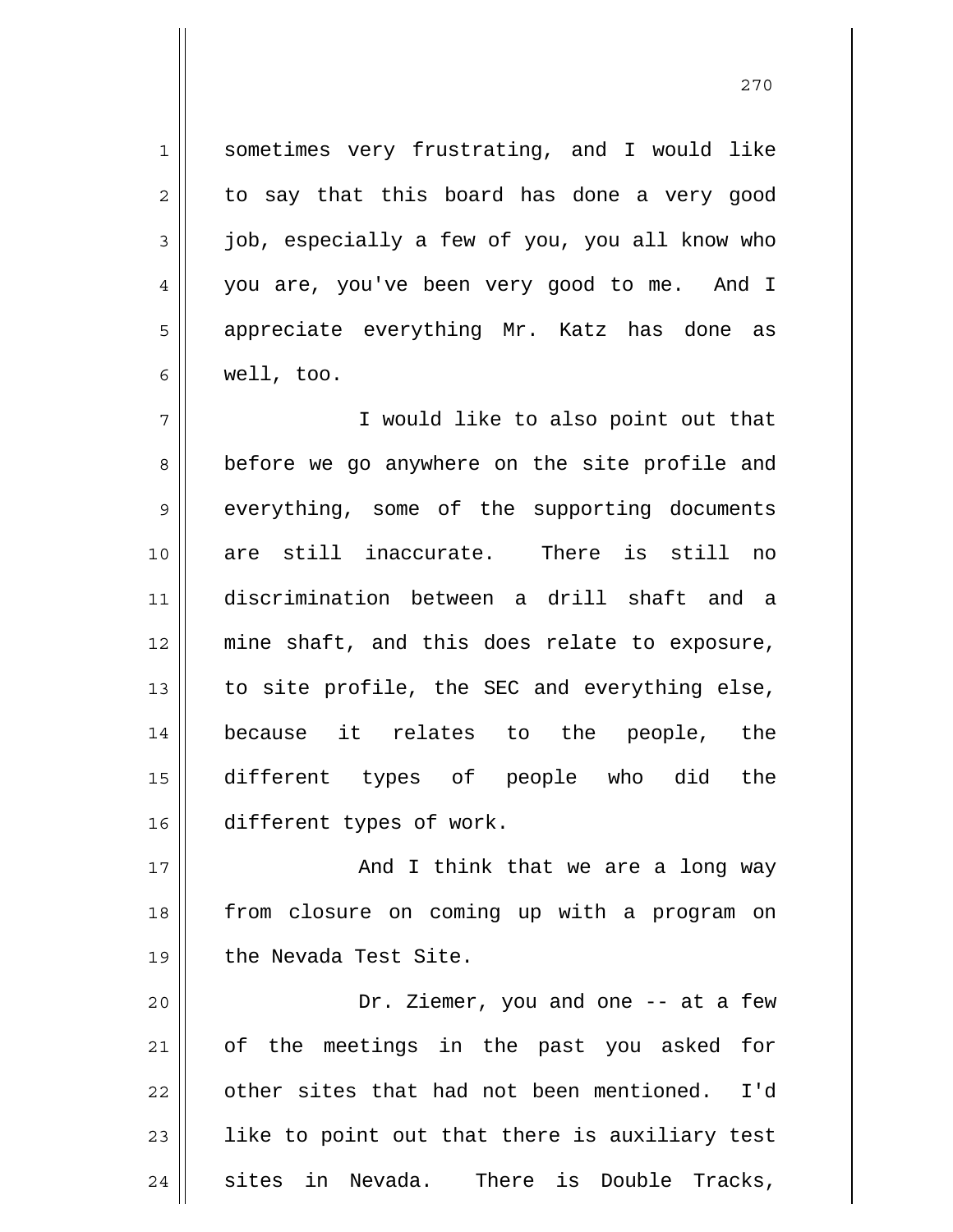sometimes very frustrating, and I would like to say that this board has done a very good job, especially a few of you, you all know who you are, you've been very good to me. And I appreciate everything Mr. Katz has done as well, too.

I would like to also point out that before we go anywhere on the site profile and everything, some of the supporting documents are still inaccurate. There is still no discrimination between a drill shaft and a mine shaft, and this does relate to exposure, to site profile, the SEC and everything else, because it relates to the people, the different types of people who did the different types of work.

And I think that we are a long way from closure on coming up with a program on the Nevada Test Site.

Dr. Ziemer, you and one -- at a few of the meetings in the past you asked for other sites that had not been mentioned. I'd like to point out that there is auxiliary test sites in Nevada. There is Double Tracks,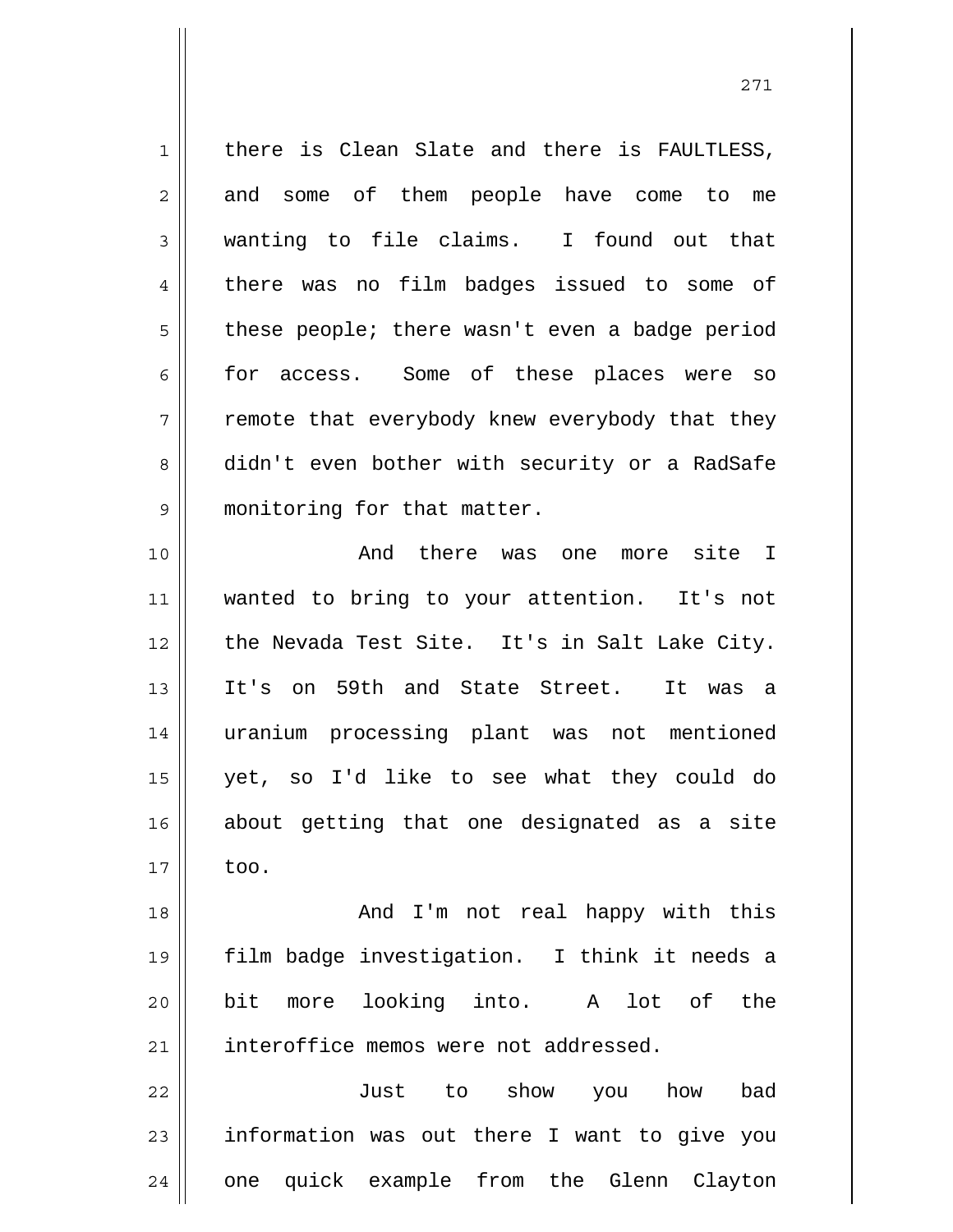there is Clean Slate and there is FAULTLESS, and some of them people have come to me wanting to file claims. I found out that there was no film badges issued to some of these people; there wasn't even a badge period for access. Some of these places were so remote that everybody knew everybody that they didn't even bother with security or a RadSafe monitoring for that matter.

And there was one more site I wanted to bring to your attention. It's not the Nevada Test Site. It's in Salt Lake City. It's on 59th and State Street. It was a uranium processing plant was not mentioned yet, so I'd like to see what they could do about getting that one designated as a site too.

And I'm not real happy with this film badge investigation. I think it needs a bit more looking into. A lot of the interoffice memos were not addressed.

Just to show you how bad information was out there I want to give you one quick example from the Glenn Clayton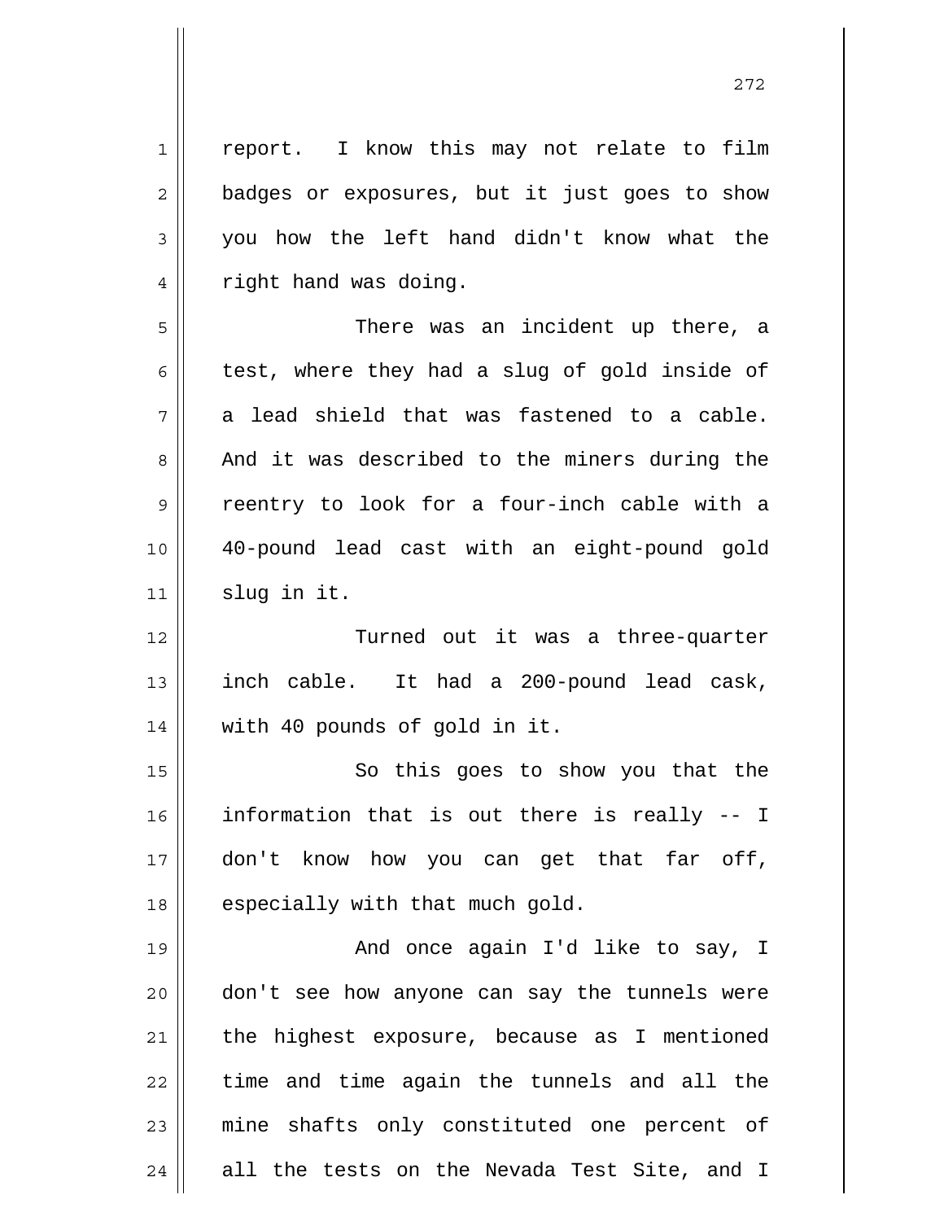report. I know this may not relate to film badges or exposures, but it just goes to show you how the left hand didn't know what the right hand was doing.

There was an incident up there, a test, where they had a slug of gold inside of a lead shield that was fastened to a cable. And it was described to the miners during the reentry to look for a four-inch cable with a 40-pound lead cast with an eight-pound gold slug in it.

Turned out it was a three-quarter inch cable. It had a 200-pound lead cask, with 40 pounds of gold in it.

So this goes to show you that the information that is out there is really -- I don't know how you can get that far off, especially with that much gold.

And once again I'd like to say, I don't see how anyone can say the tunnels were the highest exposure, because as I mentioned time and time again the tunnels and all the mine shafts only constituted one percent of all the tests on the Nevada Test Site, and I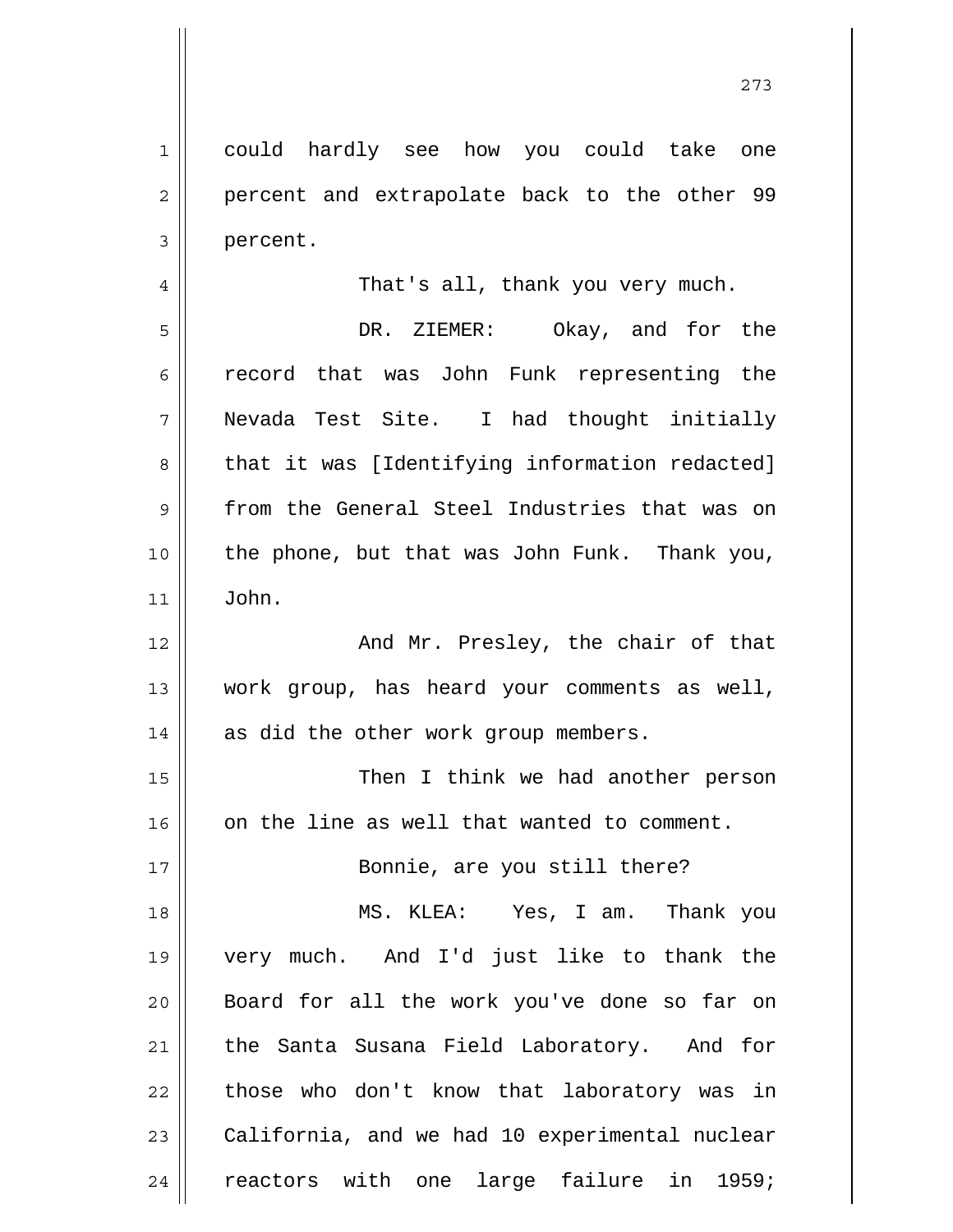could hardly see how you could take one percent and extrapolate back to the other 99 percent.

That's all, thank you very much.

DR. ZIEMER: Okay, and for the record that was John Funk representing the Nevada Test Site. I had thought initially that it was [Identifying information redacted] from the General Steel Industries that was on the phone, but that was John Funk. Thank you, John.

And Mr. Presley, the chair of that work group, has heard your comments as well, as did the other work group members.

Then I think we had another person on the line as well that wanted to comment.

Bonnie, are you still there?

MS. KLEA: Yes, I am. Thank you very much. And I'd just like to thank the Board for all the work you've done so far on the Santa Susana Field Laboratory. And for those who don't know that laboratory was in California, and we had 10 experimental nuclear reactors with one large failure in 1959;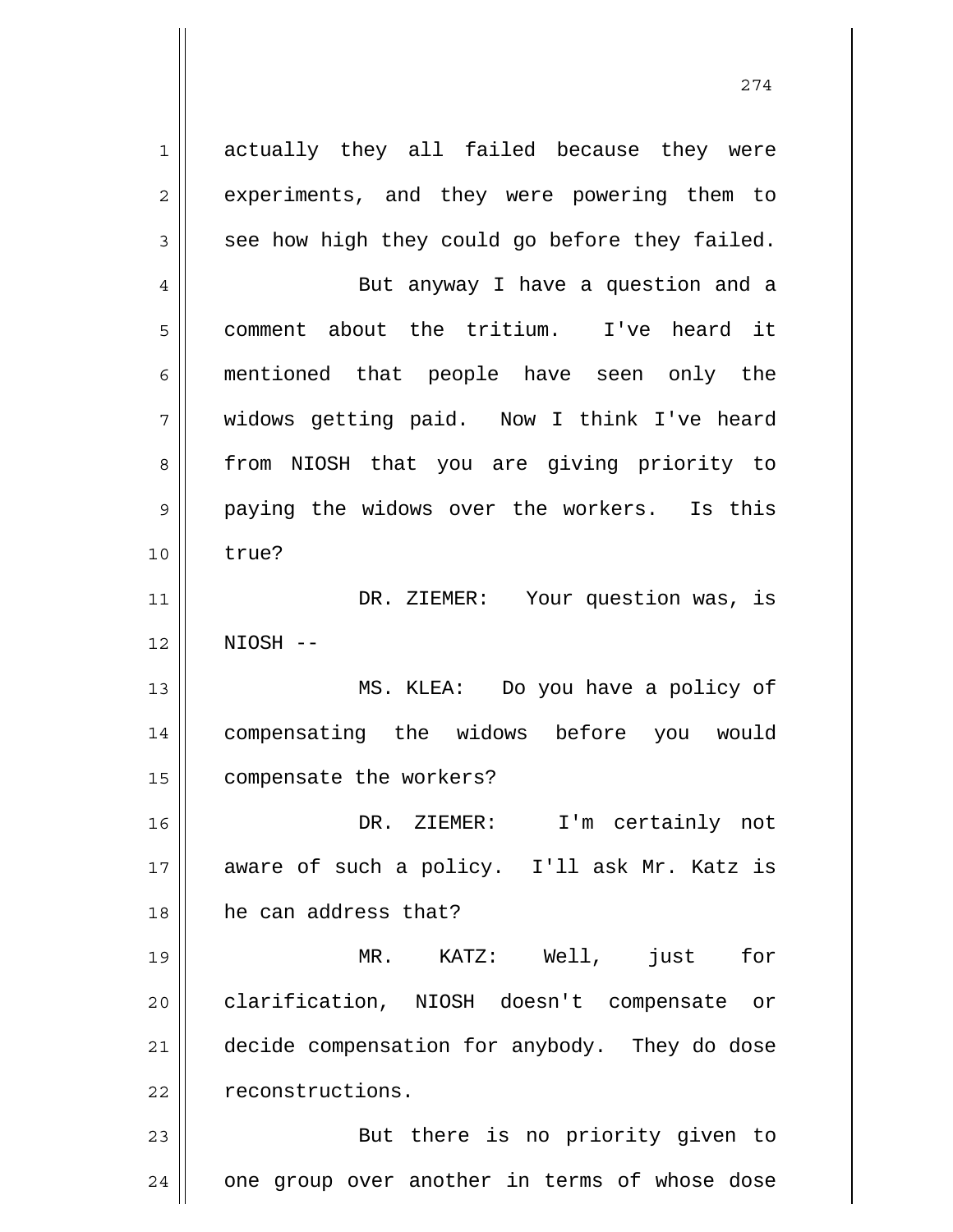actually they all failed because they were experiments, and they were powering them to see how high they could go before they failed.

But anyway I have a question and a comment about the tritium. I've heard it mentioned that people have seen only the widows getting paid. Now I think I've heard from NIOSH that you are giving priority to paying the widows over the workers. Is this true?

DR. ZIEMER: Your question was, is NIOSH --

MS. KLEA: Do you have a policy of compensating the widows before you would compensate the workers?

DR. ZIEMER: I'm certainly not aware of such a policy. I'll ask Mr. Katz is he can address that?

MR. KATZ: Well, just for clarification, NIOSH doesn't compensate or decide compensation for anybody. They do dose reconstructions.

But there is no priority given to one group over another in terms of whose dose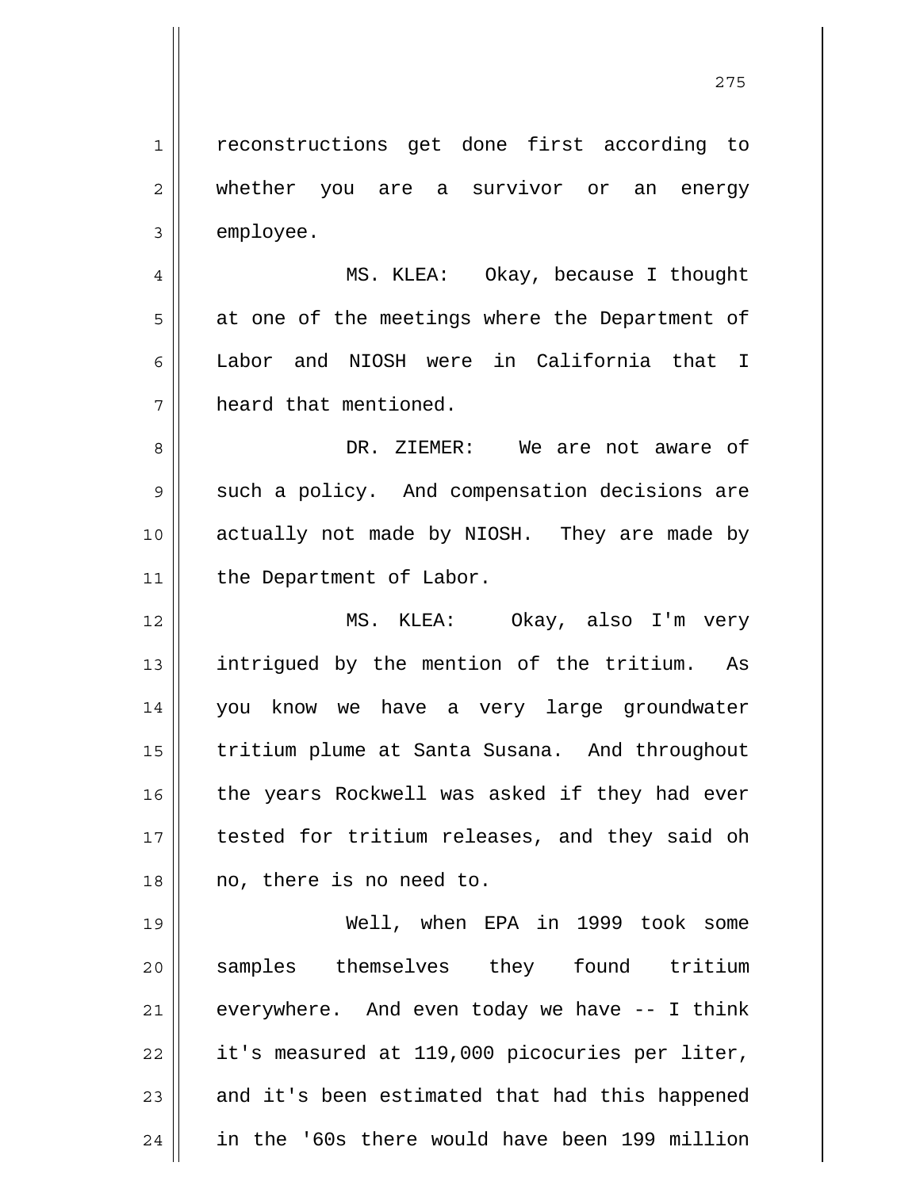reconstructions get done first according to whether you are a survivor or an energy employee.

MS. KLEA: Okay, because I thought at one of the meetings where the Department of Labor and NIOSH were in California that I heard that mentioned.

DR. ZIEMER: We are not aware of such a policy. And compensation decisions are actually not made by NIOSH. They are made by the Department of Labor.

MS. KLEA: Okay, also I'm very intrigued by the mention of the tritium. As you know we have a very large groundwater tritium plume at Santa Susana. And throughout the years Rockwell was asked if they had ever tested for tritium releases, and they said oh no, there is no need to.

Well, when EPA in 1999 took some samples themselves they found tritium everywhere. And even today we have -- I think it's measured at 119,000 picocuries per liter, and it's been estimated that had this happened in the '60s there would have been 199 million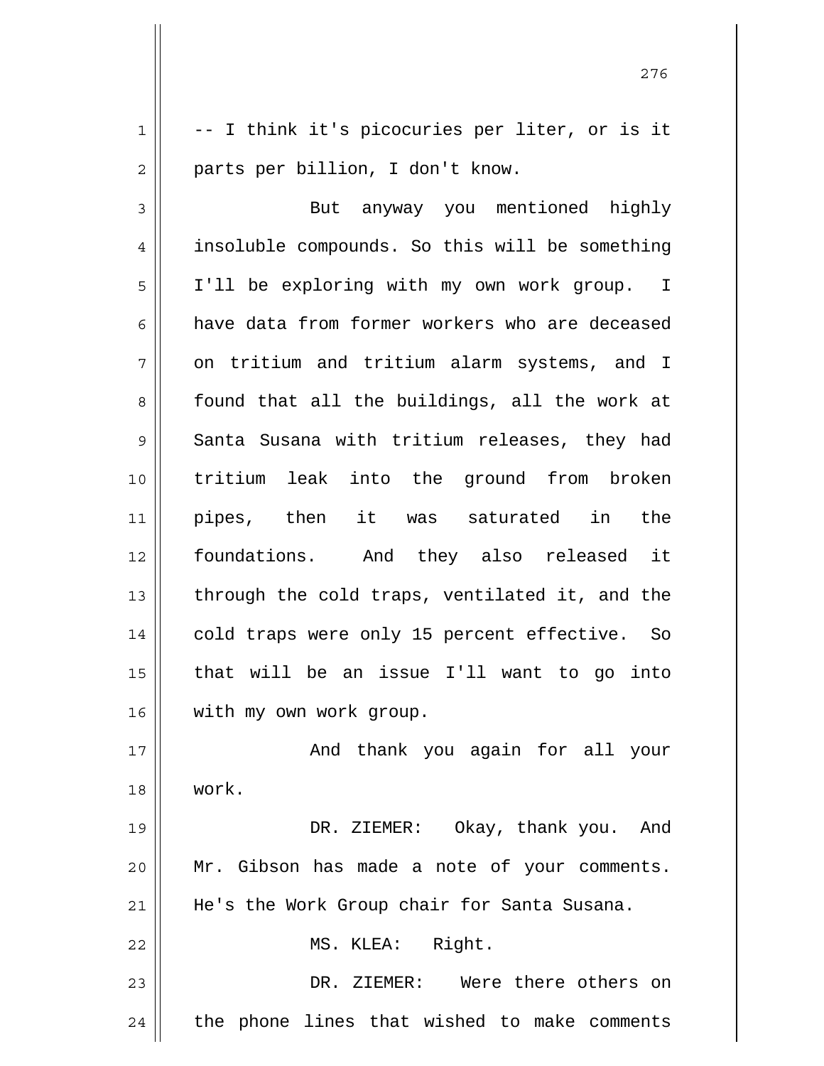-- I think it's picocuries per liter, or is it parts per billion, I don't know.

But anyway you mentioned highly insoluble compounds. So this will be something I'll be exploring with my own work group. I have data from former workers who are deceased on tritium and tritium alarm systems, and I found that all the buildings, all the work at Santa Susana with tritium releases, they had tritium leak into the ground from broken pipes, then it was saturated in the foundations. And they also released it through the cold traps, ventilated it, and the cold traps were only 15 percent effective. So that will be an issue I'll want to go into with my own work group.

And thank you again for all your work.

DR. ZIEMER: Okay, thank you. And Mr. Gibson has made a note of your comments. He's the Work Group chair for Santa Susana.

MS. KLEA: Right.

DR. ZIEMER: Were there others on the phone lines that wished to make comments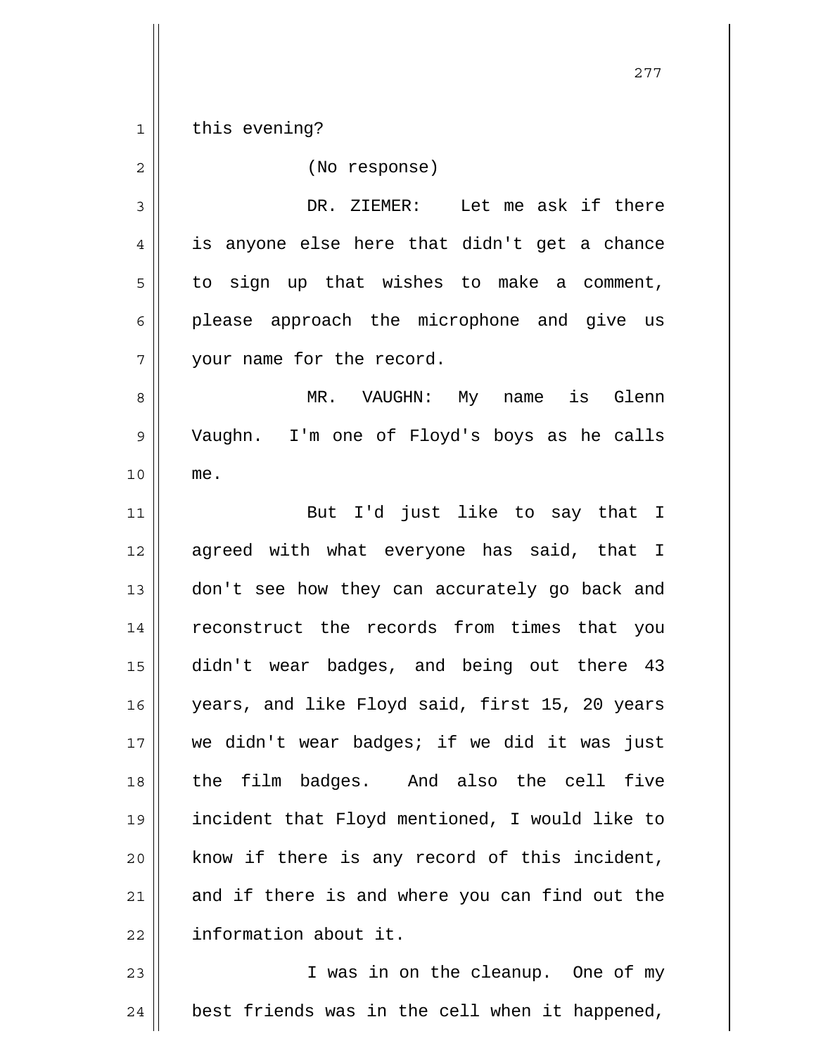this evening?

(No response)

DR. ZIEMER: Let me ask if there is anyone else here that didn't get a chance to sign up that wishes to make a comment, please approach the microphone and give us your name for the record.

MR. VAUGHN: My name is Glenn Vaughn. I'm one of Floyd's boys as he calls me.

But I'd just like to say that I agreed with what everyone has said, that I don't see how they can accurately go back and reconstruct the records from times that you didn't wear badges, and being out there 43 years, and like Floyd said, first 15, 20 years we didn't wear badges; if we did it was just the film badges. And also the cell five incident that Floyd mentioned, I would like to know if there is any record of this incident, and if there is and where you can find out the information about it.

I was in on the cleanup. One of my best friends was in the cell when it happened,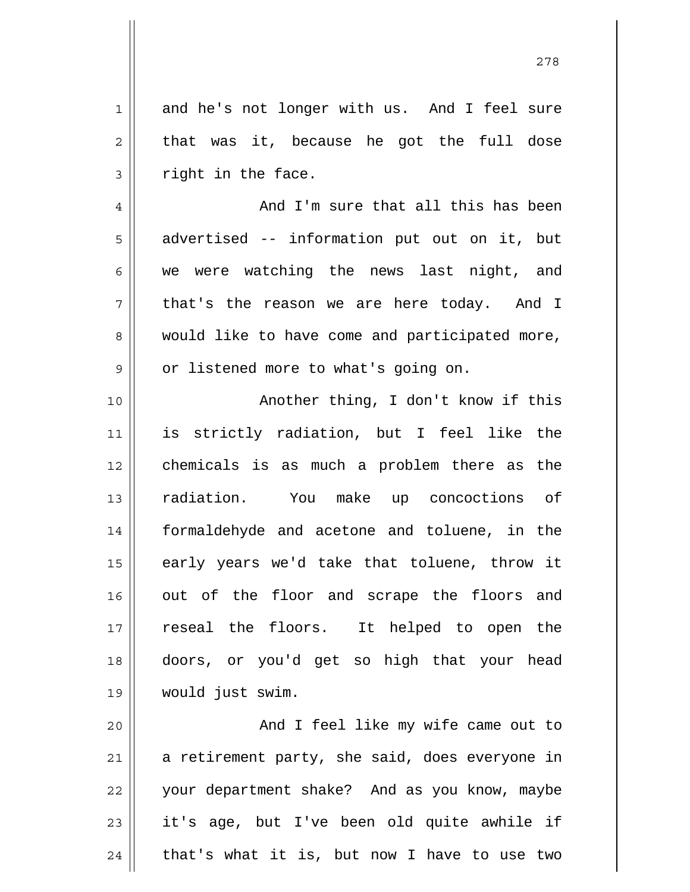and he's not longer with us. And I feel sure that was it, because he got the full dose right in the face.

And I'm sure that all this has been advertised -- information put out on it, but we were watching the news last night, and that's the reason we are here today. And I would like to have come and participated more, or listened more to what's going on.

Another thing, I don't know if this is strictly radiation, but I feel like the chemicals is as much a problem there as the radiation. You make up concoctions of formaldehyde and acetone and toluene, in the early years we'd take that toluene, throw it out of the floor and scrape the floors and reseal the floors. It helped to open the doors, or you'd get so high that your head would just swim.

And I feel like my wife came out to a retirement party, she said, does everyone in your department shake? And as you know, maybe it's age, but I've been old quite awhile if that's what it is, but now I have to use two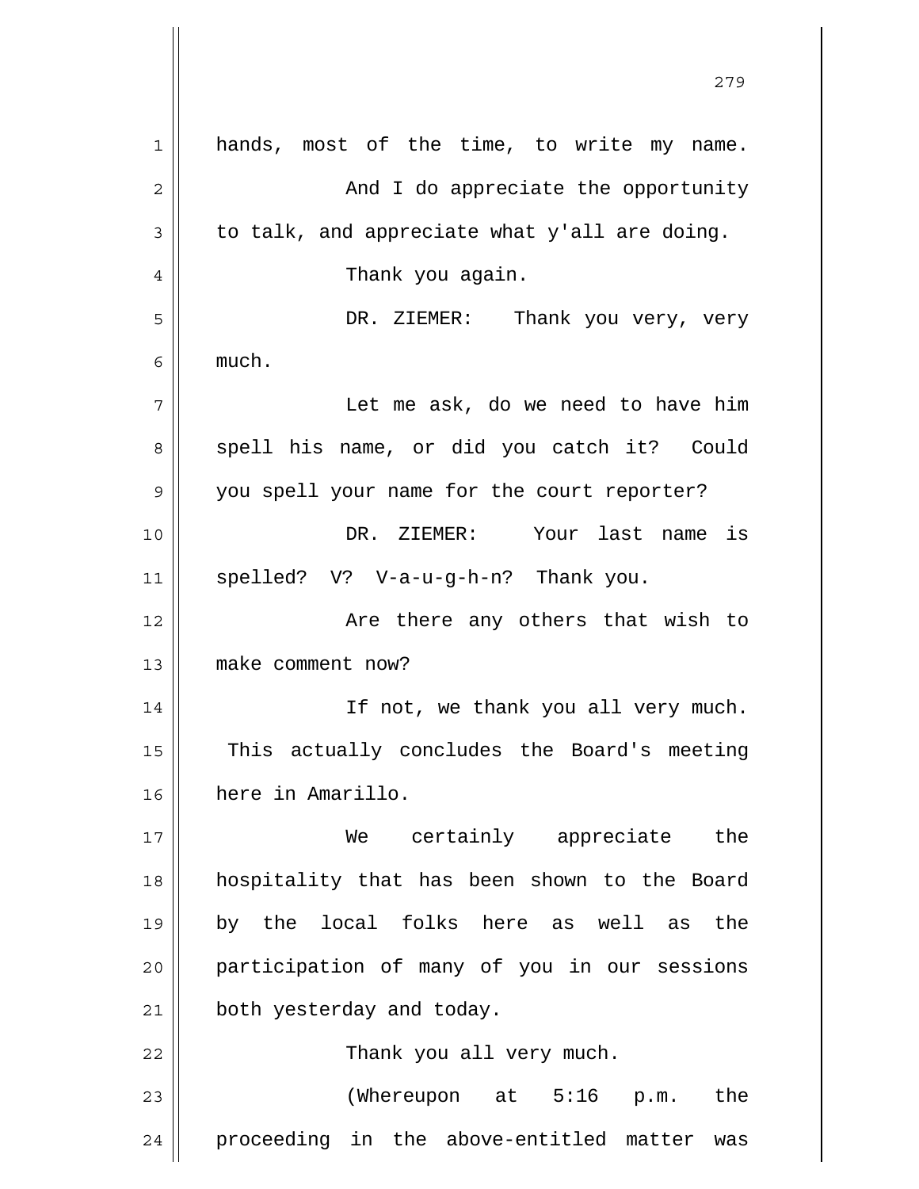hands, most of the time, to write my name.

And I do appreciate the opportunity to talk, and appreciate what y'all are doing.

Thank you again.

DR. ZIEMER: Thank you very, very much.

Let me ask, do we need to have him spell his name, or did you catch it? Could you spell your name for the court reporter?

DR. ZIEMER: Your last name is spelled? V? V-a-u-g-h-n? Thank you.

Are there any others that wish to make comment now?

If not, we thank you all very much. This actually concludes the Board's meeting here in Amarillo.

We certainly appreciate the hospitality that has been shown to the Board by the local folks here as well as the participation of many of you in our sessions both yesterday and today.

Thank you all very much.

(Whereupon at 5:16 p.m. the proceeding in the above-entitled matter was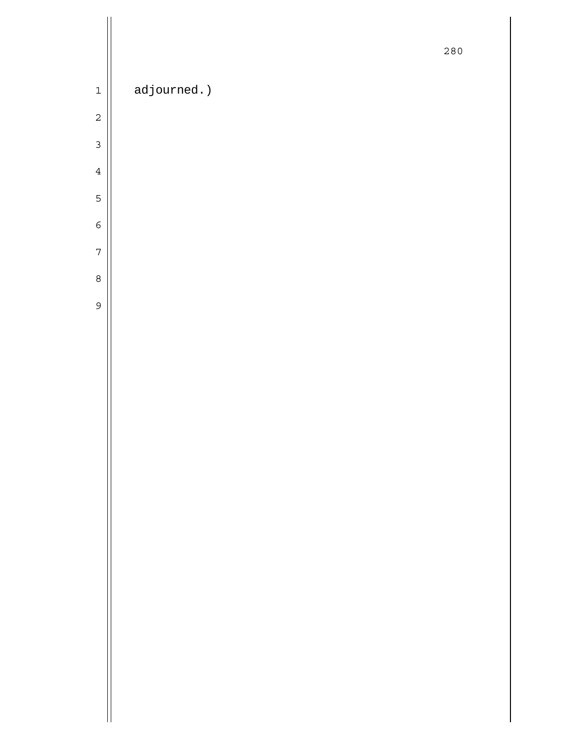adjourned.)